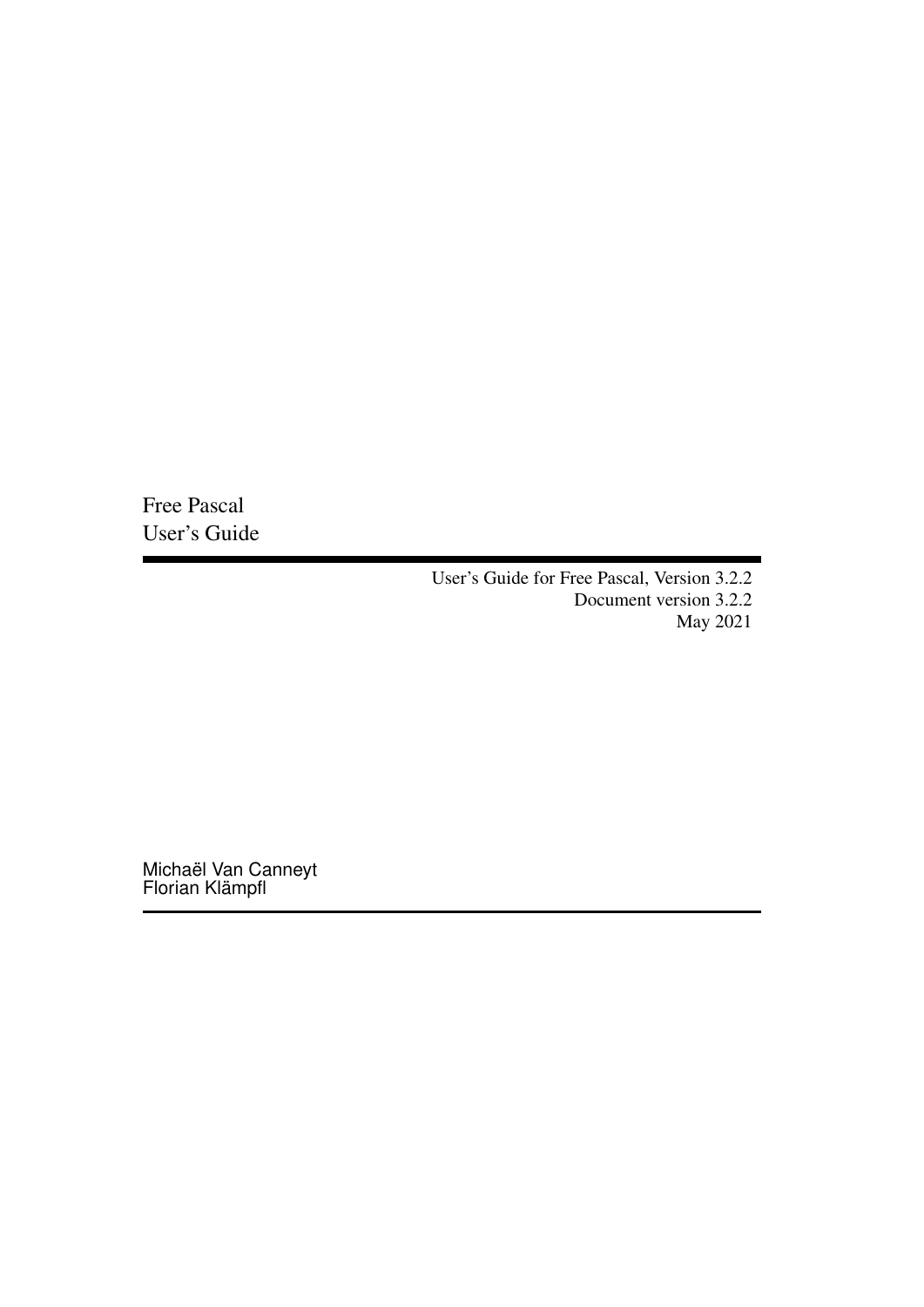# Free Pascal
# User's Guide

User's Guide for Free Pascal, Version 3.2.2
Document version 3.2.2
May 2021

Michaël Van Canneyt
Florian Klämpfl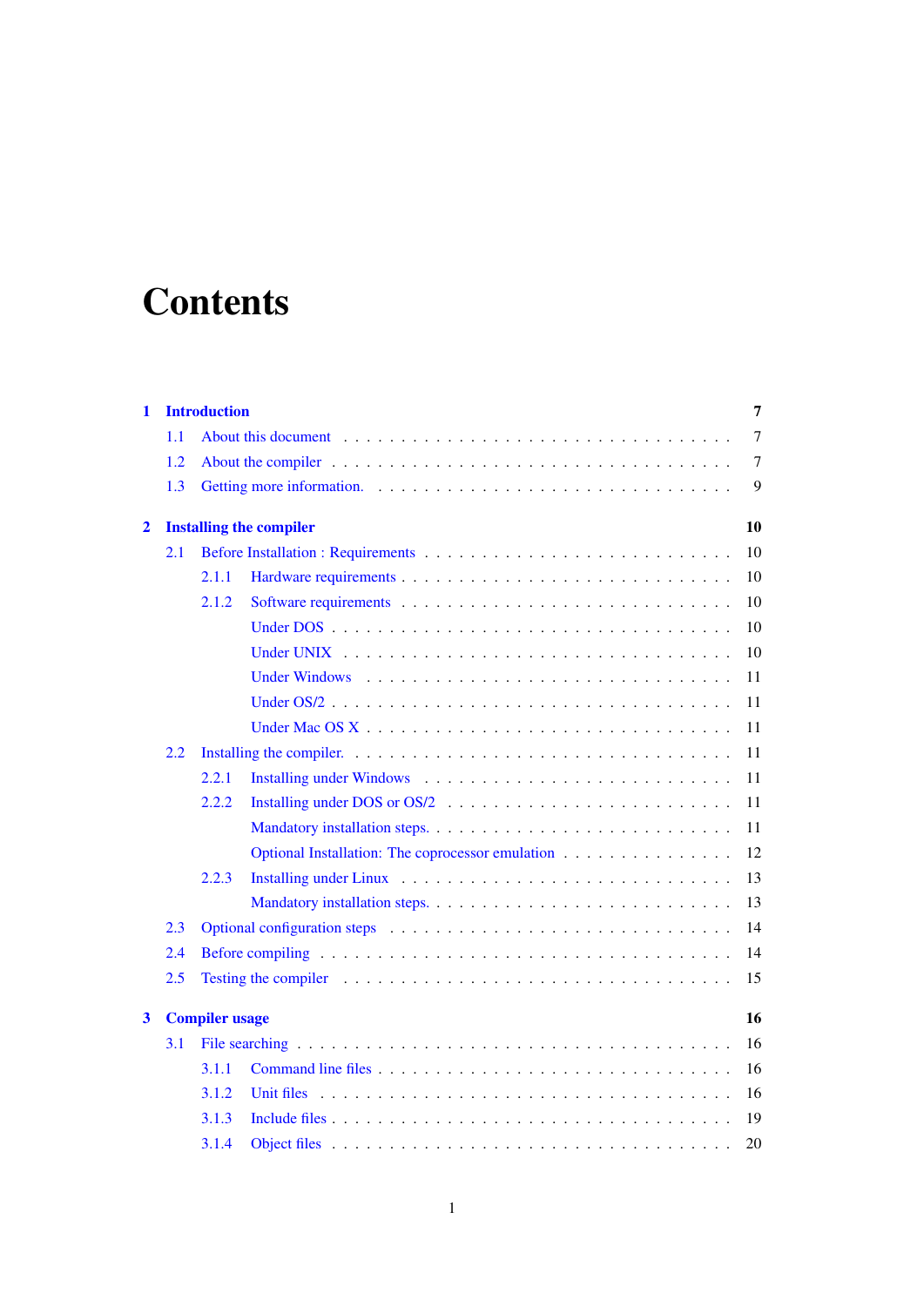# Contents

**1 Introduction** **7**

- 1.1 About this document . . . 7
- 1.2 About the compiler . . . 7
- 1.3 Getting more information. . . . 9

**2 Installing the compiler** **10**

- 2.1 Before Installation : Requirements . . . 10
  - 2.1.1 Hardware requirements . . . 10
  - 2.1.2 Software requirements . . . 10
    - Under DOS . . . 10
    - Under UNIX . . . 10
    - Under Windows . . . 11
    - Under OS/2 . . . 11
    - Under Mac OS X . . . 11
- 2.2 Installing the compiler. . . . 11
  - 2.2.1 Installing under Windows . . . 11
  - 2.2.2 Installing under DOS or OS/2 . . . 11
    - Mandatory installation steps. . . . 11
    - Optional Installation: The coprocessor emulation . . . 12
  - 2.2.3 Installing under Linux . . . 13
    - Mandatory installation steps. . . . 13
- 2.3 Optional configuration steps . . . 14
- 2.4 Before compiling . . . 14
- 2.5 Testing the compiler . . . 15

**3 Compiler usage** **16**

- 3.1 File searching . . . 16
  - 3.1.1 Command line files . . . 16
  - 3.1.2 Unit files . . . 16
  - 3.1.3 Include files . . . 19
  - 3.1.4 Object files . . . 20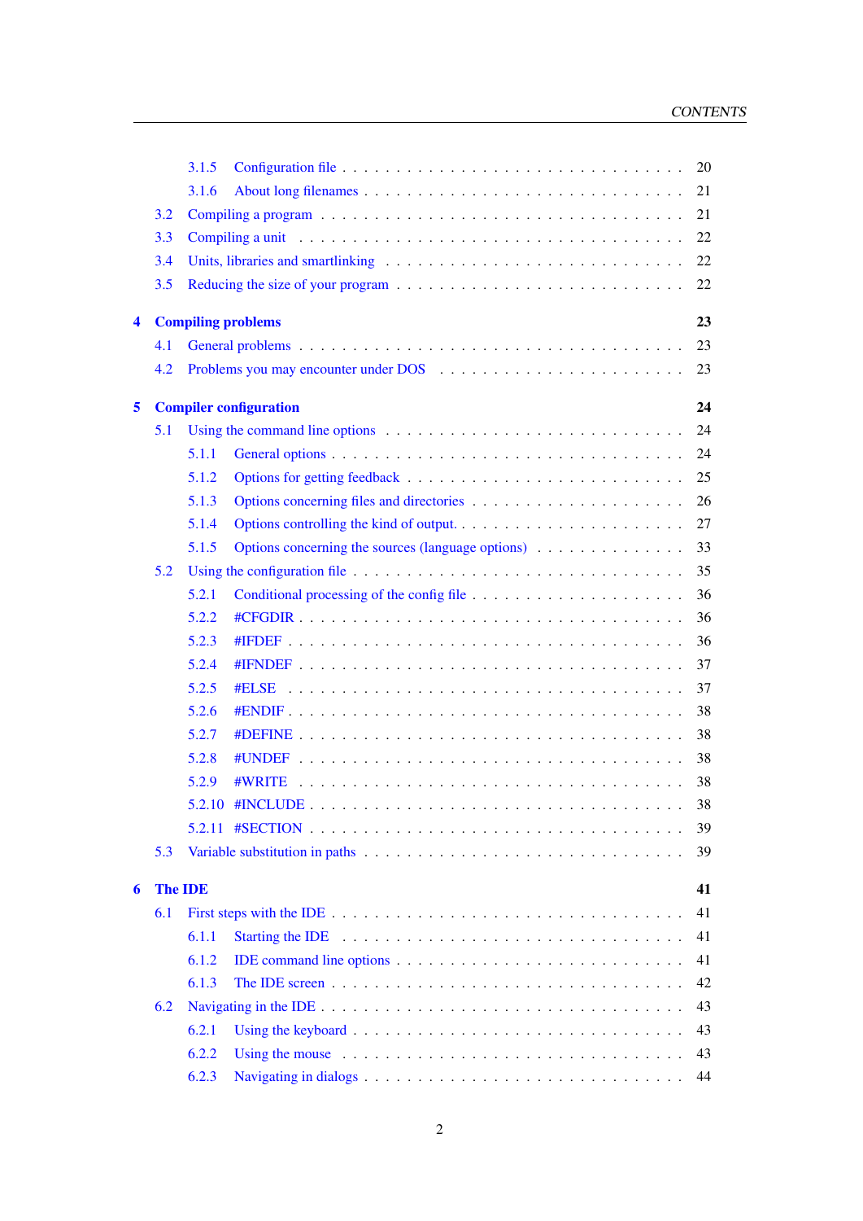3.1.5 Configuration file . . . . . . . . . . 20
3.1.6 About long filenames . . . . . . . . . . 21
3.2 Compiling a program . . . . . . . . . . 21
3.3 Compiling a unit . . . . . . . . . . 22
3.4 Units, libraries and smartlinking . . . . . . . . . . 22
3.5 Reducing the size of your program . . . . . . . . . . 22

**4 Compiling problems** **23**
4.1 General problems . . . . . . . . . . 23
4.2 Problems you may encounter under DOS . . . . . . . . . . 23

**5 Compiler configuration** **24**
5.1 Using the command line options . . . . . . . . . . 24
5.1.1 General options . . . . . . . . . . 24
5.1.2 Options for getting feedback . . . . . . . . . . 25
5.1.3 Options concerning files and directories . . . . . . . . . . 26
5.1.4 Options controlling the kind of output. . . . . . . . . . . 27
5.1.5 Options concerning the sources (language options) . . . . . . . . . . 33
5.2 Using the configuration file . . . . . . . . . . 35
5.2.1 Conditional processing of the config file . . . . . . . . . . 36
5.2.2 #CFGDIR . . . . . . . . . . 36
5.2.3 #IFDEF . . . . . . . . . . 36
5.2.4 #IFNDEF . . . . . . . . . . 37
5.2.5 #ELSE . . . . . . . . . . 37
5.2.6 #ENDIF . . . . . . . . . . 38
5.2.7 #DEFINE . . . . . . . . . . 38
5.2.8 #UNDEF . . . . . . . . . . 38
5.2.9 #WRITE . . . . . . . . . . 38
5.2.10 #INCLUDE . . . . . . . . . . 38
5.2.11 #SECTION . . . . . . . . . . 39
5.3 Variable substitution in paths . . . . . . . . . . 39

**6 The IDE** **41**
6.1 First steps with the IDE . . . . . . . . . . 41
6.1.1 Starting the IDE . . . . . . . . . . 41
6.1.2 IDE command line options . . . . . . . . . . 41
6.1.3 The IDE screen . . . . . . . . . . 42
6.2 Navigating in the IDE . . . . . . . . . . 43
6.2.1 Using the keyboard . . . . . . . . . . 43
6.2.2 Using the mouse . . . . . . . . . . 43
6.2.3 Navigating in dialogs . . . . . . . . . . 44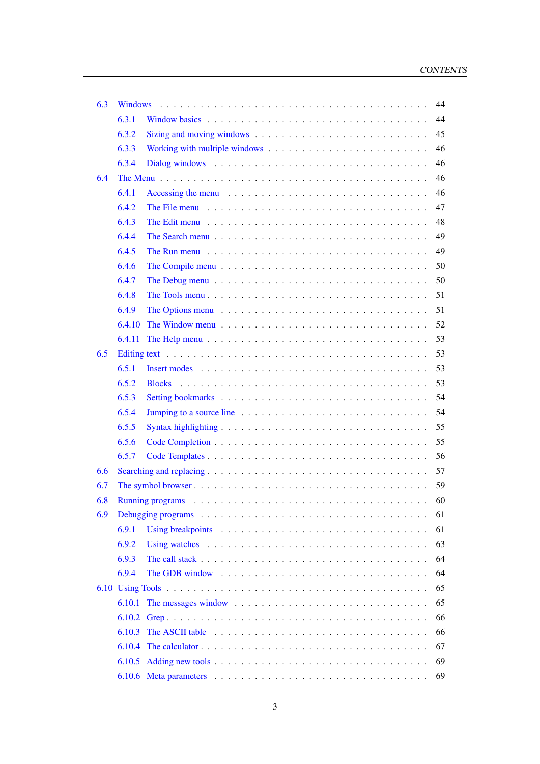- 6.3 Windows . . . 44
  - 6.3.1 Window basics . . . 44
  - 6.3.2 Sizing and moving windows . . . 45
  - 6.3.3 Working with multiple windows . . . 46
  - 6.3.4 Dialog windows . . . 46
- 6.4 The Menu . . . 46
  - 6.4.1 Accessing the menu . . . 46
  - 6.4.2 The File menu . . . 47
  - 6.4.3 The Edit menu . . . 48
  - 6.4.4 The Search menu . . . 49
  - 6.4.5 The Run menu . . . 49
  - 6.4.6 The Compile menu . . . 50
  - 6.4.7 The Debug menu . . . 50
  - 6.4.8 The Tools menu . . . 51
  - 6.4.9 The Options menu . . . 51
  - 6.4.10 The Window menu . . . 52
  - 6.4.11 The Help menu . . . 53
- 6.5 Editing text . . . 53
  - 6.5.1 Insert modes . . . 53
  - 6.5.2 Blocks . . . 53
  - 6.5.3 Setting bookmarks . . . 54
  - 6.5.4 Jumping to a source line . . . 54
  - 6.5.5 Syntax highlighting . . . 55
  - 6.5.6 Code Completion . . . 55
  - 6.5.7 Code Templates . . . 56
- 6.6 Searching and replacing . . . 57
- 6.7 The symbol browser . . . 59
- 6.8 Running programs . . . 60
- 6.9 Debugging programs . . . 61
  - 6.9.1 Using breakpoints . . . 61
  - 6.9.2 Using watches . . . 63
  - 6.9.3 The call stack . . . 64
  - 6.9.4 The GDB window . . . 64
- 6.10 Using Tools . . . 65
  - 6.10.1 The messages window . . . 65
  - 6.10.2 Grep . . . 66
  - 6.10.3 The ASCII table . . . 66
  - 6.10.4 The calculator . . . 67
  - 6.10.5 Adding new tools . . . 69
  - 6.10.6 Meta parameters . . . 69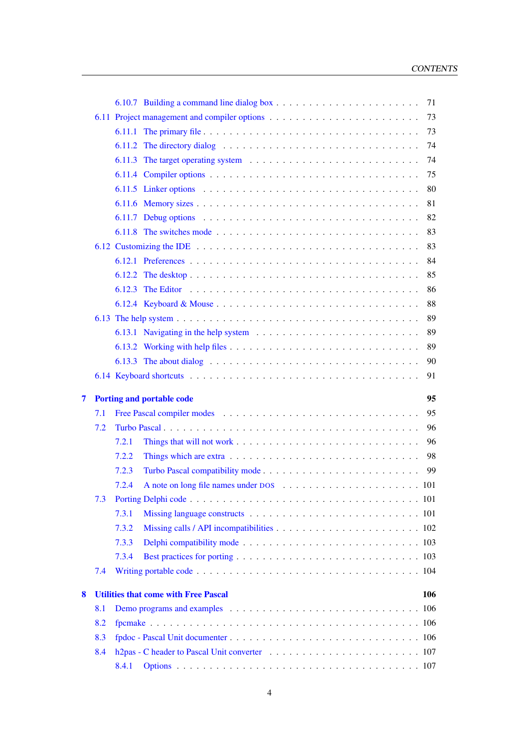- 6.10.7 Building a command line dialog box . . . . . . . . . . . . . . . . . . . . . 71
- 6.11 Project management and compiler options . . . . . . . . . . . . . . . . . . . . . 73
  - 6.11.1 The primary file . . . . . . . . . . . . . . . . . . . . . . . . . . . . . . 73
  - 6.11.2 The directory dialog . . . . . . . . . . . . . . . . . . . . . . . . . . . 74
  - 6.11.3 The target operating system . . . . . . . . . . . . . . . . . . . . . . . 74
  - 6.11.4 Compiler options . . . . . . . . . . . . . . . . . . . . . . . . . . . . . 75
  - 6.11.5 Linker options . . . . . . . . . . . . . . . . . . . . . . . . . . . . . . 80
  - 6.11.6 Memory sizes . . . . . . . . . . . . . . . . . . . . . . . . . . . . . . . 81
  - 6.11.7 Debug options . . . . . . . . . . . . . . . . . . . . . . . . . . . . . . 82
  - 6.11.8 The switches mode . . . . . . . . . . . . . . . . . . . . . . . . . . . . 83
- 6.12 Customizing the IDE . . . . . . . . . . . . . . . . . . . . . . . . . . . . . . . 83
  - 6.12.1 Preferences . . . . . . . . . . . . . . . . . . . . . . . . . . . . . . . . 84
  - 6.12.2 The desktop . . . . . . . . . . . . . . . . . . . . . . . . . . . . . . . . 85
  - 6.12.3 The Editor . . . . . . . . . . . . . . . . . . . . . . . . . . . . . . . . 86
  - 6.12.4 Keyboard & Mouse . . . . . . . . . . . . . . . . . . . . . . . . . . . . 88
- 6.13 The help system . . . . . . . . . . . . . . . . . . . . . . . . . . . . . . . . . 89
  - 6.13.1 Navigating in the help system . . . . . . . . . . . . . . . . . . . . . . 89
  - 6.13.2 Working with help files . . . . . . . . . . . . . . . . . . . . . . . . . . 89
  - 6.13.3 The about dialog . . . . . . . . . . . . . . . . . . . . . . . . . . . . . 90
- 6.14 Keyboard shortcuts . . . . . . . . . . . . . . . . . . . . . . . . . . . . . . . . 91

**7 Porting and portable code** **95**

- 7.1 Free Pascal compiler modes . . . . . . . . . . . . . . . . . . . . . . . . . . . . 95
- 7.2 Turbo Pascal . . . . . . . . . . . . . . . . . . . . . . . . . . . . . . . . . . . . 96
  - 7.2.1 Things that will not work . . . . . . . . . . . . . . . . . . . . . . . . . . 96
  - 7.2.2 Things which are extra . . . . . . . . . . . . . . . . . . . . . . . . . . . 98
  - 7.2.3 Turbo Pascal compatibility mode . . . . . . . . . . . . . . . . . . . . . . 99
  - 7.2.4 A note on long file names under DOS . . . . . . . . . . . . . . . . . . . 101
- 7.3 Porting Delphi code . . . . . . . . . . . . . . . . . . . . . . . . . . . . . . . . 101
  - 7.3.1 Missing language constructs . . . . . . . . . . . . . . . . . . . . . . . . 101
  - 7.3.2 Missing calls / API incompatibilities . . . . . . . . . . . . . . . . . . . . 102
  - 7.3.3 Delphi compatibility mode . . . . . . . . . . . . . . . . . . . . . . . . . 103
  - 7.3.4 Best practices for porting . . . . . . . . . . . . . . . . . . . . . . . . . . 103
- 7.4 Writing portable code . . . . . . . . . . . . . . . . . . . . . . . . . . . . . . . 104

**8 Utilities that come with Free Pascal** **106**

- 8.1 Demo programs and examples . . . . . . . . . . . . . . . . . . . . . . . . . . . 106
- 8.2 fpcmake . . . . . . . . . . . . . . . . . . . . . . . . . . . . . . . . . . . . . . 106
- 8.3 fpdoc - Pascal Unit documenter . . . . . . . . . . . . . . . . . . . . . . . . . . 106
- 8.4 h2pas - C header to Pascal Unit converter . . . . . . . . . . . . . . . . . . . . . 107
  - 8.4.1 Options . . . . . . . . . . . . . . . . . . . . . . . . . . . . . . . . . . . 107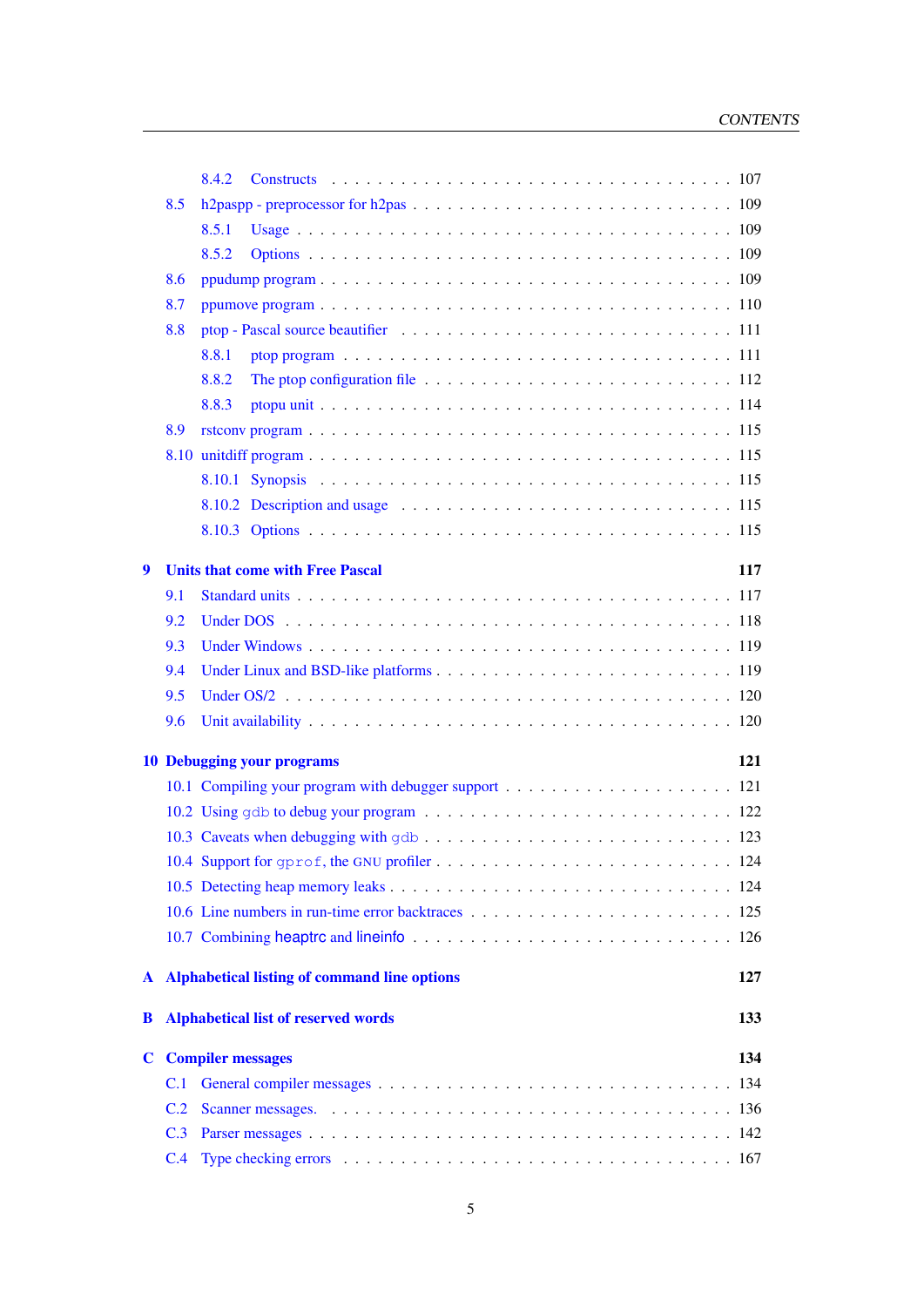- 8.4.2 Constructs . . . 107
- 8.5 h2paspp - preprocessor for h2pas . . . 109
  - 8.5.1 Usage . . . 109
  - 8.5.2 Options . . . 109
- 8.6 ppudump program . . . 109
- 8.7 ppumove program . . . 110
- 8.8 ptop - Pascal source beautifier . . . 111
  - 8.8.1 ptop program . . . 111
  - 8.8.2 The ptop configuration file . . . 112
  - 8.8.3 ptopu unit . . . 114
- 8.9 rstconv program . . . 115
- 8.10 unitdiff program . . . 115
  - 8.10.1 Synopsis . . . 115
  - 8.10.2 Description and usage . . . 115
  - 8.10.3 Options . . . 115

**9 Units that come with Free Pascal** **117**

- 9.1 Standard units . . . 117
- 9.2 Under DOS . . . 118
- 9.3 Under Windows . . . 119
- 9.4 Under Linux and BSD-like platforms . . . 119
- 9.5 Under OS/2 . . . 120
- 9.6 Unit availability . . . 120

**10 Debugging your programs** **121**

- 10.1 Compiling your program with debugger support . . . 121
- 10.2 Using `gdb` to debug your program . . . 122
- 10.3 Caveats when debugging with `gdb` . . . 123
- 10.4 Support for `gprof`, the GNU profiler . . . 124
- 10.5 Detecting heap memory leaks . . . 124
- 10.6 Line numbers in run-time error backtraces . . . 125
- 10.7 Combining heaptrc and lineinfo . . . 126

**A Alphabetical listing of command line options** **127**

**B Alphabetical list of reserved words** **133**

**C Compiler messages** **134**

- C.1 General compiler messages . . . 134
- C.2 Scanner messages. . . . 136
- C.3 Parser messages . . . 142
- C.4 Type checking errors . . . 167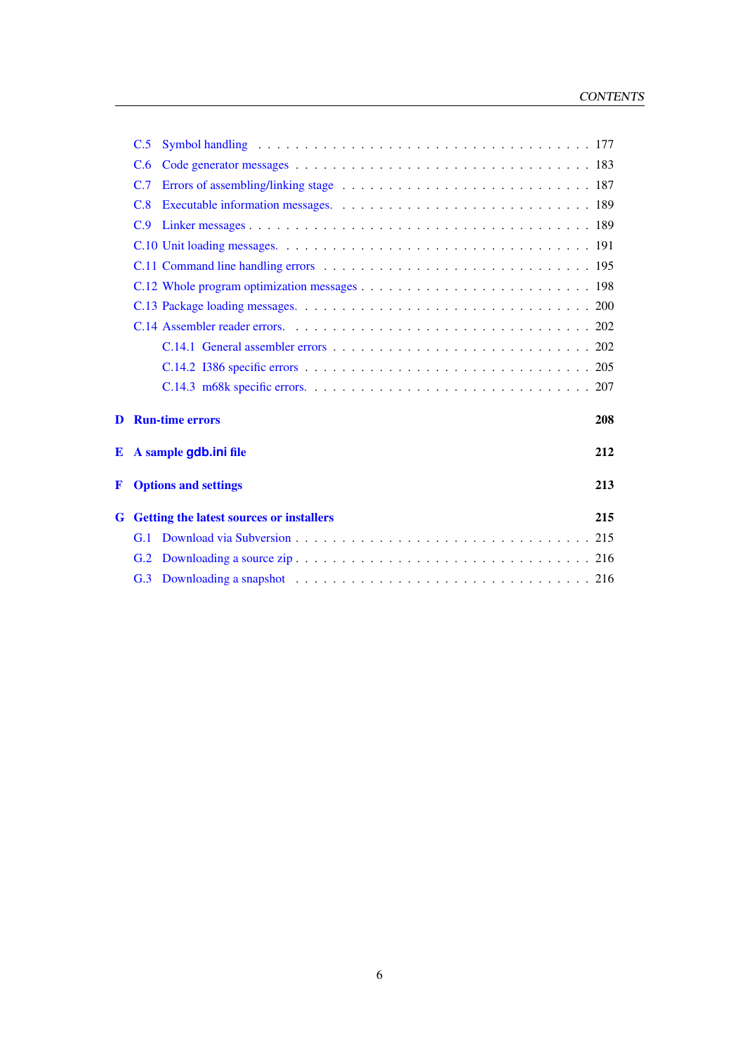- C.5 Symbol handling . . . . . . . . . . . . . . . . . . . . . . . . . . . . . . 177
- C.6 Code generator messages . . . . . . . . . . . . . . . . . . . . . . . . . . 183
- C.7 Errors of assembling/linking stage . . . . . . . . . . . . . . . . . . . . . . 187
- C.8 Executable information messages. . . . . . . . . . . . . . . . . . . . . . . 189
- C.9 Linker messages . . . . . . . . . . . . . . . . . . . . . . . . . . . . . . 189
- C.10 Unit loading messages. . . . . . . . . . . . . . . . . . . . . . . . . . . . 191
- C.11 Command line handling errors . . . . . . . . . . . . . . . . . . . . . . . 195
- C.12 Whole program optimization messages . . . . . . . . . . . . . . . . . . . 198
- C.13 Package loading messages. . . . . . . . . . . . . . . . . . . . . . . . . . 200
- C.14 Assembler reader errors. . . . . . . . . . . . . . . . . . . . . . . . . . . 202
  - C.14.1 General assembler errors . . . . . . . . . . . . . . . . . . . . . . 202
  - C.14.2 I386 specific errors . . . . . . . . . . . . . . . . . . . . . . . . . 205
  - C.14.3 m68k specific errors. . . . . . . . . . . . . . . . . . . . . . . . . 207

**D Run-time errors** **208**

**E A sample gdb.ini file** **212**

**F Options and settings** **213**

**G Getting the latest sources or installers** **215**

- G.1 Download via Subversion . . . . . . . . . . . . . . . . . . . . . . . . . . 215
- G.2 Downloading a source zip . . . . . . . . . . . . . . . . . . . . . . . . . . 216
- G.3 Downloading a snapshot . . . . . . . . . . . . . . . . . . . . . . . . . . . 216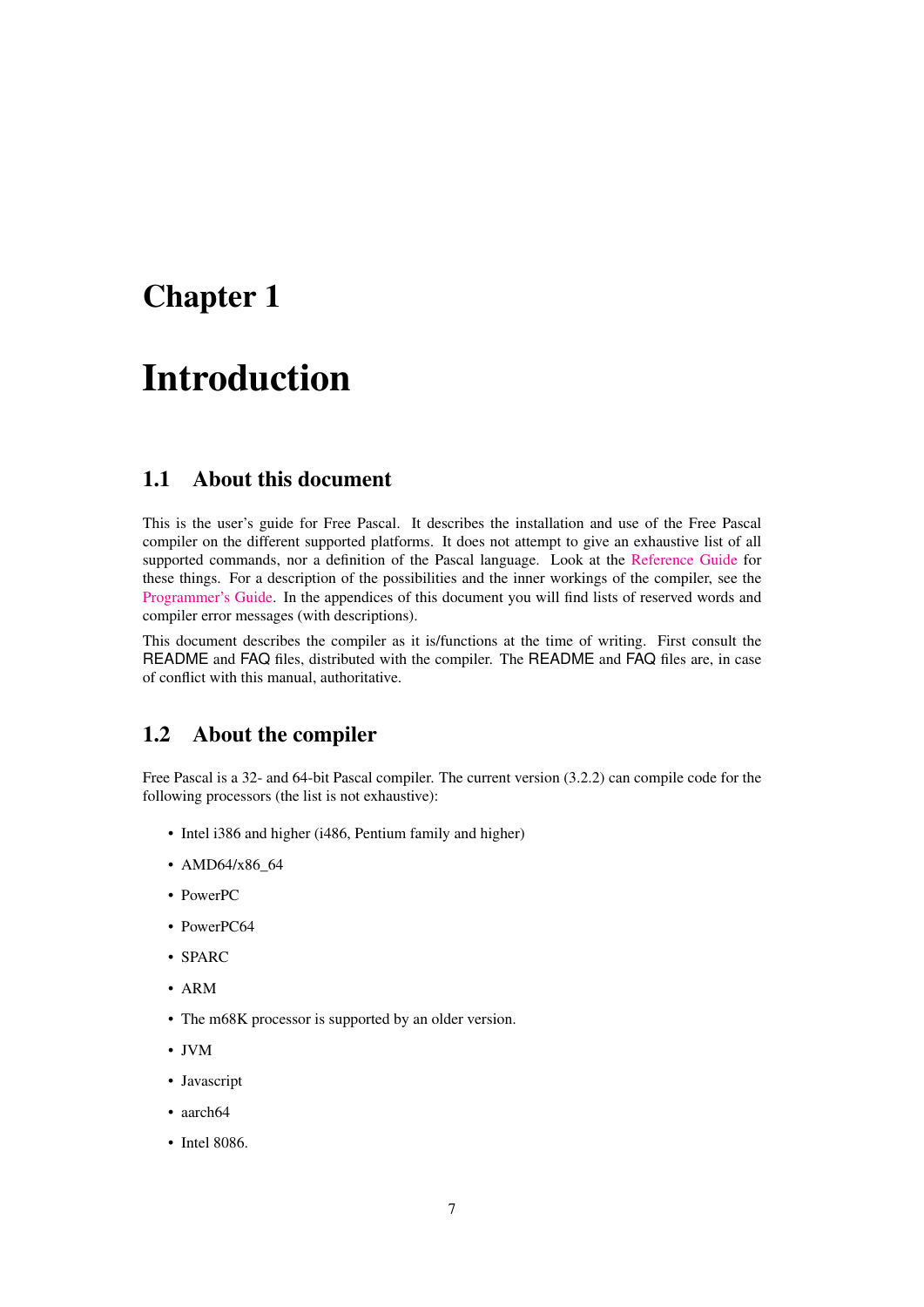# Chapter 1

# Introduction

## 1.1 About this document

This is the user's guide for Free Pascal. It describes the installation and use of the Free Pascal compiler on the different supported platforms. It does not attempt to give an exhaustive list of all supported commands, nor a definition of the Pascal language. Look at the Reference Guide for these things. For a description of the possibilities and the inner workings of the compiler, see the Programmer's Guide. In the appendices of this document you will find lists of reserved words and compiler error messages (with descriptions).

This document describes the compiler as it is/functions at the time of writing. First consult the README and FAQ files, distributed with the compiler. The README and FAQ files are, in case of conflict with this manual, authoritative.

## 1.2 About the compiler

Free Pascal is a 32- and 64-bit Pascal compiler. The current version (3.2.2) can compile code for the following processors (the list is not exhaustive):

- Intel i386 and higher (i486, Pentium family and higher)
- AMD64/x86_64
- PowerPC
- PowerPC64
- SPARC
- ARM
- The m68K processor is supported by an older version.
- JVM
- Javascript
- aarch64
- Intel 8086.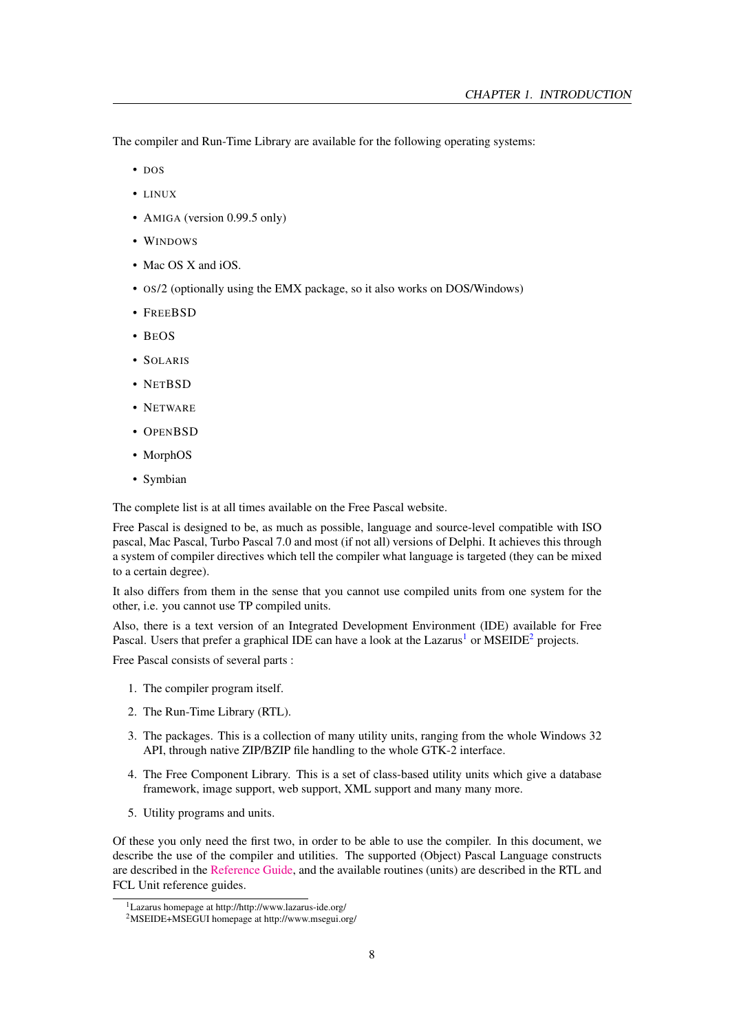The compiler and Run-Time Library are available for the following operating systems:

- DOS
- LINUX
- AMIGA (version 0.99.5 only)
- WINDOWS
- Mac OS X and iOS.
- OS/2 (optionally using the EMX package, so it also works on DOS/Windows)
- FREEBSD
- BEOS
- SOLARIS
- NETBSD
- NETWARE
- OPENBSD
- MorphOS
- Symbian

The complete list is at all times available on the Free Pascal website.

Free Pascal is designed to be, as much as possible, language and source-level compatible with ISO pascal, Mac Pascal, Turbo Pascal 7.0 and most (if not all) versions of Delphi. It achieves this through a system of compiler directives which tell the compiler what language is targeted (they can be mixed to a certain degree).

It also differs from them in the sense that you cannot use compiled units from one system for the other, i.e. you cannot use TP compiled units.

Also, there is a text version of an Integrated Development Environment (IDE) available for Free Pascal. Users that prefer a graphical IDE can have a look at the Lazarus[1] or MSEIDE[2] projects.

Free Pascal consists of several parts :

1. The compiler program itself.
2. The Run-Time Library (RTL).
3. The packages. This is a collection of many utility units, ranging from the whole Windows 32 API, through native ZIP/BZIP file handling to the whole GTK-2 interface.
4. The Free Component Library. This is a set of class-based utility units which give a database framework, image support, web support, XML support and many many more.
5. Utility programs and units.

Of these you only need the first two, in order to be able to use the compiler. In this document, we describe the use of the compiler and utilities. The supported (Object) Pascal Language constructs are described in the Reference Guide, and the available routines (units) are described in the RTL and FCL Unit reference guides.

[1] Lazarus homepage at http://http://www.lazarus-ide.org/

[2] MSEIDE+MSEGUI homepage at http://www.msegui.org/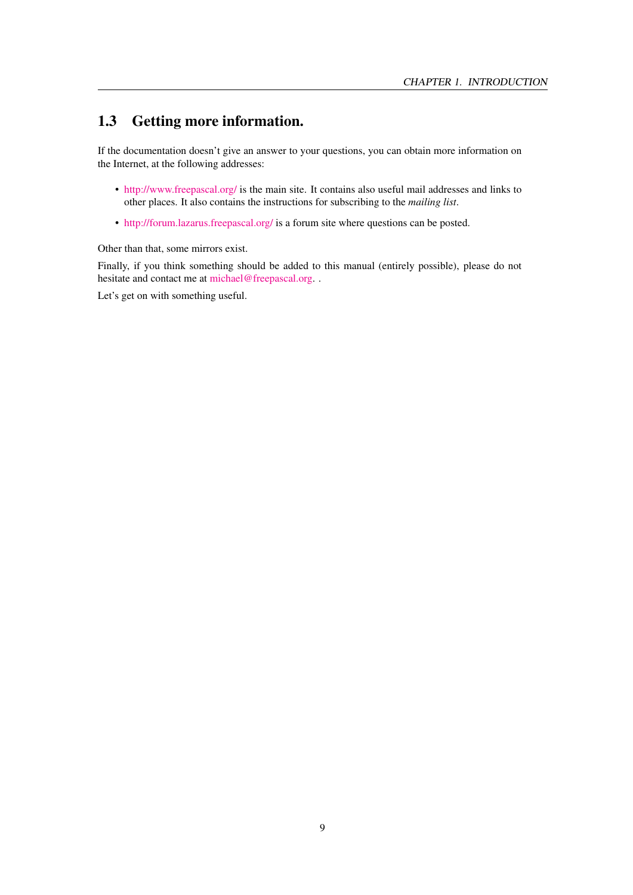## 1.3 Getting more information.

If the documentation doesn't give an answer to your questions, you can obtain more information on the Internet, at the following addresses:

- http://www.freepascal.org/ is the main site. It contains also useful mail addresses and links to other places. It also contains the instructions for subscribing to the *mailing list*.
- http://forum.lazarus.freepascal.org/ is a forum site where questions can be posted.

Other than that, some mirrors exist.

Finally, if you think something should be added to this manual (entirely possible), please do not hesitate and contact me at michael@freepascal.org. .

Let's get on with something useful.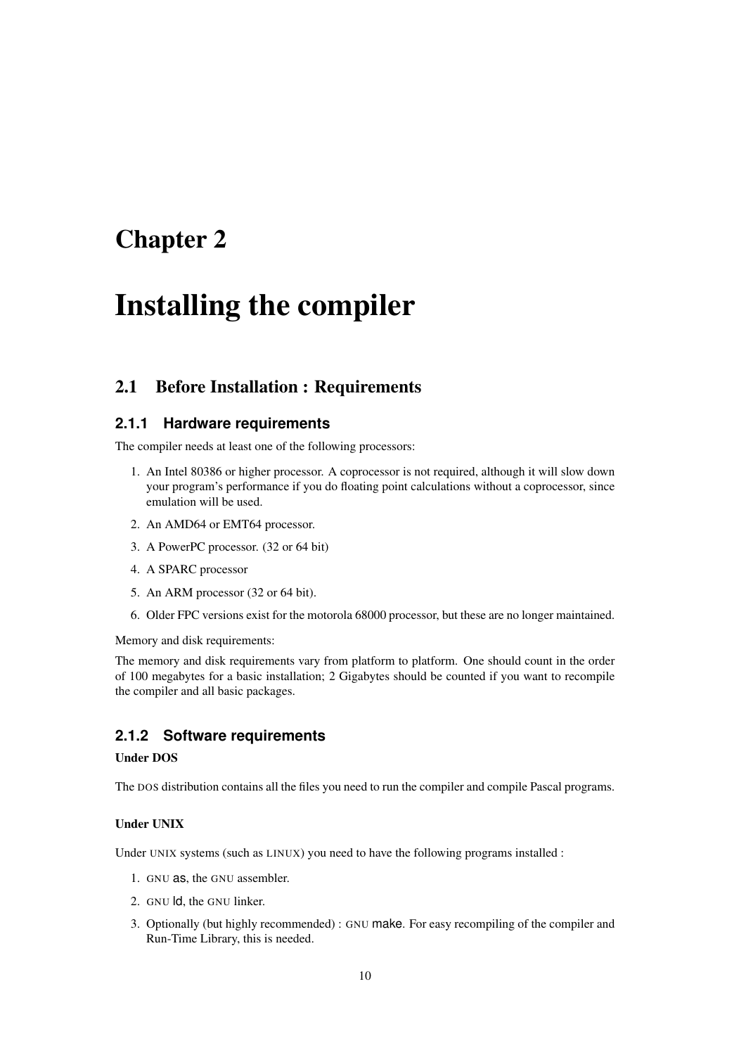# Chapter 2

# Installing the compiler

## 2.1 Before Installation : Requirements

### 2.1.1 Hardware requirements

The compiler needs at least one of the following processors:

1. An Intel 80386 or higher processor. A coprocessor is not required, although it will slow down your program's performance if you do floating point calculations without a coprocessor, since emulation will be used.
2. An AMD64 or EMT64 processor.
3. A PowerPC processor. (32 or 64 bit)
4. A SPARC processor
5. An ARM processor (32 or 64 bit).
6. Older FPC versions exist for the motorola 68000 processor, but these are no longer maintained.

Memory and disk requirements:

The memory and disk requirements vary from platform to platform. One should count in the order of 100 megabytes for a basic installation; 2 Gigabytes should be counted if you want to recompile the compiler and all basic packages.

### 2.1.2 Software requirements

**Under DOS**

The DOS distribution contains all the files you need to run the compiler and compile Pascal programs.

**Under UNIX**

Under UNIX systems (such as LINUX) you need to have the following programs installed :

1. GNU as, the GNU assembler.
2. GNU ld, the GNU linker.
3. Optionally (but highly recommended) : GNU make. For easy recompiling of the compiler and Run-Time Library, this is needed.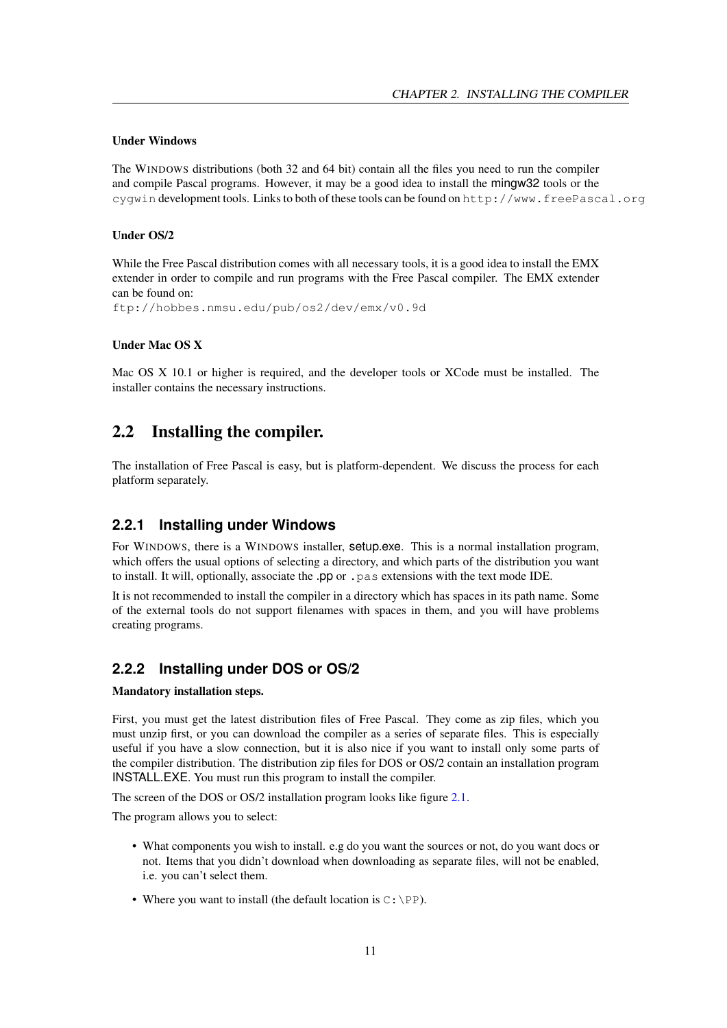#### Under Windows

The WINDOWS distributions (both 32 and 64 bit) contain all the files you need to run the compiler and compile Pascal programs. However, it may be a good idea to install the mingw32 tools or the `cygwin` development tools. Links to both of these tools can be found on `http://www.freePascal.org`

#### Under OS/2

While the Free Pascal distribution comes with all necessary tools, it is a good idea to install the EMX extender in order to compile and run programs with the Free Pascal compiler. The EMX extender can be found on:
`ftp://hobbes.nmsu.edu/pub/os2/dev/emx/v0.9d`

#### Under Mac OS X

Mac OS X 10.1 or higher is required, and the developer tools or XCode must be installed. The installer contains the necessary instructions.

## 2.2 Installing the compiler.

The installation of Free Pascal is easy, but is platform-dependent. We discuss the process for each platform separately.

### 2.2.1 Installing under Windows

For WINDOWS, there is a WINDOWS installer, setup.exe. This is a normal installation program, which offers the usual options of selecting a directory, and which parts of the distribution you want to install. It will, optionally, associate the .pp or `.pas` extensions with the text mode IDE.

It is not recommended to install the compiler in a directory which has spaces in its path name. Some of the external tools do not support filenames with spaces in them, and you will have problems creating programs.

### 2.2.2 Installing under DOS or OS/2

#### Mandatory installation steps.

First, you must get the latest distribution files of Free Pascal. They come as zip files, which you must unzip first, or you can download the compiler as a series of separate files. This is especially useful if you have a slow connection, but it is also nice if you want to install only some parts of the compiler distribution. The distribution zip files for DOS or OS/2 contain an installation program INSTALL.EXE. You must run this program to install the compiler.

The screen of the DOS or OS/2 installation program looks like figure 2.1.

The program allows you to select:

- What components you wish to install. e.g do you want the sources or not, do you want docs or not. Items that you didn't download when downloading as separate files, will not be enabled, i.e. you can't select them.
- Where you want to install (the default location is `C:\PP`).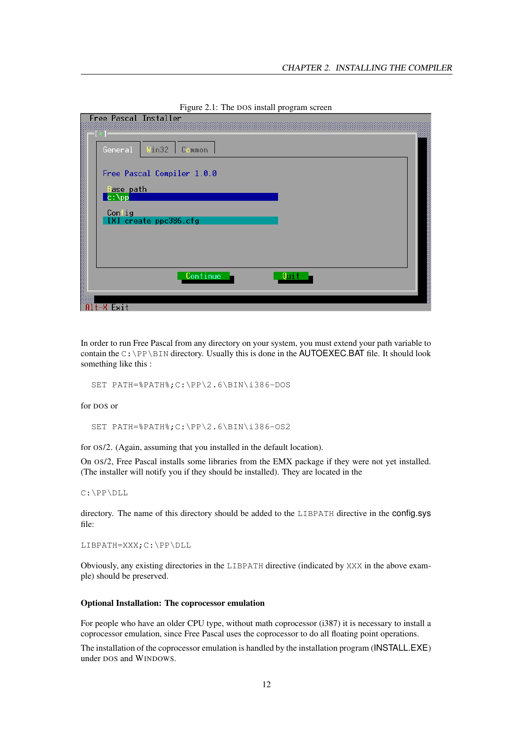Figure 2.1: The DOS install program screen

In order to run Free Pascal from any directory on your system, you must extend your path variable to contain the `C:\PP\BIN` directory. Usually this is done in the AUTOEXEC.BAT file. It should look something like this :

```
SET PATH=%PATH%;C:\PP\2.6\BIN\i386-DOS
```

for DOS or

```
SET PATH=%PATH%;C:\PP\2.6\BIN\i386-OS2
```

for OS/2. (Again, assuming that you installed in the default location).

On OS/2, Free Pascal installs some libraries from the EMX package if they were not yet installed. (The installer will notify you if they should be installed). They are located in the

```
C:\PP\DLL
```

directory. The name of this directory should be added to the `LIBPATH` directive in the config.sys file:

```
LIBPATH=XXX;C:\PP\DLL
```

Obviously, any existing directories in the `LIBPATH` directive (indicated by `XXX` in the above example) should be preserved.

**Optional Installation: The coprocessor emulation**

For people who have an older CPU type, without math coprocessor (i387) it is necessary to install a coprocessor emulation, since Free Pascal uses the coprocessor to do all floating point operations.

The installation of the coprocessor emulation is handled by the installation program (INSTALL.EXE) under DOS and WINDOWS.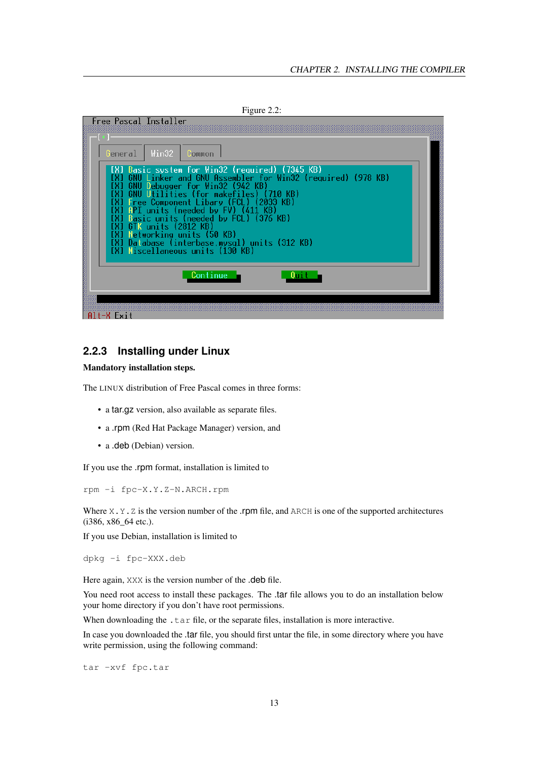Figure 2.2:

```
Free Pascal Installer

 General   Win32   Common

 [X] Basic system for Win32 (required) (7345 KB)
 [X] GNU Linker and GNU Assembler for Win32 (required) (978 KB)
 [X] GNU Debugger for Win32 (942 KB)
 [X] GNU Utilities (for makefiles) (710 KB)
 [X] Free Component Libary (FCL) (2033 KB)
 [X] API units (needed by FV) (411 KB)
 [X] Basic units (needed by FCL) (376 KB)
 [X] GTK units (2812 KB)
 [X] Networking units (50 KB)
 [X] Database (interbase,mysql) units (312 KB)
 [X] Miscellaneous units (130 KB)

        Continue          Quit

Alt-X Exit
```

### 2.2.3 Installing under Linux

**Mandatory installation steps.**

The LINUX distribution of Free Pascal comes in three forms:

- a tar.gz version, also available as separate files.
- a .rpm (Red Hat Package Manager) version, and
- a .deb (Debian) version.

If you use the .rpm format, installation is limited to

```
rpm -i fpc-X.Y.Z-N.ARCH.rpm
```

Where X.Y.Z is the version number of the .rpm file, and ARCH is one of the supported architectures (i386, x86_64 etc.).

If you use Debian, installation is limited to

```
dpkg -i fpc-XXX.deb
```

Here again, XXX is the version number of the .deb file.

You need root access to install these packages. The .tar file allows you to do an installation below your home directory if you don't have root permissions.

When downloading the .tar file, or the separate files, installation is more interactive.

In case you downloaded the .tar file, you should first untar the file, in some directory where you have write permission, using the following command:

```
tar -xvf fpc.tar
```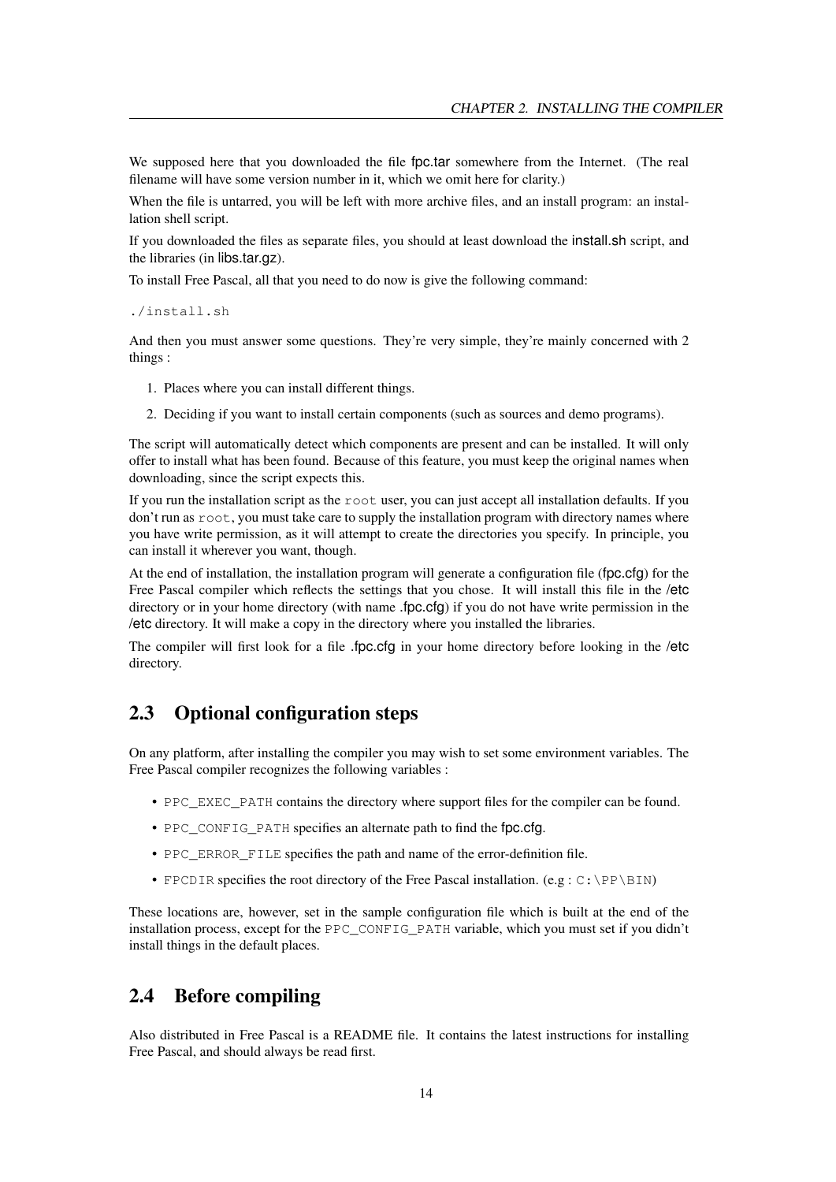We supposed here that you downloaded the file fpc.tar somewhere from the Internet. (The real filename will have some version number in it, which we omit here for clarity.)

When the file is untarred, you will be left with more archive files, and an install program: an installation shell script.

If you downloaded the files as separate files, you should at least download the install.sh script, and the libraries (in libs.tar.gz).

To install Free Pascal, all that you need to do now is give the following command:

```
./install.sh
```

And then you must answer some questions. They're very simple, they're mainly concerned with 2 things :

1. Places where you can install different things.
2. Deciding if you want to install certain components (such as sources and demo programs).

The script will automatically detect which components are present and can be installed. It will only offer to install what has been found. Because of this feature, you must keep the original names when downloading, since the script expects this.

If you run the installation script as the `root` user, you can just accept all installation defaults. If you don't run as `root`, you must take care to supply the installation program with directory names where you have write permission, as it will attempt to create the directories you specify. In principle, you can install it wherever you want, though.

At the end of installation, the installation program will generate a configuration file (fpc.cfg) for the Free Pascal compiler which reflects the settings that you chose. It will install this file in the /etc directory or in your home directory (with name .fpc.cfg) if you do not have write permission in the /etc directory. It will make a copy in the directory where you installed the libraries.

The compiler will first look for a file .fpc.cfg in your home directory before looking in the /etc directory.

## 2.3 Optional configuration steps

On any platform, after installing the compiler you may wish to set some environment variables. The Free Pascal compiler recognizes the following variables :

- `PPC_EXEC_PATH` contains the directory where support files for the compiler can be found.
- `PPC_CONFIG_PATH` specifies an alternate path to find the fpc.cfg.
- `PPC_ERROR_FILE` specifies the path and name of the error-definition file.
- `FPCDIR` specifies the root directory of the Free Pascal installation. (e.g : `C:\PP\BIN`)

These locations are, however, set in the sample configuration file which is built at the end of the installation process, except for the `PPC_CONFIG_PATH` variable, which you must set if you didn't install things in the default places.

## 2.4 Before compiling

Also distributed in Free Pascal is a README file. It contains the latest instructions for installing Free Pascal, and should always be read first.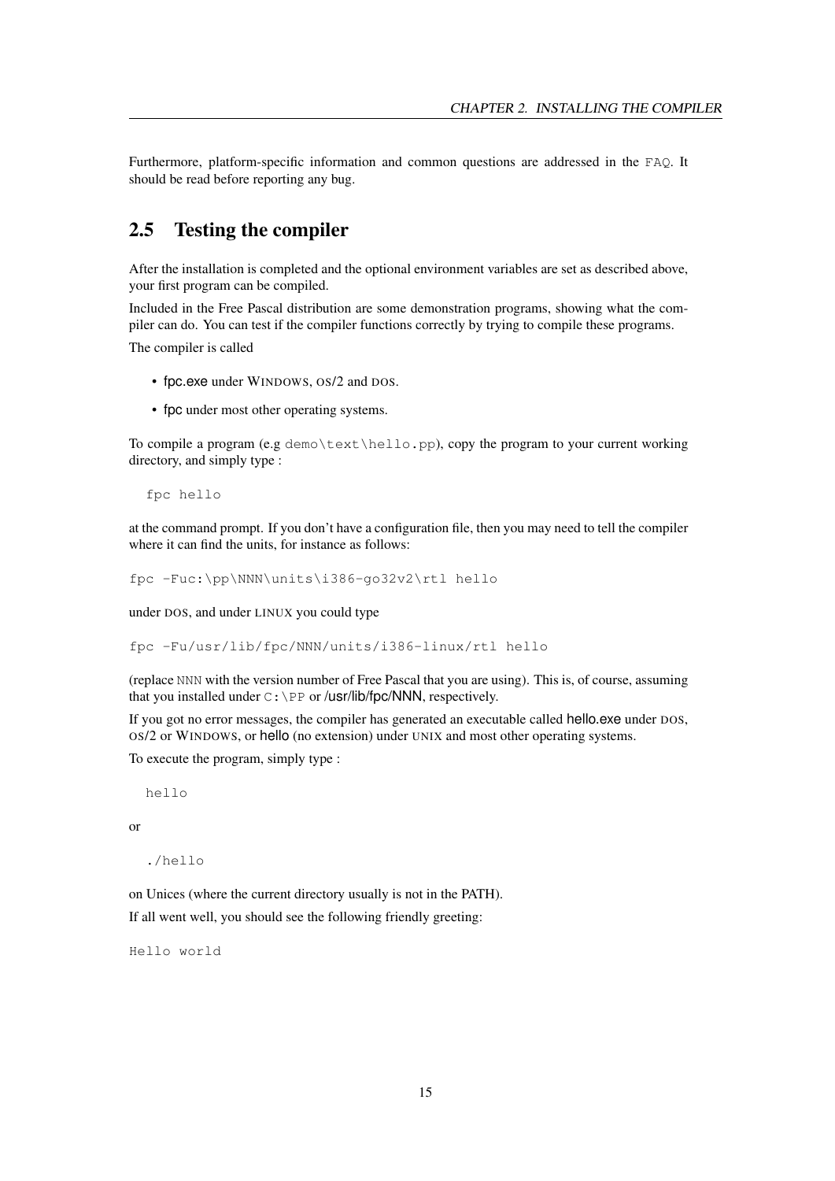Furthermore, platform-specific information and common questions are addressed in the `FAQ`. It should be read before reporting any bug.

## 2.5 Testing the compiler

After the installation is completed and the optional environment variables are set as described above, your first program can be compiled.

Included in the Free Pascal distribution are some demonstration programs, showing what the compiler can do. You can test if the compiler functions correctly by trying to compile these programs.

The compiler is called

- fpc.exe under WINDOWS, OS/2 and DOS.
- fpc under most other operating systems.

To compile a program (e.g `demo\text\hello.pp`), copy the program to your current working directory, and simply type :

```
fpc hello
```

at the command prompt. If you don't have a configuration file, then you may need to tell the compiler where it can find the units, for instance as follows:

```
fpc -Fuc:\pp\NNN\units\i386-go32v2\rtl hello
```

under DOS, and under LINUX you could type

```
fpc -Fu/usr/lib/fpc/NNN/units/i386-linux/rtl hello
```

(replace `NNN` with the version number of Free Pascal that you are using). This is, of course, assuming that you installed under `C:\PP` or /usr/lib/fpc/NNN, respectively.

If you got no error messages, the compiler has generated an executable called hello.exe under DOS, OS/2 or WINDOWS, or hello (no extension) under UNIX and most other operating systems.

To execute the program, simply type :

```
hello
```

or

```
./hello
```

on Unices (where the current directory usually is not in the PATH).

If all went well, you should see the following friendly greeting:

```
Hello world
```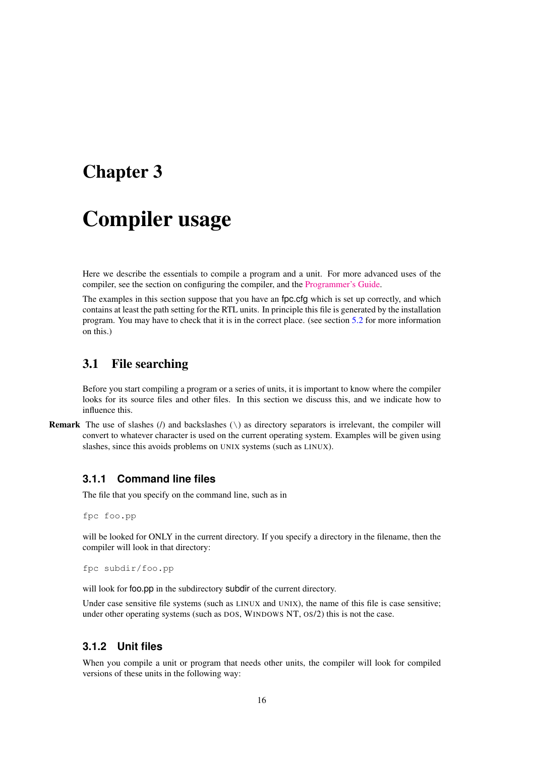# Chapter 3

# Compiler usage

Here we describe the essentials to compile a program and a unit. For more advanced uses of the compiler, see the section on configuring the compiler, and the Programmer's Guide.

The examples in this section suppose that you have an fpc.cfg which is set up correctly, and which contains at least the path setting for the RTL units. In principle this file is generated by the installation program. You may have to check that it is in the correct place. (see section 5.2 for more information on this.)

## 3.1 File searching

Before you start compiling a program or a series of units, it is important to know where the compiler looks for its source files and other files. In this section we discuss this, and we indicate how to influence this.

**Remark** The use of slashes (/) and backslashes (\) as directory separators is irrelevant, the compiler will convert to whatever character is used on the current operating system. Examples will be given using slashes, since this avoids problems on UNIX systems (such as LINUX).

### 3.1.1 Command line files

The file that you specify on the command line, such as in

```
fpc foo.pp
```

will be looked for ONLY in the current directory. If you specify a directory in the filename, then the compiler will look in that directory:

```
fpc subdir/foo.pp
```

will look for foo.pp in the subdirectory subdir of the current directory.

Under case sensitive file systems (such as LINUX and UNIX), the name of this file is case sensitive; under other operating systems (such as DOS, WINDOWS NT, OS/2) this is not the case.

### 3.1.2 Unit files

When you compile a unit or program that needs other units, the compiler will look for compiled versions of these units in the following way: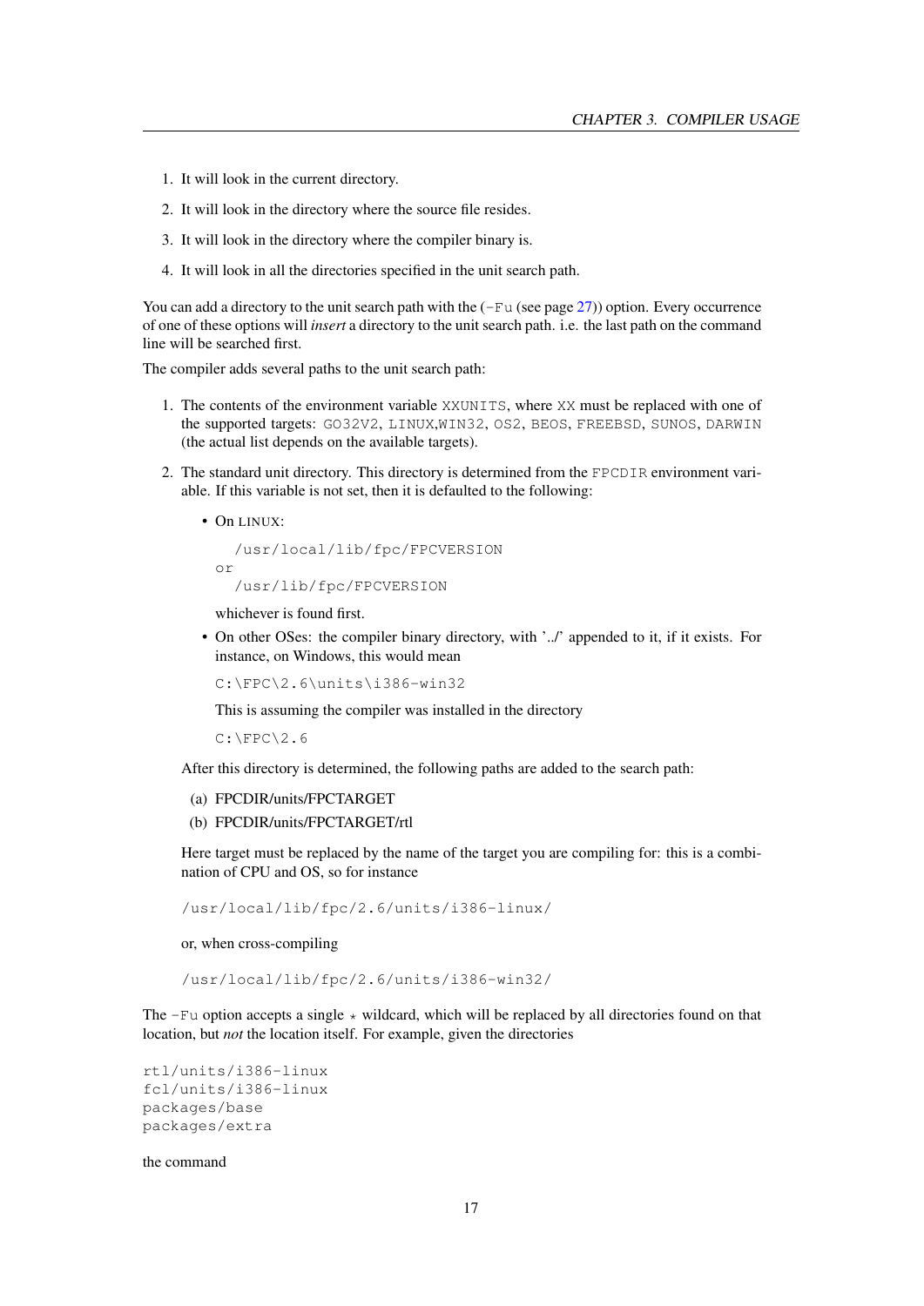1. It will look in the current directory.
2. It will look in the directory where the source file resides.
3. It will look in the directory where the compiler binary is.
4. It will look in all the directories specified in the unit search path.

You can add a directory to the unit search path with the (`-Fu` (see page 27)) option. Every occurrence of one of these options will *insert* a directory to the unit search path. i.e. the last path on the command line will be searched first.

The compiler adds several paths to the unit search path:

1. The contents of the environment variable `XXUNITS`, where `XX` must be replaced with one of the supported targets: `GO32V2`, `LINUX`,`WIN32`, `OS2`, `BEOS`, `FREEBSD`, `SUNOS`, `DARWIN` (the actual list depends on the available targets).
2. The standard unit directory. This directory is determined from the `FPCDIR` environment variable. If this variable is not set, then it is defaulted to the following:

   - On LINUX:

     ```
       /usr/local/lib/fpc/FPCVERSION
     or
       /usr/lib/fpc/FPCVERSION
     ```

     whichever is found first.
   - On other OSes: the compiler binary directory, with '../' appended to it, if it exists. For instance, on Windows, this would mean

     ```
     C:\FPC\2.6\units\i386-win32
     ```

     This is assuming the compiler was installed in the directory

     ```
     C:\FPC\2.6
     ```

   After this directory is determined, the following paths are added to the search path:

   (a) FPCDIR/units/FPCTARGET
   (b) FPCDIR/units/FPCTARGET/rtl

   Here target must be replaced by the name of the target you are compiling for: this is a combination of CPU and OS, so for instance

   ```
   /usr/local/lib/fpc/2.6/units/i386-linux/
   ```

   or, when cross-compiling

   ```
   /usr/local/lib/fpc/2.6/units/i386-win32/
   ```

The `-Fu` option accepts a single `*` wildcard, which will be replaced by all directories found on that location, but *not* the location itself. For example, given the directories

```
rtl/units/i386-linux
fcl/units/i386-linux
packages/base
packages/extra
```

the command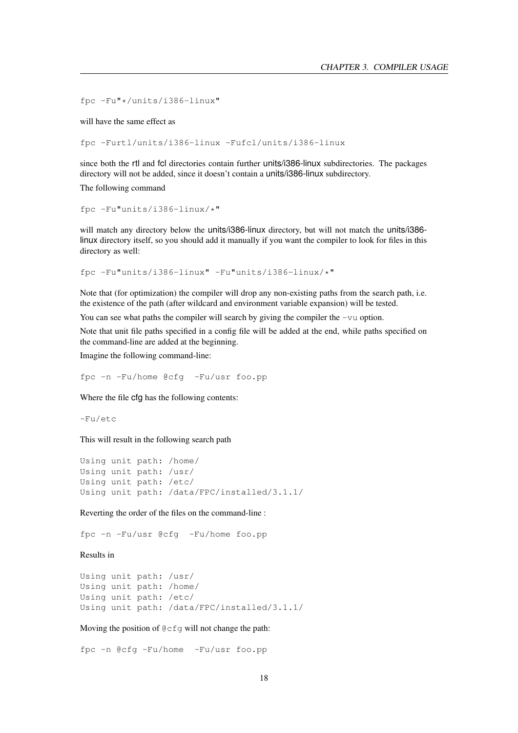```
fpc -Fu"*/units/i386-linux"
```

will have the same effect as

```
fpc -Furtl/units/i386-linux -Fufcl/units/i386-linux
```

since both the rtl and fcl directories contain further units/i386-linux subdirectories. The packages directory will not be added, since it doesn't contain a units/i386-linux subdirectory.

The following command

```
fpc -Fu"units/i386-linux/*"
```

will match any directory below the units/i386-linux directory, but will not match the units/i386-linux directory itself, so you should add it manually if you want the compiler to look for files in this directory as well:

```
fpc -Fu"units/i386-linux" -Fu"units/i386-linux/*"
```

Note that (for optimization) the compiler will drop any non-existing paths from the search path, i.e. the existence of the path (after wildcard and environment variable expansion) will be tested.

You can see what paths the compiler will search by giving the compiler the `-vu` option.

Note that unit file paths specified in a config file will be added at the end, while paths specified on the command-line are added at the beginning.

Imagine the following command-line:

```
fpc -n -Fu/home @cfg  -Fu/usr foo.pp
```

Where the file cfg has the following contents:

```
-Fu/etc
```

This will result in the following search path

```
Using unit path: /home/
Using unit path: /usr/
Using unit path: /etc/
Using unit path: /data/FPC/installed/3.1.1/
```

Reverting the order of the files on the command-line :

```
fpc -n -Fu/usr @cfg  -Fu/home foo.pp
```

Results in

```
Using unit path: /usr/
Using unit path: /home/
Using unit path: /etc/
Using unit path: /data/FPC/installed/3.1.1/
```

Moving the position of `@cfg` will not change the path:

```
fpc -n @cfg -Fu/home  -Fu/usr foo.pp
```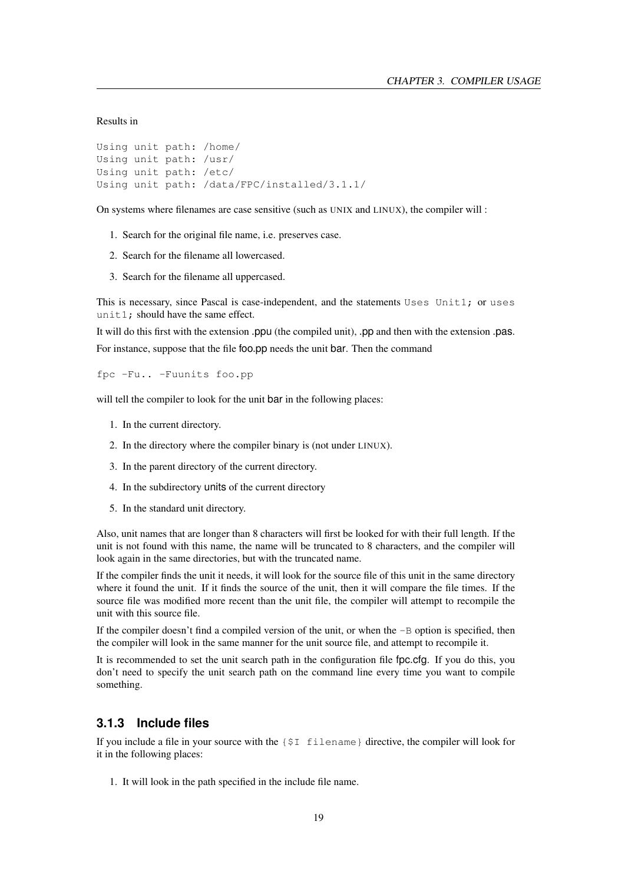Results in

```
Using unit path: /home/
Using unit path: /usr/
Using unit path: /etc/
Using unit path: /data/FPC/installed/3.1.1/
```

On systems where filenames are case sensitive (such as UNIX and LINUX), the compiler will :

1. Search for the original file name, i.e. preserves case.
2. Search for the filename all lowercased.
3. Search for the filename all uppercased.

This is necessary, since Pascal is case-independent, and the statements `Uses Unit1;` or `uses unit1;` should have the same effect.

It will do this first with the extension .ppu (the compiled unit), .pp and then with the extension .pas.

For instance, suppose that the file foo.pp needs the unit bar. Then the command

```
fpc -Fu.. -Fuunits foo.pp
```

will tell the compiler to look for the unit bar in the following places:

1. In the current directory.
2. In the directory where the compiler binary is (not under LINUX).
3. In the parent directory of the current directory.
4. In the subdirectory units of the current directory
5. In the standard unit directory.

Also, unit names that are longer than 8 characters will first be looked for with their full length. If the unit is not found with this name, the name will be truncated to 8 characters, and the compiler will look again in the same directories, but with the truncated name.

If the compiler finds the unit it needs, it will look for the source file of this unit in the same directory where it found the unit. If it finds the source of the unit, then it will compare the file times. If the source file was modified more recent than the unit file, the compiler will attempt to recompile the unit with this source file.

If the compiler doesn't find a compiled version of the unit, or when the `-B` option is specified, then the compiler will look in the same manner for the unit source file, and attempt to recompile it.

It is recommended to set the unit search path in the configuration file fpc.cfg. If you do this, you don't need to specify the unit search path on the command line every time you want to compile something.

### 3.1.3 Include files

If you include a file in your source with the `{$I filename}` directive, the compiler will look for it in the following places:

1. It will look in the path specified in the include file name.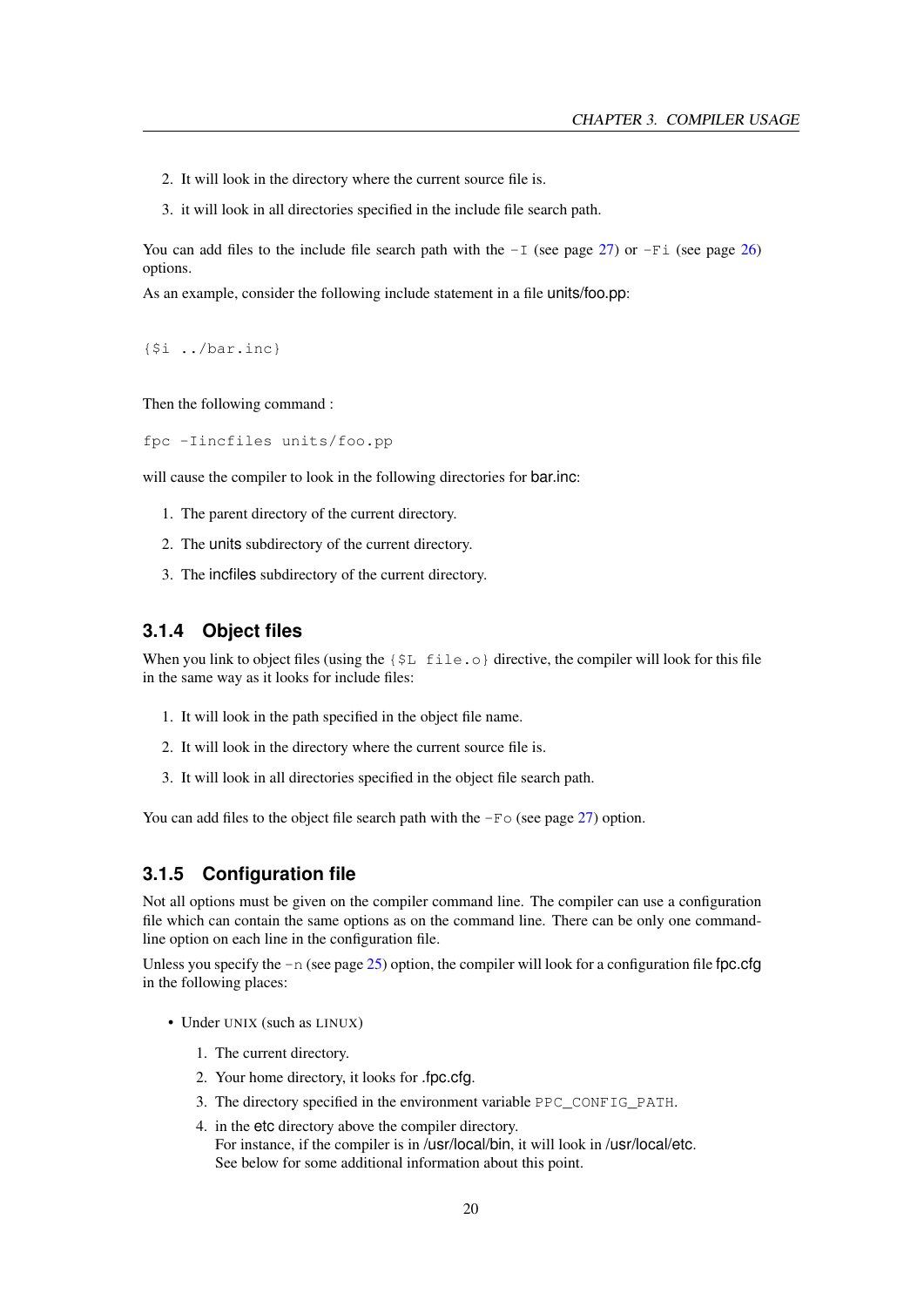2. It will look in the directory where the current source file is.
3. it will look in all directories specified in the include file search path.

You can add files to the include file search path with the `-I` (see page 27) or `-Fi` (see page 26) options.

As an example, consider the following include statement in a file units/foo.pp:

```
{$i ../bar.inc}
```

Then the following command :

```
fpc -Iincfiles units/foo.pp
```

will cause the compiler to look in the following directories for bar.inc:

1. The parent directory of the current directory.
2. The units subdirectory of the current directory.
3. The incfiles subdirectory of the current directory.

### 3.1.4 Object files

When you link to object files (using the `{$L file.o}` directive, the compiler will look for this file in the same way as it looks for include files:

1. It will look in the path specified in the object file name.
2. It will look in the directory where the current source file is.
3. It will look in all directories specified in the object file search path.

You can add files to the object file search path with the `-Fo` (see page 27) option.

### 3.1.5 Configuration file

Not all options must be given on the compiler command line. The compiler can use a configuration file which can contain the same options as on the command line. There can be only one command-line option on each line in the configuration file.

Unless you specify the `-n` (see page 25) option, the compiler will look for a configuration file fpc.cfg in the following places:

- Under UNIX (such as LINUX)
  1. The current directory.
  2. Your home directory, it looks for .fpc.cfg.
  3. The directory specified in the environment variable `PPC_CONFIG_PATH`.
  4. in the etc directory above the compiler directory.
     For instance, if the compiler is in /usr/local/bin, it will look in /usr/local/etc.
     See below for some additional information about this point.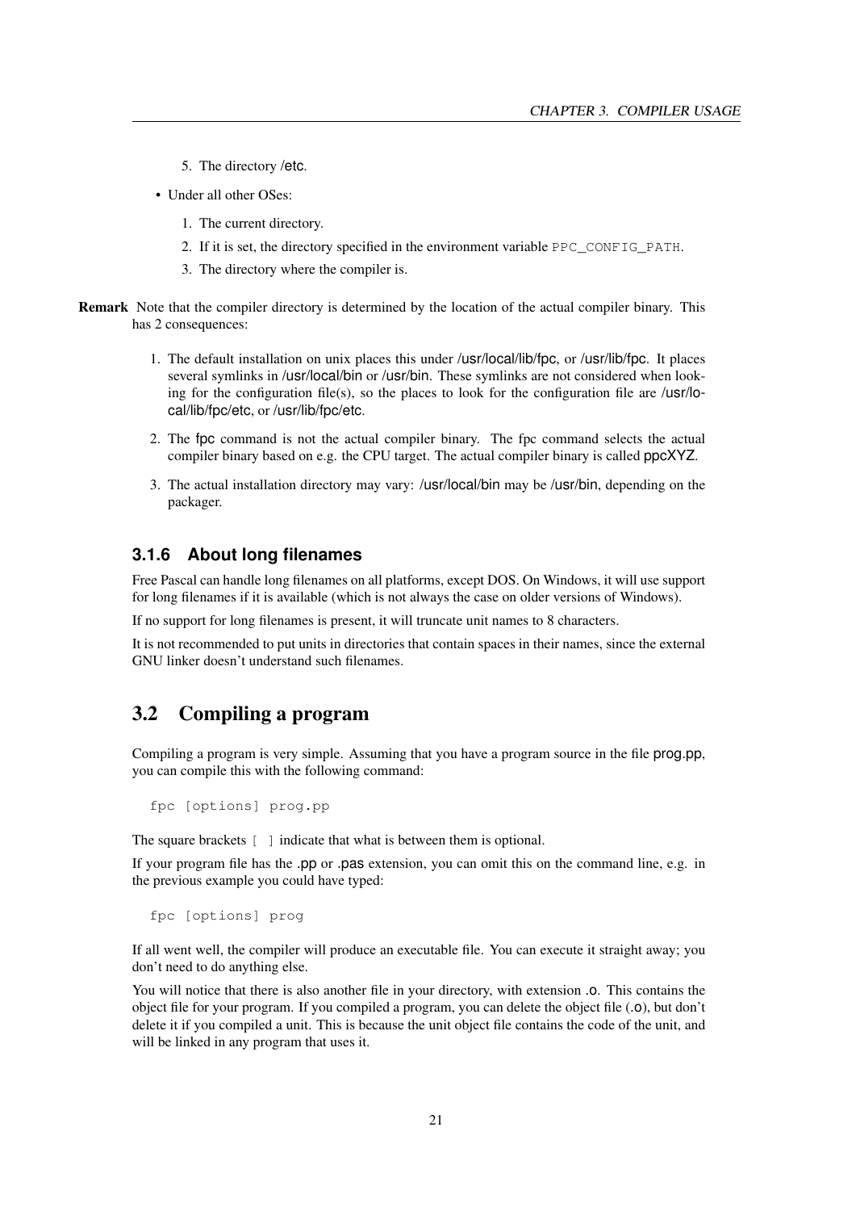5. The directory /etc.

- Under all other OSes:

  1. The current directory.
  2. If it is set, the directory specified in the environment variable `PPC_CONFIG_PATH`.
  3. The directory where the compiler is.

**Remark** Note that the compiler directory is determined by the location of the actual compiler binary. This has 2 consequences:

1. The default installation on unix places this under /usr/local/lib/fpc, or /usr/lib/fpc. It places several symlinks in /usr/local/bin or /usr/bin. These symlinks are not considered when looking for the configuration file(s), so the places to look for the configuration file are /usr/local/lib/fpc/etc, or /usr/lib/fpc/etc.
2. The fpc command is not the actual compiler binary. The fpc command selects the actual compiler binary based on e.g. the CPU target. The actual compiler binary is called ppcXYZ.
3. The actual installation directory may vary: /usr/local/bin may be /usr/bin, depending on the packager.

### 3.1.6 About long filenames

Free Pascal can handle long filenames on all platforms, except DOS. On Windows, it will use support for long filenames if it is available (which is not always the case on older versions of Windows).

If no support for long filenames is present, it will truncate unit names to 8 characters.

It is not recommended to put units in directories that contain spaces in their names, since the external GNU linker doesn't understand such filenames.

## 3.2 Compiling a program

Compiling a program is very simple. Assuming that you have a program source in the file prog.pp, you can compile this with the following command:

```
fpc [options] prog.pp
```

The square brackets `[ ]` indicate that what is between them is optional.

If your program file has the .pp or .pas extension, you can omit this on the command line, e.g. in the previous example you could have typed:

```
fpc [options] prog
```

If all went well, the compiler will produce an executable file. You can execute it straight away; you don't need to do anything else.

You will notice that there is also another file in your directory, with extension .o. This contains the object file for your program. If you compiled a program, you can delete the object file (.o), but don't delete it if you compiled a unit. This is because the unit object file contains the code of the unit, and will be linked in any program that uses it.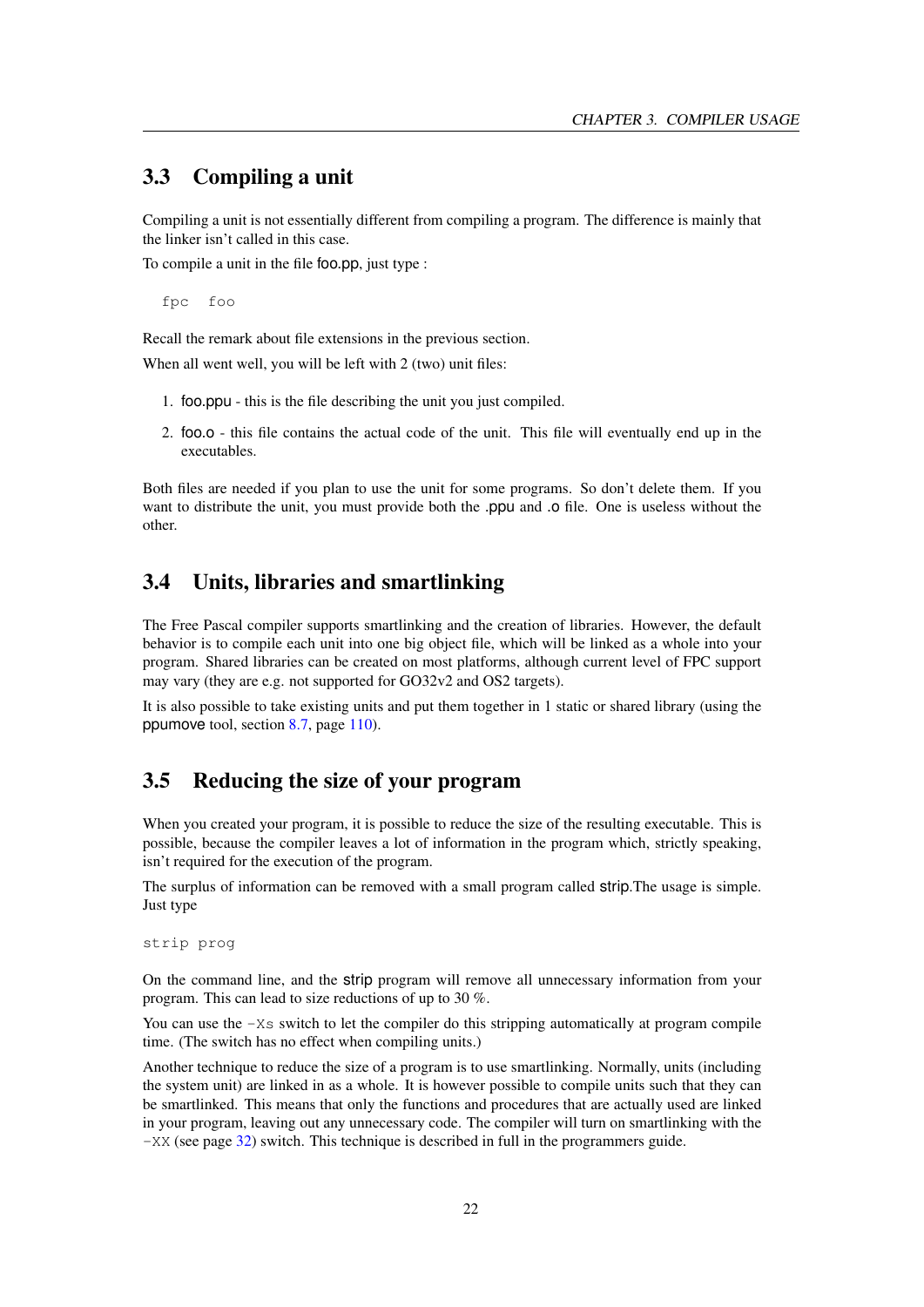## 3.3 Compiling a unit

Compiling a unit is not essentially different from compiling a program. The difference is mainly that the linker isn't called in this case.

To compile a unit in the file foo.pp, just type :

```
fpc  foo
```

Recall the remark about file extensions in the previous section.

When all went well, you will be left with 2 (two) unit files:

1. foo.ppu - this is the file describing the unit you just compiled.
2. foo.o - this file contains the actual code of the unit. This file will eventually end up in the executables.

Both files are needed if you plan to use the unit for some programs. So don't delete them. If you want to distribute the unit, you must provide both the .ppu and .o file. One is useless without the other.

## 3.4 Units, libraries and smartlinking

The Free Pascal compiler supports smartlinking and the creation of libraries. However, the default behavior is to compile each unit into one big object file, which will be linked as a whole into your program. Shared libraries can be created on most platforms, although current level of FPC support may vary (they are e.g. not supported for GO32v2 and OS2 targets).

It is also possible to take existing units and put them together in 1 static or shared library (using the ppumove tool, section 8.7, page 110).

## 3.5 Reducing the size of your program

When you created your program, it is possible to reduce the size of the resulting executable. This is possible, because the compiler leaves a lot of information in the program which, strictly speaking, isn't required for the execution of the program.

The surplus of information can be removed with a small program called strip.The usage is simple. Just type

```
strip prog
```

On the command line, and the strip program will remove all unnecessary information from your program. This can lead to size reductions of up to 30 %.

You can use the `-Xs` switch to let the compiler do this stripping automatically at program compile time. (The switch has no effect when compiling units.)

Another technique to reduce the size of a program is to use smartlinking. Normally, units (including the system unit) are linked in as a whole. It is however possible to compile units such that they can be smartlinked. This means that only the functions and procedures that are actually used are linked in your program, leaving out any unnecessary code. The compiler will turn on smartlinking with the `-XX` (see page 32) switch. This technique is described in full in the programmers guide.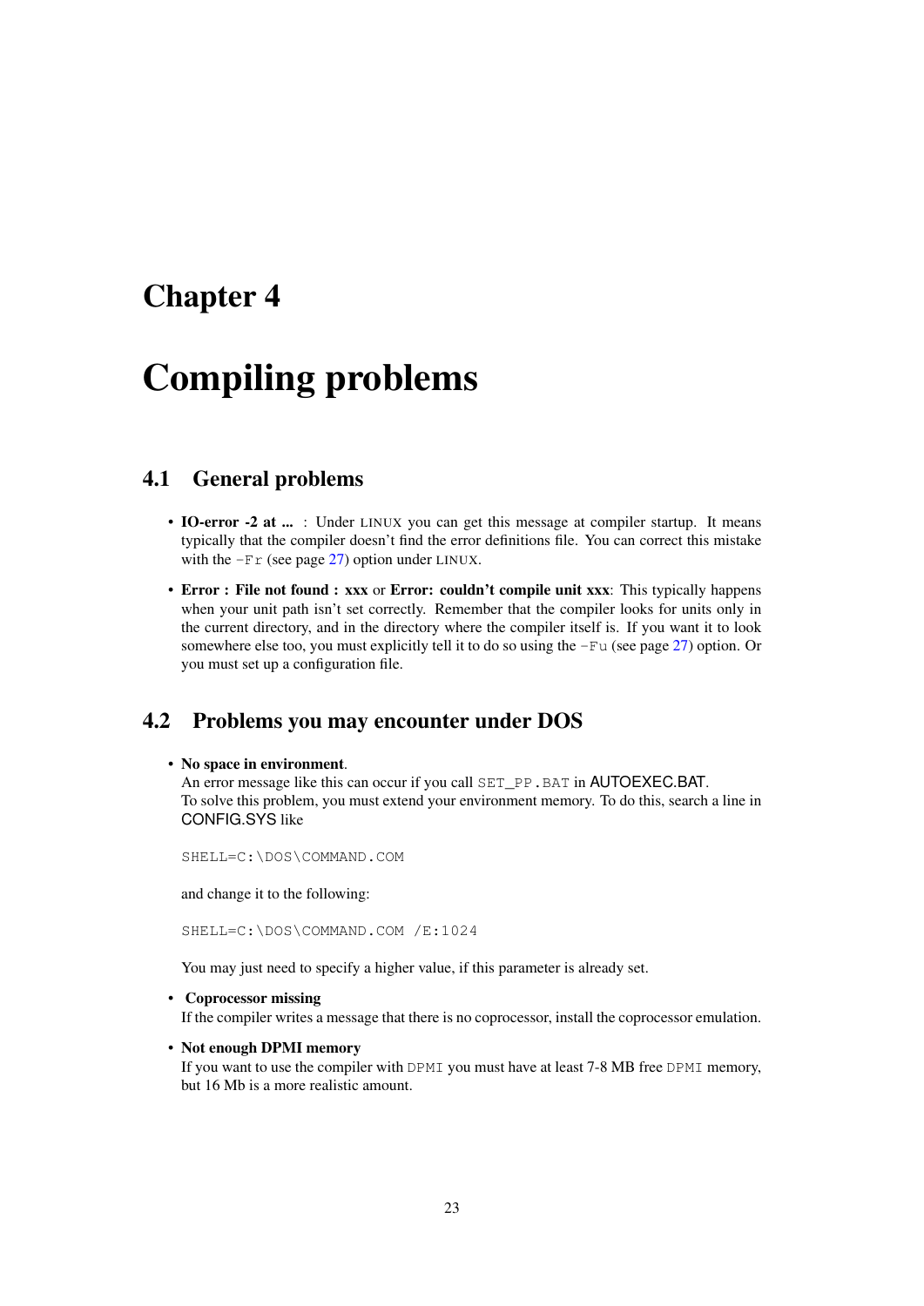# Chapter 4

# Compiling problems

## 4.1 General problems

- **IO-error -2 at ...** : Under LINUX you can get this message at compiler startup. It means typically that the compiler doesn't find the error definitions file. You can correct this mistake with the `-Fr` (see page 27) option under LINUX.
- **Error : File not found : xxx** or **Error: couldn't compile unit xxx**: This typically happens when your unit path isn't set correctly. Remember that the compiler looks for units only in the current directory, and in the directory where the compiler itself is. If you want it to look somewhere else too, you must explicitly tell it to do so using the `-Fu` (see page 27) option. Or you must set up a configuration file.

## 4.2 Problems you may encounter under DOS

- **No space in environment**.
  An error message like this can occur if you call `SET_PP.BAT` in AUTOEXEC.BAT.
  To solve this problem, you must extend your environment memory. To do this, search a line in CONFIG.SYS like

  ```
  SHELL=C:\DOS\COMMAND.COM
  ```

  and change it to the following:

  ```
  SHELL=C:\DOS\COMMAND.COM /E:1024
  ```

  You may just need to specify a higher value, if this parameter is already set.
- **Coprocessor missing**
  If the compiler writes a message that there is no coprocessor, install the coprocessor emulation.
- **Not enough DPMI memory**
  If you want to use the compiler with `DPMI` you must have at least 7-8 MB free `DPMI` memory, but 16 Mb is a more realistic amount.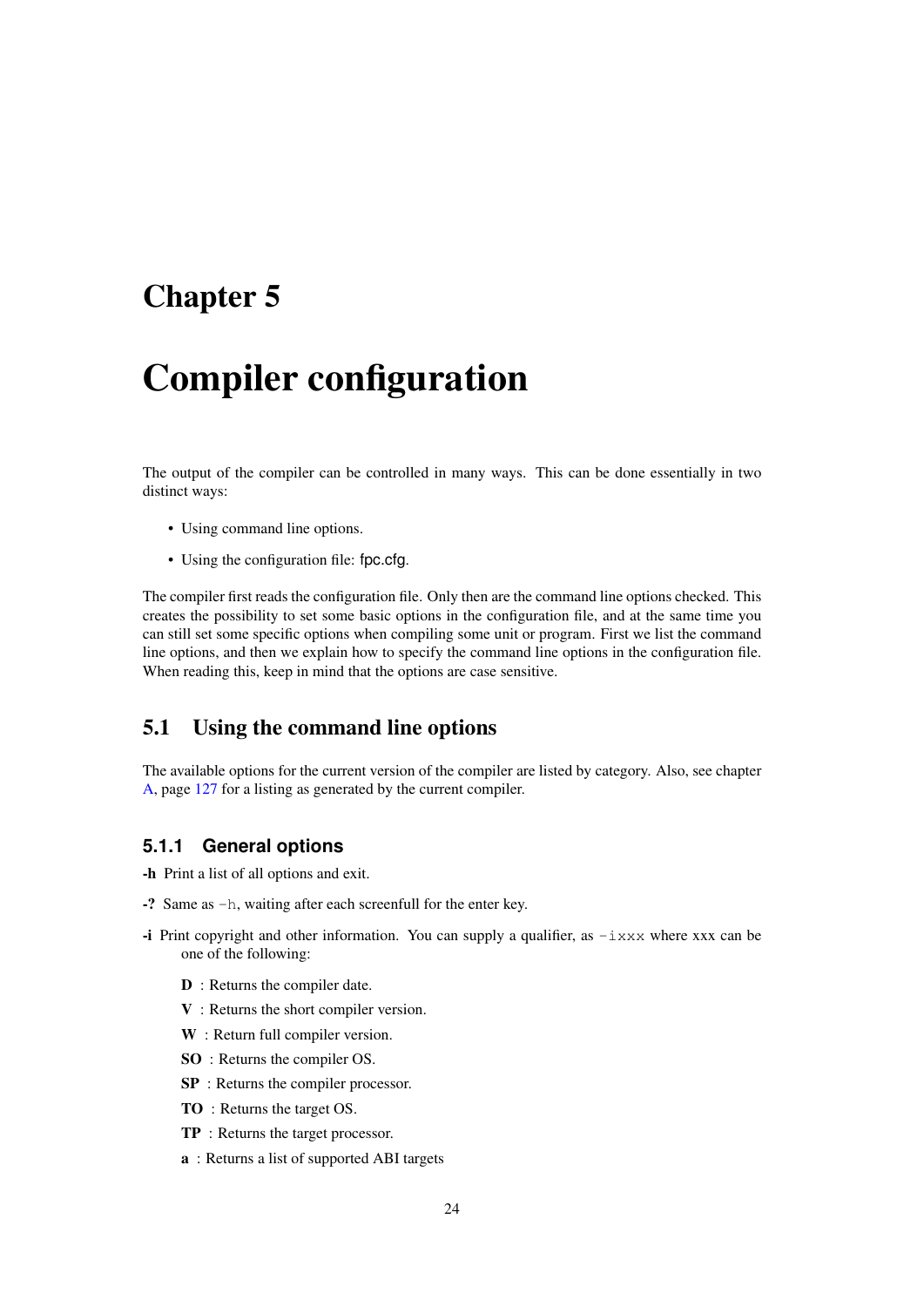# Chapter 5

# Compiler configuration

The output of the compiler can be controlled in many ways. This can be done essentially in two distinct ways:

- Using command line options.
- Using the configuration file: fpc.cfg.

The compiler first reads the configuration file. Only then are the command line options checked. This creates the possibility to set some basic options in the configuration file, and at the same time you can still set some specific options when compiling some unit or program. First we list the command line options, and then we explain how to specify the command line options in the configuration file. When reading this, keep in mind that the options are case sensitive.

## 5.1 Using the command line options

The available options for the current version of the compiler are listed by category. Also, see chapter A, page 127 for a listing as generated by the current compiler.

### 5.1.1 General options

**-h** Print a list of all options and exit.

**-?** Same as `-h`, waiting after each screenfull for the enter key.

**-i** Print copyright and other information. You can supply a qualifier, as `-ixxx` where xxx can be one of the following:

**D** : Returns the compiler date.

**V** : Returns the short compiler version.

**W** : Return full compiler version.

**SO** : Returns the compiler OS.

**SP** : Returns the compiler processor.

**TO** : Returns the target OS.

**TP** : Returns the target processor.

**a** : Returns a list of supported ABI targets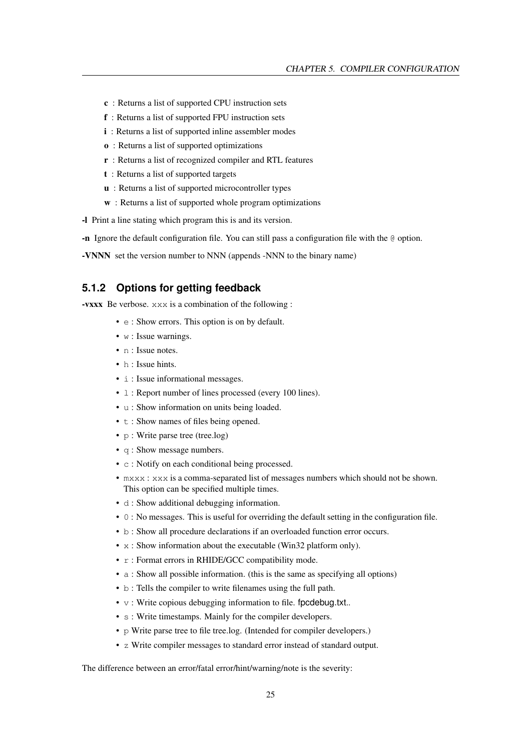- **c** : Returns a list of supported CPU instruction sets
- **f** : Returns a list of supported FPU instruction sets
- **i** : Returns a list of supported inline assembler modes
- **o** : Returns a list of supported optimizations
- **r** : Returns a list of recognized compiler and RTL features
- **t** : Returns a list of supported targets
- **u** : Returns a list of supported microcontroller types
- **w** : Returns a list of supported whole program optimizations

**-l** Print a line stating which program this is and its version.

**-n** Ignore the default configuration file. You can still pass a configuration file with the `@` option.

**-VNNN** set the version number to NNN (appends -NNN to the binary name)

### 5.1.2 Options for getting feedback

**-vxxx** Be verbose. `xxx` is a combination of the following :

- `e` : Show errors. This option is on by default.
- `w` : Issue warnings.
- `n` : Issue notes.
- `h` : Issue hints.
- `i` : Issue informational messages.
- `l` : Report number of lines processed (every 100 lines).
- `u` : Show information on units being loaded.
- `t` : Show names of files being opened.
- `p` : Write parse tree (tree.log)
- `q` : Show message numbers.
- `c` : Notify on each conditional being processed.
- `mxxx` : `xxx` is a comma-separated list of messages numbers which should not be shown. This option can be specified multiple times.
- `d` : Show additional debugging information.
- `0` : No messages. This is useful for overriding the default setting in the configuration file.
- `b` : Show all procedure declarations if an overloaded function error occurs.
- `x` : Show information about the executable (Win32 platform only).
- `r` : Format errors in RHIDE/GCC compatibility mode.
- `a` : Show all possible information. (this is the same as specifying all options)
- `b` : Tells the compiler to write filenames using the full path.
- `v` : Write copious debugging information to file. fpcdebug.txt..
- `s` : Write timestamps. Mainly for the compiler developers.
- `p` Write parse tree to file tree.log. (Intended for compiler developers.)
- `z` Write compiler messages to standard error instead of standard output.

The difference between an error/fatal error/hint/warning/note is the severity: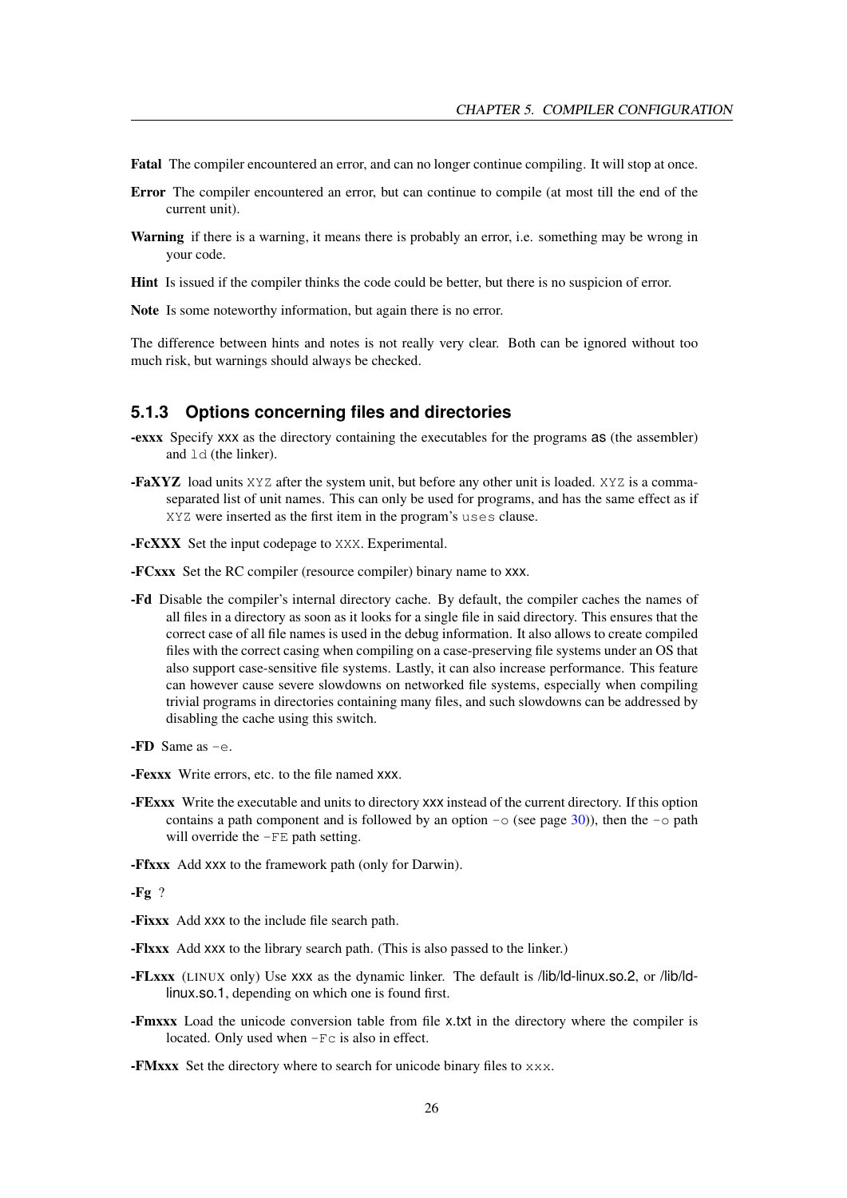**Fatal** The compiler encountered an error, and can no longer continue compiling. It will stop at once.

**Error** The compiler encountered an error, but can continue to compile (at most till the end of the current unit).

**Warning** if there is a warning, it means there is probably an error, i.e. something may be wrong in your code.

**Hint** Is issued if the compiler thinks the code could be better, but there is no suspicion of error.

**Note** Is some noteworthy information, but again there is no error.

The difference between hints and notes is not really very clear. Both can be ignored without too much risk, but warnings should always be checked.

### 5.1.3 Options concerning files and directories

**-exxx** Specify xxx as the directory containing the executables for the programs as (the assembler) and `ld` (the linker).

**-FaXYZ** load units `XYZ` after the system unit, but before any other unit is loaded. `XYZ` is a comma-separated list of unit names. This can only be used for programs, and has the same effect as if `XYZ` were inserted as the first item in the program's `uses` clause.

**-FcXXX** Set the input codepage to `XXX`. Experimental.

**-FCxxx** Set the RC compiler (resource compiler) binary name to xxx.

**-Fd** Disable the compiler's internal directory cache. By default, the compiler caches the names of all files in a directory as soon as it looks for a single file in said directory. This ensures that the correct case of all file names is used in the debug information. It also allows to create compiled files with the correct casing when compiling on a case-preserving file systems under an OS that also support case-sensitive file systems. Lastly, it can also increase performance. This feature can however cause severe slowdowns on networked file systems, especially when compiling trivial programs in directories containing many files, and such slowdowns can be addressed by disabling the cache using this switch.

**-FD** Same as `-e`.

**-Fexxx** Write errors, etc. to the file named xxx.

**-FExxx** Write the executable and units to directory xxx instead of the current directory. If this option contains a path component and is followed by an option `-o` (see page 30)), then the `-o` path will override the `-FE` path setting.

**-Ffxxx** Add xxx to the framework path (only for Darwin).

**-Fg** ?

**-Fixxx** Add xxx to the include file search path.

**-Flxxx** Add xxx to the library search path. (This is also passed to the linker.)

**-FLxxx** (LINUX only) Use xxx as the dynamic linker. The default is /lib/ld-linux.so.2, or /lib/ld-linux.so.1, depending on which one is found first.

**-Fmxxx** Load the unicode conversion table from file x.txt in the directory where the compiler is located. Only used when `-Fc` is also in effect.

**-FMxxx** Set the directory where to search for unicode binary files to `xxx`.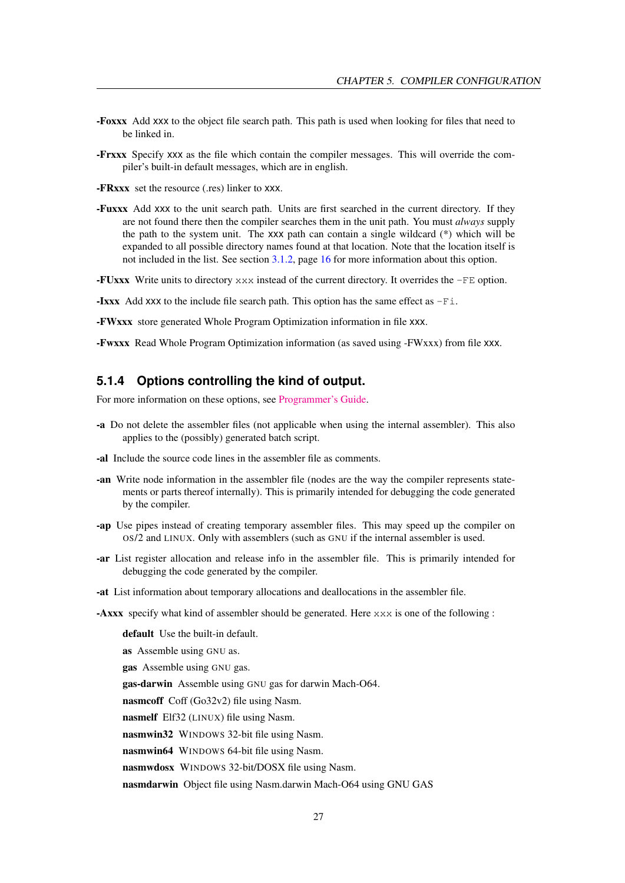**-Foxxx** Add xxx to the object file search path. This path is used when looking for files that need to be linked in.

**-Frxxx** Specify xxx as the file which contain the compiler messages. This will override the compiler's built-in default messages, which are in english.

**-FRxxx** set the resource (.res) linker to xxx.

**-Fuxxx** Add xxx to the unit search path. Units are first searched in the current directory. If they are not found there then the compiler searches them in the unit path. You must *always* supply the path to the system unit. The xxx path can contain a single wildcard (*) which will be expanded to all possible directory names found at that location. Note that the location itself is not included in the list. See section 3.1.2, page 16 for more information about this option.

**-FUxxx** Write units to directory xxx instead of the current directory. It overrides the -FE option.

**-Ixxx** Add xxx to the include file search path. This option has the same effect as -Fi.

**-FWxxx** store generated Whole Program Optimization information in file xxx.

**-Fwxxx** Read Whole Program Optimization information (as saved using -FWxxx) from file xxx.

### 5.1.4 Options controlling the kind of output.

For more information on these options, see Programmer's Guide.

**-a** Do not delete the assembler files (not applicable when using the internal assembler). This also applies to the (possibly) generated batch script.

**-al** Include the source code lines in the assembler file as comments.

**-an** Write node information in the assembler file (nodes are the way the compiler represents statements or parts thereof internally). This is primarily intended for debugging the code generated by the compiler.

**-ap** Use pipes instead of creating temporary assembler files. This may speed up the compiler on OS/2 and LINUX. Only with assemblers (such as GNU if the internal assembler is used.

**-ar** List register allocation and release info in the assembler file. This is primarily intended for debugging the code generated by the compiler.

**-at** List information about temporary allocations and deallocations in the assembler file.

**-Axxx** specify what kind of assembler should be generated. Here xxx is one of the following :

- **default** Use the built-in default.
- **as** Assemble using GNU as.
- **gas** Assemble using GNU gas.
- **gas-darwin** Assemble using GNU gas for darwin Mach-O64.
- **nasmcoff** Coff (Go32v2) file using Nasm.
- **nasmelf** Elf32 (LINUX) file using Nasm.
- **nasmwin32** WINDOWS 32-bit file using Nasm.
- **nasmwin64** WINDOWS 64-bit file using Nasm.
- **nasmwdosx** WINDOWS 32-bit/DOSX file using Nasm.
- **nasmdarwin** Object file using Nasm.darwin Mach-O64 using GNU GAS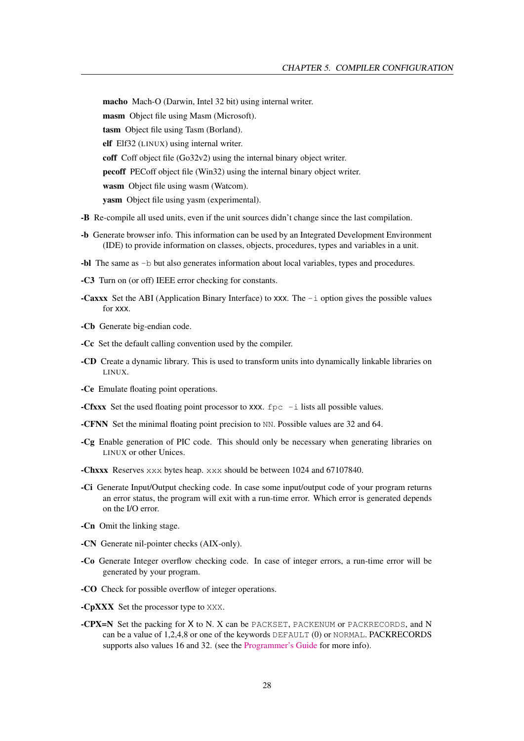**macho** Mach-O (Darwin, Intel 32 bit) using internal writer.

**masm** Object file using Masm (Microsoft).

**tasm** Object file using Tasm (Borland).

**elf** Elf32 (LINUX) using internal writer.

**coff** Coff object file (Go32v2) using the internal binary object writer.

**pecoff** PECoff object file (Win32) using the internal binary object writer.

**wasm** Object file using wasm (Watcom).

**yasm** Object file using yasm (experimental).

**-B** Re-compile all used units, even if the unit sources didn't change since the last compilation.

**-b** Generate browser info. This information can be used by an Integrated Development Environment (IDE) to provide information on classes, objects, procedures, types and variables in a unit.

**-bl** The same as `-b` but also generates information about local variables, types and procedures.

**-C3** Turn on (or off) IEEE error checking for constants.

**-Caxxx** Set the ABI (Application Binary Interface) to xxx. The `-i` option gives the possible values for xxx.

**-Cb** Generate big-endian code.

**-Cc** Set the default calling convention used by the compiler.

**-CD** Create a dynamic library. This is used to transform units into dynamically linkable libraries on LINUX.

**-Ce** Emulate floating point operations.

**-Cfxxx** Set the used floating point processor to xxx. `fpc -i` lists all possible values.

**-CFNN** Set the minimal floating point precision to `NN`. Possible values are 32 and 64.

**-Cg** Enable generation of PIC code. This should only be necessary when generating libraries on LINUX or other Unices.

**-Chxxx** Reserves `xxx` bytes heap. `xxx` should be between 1024 and 67107840.

**-Ci** Generate Input/Output checking code. In case some input/output code of your program returns an error status, the program will exit with a run-time error. Which error is generated depends on the I/O error.

**-Cn** Omit the linking stage.

**-CN** Generate nil-pointer checks (AIX-only).

**-Co** Generate Integer overflow checking code. In case of integer errors, a run-time error will be generated by your program.

**-CO** Check for possible overflow of integer operations.

**-CpXXX** Set the processor type to `XXX`.

**-CPX=N** Set the packing for X to N. X can be `PACKSET`, `PACKENUM` or `PACKRECORDS`, and N can be a value of 1,2,4,8 or one of the keywords `DEFAULT` (0) or `NORMAL`. PACKRECORDS supports also values 16 and 32. (see the Programmer's Guide for more info).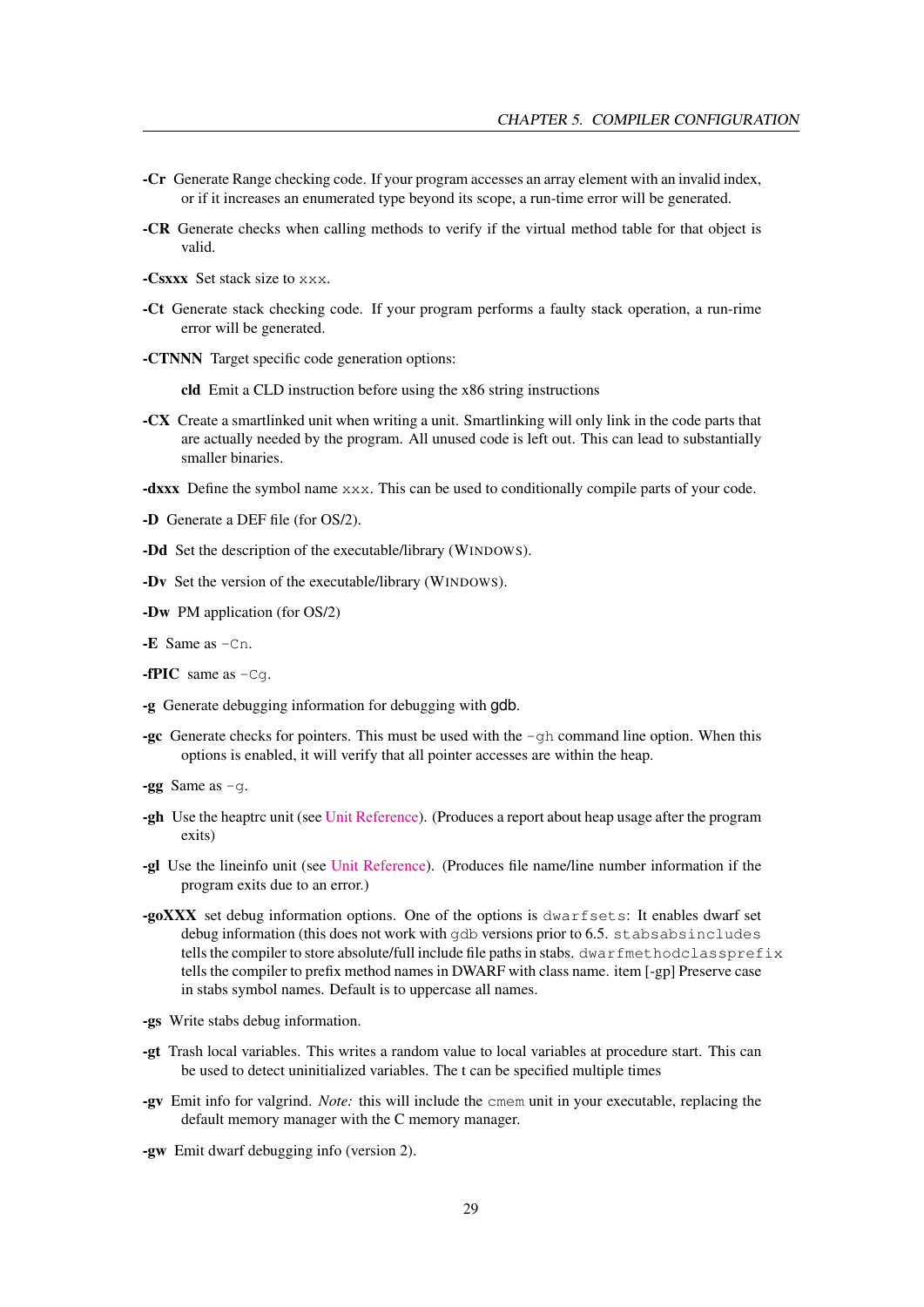**-Cr** Generate Range checking code. If your program accesses an array element with an invalid index, or if it increases an enumerated type beyond its scope, a run-time error will be generated.

**-CR** Generate checks when calling methods to verify if the virtual method table for that object is valid.

**-Csxxx** Set stack size to `xxx`.

**-Ct** Generate stack checking code. If your program performs a faulty stack operation, a run-rime error will be generated.

**-CTNNN** Target specific code generation options:

**cld** Emit a CLD instruction before using the x86 string instructions

**-CX** Create a smartlinked unit when writing a unit. Smartlinking will only link in the code parts that are actually needed by the program. All unused code is left out. This can lead to substantially smaller binaries.

**-dxxx** Define the symbol name `xxx`. This can be used to conditionally compile parts of your code.

**-D** Generate a DEF file (for OS/2).

**-Dd** Set the description of the executable/library (WINDOWS).

**-Dv** Set the version of the executable/library (WINDOWS).

**-Dw** PM application (for OS/2)

**-E** Same as `-Cn`.

**-fPIC** same as `-Cg`.

**-g** Generate debugging information for debugging with gdb.

**-gc** Generate checks for pointers. This must be used with the `-gh` command line option. When this options is enabled, it will verify that all pointer accesses are within the heap.

**-gg** Same as `-g`.

**-gh** Use the heaptrc unit (see Unit Reference). (Produces a report about heap usage after the program exits)

**-gl** Use the lineinfo unit (see Unit Reference). (Produces file name/line number information if the program exits due to an error.)

**-goXXX** set debug information options. One of the options is `dwarfsets`: It enables dwarf set debug information (this does not work with `gdb` versions prior to 6.5. `stabsabsincludes` tells the compiler to store absolute/full include file paths in stabs. `dwarfmethodclassprefix` tells the compiler to prefix method names in DWARF with class name. item [-gp] Preserve case in stabs symbol names. Default is to uppercase all names.

**-gs** Write stabs debug information.

**-gt** Trash local variables. This writes a random value to local variables at procedure start. This can be used to detect uninitialized variables. The t can be specified multiple times

**-gv** Emit info for valgrind. *Note:* this will include the `cmem` unit in your executable, replacing the default memory manager with the C memory manager.

**-gw** Emit dwarf debugging info (version 2).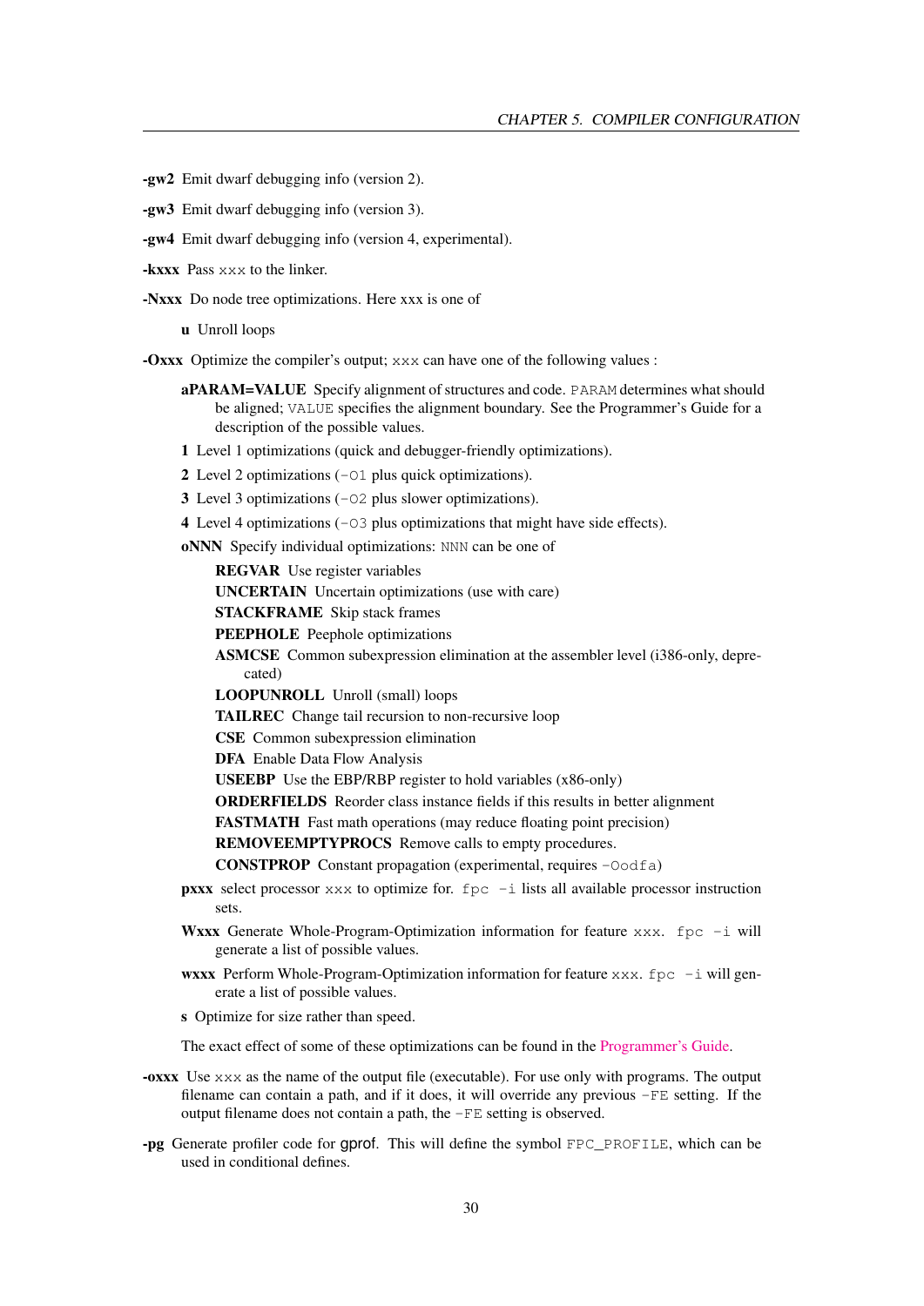**-gw2** Emit dwarf debugging info (version 2).

**-gw3** Emit dwarf debugging info (version 3).

**-gw4** Emit dwarf debugging info (version 4, experimental).

**-kxxx** Pass `xxx` to the linker.

**-Nxxx** Do node tree optimizations. Here xxx is one of

- **u** Unroll loops

**-Oxxx** Optimize the compiler's output; `xxx` can have one of the following values :

- **aPARAM=VALUE** Specify alignment of structures and code. `PARAM` determines what should be aligned; `VALUE` specifies the alignment boundary. See the Programmer's Guide for a description of the possible values.
- **1** Level 1 optimizations (quick and debugger-friendly optimizations).
- **2** Level 2 optimizations (`-O1` plus quick optimizations).
- **3** Level 3 optimizations (`-O2` plus slower optimizations).
- **4** Level 4 optimizations (`-O3` plus optimizations that might have side effects).
- **oNNN** Specify individual optimizations: `NNN` can be one of
  - **REGVAR** Use register variables
  - **UNCERTAIN** Uncertain optimizations (use with care)
  - **STACKFRAME** Skip stack frames
  - **PEEPHOLE** Peephole optimizations
  - **ASMCSE** Common subexpression elimination at the assembler level (i386-only, deprecated)
  - **LOOPUNROLL** Unroll (small) loops
  - **TAILREC** Change tail recursion to non-recursive loop
  - **CSE** Common subexpression elimination
  - **DFA** Enable Data Flow Analysis
  - **USEEBP** Use the EBP/RBP register to hold variables (x86-only)
  - **ORDERFIELDS** Reorder class instance fields if this results in better alignment
  - **FASTMATH** Fast math operations (may reduce floating point precision)
  - **REMOVEEMPTYPROCS** Remove calls to empty procedures.
  - **CONSTPROP** Constant propagation (experimental, requires `-Oodfa`)
- **pxxx** select processor `xxx` to optimize for. `fpc -i` lists all available processor instruction sets.
- **Wxxx** Generate Whole-Program-Optimization information for feature `xxx`. `fpc -i` will generate a list of possible values.
- **wxxx** Perform Whole-Program-Optimization information for feature `xxx`. `fpc -i` will generate a list of possible values.
- **s** Optimize for size rather than speed.

The exact effect of some of these optimizations can be found in the Programmer's Guide.

**-oxxx** Use `xxx` as the name of the output file (executable). For use only with programs. The output filename can contain a path, and if it does, it will override any previous `-FE` setting. If the output filename does not contain a path, the `-FE` setting is observed.

**-pg** Generate profiler code for gprof. This will define the symbol `FPC_PROFILE`, which can be used in conditional defines.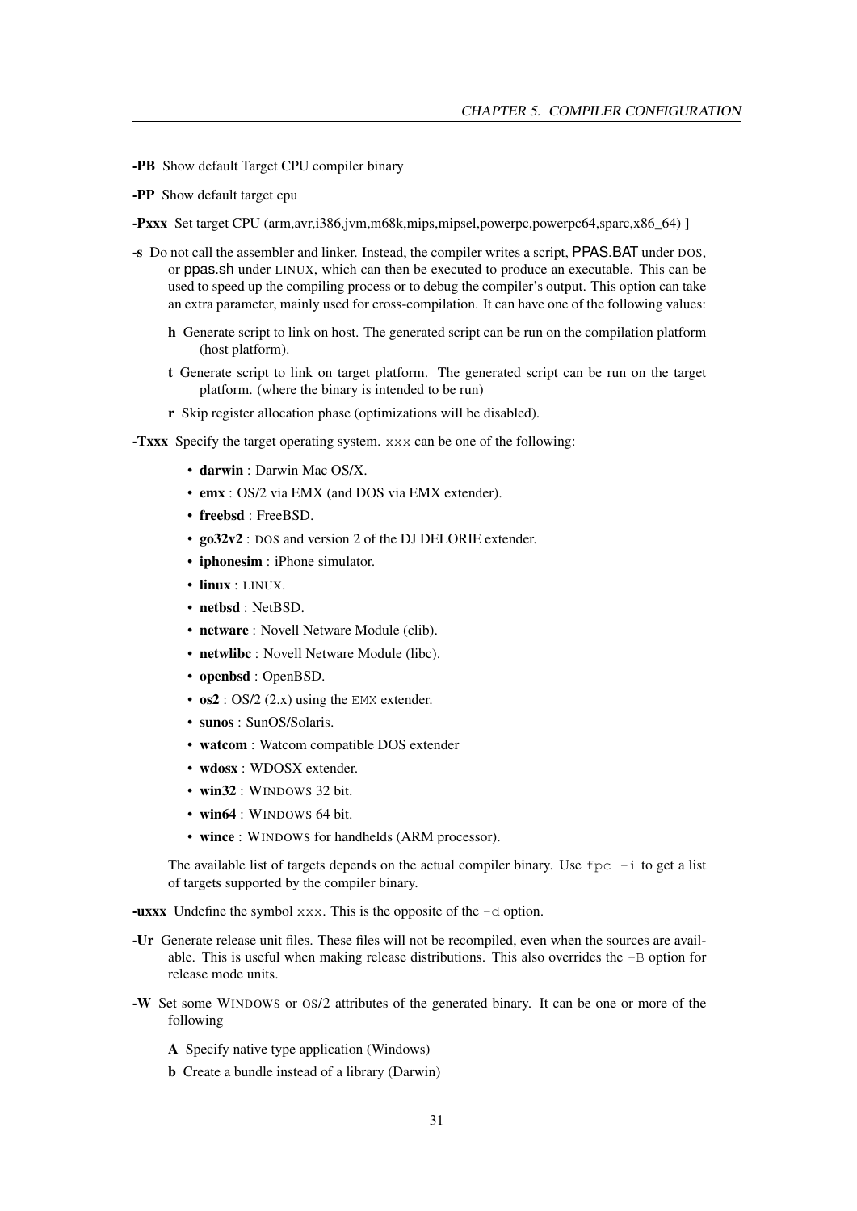**-PB** Show default Target CPU compiler binary

**-PP** Show default target cpu

**-Pxxx** Set target CPU (arm,avr,i386,jvm,m68k,mips,mipsel,powerpc,powerpc64,sparc,x86_64) ]

**-s** Do not call the assembler and linker. Instead, the compiler writes a script, PPAS.BAT under DOS, or ppas.sh under LINUX, which can then be executed to produce an executable. This can be used to speed up the compiling process or to debug the compiler's output. This option can take an extra parameter, mainly used for cross-compilation. It can have one of the following values:

  **h** Generate script to link on host. The generated script can be run on the compilation platform (host platform).

  **t** Generate script to link on target platform. The generated script can be run on the target platform. (where the binary is intended to be run)

  **r** Skip register allocation phase (optimizations will be disabled).

**-Txxx** Specify the target operating system. `xxx` can be one of the following:

- **darwin** : Darwin Mac OS/X.
- **emx** : OS/2 via EMX (and DOS via EMX extender).
- **freebsd** : FreeBSD.
- **go32v2** : DOS and version 2 of the DJ DELORIE extender.
- **iphonesim** : iPhone simulator.
- **linux** : LINUX.
- **netbsd** : NetBSD.
- **netware** : Novell Netware Module (clib).
- **netwlibc** : Novell Netware Module (libc).
- **openbsd** : OpenBSD.
- **os2** : OS/2 (2.x) using the `EMX` extender.
- **sunos** : SunOS/Solaris.
- **watcom** : Watcom compatible DOS extender
- **wdosx** : WDOSX extender.
- **win32** : WINDOWS 32 bit.
- **win64** : WINDOWS 64 bit.
- **wince** : WINDOWS for handhelds (ARM processor).

The available list of targets depends on the actual compiler binary. Use `fpc -i` to get a list of targets supported by the compiler binary.

**-uxxx** Undefine the symbol `xxx`. This is the opposite of the `-d` option.

**-Ur** Generate release unit files. These files will not be recompiled, even when the sources are available. This is useful when making release distributions. This also overrides the `-B` option for release mode units.

**-W** Set some WINDOWS or OS/2 attributes of the generated binary. It can be one or more of the following

  **A** Specify native type application (Windows)

  **b** Create a bundle instead of a library (Darwin)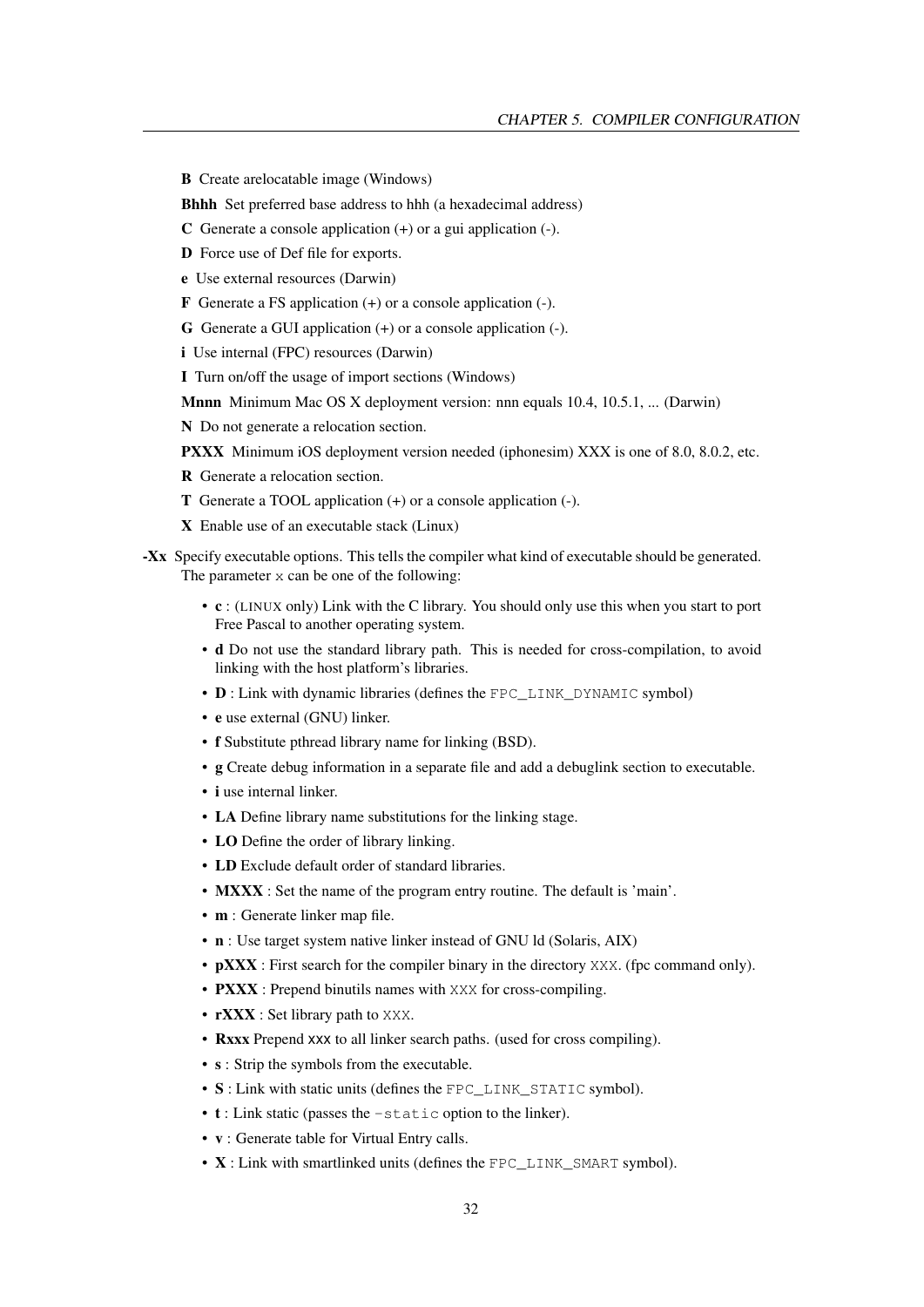**B** Create arelocatable image (Windows)

**Bhhh** Set preferred base address to hhh (a hexadecimal address)

**C** Generate a console application (+) or a gui application (-).

**D** Force use of Def file for exports.

**e** Use external resources (Darwin)

**F** Generate a FS application (+) or a console application (-).

**G** Generate a GUI application (+) or a console application (-).

**i** Use internal (FPC) resources (Darwin)

**I** Turn on/off the usage of import sections (Windows)

**Mnnn** Minimum Mac OS X deployment version: nnn equals 10.4, 10.5.1, ... (Darwin)

**N** Do not generate a relocation section.

**PXXX** Minimum iOS deployment version needed (iphonesim) XXX is one of 8.0, 8.0.2, etc.

**R** Generate a relocation section.

**T** Generate a TOOL application (+) or a console application (-).

**X** Enable use of an executable stack (Linux)

**-Xx** Specify executable options. This tells the compiler what kind of executable should be generated. The parameter `x` can be one of the following:

- **c** : (LINUX only) Link with the C library. You should only use this when you start to port Free Pascal to another operating system.
- **d** Do not use the standard library path. This is needed for cross-compilation, to avoid linking with the host platform's libraries.
- **D** : Link with dynamic libraries (defines the `FPC_LINK_DYNAMIC` symbol)
- **e** use external (GNU) linker.
- **f** Substitute pthread library name for linking (BSD).
- **g** Create debug information in a separate file and add a debuglink section to executable.
- **i** use internal linker.
- **LA** Define library name substitutions for the linking stage.
- **LO** Define the order of library linking.
- **LD** Exclude default order of standard libraries.
- **MXXX** : Set the name of the program entry routine. The default is 'main'.
- **m** : Generate linker map file.
- **n** : Use target system native linker instead of GNU ld (Solaris, AIX)
- **pXXX** : First search for the compiler binary in the directory `XXX`. (fpc command only).
- **PXXX** : Prepend binutils names with `XXX` for cross-compiling.
- **rXXX** : Set library path to `XXX`.
- **Rxxx** Prepend xxx to all linker search paths. (used for cross compiling).
- **s** : Strip the symbols from the executable.
- **S** : Link with static units (defines the `FPC_LINK_STATIC` symbol).
- **t** : Link static (passes the `-static` option to the linker).
- **v** : Generate table for Virtual Entry calls.
- **X** : Link with smartlinked units (defines the `FPC_LINK_SMART` symbol).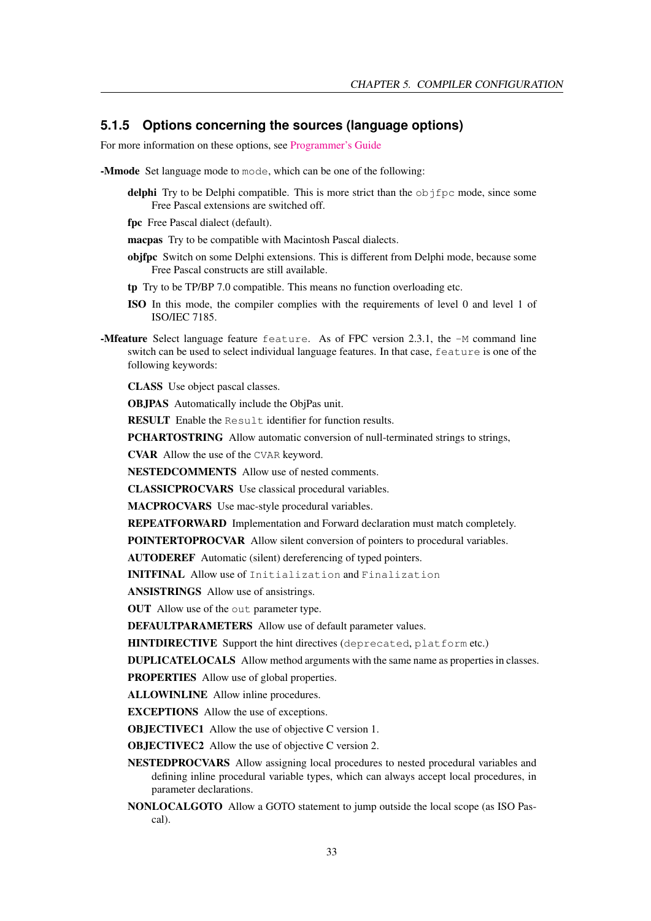### 5.1.5 Options concerning the sources (language options)

For more information on these options, see Programmer's Guide

**-Mmode** Set language mode to `mode`, which can be one of the following:

- **delphi** Try to be Delphi compatible. This is more strict than the `objfpc` mode, since some Free Pascal extensions are switched off.
- **fpc** Free Pascal dialect (default).
- **macpas** Try to be compatible with Macintosh Pascal dialects.
- **objfpc** Switch on some Delphi extensions. This is different from Delphi mode, because some Free Pascal constructs are still available.
- **tp** Try to be TP/BP 7.0 compatible. This means no function overloading etc.
- **ISO** In this mode, the compiler complies with the requirements of level 0 and level 1 of ISO/IEC 7185.

**-Mfeature** Select language feature `feature`. As of FPC version 2.3.1, the `-M` command line switch can be used to select individual language features. In that case, `feature` is one of the following keywords:

- **CLASS** Use object pascal classes.
- **OBJPAS** Automatically include the ObjPas unit.
- **RESULT** Enable the `Result` identifier for function results.
- **PCHARTOSTRING** Allow automatic conversion of null-terminated strings to strings,
- **CVAR** Allow the use of the `CVAR` keyword.
- **NESTEDCOMMENTS** Allow use of nested comments.
- **CLASSICPROCVARS** Use classical procedural variables.
- **MACPROCVARS** Use mac-style procedural variables.
- **REPEATFORWARD** Implementation and Forward declaration must match completely.
- **POINTERTOPROCVAR** Allow silent conversion of pointers to procedural variables.
- **AUTODEREF** Automatic (silent) dereferencing of typed pointers.
- **INITFINAL** Allow use of `Initialization` and `Finalization`
- **ANSISTRINGS** Allow use of ansistrings.
- **OUT** Allow use of the `out` parameter type.
- **DEFAULTPARAMETERS** Allow use of default parameter values.
- **HINTDIRECTIVE** Support the hint directives (`deprecated`, `platform` etc.)
- **DUPLICATELOCALS** Allow method arguments with the same name as properties in classes.
- **PROPERTIES** Allow use of global properties.
- **ALLOWINLINE** Allow inline procedures.
- **EXCEPTIONS** Allow the use of exceptions.
- **OBJECTIVEC1** Allow the use of objective C version 1.
- **OBJECTIVEC2** Allow the use of objective C version 2.
- **NESTEDPROCVARS** Allow assigning local procedures to nested procedural variables and defining inline procedural variable types, which can always accept local procedures, in parameter declarations.
- **NONLOCALGOTO** Allow a GOTO statement to jump outside the local scope (as ISO Pascal).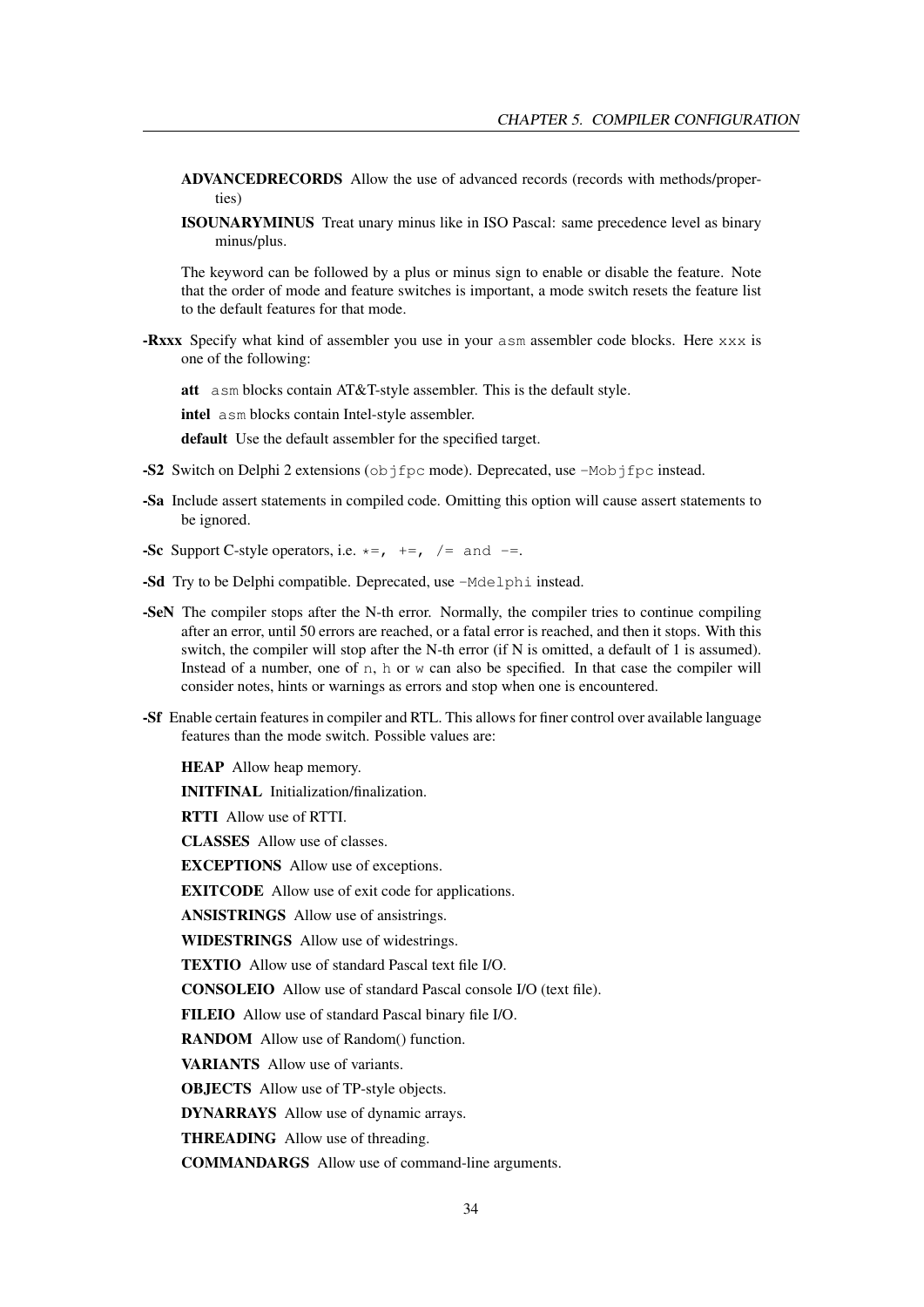**ADVANCEDRECORDS** Allow the use of advanced records (records with methods/properties)

**ISOUNARYMINUS** Treat unary minus like in ISO Pascal: same precedence level as binary minus/plus.

The keyword can be followed by a plus or minus sign to enable or disable the feature. Note that the order of mode and feature switches is important, a mode switch resets the feature list to the default features for that mode.

**-Rxxx** Specify what kind of assembler you use in your `asm` assembler code blocks. Here `xxx` is one of the following:

**att** `asm` blocks contain AT&T-style assembler. This is the default style.

**intel** `asm` blocks contain Intel-style assembler.

**default** Use the default assembler for the specified target.

**-S2** Switch on Delphi 2 extensions (`objfpc` mode). Deprecated, use `-Mobjfpc` instead.

**-Sa** Include assert statements in compiled code. Omitting this option will cause assert statements to be ignored.

**-Sc** Support C-style operators, i.e. `*=, +=, /= and -=`.

**-Sd** Try to be Delphi compatible. Deprecated, use `-Mdelphi` instead.

**-SeN** The compiler stops after the N-th error. Normally, the compiler tries to continue compiling after an error, until 50 errors are reached, or a fatal error is reached, and then it stops. With this switch, the compiler will stop after the N-th error (if N is omitted, a default of 1 is assumed). Instead of a number, one of `n`, `h` or `w` can also be specified. In that case the compiler will consider notes, hints or warnings as errors and stop when one is encountered.

**-Sf** Enable certain features in compiler and RTL. This allows for finer control over available language features than the mode switch. Possible values are:

**HEAP** Allow heap memory.

**INITFINAL** Initialization/finalization.

**RTTI** Allow use of RTTI.

**CLASSES** Allow use of classes.

**EXCEPTIONS** Allow use of exceptions.

**EXITCODE** Allow use of exit code for applications.

**ANSISTRINGS** Allow use of ansistrings.

**WIDESTRINGS** Allow use of widestrings.

**TEXTIO** Allow use of standard Pascal text file I/O.

**CONSOLEIO** Allow use of standard Pascal console I/O (text file).

**FILEIO** Allow use of standard Pascal binary file I/O.

**RANDOM** Allow use of Random() function.

**VARIANTS** Allow use of variants.

**OBJECTS** Allow use of TP-style objects.

**DYNARRAYS** Allow use of dynamic arrays.

**THREADING** Allow use of threading.

**COMMANDARGS** Allow use of command-line arguments.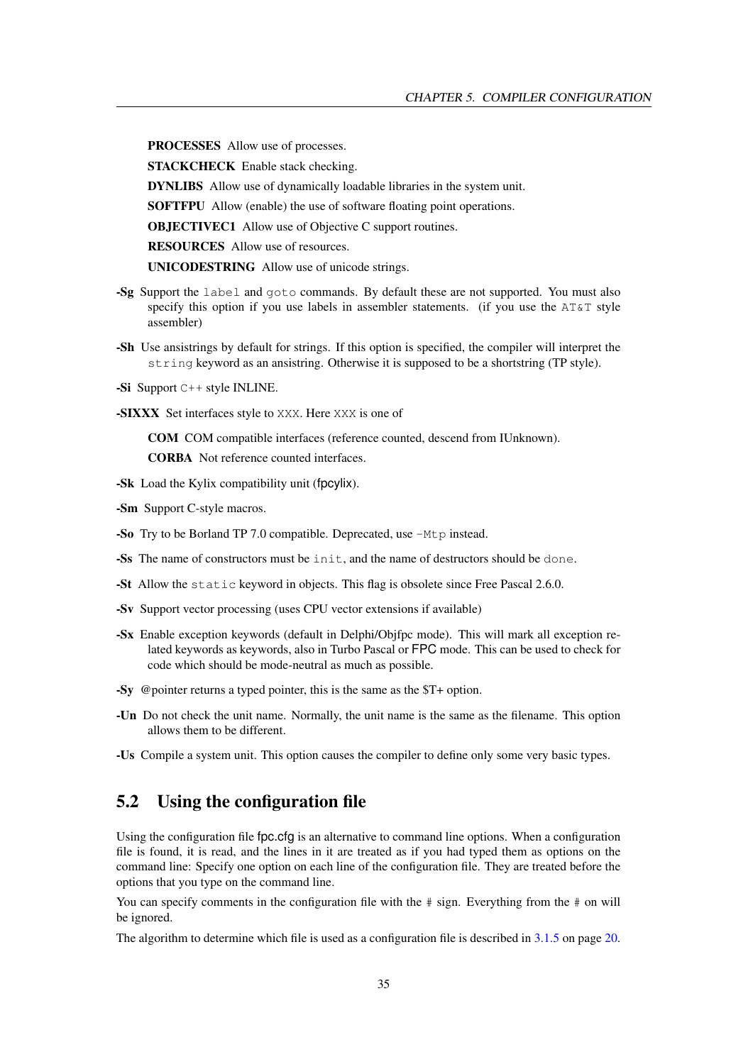**PROCESSES** Allow use of processes.

**STACKCHECK** Enable stack checking.

**DYNLIBS** Allow use of dynamically loadable libraries in the system unit.

**SOFTFPU** Allow (enable) the use of software floating point operations.

**OBJECTIVEC1** Allow use of Objective C support routines.

**RESOURCES** Allow use of resources.

**UNICODESTRING** Allow use of unicode strings.

**-Sg** Support the `label` and `goto` commands. By default these are not supported. You must also specify this option if you use labels in assembler statements. (if you use the `AT&T` style assembler)

**-Sh** Use ansistrings by default for strings. If this option is specified, the compiler will interpret the `string` keyword as an ansistring. Otherwise it is supposed to be a shortstring (TP style).

**-Si** Support `C++` style INLINE.

**-SIXXX** Set interfaces style to `XXX`. Here `XXX` is one of

**COM** COM compatible interfaces (reference counted, descend from IUnknown).

**CORBA** Not reference counted interfaces.

**-Sk** Load the Kylix compatibility unit (fpcylix).

**-Sm** Support C-style macros.

**-So** Try to be Borland TP 7.0 compatible. Deprecated, use `-Mtp` instead.

**-Ss** The name of constructors must be `init`, and the name of destructors should be `done`.

**-St** Allow the `static` keyword in objects. This flag is obsolete since Free Pascal 2.6.0.

**-Sv** Support vector processing (uses CPU vector extensions if available)

**-Sx** Enable exception keywords (default in Delphi/Objfpc mode). This will mark all exception related keywords as keywords, also in Turbo Pascal or FPC mode. This can be used to check for code which should be mode-neutral as much as possible.

**-Sy** @pointer returns a typed pointer, this is the same as the $T+ option.

**-Un** Do not check the unit name. Normally, the unit name is the same as the filename. This option allows them to be different.

**-Us** Compile a system unit. This option causes the compiler to define only some very basic types.

## 5.2 Using the configuration file

Using the configuration file fpc.cfg is an alternative to command line options. When a configuration file is found, it is read, and the lines in it are treated as if you had typed them as options on the command line: Specify one option on each line of the configuration file. They are treated before the options that you type on the command line.

You can specify comments in the configuration file with the `#` sign. Everything from the `#` on will be ignored.

The algorithm to determine which file is used as a configuration file is described in 3.1.5 on page 20.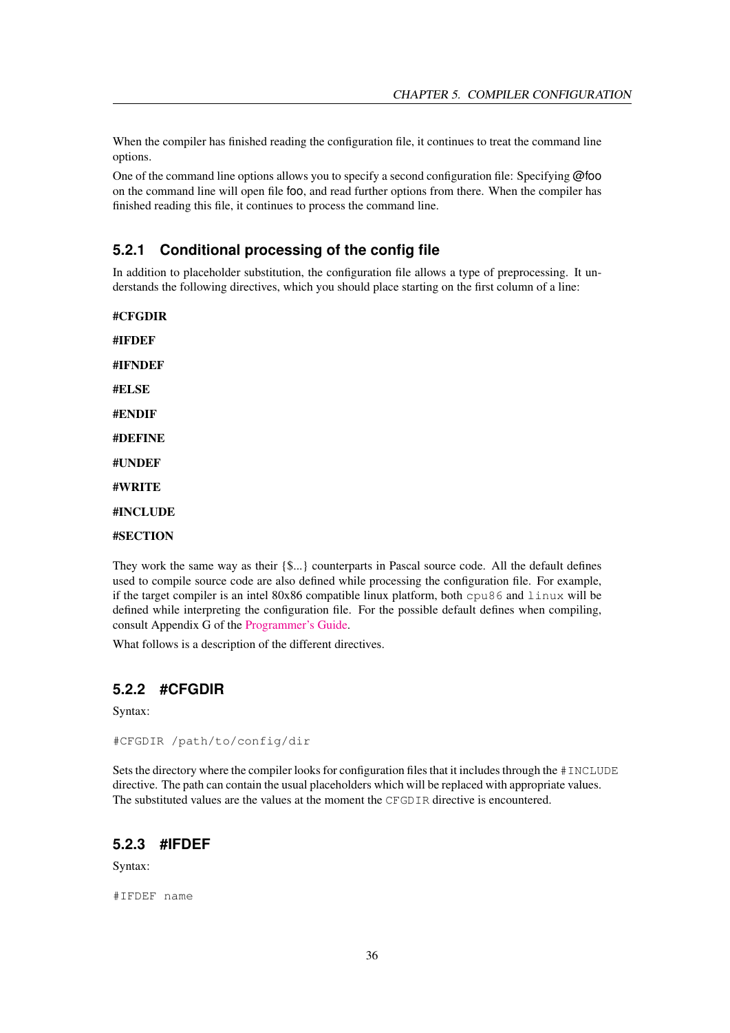When the compiler has finished reading the configuration file, it continues to treat the command line options.

One of the command line options allows you to specify a second configuration file: Specifying @foo on the command line will open file foo, and read further options from there. When the compiler has finished reading this file, it continues to process the command line.

### 5.2.1 Conditional processing of the config file

In addition to placeholder substitution, the configuration file allows a type of preprocessing. It understands the following directives, which you should place starting on the first column of a line:

**#CFGDIR**

**#IFDEF**

**#IFNDEF**

**#ELSE**

**#ENDIF**

**#DEFINE**

**#UNDEF**

**#WRITE**

**#INCLUDE**

**#SECTION**

They work the same way as their {$...} counterparts in Pascal source code. All the default defines used to compile source code are also defined while processing the configuration file. For example, if the target compiler is an intel 80x86 compatible linux platform, both `cpu86` and `linux` will be defined while interpreting the configuration file. For the possible default defines when compiling, consult Appendix G of the Programmer's Guide.

What follows is a description of the different directives.

### 5.2.2 #CFGDIR

Syntax:

```
#CFGDIR /path/to/config/dir
```

Sets the directory where the compiler looks for configuration files that it includes through the `#INCLUDE` directive. The path can contain the usual placeholders which will be replaced with appropriate values. The substituted values are the values at the moment the `CFGDIR` directive is encountered.

### 5.2.3 #IFDEF

Syntax:

```
#IFDEF name
```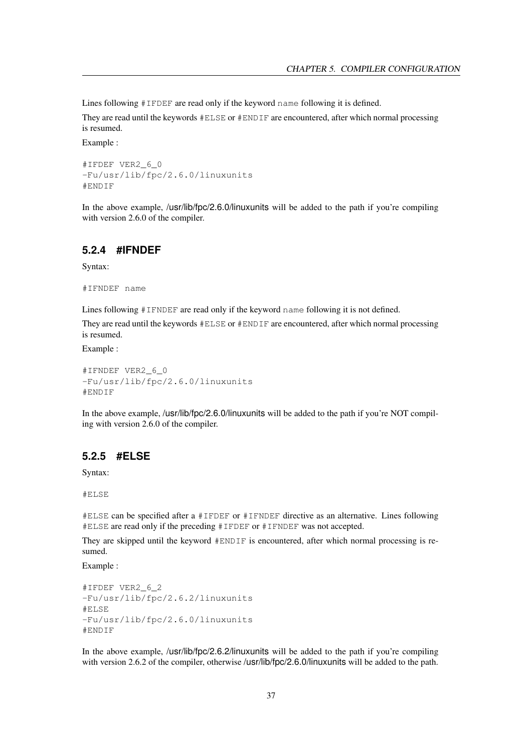Lines following `#IFDEF` are read only if the keyword `name` following it is defined.

They are read until the keywords `#ELSE` or `#ENDIF` are encountered, after which normal processing is resumed.

Example :

```
#IFDEF VER2_6_0
-Fu/usr/lib/fpc/2.6.0/linuxunits
#ENDIF
```

In the above example, /usr/lib/fpc/2.6.0/linuxunits will be added to the path if you're compiling with version 2.6.0 of the compiler.

### 5.2.4 #IFNDEF

Syntax:

```
#IFNDEF name
```

Lines following `#IFNDEF` are read only if the keyword `name` following it is not defined.

They are read until the keywords `#ELSE` or `#ENDIF` are encountered, after which normal processing is resumed.

Example :

```
#IFNDEF VER2_6_0
-Fu/usr/lib/fpc/2.6.0/linuxunits
#ENDIF
```

In the above example, /usr/lib/fpc/2.6.0/linuxunits will be added to the path if you're NOT compiling with version 2.6.0 of the compiler.

### 5.2.5 #ELSE

Syntax:

```
#ELSE
```

`#ELSE` can be specified after a `#IFDEF` or `#IFNDEF` directive as an alternative. Lines following `#ELSE` are read only if the preceding `#IFDEF` or `#IFNDEF` was not accepted.

They are skipped until the keyword `#ENDIF` is encountered, after which normal processing is resumed.

Example :

```
#IFDEF VER2_6_2
-Fu/usr/lib/fpc/2.6.2/linuxunits
#ELSE
-Fu/usr/lib/fpc/2.6.0/linuxunits
#ENDIF
```

In the above example, /usr/lib/fpc/2.6.2/linuxunits will be added to the path if you're compiling with version 2.6.2 of the compiler, otherwise /usr/lib/fpc/2.6.0/linuxunits will be added to the path.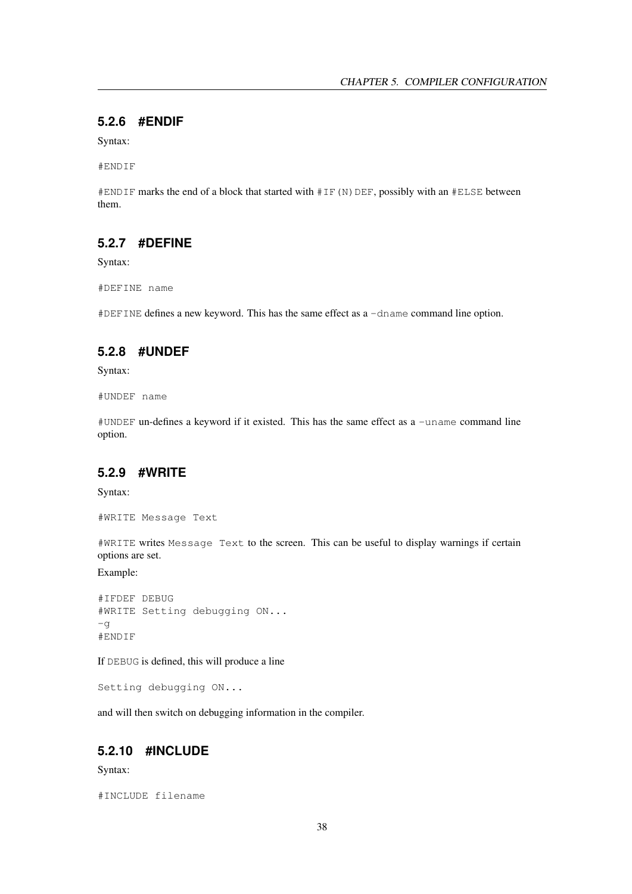### 5.2.6 #ENDIF

Syntax:

```
#ENDIF
```

`#ENDIF` marks the end of a block that started with `#IF(N)DEF`, possibly with an `#ELSE` between them.

### 5.2.7 #DEFINE

Syntax:

```
#DEFINE name
```

`#DEFINE` defines a new keyword. This has the same effect as a `-dname` command line option.

### 5.2.8 #UNDEF

Syntax:

```
#UNDEF name
```

`#UNDEF` un-defines a keyword if it existed. This has the same effect as a `-uname` command line option.

### 5.2.9 #WRITE

Syntax:

```
#WRITE Message Text
```

`#WRITE` writes `Message Text` to the screen. This can be useful to display warnings if certain options are set.

Example:

```
#IFDEF DEBUG
#WRITE Setting debugging ON...
-g
#ENDIF
```

If `DEBUG` is defined, this will produce a line

```
Setting debugging ON...
```

and will then switch on debugging information in the compiler.

### 5.2.10 #INCLUDE

Syntax:

```
#INCLUDE filename
```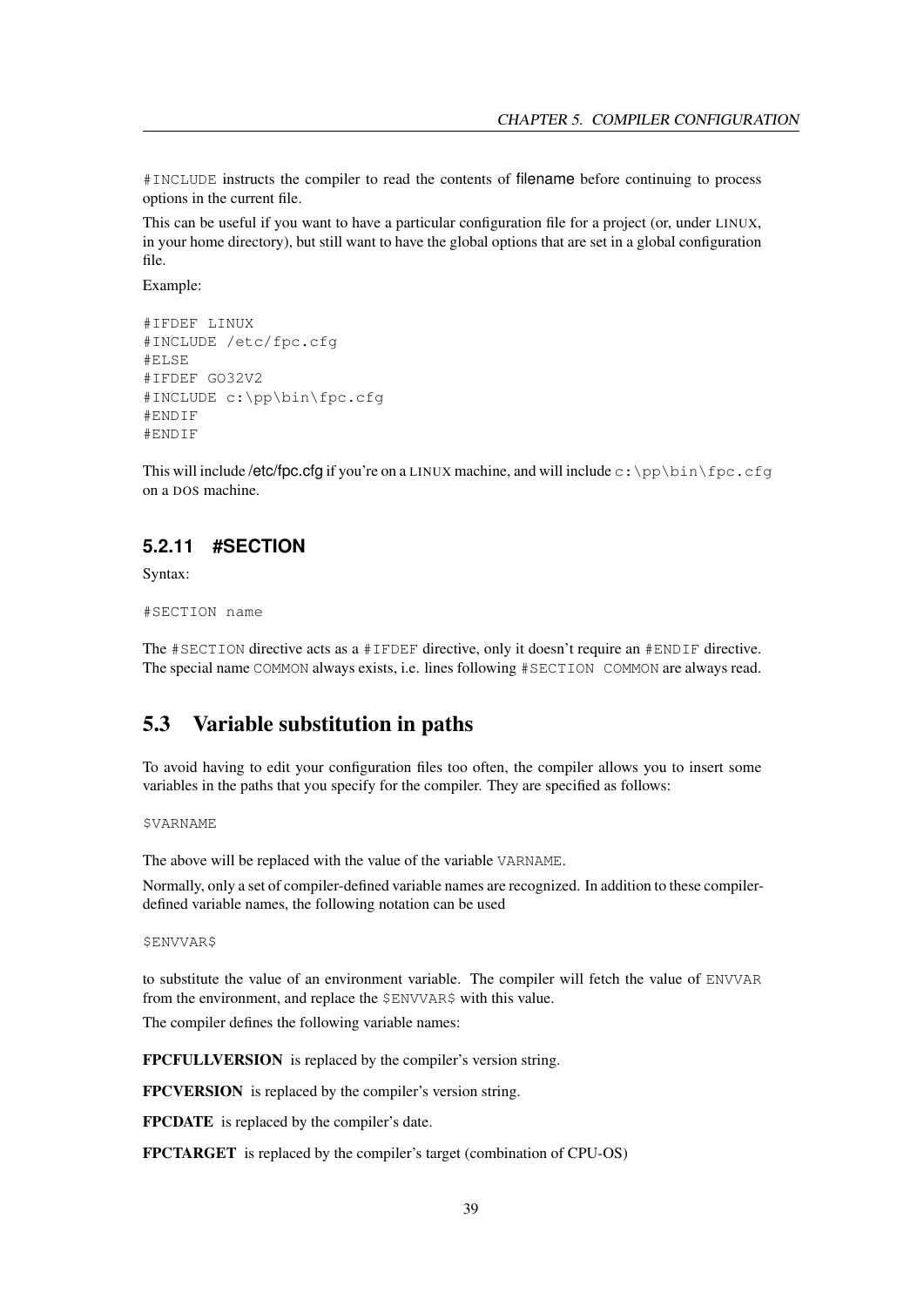`#INCLUDE` instructs the compiler to read the contents of filename before continuing to process options in the current file.

This can be useful if you want to have a particular configuration file for a project (or, under LINUX, in your home directory), but still want to have the global options that are set in a global configuration file.

Example:

```
#IFDEF LINUX
#INCLUDE /etc/fpc.cfg
#ELSE
#IFDEF GO32V2
#INCLUDE c:\pp\bin\fpc.cfg
#ENDIF
#ENDIF
```

This will include /etc/fpc.cfg if you're on a LINUX machine, and will include `c:\pp\bin\fpc.cfg` on a DOS machine.

### 5.2.11 #SECTION

Syntax:

```
#SECTION name
```

The `#SECTION` directive acts as a `#IFDEF` directive, only it doesn't require an `#ENDIF` directive. The special name `COMMON` always exists, i.e. lines following `#SECTION COMMON` are always read.

## 5.3 Variable substitution in paths

To avoid having to edit your configuration files too often, the compiler allows you to insert some variables in the paths that you specify for the compiler. They are specified as follows:

```
$VARNAME
```

The above will be replaced with the value of the variable `VARNAME`.

Normally, only a set of compiler-defined variable names are recognized. In addition to these compiler-defined variable names, the following notation can be used

```
$ENVVAR$
```

to substitute the value of an environment variable. The compiler will fetch the value of `ENVVAR` from the environment, and replace the `$ENVVAR$` with this value.

The compiler defines the following variable names:

**FPCFULLVERSION** is replaced by the compiler's version string.

**FPCVERSION** is replaced by the compiler's version string.

**FPCDATE** is replaced by the compiler's date.

**FPCTARGET** is replaced by the compiler's target (combination of CPU-OS)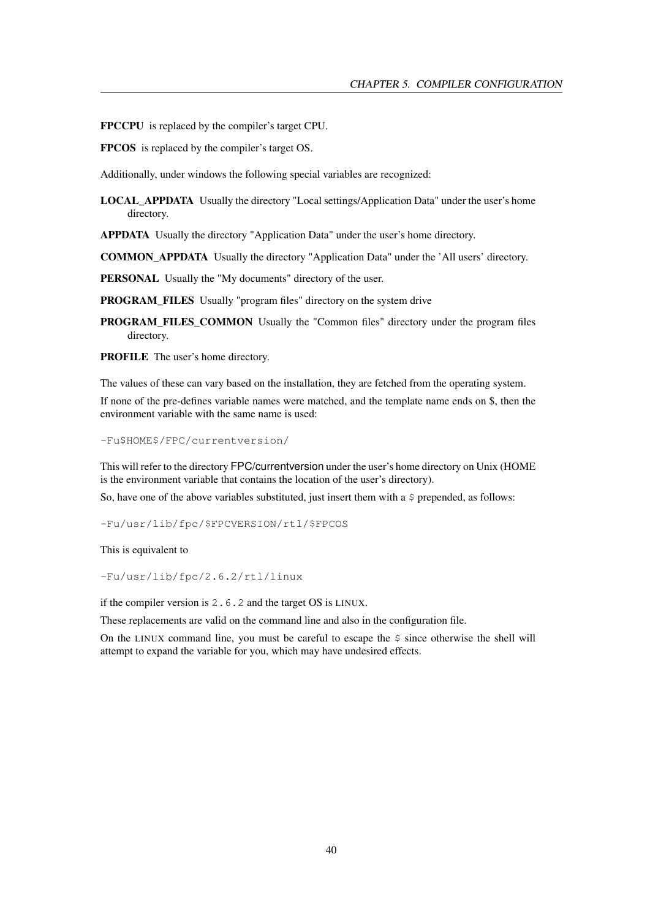**FPCCPU** is replaced by the compiler's target CPU.

**FPCOS** is replaced by the compiler's target OS.

Additionally, under windows the following special variables are recognized:

**LOCAL_APPDATA** Usually the directory "Local settings/Application Data" under the user's home directory.

**APPDATA** Usually the directory "Application Data" under the user's home directory.

**COMMON_APPDATA** Usually the directory "Application Data" under the 'All users' directory.

**PERSONAL** Usually the "My documents" directory of the user.

**PROGRAM_FILES** Usually "program files" directory on the system drive

**PROGRAM_FILES_COMMON** Usually the "Common files" directory under the program files directory.

**PROFILE** The user's home directory.

The values of these can vary based on the installation, they are fetched from the operating system.

If none of the pre-defines variable names were matched, and the template name ends on $, then the environment variable with the same name is used:

```
-Fu$HOME$/FPC/currentversion/
```

This will refer to the directory FPC/currentversion under the user's home directory on Unix (HOME is the environment variable that contains the location of the user's directory).

So, have one of the above variables substituted, just insert them with a `$` prepended, as follows:

```
-Fu/usr/lib/fpc/$FPCVERSION/rtl/$FPCOS
```

This is equivalent to

```
-Fu/usr/lib/fpc/2.6.2/rtl/linux
```

if the compiler version is `2.6.2` and the target OS is LINUX.

These replacements are valid on the command line and also in the configuration file.

On the LINUX command line, you must be careful to escape the `$` since otherwise the shell will attempt to expand the variable for you, which may have undesired effects.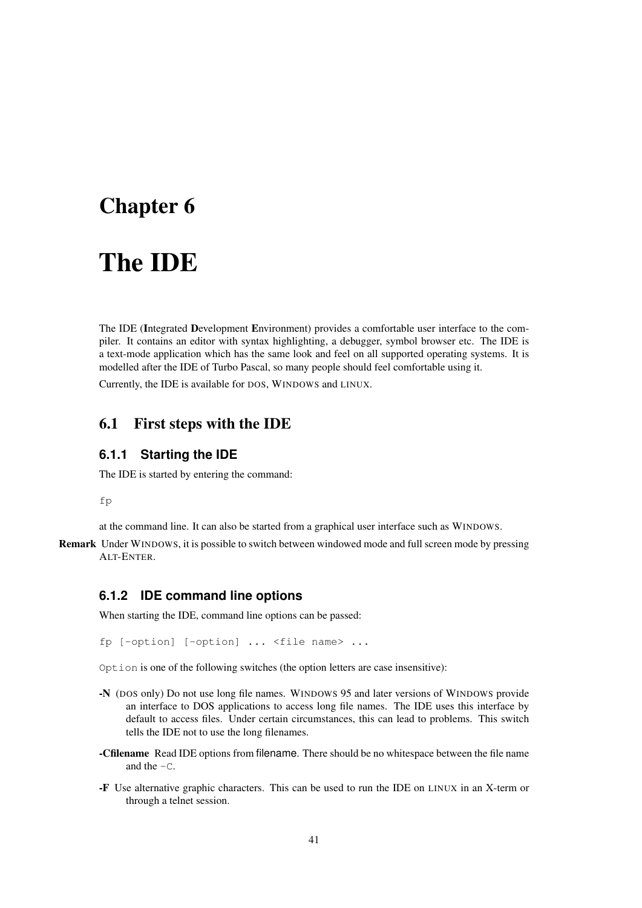# Chapter 6

# The IDE

The IDE (**I**ntegrated **D**evelopment **E**nvironment) provides a comfortable user interface to the compiler. It contains an editor with syntax highlighting, a debugger, symbol browser etc. The IDE is a text-mode application which has the same look and feel on all supported operating systems. It is modelled after the IDE of Turbo Pascal, so many people should feel comfortable using it.

Currently, the IDE is available for DOS, WINDOWS and LINUX.

## 6.1 First steps with the IDE

### 6.1.1 Starting the IDE

The IDE is started by entering the command:

```
fp
```

at the command line. It can also be started from a graphical user interface such as WINDOWS.

**Remark** Under WINDOWS, it is possible to switch between windowed mode and full screen mode by pressing ALT-ENTER.

### 6.1.2 IDE command line options

When starting the IDE, command line options can be passed:

```
fp [-option] [-option] ... <file name> ...
```

`Option` is one of the following switches (the option letters are case insensitive):

**-N** (DOS only) Do not use long file names. WINDOWS 95 and later versions of WINDOWS provide an interface to DOS applications to access long file names. The IDE uses this interface by default to access files. Under certain circumstances, this can lead to problems. This switch tells the IDE not to use the long filenames.

**-Cfilename** Read IDE options from filename. There should be no whitespace between the file name and the `-C`.

**-F** Use alternative graphic characters. This can be used to run the IDE on LINUX in an X-term or through a telnet session.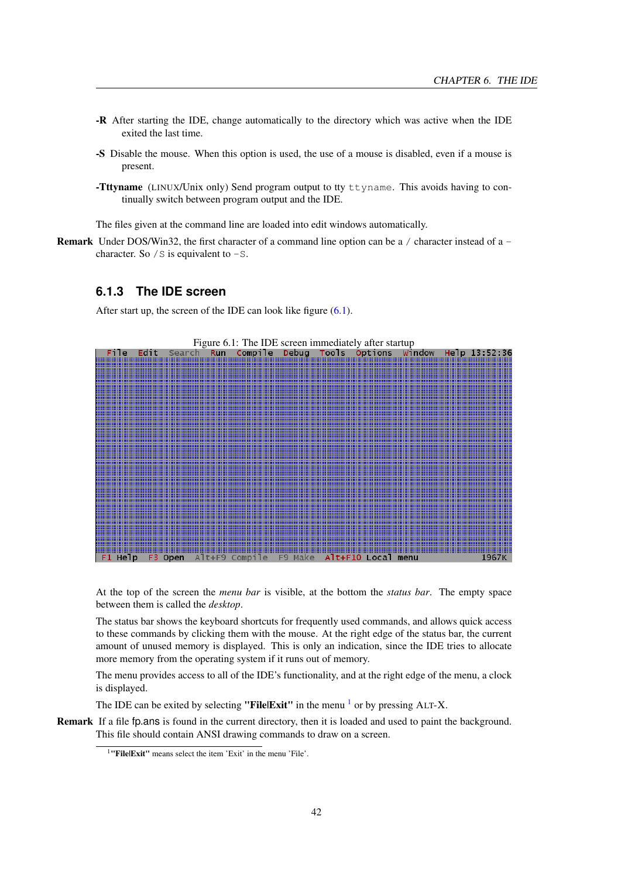**-R** After starting the IDE, change automatically to the directory which was active when the IDE exited the last time.

**-S** Disable the mouse. When this option is used, the use of a mouse is disabled, even if a mouse is present.

**-Tttyname** (LINUX/Unix only) Send program output to tty `ttyname`. This avoids having to continually switch between program output and the IDE.

The files given at the command line are loaded into edit windows automatically.

**Remark** Under DOS/Win32, the first character of a command line option can be a `/` character instead of a `-` character. So `/S` is equivalent to `-S`.

### 6.1.3 The IDE screen

After start up, the screen of the IDE can look like figure (6.1).

Figure 6.1: The IDE screen immediately after startup

At the top of the screen the *menu bar* is visible, at the bottom the *status bar*. The empty space between them is called the *desktop*.

The status bar shows the keyboard shortcuts for frequently used commands, and allows quick access to these commands by clicking them with the mouse. At the right edge of the status bar, the current amount of unused memory is displayed. This is only an indication, since the IDE tries to allocate more memory from the operating system if it runs out of memory.

The menu provides access to all of the IDE's functionality, and at the right edge of the menu, a clock is displayed.

The IDE can be exited by selecting **"File|Exit"** in the menu [1] or by pressing ALT-X.

**Remark** If a file fp.ans is found in the current directory, then it is loaded and used to paint the background. This file should contain ANSI drawing commands to draw on a screen.

[1] **"File|Exit"** means select the item 'Exit' in the menu 'File'.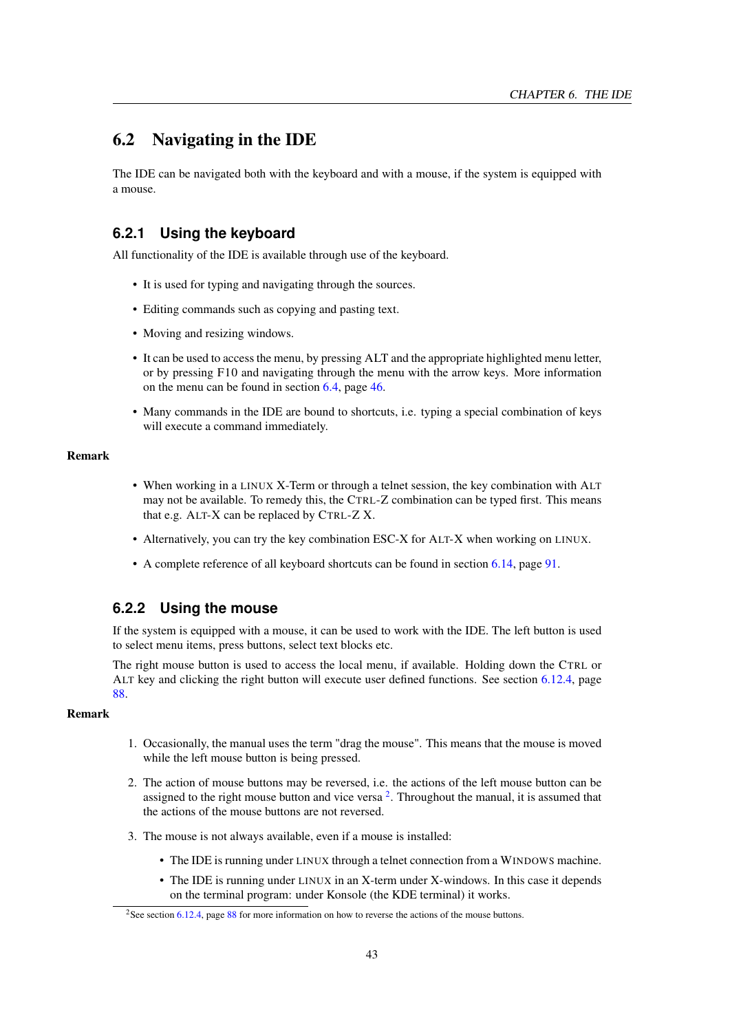## 6.2 Navigating in the IDE

The IDE can be navigated both with the keyboard and with a mouse, if the system is equipped with a mouse.

### 6.2.1 Using the keyboard

All functionality of the IDE is available through use of the keyboard.

- It is used for typing and navigating through the sources.
- Editing commands such as copying and pasting text.
- Moving and resizing windows.
- It can be used to access the menu, by pressing ALT and the appropriate highlighted menu letter, or by pressing F10 and navigating through the menu with the arrow keys. More information on the menu can be found in section 6.4, page 46.
- Many commands in the IDE are bound to shortcuts, i.e. typing a special combination of keys will execute a command immediately.

**Remark**

- When working in a LINUX X-Term or through a telnet session, the key combination with ALT may not be available. To remedy this, the CTRL-Z combination can be typed first. This means that e.g. ALT-X can be replaced by CTRL-Z X.
- Alternatively, you can try the key combination ESC-X for ALT-X when working on LINUX.
- A complete reference of all keyboard shortcuts can be found in section 6.14, page 91.

### 6.2.2 Using the mouse

If the system is equipped with a mouse, it can be used to work with the IDE. The left button is used to select menu items, press buttons, select text blocks etc.

The right mouse button is used to access the local menu, if available. Holding down the CTRL or ALT key and clicking the right button will execute user defined functions. See section 6.12.4, page 88.

**Remark**

1. Occasionally, the manual uses the term "drag the mouse". This means that the mouse is moved while the left mouse button is being pressed.
2. The action of mouse buttons may be reversed, i.e. the actions of the left mouse button can be assigned to the right mouse button and vice versa [2]. Throughout the manual, it is assumed that the actions of the mouse buttons are not reversed.
3. The mouse is not always available, even if a mouse is installed:
   - The IDE is running under LINUX through a telnet connection from a WINDOWS machine.
   - The IDE is running under LINUX in an X-term under X-windows. In this case it depends on the terminal program: under Konsole (the KDE terminal) it works.

[2] See section 6.12.4, page 88 for more information on how to reverse the actions of the mouse buttons.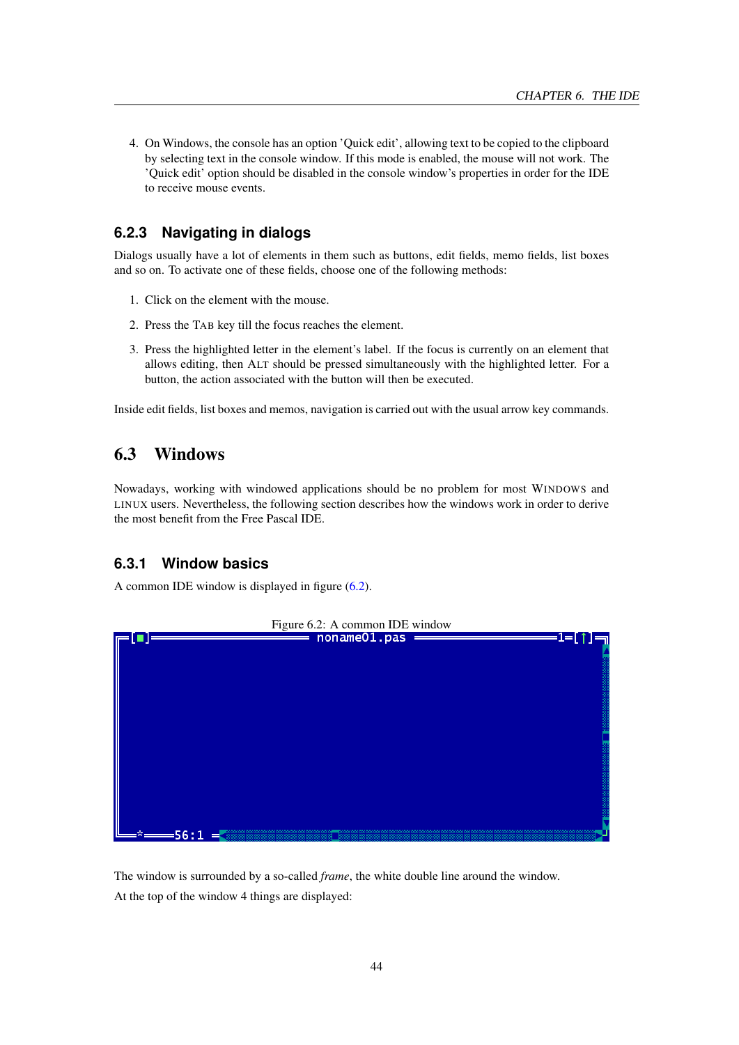4. On Windows, the console has an option 'Quick edit', allowing text to be copied to the clipboard by selecting text in the console window. If this mode is enabled, the mouse will not work. The 'Quick edit' option should be disabled in the console window's properties in order for the IDE to receive mouse events.

### 6.2.3 Navigating in dialogs

Dialogs usually have a lot of elements in them such as buttons, edit fields, memo fields, list boxes and so on. To activate one of these fields, choose one of the following methods:

1. Click on the element with the mouse.
2. Press the TAB key till the focus reaches the element.
3. Press the highlighted letter in the element's label. If the focus is currently on an element that allows editing, then ALT should be pressed simultaneously with the highlighted letter. For a button, the action associated with the button will then be executed.

Inside edit fields, list boxes and memos, navigation is carried out with the usual arrow key commands.

## 6.3 Windows

Nowadays, working with windowed applications should be no problem for most WINDOWS and LINUX users. Nevertheless, the following section describes how the windows work in order to derive the most benefit from the Free Pascal IDE.

### 6.3.1 Window basics

A common IDE window is displayed in figure (6.2).

Figure 6.2: A common IDE window

The window is surrounded by a so-called *frame*, the white double line around the window.

At the top of the window 4 things are displayed: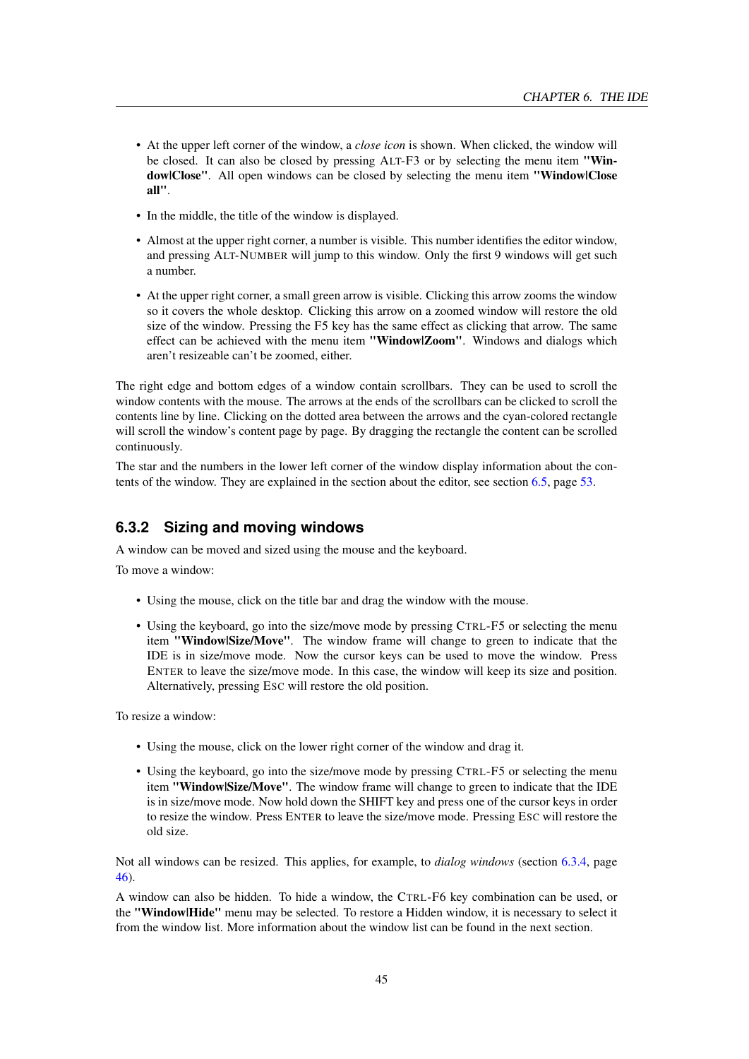- At the upper left corner of the window, a *close icon* is shown. When clicked, the window will be closed. It can also be closed by pressing ALT-F3 or by selecting the menu item **"Window|Close"**. All open windows can be closed by selecting the menu item **"Window|Close all"**.
- In the middle, the title of the window is displayed.
- Almost at the upper right corner, a number is visible. This number identifies the editor window, and pressing ALT-NUMBER will jump to this window. Only the first 9 windows will get such a number.
- At the upper right corner, a small green arrow is visible. Clicking this arrow zooms the window so it covers the whole desktop. Clicking this arrow on a zoomed window will restore the old size of the window. Pressing the F5 key has the same effect as clicking that arrow. The same effect can be achieved with the menu item **"Window|Zoom"**. Windows and dialogs which aren't resizeable can't be zoomed, either.

The right edge and bottom edges of a window contain scrollbars. They can be used to scroll the window contents with the mouse. The arrows at the ends of the scrollbars can be clicked to scroll the contents line by line. Clicking on the dotted area between the arrows and the cyan-colored rectangle will scroll the window's content page by page. By dragging the rectangle the content can be scrolled continuously.

The star and the numbers in the lower left corner of the window display information about the contents of the window. They are explained in the section about the editor, see section 6.5, page 53.

### 6.3.2 Sizing and moving windows

A window can be moved and sized using the mouse and the keyboard.

To move a window:

- Using the mouse, click on the title bar and drag the window with the mouse.
- Using the keyboard, go into the size/move mode by pressing CTRL-F5 or selecting the menu item **"Window|Size/Move"**. The window frame will change to green to indicate that the IDE is in size/move mode. Now the cursor keys can be used to move the window. Press ENTER to leave the size/move mode. In this case, the window will keep its size and position. Alternatively, pressing ESC will restore the old position.

To resize a window:

- Using the mouse, click on the lower right corner of the window and drag it.
- Using the keyboard, go into the size/move mode by pressing CTRL-F5 or selecting the menu item **"Window|Size/Move"**. The window frame will change to green to indicate that the IDE is in size/move mode. Now hold down the SHIFT key and press one of the cursor keys in order to resize the window. Press ENTER to leave the size/move mode. Pressing ESC will restore the old size.

Not all windows can be resized. This applies, for example, to *dialog windows* (section 6.3.4, page 46).

A window can also be hidden. To hide a window, the CTRL-F6 key combination can be used, or the **"Window|Hide"** menu may be selected. To restore a Hidden window, it is necessary to select it from the window list. More information about the window list can be found in the next section.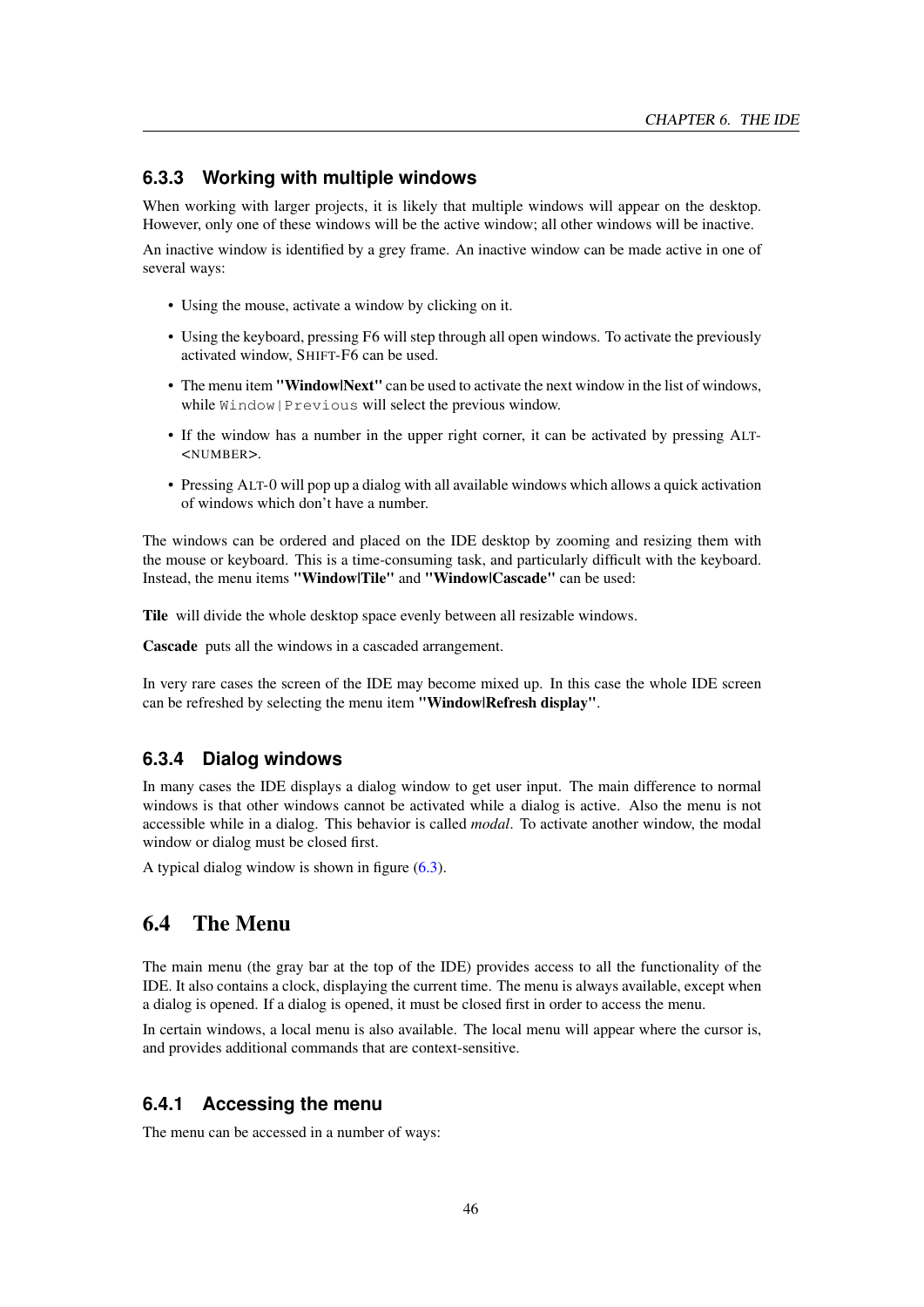### 6.3.3 Working with multiple windows

When working with larger projects, it is likely that multiple windows will appear on the desktop. However, only one of these windows will be the active window; all other windows will be inactive.

An inactive window is identified by a grey frame. An inactive window can be made active in one of several ways:

- Using the mouse, activate a window by clicking on it.
- Using the keyboard, pressing F6 will step through all open windows. To activate the previously activated window, SHIFT-F6 can be used.
- The menu item **"Window|Next"** can be used to activate the next window in the list of windows, while `Window|Previous` will select the previous window.
- If the window has a number in the upper right corner, it can be activated by pressing ALT-<NUMBER>.
- Pressing ALT-0 will pop up a dialog with all available windows which allows a quick activation of windows which don't have a number.

The windows can be ordered and placed on the IDE desktop by zooming and resizing them with the mouse or keyboard. This is a time-consuming task, and particularly difficult with the keyboard. Instead, the menu items **"Window|Tile"** and **"Window|Cascade"** can be used:

**Tile** will divide the whole desktop space evenly between all resizable windows.

**Cascade** puts all the windows in a cascaded arrangement.

In very rare cases the screen of the IDE may become mixed up. In this case the whole IDE screen can be refreshed by selecting the menu item **"Window|Refresh display"**.

### 6.3.4 Dialog windows

In many cases the IDE displays a dialog window to get user input. The main difference to normal windows is that other windows cannot be activated while a dialog is active. Also the menu is not accessible while in a dialog. This behavior is called *modal*. To activate another window, the modal window or dialog must be closed first.

A typical dialog window is shown in figure (6.3).

## 6.4 The Menu

The main menu (the gray bar at the top of the IDE) provides access to all the functionality of the IDE. It also contains a clock, displaying the current time. The menu is always available, except when a dialog is opened. If a dialog is opened, it must be closed first in order to access the menu.

In certain windows, a local menu is also available. The local menu will appear where the cursor is, and provides additional commands that are context-sensitive.

### 6.4.1 Accessing the menu

The menu can be accessed in a number of ways: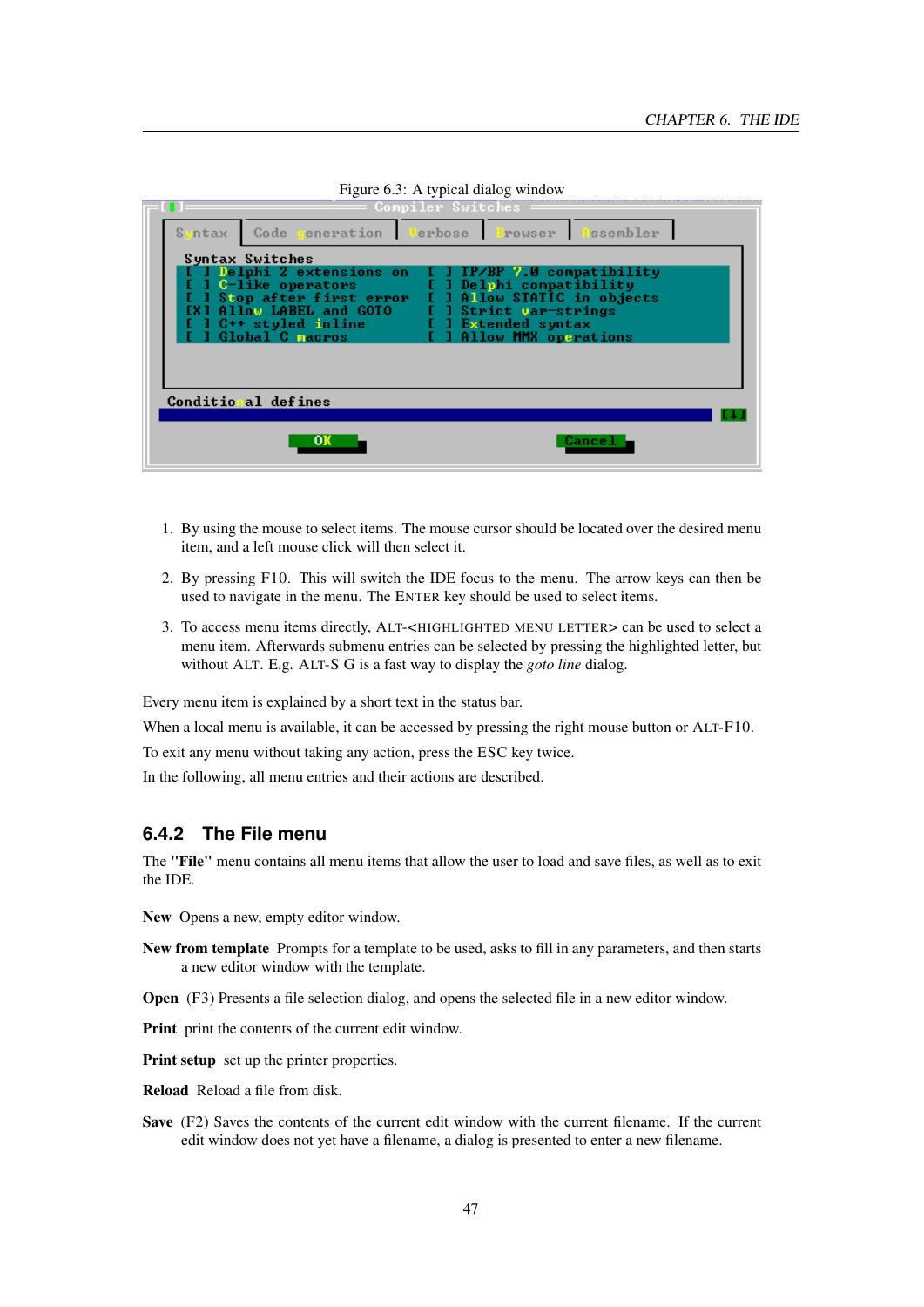Figure 6.3: A typical dialog window

1. By using the mouse to select items. The mouse cursor should be located over the desired menu item, and a left mouse click will then select it.
2. By pressing F10. This will switch the IDE focus to the menu. The arrow keys can then be used to navigate in the menu. The ENTER key should be used to select items.
3. To access menu items directly, ALT-<HIGHLIGHTED MENU LETTER> can be used to select a menu item. Afterwards submenu entries can be selected by pressing the highlighted letter, but without ALT. E.g. ALT-S G is a fast way to display the *goto line* dialog.

Every menu item is explained by a short text in the status bar.

When a local menu is available, it can be accessed by pressing the right mouse button or ALT-F10.

To exit any menu without taking any action, press the ESC key twice.

In the following, all menu entries and their actions are described.

### 6.4.2 The File menu

The **"File"** menu contains all menu items that allow the user to load and save files, as well as to exit the IDE.

**New** Opens a new, empty editor window.

**New from template** Prompts for a template to be used, asks to fill in any parameters, and then starts a new editor window with the template.

**Open** (F3) Presents a file selection dialog, and opens the selected file in a new editor window.

**Print** print the contents of the current edit window.

**Print setup** set up the printer properties.

**Reload** Reload a file from disk.

**Save** (F2) Saves the contents of the current edit window with the current filename. If the current edit window does not yet have a filename, a dialog is presented to enter a new filename.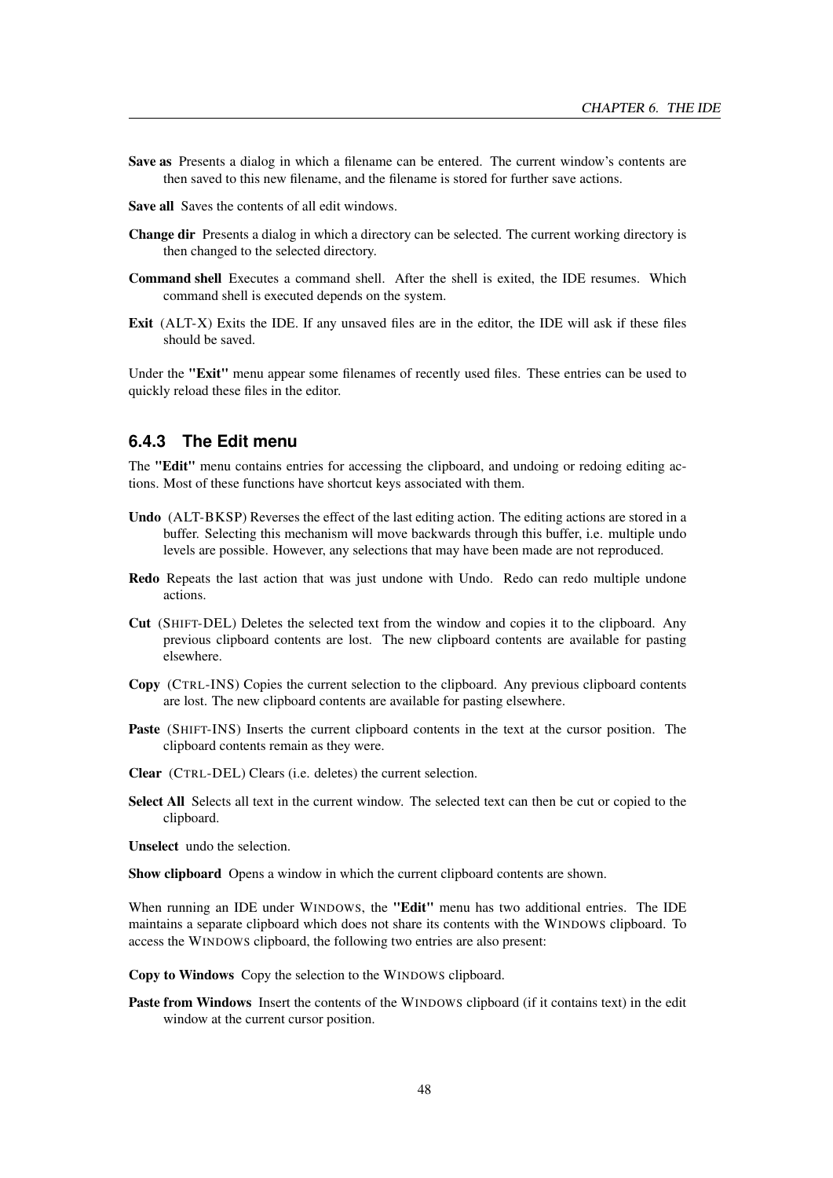**Save as** Presents a dialog in which a filename can be entered. The current window's contents are then saved to this new filename, and the filename is stored for further save actions.

**Save all** Saves the contents of all edit windows.

**Change dir** Presents a dialog in which a directory can be selected. The current working directory is then changed to the selected directory.

**Command shell** Executes a command shell. After the shell is exited, the IDE resumes. Which command shell is executed depends on the system.

**Exit** (ALT-X) Exits the IDE. If any unsaved files are in the editor, the IDE will ask if these files should be saved.

Under the **"Exit"** menu appear some filenames of recently used files. These entries can be used to quickly reload these files in the editor.

### 6.4.3 The Edit menu

The **"Edit"** menu contains entries for accessing the clipboard, and undoing or redoing editing actions. Most of these functions have shortcut keys associated with them.

**Undo** (ALT-BKSP) Reverses the effect of the last editing action. The editing actions are stored in a buffer. Selecting this mechanism will move backwards through this buffer, i.e. multiple undo levels are possible. However, any selections that may have been made are not reproduced.

**Redo** Repeats the last action that was just undone with Undo. Redo can redo multiple undone actions.

**Cut** (SHIFT-DEL) Deletes the selected text from the window and copies it to the clipboard. Any previous clipboard contents are lost. The new clipboard contents are available for pasting elsewhere.

**Copy** (CTRL-INS) Copies the current selection to the clipboard. Any previous clipboard contents are lost. The new clipboard contents are available for pasting elsewhere.

**Paste** (SHIFT-INS) Inserts the current clipboard contents in the text at the cursor position. The clipboard contents remain as they were.

**Clear** (CTRL-DEL) Clears (i.e. deletes) the current selection.

**Select All** Selects all text in the current window. The selected text can then be cut or copied to the clipboard.

**Unselect** undo the selection.

**Show clipboard** Opens a window in which the current clipboard contents are shown.

When running an IDE under WINDOWS, the **"Edit"** menu has two additional entries. The IDE maintains a separate clipboard which does not share its contents with the WINDOWS clipboard. To access the WINDOWS clipboard, the following two entries are also present:

**Copy to Windows** Copy the selection to the WINDOWS clipboard.

**Paste from Windows** Insert the contents of the WINDOWS clipboard (if it contains text) in the edit window at the current cursor position.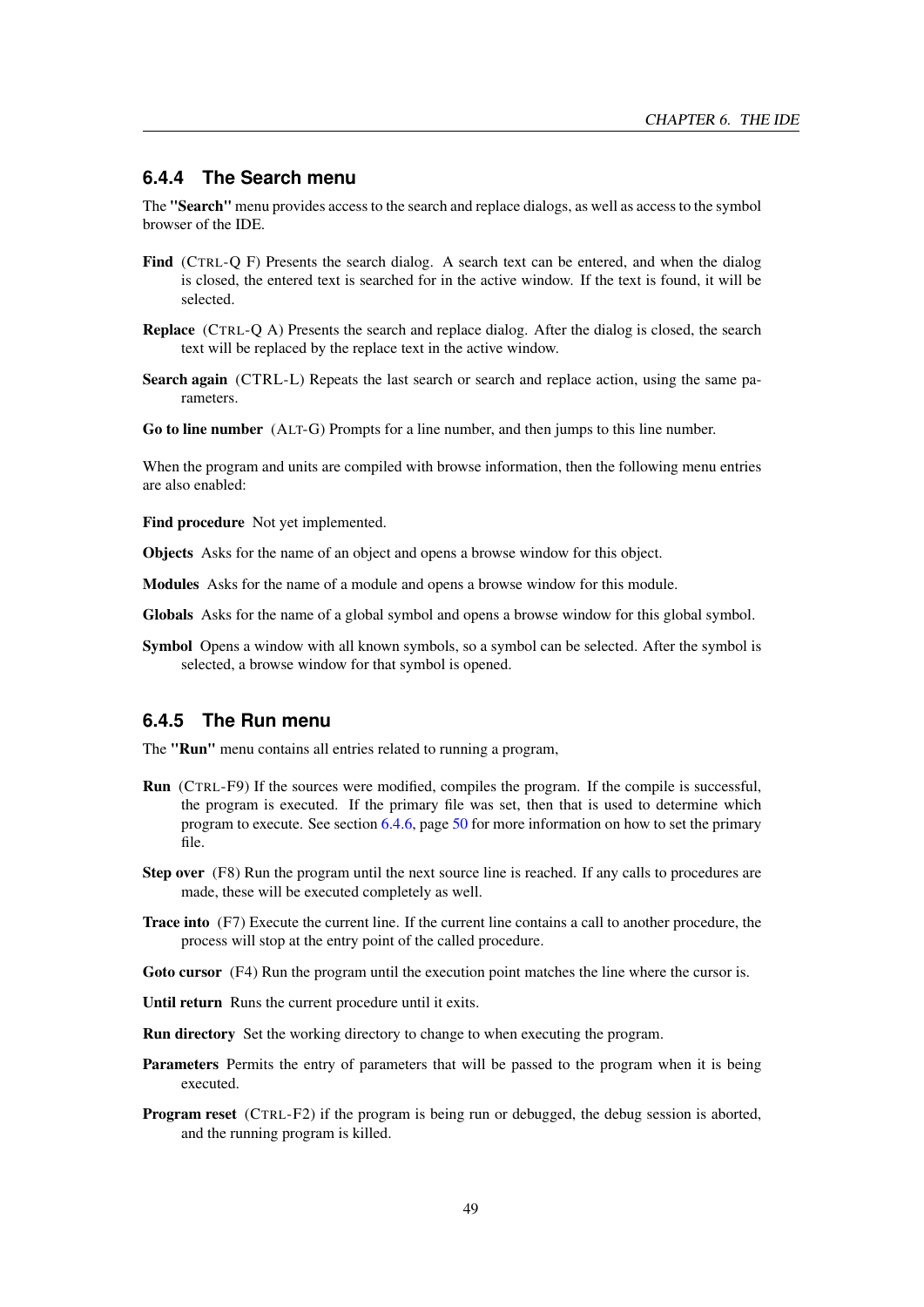### 6.4.4 The Search menu

The **"Search"** menu provides access to the search and replace dialogs, as well as access to the symbol browser of the IDE.

**Find** (CTRL-Q F) Presents the search dialog. A search text can be entered, and when the dialog is closed, the entered text is searched for in the active window. If the text is found, it will be selected.

**Replace** (CTRL-Q A) Presents the search and replace dialog. After the dialog is closed, the search text will be replaced by the replace text in the active window.

**Search again** (CTRL-L) Repeats the last search or search and replace action, using the same parameters.

**Go to line number** (ALT-G) Prompts for a line number, and then jumps to this line number.

When the program and units are compiled with browse information, then the following menu entries are also enabled:

**Find procedure** Not yet implemented.

**Objects** Asks for the name of an object and opens a browse window for this object.

**Modules** Asks for the name of a module and opens a browse window for this module.

**Globals** Asks for the name of a global symbol and opens a browse window for this global symbol.

**Symbol** Opens a window with all known symbols, so a symbol can be selected. After the symbol is selected, a browse window for that symbol is opened.

### 6.4.5 The Run menu

The **"Run"** menu contains all entries related to running a program,

**Run** (CTRL-F9) If the sources were modified, compiles the program. If the compile is successful, the program is executed. If the primary file was set, then that is used to determine which program to execute. See section 6.4.6, page 50 for more information on how to set the primary file.

**Step over** (F8) Run the program until the next source line is reached. If any calls to procedures are made, these will be executed completely as well.

**Trace into** (F7) Execute the current line. If the current line contains a call to another procedure, the process will stop at the entry point of the called procedure.

**Goto cursor** (F4) Run the program until the execution point matches the line where the cursor is.

**Until return** Runs the current procedure until it exits.

**Run directory** Set the working directory to change to when executing the program.

**Parameters** Permits the entry of parameters that will be passed to the program when it is being executed.

**Program reset** (CTRL-F2) if the program is being run or debugged, the debug session is aborted, and the running program is killed.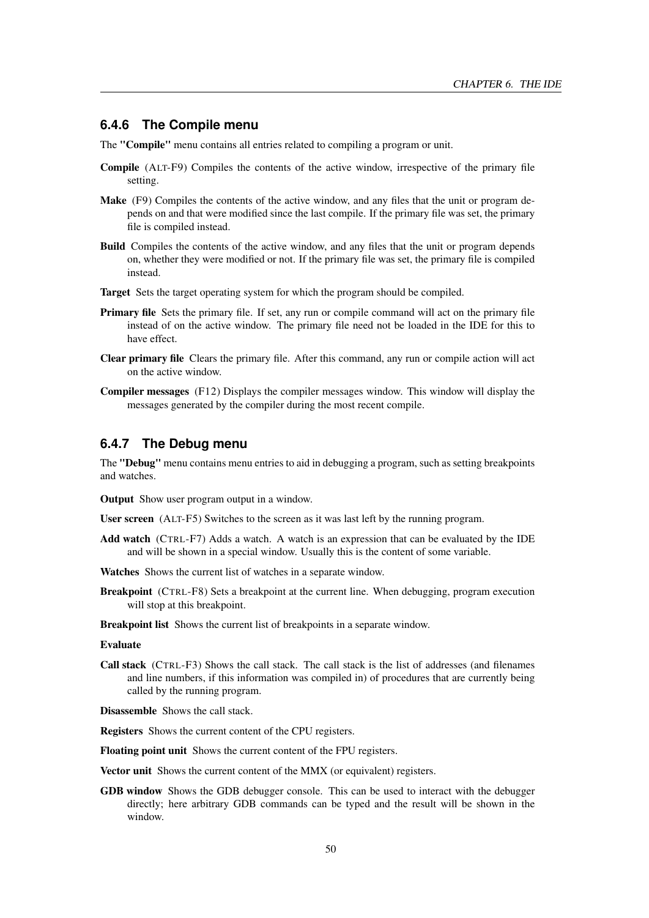### 6.4.6 The Compile menu

The **"Compile"** menu contains all entries related to compiling a program or unit.

**Compile** (ALT-F9) Compiles the contents of the active window, irrespective of the primary file setting.

**Make** (F9) Compiles the contents of the active window, and any files that the unit or program depends on and that were modified since the last compile. If the primary file was set, the primary file is compiled instead.

**Build** Compiles the contents of the active window, and any files that the unit or program depends on, whether they were modified or not. If the primary file was set, the primary file is compiled instead.

**Target** Sets the target operating system for which the program should be compiled.

**Primary file** Sets the primary file. If set, any run or compile command will act on the primary file instead of on the active window. The primary file need not be loaded in the IDE for this to have effect.

**Clear primary file** Clears the primary file. After this command, any run or compile action will act on the active window.

**Compiler messages** (F12) Displays the compiler messages window. This window will display the messages generated by the compiler during the most recent compile.

### 6.4.7 The Debug menu

The **"Debug"** menu contains menu entries to aid in debugging a program, such as setting breakpoints and watches.

**Output** Show user program output in a window.

**User screen** (ALT-F5) Switches to the screen as it was last left by the running program.

**Add watch** (CTRL-F7) Adds a watch. A watch is an expression that can be evaluated by the IDE and will be shown in a special window. Usually this is the content of some variable.

**Watches** Shows the current list of watches in a separate window.

**Breakpoint** (CTRL-F8) Sets a breakpoint at the current line. When debugging, program execution will stop at this breakpoint.

**Breakpoint list** Shows the current list of breakpoints in a separate window.

**Evaluate**

**Call stack** (CTRL-F3) Shows the call stack. The call stack is the list of addresses (and filenames and line numbers, if this information was compiled in) of procedures that are currently being called by the running program.

**Disassemble** Shows the call stack.

**Registers** Shows the current content of the CPU registers.

**Floating point unit** Shows the current content of the FPU registers.

**Vector unit** Shows the current content of the MMX (or equivalent) registers.

**GDB window** Shows the GDB debugger console. This can be used to interact with the debugger directly; here arbitrary GDB commands can be typed and the result will be shown in the window.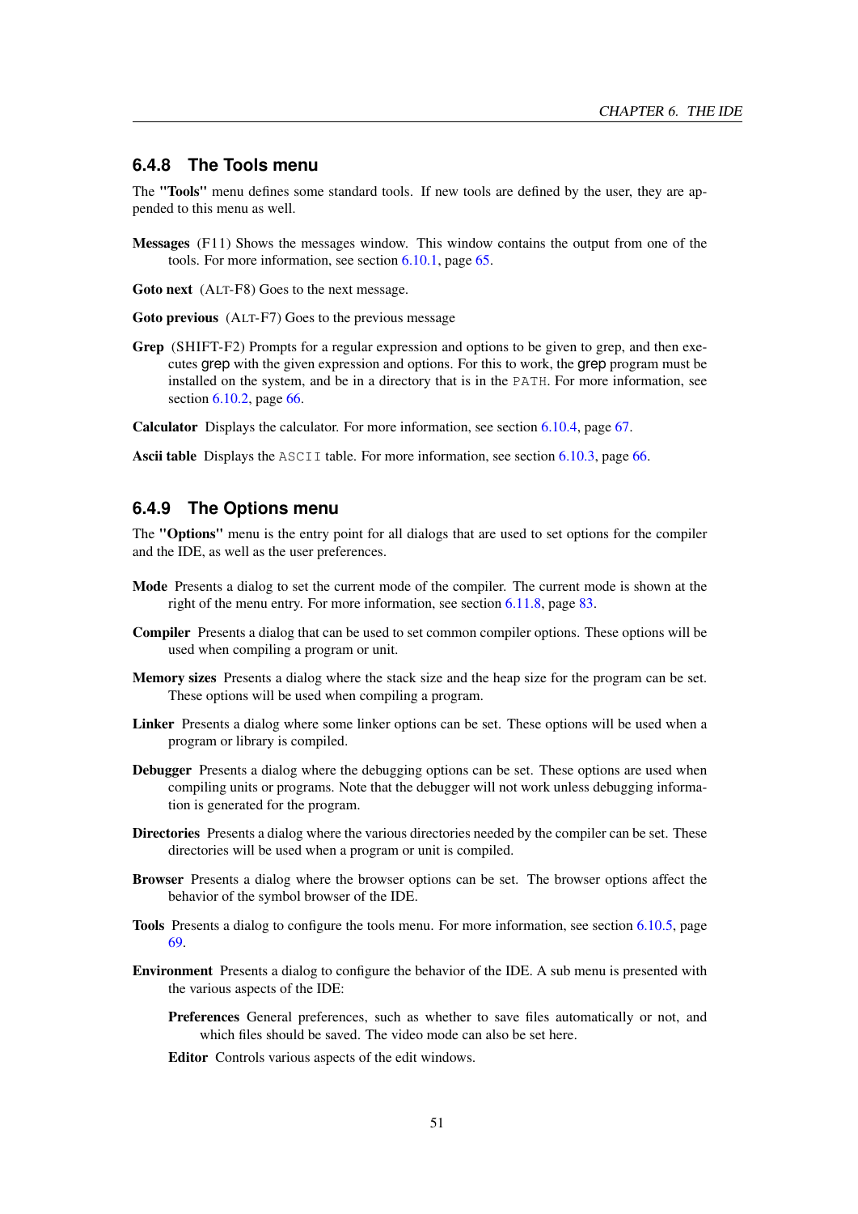### 6.4.8 The Tools menu

The **"Tools"** menu defines some standard tools. If new tools are defined by the user, they are appended to this menu as well.

**Messages** (F11) Shows the messages window. This window contains the output from one of the tools. For more information, see section 6.10.1, page 65.

**Goto next** (ALT-F8) Goes to the next message.

**Goto previous** (ALT-F7) Goes to the previous message

**Grep** (SHIFT-F2) Prompts for a regular expression and options to be given to grep, and then executes grep with the given expression and options. For this to work, the grep program must be installed on the system, and be in a directory that is in the `PATH`. For more information, see section 6.10.2, page 66.

**Calculator** Displays the calculator. For more information, see section 6.10.4, page 67.

**Ascii table** Displays the `ASCII` table. For more information, see section 6.10.3, page 66.

### 6.4.9 The Options menu

The **"Options"** menu is the entry point for all dialogs that are used to set options for the compiler and the IDE, as well as the user preferences.

**Mode** Presents a dialog to set the current mode of the compiler. The current mode is shown at the right of the menu entry. For more information, see section 6.11.8, page 83.

**Compiler** Presents a dialog that can be used to set common compiler options. These options will be used when compiling a program or unit.

**Memory sizes** Presents a dialog where the stack size and the heap size for the program can be set. These options will be used when compiling a program.

**Linker** Presents a dialog where some linker options can be set. These options will be used when a program or library is compiled.

**Debugger** Presents a dialog where the debugging options can be set. These options are used when compiling units or programs. Note that the debugger will not work unless debugging information is generated for the program.

**Directories** Presents a dialog where the various directories needed by the compiler can be set. These directories will be used when a program or unit is compiled.

**Browser** Presents a dialog where the browser options can be set. The browser options affect the behavior of the symbol browser of the IDE.

**Tools** Presents a dialog to configure the tools menu. For more information, see section 6.10.5, page 69.

**Environment** Presents a dialog to configure the behavior of the IDE. A sub menu is presented with the various aspects of the IDE:

- **Preferences** General preferences, such as whether to save files automatically or not, and which files should be saved. The video mode can also be set here.
- **Editor** Controls various aspects of the edit windows.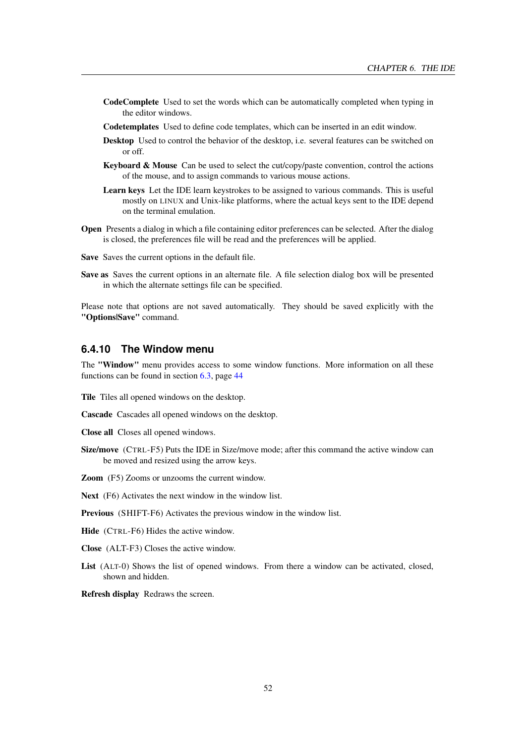**CodeComplete** Used to set the words which can be automatically completed when typing in the editor windows.

**Codetemplates** Used to define code templates, which can be inserted in an edit window.

**Desktop** Used to control the behavior of the desktop, i.e. several features can be switched on or off.

**Keyboard & Mouse** Can be used to select the cut/copy/paste convention, control the actions of the mouse, and to assign commands to various mouse actions.

**Learn keys** Let the IDE learn keystrokes to be assigned to various commands. This is useful mostly on LINUX and Unix-like platforms, where the actual keys sent to the IDE depend on the terminal emulation.

**Open** Presents a dialog in which a file containing editor preferences can be selected. After the dialog is closed, the preferences file will be read and the preferences will be applied.

**Save** Saves the current options in the default file.

**Save as** Saves the current options in an alternate file. A file selection dialog box will be presented in which the alternate settings file can be specified.

Please note that options are not saved automatically. They should be saved explicitly with the **"Options|Save"** command.

### 6.4.10 The Window menu

The **"Window"** menu provides access to some window functions. More information on all these functions can be found in section 6.3, page 44

**Tile** Tiles all opened windows on the desktop.

**Cascade** Cascades all opened windows on the desktop.

**Close all** Closes all opened windows.

**Size/move** (CTRL-F5) Puts the IDE in Size/move mode; after this command the active window can be moved and resized using the arrow keys.

**Zoom** (F5) Zooms or unzooms the current window.

**Next** (F6) Activates the next window in the window list.

**Previous** (SHIFT-F6) Activates the previous window in the window list.

**Hide** (CTRL-F6) Hides the active window.

**Close** (ALT-F3) Closes the active window.

**List** (ALT-0) Shows the list of opened windows. From there a window can be activated, closed, shown and hidden.

**Refresh display** Redraws the screen.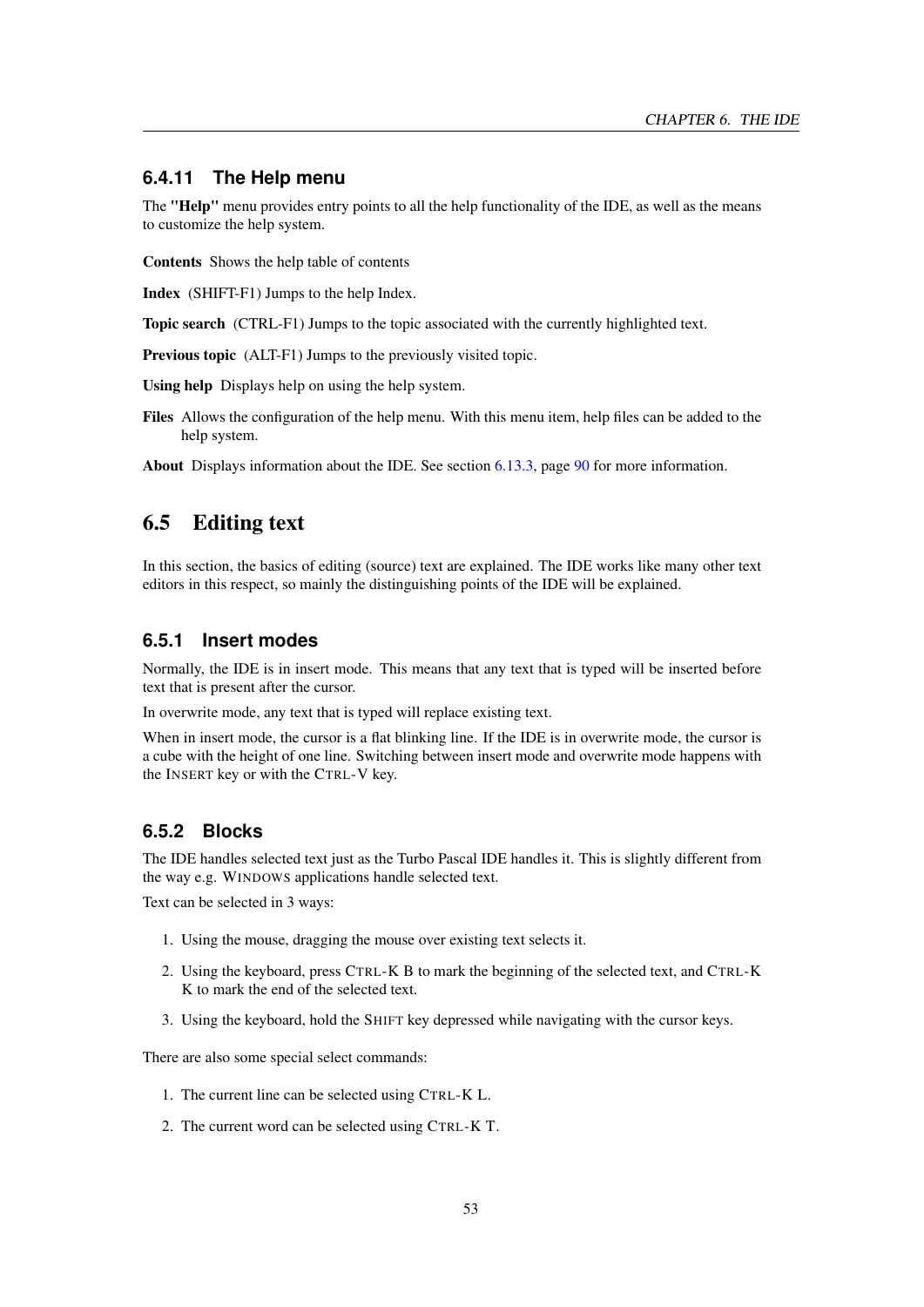### 6.4.11 The Help menu

The **"Help"** menu provides entry points to all the help functionality of the IDE, as well as the means to customize the help system.

**Contents** Shows the help table of contents

**Index** (SHIFT-F1) Jumps to the help Index.

**Topic search** (CTRL-F1) Jumps to the topic associated with the currently highlighted text.

**Previous topic** (ALT-F1) Jumps to the previously visited topic.

**Using help** Displays help on using the help system.

**Files** Allows the configuration of the help menu. With this menu item, help files can be added to the help system.

**About** Displays information about the IDE. See section 6.13.3, page 90 for more information.

## 6.5 Editing text

In this section, the basics of editing (source) text are explained. The IDE works like many other text editors in this respect, so mainly the distinguishing points of the IDE will be explained.

### 6.5.1 Insert modes

Normally, the IDE is in insert mode. This means that any text that is typed will be inserted before text that is present after the cursor.

In overwrite mode, any text that is typed will replace existing text.

When in insert mode, the cursor is a flat blinking line. If the IDE is in overwrite mode, the cursor is a cube with the height of one line. Switching between insert mode and overwrite mode happens with the INSERT key or with the CTRL-V key.

### 6.5.2 Blocks

The IDE handles selected text just as the Turbo Pascal IDE handles it. This is slightly different from the way e.g. WINDOWS applications handle selected text.

Text can be selected in 3 ways:

1. Using the mouse, dragging the mouse over existing text selects it.
2. Using the keyboard, press CTRL-K B to mark the beginning of the selected text, and CTRL-K K to mark the end of the selected text.
3. Using the keyboard, hold the SHIFT key depressed while navigating with the cursor keys.

There are also some special select commands:

1. The current line can be selected using CTRL-K L.
2. The current word can be selected using CTRL-K T.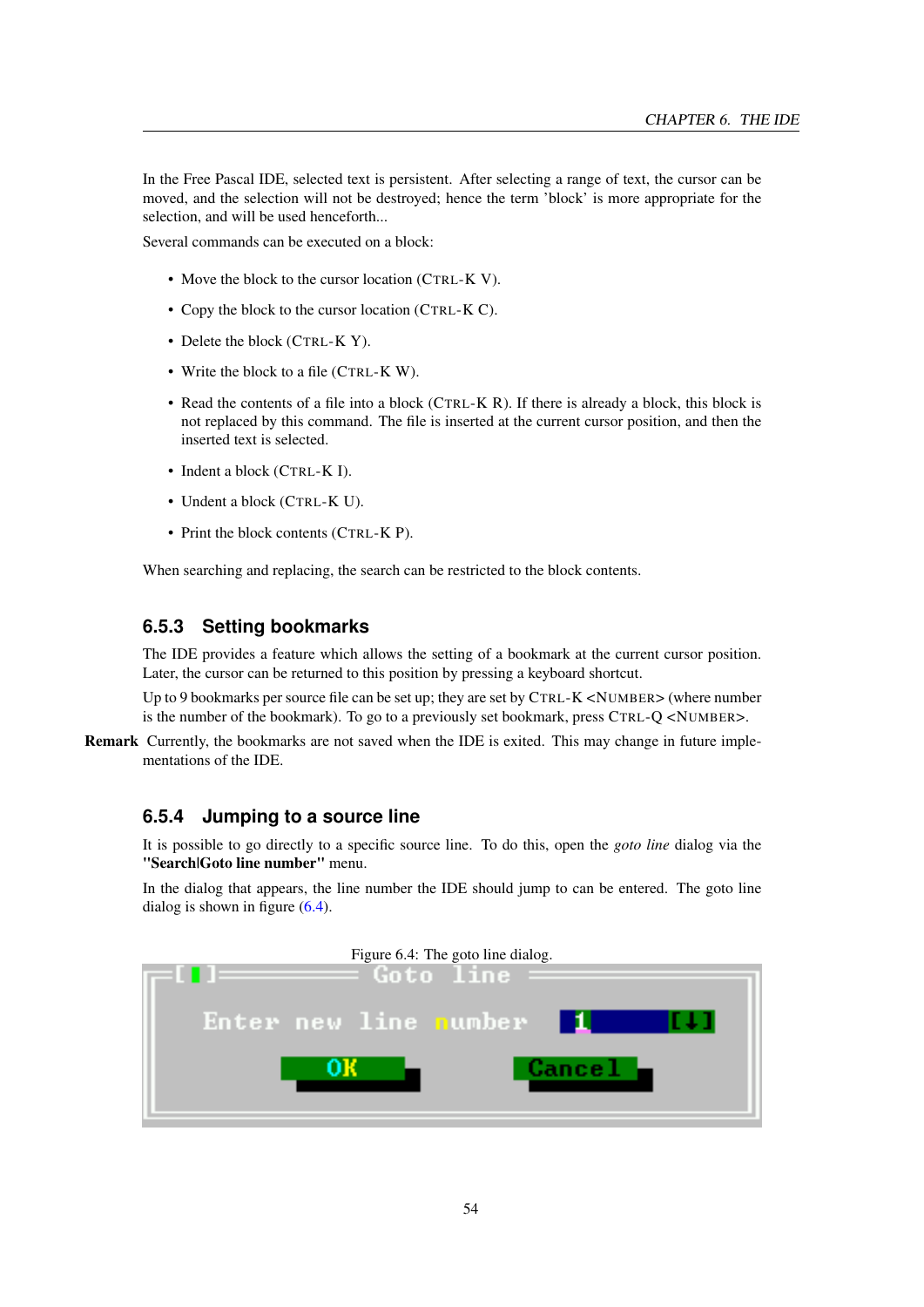In the Free Pascal IDE, selected text is persistent. After selecting a range of text, the cursor can be moved, and the selection will not be destroyed; hence the term 'block' is more appropriate for the selection, and will be used henceforth...

Several commands can be executed on a block:

- Move the block to the cursor location (CTRL-K V).
- Copy the block to the cursor location (CTRL-K C).
- Delete the block (CTRL-K Y).
- Write the block to a file (CTRL-K W).
- Read the contents of a file into a block (CTRL-K R). If there is already a block, this block is not replaced by this command. The file is inserted at the current cursor position, and then the inserted text is selected.
- Indent a block (CTRL-K I).
- Undent a block (CTRL-K U).
- Print the block contents (CTRL-K P).

When searching and replacing, the search can be restricted to the block contents.

### 6.5.3 Setting bookmarks

The IDE provides a feature which allows the setting of a bookmark at the current cursor position. Later, the cursor can be returned to this position by pressing a keyboard shortcut.

Up to 9 bookmarks per source file can be set up; they are set by CTRL-K <NUMBER> (where number is the number of the bookmark). To go to a previously set bookmark, press CTRL-Q <NUMBER>.

**Remark** Currently, the bookmarks are not saved when the IDE is exited. This may change in future implementations of the IDE.

### 6.5.4 Jumping to a source line

It is possible to go directly to a specific source line. To do this, open the *goto line* dialog via the **"Search|Goto line number"** menu.

In the dialog that appears, the line number the IDE should jump to can be entered. The goto line dialog is shown in figure (6.4).

Figure 6.4: The goto line dialog.

Goto line

Enter new line number 1

OK Cancel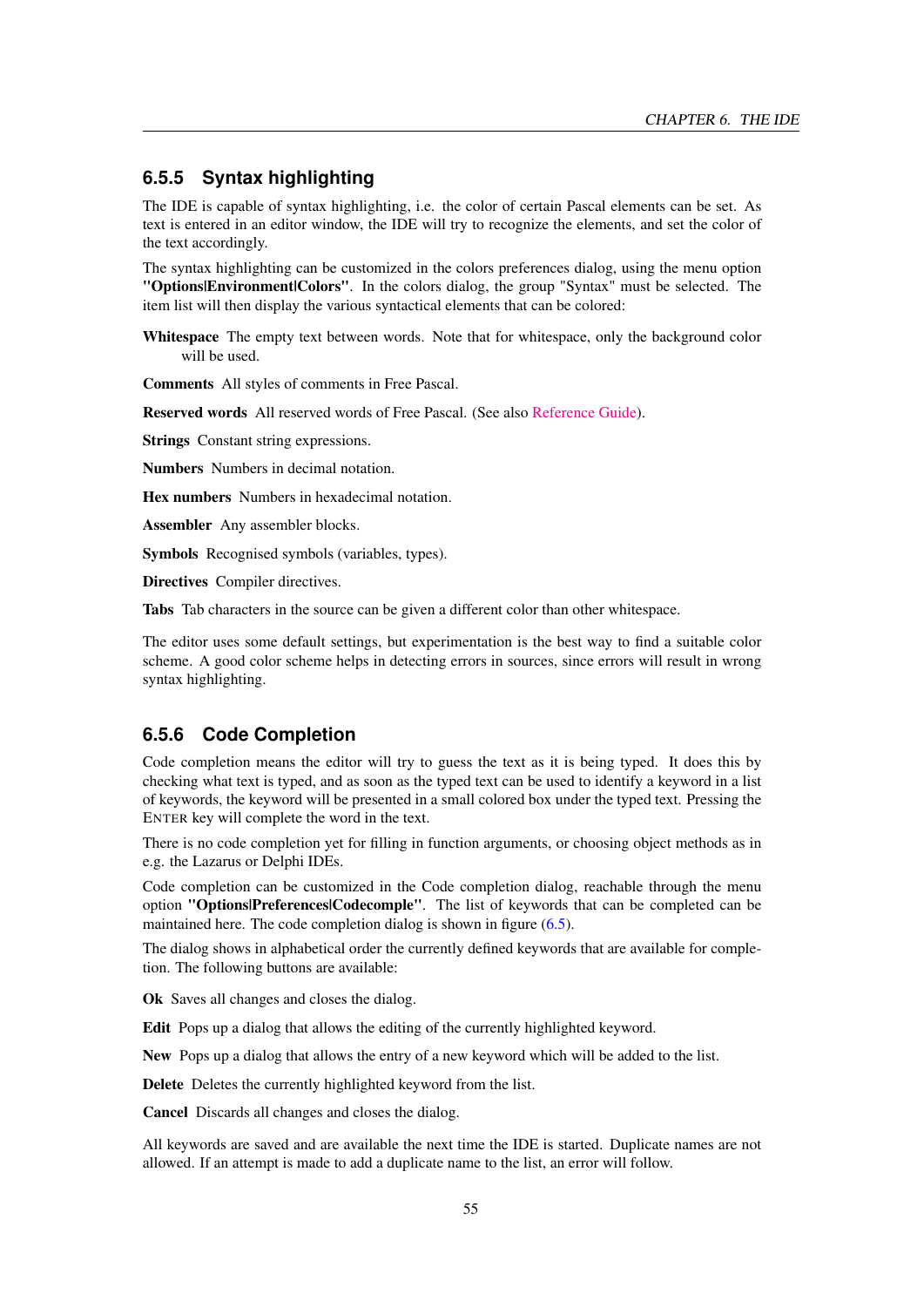### 6.5.5 Syntax highlighting

The IDE is capable of syntax highlighting, i.e. the color of certain Pascal elements can be set. As text is entered in an editor window, the IDE will try to recognize the elements, and set the color of the text accordingly.

The syntax highlighting can be customized in the colors preferences dialog, using the menu option **"Options|Environment|Colors"**. In the colors dialog, the group "Syntax" must be selected. The item list will then display the various syntactical elements that can be colored:

**Whitespace** The empty text between words. Note that for whitespace, only the background color will be used.

**Comments** All styles of comments in Free Pascal.

**Reserved words** All reserved words of Free Pascal. (See also Reference Guide).

**Strings** Constant string expressions.

**Numbers** Numbers in decimal notation.

**Hex numbers** Numbers in hexadecimal notation.

**Assembler** Any assembler blocks.

**Symbols** Recognised symbols (variables, types).

**Directives** Compiler directives.

**Tabs** Tab characters in the source can be given a different color than other whitespace.

The editor uses some default settings, but experimentation is the best way to find a suitable color scheme. A good color scheme helps in detecting errors in sources, since errors will result in wrong syntax highlighting.

### 6.5.6 Code Completion

Code completion means the editor will try to guess the text as it is being typed. It does this by checking what text is typed, and as soon as the typed text can be used to identify a keyword in a list of keywords, the keyword will be presented in a small colored box under the typed text. Pressing the ENTER key will complete the word in the text.

There is no code completion yet for filling in function arguments, or choosing object methods as in e.g. the Lazarus or Delphi IDEs.

Code completion can be customized in the Code completion dialog, reachable through the menu option **"Options|Preferences|Codecomple"**. The list of keywords that can be completed can be maintained here. The code completion dialog is shown in figure (6.5).

The dialog shows in alphabetical order the currently defined keywords that are available for completion. The following buttons are available:

**Ok** Saves all changes and closes the dialog.

**Edit** Pops up a dialog that allows the editing of the currently highlighted keyword.

**New** Pops up a dialog that allows the entry of a new keyword which will be added to the list.

**Delete** Deletes the currently highlighted keyword from the list.

**Cancel** Discards all changes and closes the dialog.

All keywords are saved and are available the next time the IDE is started. Duplicate names are not allowed. If an attempt is made to add a duplicate name to the list, an error will follow.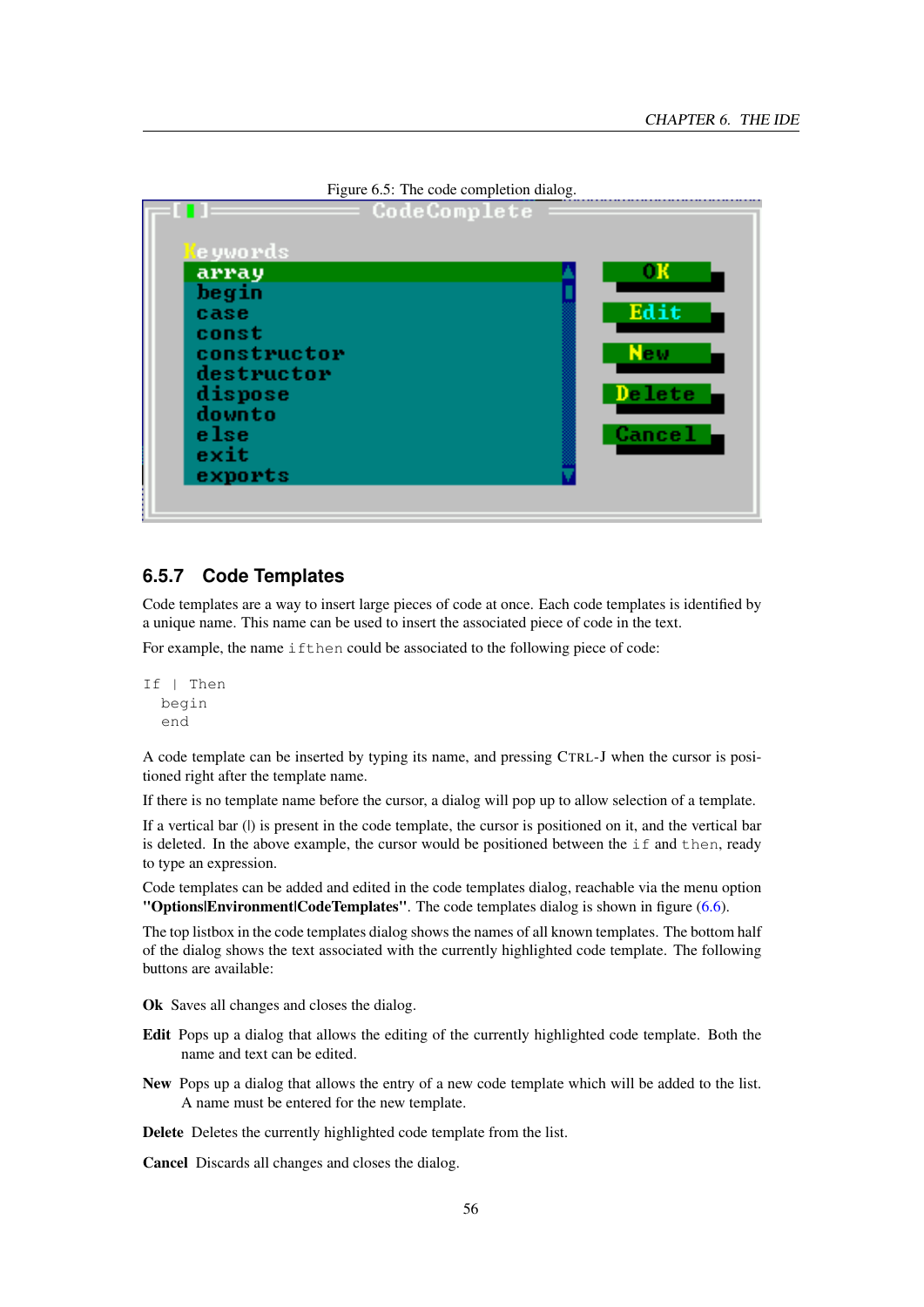Figure 6.5: The code completion dialog.

### 6.5.7 Code Templates

Code templates are a way to insert large pieces of code at once. Each code templates is identified by a unique name. This name can be used to insert the associated piece of code in the text.

For example, the name `ifthen` could be associated to the following piece of code:

```
If | Then
  begin
  end
```

A code template can be inserted by typing its name, and pressing CTRL-J when the cursor is positioned right after the template name.

If there is no template name before the cursor, a dialog will pop up to allow selection of a template.

If a vertical bar (|) is present in the code template, the cursor is positioned on it, and the vertical bar is deleted. In the above example, the cursor would be positioned between the `if` and `then`, ready to type an expression.

Code templates can be added and edited in the code templates dialog, reachable via the menu option **"Options|Environment|CodeTemplates"**. The code templates dialog is shown in figure (6.6).

The top listbox in the code templates dialog shows the names of all known templates. The bottom half of the dialog shows the text associated with the currently highlighted code template. The following buttons are available:

**Ok** Saves all changes and closes the dialog.

**Edit** Pops up a dialog that allows the editing of the currently highlighted code template. Both the name and text can be edited.

**New** Pops up a dialog that allows the entry of a new code template which will be added to the list. A name must be entered for the new template.

**Delete** Deletes the currently highlighted code template from the list.

**Cancel** Discards all changes and closes the dialog.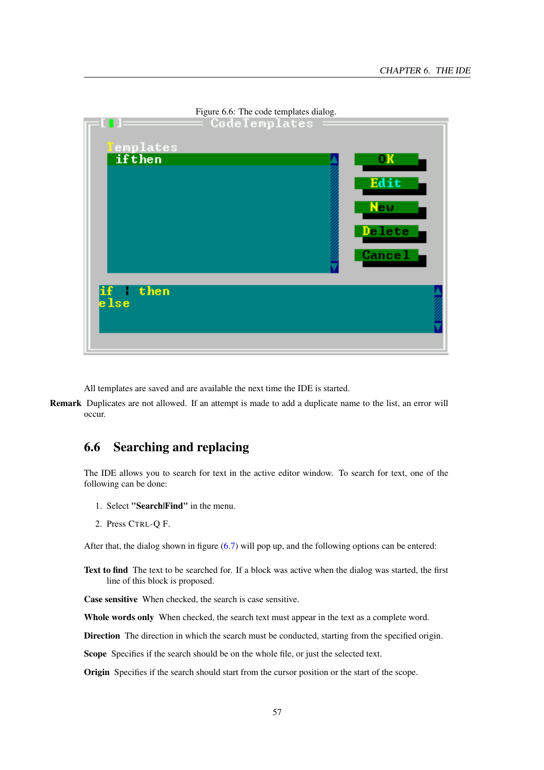Figure 6.6: The code templates dialog.

All templates are saved and are available the next time the IDE is started.

**Remark** Duplicates are not allowed. If an attempt is made to add a duplicate name to the list, an error will occur.

## 6.6 Searching and replacing

The IDE allows you to search for text in the active editor window. To search for text, one of the following can be done:

1. Select **"Search|Find"** in the menu.
2. Press CTRL-Q F.

After that, the dialog shown in figure (6.7) will pop up, and the following options can be entered:

**Text to find** The text to be searched for. If a block was active when the dialog was started, the first line of this block is proposed.

**Case sensitive** When checked, the search is case sensitive.

**Whole words only** When checked, the search text must appear in the text as a complete word.

**Direction** The direction in which the search must be conducted, starting from the specified origin.

**Scope** Specifies if the search should be on the whole file, or just the selected text.

**Origin** Specifies if the search should start from the cursor position or the start of the scope.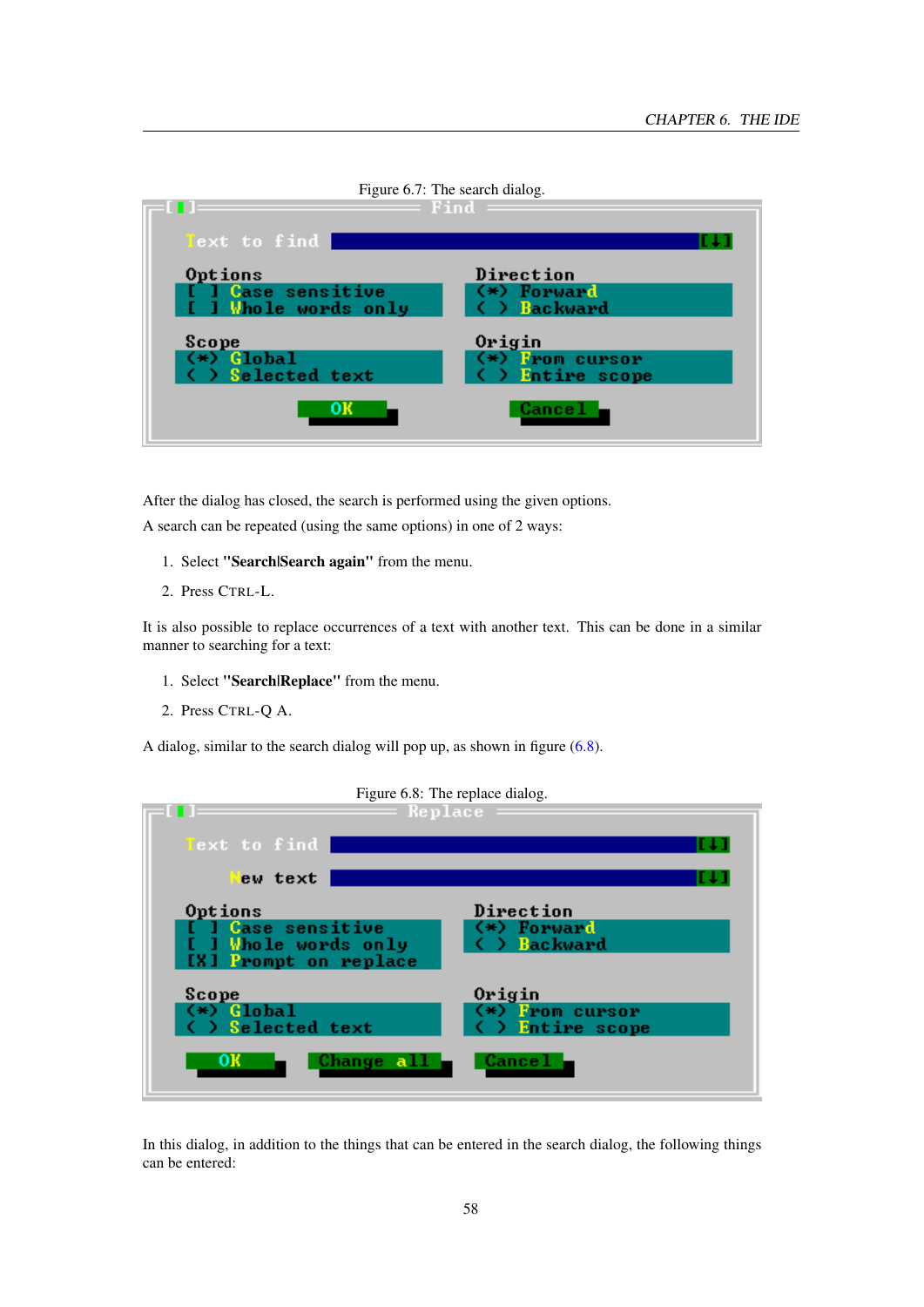Figure 6.7: The search dialog.

After the dialog has closed, the search is performed using the given options.

A search can be repeated (using the same options) in one of 2 ways:

1. Select **"Search|Search again"** from the menu.
2. Press CTRL-L.

It is also possible to replace occurrences of a text with another text. This can be done in a similar manner to searching for a text:

1. Select **"Search|Replace"** from the menu.
2. Press CTRL-Q A.

A dialog, similar to the search dialog will pop up, as shown in figure (6.8).

Figure 6.8: The replace dialog.

In this dialog, in addition to the things that can be entered in the search dialog, the following things can be entered: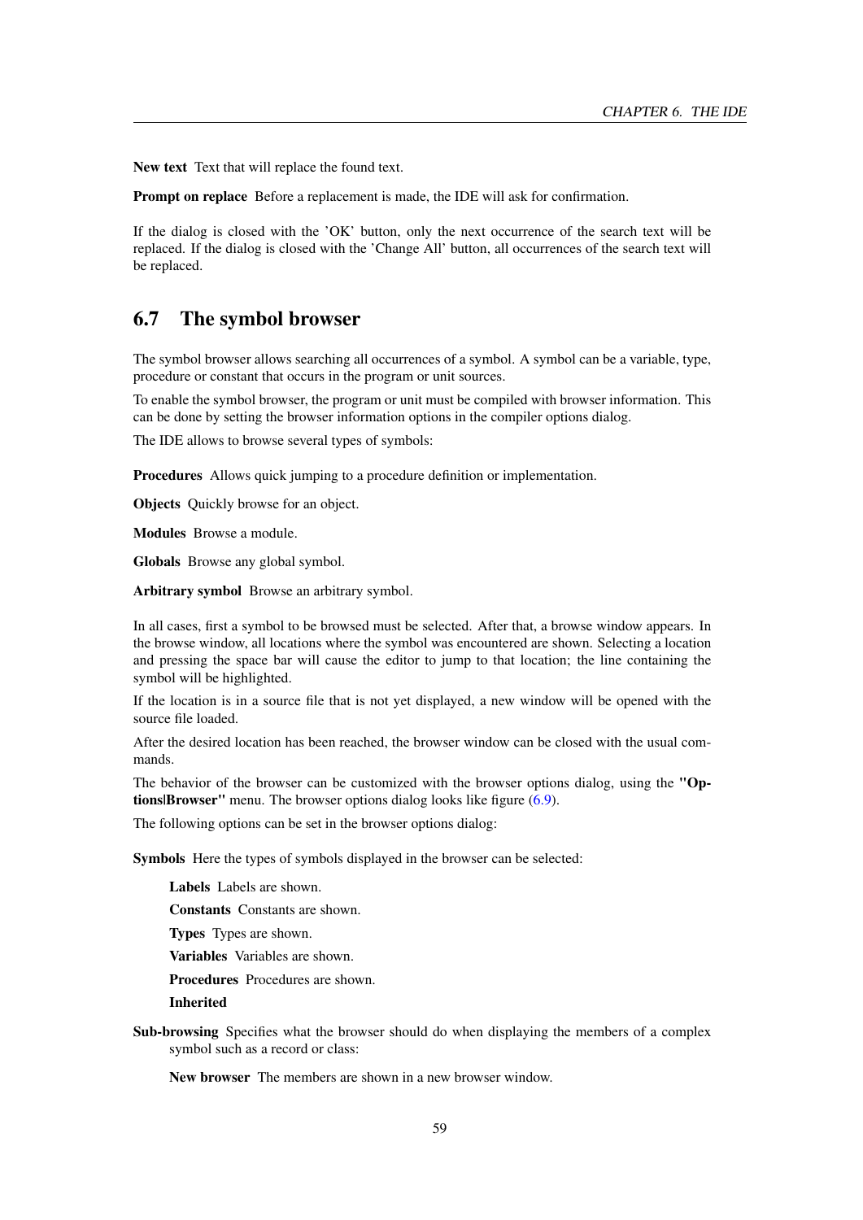**New text** Text that will replace the found text.

**Prompt on replace** Before a replacement is made, the IDE will ask for confirmation.

If the dialog is closed with the 'OK' button, only the next occurrence of the search text will be replaced. If the dialog is closed with the 'Change All' button, all occurrences of the search text will be replaced.

## 6.7 The symbol browser

The symbol browser allows searching all occurrences of a symbol. A symbol can be a variable, type, procedure or constant that occurs in the program or unit sources.

To enable the symbol browser, the program or unit must be compiled with browser information. This can be done by setting the browser information options in the compiler options dialog.

The IDE allows to browse several types of symbols:

**Procedures** Allows quick jumping to a procedure definition or implementation.

**Objects** Quickly browse for an object.

**Modules** Browse a module.

**Globals** Browse any global symbol.

**Arbitrary symbol** Browse an arbitrary symbol.

In all cases, first a symbol to be browsed must be selected. After that, a browse window appears. In the browse window, all locations where the symbol was encountered are shown. Selecting a location and pressing the space bar will cause the editor to jump to that location; the line containing the symbol will be highlighted.

If the location is in a source file that is not yet displayed, a new window will be opened with the source file loaded.

After the desired location has been reached, the browser window can be closed with the usual commands.

The behavior of the browser can be customized with the browser options dialog, using the **"Options|Browser"** menu. The browser options dialog looks like figure (6.9).

The following options can be set in the browser options dialog:

**Symbols** Here the types of symbols displayed in the browser can be selected:

- **Labels** Labels are shown.
- **Constants** Constants are shown.
- **Types** Types are shown.
- **Variables** Variables are shown.
- **Procedures** Procedures are shown.
- **Inherited**

**Sub-browsing** Specifies what the browser should do when displaying the members of a complex symbol such as a record or class:

- **New browser** The members are shown in a new browser window.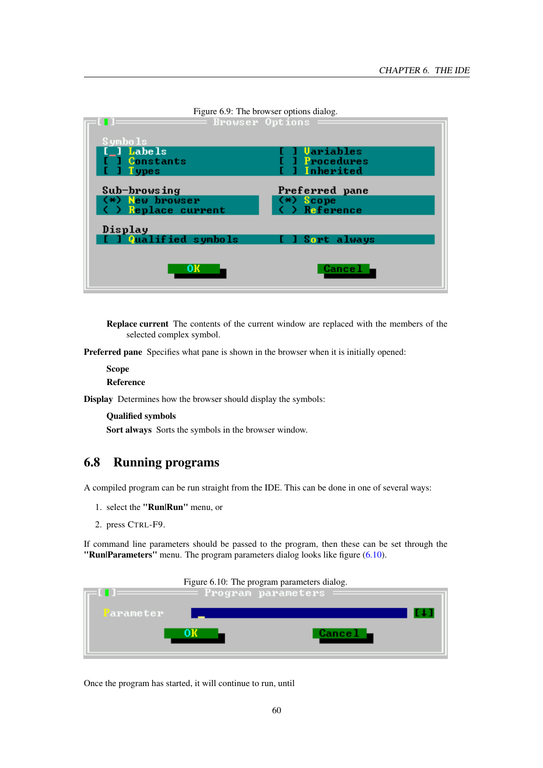Figure 6.9: The browser options dialog.

**Replace current** The contents of the current window are replaced with the members of the selected complex symbol.

**Preferred pane** Specifies what pane is shown in the browser when it is initially opened:

**Scope**

**Reference**

**Display** Determines how the browser should display the symbols:

**Qualified symbols**

**Sort always** Sorts the symbols in the browser window.

## 6.8 Running programs

A compiled program can be run straight from the IDE. This can be done in one of several ways:

1. select the **"Run|Run"** menu, or
2. press CTRL-F9.

If command line parameters should be passed to the program, then these can be set through the **"Run|Parameters"** menu. The program parameters dialog looks like figure (6.10).

Figure 6.10: The program parameters dialog.

Once the program has started, it will continue to run, until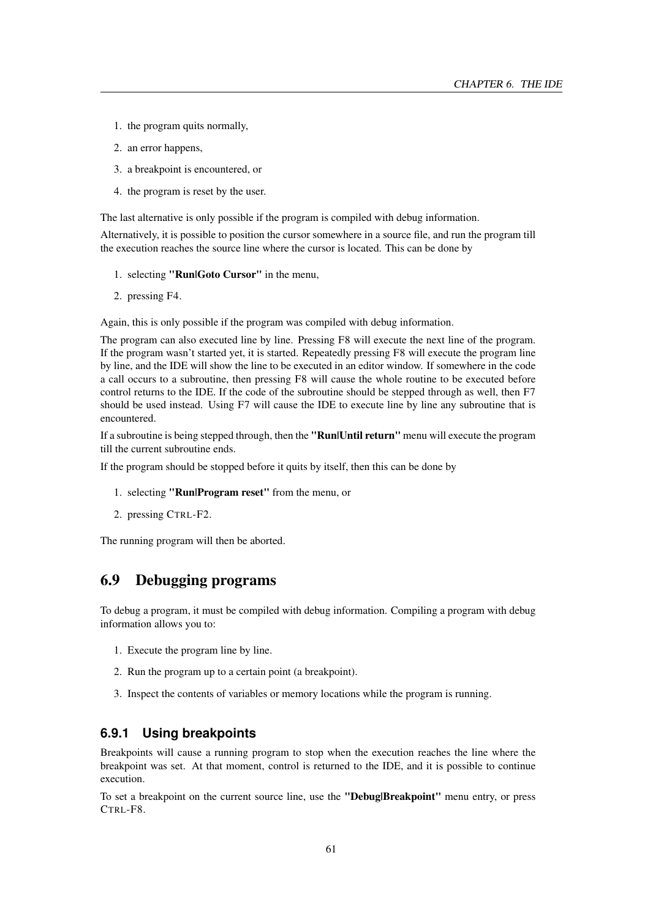1. the program quits normally,
2. an error happens,
3. a breakpoint is encountered, or
4. the program is reset by the user.

The last alternative is only possible if the program is compiled with debug information.

Alternatively, it is possible to position the cursor somewhere in a source file, and run the program till the execution reaches the source line where the cursor is located. This can be done by

1. selecting **"Run|Goto Cursor"** in the menu,
2. pressing F4.

Again, this is only possible if the program was compiled with debug information.

The program can also executed line by line. Pressing F8 will execute the next line of the program. If the program wasn't started yet, it is started. Repeatedly pressing F8 will execute the program line by line, and the IDE will show the line to be executed in an editor window. If somewhere in the code a call occurs to a subroutine, then pressing F8 will cause the whole routine to be executed before control returns to the IDE. If the code of the subroutine should be stepped through as well, then F7 should be used instead. Using F7 will cause the IDE to execute line by line any subroutine that is encountered.

If a subroutine is being stepped through, then the **"Run|Until return"** menu will execute the program till the current subroutine ends.

If the program should be stopped before it quits by itself, then this can be done by

1. selecting **"Run|Program reset"** from the menu, or
2. pressing CTRL-F2.

The running program will then be aborted.

## 6.9 Debugging programs

To debug a program, it must be compiled with debug information. Compiling a program with debug information allows you to:

1. Execute the program line by line.
2. Run the program up to a certain point (a breakpoint).
3. Inspect the contents of variables or memory locations while the program is running.

### 6.9.1 Using breakpoints

Breakpoints will cause a running program to stop when the execution reaches the line where the breakpoint was set. At that moment, control is returned to the IDE, and it is possible to continue execution.

To set a breakpoint on the current source line, use the **"Debug|Breakpoint"** menu entry, or press CTRL-F8.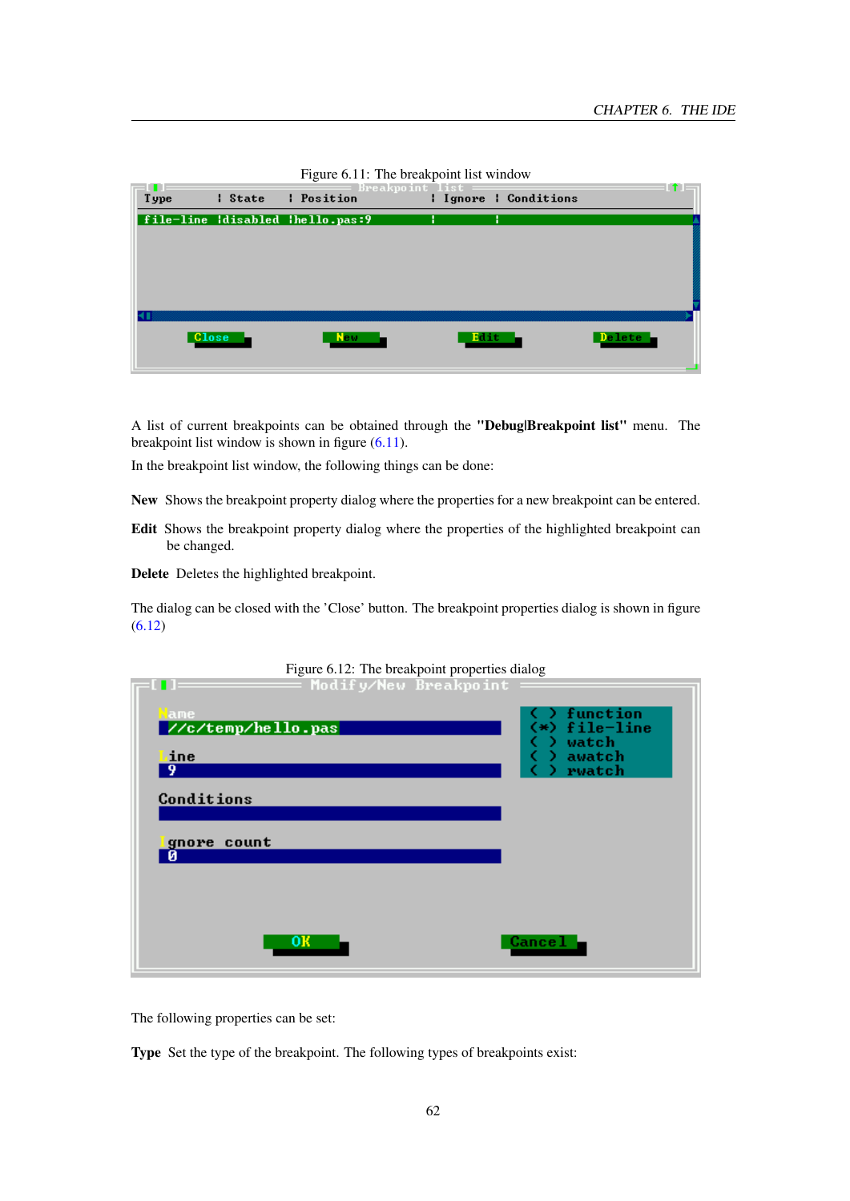Figure 6.11: The breakpoint list window

A list of current breakpoints can be obtained through the **"Debug|Breakpoint list"** menu. The breakpoint list window is shown in figure (6.11).

In the breakpoint list window, the following things can be done:

**New** Shows the breakpoint property dialog where the properties for a new breakpoint can be entered.

**Edit** Shows the breakpoint property dialog where the properties of the highlighted breakpoint can be changed.

**Delete** Deletes the highlighted breakpoint.

The dialog can be closed with the 'Close' button. The breakpoint properties dialog is shown in figure (6.12)

Figure 6.12: The breakpoint properties dialog

The following properties can be set:

**Type** Set the type of the breakpoint. The following types of breakpoints exist: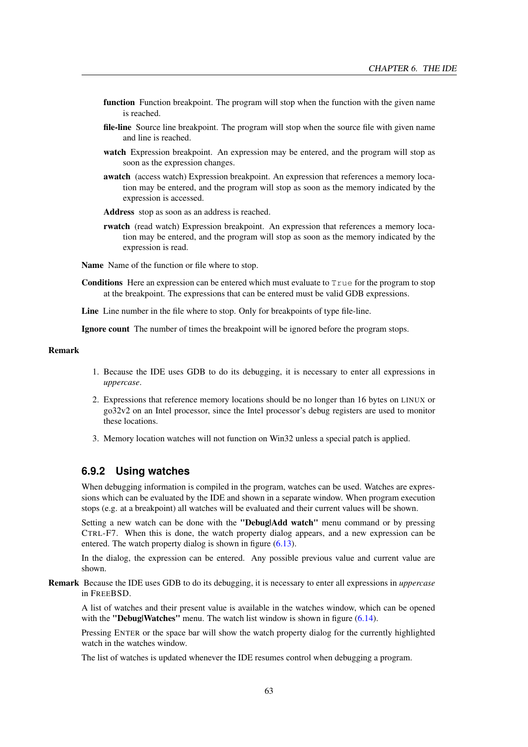**function** Function breakpoint. The program will stop when the function with the given name is reached.

**file-line** Source line breakpoint. The program will stop when the source file with given name and line is reached.

**watch** Expression breakpoint. An expression may be entered, and the program will stop as soon as the expression changes.

**awatch** (access watch) Expression breakpoint. An expression that references a memory location may be entered, and the program will stop as soon as the memory indicated by the expression is accessed.

**Address** stop as soon as an address is reached.

**rwatch** (read watch) Expression breakpoint. An expression that references a memory location may be entered, and the program will stop as soon as the memory indicated by the expression is read.

**Name** Name of the function or file where to stop.

**Conditions** Here an expression can be entered which must evaluate to `True` for the program to stop at the breakpoint. The expressions that can be entered must be valid GDB expressions.

**Line** Line number in the file where to stop. Only for breakpoints of type file-line.

**Ignore count** The number of times the breakpoint will be ignored before the program stops.

**Remark**

1. Because the IDE uses GDB to do its debugging, it is necessary to enter all expressions in *uppercase*.
2. Expressions that reference memory locations should be no longer than 16 bytes on LINUX or go32v2 on an Intel processor, since the Intel processor's debug registers are used to monitor these locations.
3. Memory location watches will not function on Win32 unless a special patch is applied.

### 6.9.2 Using watches

When debugging information is compiled in the program, watches can be used. Watches are expressions which can be evaluated by the IDE and shown in a separate window. When program execution stops (e.g. at a breakpoint) all watches will be evaluated and their current values will be shown.

Setting a new watch can be done with the **"Debug|Add watch"** menu command or by pressing CTRL-F7. When this is done, the watch property dialog appears, and a new expression can be entered. The watch property dialog is shown in figure (6.13).

In the dialog, the expression can be entered. Any possible previous value and current value are shown.

**Remark** Because the IDE uses GDB to do its debugging, it is necessary to enter all expressions in *uppercase* in FREEBSD.

A list of watches and their present value is available in the watches window, which can be opened with the **"Debug|Watches"** menu. The watch list window is shown in figure (6.14).

Pressing ENTER or the space bar will show the watch property dialog for the currently highlighted watch in the watches window.

The list of watches is updated whenever the IDE resumes control when debugging a program.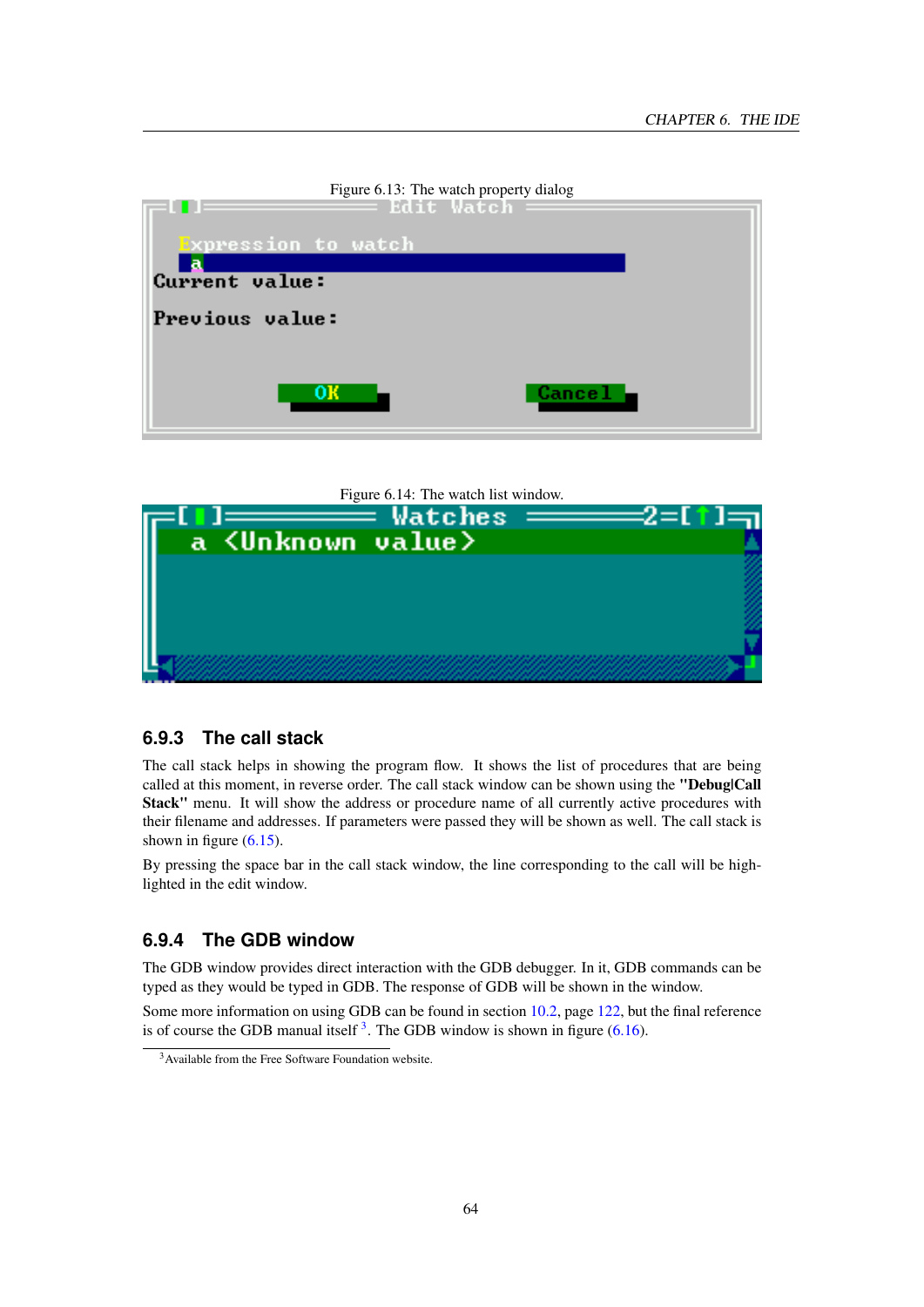Figure 6.13: The watch property dialog

Figure 6.14: The watch list window.

### 6.9.3 The call stack

The call stack helps in showing the program flow. It shows the list of procedures that are being called at this moment, in reverse order. The call stack window can be shown using the **"Debug|Call Stack"** menu. It will show the address or procedure name of all currently active procedures with their filename and addresses. If parameters were passed they will be shown as well. The call stack is shown in figure (6.15).

By pressing the space bar in the call stack window, the line corresponding to the call will be highlighted in the edit window.

### 6.9.4 The GDB window

The GDB window provides direct interaction with the GDB debugger. In it, GDB commands can be typed as they would be typed in GDB. The response of GDB will be shown in the window.

Some more information on using GDB can be found in section 10.2, page 122, but the final reference is of course the GDB manual itself [3]. The GDB window is shown in figure (6.16).

[3] Available from the Free Software Foundation website.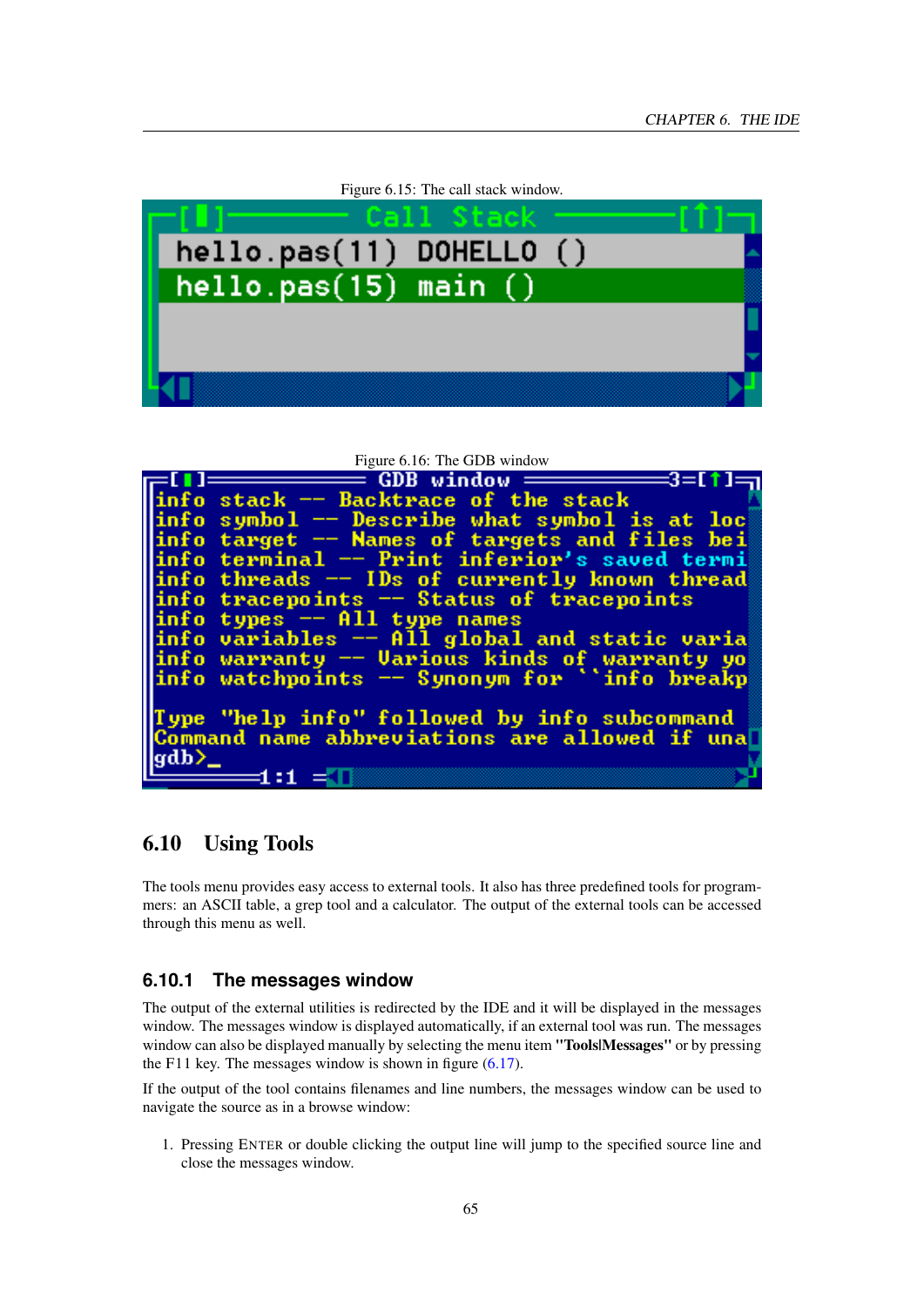Figure 6.15: The call stack window.

Figure 6.16: The GDB window

## 6.10 Using Tools

The tools menu provides easy access to external tools. It also has three predefined tools for programmers: an ASCII table, a grep tool and a calculator. The output of the external tools can be accessed through this menu as well.

### 6.10.1 The messages window

The output of the external utilities is redirected by the IDE and it will be displayed in the messages window. The messages window is displayed automatically, if an external tool was run. The messages window can also be displayed manually by selecting the menu item **"Tools|Messages"** or by pressing the F11 key. The messages window is shown in figure (6.17).

If the output of the tool contains filenames and line numbers, the messages window can be used to navigate the source as in a browse window:

1. Pressing ENTER or double clicking the output line will jump to the specified source line and close the messages window.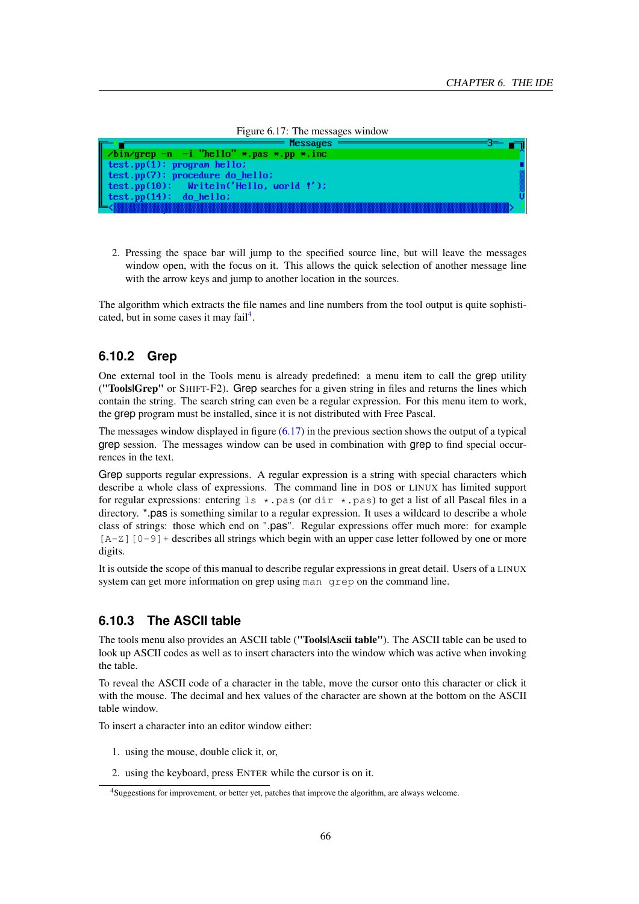Figure 6.17: The messages window

```
/bin/grep -n  -i "hello" *.pas *.pp *.inc
test.pp(1): program hello;
test.pp(7): procedure do_hello;
test.pp(10):   Writeln('Hello, world !');
test.pp(14):  do_hello;
```

2. Pressing the space bar will jump to the specified source line, but will leave the messages window open, with the focus on it. This allows the quick selection of another message line with the arrow keys and jump to another location in the sources.

The algorithm which extracts the file names and line numbers from the tool output is quite sophisticated, but in some cases it may fail[4].

### 6.10.2 Grep

One external tool in the Tools menu is already predefined: a menu item to call the grep utility (**"Tools|Grep"** or SHIFT-F2). Grep searches for a given string in files and returns the lines which contain the string. The search string can even be a regular expression. For this menu item to work, the grep program must be installed, since it is not distributed with Free Pascal.

The messages window displayed in figure (6.17) in the previous section shows the output of a typical grep session. The messages window can be used in combination with grep to find special occurrences in the text.

Grep supports regular expressions. A regular expression is a string with special characters which describe a whole class of expressions. The command line in DOS or LINUX has limited support for regular expressions: entering `ls *.pas` (or `dir *.pas`) to get a list of all Pascal files in a directory. *.pas is something similar to a regular expression. It uses a wildcard to describe a whole class of strings: those which end on ".pas". Regular expressions offer much more: for example `[A-Z][0-9]+` describes all strings which begin with an upper case letter followed by one or more digits.

It is outside the scope of this manual to describe regular expressions in great detail. Users of a LINUX system can get more information on grep using `man grep` on the command line.

### 6.10.3 The ASCII table

The tools menu also provides an ASCII table (**"Tools|Ascii table"**). The ASCII table can be used to look up ASCII codes as well as to insert characters into the window which was active when invoking the table.

To reveal the ASCII code of a character in the table, move the cursor onto this character or click it with the mouse. The decimal and hex values of the character are shown at the bottom on the ASCII table window.

To insert a character into an editor window either:

1. using the mouse, double click it, or,

2. using the keyboard, press ENTER while the cursor is on it.

[4] Suggestions for improvement, or better yet, patches that improve the algorithm, are always welcome.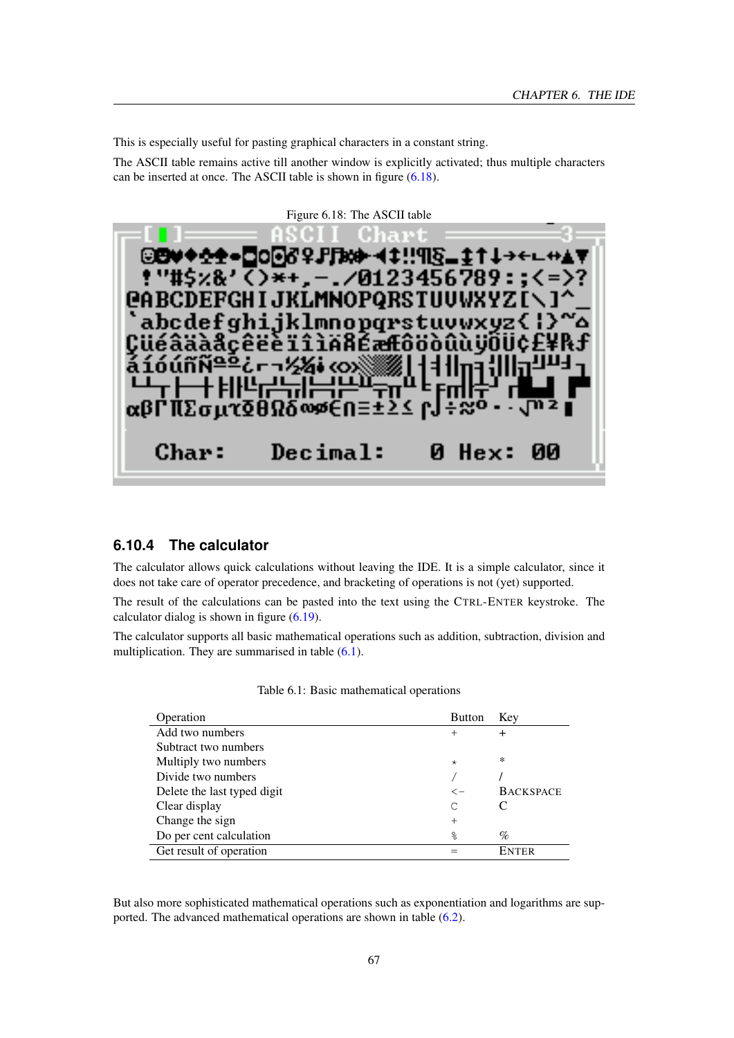This is especially useful for pasting graphical characters in a constant string.

The ASCII table remains active till another window is explicitly activated; thus multiple characters can be inserted at once. The ASCII table is shown in figure (6.18).

Figure 6.18: The ASCII table

### 6.10.4 The calculator

The calculator allows quick calculations without leaving the IDE. It is a simple calculator, since it does not take care of operator precedence, and bracketing of operations is not (yet) supported.

The result of the calculations can be pasted into the text using the CTRL-ENTER keystroke. The calculator dialog is shown in figure (6.19).

The calculator supports all basic mathematical operations such as addition, subtraction, division and multiplication. They are summarised in table (6.1).

Table 6.1: Basic mathematical operations

| Operation | Button | Key |
|---|---|---|
| Add two numbers | + | + |
| Subtract two numbers | | |
| Multiply two numbers | * | * |
| Divide two numbers | / | / |
| Delete the last typed digit | <- | BACKSPACE |
| Clear display | C | C |
| Change the sign | + | |
| Do per cent calculation | % | % |
| Get result of operation | = | ENTER |

But also more sophisticated mathematical operations such as exponentiation and logarithms are supported. The advanced mathematical operations are shown in table (6.2).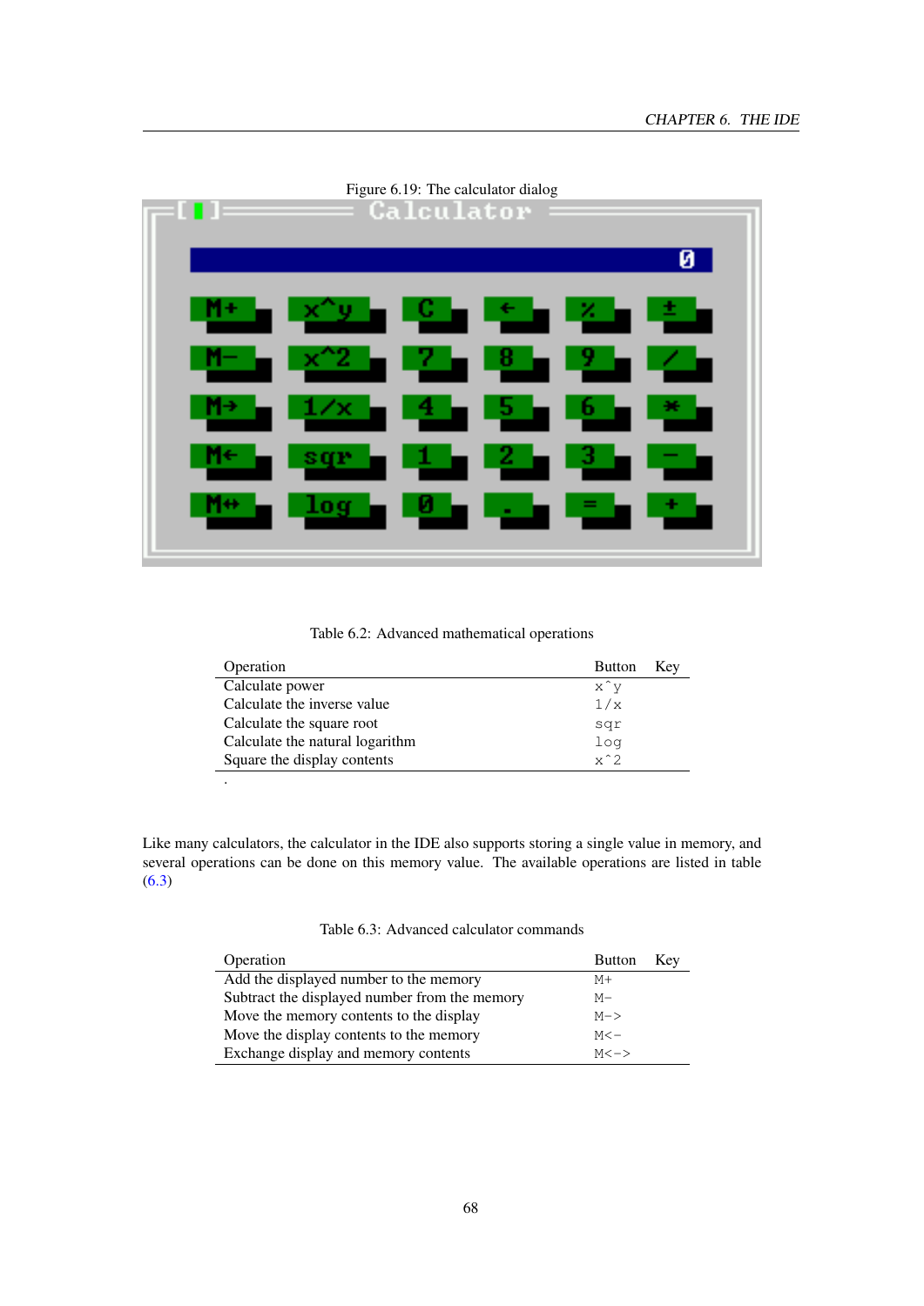Figure 6.19: The calculator dialog

Table 6.2: Advanced mathematical operations

| Operation | Button | Key |
|---|---|---|
| Calculate power | `x^y` | |
| Calculate the inverse value | `1/x` | |
| Calculate the square root | `sqr` | |
| Calculate the natural logarithm | `log` | |
| Square the display contents | `x^2` | |

.

Like many calculators, the calculator in the IDE also supports storing a single value in memory, and several operations can be done on this memory value. The available operations are listed in table (6.3)

Table 6.3: Advanced calculator commands

| Operation | Button | Key |
|---|---|---|
| Add the displayed number to the memory | `M+` | |
| Subtract the displayed number from the memory | `M-` | |
| Move the memory contents to the display | `M->` | |
| Move the display contents to the memory | `M<-` | |
| Exchange display and memory contents | `M<->` | |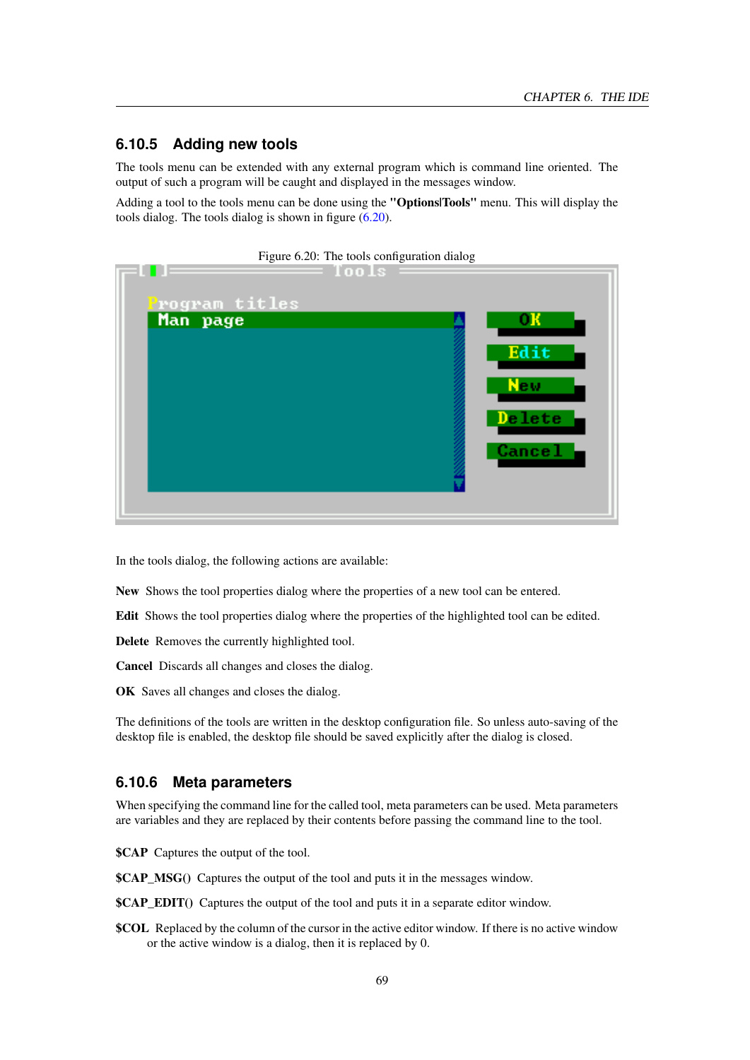### 6.10.5 Adding new tools

The tools menu can be extended with any external program which is command line oriented. The output of such a program will be caught and displayed in the messages window.

Adding a tool to the tools menu can be done using the **"Options|Tools"** menu. This will display the tools dialog. The tools dialog is shown in figure (6.20).

Figure 6.20: The tools configuration dialog

In the tools dialog, the following actions are available:

**New** Shows the tool properties dialog where the properties of a new tool can be entered.

**Edit** Shows the tool properties dialog where the properties of the highlighted tool can be edited.

**Delete** Removes the currently highlighted tool.

**Cancel** Discards all changes and closes the dialog.

**OK** Saves all changes and closes the dialog.

The definitions of the tools are written in the desktop configuration file. So unless auto-saving of the desktop file is enabled, the desktop file should be saved explicitly after the dialog is closed.

### 6.10.6 Meta parameters

When specifying the command line for the called tool, meta parameters can be used. Meta parameters are variables and they are replaced by their contents before passing the command line to the tool.

**$CAP** Captures the output of the tool.

**$CAP_MSG()** Captures the output of the tool and puts it in the messages window.

**$CAP_EDIT()** Captures the output of the tool and puts it in a separate editor window.

**$COL** Replaced by the column of the cursor in the active editor window. If there is no active window or the active window is a dialog, then it is replaced by 0.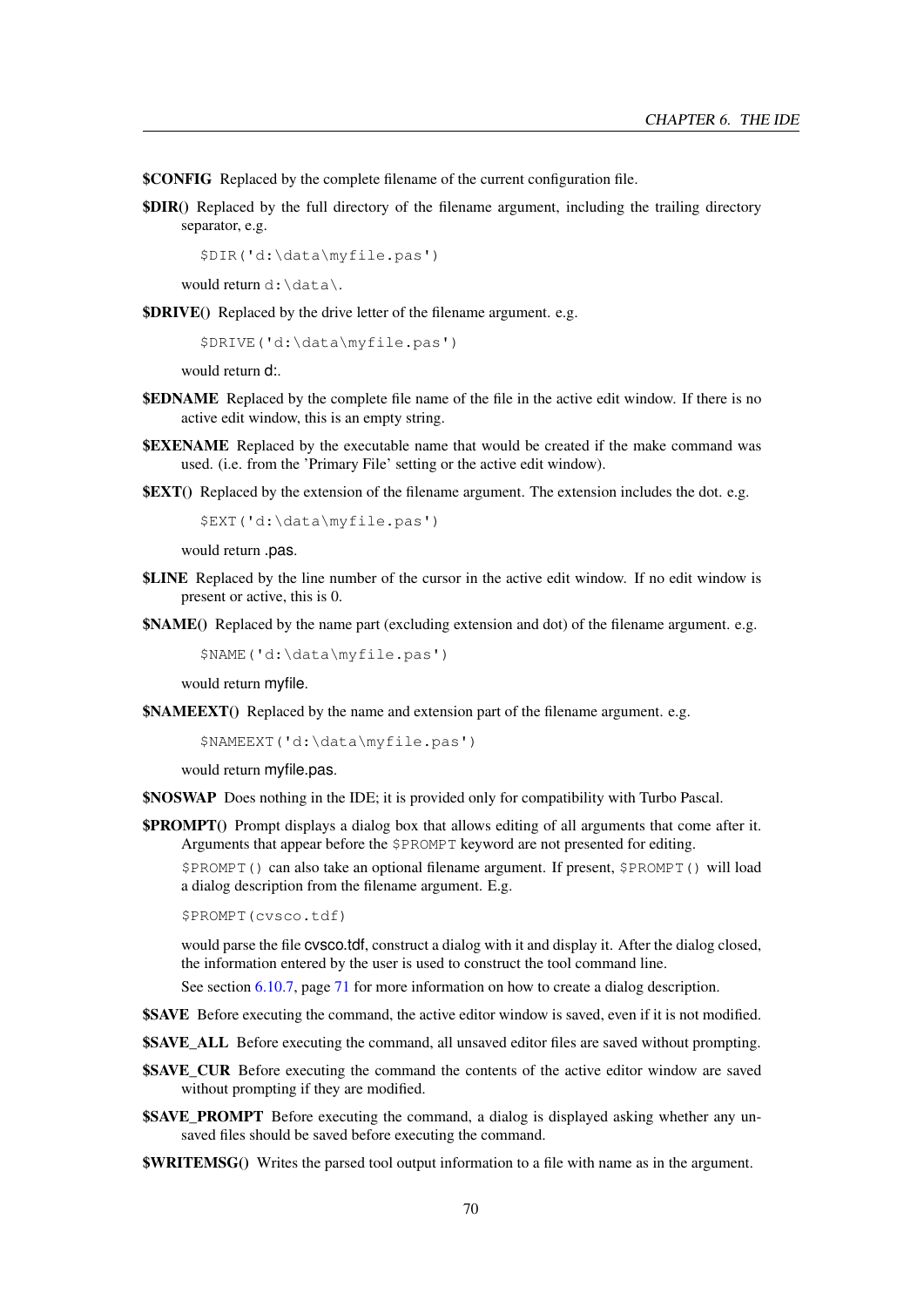**$CONFIG** Replaced by the complete filename of the current configuration file.

**$DIR()** Replaced by the full directory of the filename argument, including the trailing directory separator, e.g.

```
$DIR('d:\data\myfile.pas')
```

would return `d:\data\`.

**$DRIVE()** Replaced by the drive letter of the filename argument. e.g.

```
$DRIVE('d:\data\myfile.pas')
```

would return d:.

**$EDNAME** Replaced by the complete file name of the file in the active edit window. If there is no active edit window, this is an empty string.

**$EXENAME** Replaced by the executable name that would be created if the make command was used. (i.e. from the 'Primary File' setting or the active edit window).

**$EXT()** Replaced by the extension of the filename argument. The extension includes the dot. e.g.

```
$EXT('d:\data\myfile.pas')
```

would return .pas.

**$LINE** Replaced by the line number of the cursor in the active edit window. If no edit window is present or active, this is 0.

**$NAME()** Replaced by the name part (excluding extension and dot) of the filename argument. e.g.

```
$NAME('d:\data\myfile.pas')
```

would return myfile.

**$NAMEEXT()** Replaced by the name and extension part of the filename argument. e.g.

```
$NAMEEXT('d:\data\myfile.pas')
```

would return myfile.pas.

**$NOSWAP** Does nothing in the IDE; it is provided only for compatibility with Turbo Pascal.

**$PROMPT()** Prompt displays a dialog box that allows editing of all arguments that come after it. Arguments that appear before the `$PROMPT` keyword are not presented for editing.

`$PROMPT()` can also take an optional filename argument. If present, `$PROMPT()` will load a dialog description from the filename argument. E.g.

```
$PROMPT(cvsco.tdf)
```

would parse the file cvsco.tdf, construct a dialog with it and display it. After the dialog closed, the information entered by the user is used to construct the tool command line.

See section 6.10.7, page 71 for more information on how to create a dialog description.

**$SAVE** Before executing the command, the active editor window is saved, even if it is not modified.

**$SAVE_ALL** Before executing the command, all unsaved editor files are saved without prompting.

**$SAVE_CUR** Before executing the command the contents of the active editor window are saved without prompting if they are modified.

**$SAVE_PROMPT** Before executing the command, a dialog is displayed asking whether any unsaved files should be saved before executing the command.

**$WRITEMSG()** Writes the parsed tool output information to a file with name as in the argument.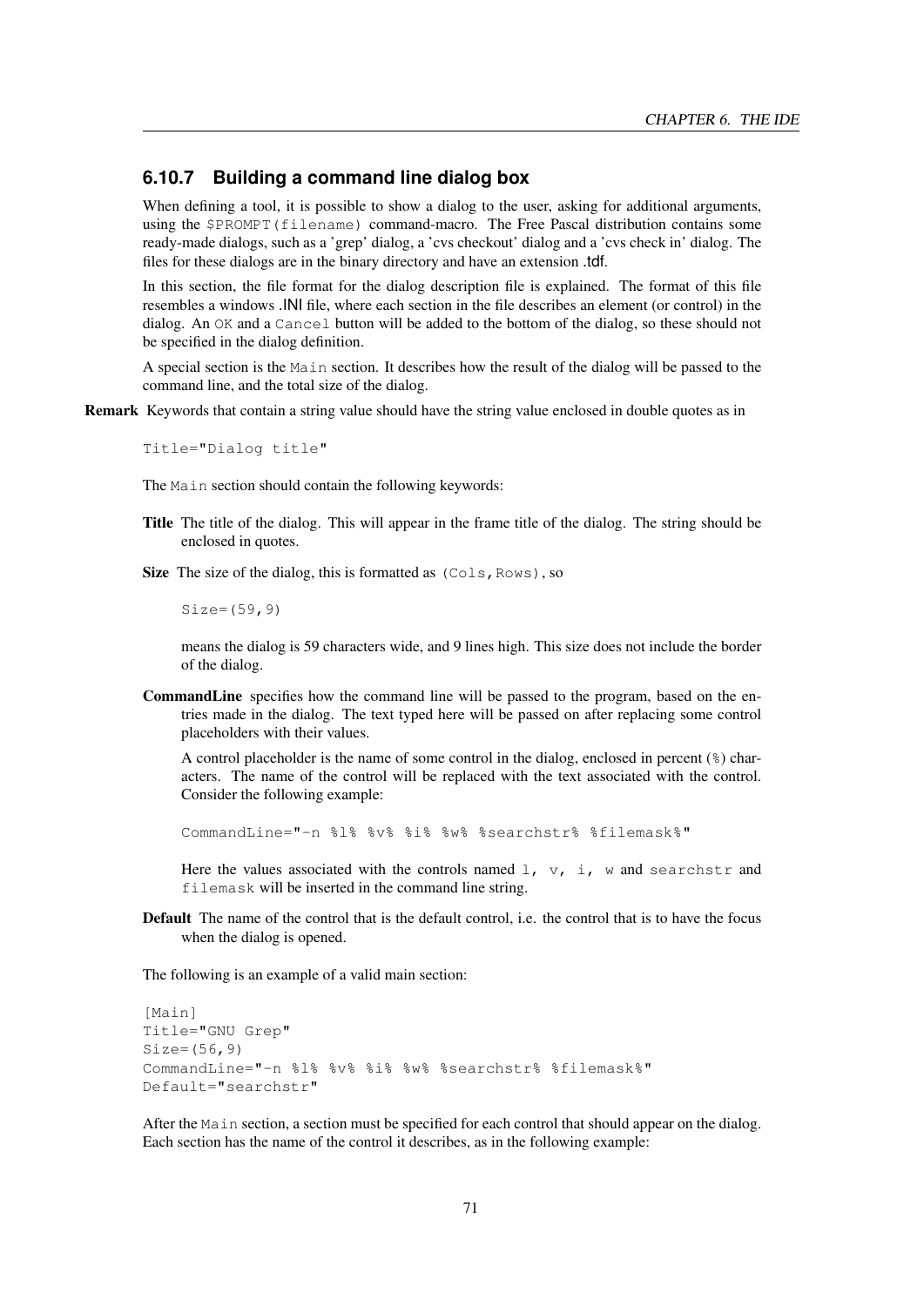### 6.10.7 Building a command line dialog box

When defining a tool, it is possible to show a dialog to the user, asking for additional arguments, using the `$PROMPT(filename)` command-macro. The Free Pascal distribution contains some ready-made dialogs, such as a 'grep' dialog, a 'cvs checkout' dialog and a 'cvs check in' dialog. The files for these dialogs are in the binary directory and have an extension .tdf.

In this section, the file format for the dialog description file is explained. The format of this file resembles a windows .INI file, where each section in the file describes an element (or control) in the dialog. An `OK` and a `Cancel` button will be added to the bottom of the dialog, so these should not be specified in the dialog definition.

A special section is the `Main` section. It describes how the result of the dialog will be passed to the command line, and the total size of the dialog.

**Remark** Keywords that contain a string value should have the string value enclosed in double quotes as in

```
Title="Dialog title"
```

The `Main` section should contain the following keywords:

**Title** The title of the dialog. This will appear in the frame title of the dialog. The string should be enclosed in quotes.

**Size** The size of the dialog, this is formatted as `(Cols,Rows)`, so

```
Size=(59,9)
```

means the dialog is 59 characters wide, and 9 lines high. This size does not include the border of the dialog.

**CommandLine** specifies how the command line will be passed to the program, based on the entries made in the dialog. The text typed here will be passed on after replacing some control placeholders with their values.

A control placeholder is the name of some control in the dialog, enclosed in percent (`%`) characters. The name of the control will be replaced with the text associated with the control. Consider the following example:

```
CommandLine="-n %l% %v% %i% %w% %searchstr% %filemask%"
```

Here the values associated with the controls named `l, v, i, w` and `searchstr` and `filemask` will be inserted in the command line string.

**Default** The name of the control that is the default control, i.e. the control that is to have the focus when the dialog is opened.

The following is an example of a valid main section:

```
[Main]
Title="GNU Grep"
Size=(56,9)
CommandLine="-n %l% %v% %i% %w% %searchstr% %filemask%"
Default="searchstr"
```

After the `Main` section, a section must be specified for each control that should appear on the dialog. Each section has the name of the control it describes, as in the following example: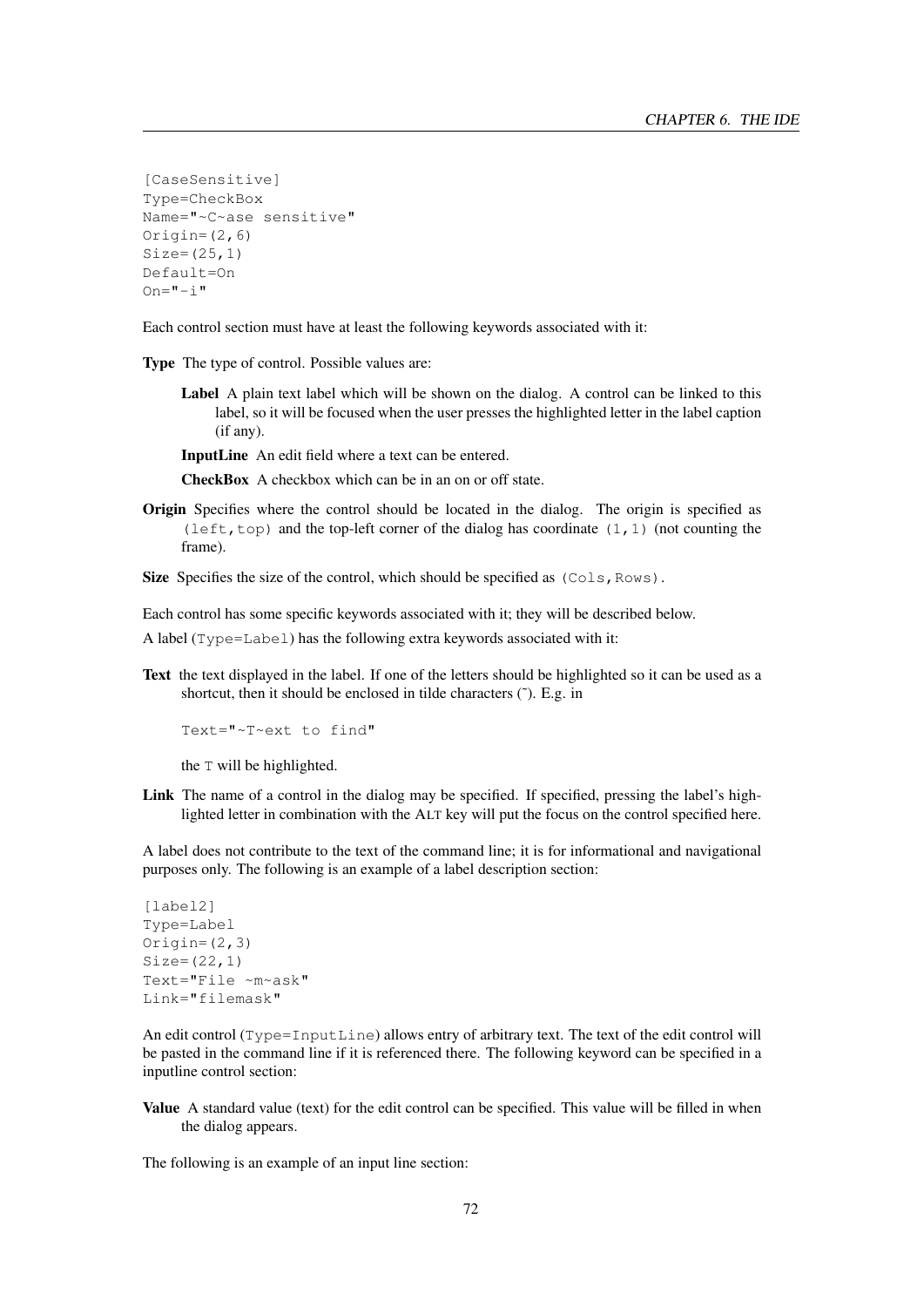```
[CaseSensitive]
Type=CheckBox
Name="~C~ase sensitive"
Origin=(2,6)
Size=(25,1)
Default=On
On="-i"
```

Each control section must have at least the following keywords associated with it:

**Type** The type of control. Possible values are:

- **Label** A plain text label which will be shown on the dialog. A control can be linked to this label, so it will be focused when the user presses the highlighted letter in the label caption (if any).
- **InputLine** An edit field where a text can be entered.
- **CheckBox** A checkbox which can be in an on or off state.

**Origin** Specifies where the control should be located in the dialog. The origin is specified as `(left,top)` and the top-left corner of the dialog has coordinate `(1,1)` (not counting the frame).

**Size** Specifies the size of the control, which should be specified as `(Cols,Rows)`.

Each control has some specific keywords associated with it; they will be described below.

A label (`Type=Label`) has the following extra keywords associated with it:

**Text** the text displayed in the label. If one of the letters should be highlighted so it can be used as a shortcut, then it should be enclosed in tilde characters (~). E.g. in

```
Text="~T~ext to find"
```

the `T` will be highlighted.

**Link** The name of a control in the dialog may be specified. If specified, pressing the label's highlighted letter in combination with the ALT key will put the focus on the control specified here.

A label does not contribute to the text of the command line; it is for informational and navigational purposes only. The following is an example of a label description section:

```
[label2]
Type=Label
Origin=(2,3)
Size=(22,1)
Text="File ~m~ask"
Link="filemask"
```

An edit control (`Type=InputLine`) allows entry of arbitrary text. The text of the edit control will be pasted in the command line if it is referenced there. The following keyword can be specified in a inputline control section:

**Value** A standard value (text) for the edit control can be specified. This value will be filled in when the dialog appears.

The following is an example of an input line section: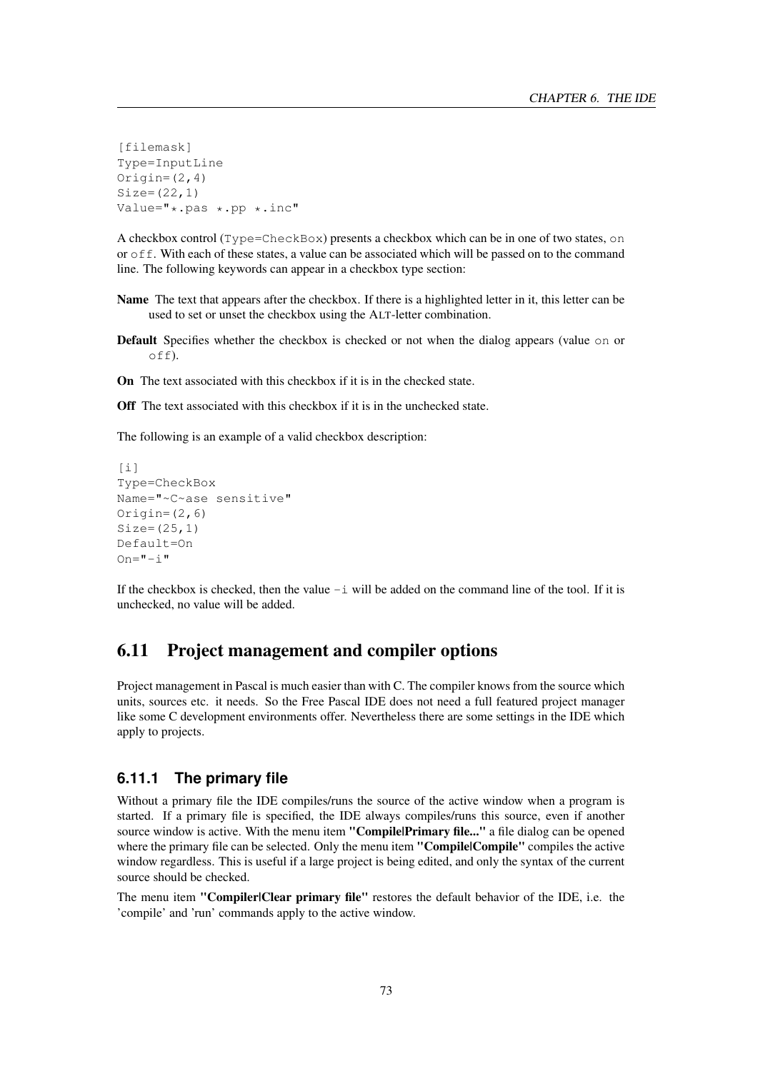```
[filemask]
Type=InputLine
Origin=(2,4)
Size=(22,1)
Value="*.pas *.pp *.inc"
```

A checkbox control (`Type=CheckBox`) presents a checkbox which can be in one of two states, `on` or `off`. With each of these states, a value can be associated which will be passed on to the command line. The following keywords can appear in a checkbox type section:

**Name** The text that appears after the checkbox. If there is a highlighted letter in it, this letter can be used to set or unset the checkbox using the ALT-letter combination.

**Default** Specifies whether the checkbox is checked or not when the dialog appears (value `on` or `off`).

**On** The text associated with this checkbox if it is in the checked state.

**Off** The text associated with this checkbox if it is in the unchecked state.

The following is an example of a valid checkbox description:

```
[i]
Type=CheckBox
Name="~C~ase sensitive"
Origin=(2,6)
Size=(25,1)
Default=On
On="-i"
```

If the checkbox is checked, then the value `-i` will be added on the command line of the tool. If it is unchecked, no value will be added.

## 6.11 Project management and compiler options

Project management in Pascal is much easier than with C. The compiler knows from the source which units, sources etc. it needs. So the Free Pascal IDE does not need a full featured project manager like some C development environments offer. Nevertheless there are some settings in the IDE which apply to projects.

### 6.11.1 The primary file

Without a primary file the IDE compiles/runs the source of the active window when a program is started. If a primary file is specified, the IDE always compiles/runs this source, even if another source window is active. With the menu item **"Compile|Primary file..."** a file dialog can be opened where the primary file can be selected. Only the menu item **"Compile|Compile"** compiles the active window regardless. This is useful if a large project is being edited, and only the syntax of the current source should be checked.

The menu item **"Compiler|Clear primary file"** restores the default behavior of the IDE, i.e. the 'compile' and 'run' commands apply to the active window.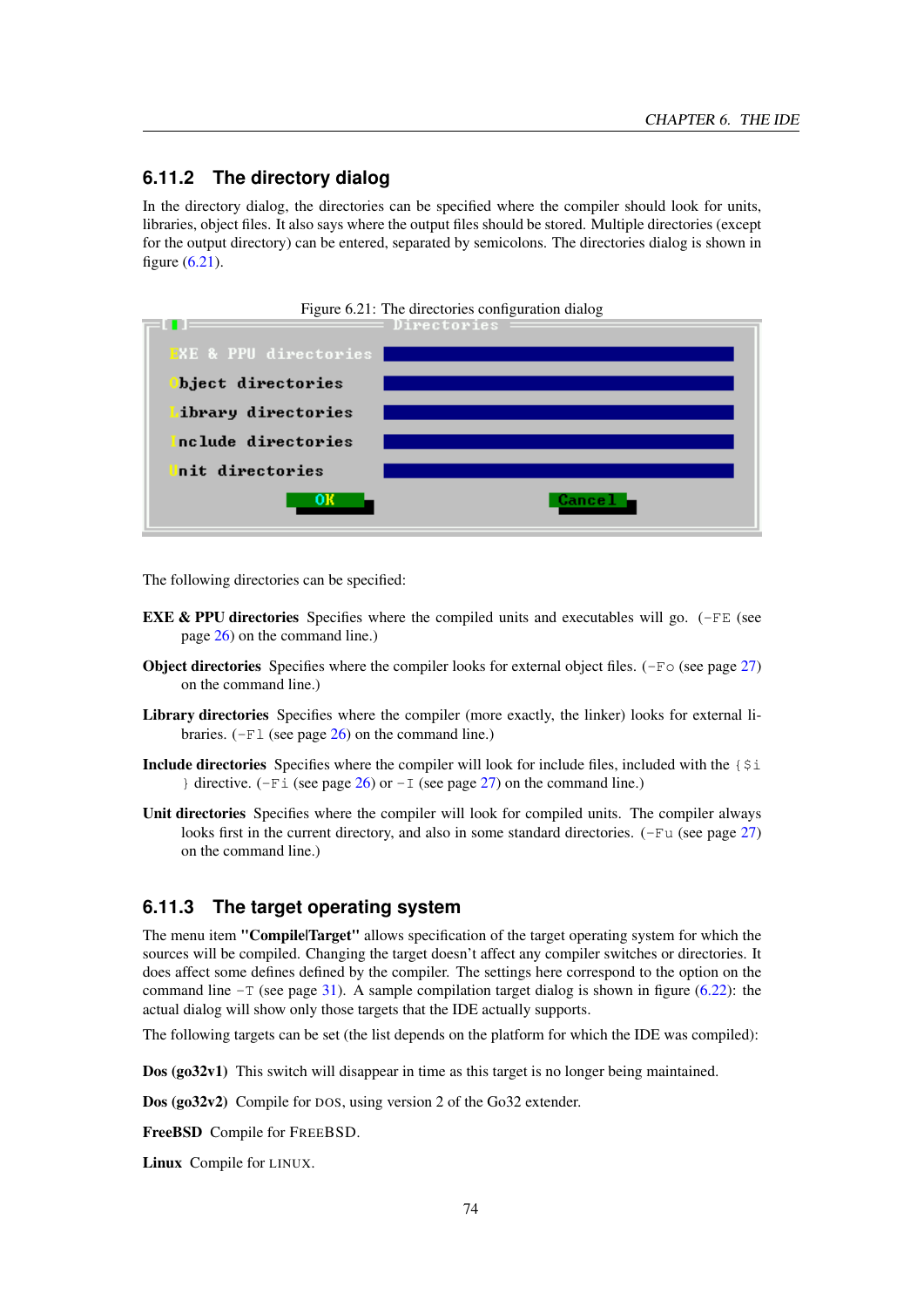### 6.11.2 The directory dialog

In the directory dialog, the directories can be specified where the compiler should look for units, libraries, object files. It also says where the output files should be stored. Multiple directories (except for the output directory) can be entered, separated by semicolons. The directories dialog is shown in figure (6.21).

Figure 6.21: The directories configuration dialog

The following directories can be specified:

**EXE & PPU directories** Specifies where the compiled units and executables will go. (`-FE` (see page 26) on the command line.)

**Object directories** Specifies where the compiler looks for external object files. (`-Fo` (see page 27) on the command line.)

**Library directories** Specifies where the compiler (more exactly, the linker) looks for external libraries. (`-Fl` (see page 26) on the command line.)

**Include directories** Specifies where the compiler will look for include files, included with the `{$i }` directive. (`-Fi` (see page 26) or `-I` (see page 27) on the command line.)

**Unit directories** Specifies where the compiler will look for compiled units. The compiler always looks first in the current directory, and also in some standard directories. (`-Fu` (see page 27) on the command line.)

### 6.11.3 The target operating system

The menu item **"Compile|Target"** allows specification of the target operating system for which the sources will be compiled. Changing the target doesn't affect any compiler switches or directories. It does affect some defines defined by the compiler. The settings here correspond to the option on the command line `-T` (see page 31). A sample compilation target dialog is shown in figure (6.22): the actual dialog will show only those targets that the IDE actually supports.

The following targets can be set (the list depends on the platform for which the IDE was compiled):

**Dos (go32v1)** This switch will disappear in time as this target is no longer being maintained.

**Dos (go32v2)** Compile for DOS, using version 2 of the Go32 extender.

**FreeBSD** Compile for FREEBSD.

**Linux** Compile for LINUX.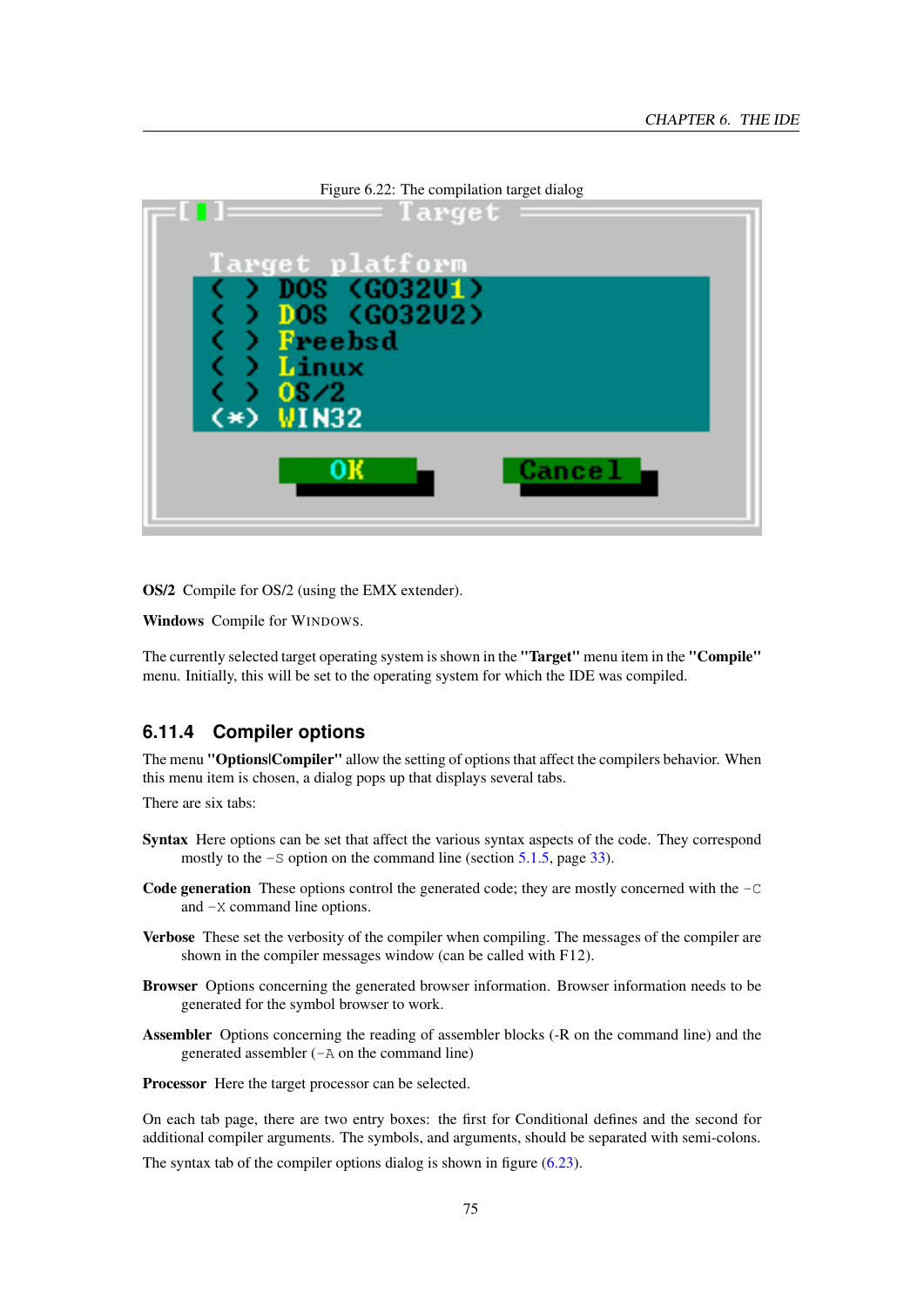Figure 6.22: The compilation target dialog

**OS/2** Compile for OS/2 (using the EMX extender).

**Windows** Compile for WINDOWS.

The currently selected target operating system is shown in the **"Target"** menu item in the **"Compile"** menu. Initially, this will be set to the operating system for which the IDE was compiled.

### 6.11.4 Compiler options

The menu **"Options|Compiler"** allow the setting of options that affect the compilers behavior. When this menu item is chosen, a dialog pops up that displays several tabs.

There are six tabs:

**Syntax** Here options can be set that affect the various syntax aspects of the code. They correspond mostly to the `-S` option on the command line (section 5.1.5, page 33).

**Code generation** These options control the generated code; they are mostly concerned with the `-C` and `-X` command line options.

**Verbose** These set the verbosity of the compiler when compiling. The messages of the compiler are shown in the compiler messages window (can be called with F12).

**Browser** Options concerning the generated browser information. Browser information needs to be generated for the symbol browser to work.

**Assembler** Options concerning the reading of assembler blocks (-R on the command line) and the generated assembler (`-A` on the command line)

**Processor** Here the target processor can be selected.

On each tab page, there are two entry boxes: the first for Conditional defines and the second for additional compiler arguments. The symbols, and arguments, should be separated with semi-colons.

The syntax tab of the compiler options dialog is shown in figure (6.23).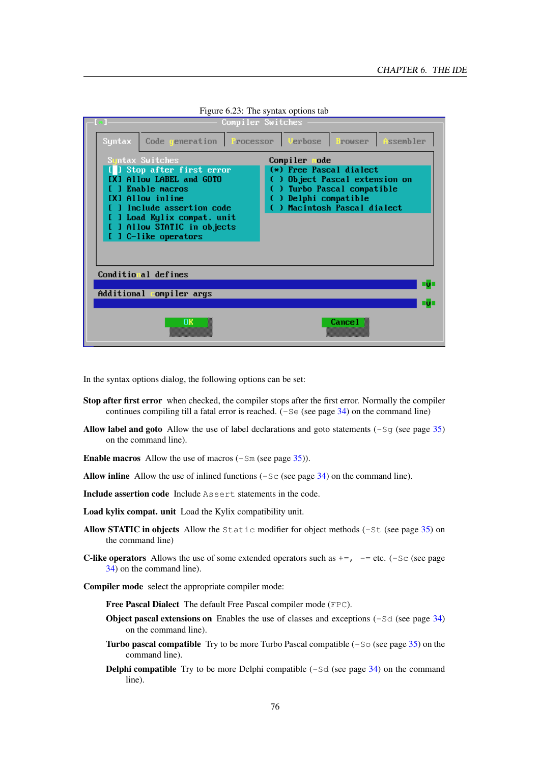Figure 6.23: The syntax options tab

In the syntax options dialog, the following options can be set:

**Stop after first error** when checked, the compiler stops after the first error. Normally the compiler continues compiling till a fatal error is reached. (`-Se` (see page 34) on the command line)

**Allow label and goto** Allow the use of label declarations and goto statements (`-Sg` (see page 35) on the command line).

**Enable macros** Allow the use of macros (`-Sm` (see page 35)).

**Allow inline** Allow the use of inlined functions (`-Sc` (see page 34) on the command line).

**Include assertion code** Include `Assert` statements in the code.

**Load kylix compat. unit** Load the Kylix compatibility unit.

**Allow STATIC in objects** Allow the `Static` modifier for object methods (`-St` (see page 35) on the command line)

**C-like operators** Allows the use of some extended operators such as `+=`, `-=` etc. (`-Sc` (see page 34) on the command line).

**Compiler mode** select the appropriate compiler mode:

- **Free Pascal Dialect** The default Free Pascal compiler mode (`FPC`).
- **Object pascal extensions on** Enables the use of classes and exceptions (`-Sd` (see page 34) on the command line).
- **Turbo pascal compatible** Try to be more Turbo Pascal compatible (`-So` (see page 35) on the command line).
- **Delphi compatible** Try to be more Delphi compatible (`-Sd` (see page 34) on the command line).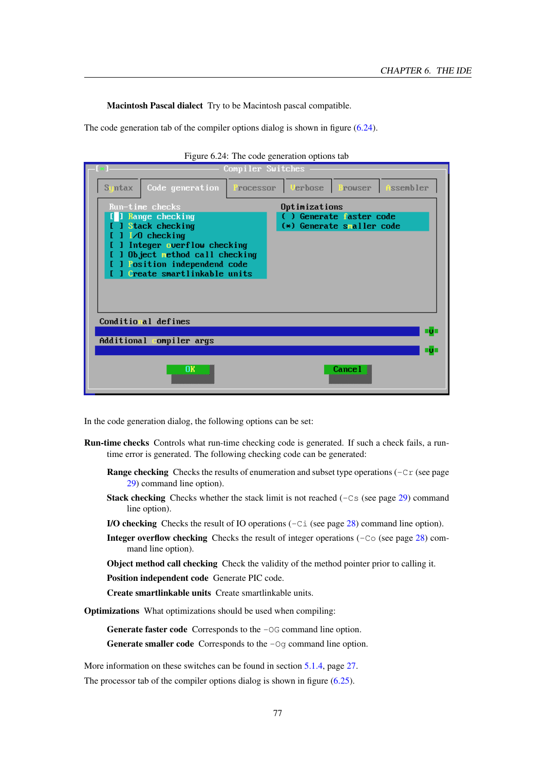**Macintosh Pascal dialect** Try to be Macintosh pascal compatible.

The code generation tab of the compiler options dialog is shown in figure (6.24).

Figure 6.24: The code generation options tab

In the code generation dialog, the following options can be set:

**Run-time checks** Controls what run-time checking code is generated. If such a check fails, a run-time error is generated. The following checking code can be generated:

- **Range checking** Checks the results of enumeration and subset type operations (`-Cr` (see page 29) command line option).
- **Stack checking** Checks whether the stack limit is not reached (`-Cs` (see page 29) command line option).
- **I/O checking** Checks the result of IO operations (`-Ci` (see page 28) command line option).
- **Integer overflow checking** Checks the result of integer operations (`-Co` (see page 28) command line option).
- **Object method call checking** Check the validity of the method pointer prior to calling it.
- **Position independent code** Generate PIC code.
- **Create smartlinkable units** Create smartlinkable units.

**Optimizations** What optimizations should be used when compiling:

- **Generate faster code** Corresponds to the `-OG` command line option.
- **Generate smaller code** Corresponds to the `-Og` command line option.

More information on these switches can be found in section 5.1.4, page 27.

The processor tab of the compiler options dialog is shown in figure (6.25).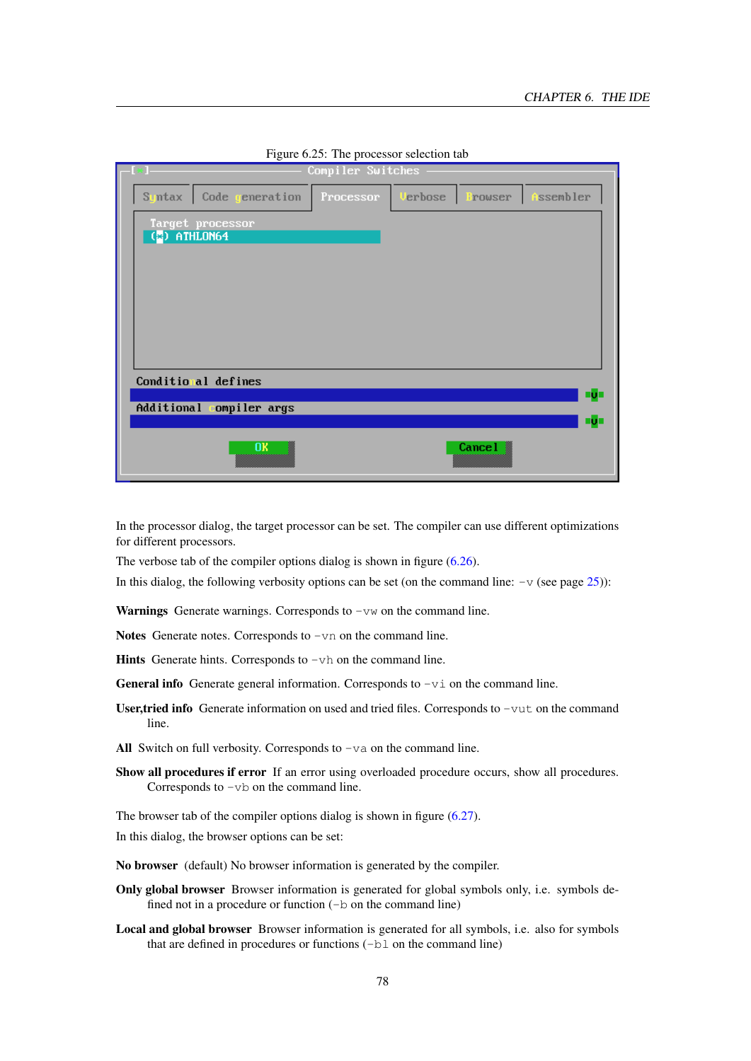Figure 6.25: The processor selection tab

In the processor dialog, the target processor can be set. The compiler can use different optimizations for different processors.

The verbose tab of the compiler options dialog is shown in figure (6.26).

In this dialog, the following verbosity options can be set (on the command line: `-v` (see page 25)):

**Warnings** Generate warnings. Corresponds to `-vw` on the command line.

**Notes** Generate notes. Corresponds to `-vn` on the command line.

**Hints** Generate hints. Corresponds to `-vh` on the command line.

**General info** Generate general information. Corresponds to `-vi` on the command line.

**User,tried info** Generate information on used and tried files. Corresponds to `-vut` on the command line.

**All** Switch on full verbosity. Corresponds to `-va` on the command line.

**Show all procedures if error** If an error using overloaded procedure occurs, show all procedures. Corresponds to `-vb` on the command line.

The browser tab of the compiler options dialog is shown in figure (6.27).

In this dialog, the browser options can be set:

**No browser** (default) No browser information is generated by the compiler.

**Only global browser** Browser information is generated for global symbols only, i.e. symbols defined not in a procedure or function (`-b` on the command line)

**Local and global browser** Browser information is generated for all symbols, i.e. also for symbols that are defined in procedures or functions (`-bl` on the command line)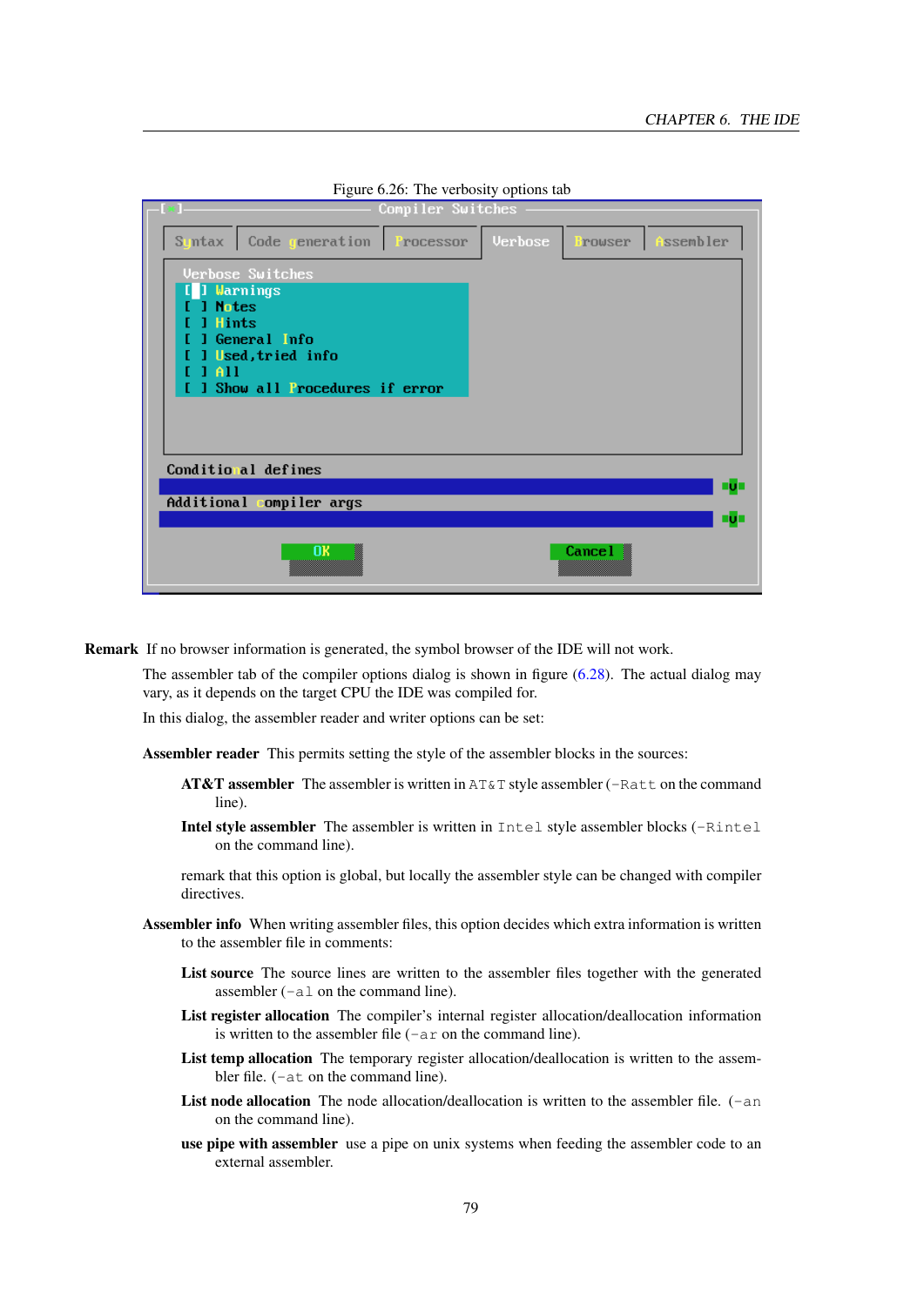Figure 6.26: The verbosity options tab

**Remark** If no browser information is generated, the symbol browser of the IDE will not work.

The assembler tab of the compiler options dialog is shown in figure (6.28). The actual dialog may vary, as it depends on the target CPU the IDE was compiled for.

In this dialog, the assembler reader and writer options can be set:

**Assembler reader** This permits setting the style of the assembler blocks in the sources:

- **AT&T assembler** The assembler is written in `AT&T` style assembler (`-Ratt` on the command line).
- **Intel style assembler** The assembler is written in `Intel` style assembler blocks (`-Rintel` on the command line).

remark that this option is global, but locally the assembler style can be changed with compiler directives.

**Assembler info** When writing assembler files, this option decides which extra information is written to the assembler file in comments:

- **List source** The source lines are written to the assembler files together with the generated assembler (`-al` on the command line).
- **List register allocation** The compiler's internal register allocation/deallocation information is written to the assembler file (`-ar` on the command line).
- **List temp allocation** The temporary register allocation/deallocation is written to the assembler file. (`-at` on the command line).
- **List node allocation** The node allocation/deallocation is written to the assembler file. (`-an` on the command line).
- **use pipe with assembler** use a pipe on unix systems when feeding the assembler code to an external assembler.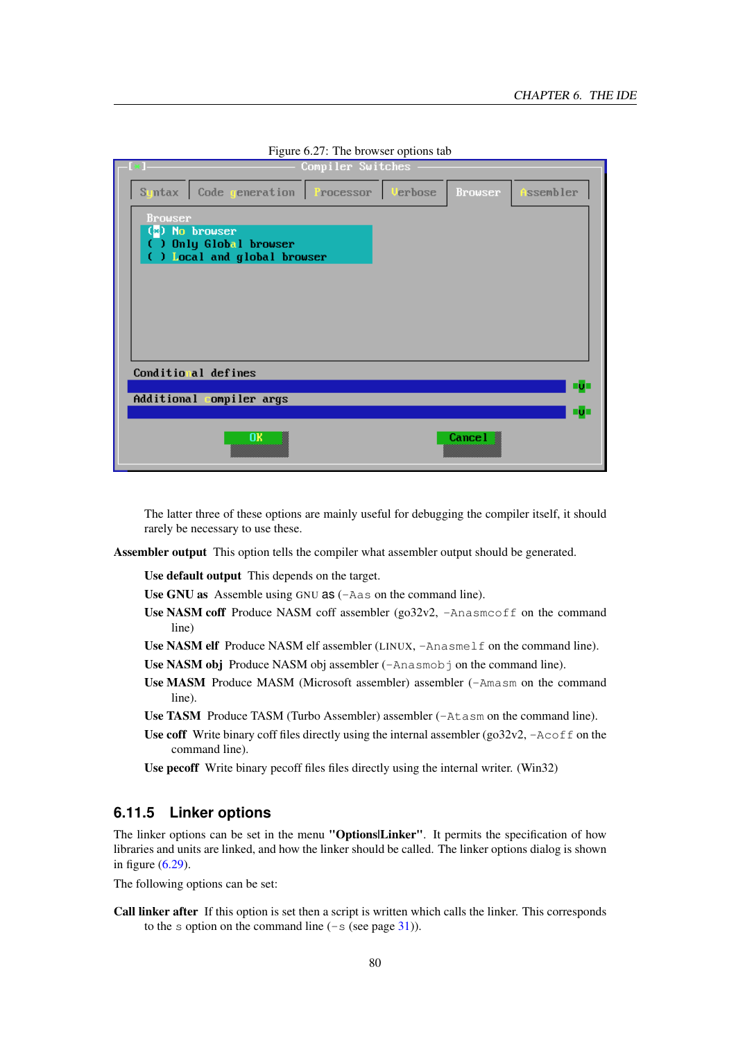Figure 6.27: The browser options tab

The latter three of these options are mainly useful for debugging the compiler itself, it should rarely be necessary to use these.

**Assembler output** This option tells the compiler what assembler output should be generated.

**Use default output** This depends on the target.

**Use GNU as** Assemble using GNU as (`-Aas` on the command line).

**Use NASM coff** Produce NASM coff assembler (go32v2, `-Anasmcoff` on the command line)

**Use NASM elf** Produce NASM elf assembler (LINUX, `-Anasmelf` on the command line).

**Use NASM obj** Produce NASM obj assembler (`-Anasmobj` on the command line).

**Use MASM** Produce MASM (Microsoft assembler) assembler (`-Amasm` on the command line).

**Use TASM** Produce TASM (Turbo Assembler) assembler (`-Atasm` on the command line).

**Use coff** Write binary coff files directly using the internal assembler (go32v2, `-Acoff` on the command line).

**Use pecoff** Write binary pecoff files files directly using the internal writer. (Win32)

### 6.11.5 Linker options

The linker options can be set in the menu **"Options|Linker"**. It permits the specification of how libraries and units are linked, and how the linker should be called. The linker options dialog is shown in figure (6.29).

The following options can be set:

**Call linker after** If this option is set then a script is written which calls the linker. This corresponds to the `s` option on the command line (`-s` (see page 31)).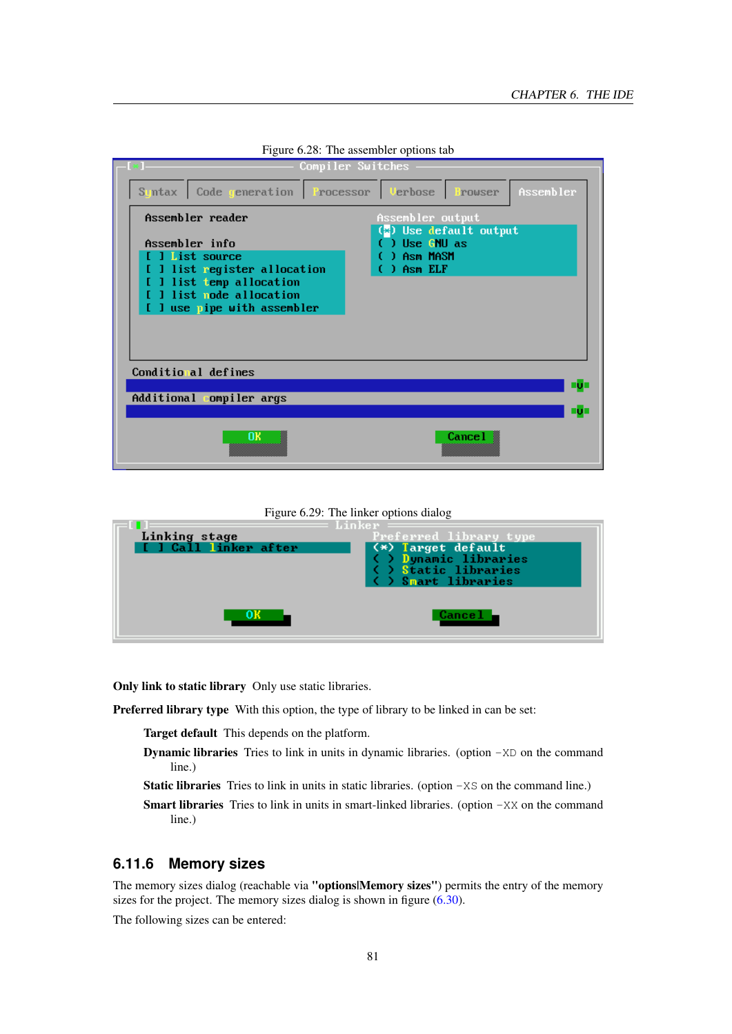Figure 6.28: The assembler options tab

Figure 6.29: The linker options dialog

**Only link to static library** Only use static libraries.

**Preferred library type** With this option, the type of library to be linked in can be set:

- **Target default** This depends on the platform.
- **Dynamic libraries** Tries to link in units in dynamic libraries. (option `-XD` on the command line.)
- **Static libraries** Tries to link in units in static libraries. (option `-XS` on the command line.)
- **Smart libraries** Tries to link in units in smart-linked libraries. (option `-XX` on the command line.)

## 6.11.6 Memory sizes

The memory sizes dialog (reachable via **"options|Memory sizes"**) permits the entry of the memory sizes for the project. The memory sizes dialog is shown in figure (6.30).

The following sizes can be entered: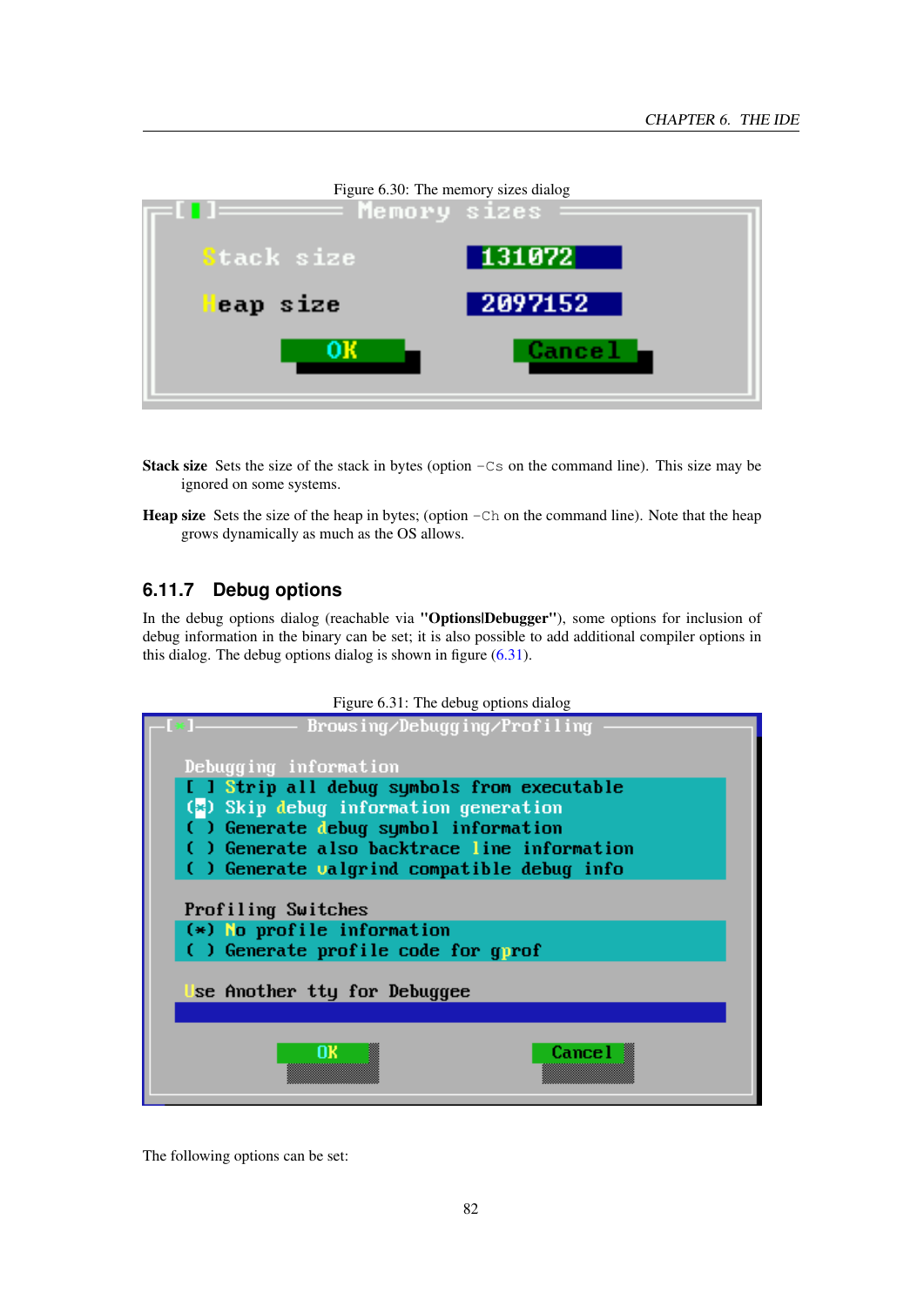Figure 6.30: The memory sizes dialog

**Stack size** Sets the size of the stack in bytes (option `-Cs` on the command line). This size may be ignored on some systems.

**Heap size** Sets the size of the heap in bytes; (option `-Ch` on the command line). Note that the heap grows dynamically as much as the OS allows.

### 6.11.7 Debug options

In the debug options dialog (reachable via **"Options|Debugger"**), some options for inclusion of debug information in the binary can be set; it is also possible to add additional compiler options in this dialog. The debug options dialog is shown in figure (6.31).

Figure 6.31: The debug options dialog

The following options can be set: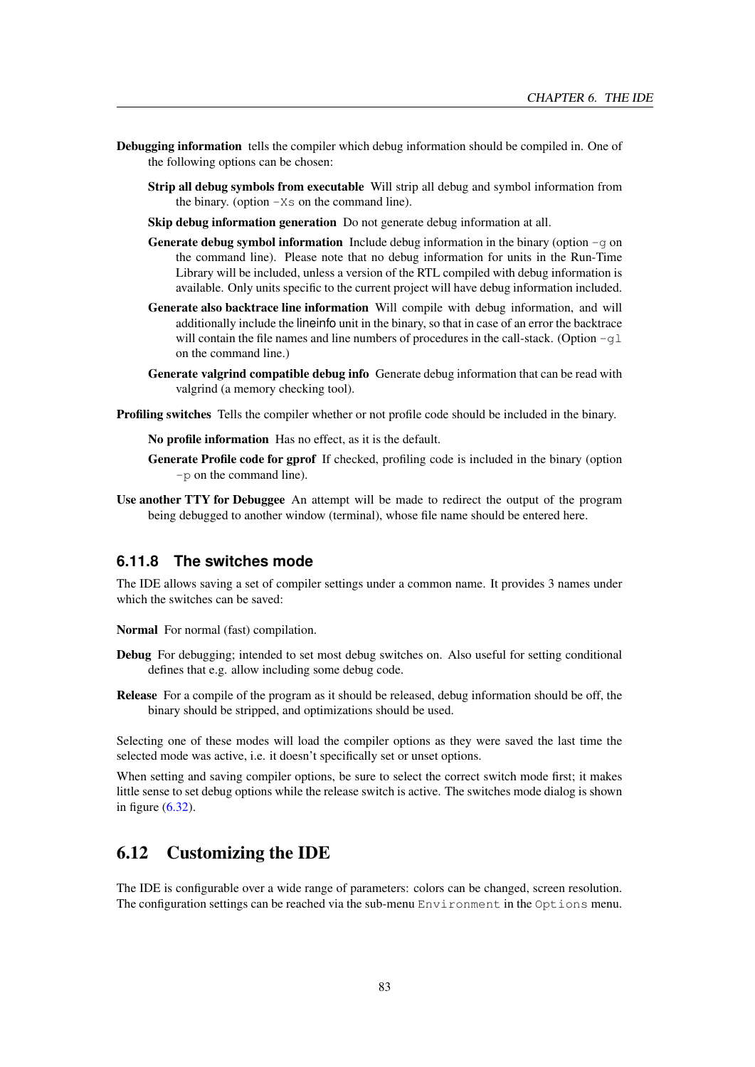**Debugging information** tells the compiler which debug information should be compiled in. One of the following options can be chosen:

- **Strip all debug symbols from executable** Will strip all debug and symbol information from the binary. (option `-Xs` on the command line).
- **Skip debug information generation** Do not generate debug information at all.
- **Generate debug symbol information** Include debug information in the binary (option `-g` on the command line). Please note that no debug information for units in the Run-Time Library will be included, unless a version of the RTL compiled with debug information is available. Only units specific to the current project will have debug information included.
- **Generate also backtrace line information** Will compile with debug information, and will additionally include the lineinfo unit in the binary, so that in case of an error the backtrace will contain the file names and line numbers of procedures in the call-stack. (Option `-gl` on the command line.)
- **Generate valgrind compatible debug info** Generate debug information that can be read with valgrind (a memory checking tool).

**Profiling switches** Tells the compiler whether or not profile code should be included in the binary.

- **No profile information** Has no effect, as it is the default.
- **Generate Profile code for gprof** If checked, profiling code is included in the binary (option `-p` on the command line).

**Use another TTY for Debuggee** An attempt will be made to redirect the output of the program being debugged to another window (terminal), whose file name should be entered here.

### 6.11.8 The switches mode

The IDE allows saving a set of compiler settings under a common name. It provides 3 names under which the switches can be saved:

**Normal** For normal (fast) compilation.

**Debug** For debugging; intended to set most debug switches on. Also useful for setting conditional defines that e.g. allow including some debug code.

**Release** For a compile of the program as it should be released, debug information should be off, the binary should be stripped, and optimizations should be used.

Selecting one of these modes will load the compiler options as they were saved the last time the selected mode was active, i.e. it doesn't specifically set or unset options.

When setting and saving compiler options, be sure to select the correct switch mode first; it makes little sense to set debug options while the release switch is active. The switches mode dialog is shown in figure (6.32).

## 6.12 Customizing the IDE

The IDE is configurable over a wide range of parameters: colors can be changed, screen resolution. The configuration settings can be reached via the sub-menu `Environment` in the `Options` menu.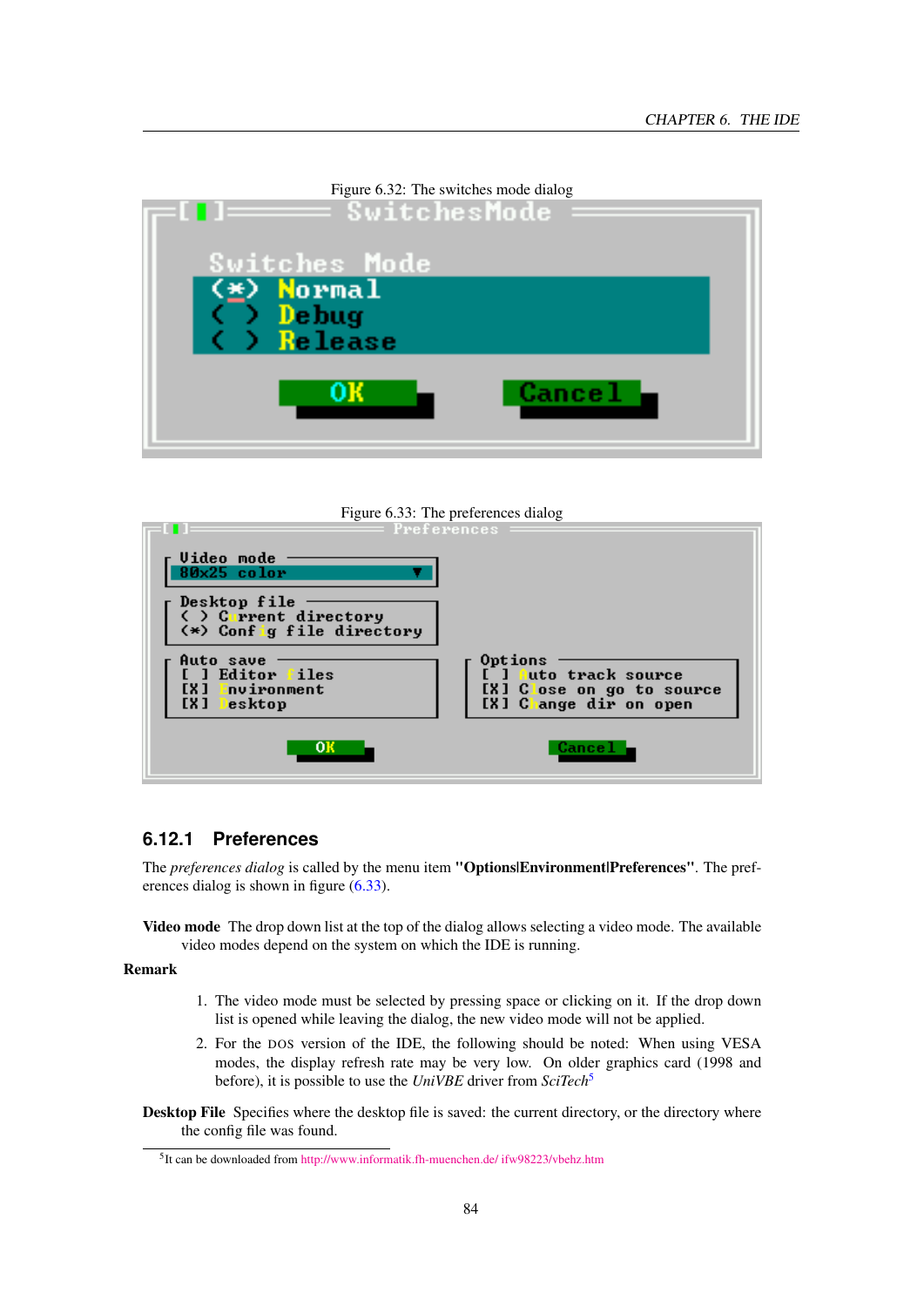Figure 6.32: The switches mode dialog

Figure 6.33: The preferences dialog

## 6.12.1 Preferences

The *preferences dialog* is called by the menu item **"Options|Environment|Preferences"**. The preferences dialog is shown in figure (6.33).

**Video mode** The drop down list at the top of the dialog allows selecting a video mode. The available video modes depend on the system on which the IDE is running.

**Remark**

1. The video mode must be selected by pressing space or clicking on it. If the drop down list is opened while leaving the dialog, the new video mode will not be applied.
2. For the DOS version of the IDE, the following should be noted: When using VESA modes, the display refresh rate may be very low. On older graphics card (1998 and before), it is possible to use the *UniVBE* driver from *SciTech*[5]

**Desktop File** Specifies where the desktop file is saved: the current directory, or the directory where the config file was found.

[5] It can be downloaded from http://www.informatik.fh-muenchen.de/ ifw98223/vbehz.htm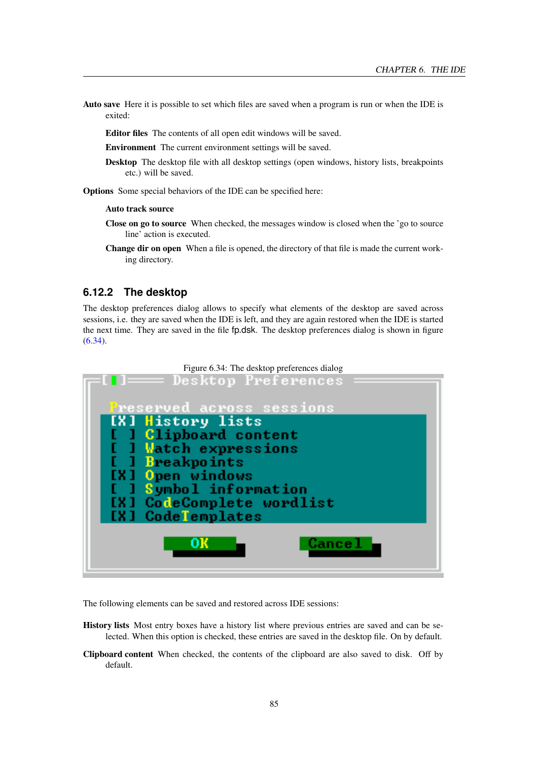**Auto save** Here it is possible to set which files are saved when a program is run or when the IDE is exited:

**Editor files** The contents of all open edit windows will be saved.

**Environment** The current environment settings will be saved.

**Desktop** The desktop file with all desktop settings (open windows, history lists, breakpoints etc.) will be saved.

**Options** Some special behaviors of the IDE can be specified here:

**Auto track source**

**Close on go to source** When checked, the messages window is closed when the 'go to source line' action is executed.

**Change dir on open** When a file is opened, the directory of that file is made the current working directory.

## 6.12.2 The desktop

The desktop preferences dialog allows to specify what elements of the desktop are saved across sessions, i.e. they are saved when the IDE is left, and they are again restored when the IDE is started the next time. They are saved in the file fp.dsk. The desktop preferences dialog is shown in figure (6.34).

Figure 6.34: The desktop preferences dialog

The following elements can be saved and restored across IDE sessions:

**History lists** Most entry boxes have a history list where previous entries are saved and can be selected. When this option is checked, these entries are saved in the desktop file. On by default.

**Clipboard content** When checked, the contents of the clipboard are also saved to disk. Off by default.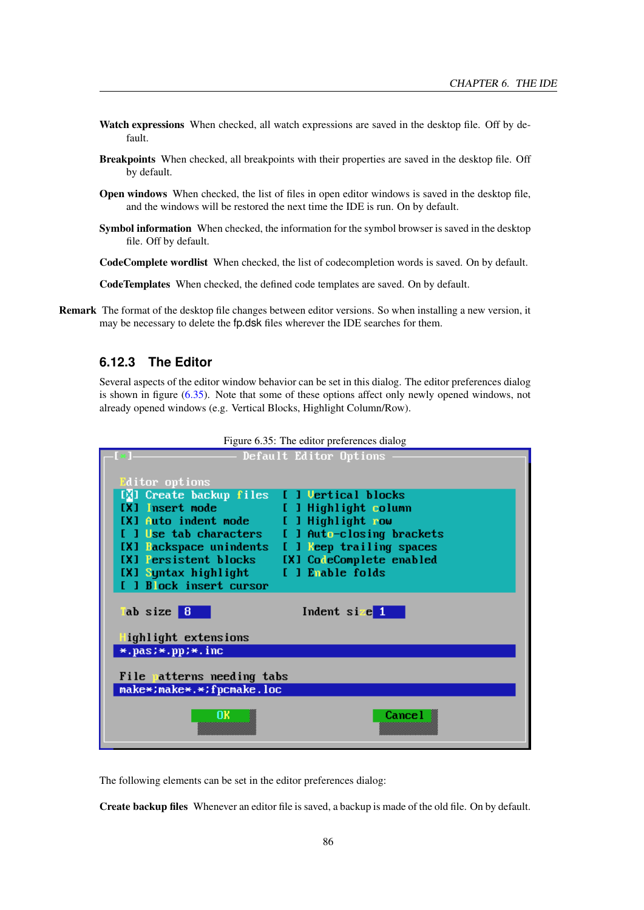**Watch expressions** When checked, all watch expressions are saved in the desktop file. Off by default.

**Breakpoints** When checked, all breakpoints with their properties are saved in the desktop file. Off by default.

**Open windows** When checked, the list of files in open editor windows is saved in the desktop file, and the windows will be restored the next time the IDE is run. On by default.

**Symbol information** When checked, the information for the symbol browser is saved in the desktop file. Off by default.

**CodeComplete wordlist** When checked, the list of codecompletion words is saved. On by default.

**CodeTemplates** When checked, the defined code templates are saved. On by default.

**Remark** The format of the desktop file changes between editor versions. So when installing a new version, it may be necessary to delete the fp.dsk files wherever the IDE searches for them.

### 6.12.3 The Editor

Several aspects of the editor window behavior can be set in this dialog. The editor preferences dialog is shown in figure (6.35). Note that some of these options affect only newly opened windows, not already opened windows (e.g. Vertical Blocks, Highlight Column/Row).

Figure 6.35: The editor preferences dialog

```
[■]──────────── Default Editor Options ────────────

 Editor options
 [X] Create backup files     [ ] Vertical blocks
 [X] Insert mode             [ ] Highlight column
 [X] Auto indent mode        [ ] Highlight row
 [ ] Use tab characters      [ ] Auto-closing brackets
 [X] Backspace unindents     [ ] Keep trailing spaces
 [X] Persistent blocks       [X] CodeComplete enabled
 [X] Syntax highlight        [ ] Enable folds
 [ ] Block insert cursor

 Tab size  8                 Indent size 1

 Highlight extensions
 *.pas;*.pp;*.inc

 File patterns needing tabs
 make*;make*.*;fpcmake.loc

          OK                       Cancel
```

The following elements can be set in the editor preferences dialog:

**Create backup files** Whenever an editor file is saved, a backup is made of the old file. On by default.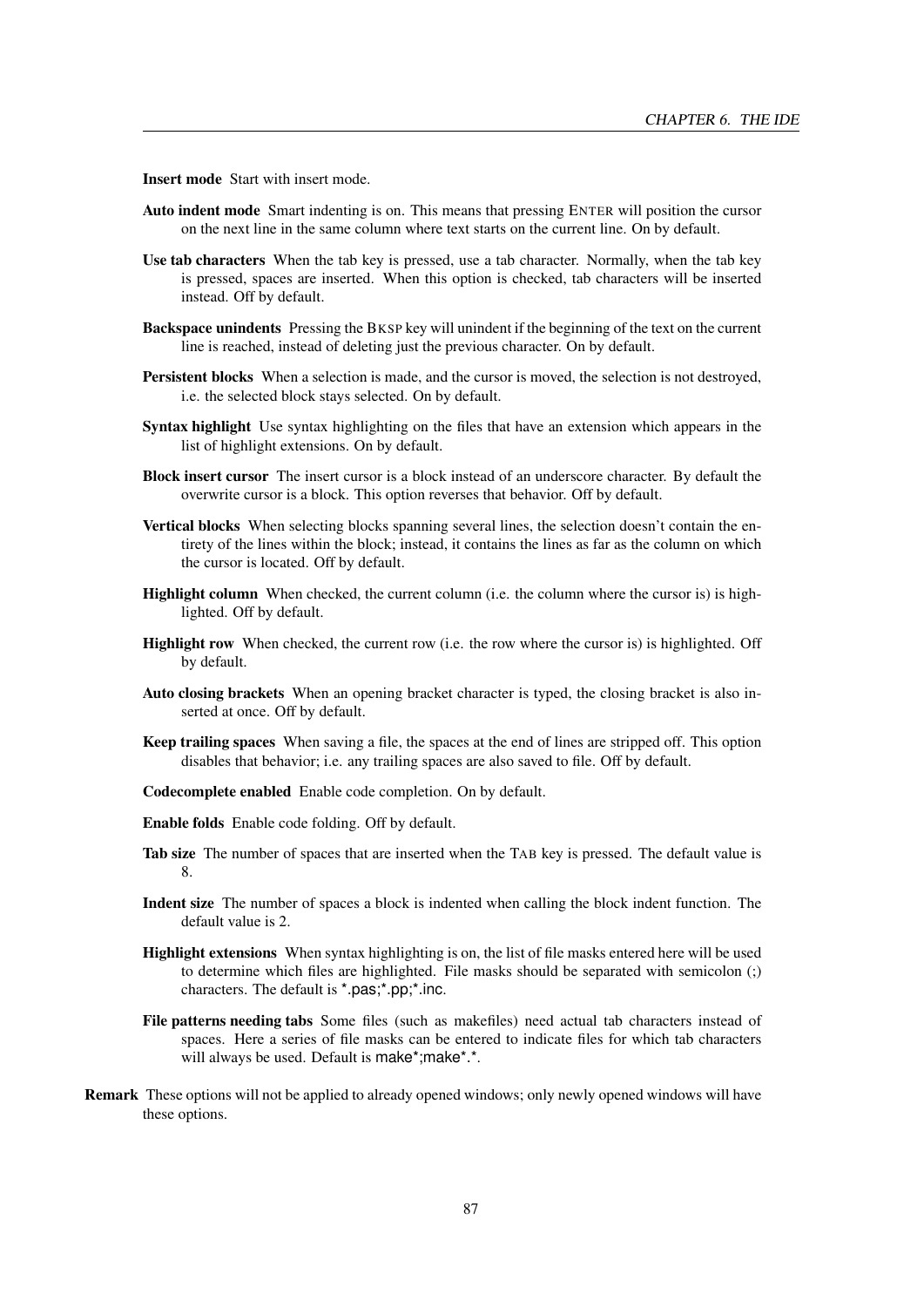**Insert mode** Start with insert mode.

**Auto indent mode** Smart indenting is on. This means that pressing ENTER will position the cursor on the next line in the same column where text starts on the current line. On by default.

**Use tab characters** When the tab key is pressed, use a tab character. Normally, when the tab key is pressed, spaces are inserted. When this option is checked, tab characters will be inserted instead. Off by default.

**Backspace unindents** Pressing the BKSP key will unindent if the beginning of the text on the current line is reached, instead of deleting just the previous character. On by default.

**Persistent blocks** When a selection is made, and the cursor is moved, the selection is not destroyed, i.e. the selected block stays selected. On by default.

**Syntax highlight** Use syntax highlighting on the files that have an extension which appears in the list of highlight extensions. On by default.

**Block insert cursor** The insert cursor is a block instead of an underscore character. By default the overwrite cursor is a block. This option reverses that behavior. Off by default.

**Vertical blocks** When selecting blocks spanning several lines, the selection doesn't contain the entirety of the lines within the block; instead, it contains the lines as far as the column on which the cursor is located. Off by default.

**Highlight column** When checked, the current column (i.e. the column where the cursor is) is highlighted. Off by default.

**Highlight row** When checked, the current row (i.e. the row where the cursor is) is highlighted. Off by default.

**Auto closing brackets** When an opening bracket character is typed, the closing bracket is also inserted at once. Off by default.

**Keep trailing spaces** When saving a file, the spaces at the end of lines are stripped off. This option disables that behavior; i.e. any trailing spaces are also saved to file. Off by default.

**Codecomplete enabled** Enable code completion. On by default.

**Enable folds** Enable code folding. Off by default.

**Tab size** The number of spaces that are inserted when the TAB key is pressed. The default value is 8.

**Indent size** The number of spaces a block is indented when calling the block indent function. The default value is 2.

**Highlight extensions** When syntax highlighting is on, the list of file masks entered here will be used to determine which files are highlighted. File masks should be separated with semicolon (;) characters. The default is `*.pas;*.pp;*.inc`.

**File patterns needing tabs** Some files (such as makefiles) need actual tab characters instead of spaces. Here a series of file masks can be entered to indicate files for which tab characters will always be used. Default is `make*;make*.*`.

**Remark** These options will not be applied to already opened windows; only newly opened windows will have these options.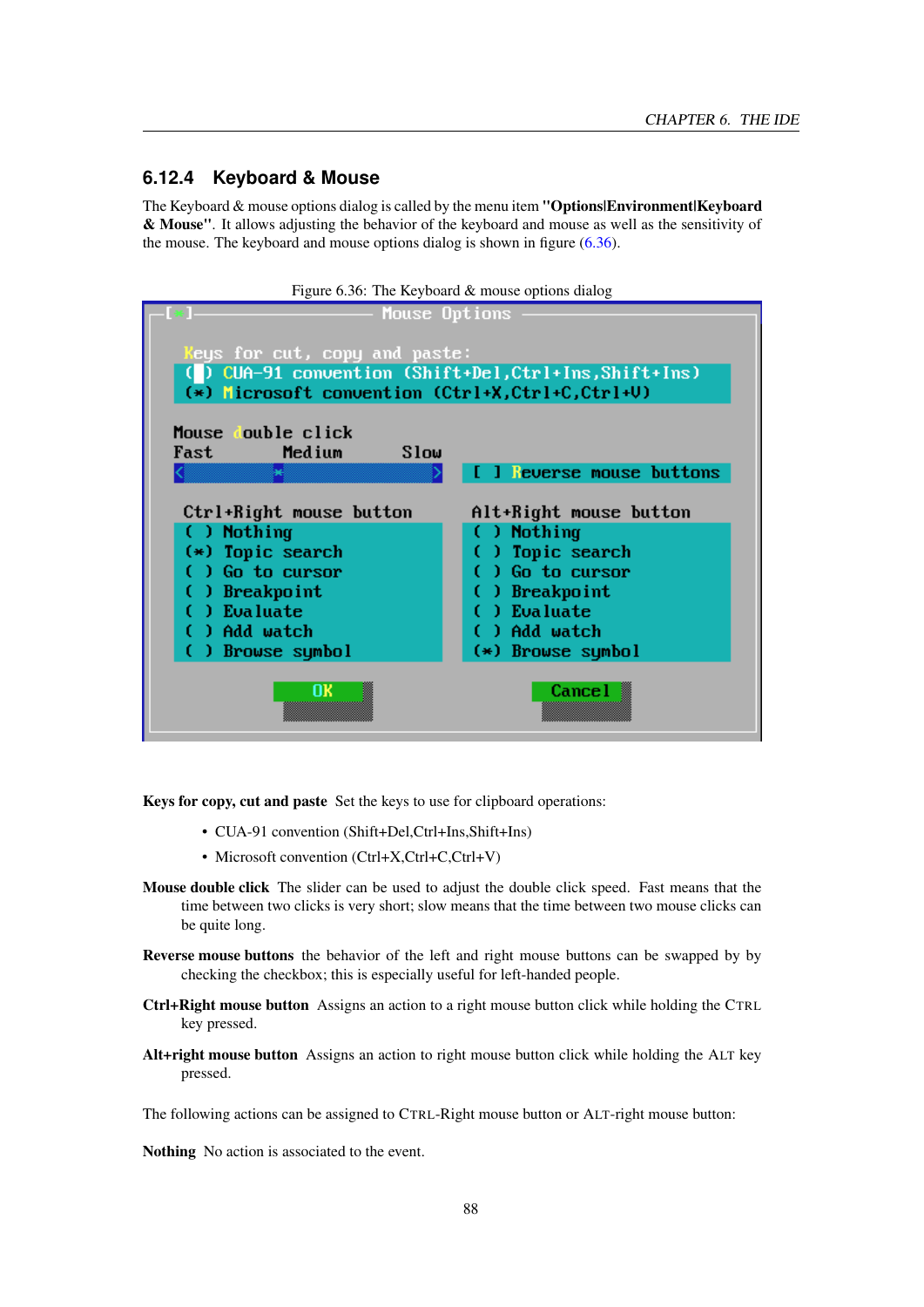### 6.12.4 Keyboard & Mouse

The Keyboard & mouse options dialog is called by the menu item **"Options|Environment|Keyboard & Mouse"**. It allows adjusting the behavior of the keyboard and mouse as well as the sensitivity of the mouse. The keyboard and mouse options dialog is shown in figure (6.36).

Figure 6.36: The Keyboard & mouse options dialog

**Keys for copy, cut and paste** Set the keys to use for clipboard operations:

- CUA-91 convention (Shift+Del,Ctrl+Ins,Shift+Ins)
- Microsoft convention (Ctrl+X,Ctrl+C,Ctrl+V)

**Mouse double click** The slider can be used to adjust the double click speed. Fast means that the time between two clicks is very short; slow means that the time between two mouse clicks can be quite long.

**Reverse mouse buttons** the behavior of the left and right mouse buttons can be swapped by by checking the checkbox; this is especially useful for left-handed people.

**Ctrl+Right mouse button** Assigns an action to a right mouse button click while holding the CTRL key pressed.

**Alt+right mouse button** Assigns an action to right mouse button click while holding the ALT key pressed.

The following actions can be assigned to CTRL-Right mouse button or ALT-right mouse button:

**Nothing** No action is associated to the event.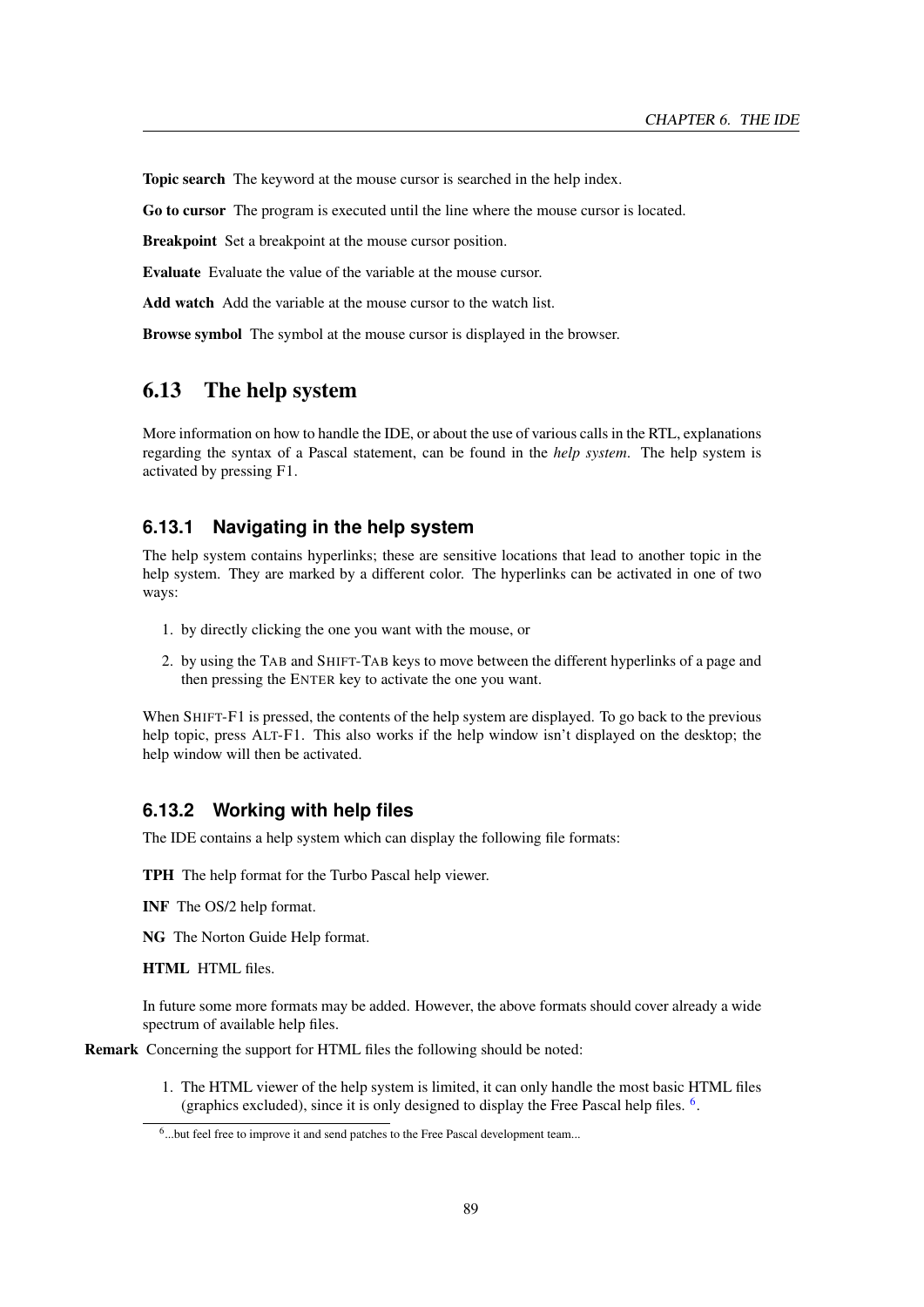**Topic search** The keyword at the mouse cursor is searched in the help index.

**Go to cursor** The program is executed until the line where the mouse cursor is located.

**Breakpoint** Set a breakpoint at the mouse cursor position.

**Evaluate** Evaluate the value of the variable at the mouse cursor.

**Add watch** Add the variable at the mouse cursor to the watch list.

**Browse symbol** The symbol at the mouse cursor is displayed in the browser.

## 6.13 The help system

More information on how to handle the IDE, or about the use of various calls in the RTL, explanations regarding the syntax of a Pascal statement, can be found in the *help system*. The help system is activated by pressing F1.

### 6.13.1 Navigating in the help system

The help system contains hyperlinks; these are sensitive locations that lead to another topic in the help system. They are marked by a different color. The hyperlinks can be activated in one of two ways:

1. by directly clicking the one you want with the mouse, or
2. by using the TAB and SHIFT-TAB keys to move between the different hyperlinks of a page and then pressing the ENTER key to activate the one you want.

When SHIFT-F1 is pressed, the contents of the help system are displayed. To go back to the previous help topic, press ALT-F1. This also works if the help window isn't displayed on the desktop; the help window will then be activated.

### 6.13.2 Working with help files

The IDE contains a help system which can display the following file formats:

**TPH** The help format for the Turbo Pascal help viewer.

**INF** The OS/2 help format.

**NG** The Norton Guide Help format.

**HTML** HTML files.

In future some more formats may be added. However, the above formats should cover already a wide spectrum of available help files.

**Remark** Concerning the support for HTML files the following should be noted:

1. The HTML viewer of the help system is limited, it can only handle the most basic HTML files (graphics excluded), since it is only designed to display the Free Pascal help files. [6].

[6]...but feel free to improve it and send patches to the Free Pascal development team...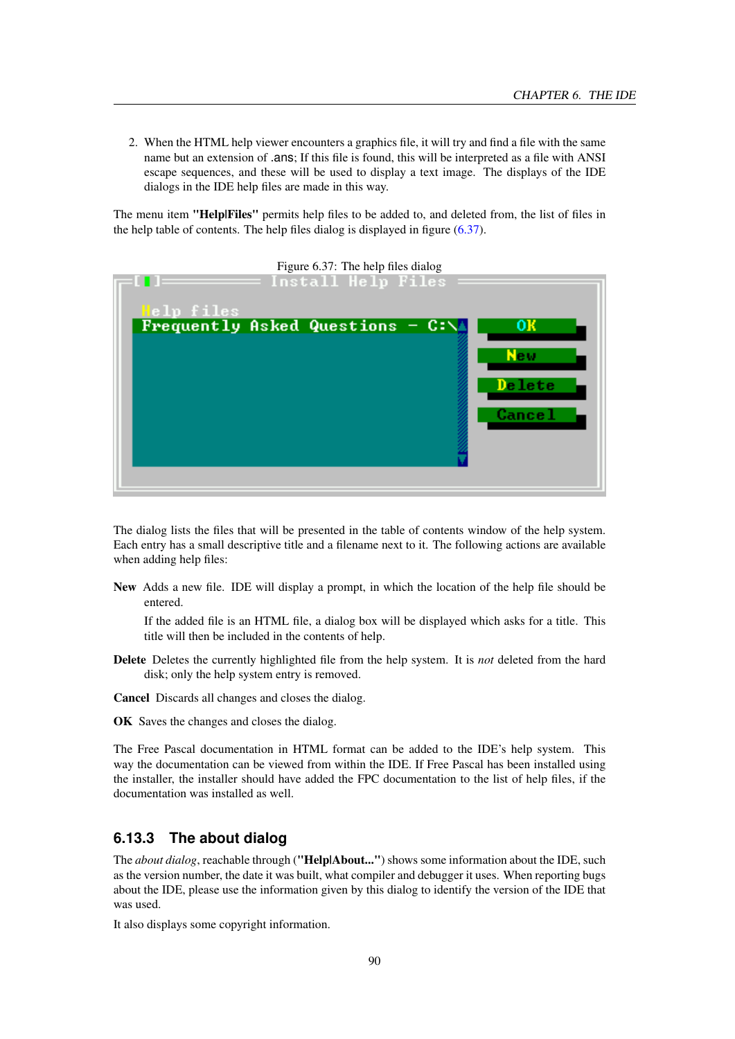2. When the HTML help viewer encounters a graphics file, it will try and find a file with the same name but an extension of .ans; If this file is found, this will be interpreted as a file with ANSI escape sequences, and these will be used to display a text image. The displays of the IDE dialogs in the IDE help files are made in this way.

The menu item **"Help|Files"** permits help files to be added to, and deleted from, the list of files in the help table of contents. The help files dialog is displayed in figure (6.37).

Figure 6.37: The help files dialog

The dialog lists the files that will be presented in the table of contents window of the help system. Each entry has a small descriptive title and a filename next to it. The following actions are available when adding help files:

**New** Adds a new file. IDE will display a prompt, in which the location of the help file should be entered.

If the added file is an HTML file, a dialog box will be displayed which asks for a title. This title will then be included in the contents of help.

**Delete** Deletes the currently highlighted file from the help system. It is *not* deleted from the hard disk; only the help system entry is removed.

**Cancel** Discards all changes and closes the dialog.

**OK** Saves the changes and closes the dialog.

The Free Pascal documentation in HTML format can be added to the IDE's help system. This way the documentation can be viewed from within the IDE. If Free Pascal has been installed using the installer, the installer should have added the FPC documentation to the list of help files, if the documentation was installed as well.

### 6.13.3 The about dialog

The *about dialog*, reachable through (**"Help|About..."**) shows some information about the IDE, such as the version number, the date it was built, what compiler and debugger it uses. When reporting bugs about the IDE, please use the information given by this dialog to identify the version of the IDE that was used.

It also displays some copyright information.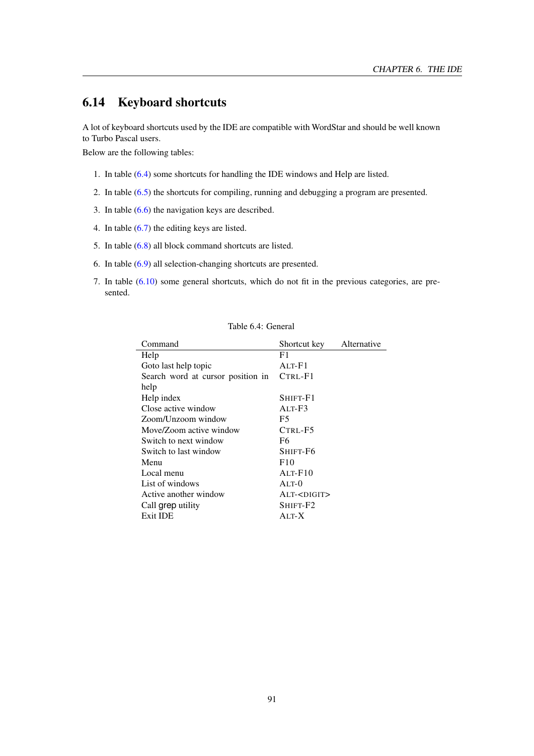## 6.14 Keyboard shortcuts

A lot of keyboard shortcuts used by the IDE are compatible with WordStar and should be well known to Turbo Pascal users.

Below are the following tables:

1. In table (6.4) some shortcuts for handling the IDE windows and Help are listed.
2. In table (6.5) the shortcuts for compiling, running and debugging a program are presented.
3. In table (6.6) the navigation keys are described.
4. In table (6.7) the editing keys are listed.
5. In table (6.8) all block command shortcuts are listed.
6. In table (6.9) all selection-changing shortcuts are presented.
7. In table (6.10) some general shortcuts, which do not fit in the previous categories, are presented.

Table 6.4: General

| Command | Shortcut key | Alternative |
|---|---|---|
| Help | F1 | |
| Goto last help topic | ALT-F1 | |
| Search word at cursor position in help | CTRL-F1 | |
| Help index | SHIFT-F1 | |
| Close active window | ALT-F3 | |
| Zoom/Unzoom window | F5 | |
| Move/Zoom active window | CTRL-F5 | |
| Switch to next window | F6 | |
| Switch to last window | SHIFT-F6 | |
| Menu | F10 | |
| Local menu | ALT-F10 | |
| List of windows | ALT-0 | |
| Active another window | ALT-<DIGIT> | |
| Call grep utility | SHIFT-F2 | |
| Exit IDE | ALT-X | |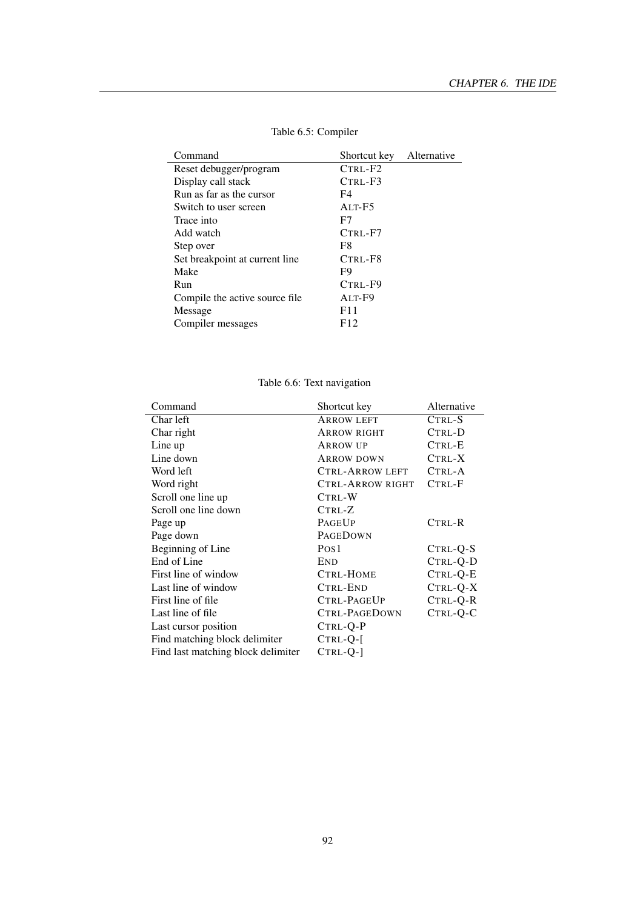Table 6.5: Compiler

| Command | Shortcut key | Alternative |
|---|---|---|
| Reset debugger/program | CTRL-F2 | |
| Display call stack | CTRL-F3 | |
| Run as far as the cursor | F4 | |
| Switch to user screen | ALT-F5 | |
| Trace into | F7 | |
| Add watch | CTRL-F7 | |
| Step over | F8 | |
| Set breakpoint at current line | CTRL-F8 | |
| Make | F9 | |
| Run | CTRL-F9 | |
| Compile the active source file | ALT-F9 | |
| Message | F11 | |
| Compiler messages | F12 | |

Table 6.6: Text navigation

| Command | Shortcut key | Alternative |
|---|---|---|
| Char left | ARROW LEFT | CTRL-S |
| Char right | ARROW RIGHT | CTRL-D |
| Line up | ARROW UP | CTRL-E |
| Line down | ARROW DOWN | CTRL-X |
| Word left | CTRL-ARROW LEFT | CTRL-A |
| Word right | CTRL-ARROW RIGHT | CTRL-F |
| Scroll one line up | CTRL-W | |
| Scroll one line down | CTRL-Z | |
| Page up | PAGEUP | CTRL-R |
| Page down | PAGEDOWN | |
| Beginning of Line | POS1 | CTRL-Q-S |
| End of Line | END | CTRL-Q-D |
| First line of window | CTRL-HOME | CTRL-Q-E |
| Last line of window | CTRL-END | CTRL-Q-X |
| First line of file | CTRL-PAGEUP | CTRL-Q-R |
| Last line of file | CTRL-PAGEDOWN | CTRL-Q-C |
| Last cursor position | CTRL-Q-P | |
| Find matching block delimiter | CTRL-Q-[ | |
| Find last matching block delimiter | CTRL-Q-] | |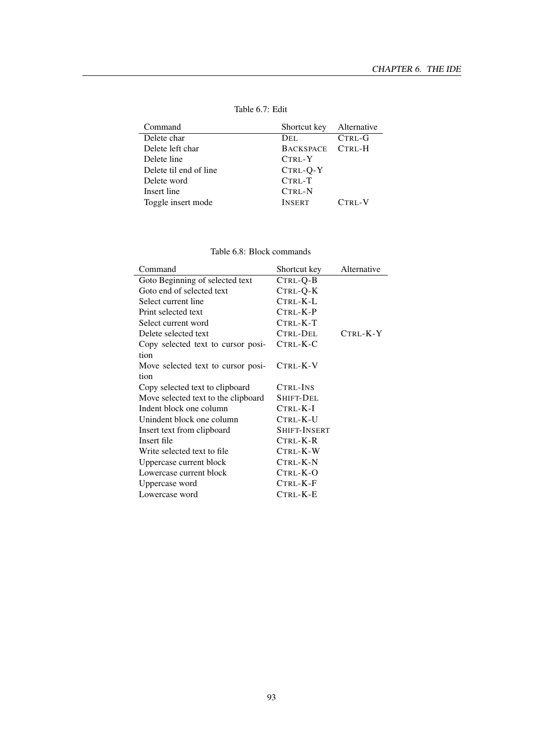Table 6.7: Edit

| Command | Shortcut key | Alternative |
|---|---|---|
| Delete char | DEL | CTRL-G |
| Delete left char | BACKSPACE | CTRL-H |
| Delete line | CTRL-Y | |
| Delete til end of line | CTRL-Q-Y | |
| Delete word | CTRL-T | |
| Insert line | CTRL-N | |
| Toggle insert mode | INSERT | CTRL-V |

Table 6.8: Block commands

| Command | Shortcut key | Alternative |
|---|---|---|
| Goto Beginning of selected text | CTRL-Q-B | |
| Goto end of selected text | CTRL-Q-K | |
| Select current line | CTRL-K-L | |
| Print selected text | CTRL-K-P | |
| Select current word | CTRL-K-T | |
| Delete selected text | CTRL-DEL | CTRL-K-Y |
| Copy selected text to cursor position | CTRL-K-C | |
| Move selected text to cursor position | CTRL-K-V | |
| Copy selected text to clipboard | CTRL-INS | |
| Move selected text to the clipboard | SHIFT-DEL | |
| Indent block one column | CTRL-K-I | |
| Unindent block one column | CTRL-K-U | |
| Insert text from clipboard | SHIFT-INSERT | |
| Insert file | CTRL-K-R | |
| Write selected text to file | CTRL-K-W | |
| Uppercase current block | CTRL-K-N | |
| Lowercase current block | CTRL-K-O | |
| Uppercase word | CTRL-K-F | |
| Lowercase word | CTRL-K-E | |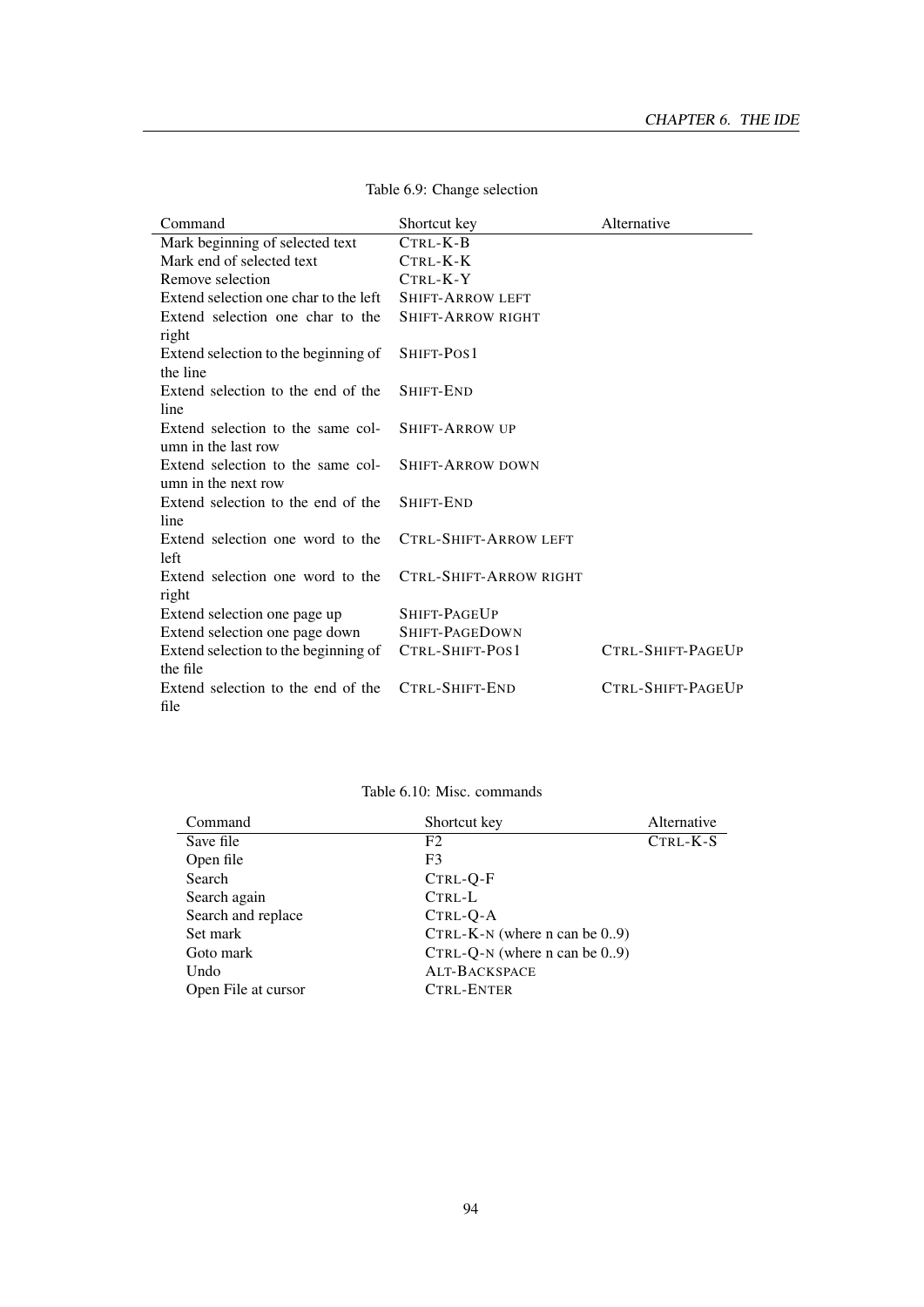Table 6.9: Change selection

| Command | Shortcut key | Alternative |
|---|---|---|
| Mark beginning of selected text | CTRL-K-B | |
| Mark end of selected text | CTRL-K-K | |
| Remove selection | CTRL-K-Y | |
| Extend selection one char to the left | SHIFT-ARROW LEFT | |
| Extend selection one char to the right | SHIFT-ARROW RIGHT | |
| Extend selection to the beginning of the line | SHIFT-POS1 | |
| Extend selection to the end of the line | SHIFT-END | |
| Extend selection to the same column in the last row | SHIFT-ARROW UP | |
| Extend selection to the same column in the next row | SHIFT-ARROW DOWN | |
| Extend selection to the end of the line | SHIFT-END | |
| Extend selection one word to the left | CTRL-SHIFT-ARROW LEFT | |
| Extend selection one word to the right | CTRL-SHIFT-ARROW RIGHT | |
| Extend selection one page up | SHIFT-PAGEUP | |
| Extend selection one page down | SHIFT-PAGEDOWN | |
| Extend selection to the beginning of the file | CTRL-SHIFT-POS1 | CTRL-SHIFT-PAGEUP |
| Extend selection to the end of the file | CTRL-SHIFT-END | CTRL-SHIFT-PAGEUP |

Table 6.10: Misc. commands

| Command | Shortcut key | Alternative |
|---|---|---|
| Save file | F2 | CTRL-K-S |
| Open file | F3 | |
| Search | CTRL-Q-F | |
| Search again | CTRL-L | |
| Search and replace | CTRL-Q-A | |
| Set mark | CTRL-K-N (where n can be 0..9) | |
| Goto mark | CTRL-Q-N (where n can be 0..9) | |
| Undo | ALT-BACKSPACE | |
| Open File at cursor | CTRL-ENTER | |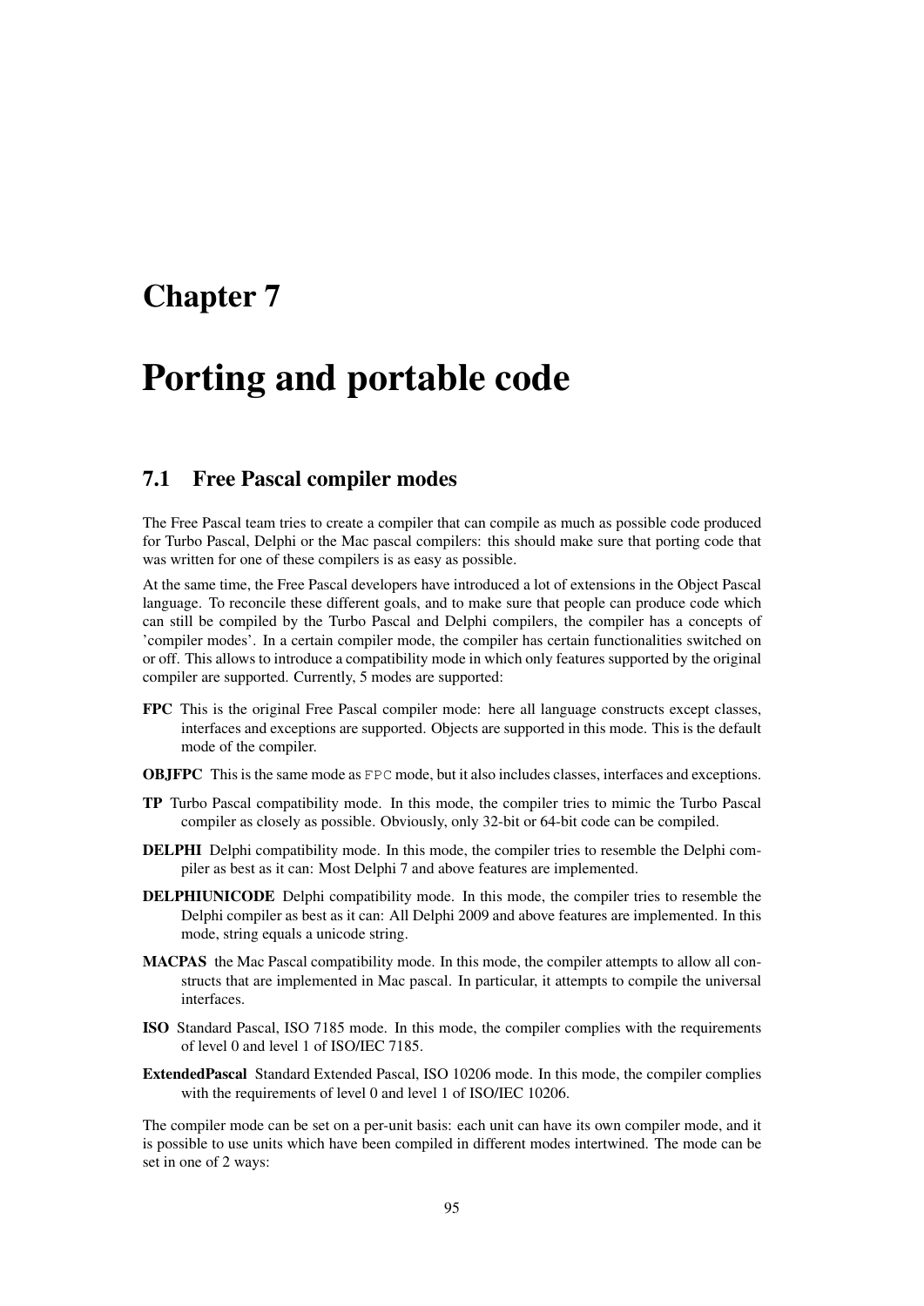# Chapter 7

# Porting and portable code

## 7.1 Free Pascal compiler modes

The Free Pascal team tries to create a compiler that can compile as much as possible code produced for Turbo Pascal, Delphi or the Mac pascal compilers: this should make sure that porting code that was written for one of these compilers is as easy as possible.

At the same time, the Free Pascal developers have introduced a lot of extensions in the Object Pascal language. To reconcile these different goals, and to make sure that people can produce code which can still be compiled by the Turbo Pascal and Delphi compilers, the compiler has a concepts of 'compiler modes'. In a certain compiler mode, the compiler has certain functionalities switched on or off. This allows to introduce a compatibility mode in which only features supported by the original compiler are supported. Currently, 5 modes are supported:

**FPC** This is the original Free Pascal compiler mode: here all language constructs except classes, interfaces and exceptions are supported. Objects are supported in this mode. This is the default mode of the compiler.

**OBJFPC** This is the same mode as `FPC` mode, but it also includes classes, interfaces and exceptions.

**TP** Turbo Pascal compatibility mode. In this mode, the compiler tries to mimic the Turbo Pascal compiler as closely as possible. Obviously, only 32-bit or 64-bit code can be compiled.

**DELPHI** Delphi compatibility mode. In this mode, the compiler tries to resemble the Delphi compiler as best as it can: Most Delphi 7 and above features are implemented.

**DELPHIUNICODE** Delphi compatibility mode. In this mode, the compiler tries to resemble the Delphi compiler as best as it can: All Delphi 2009 and above features are implemented. In this mode, string equals a unicode string.

**MACPAS** the Mac Pascal compatibility mode. In this mode, the compiler attempts to allow all constructs that are implemented in Mac pascal. In particular, it attempts to compile the universal interfaces.

**ISO** Standard Pascal, ISO 7185 mode. In this mode, the compiler complies with the requirements of level 0 and level 1 of ISO/IEC 7185.

**ExtendedPascal** Standard Extended Pascal, ISO 10206 mode. In this mode, the compiler complies with the requirements of level 0 and level 1 of ISO/IEC 10206.

The compiler mode can be set on a per-unit basis: each unit can have its own compiler mode, and it is possible to use units which have been compiled in different modes intertwined. The mode can be set in one of 2 ways: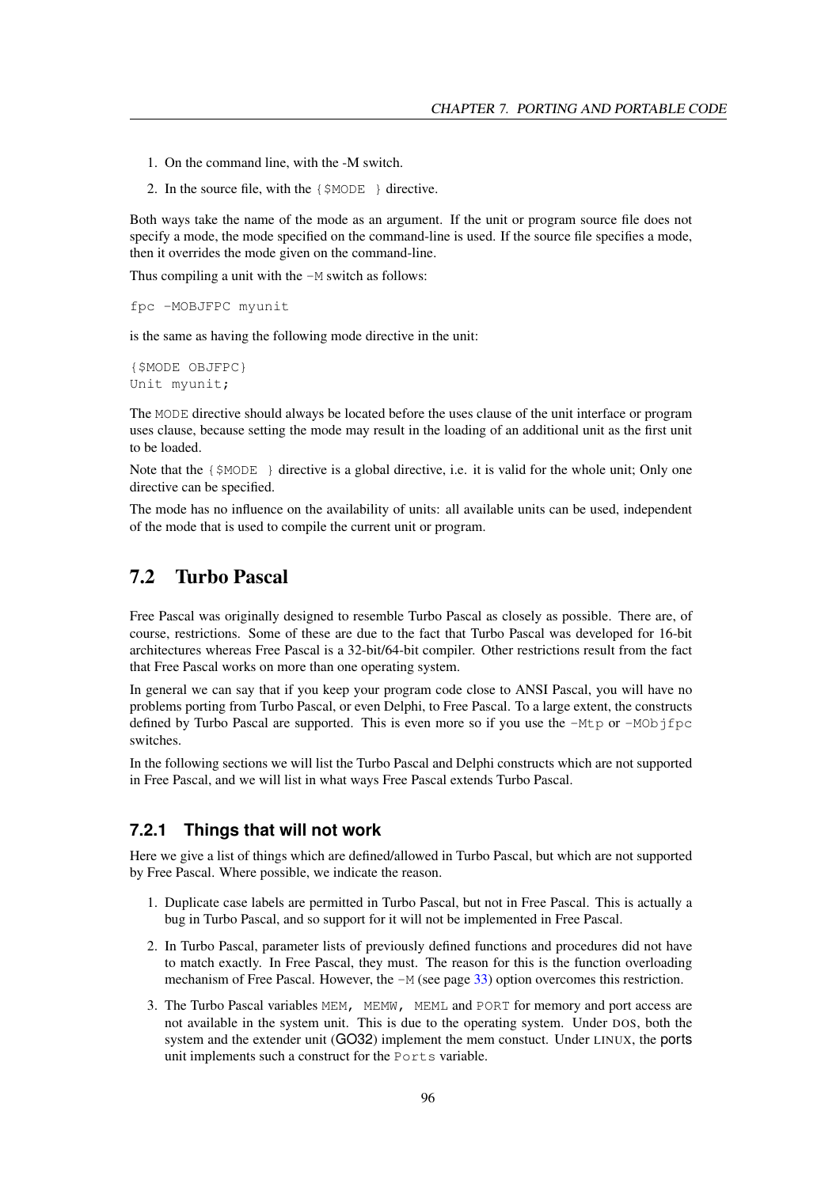1. On the command line, with the -M switch.
2. In the source file, with the `{$MODE }` directive.

Both ways take the name of the mode as an argument. If the unit or program source file does not specify a mode, the mode specified on the command-line is used. If the source file specifies a mode, then it overrides the mode given on the command-line.

Thus compiling a unit with the `-M` switch as follows:

```
fpc -MOBJFPC myunit
```

is the same as having the following mode directive in the unit:

```
{$MODE OBJFPC}
Unit myunit;
```

The `MODE` directive should always be located before the uses clause of the unit interface or program uses clause, because setting the mode may result in the loading of an additional unit as the first unit to be loaded.

Note that the `{$MODE }` directive is a global directive, i.e. it is valid for the whole unit; Only one directive can be specified.

The mode has no influence on the availability of units: all available units can be used, independent of the mode that is used to compile the current unit or program.

## 7.2 Turbo Pascal

Free Pascal was originally designed to resemble Turbo Pascal as closely as possible. There are, of course, restrictions. Some of these are due to the fact that Turbo Pascal was developed for 16-bit architectures whereas Free Pascal is a 32-bit/64-bit compiler. Other restrictions result from the fact that Free Pascal works on more than one operating system.

In general we can say that if you keep your program code close to ANSI Pascal, you will have no problems porting from Turbo Pascal, or even Delphi, to Free Pascal. To a large extent, the constructs defined by Turbo Pascal are supported. This is even more so if you use the `-Mtp` or `-MObjfpc` switches.

In the following sections we will list the Turbo Pascal and Delphi constructs which are not supported in Free Pascal, and we will list in what ways Free Pascal extends Turbo Pascal.

### 7.2.1 Things that will not work

Here we give a list of things which are defined/allowed in Turbo Pascal, but which are not supported by Free Pascal. Where possible, we indicate the reason.

1. Duplicate case labels are permitted in Turbo Pascal, but not in Free Pascal. This is actually a bug in Turbo Pascal, and so support for it will not be implemented in Free Pascal.
2. In Turbo Pascal, parameter lists of previously defined functions and procedures did not have to match exactly. In Free Pascal, they must. The reason for this is the function overloading mechanism of Free Pascal. However, the `-M` (see page 33) option overcomes this restriction.
3. The Turbo Pascal variables `MEM, MEMW, MEML` and `PORT` for memory and port access are not available in the system unit. This is due to the operating system. Under DOS, both the system and the extender unit (GO32) implement the mem constuct. Under LINUX, the ports unit implements such a construct for the `Ports` variable.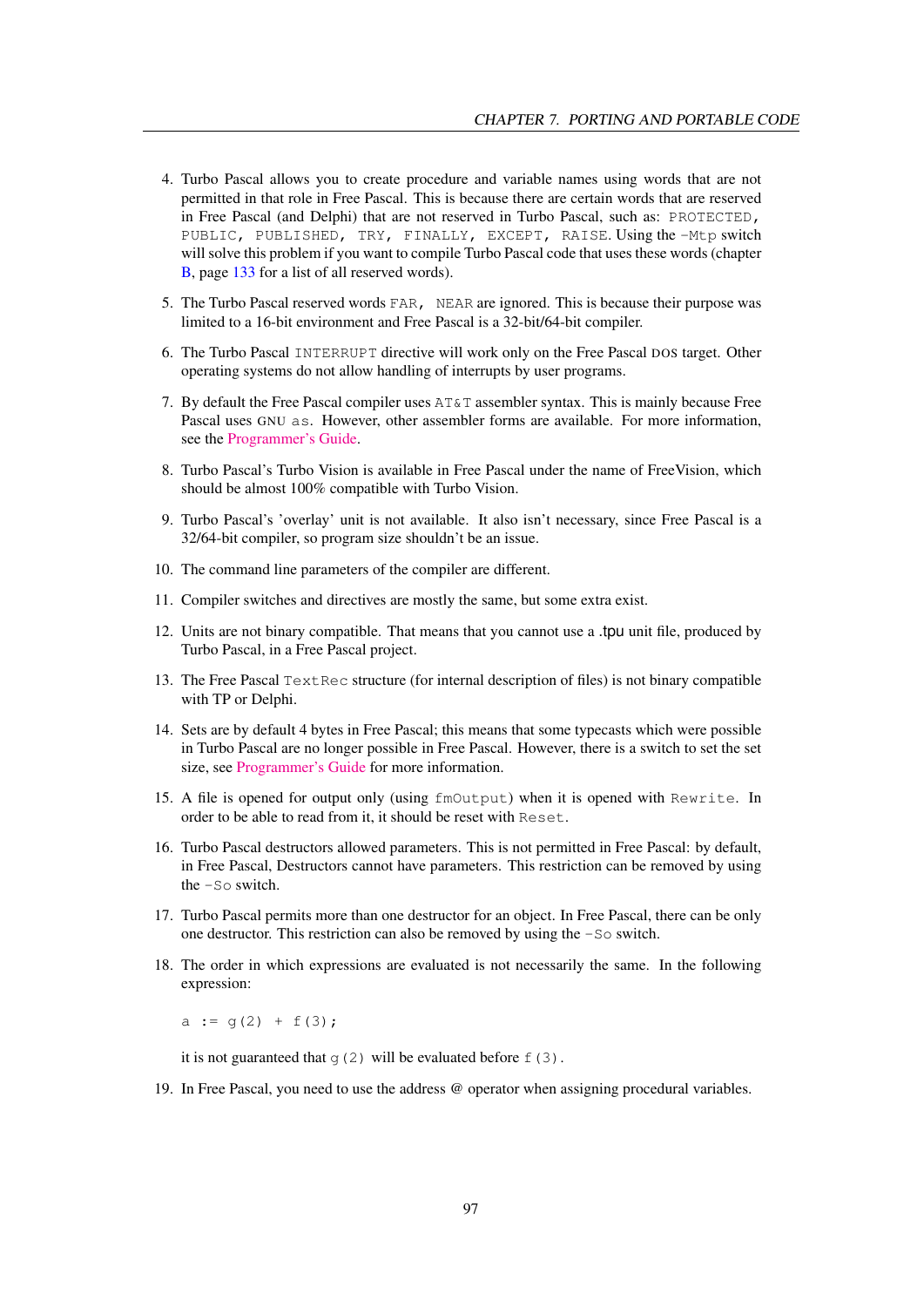4. Turbo Pascal allows you to create procedure and variable names using words that are not permitted in that role in Free Pascal. This is because there are certain words that are reserved in Free Pascal (and Delphi) that are not reserved in Turbo Pascal, such as: `PROTECTED, PUBLIC, PUBLISHED, TRY, FINALLY, EXCEPT, RAISE`. Using the `-Mtp` switch will solve this problem if you want to compile Turbo Pascal code that uses these words (chapter B, page 133 for a list of all reserved words).

5. The Turbo Pascal reserved words `FAR, NEAR` are ignored. This is because their purpose was limited to a 16-bit environment and Free Pascal is a 32-bit/64-bit compiler.

6. The Turbo Pascal `INTERRUPT` directive will work only on the Free Pascal DOS target. Other operating systems do not allow handling of interrupts by user programs.

7. By default the Free Pascal compiler uses `AT&T` assembler syntax. This is mainly because Free Pascal uses GNU `as`. However, other assembler forms are available. For more information, see the Programmer's Guide.

8. Turbo Pascal's Turbo Vision is available in Free Pascal under the name of FreeVision, which should be almost 100% compatible with Turbo Vision.

9. Turbo Pascal's 'overlay' unit is not available. It also isn't necessary, since Free Pascal is a 32/64-bit compiler, so program size shouldn't be an issue.

10. The command line parameters of the compiler are different.

11. Compiler switches and directives are mostly the same, but some extra exist.

12. Units are not binary compatible. That means that you cannot use a .tpu unit file, produced by Turbo Pascal, in a Free Pascal project.

13. The Free Pascal `TextRec` structure (for internal description of files) is not binary compatible with TP or Delphi.

14. Sets are by default 4 bytes in Free Pascal; this means that some typecasts which were possible in Turbo Pascal are no longer possible in Free Pascal. However, there is a switch to set the set size, see Programmer's Guide for more information.

15. A file is opened for output only (using `fmOutput`) when it is opened with `Rewrite`. In order to be able to read from it, it should be reset with `Reset`.

16. Turbo Pascal destructors allowed parameters. This is not permitted in Free Pascal: by default, in Free Pascal, Destructors cannot have parameters. This restriction can be removed by using the `-So` switch.

17. Turbo Pascal permits more than one destructor for an object. In Free Pascal, there can be only one destructor. This restriction can also be removed by using the `-So` switch.

18. The order in which expressions are evaluated is not necessarily the same. In the following expression:

    ```
    a := g(2) + f(3);
    ```

    it is not guaranteed that `g(2)` will be evaluated before `f(3)`.

19. In Free Pascal, you need to use the address @ operator when assigning procedural variables.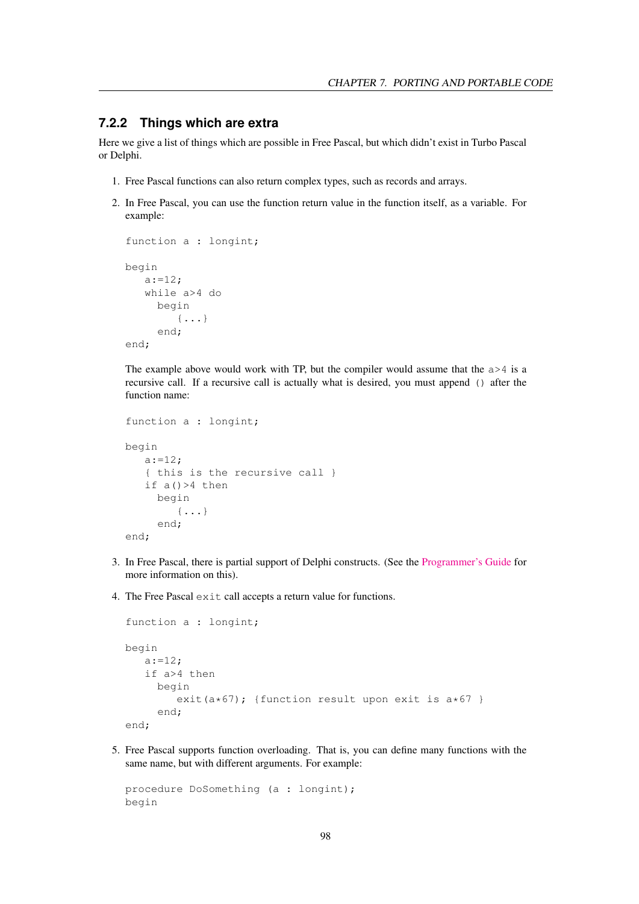### 7.2.2 Things which are extra

Here we give a list of things which are possible in Free Pascal, but which didn't exist in Turbo Pascal or Delphi.

1. Free Pascal functions can also return complex types, such as records and arrays.

2. In Free Pascal, you can use the function return value in the function itself, as a variable. For example:

   ```
   function a : longint;

   begin
      a:=12;
      while a>4 do
        begin
           {...}
        end;
   end;
   ```

   The example above would work with TP, but the compiler would assume that the `a>4` is a recursive call. If a recursive call is actually what is desired, you must append `()` after the function name:

   ```
   function a : longint;

   begin
      a:=12;
      { this is the recursive call }
      if a()>4 then
        begin
           {...}
        end;
   end;
   ```

3. In Free Pascal, there is partial support of Delphi constructs. (See the Programmer's Guide for more information on this).

4. The Free Pascal `exit` call accepts a return value for functions.

   ```
   function a : longint;

   begin
      a:=12;
      if a>4 then
        begin
           exit(a*67); {function result upon exit is a*67 }
        end;
   end;
   ```

5. Free Pascal supports function overloading. That is, you can define many functions with the same name, but with different arguments. For example:

   ```
   procedure DoSomething (a : longint);
   begin
   ```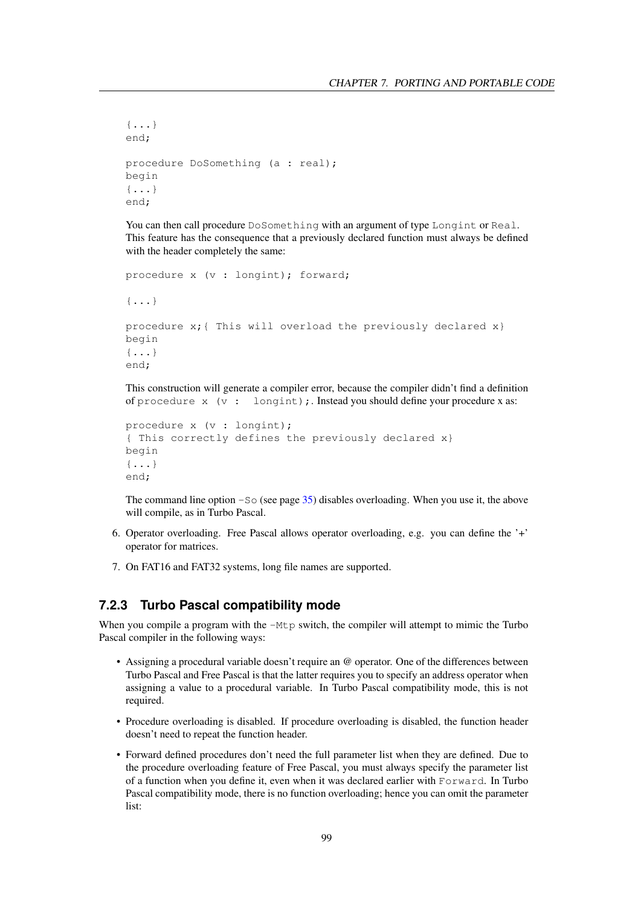```
{...}
end;

procedure DoSomething (a : real);
begin
{...}
end;
```

You can then call procedure `DoSomething` with an argument of type `Longint` or `Real`. This feature has the consequence that a previously declared function must always be defined with the header completely the same:

```
procedure x (v : longint); forward;

{...}

procedure x;{ This will overload the previously declared x}
begin
{...}
end;
```

This construction will generate a compiler error, because the compiler didn't find a definition of `procedure x (v : longint);`. Instead you should define your procedure x as:

```
procedure x (v : longint);
{ This correctly defines the previously declared x}
begin
{...}
end;
```

The command line option `-So` (see page 35) disables overloading. When you use it, the above will compile, as in Turbo Pascal.

6. Operator overloading. Free Pascal allows operator overloading, e.g. you can define the '+' operator for matrices.
7. On FAT16 and FAT32 systems, long file names are supported.

### 7.2.3 Turbo Pascal compatibility mode

When you compile a program with the `-Mtp` switch, the compiler will attempt to mimic the Turbo Pascal compiler in the following ways:

- Assigning a procedural variable doesn't require an @ operator. One of the differences between Turbo Pascal and Free Pascal is that the latter requires you to specify an address operator when assigning a value to a procedural variable. In Turbo Pascal compatibility mode, this is not required.
- Procedure overloading is disabled. If procedure overloading is disabled, the function header doesn't need to repeat the function header.
- Forward defined procedures don't need the full parameter list when they are defined. Due to the procedure overloading feature of Free Pascal, you must always specify the parameter list of a function when you define it, even when it was declared earlier with `Forward`. In Turbo Pascal compatibility mode, there is no function overloading; hence you can omit the parameter list: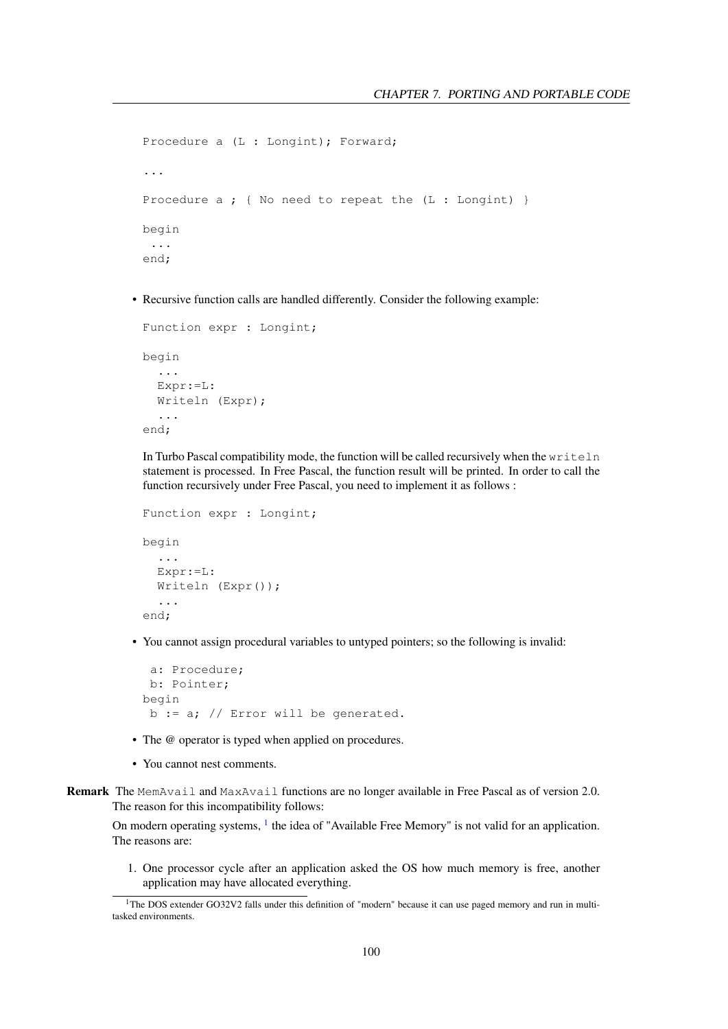```
Procedure a (L : Longint); Forward;

...

Procedure a ; { No need to repeat the (L : Longint) }

begin
 ...
end;
```

- Recursive function calls are handled differently. Consider the following example:

```
Function expr : Longint;

begin
  ...
  Expr:=L:
  Writeln (Expr);
  ...
end;
```

In Turbo Pascal compatibility mode, the function will be called recursively when the `writeln` statement is processed. In Free Pascal, the function result will be printed. In order to call the function recursively under Free Pascal, you need to implement it as follows :

```
Function expr : Longint;

begin
  ...
  Expr:=L:
  Writeln (Expr());
  ...
end;
```

- You cannot assign procedural variables to untyped pointers; so the following is invalid:

```
 a: Procedure;
 b: Pointer;
begin
 b := a; // Error will be generated.
```

- The @ operator is typed when applied on procedures.
- You cannot nest comments.

**Remark** The `MemAvail` and `MaxAvail` functions are no longer available in Free Pascal as of version 2.0. The reason for this incompatibility follows:

On modern operating systems, [1] the idea of "Available Free Memory" is not valid for an application. The reasons are:

1. One processor cycle after an application asked the OS how much memory is free, another application may have allocated everything.

[1] The DOS extender GO32V2 falls under this definition of "modern" because it can use paged memory and run in multi-tasked environments.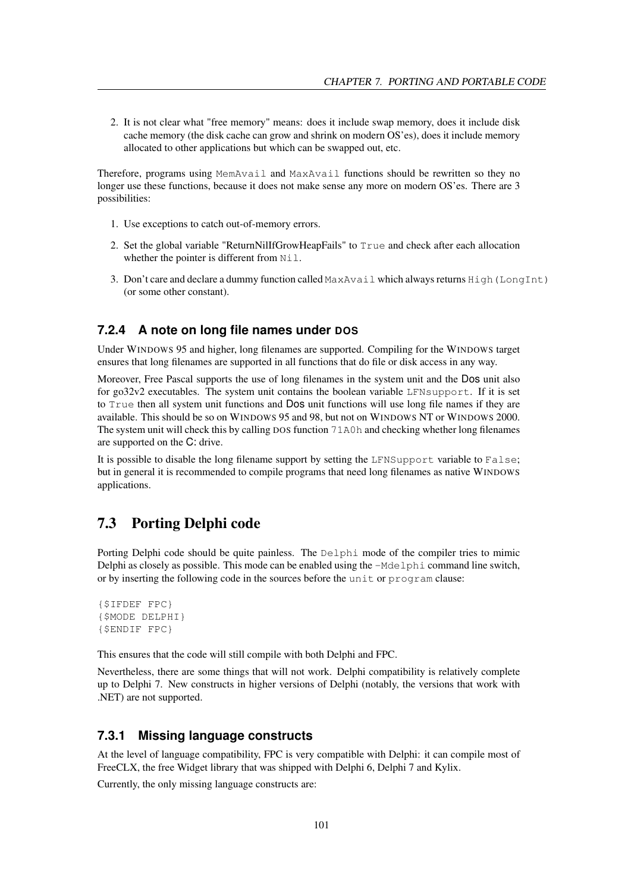2. It is not clear what "free memory" means: does it include swap memory, does it include disk cache memory (the disk cache can grow and shrink on modern OS'es), does it include memory allocated to other applications but which can be swapped out, etc.

Therefore, programs using `MemAvail` and `MaxAvail` functions should be rewritten so they no longer use these functions, because it does not make sense any more on modern OS'es. There are 3 possibilities:

1. Use exceptions to catch out-of-memory errors.
2. Set the global variable "ReturnNilIfGrowHeapFails" to `True` and check after each allocation whether the pointer is different from `Nil`.
3. Don't care and declare a dummy function called `MaxAvail` which always returns `High(LongInt)` (or some other constant).

### 7.2.4 A note on long file names under DOS

Under WINDOWS 95 and higher, long filenames are supported. Compiling for the WINDOWS target ensures that long filenames are supported in all functions that do file or disk access in any way.

Moreover, Free Pascal supports the use of long filenames in the system unit and the **Dos** unit also for go32v2 executables. The system unit contains the boolean variable `LFNsupport`. If it is set to `True` then all system unit functions and **Dos** unit functions will use long file names if they are available. This should be so on WINDOWS 95 and 98, but not on WINDOWS NT or WINDOWS 2000. The system unit will check this by calling DOS function `71A0h` and checking whether long filenames are supported on the **C:** drive.

It is possible to disable the long filename support by setting the `LFNSupport` variable to `False`; but in general it is recommended to compile programs that need long filenames as native WINDOWS applications.

## 7.3 Porting Delphi code

Porting Delphi code should be quite painless. The `Delphi` mode of the compiler tries to mimic Delphi as closely as possible. This mode can be enabled using the `-Mdelphi` command line switch, or by inserting the following code in the sources before the `unit` or `program` clause:

```
{$IFDEF FPC}
{$MODE DELPHI}
{$ENDIF FPC}
```

This ensures that the code will still compile with both Delphi and FPC.

Nevertheless, there are some things that will not work. Delphi compatibility is relatively complete up to Delphi 7. New constructs in higher versions of Delphi (notably, the versions that work with .NET) are not supported.

### 7.3.1 Missing language constructs

At the level of language compatibility, FPC is very compatible with Delphi: it can compile most of FreeCLX, the free Widget library that was shipped with Delphi 6, Delphi 7 and Kylix.

Currently, the only missing language constructs are: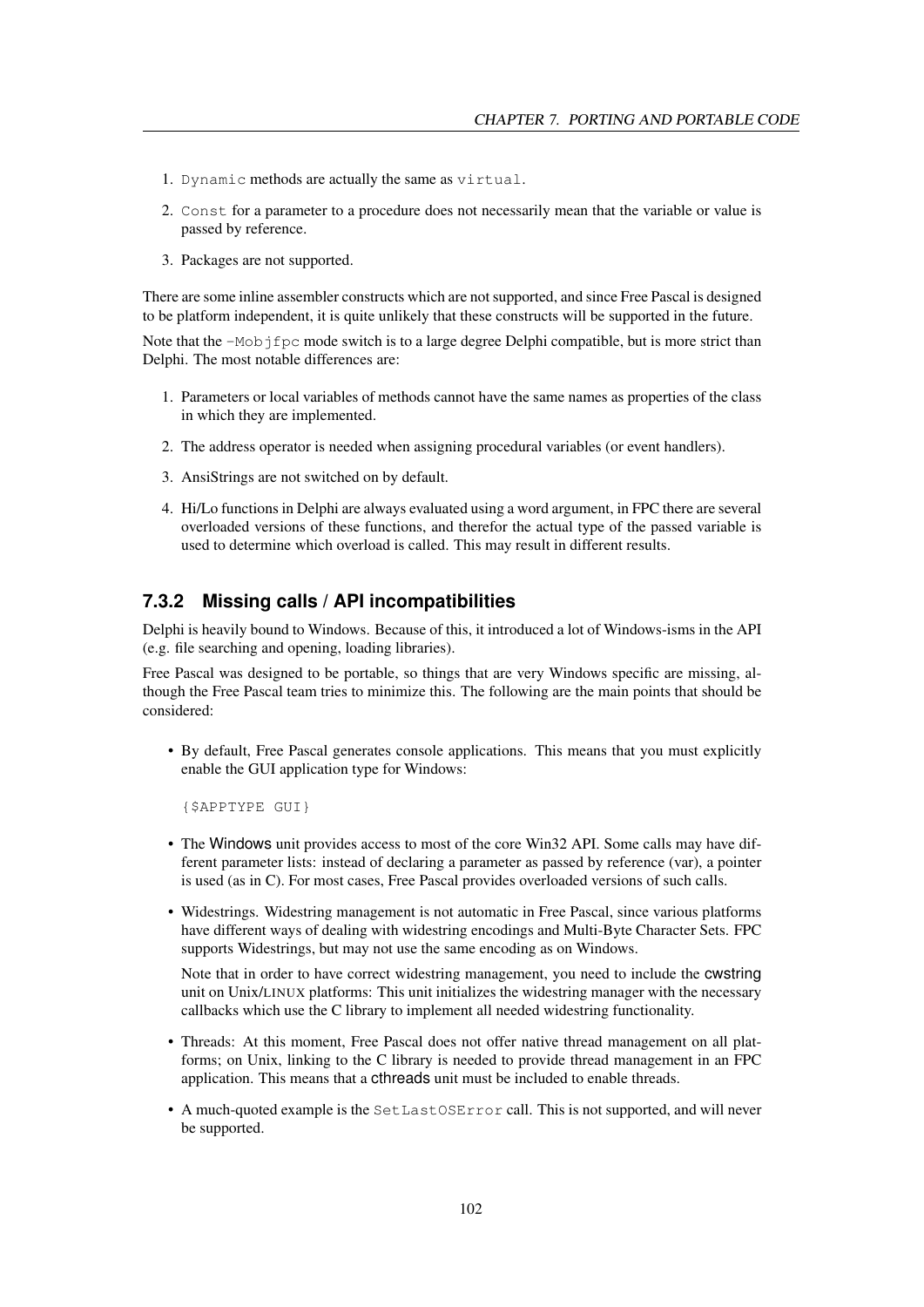1. `Dynamic` methods are actually the same as `virtual`.
2. `Const` for a parameter to a procedure does not necessarily mean that the variable or value is passed by reference.
3. Packages are not supported.

There are some inline assembler constructs which are not supported, and since Free Pascal is designed to be platform independent, it is quite unlikely that these constructs will be supported in the future.

Note that the `-Mobjfpc` mode switch is to a large degree Delphi compatible, but is more strict than Delphi. The most notable differences are:

1. Parameters or local variables of methods cannot have the same names as properties of the class in which they are implemented.
2. The address operator is needed when assigning procedural variables (or event handlers).
3. AnsiStrings are not switched on by default.
4. Hi/Lo functions in Delphi are always evaluated using a word argument, in FPC there are several overloaded versions of these functions, and therefor the actual type of the passed variable is used to determine which overload is called. This may result in different results.

### 7.3.2 Missing calls / API incompatibilities

Delphi is heavily bound to Windows. Because of this, it introduced a lot of Windows-isms in the API (e.g. file searching and opening, loading libraries).

Free Pascal was designed to be portable, so things that are very Windows specific are missing, although the Free Pascal team tries to minimize this. The following are the main points that should be considered:

- By default, Free Pascal generates console applications. This means that you must explicitly enable the GUI application type for Windows:

```
{$APPTYPE GUI}
```

- The Windows unit provides access to most of the core Win32 API. Some calls may have different parameter lists: instead of declaring a parameter as passed by reference (var), a pointer is used (as in C). For most cases, Free Pascal provides overloaded versions of such calls.
- Widestrings. Widestring management is not automatic in Free Pascal, since various platforms have different ways of dealing with widestring encodings and Multi-Byte Character Sets. FPC supports Widestrings, but may not use the same encoding as on Windows.

  Note that in order to have correct widestring management, you need to include the cwstring unit on Unix/LINUX platforms: This unit initializes the widestring manager with the necessary callbacks which use the C library to implement all needed widestring functionality.
- Threads: At this moment, Free Pascal does not offer native thread management on all platforms; on Unix, linking to the C library is needed to provide thread management in an FPC application. This means that a cthreads unit must be included to enable threads.
- A much-quoted example is the `SetLastOSError` call. This is not supported, and will never be supported.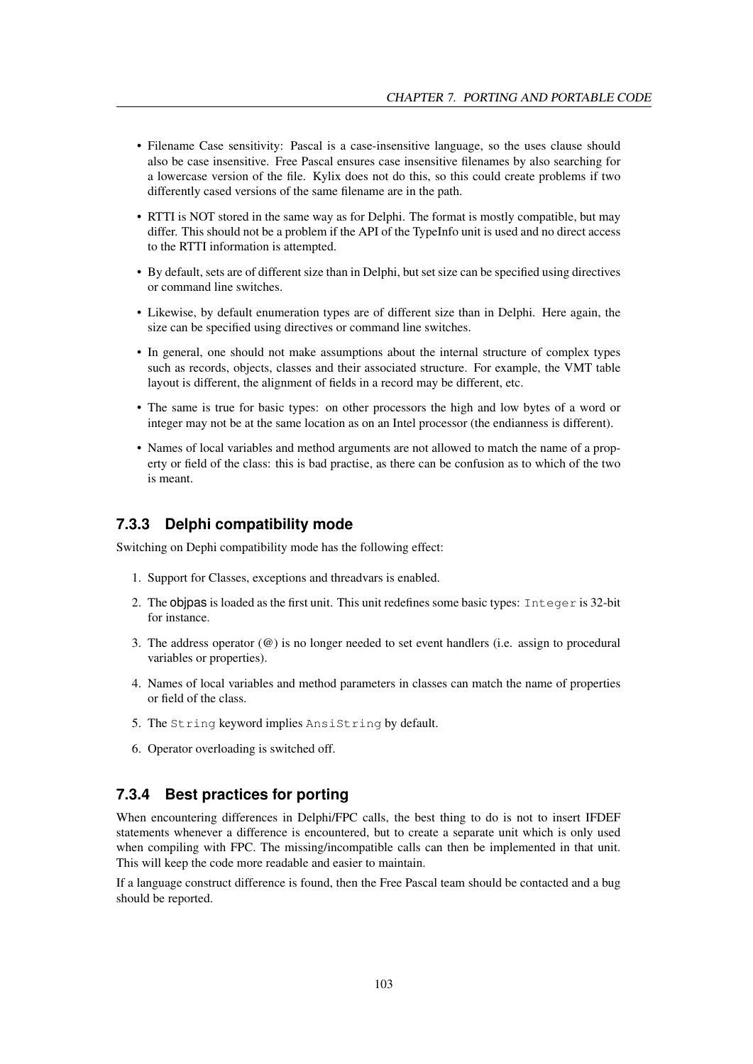- Filename Case sensitivity: Pascal is a case-insensitive language, so the uses clause should also be case insensitive. Free Pascal ensures case insensitive filenames by also searching for a lowercase version of the file. Kylix does not do this, so this could create problems if two differently cased versions of the same filename are in the path.
- RTTI is NOT stored in the same way as for Delphi. The format is mostly compatible, but may differ. This should not be a problem if the API of the TypeInfo unit is used and no direct access to the RTTI information is attempted.
- By default, sets are of different size than in Delphi, but set size can be specified using directives or command line switches.
- Likewise, by default enumeration types are of different size than in Delphi. Here again, the size can be specified using directives or command line switches.
- In general, one should not make assumptions about the internal structure of complex types such as records, objects, classes and their associated structure. For example, the VMT table layout is different, the alignment of fields in a record may be different, etc.
- The same is true for basic types: on other processors the high and low bytes of a word or integer may not be at the same location as on an Intel processor (the endianness is different).
- Names of local variables and method arguments are not allowed to match the name of a property or field of the class: this is bad practise, as there can be confusion as to which of the two is meant.

### 7.3.3 Delphi compatibility mode

Switching on Dephi compatibility mode has the following effect:

1. Support for Classes, exceptions and threadvars is enabled.
2. The objpas is loaded as the first unit. This unit redefines some basic types: `Integer` is 32-bit for instance.
3. The address operator (@) is no longer needed to set event handlers (i.e. assign to procedural variables or properties).
4. Names of local variables and method parameters in classes can match the name of properties or field of the class.
5. The `String` keyword implies `AnsiString` by default.
6. Operator overloading is switched off.

### 7.3.4 Best practices for porting

When encountering differences in Delphi/FPC calls, the best thing to do is not to insert IFDEF statements whenever a difference is encountered, but to create a separate unit which is only used when compiling with FPC. The missing/incompatible calls can then be implemented in that unit. This will keep the code more readable and easier to maintain.

If a language construct difference is found, then the Free Pascal team should be contacted and a bug should be reported.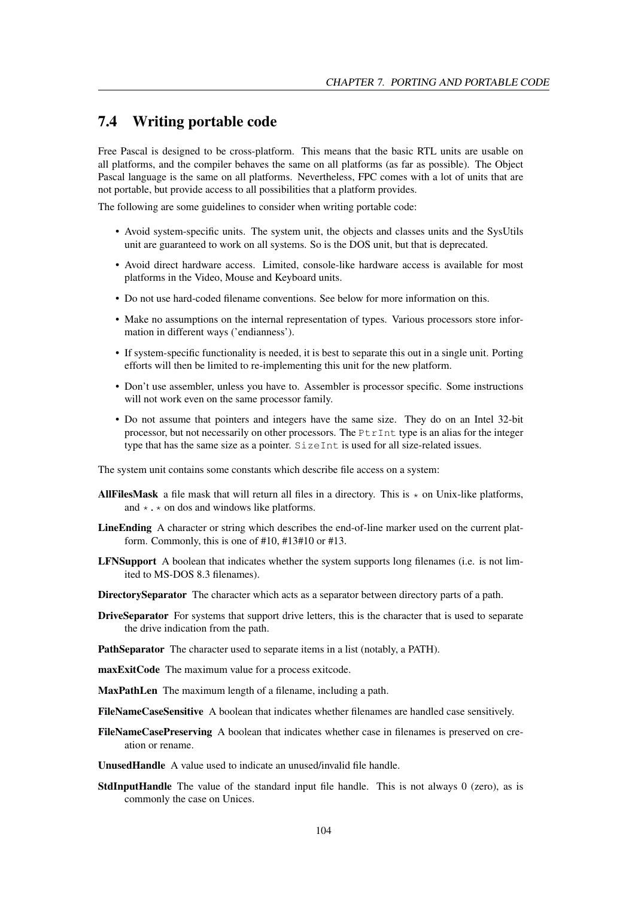## 7.4 Writing portable code

Free Pascal is designed to be cross-platform. This means that the basic RTL units are usable on all platforms, and the compiler behaves the same on all platforms (as far as possible). The Object Pascal language is the same on all platforms. Nevertheless, FPC comes with a lot of units that are not portable, but provide access to all possibilities that a platform provides.

The following are some guidelines to consider when writing portable code:

- Avoid system-specific units. The system unit, the objects and classes units and the SysUtils unit are guaranteed to work on all systems. So is the DOS unit, but that is deprecated.
- Avoid direct hardware access. Limited, console-like hardware access is available for most platforms in the Video, Mouse and Keyboard units.
- Do not use hard-coded filename conventions. See below for more information on this.
- Make no assumptions on the internal representation of types. Various processors store information in different ways ('endianness').
- If system-specific functionality is needed, it is best to separate this out in a single unit. Porting efforts will then be limited to re-implementing this unit for the new platform.
- Don't use assembler, unless you have to. Assembler is processor specific. Some instructions will not work even on the same processor family.
- Do not assume that pointers and integers have the same size. They do on an Intel 32-bit processor, but not necessarily on other processors. The `PtrInt` type is an alias for the integer type that has the same size as a pointer. `SizeInt` is used for all size-related issues.

The system unit contains some constants which describe file access on a system:

**AllFilesMask** a file mask that will return all files in a directory. This is `*` on Unix-like platforms, and `*.*` on dos and windows like platforms.

**LineEnding** A character or string which describes the end-of-line marker used on the current platform. Commonly, this is one of #10, #13#10 or #13.

**LFNSupport** A boolean that indicates whether the system supports long filenames (i.e. is not limited to MS-DOS 8.3 filenames).

**DirectorySeparator** The character which acts as a separator between directory parts of a path.

**DriveSeparator** For systems that support drive letters, this is the character that is used to separate the drive indication from the path.

**PathSeparator** The character used to separate items in a list (notably, a PATH).

**maxExitCode** The maximum value for a process exitcode.

**MaxPathLen** The maximum length of a filename, including a path.

**FileNameCaseSensitive** A boolean that indicates whether filenames are handled case sensitively.

**FileNameCasePreserving** A boolean that indicates whether case in filenames is preserved on creation or rename.

**UnusedHandle** A value used to indicate an unused/invalid file handle.

**StdInputHandle** The value of the standard input file handle. This is not always 0 (zero), as is commonly the case on Unices.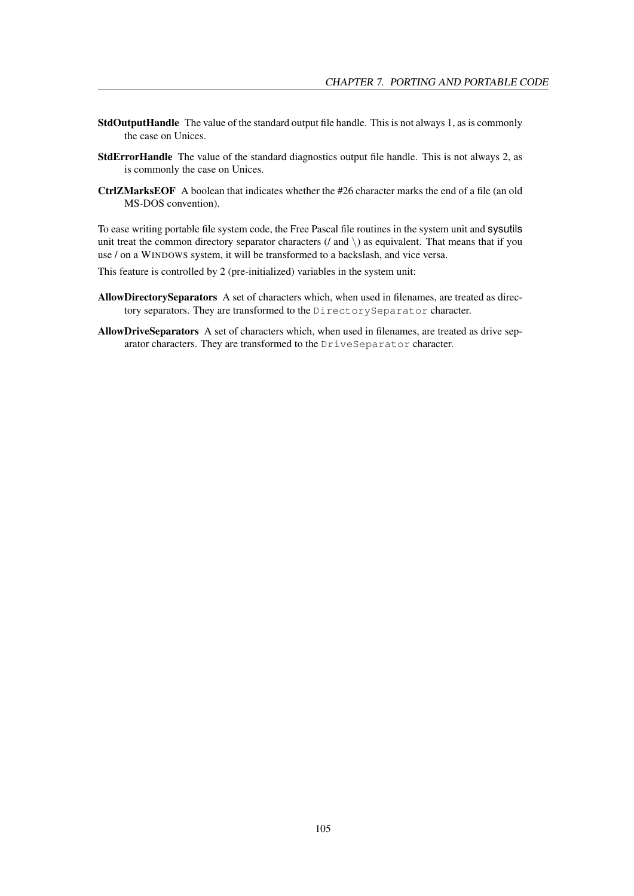**StdOutputHandle** The value of the standard output file handle. This is not always 1, as is commonly the case on Unices.

**StdErrorHandle** The value of the standard diagnostics output file handle. This is not always 2, as is commonly the case on Unices.

**CtrlZMarksEOF** A boolean that indicates whether the #26 character marks the end of a file (an old MS-DOS convention).

To ease writing portable file system code, the Free Pascal file routines in the system unit and sysutils unit treat the common directory separator characters (/ and \) as equivalent. That means that if you use / on a WINDOWS system, it will be transformed to a backslash, and vice versa.

This feature is controlled by 2 (pre-initialized) variables in the system unit:

**AllowDirectorySeparators** A set of characters which, when used in filenames, are treated as directory separators. They are transformed to the `DirectorySeparator` character.

**AllowDriveSeparators** A set of characters which, when used in filenames, are treated as drive separator characters. They are transformed to the `DriveSeparator` character.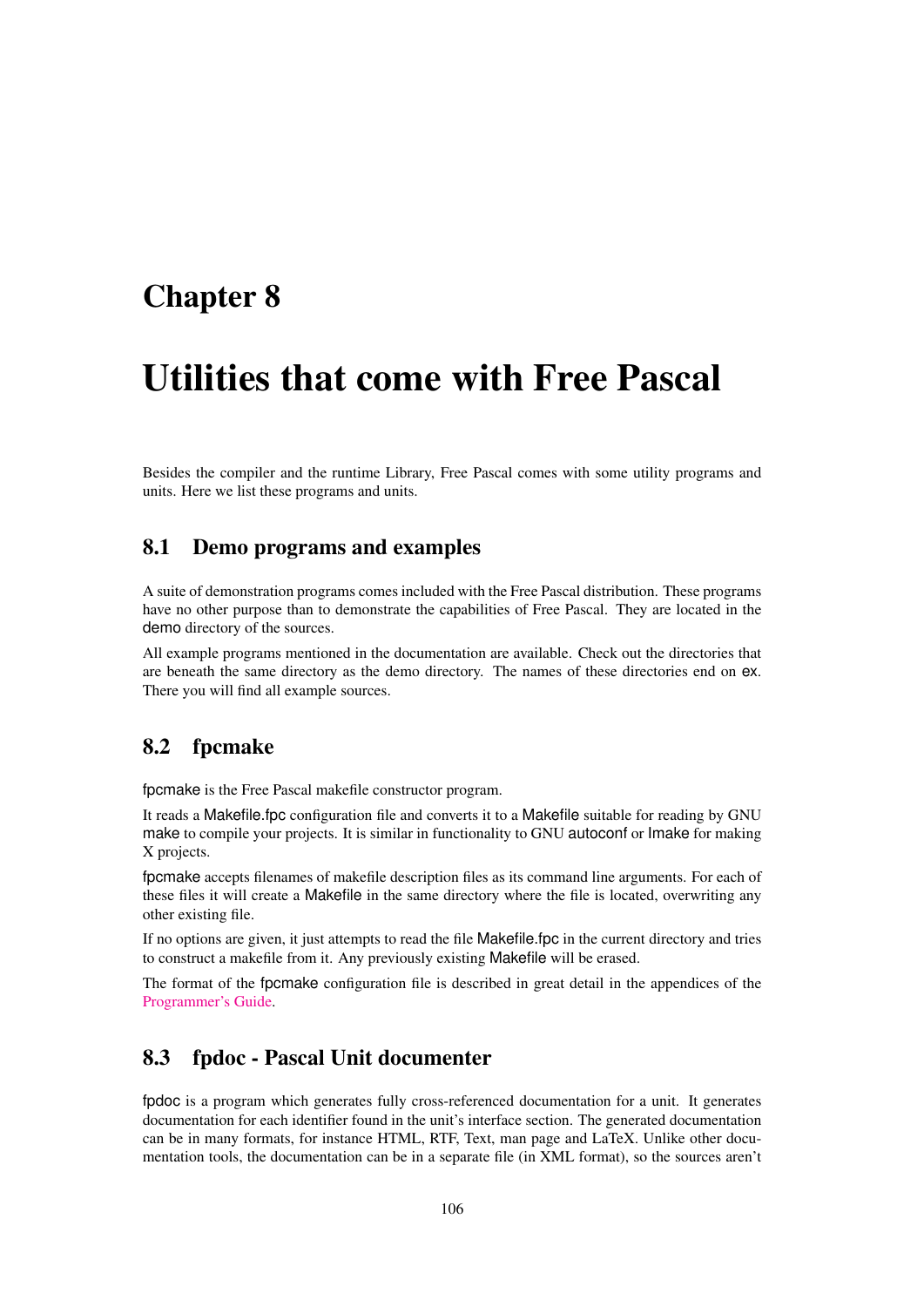# Chapter 8

# Utilities that come with Free Pascal

Besides the compiler and the runtime Library, Free Pascal comes with some utility programs and units. Here we list these programs and units.

## 8.1 Demo programs and examples

A suite of demonstration programs comes included with the Free Pascal distribution. These programs have no other purpose than to demonstrate the capabilities of Free Pascal. They are located in the demo directory of the sources.

All example programs mentioned in the documentation are available. Check out the directories that are beneath the same directory as the demo directory. The names of these directories end on ex. There you will find all example sources.

## 8.2 fpcmake

fpcmake is the Free Pascal makefile constructor program.

It reads a Makefile.fpc configuration file and converts it to a Makefile suitable for reading by GNU make to compile your projects. It is similar in functionality to GNU autoconf or Imake for making X projects.

fpcmake accepts filenames of makefile description files as its command line arguments. For each of these files it will create a Makefile in the same directory where the file is located, overwriting any other existing file.

If no options are given, it just attempts to read the file Makefile.fpc in the current directory and tries to construct a makefile from it. Any previously existing Makefile will be erased.

The format of the fpcmake configuration file is described in great detail in the appendices of the Programmer's Guide.

## 8.3 fpdoc - Pascal Unit documenter

fpdoc is a program which generates fully cross-referenced documentation for a unit. It generates documentation for each identifier found in the unit's interface section. The generated documentation can be in many formats, for instance HTML, RTF, Text, man page and LaTeX. Unlike other documentation tools, the documentation can be in a separate file (in XML format), so the sources aren't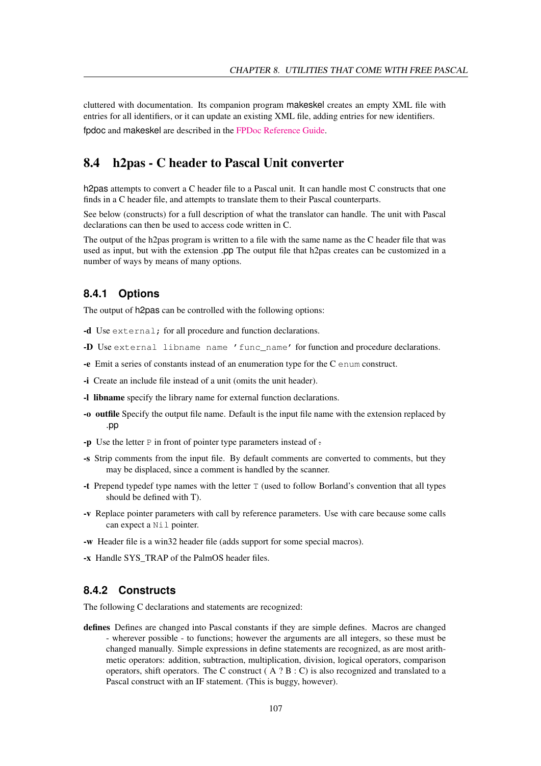cluttered with documentation. Its companion program makeskel creates an empty XML file with entries for all identifiers, or it can update an existing XML file, adding entries for new identifiers.

fpdoc and makeskel are described in the FPDoc Reference Guide.

## 8.4 h2pas - C header to Pascal Unit converter

h2pas attempts to convert a C header file to a Pascal unit. It can handle most C constructs that one finds in a C header file, and attempts to translate them to their Pascal counterparts.

See below (constructs) for a full description of what the translator can handle. The unit with Pascal declarations can then be used to access code written in C.

The output of the h2pas program is written to a file with the same name as the C header file that was used as input, but with the extension .pp The output file that h2pas creates can be customized in a number of ways by means of many options.

### 8.4.1 Options

The output of h2pas can be controlled with the following options:

**-d** Use `external;` for all procedure and function declarations.

**-D** Use `external libname name 'func_name'` for function and procedure declarations.

**-e** Emit a series of constants instead of an enumeration type for the C `enum` construct.

**-i** Create an include file instead of a unit (omits the unit header).

**-l libname** specify the library name for external function declarations.

**-o outfile** Specify the output file name. Default is the input file name with the extension replaced by .pp

**-p** Use the letter `P` in front of pointer type parameters instead of `^`.

**-s** Strip comments from the input file. By default comments are converted to comments, but they may be displaced, since a comment is handled by the scanner.

**-t** Prepend typedef type names with the letter `T` (used to follow Borland's convention that all types should be defined with T).

**-v** Replace pointer parameters with call by reference parameters. Use with care because some calls can expect a `Nil` pointer.

**-w** Header file is a win32 header file (adds support for some special macros).

**-x** Handle SYS_TRAP of the PalmOS header files.

### 8.4.2 Constructs

The following C declarations and statements are recognized:

**defines** Defines are changed into Pascal constants if they are simple defines. Macros are changed - wherever possible - to functions; however the arguments are all integers, so these must be changed manually. Simple expressions in define statements are recognized, as are most arithmetic operators: addition, subtraction, multiplication, division, logical operators, comparison operators, shift operators. The C construct ( A ? B : C) is also recognized and translated to a Pascal construct with an IF statement. (This is buggy, however).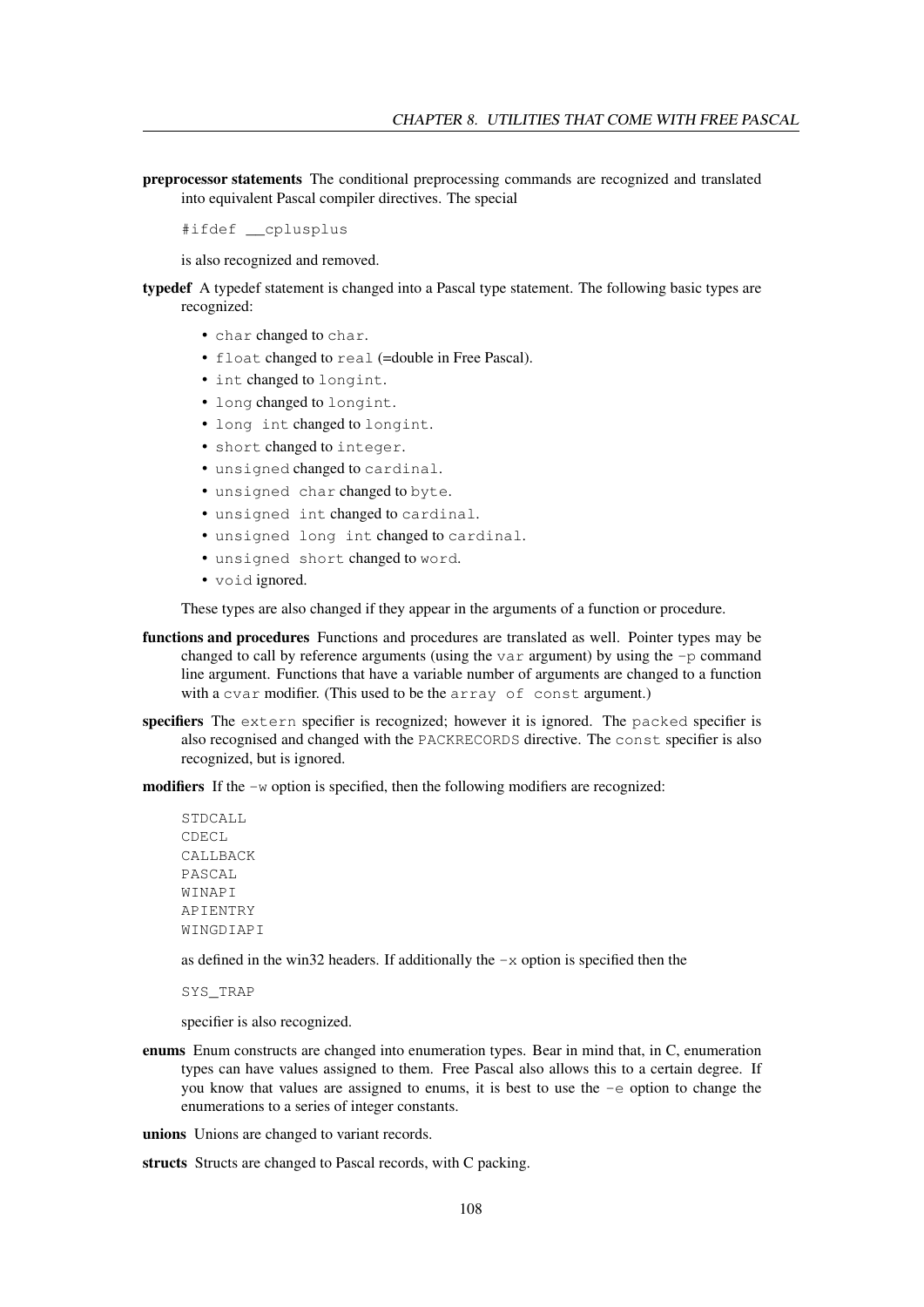**preprocessor statements** The conditional preprocessing commands are recognized and translated into equivalent Pascal compiler directives. The special

```
#ifdef __cplusplus
```

is also recognized and removed.

**typedef** A typedef statement is changed into a Pascal type statement. The following basic types are recognized:

- `char` changed to `char`.
- `float` changed to `real` (=double in Free Pascal).
- `int` changed to `longint`.
- `long` changed to `longint`.
- `long int` changed to `longint`.
- `short` changed to `integer`.
- `unsigned` changed to `cardinal`.
- `unsigned char` changed to `byte`.
- `unsigned int` changed to `cardinal`.
- `unsigned long int` changed to `cardinal`.
- `unsigned short` changed to `word`.
- `void` ignored.

These types are also changed if they appear in the arguments of a function or procedure.

**functions and procedures** Functions and procedures are translated as well. Pointer types may be changed to call by reference arguments (using the `var` argument) by using the `-p` command line argument. Functions that have a variable number of arguments are changed to a function with a `cvar` modifier. (This used to be the `array of const` argument.)

**specifiers** The `extern` specifier is recognized; however it is ignored. The `packed` specifier is also recognised and changed with the `PACKRECORDS` directive. The `const` specifier is also recognized, but is ignored.

**modifiers** If the `-w` option is specified, then the following modifiers are recognized:

```
STDCALL
CDECL
CALLBACK
PASCAL
WINAPI
APIENTRY
WINGDIAPI
```

as defined in the win32 headers. If additionally the `-x` option is specified then the

```
SYS_TRAP
```

specifier is also recognized.

**enums** Enum constructs are changed into enumeration types. Bear in mind that, in C, enumeration types can have values assigned to them. Free Pascal also allows this to a certain degree. If you know that values are assigned to enums, it is best to use the `-e` option to change the enumerations to a series of integer constants.

**unions** Unions are changed to variant records.

**structs** Structs are changed to Pascal records, with C packing.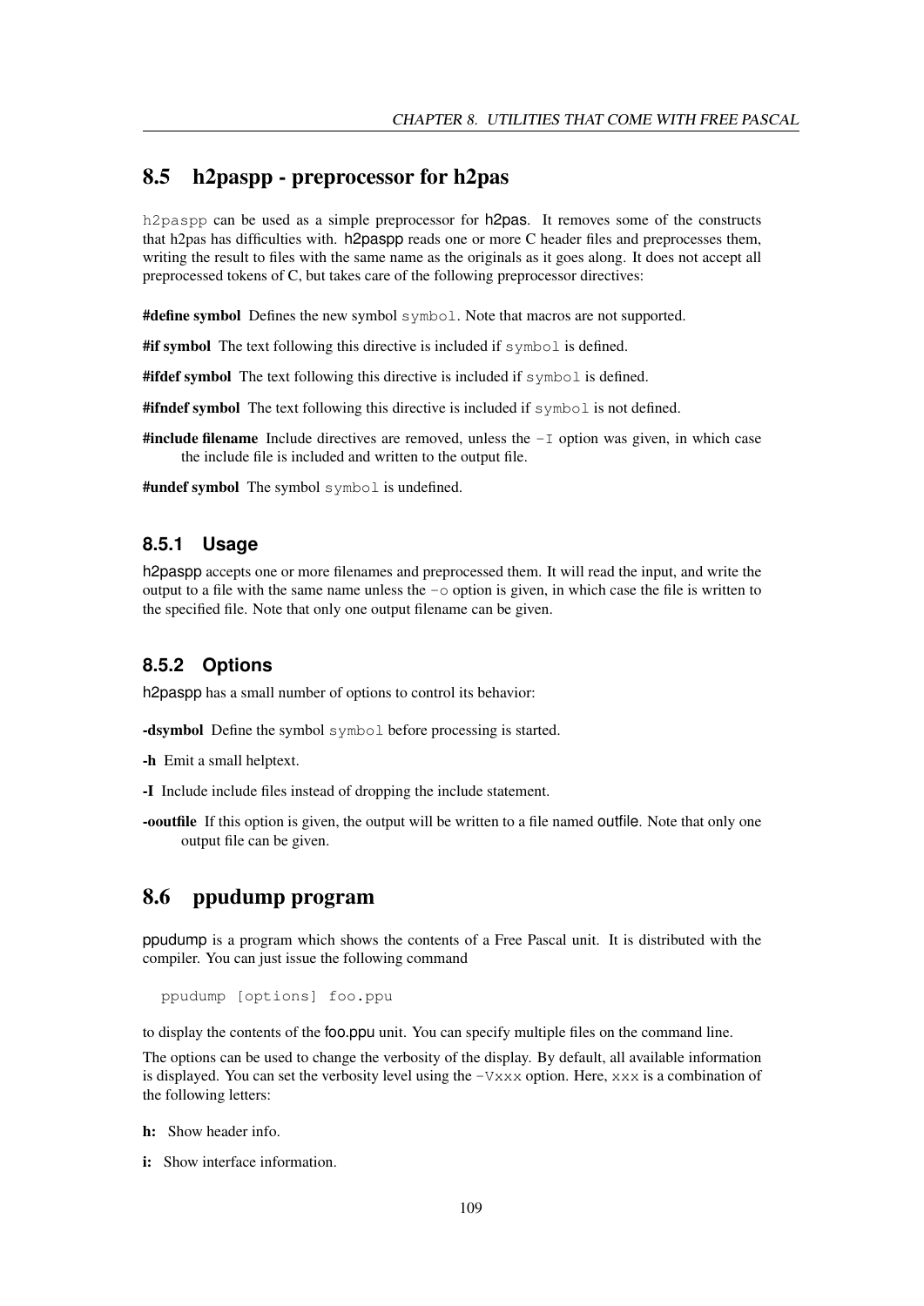## 8.5 h2paspp - preprocessor for h2pas

h2paspp can be used as a simple preprocessor for h2pas. It removes some of the constructs that h2pas has difficulties with. h2paspp reads one or more C header files and preprocesses them, writing the result to files with the same name as the originals as it goes along. It does not accept all preprocessed tokens of C, but takes care of the following preprocessor directives:

**#define symbol** Defines the new symbol `symbol`. Note that macros are not supported.

**#if symbol** The text following this directive is included if `symbol` is defined.

**#ifdef symbol** The text following this directive is included if `symbol` is defined.

**#ifndef symbol** The text following this directive is included if `symbol` is not defined.

**#include filename** Include directives are removed, unless the `-I` option was given, in which case the include file is included and written to the output file.

**#undef symbol** The symbol `symbol` is undefined.

### 8.5.1 Usage

h2paspp accepts one or more filenames and preprocessed them. It will read the input, and write the output to a file with the same name unless the `-o` option is given, in which case the file is written to the specified file. Note that only one output filename can be given.

### 8.5.2 Options

h2paspp has a small number of options to control its behavior:

**-dsymbol** Define the symbol `symbol` before processing is started.

**-h** Emit a small helptext.

**-I** Include include files instead of dropping the include statement.

**-ooutfile** If this option is given, the output will be written to a file named outfile. Note that only one output file can be given.

## 8.6 ppudump program

ppudump is a program which shows the contents of a Free Pascal unit. It is distributed with the compiler. You can just issue the following command

```
ppudump [options] foo.ppu
```

to display the contents of the foo.ppu unit. You can specify multiple files on the command line.

The options can be used to change the verbosity of the display. By default, all available information is displayed. You can set the verbosity level using the `-Vxxx` option. Here, `xxx` is a combination of the following letters:

**h:** Show header info.

**i:** Show interface information.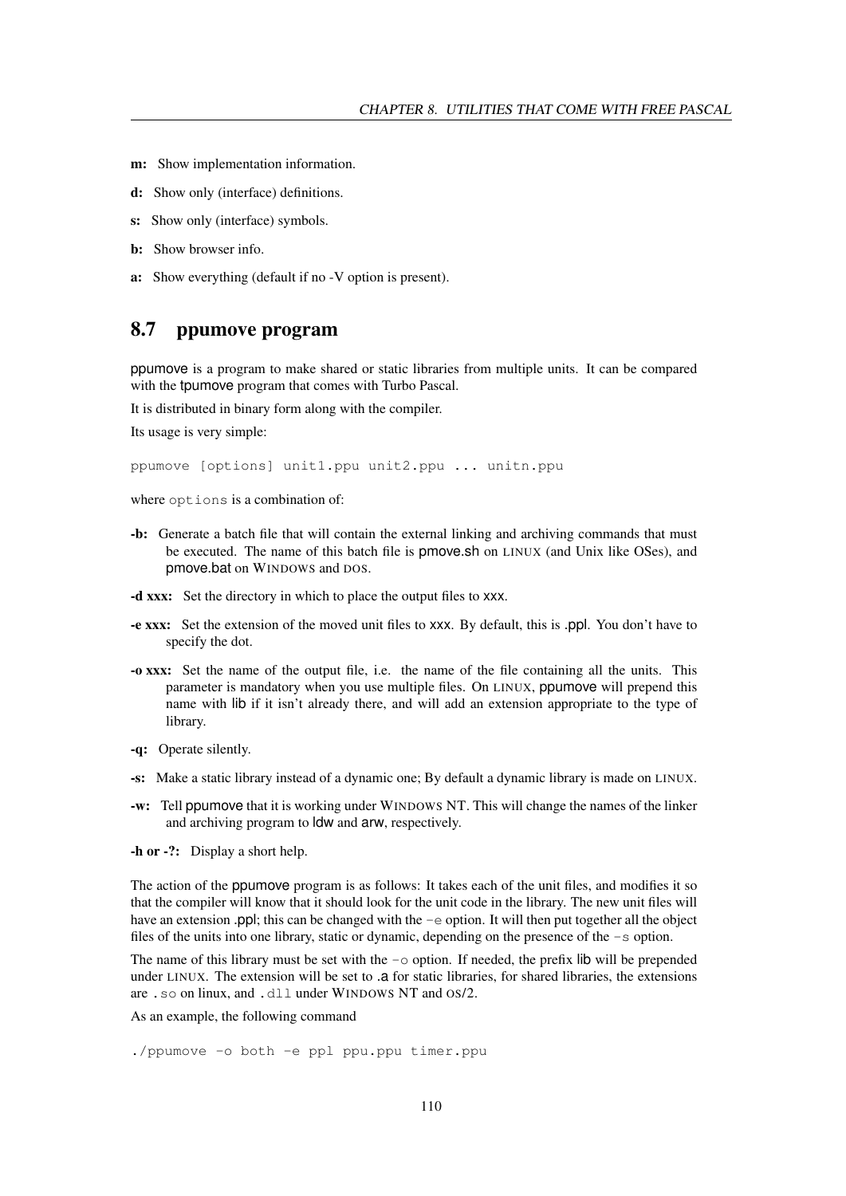**m:** Show implementation information.

**d:** Show only (interface) definitions.

**s:** Show only (interface) symbols.

**b:** Show browser info.

**a:** Show everything (default if no -V option is present).

## 8.7 ppumove program

ppumove is a program to make shared or static libraries from multiple units. It can be compared with the tpumove program that comes with Turbo Pascal.

It is distributed in binary form along with the compiler.

Its usage is very simple:

```
ppumove [options] unit1.ppu unit2.ppu ... unitn.ppu
```

where `options` is a combination of:

**-b:** Generate a batch file that will contain the external linking and archiving commands that must be executed. The name of this batch file is pmove.sh on LINUX (and Unix like OSes), and pmove.bat on WINDOWS and DOS.

**-d xxx:** Set the directory in which to place the output files to xxx.

**-e xxx:** Set the extension of the moved unit files to xxx. By default, this is .ppl. You don't have to specify the dot.

**-o xxx:** Set the name of the output file, i.e. the name of the file containing all the units. This parameter is mandatory when you use multiple files. On LINUX, ppumove will prepend this name with lib if it isn't already there, and will add an extension appropriate to the type of library.

**-q:** Operate silently.

**-s:** Make a static library instead of a dynamic one; By default a dynamic library is made on LINUX.

**-w:** Tell ppumove that it is working under WINDOWS NT. This will change the names of the linker and archiving program to ldw and arw, respectively.

**-h or -?:** Display a short help.

The action of the ppumove program is as follows: It takes each of the unit files, and modifies it so that the compiler will know that it should look for the unit code in the library. The new unit files will have an extension .ppl; this can be changed with the `-e` option. It will then put together all the object files of the units into one library, static or dynamic, depending on the presence of the `-s` option.

The name of this library must be set with the `-o` option. If needed, the prefix lib will be prepended under LINUX. The extension will be set to .a for static libraries, for shared libraries, the extensions are `.so` on linux, and `.dll` under WINDOWS NT and OS/2.

As an example, the following command

```
./ppumove -o both -e ppl ppu.ppu timer.ppu
```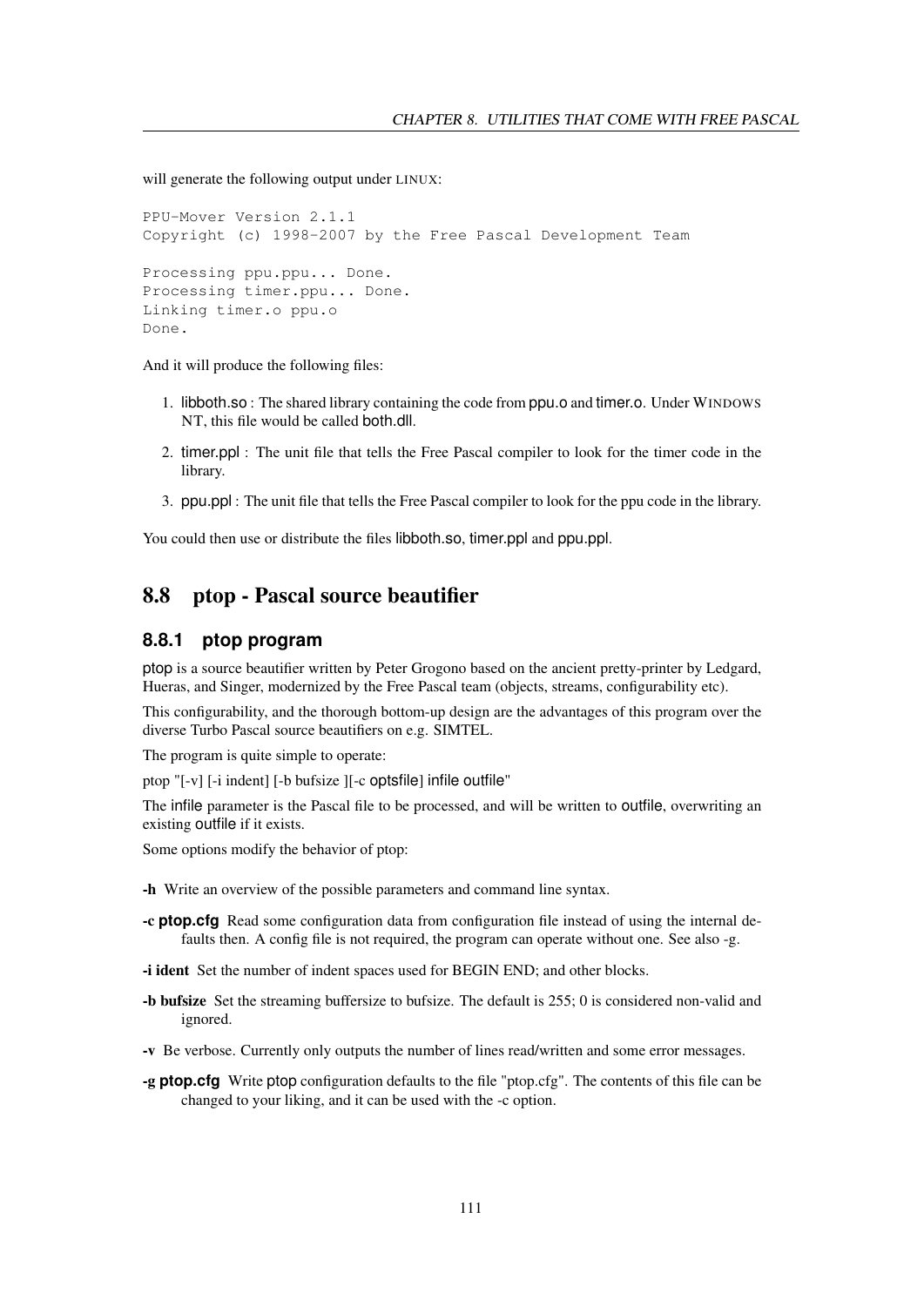will generate the following output under LINUX:

```
PPU-Mover Version 2.1.1
Copyright (c) 1998-2007 by the Free Pascal Development Team

Processing ppu.ppu... Done.
Processing timer.ppu... Done.
Linking timer.o ppu.o
Done.
```

And it will produce the following files:

1. libboth.so : The shared library containing the code from ppu.o and timer.o. Under WINDOWS NT, this file would be called both.dll.
2. timer.ppl : The unit file that tells the Free Pascal compiler to look for the timer code in the library.
3. ppu.ppl : The unit file that tells the Free Pascal compiler to look for the ppu code in the library.

You could then use or distribute the files libboth.so, timer.ppl and ppu.ppl.

## 8.8 ptop - Pascal source beautifier

### 8.8.1 ptop program

ptop is a source beautifier written by Peter Grogono based on the ancient pretty-printer by Ledgard, Hueras, and Singer, modernized by the Free Pascal team (objects, streams, configurability etc).

This configurability, and the thorough bottom-up design are the advantages of this program over the diverse Turbo Pascal source beautifiers on e.g. SIMTEL.

The program is quite simple to operate:

ptop "[-v] [-i indent] [-b bufsize ][-c optsfile] infile outfile"

The infile parameter is the Pascal file to be processed, and will be written to outfile, overwriting an existing outfile if it exists.

Some options modify the behavior of ptop:

**-h** Write an overview of the possible parameters and command line syntax.

**-c ptop.cfg** Read some configuration data from configuration file instead of using the internal defaults then. A config file is not required, the program can operate without one. See also -g.

**-i ident** Set the number of indent spaces used for BEGIN END; and other blocks.

**-b bufsize** Set the streaming buffersize to bufsize. The default is 255; 0 is considered non-valid and ignored.

**-v** Be verbose. Currently only outputs the number of lines read/written and some error messages.

**-g ptop.cfg** Write ptop configuration defaults to the file "ptop.cfg". The contents of this file can be changed to your liking, and it can be used with the -c option.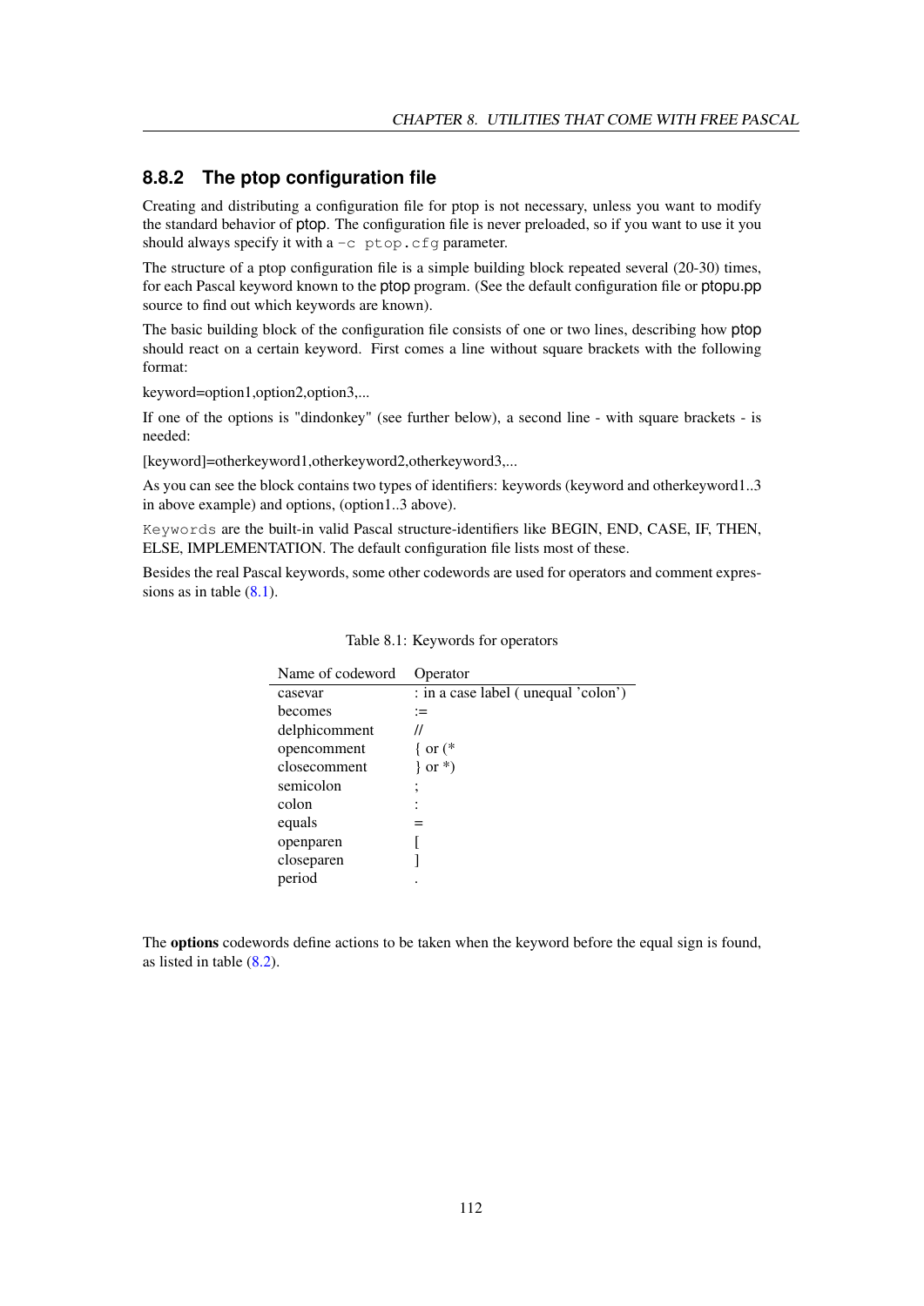### 8.8.2 The ptop configuration file

Creating and distributing a configuration file for ptop is not necessary, unless you want to modify the standard behavior of ptop. The configuration file is never preloaded, so if you want to use it you should always specify it with a `-c ptop.cfg` parameter.

The structure of a ptop configuration file is a simple building block repeated several (20-30) times, for each Pascal keyword known to the ptop program. (See the default configuration file or ptopu.pp source to find out which keywords are known).

The basic building block of the configuration file consists of one or two lines, describing how ptop should react on a certain keyword. First comes a line without square brackets with the following format:

keyword=option1,option2,option3,...

If one of the options is "dindonkey" (see further below), a second line - with square brackets - is needed:

[keyword]=otherkeyword1,otherkeyword2,otherkeyword3,...

As you can see the block contains two types of identifiers: keywords (keyword and otherkeyword1..3 in above example) and options, (option1..3 above).

`Keywords` are the built-in valid Pascal structure-identifiers like BEGIN, END, CASE, IF, THEN, ELSE, IMPLEMENTATION. The default configuration file lists most of these.

Besides the real Pascal keywords, some other codewords are used for operators and comment expressions as in table (8.1).

Table 8.1: Keywords for operators

| Name of codeword | Operator |
|---|---|
| casevar | : in a case label ( unequal 'colon') |
| becomes | := |
| delphicomment | // |
| opencomment | { or (* |
| closecomment | } or *) |
| semicolon | ; |
| colon | : |
| equals | = |
| openparen | [ |
| closeparen | ] |
| period | . |

The **options** codewords define actions to be taken when the keyword before the equal sign is found, as listed in table (8.2).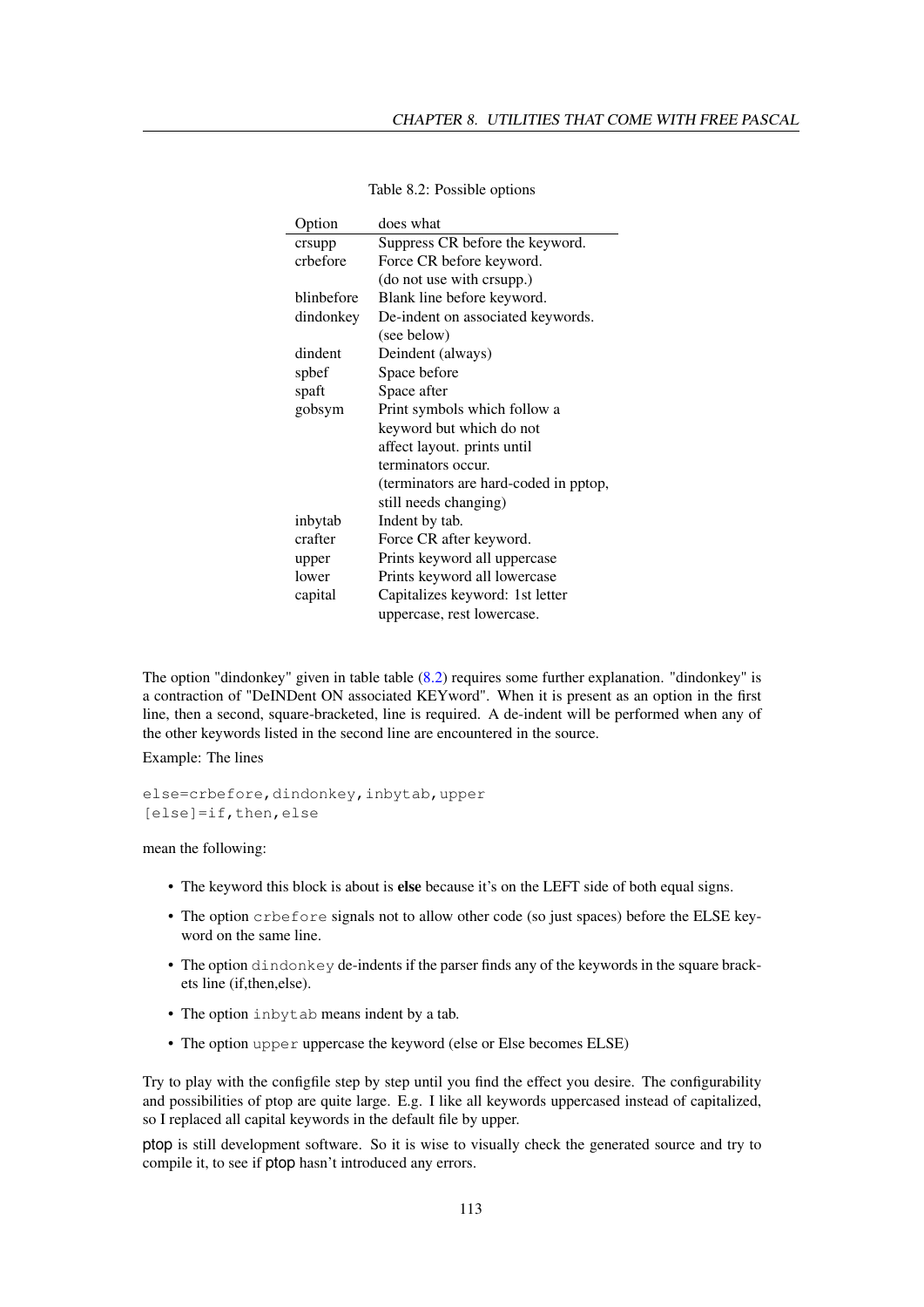Table 8.2: Possible options

| Option | does what |
| --- | --- |
| crsupp | Suppress CR before the keyword. |
| crbefore | Force CR before keyword. (do not use with crsupp.) |
| blinbefore | Blank line before keyword. |
| dindonkey | De-indent on associated keywords. (see below) |
| dindent | Deindent (always) |
| spbef | Space before |
| spaft | Space after |
| gobsym | Print symbols which follow a keyword but which do not affect layout. prints until terminators occur. (terminators are hard-coded in pptop, still needs changing) |
| inbytab | Indent by tab. |
| crafter | Force CR after keyword. |
| upper | Prints keyword all uppercase |
| lower | Prints keyword all lowercase |
| capital | Capitalizes keyword: 1st letter uppercase, rest lowercase. |

The option "dindonkey" given in table table (8.2) requires some further explanation. "dindonkey" is a contraction of "DeINDent ON associated KEYword". When it is present as an option in the first line, then a second, square-bracketed, line is required. A de-indent will be performed when any of the other keywords listed in the second line are encountered in the source.

Example: The lines

```
else=crbefore,dindonkey,inbytab,upper
[else]=if,then,else
```

mean the following:

- The keyword this block is about is **else** because it's on the LEFT side of both equal signs.
- The option `crbefore` signals not to allow other code (so just spaces) before the ELSE keyword on the same line.
- The option `dindonkey` de-indents if the parser finds any of the keywords in the square brackets line (if,then,else).
- The option `inbytab` means indent by a tab.
- The option `upper` uppercase the keyword (else or Else becomes ELSE)

Try to play with the configfile step by step until you find the effect you desire. The configurability and possibilities of ptop are quite large. E.g. I like all keywords uppercased instead of capitalized, so I replaced all capital keywords in the default file by upper.

ptop is still development software. So it is wise to visually check the generated source and try to compile it, to see if ptop hasn't introduced any errors.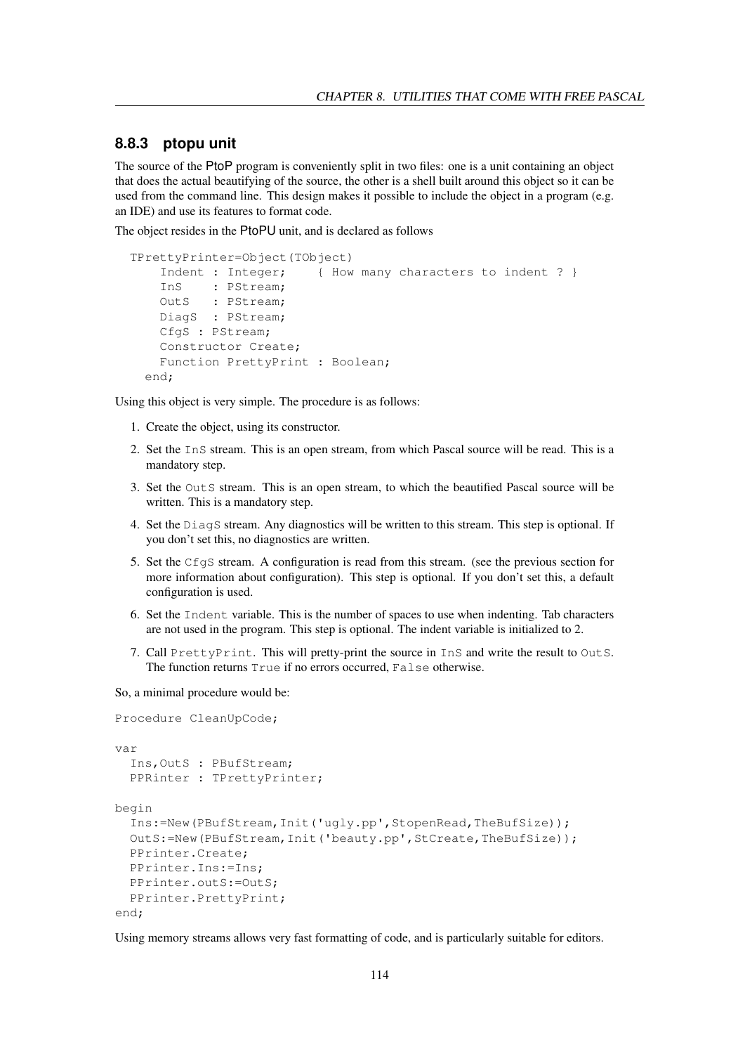### 8.8.3 ptopu unit

The source of the PtoP program is conveniently split in two files: one is a unit containing an object that does the actual beautifying of the source, the other is a shell built around this object so it can be used from the command line. This design makes it possible to include the object in a program (e.g. an IDE) and use its features to format code.

The object resides in the PtoPU unit, and is declared as follows

```
TPrettyPrinter=Object(TObject)
    Indent : Integer;    { How many characters to indent ? }
    InS    : PStream;
    OutS   : PStream;
    DiagS  : PStream;
    CfgS : PStream;
    Constructor Create;
    Function PrettyPrint : Boolean;
  end;
```

Using this object is very simple. The procedure is as follows:

1. Create the object, using its constructor.
2. Set the `InS` stream. This is an open stream, from which Pascal source will be read. This is a mandatory step.
3. Set the `OutS` stream. This is an open stream, to which the beautified Pascal source will be written. This is a mandatory step.
4. Set the `DiagS` stream. Any diagnostics will be written to this stream. This step is optional. If you don't set this, no diagnostics are written.
5. Set the `CfgS` stream. A configuration is read from this stream. (see the previous section for more information about configuration). This step is optional. If you don't set this, a default configuration is used.
6. Set the `Indent` variable. This is the number of spaces to use when indenting. Tab characters are not used in the program. This step is optional. The indent variable is initialized to 2.
7. Call `PrettyPrint`. This will pretty-print the source in `InS` and write the result to `OutS`. The function returns `True` if no errors occurred, `False` otherwise.

So, a minimal procedure would be:

```
Procedure CleanUpCode;

var
  Ins,OutS : PBufStream;
  PPRinter : TPrettyPrinter;

begin
  Ins:=New(PBufStream,Init('ugly.pp',StopenRead,TheBufSize));
  OutS:=New(PBufStream,Init('beauty.pp',StCreate,TheBufSize));
  PPrinter.Create;
  PPrinter.Ins:=Ins;
  PPrinter.outS:=OutS;
  PPrinter.PrettyPrint;
end;
```

Using memory streams allows very fast formatting of code, and is particularly suitable for editors.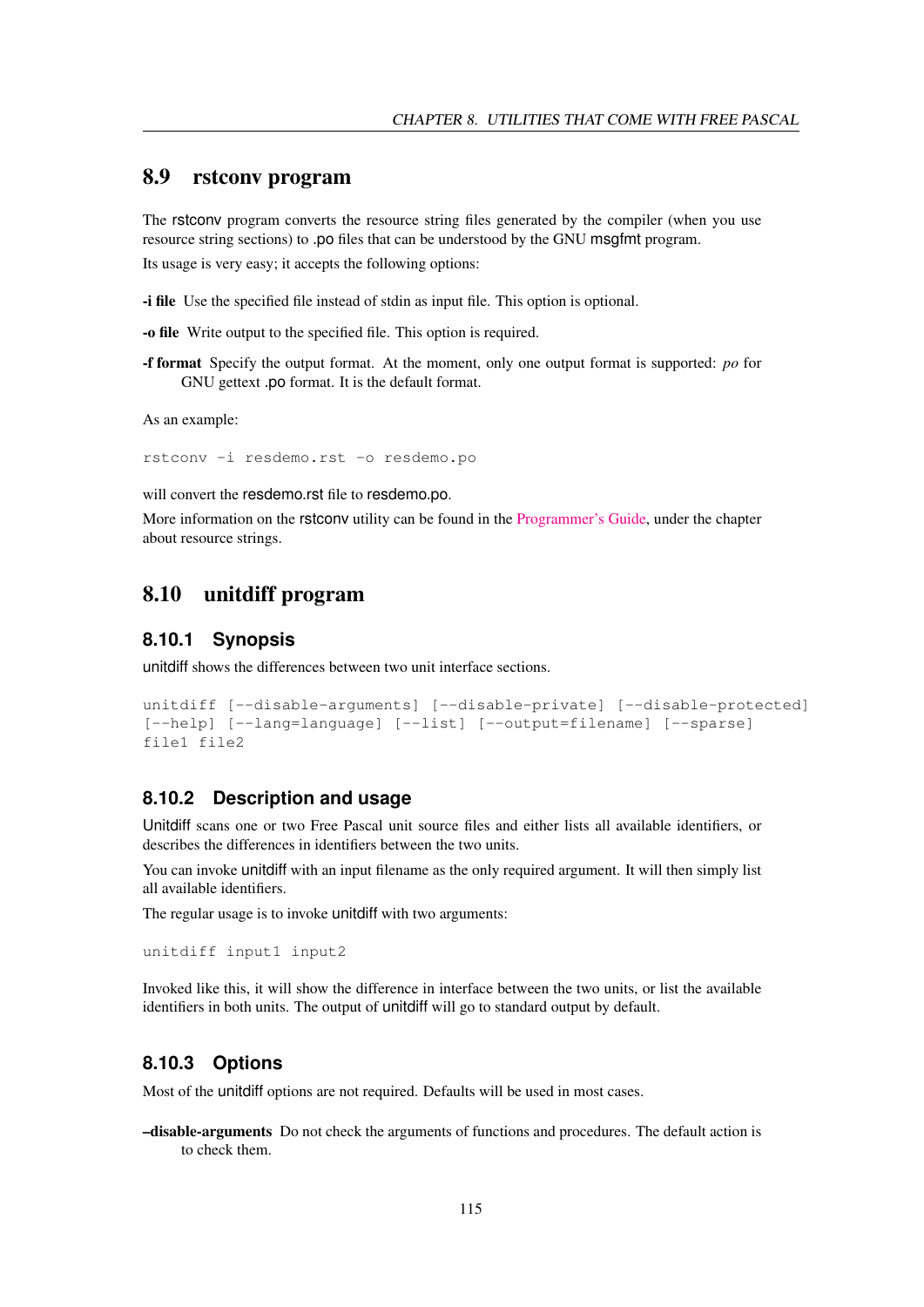## 8.9 rstconv program

The rstconv program converts the resource string files generated by the compiler (when you use resource string sections) to .po files that can be understood by the GNU msgfmt program.

Its usage is very easy; it accepts the following options:

**-i file** Use the specified file instead of stdin as input file. This option is optional.

**-o file** Write output to the specified file. This option is required.

**-f format** Specify the output format. At the moment, only one output format is supported: *po* for GNU gettext .po format. It is the default format.

As an example:

```
rstconv -i resdemo.rst -o resdemo.po
```

will convert the resdemo.rst file to resdemo.po.

More information on the rstconv utility can be found in the Programmer's Guide, under the chapter about resource strings.

## 8.10 unitdiff program

### 8.10.1 Synopsis

unitdiff shows the differences between two unit interface sections.

```
unitdiff [--disable-arguments] [--disable-private] [--disable-protected]
[--help] [--lang=language] [--list] [--output=filename] [--sparse]
file1 file2
```

### 8.10.2 Description and usage

Unitdiff scans one or two Free Pascal unit source files and either lists all available identifiers, or describes the differences in identifiers between the two units.

You can invoke unitdiff with an input filename as the only required argument. It will then simply list all available identifiers.

The regular usage is to invoke unitdiff with two arguments:

```
unitdiff input1 input2
```

Invoked like this, it will show the difference in interface between the two units, or list the available identifiers in both units. The output of unitdiff will go to standard output by default.

### 8.10.3 Options

Most of the unitdiff options are not required. Defaults will be used in most cases.

**–disable-arguments** Do not check the arguments of functions and procedures. The default action is to check them.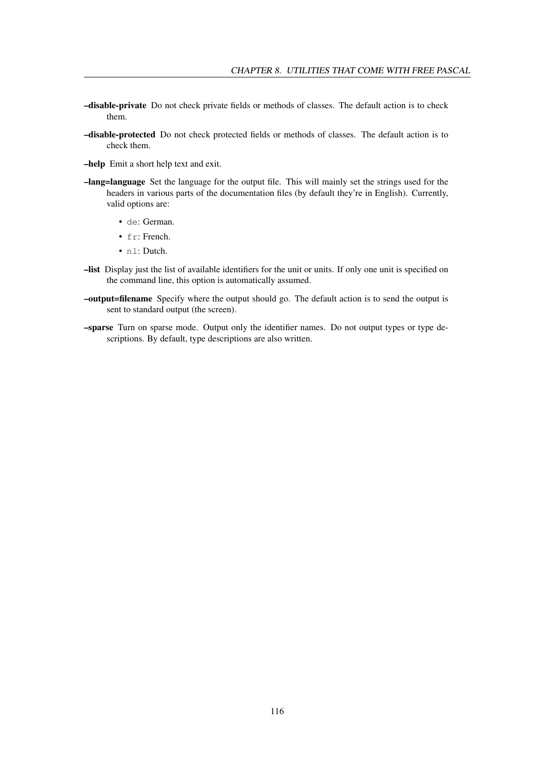**–disable-private** Do not check private fields or methods of classes. The default action is to check them.

**–disable-protected** Do not check protected fields or methods of classes. The default action is to check them.

**–help** Emit a short help text and exit.

**–lang=language** Set the language for the output file. This will mainly set the strings used for the headers in various parts of the documentation files (by default they're in English). Currently, valid options are:

- `de`: German.
- `fr`: French.
- `nl`: Dutch.

**–list** Display just the list of available identifiers for the unit or units. If only one unit is specified on the command line, this option is automatically assumed.

**–output=filename** Specify where the output should go. The default action is to send the output is sent to standard output (the screen).

**–sparse** Turn on sparse mode. Output only the identifier names. Do not output types or type descriptions. By default, type descriptions are also written.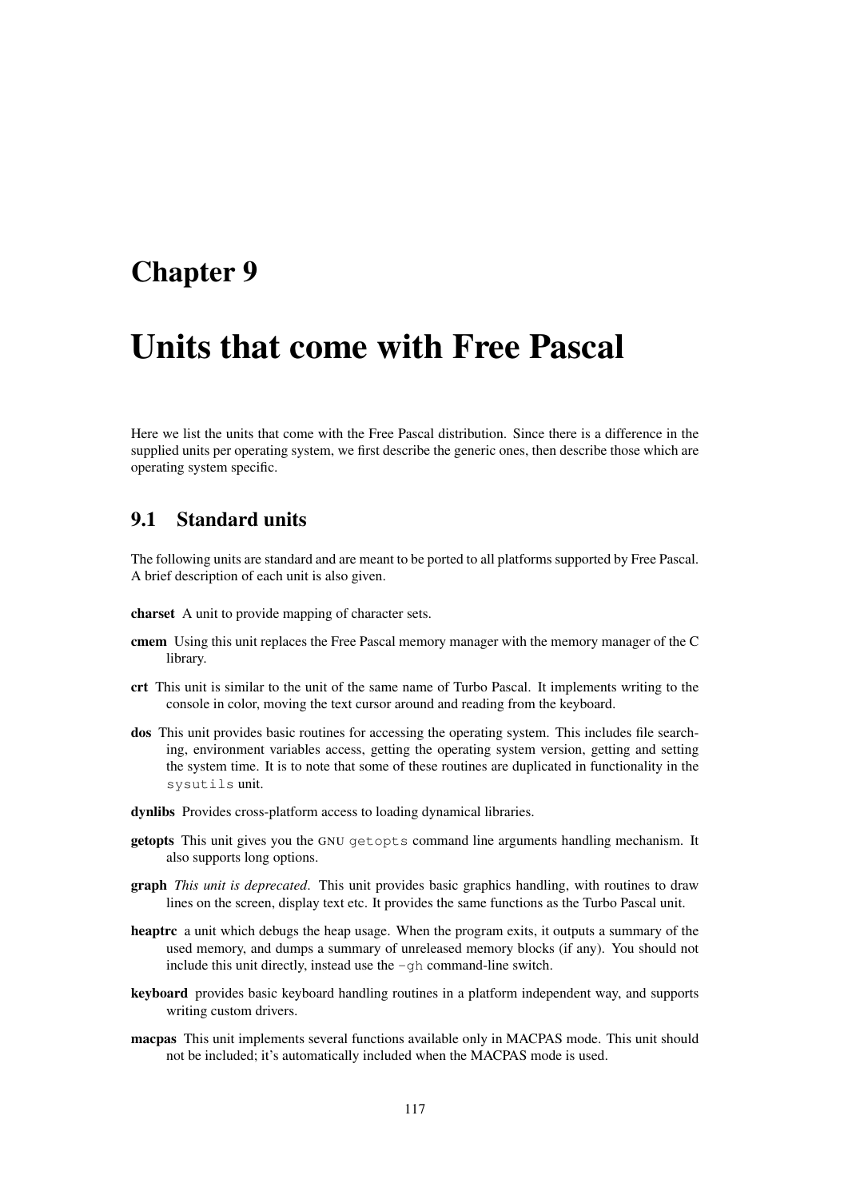# Chapter 9

# Units that come with Free Pascal

Here we list the units that come with the Free Pascal distribution. Since there is a difference in the supplied units per operating system, we first describe the generic ones, then describe those which are operating system specific.

## 9.1 Standard units

The following units are standard and are meant to be ported to all platforms supported by Free Pascal. A brief description of each unit is also given.

**charset** A unit to provide mapping of character sets.

**cmem** Using this unit replaces the Free Pascal memory manager with the memory manager of the C library.

**crt** This unit is similar to the unit of the same name of Turbo Pascal. It implements writing to the console in color, moving the text cursor around and reading from the keyboard.

**dos** This unit provides basic routines for accessing the operating system. This includes file searching, environment variables access, getting the operating system version, getting and setting the system time. It is to note that some of these routines are duplicated in functionality in the `sysutils` unit.

**dynlibs** Provides cross-platform access to loading dynamical libraries.

**getopts** This unit gives you the GNU `getopts` command line arguments handling mechanism. It also supports long options.

**graph** *This unit is deprecated*. This unit provides basic graphics handling, with routines to draw lines on the screen, display text etc. It provides the same functions as the Turbo Pascal unit.

**heaptrc** a unit which debugs the heap usage. When the program exits, it outputs a summary of the used memory, and dumps a summary of unreleased memory blocks (if any). You should not include this unit directly, instead use the `-gh` command-line switch.

**keyboard** provides basic keyboard handling routines in a platform independent way, and supports writing custom drivers.

**macpas** This unit implements several functions available only in MACPAS mode. This unit should not be included; it's automatically included when the MACPAS mode is used.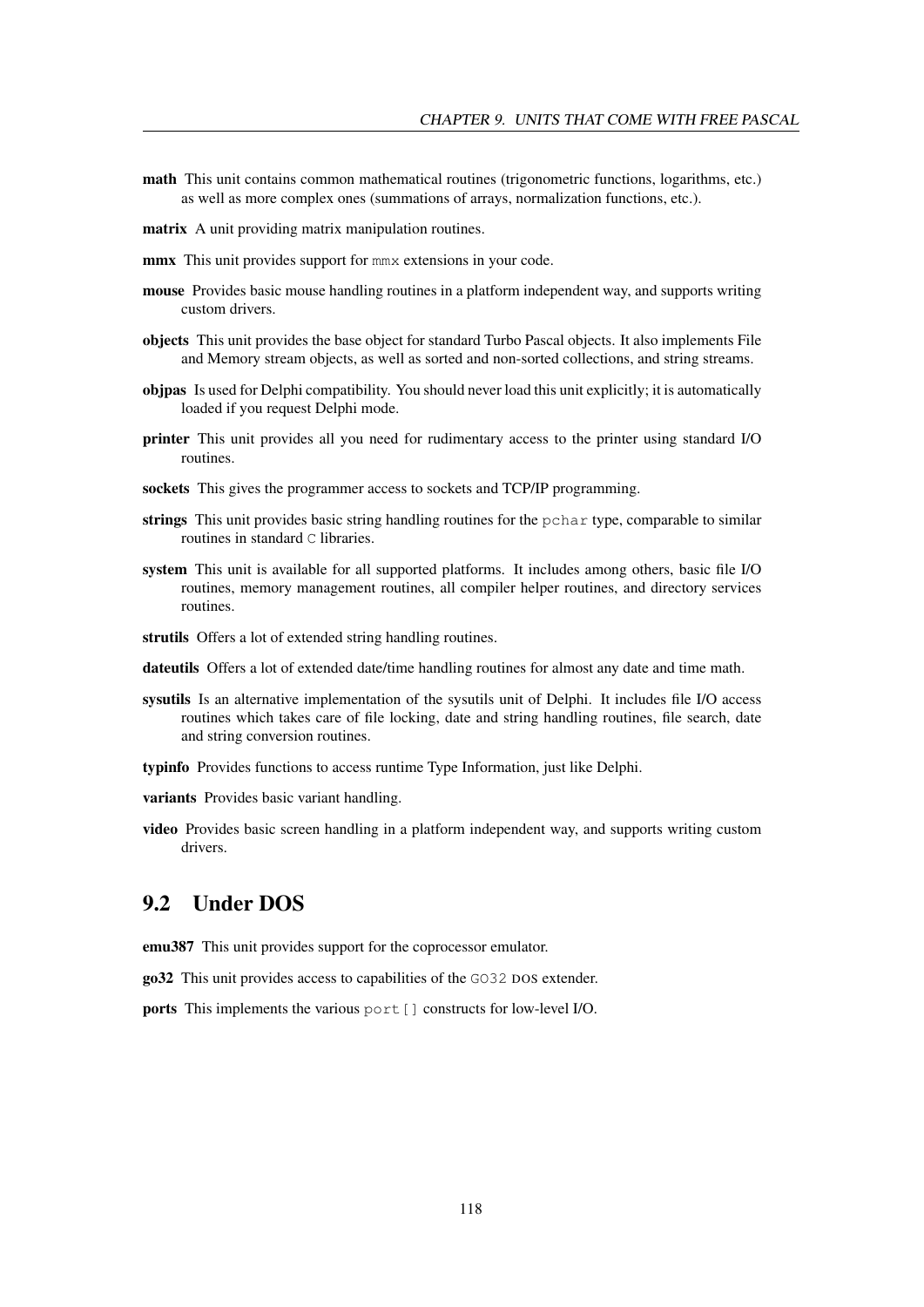**math** This unit contains common mathematical routines (trigonometric functions, logarithms, etc.) as well as more complex ones (summations of arrays, normalization functions, etc.).

**matrix** A unit providing matrix manipulation routines.

**mmx** This unit provides support for `mmx` extensions in your code.

**mouse** Provides basic mouse handling routines in a platform independent way, and supports writing custom drivers.

**objects** This unit provides the base object for standard Turbo Pascal objects. It also implements File and Memory stream objects, as well as sorted and non-sorted collections, and string streams.

**objpas** Is used for Delphi compatibility. You should never load this unit explicitly; it is automatically loaded if you request Delphi mode.

**printer** This unit provides all you need for rudimentary access to the printer using standard I/O routines.

**sockets** This gives the programmer access to sockets and TCP/IP programming.

**strings** This unit provides basic string handling routines for the `pchar` type, comparable to similar routines in standard `C` libraries.

**system** This unit is available for all supported platforms. It includes among others, basic file I/O routines, memory management routines, all compiler helper routines, and directory services routines.

**strutils** Offers a lot of extended string handling routines.

**dateutils** Offers a lot of extended date/time handling routines for almost any date and time math.

**sysutils** Is an alternative implementation of the sysutils unit of Delphi. It includes file I/O access routines which takes care of file locking, date and string handling routines, file search, date and string conversion routines.

**typinfo** Provides functions to access runtime Type Information, just like Delphi.

**variants** Provides basic variant handling.

**video** Provides basic screen handling in a platform independent way, and supports writing custom drivers.

## 9.2 Under DOS

**emu387** This unit provides support for the coprocessor emulator.

**go32** This unit provides access to capabilities of the `GO32` DOS extender.

**ports** This implements the various `port[]` constructs for low-level I/O.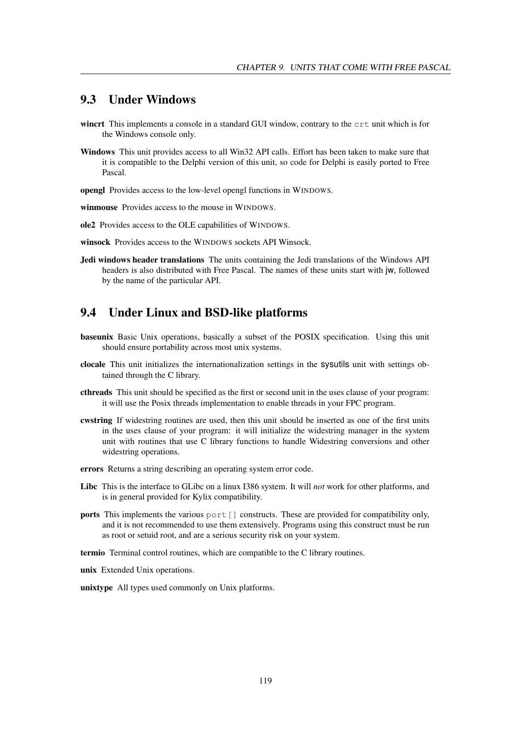## 9.3 Under Windows

**wincrt** This implements a console in a standard GUI window, contrary to the `crt` unit which is for the Windows console only.

**Windows** This unit provides access to all Win32 API calls. Effort has been taken to make sure that it is compatible to the Delphi version of this unit, so code for Delphi is easily ported to Free Pascal.

**opengl** Provides access to the low-level opengl functions in WINDOWS.

**winmouse** Provides access to the mouse in WINDOWS.

**ole2** Provides access to the OLE capabilities of WINDOWS.

**winsock** Provides access to the WINDOWS sockets API Winsock.

**Jedi windows header translations** The units containing the Jedi translations of the Windows API headers is also distributed with Free Pascal. The names of these units start with jw, followed by the name of the particular API.

## 9.4 Under Linux and BSD-like platforms

**baseunix** Basic Unix operations, basically a subset of the POSIX specification. Using this unit should ensure portability across most unix systems.

**clocale** This unit initializes the internationalization settings in the sysutils unit with settings obtained through the C library.

**cthreads** This unit should be specified as the first or second unit in the uses clause of your program: it will use the Posix threads implementation to enable threads in your FPC program.

**cwstring** If widestring routines are used, then this unit should be inserted as one of the first units in the uses clause of your program: it will initialize the widestring manager in the system unit with routines that use C library functions to handle Widestring conversions and other widestring operations.

**errors** Returns a string describing an operating system error code.

**Libc** This is the interface to GLibc on a linux I386 system. It will *not* work for other platforms, and is in general provided for Kylix compatibility.

**ports** This implements the various `port[]` constructs. These are provided for compatibility only, and it is not recommended to use them extensively. Programs using this construct must be run as root or setuid root, and are a serious security risk on your system.

**termio** Terminal control routines, which are compatible to the C library routines.

**unix** Extended Unix operations.

**unixtype** All types used commonly on Unix platforms.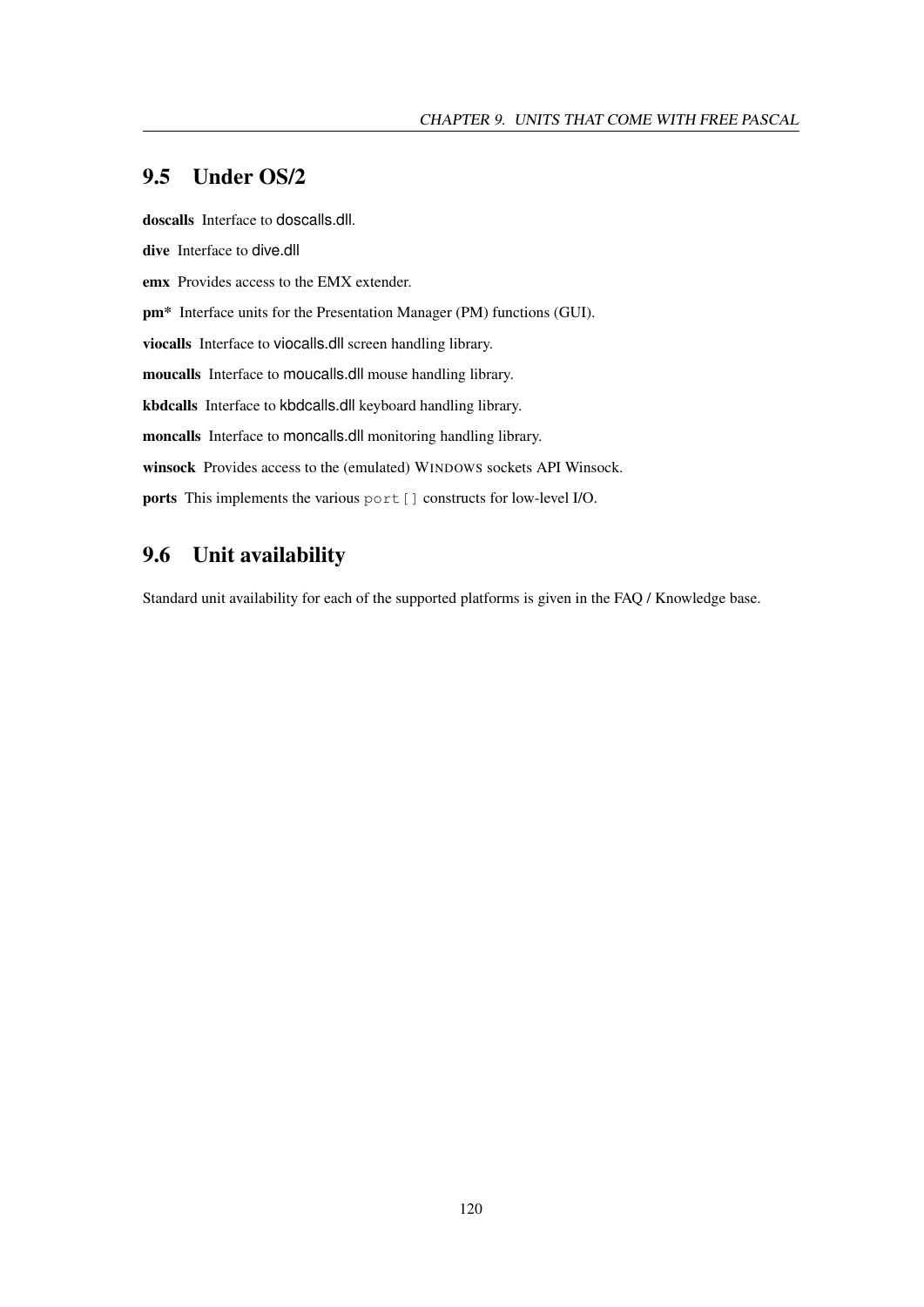## 9.5 Under OS/2

**doscalls** Interface to doscalls.dll.

**dive** Interface to dive.dll

**emx** Provides access to the EMX extender.

**pm*** Interface units for the Presentation Manager (PM) functions (GUI).

**viocalls** Interface to viocalls.dll screen handling library.

**moucalls** Interface to moucalls.dll mouse handling library.

**kbdcalls** Interface to kbdcalls.dll keyboard handling library.

**moncalls** Interface to moncalls.dll monitoring handling library.

**winsock** Provides access to the (emulated) WINDOWS sockets API Winsock.

**ports** This implements the various `port[]` constructs for low-level I/O.

## 9.6 Unit availability

Standard unit availability for each of the supported platforms is given in the FAQ / Knowledge base.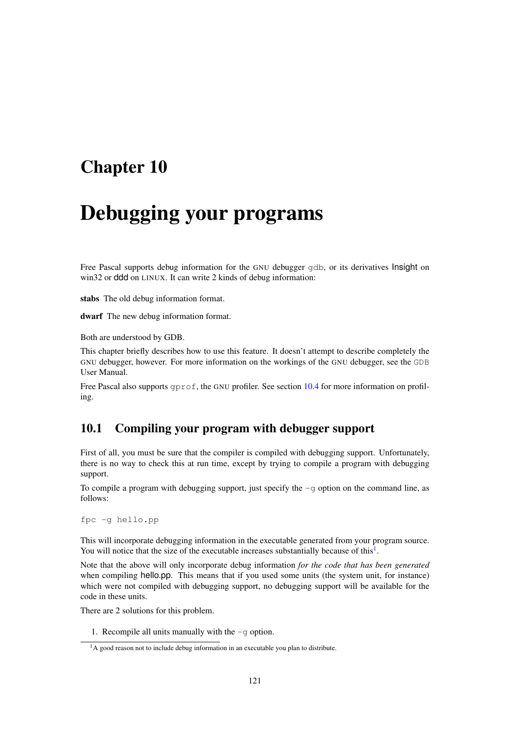# Chapter 10

# Debugging your programs

Free Pascal supports debug information for the GNU debugger `gdb`, or its derivatives Insight on win32 or ddd on LINUX. It can write 2 kinds of debug information:

**stabs** The old debug information format.

**dwarf** The new debug information format.

Both are understood by GDB.

This chapter briefly describes how to use this feature. It doesn't attempt to describe completely the GNU debugger, however. For more information on the workings of the GNU debugger, see the `GDB` User Manual.

Free Pascal also supports `gprof`, the GNU profiler. See section 10.4 for more information on profiling.

## 10.1 Compiling your program with debugger support

First of all, you must be sure that the compiler is compiled with debugging support. Unfortunately, there is no way to check this at run time, except by trying to compile a program with debugging support.

To compile a program with debugging support, just specify the `-g` option on the command line, as follows:

```
fpc -g hello.pp
```

This will incorporate debugging information in the executable generated from your program source. You will notice that the size of the executable increases substantially because of this[1].

Note that the above will only incorporate debug information *for the code that has been generated* when compiling hello.pp. This means that if you used some units (the system unit, for instance) which were not compiled with debugging support, no debugging support will be available for the code in these units.

There are 2 solutions for this problem.

1. Recompile all units manually with the `-g` option.

[1] A good reason not to include debug information in an executable you plan to distribute.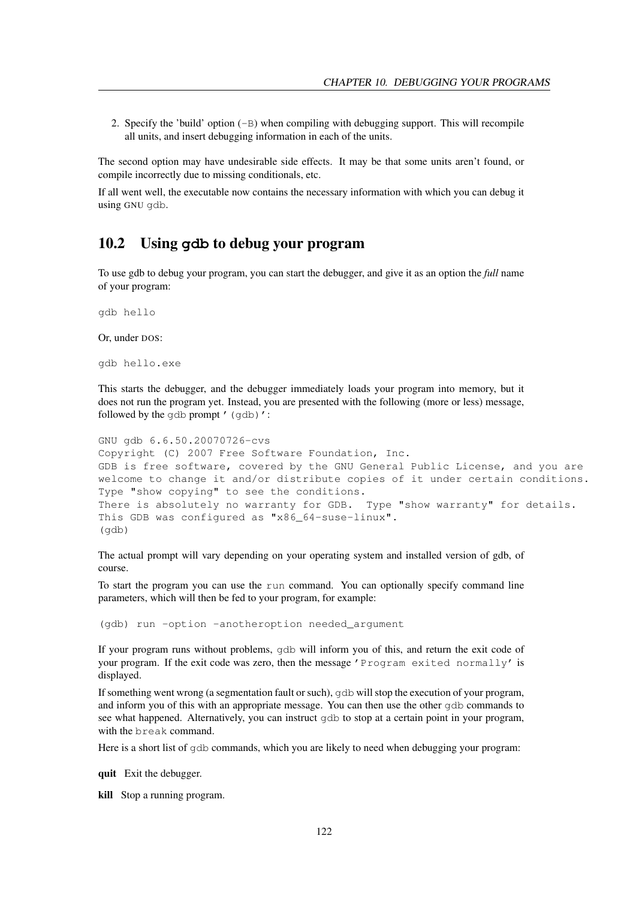2. Specify the 'build' option (`-B`) when compiling with debugging support. This will recompile all units, and insert debugging information in each of the units.

The second option may have undesirable side effects. It may be that some units aren't found, or compile incorrectly due to missing conditionals, etc.

If all went well, the executable now contains the necessary information with which you can debug it using GNU `gdb`.

## 10.2 Using gdb to debug your program

To use gdb to debug your program, you can start the debugger, and give it as an option the *full* name of your program:

```
gdb hello
```

Or, under DOS:

```
gdb hello.exe
```

This starts the debugger, and the debugger immediately loads your program into memory, but it does not run the program yet. Instead, you are presented with the following (more or less) message, followed by the `gdb` prompt `'(gdb)'`:

```
GNU gdb 6.6.50.20070726-cvs
Copyright (C) 2007 Free Software Foundation, Inc.
GDB is free software, covered by the GNU General Public License, and you are
welcome to change it and/or distribute copies of it under certain conditions.
Type "show copying" to see the conditions.
There is absolutely no warranty for GDB.  Type "show warranty" for details.
This GDB was configured as "x86_64-suse-linux".
(gdb)
```

The actual prompt will vary depending on your operating system and installed version of gdb, of course.

To start the program you can use the `run` command. You can optionally specify command line parameters, which will then be fed to your program, for example:

```
(gdb) run -option -anotheroption needed_argument
```

If your program runs without problems, `gdb` will inform you of this, and return the exit code of your program. If the exit code was zero, then the message `'Program exited normally'` is displayed.

If something went wrong (a segmentation fault or such), `gdb` will stop the execution of your program, and inform you of this with an appropriate message. You can then use the other `gdb` commands to see what happened. Alternatively, you can instruct `gdb` to stop at a certain point in your program, with the `break` command.

Here is a short list of `gdb` commands, which you are likely to need when debugging your program:

**quit** Exit the debugger.

**kill** Stop a running program.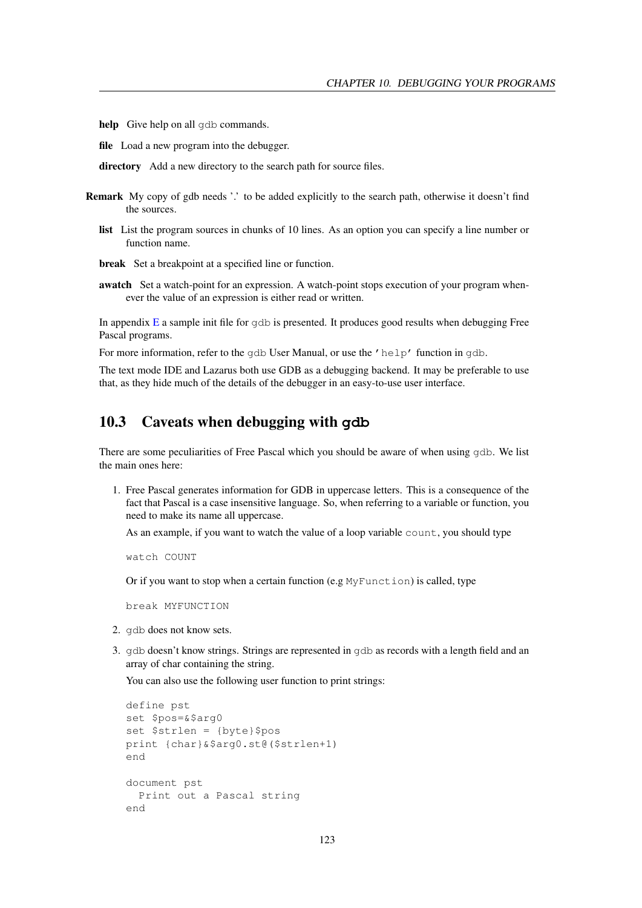**help** Give help on all `gdb` commands.

**file** Load a new program into the debugger.

**directory** Add a new directory to the search path for source files.

**Remark** My copy of gdb needs '.' to be added explicitly to the search path, otherwise it doesn't find the sources.

**list** List the program sources in chunks of 10 lines. As an option you can specify a line number or function name.

**break** Set a breakpoint at a specified line or function.

**awatch** Set a watch-point for an expression. A watch-point stops execution of your program whenever the value of an expression is either read or written.

In appendix E a sample init file for `gdb` is presented. It produces good results when debugging Free Pascal programs.

For more information, refer to the `gdb` User Manual, or use the `'help'` function in `gdb`.

The text mode IDE and Lazarus both use GDB as a debugging backend. It may be preferable to use that, as they hide much of the details of the debugger in an easy-to-use user interface.

## 10.3 Caveats when debugging with `gdb`

There are some peculiarities of Free Pascal which you should be aware of when using `gdb`. We list the main ones here:

1. Free Pascal generates information for GDB in uppercase letters. This is a consequence of the fact that Pascal is a case insensitive language. So, when referring to a variable or function, you need to make its name all uppercase.

   As an example, if you want to watch the value of a loop variable `count`, you should type

   ```
   watch COUNT
   ```

   Or if you want to stop when a certain function (e.g `MyFunction`) is called, type

   ```
   break MYFUNCTION
   ```

2. `gdb` does not know sets.

3. `gdb` doesn't know strings. Strings are represented in `gdb` as records with a length field and an array of char containing the string.

   You can also use the following user function to print strings:

   ```
   define pst
   set $pos=&$arg0
   set $strlen = {byte}$pos
   print {char}&$arg0.st@($strlen+1)
   end

   document pst
     Print out a Pascal string
   end
   ```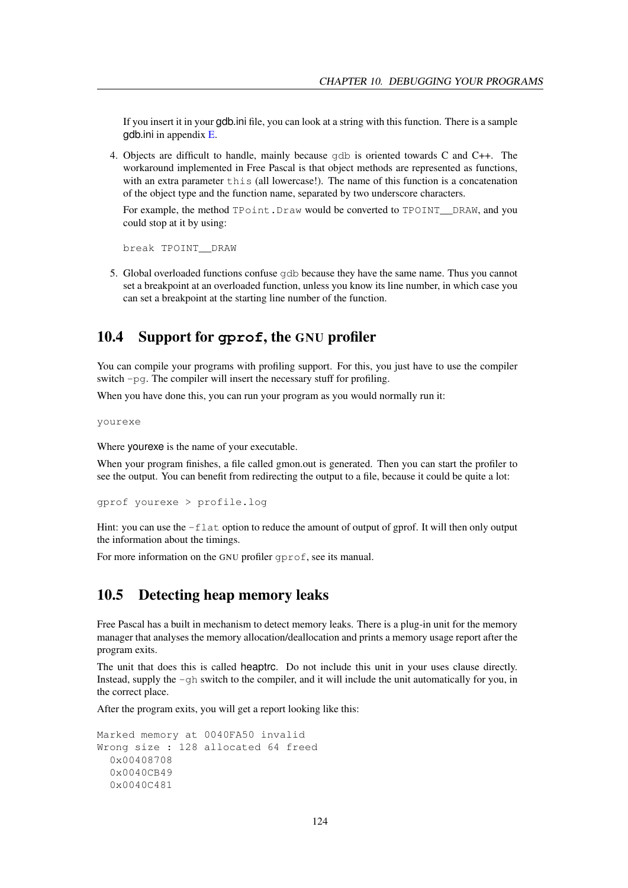If you insert it in your gdb.ini file, you can look at a string with this function. There is a sample gdb.ini in appendix E.

4. Objects are difficult to handle, mainly because `gdb` is oriented towards C and C++. The workaround implemented in Free Pascal is that object methods are represented as functions, with an extra parameter `this` (all lowercase!). The name of this function is a concatenation of the object type and the function name, separated by two underscore characters.

   For example, the method `TPoint.Draw` would be converted to `TPOINT__DRAW`, and you could stop at it by using:

   ```
   break TPOINT__DRAW
   ```

5. Global overloaded functions confuse `gdb` because they have the same name. Thus you cannot set a breakpoint at an overloaded function, unless you know its line number, in which case you can set a breakpoint at the starting line number of the function.

## 10.4 Support for **gprof**, the GNU profiler

You can compile your programs with profiling support. For this, you just have to use the compiler switch `-pg`. The compiler will insert the necessary stuff for profiling.

When you have done this, you can run your program as you would normally run it:

```
yourexe
```

Where yourexe is the name of your executable.

When your program finishes, a file called gmon.out is generated. Then you can start the profiler to see the output. You can benefit from redirecting the output to a file, because it could be quite a lot:

```
gprof yourexe > profile.log
```

Hint: you can use the `-flat` option to reduce the amount of output of gprof. It will then only output the information about the timings.

For more information on the GNU profiler `gprof`, see its manual.

## 10.5 Detecting heap memory leaks

Free Pascal has a built in mechanism to detect memory leaks. There is a plug-in unit for the memory manager that analyses the memory allocation/deallocation and prints a memory usage report after the program exits.

The unit that does this is called heaptrc. Do not include this unit in your uses clause directly. Instead, supply the `-gh` switch to the compiler, and it will include the unit automatically for you, in the correct place.

After the program exits, you will get a report looking like this:

```
Marked memory at 0040FA50 invalid
Wrong size : 128 allocated 64 freed
  0x00408708
  0x0040CB49
  0x0040C481
```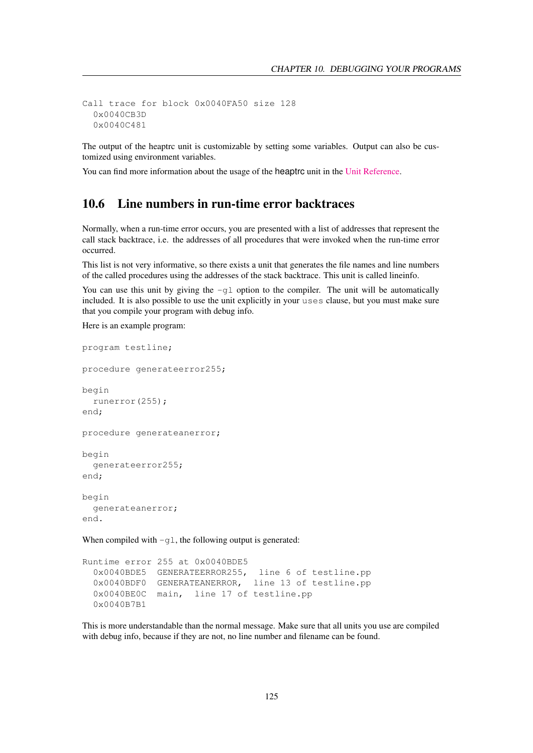```
Call trace for block 0x0040FA50 size 128
  0x0040CB3D
  0x0040C481
```

The output of the heaptrc unit is customizable by setting some variables. Output can also be customized using environment variables.

You can find more information about the usage of the heaptrc unit in the Unit Reference.

## 10.6 Line numbers in run-time error backtraces

Normally, when a run-time error occurs, you are presented with a list of addresses that represent the call stack backtrace, i.e. the addresses of all procedures that were invoked when the run-time error occurred.

This list is not very informative, so there exists a unit that generates the file names and line numbers of the called procedures using the addresses of the stack backtrace. This unit is called lineinfo.

You can use this unit by giving the `-gl` option to the compiler. The unit will be automatically included. It is also possible to use the unit explicitly in your `uses` clause, but you must make sure that you compile your program with debug info.

Here is an example program:

```
program testline;

procedure generateerror255;

begin
  runerror(255);
end;

procedure generateanerror;

begin
  generateerror255;
end;

begin
  generateanerror;
end.
```

When compiled with `-gl`, the following output is generated:

```
Runtime error 255 at 0x0040BDE5
  0x0040BDE5  GENERATEERROR255,  line 6 of testline.pp
  0x0040BDF0  GENERATEANERROR,  line 13 of testline.pp
  0x0040BE0C  main,  line 17 of testline.pp
  0x0040B7B1
```

This is more understandable than the normal message. Make sure that all units you use are compiled with debug info, because if they are not, no line number and filename can be found.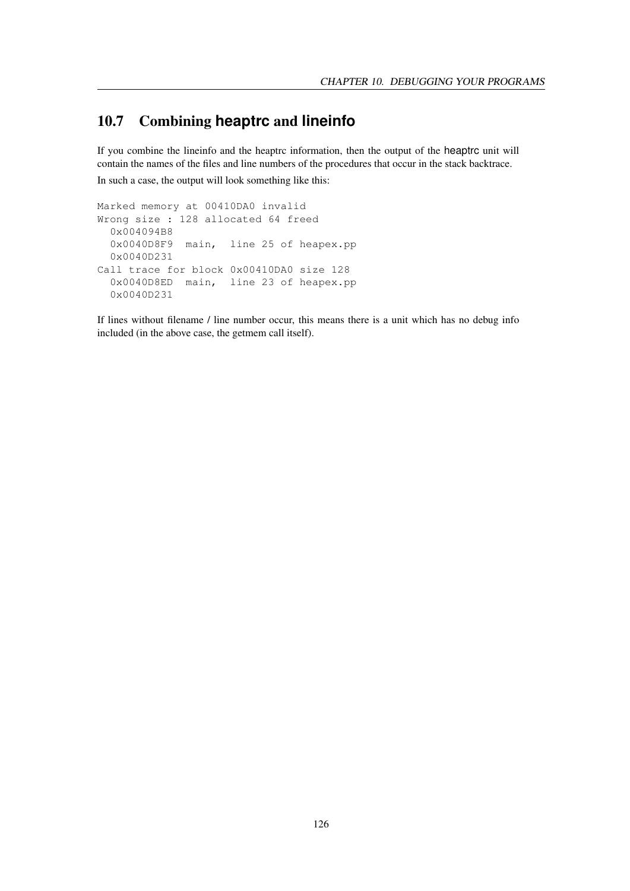## 10.7 Combining heaptrc and lineinfo

If you combine the lineinfo and the heaptrc information, then the output of the heaptrc unit will contain the names of the files and line numbers of the procedures that occur in the stack backtrace.

In such a case, the output will look something like this:

```
Marked memory at 00410DA0 invalid
Wrong size : 128 allocated 64 freed
  0x004094B8
  0x0040D8F9  main,  line 25 of heapex.pp
  0x0040D231
Call trace for block 0x00410DA0 size 128
  0x0040D8ED  main,  line 23 of heapex.pp
  0x0040D231
```

If lines without filename / line number occur, this means there is a unit which has no debug info included (in the above case, the getmem call itself).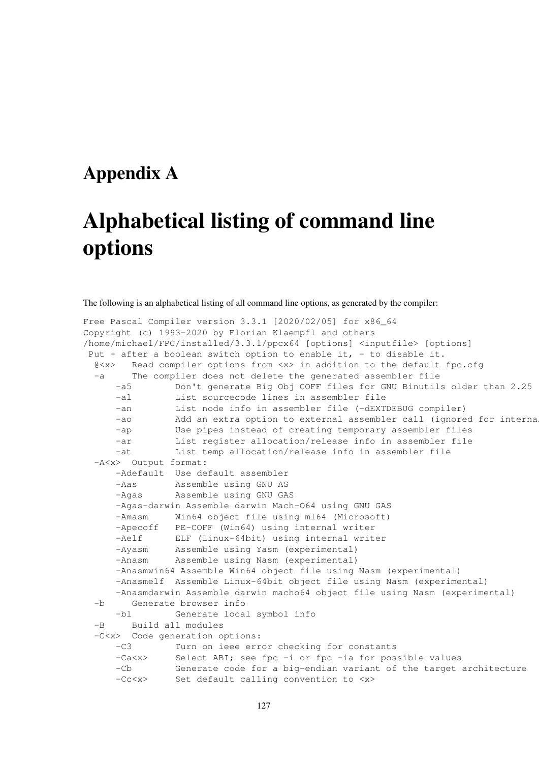# Appendix A

# Alphabetical listing of command line options

The following is an alphabetical listing of all command line options, as generated by the compiler:

```
Free Pascal Compiler version 3.3.1 [2020/02/05] for x86_64
Copyright (c) 1993-2020 by Florian Klaempfl and others
/home/michael/FPC/installed/3.3.1/ppcx64 [options] <inputfile> [options]
 Put + after a boolean switch option to enable it, - to disable it.
  @<x>   Read compiler options from <x> in addition to the default fpc.cfg
  -a     The compiler does not delete the generated assembler file
      -a5        Don't generate Big Obj COFF files for GNU Binutils older than 2.25
      -al        List sourcecode lines in assembler file
      -an        List node info in assembler file (-dEXTDEBUG compiler)
      -ao        Add an extra option to external assembler call (ignored for interna
      -ap        Use pipes instead of creating temporary assembler files
      -ar        List register allocation/release info in assembler file
      -at        List temp allocation/release info in assembler file
  -A<x>  Output format:
      -Adefault  Use default assembler
      -Aas       Assemble using GNU AS
      -Agas      Assemble using GNU GAS
      -Agas-darwin Assemble darwin Mach-O64 using GNU GAS
      -Amasm     Win64 object file using ml64 (Microsoft)
      -Apecoff   PE-COFF (Win64) using internal writer
      -Aelf      ELF (Linux-64bit) using internal writer
      -Ayasm     Assemble using Yasm (experimental)
      -Anasm     Assemble using Nasm (experimental)
      -Anasmwin64 Assemble Win64 object file using Nasm (experimental)
      -Anasmelf  Assemble Linux-64bit object file using Nasm (experimental)
      -Anasmdarwin Assemble darwin macho64 object file using Nasm (experimental)
  -b     Generate browser info
      -bl        Generate local symbol info
  -B     Build all modules
  -C<x>  Code generation options:
      -C3        Turn on ieee error checking for constants
      -Ca<x>     Select ABI; see fpc -i or fpc -ia for possible values
      -Cb        Generate code for a big-endian variant of the target architecture
      -Cc<x>     Set default calling convention to <x>
```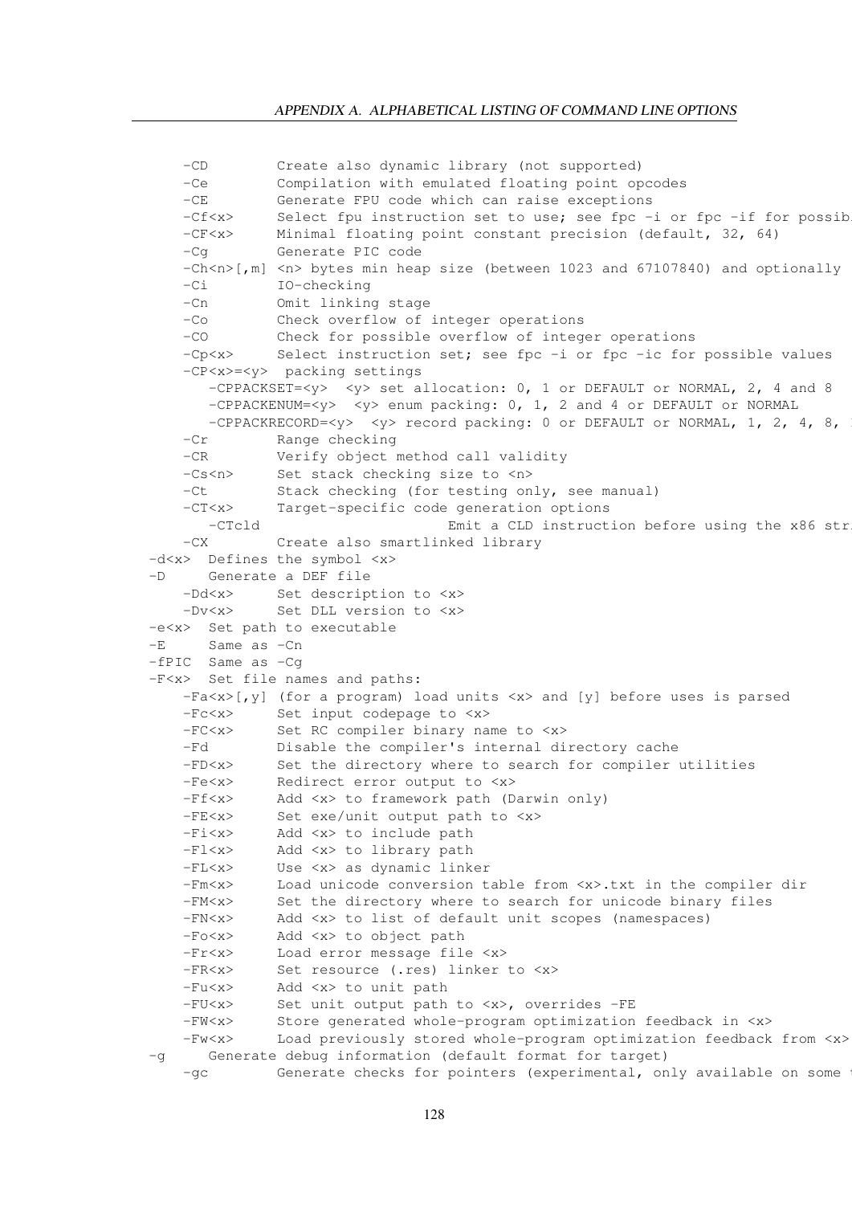```
    -CD        Create also dynamic library (not supported)
    -Ce        Compilation with emulated floating point opcodes
    -CE        Generate FPU code which can raise exceptions
    -Cf<x>     Select fpu instruction set to use; see fpc -i or fpc -if for possib
    -CF<x>     Minimal floating point constant precision (default, 32, 64)
    -Cg        Generate PIC code
    -Ch<n>[,m] <n> bytes min heap size (between 1023 and 67107840) and optionally
    -Ci        IO-checking
    -Cn        Omit linking stage
    -Co        Check overflow of integer operations
    -CO        Check for possible overflow of integer operations
    -Cp<x>     Select instruction set; see fpc -i or fpc -ic for possible values
    -CP<x>=<y>  packing settings
       -CPPACKSET=<y>  <y> set allocation: 0, 1 or DEFAULT or NORMAL, 2, 4 and 8
       -CPPACKENUM=<y>  <y> enum packing: 0, 1, 2 and 4 or DEFAULT or NORMAL
       -CPPACKRECORD=<y>  <y> record packing: 0 or DEFAULT or NORMAL, 1, 2, 4, 8,
    -Cr        Range checking
    -CR        Verify object method call validity
    -Cs<n>     Set stack checking size to <n>
    -Ct        Stack checking (for testing only, see manual)
    -CT<x>     Target-specific code generation options
       -CTcld                    Emit a CLD instruction before using the x86 str
    -CX        Create also smartlinked library
 -d<x>  Defines the symbol <x>
 -D     Generate a DEF file
    -Dd<x>     Set description to <x>
    -Dv<x>     Set DLL version to <x>
 -e<x>  Set path to executable
 -E     Same as -Cn
 -fPIC  Same as -Cg
 -F<x>  Set file names and paths:
    -Fa<x>[,y] (for a program) load units <x> and [y] before uses is parsed
    -Fc<x>     Set input codepage to <x>
    -FC<x>     Set RC compiler binary name to <x>
    -Fd        Disable the compiler's internal directory cache
    -FD<x>     Set the directory where to search for compiler utilities
    -Fe<x>     Redirect error output to <x>
    -Ff<x>     Add <x> to framework path (Darwin only)
    -FE<x>     Set exe/unit output path to <x>
    -Fi<x>     Add <x> to include path
    -Fl<x>     Add <x> to library path
    -FL<x>     Use <x> as dynamic linker
    -Fm<x>     Load unicode conversion table from <x>.txt in the compiler dir
    -FM<x>     Set the directory where to search for unicode binary files
    -FN<x>     Add <x> to list of default unit scopes (namespaces)
    -Fo<x>     Add <x> to object path
    -Fr<x>     Load error message file <x>
    -FR<x>     Set resource (.res) linker to <x>
    -Fu<x>     Add <x> to unit path
    -FU<x>     Set unit output path to <x>, overrides -FE
    -FW<x>     Store generated whole-program optimization feedback in <x>
    -Fw<x>     Load previously stored whole-program optimization feedback from <x>
 -g     Generate debug information (default format for target)
    -gc        Generate checks for pointers (experimental, only available on some
```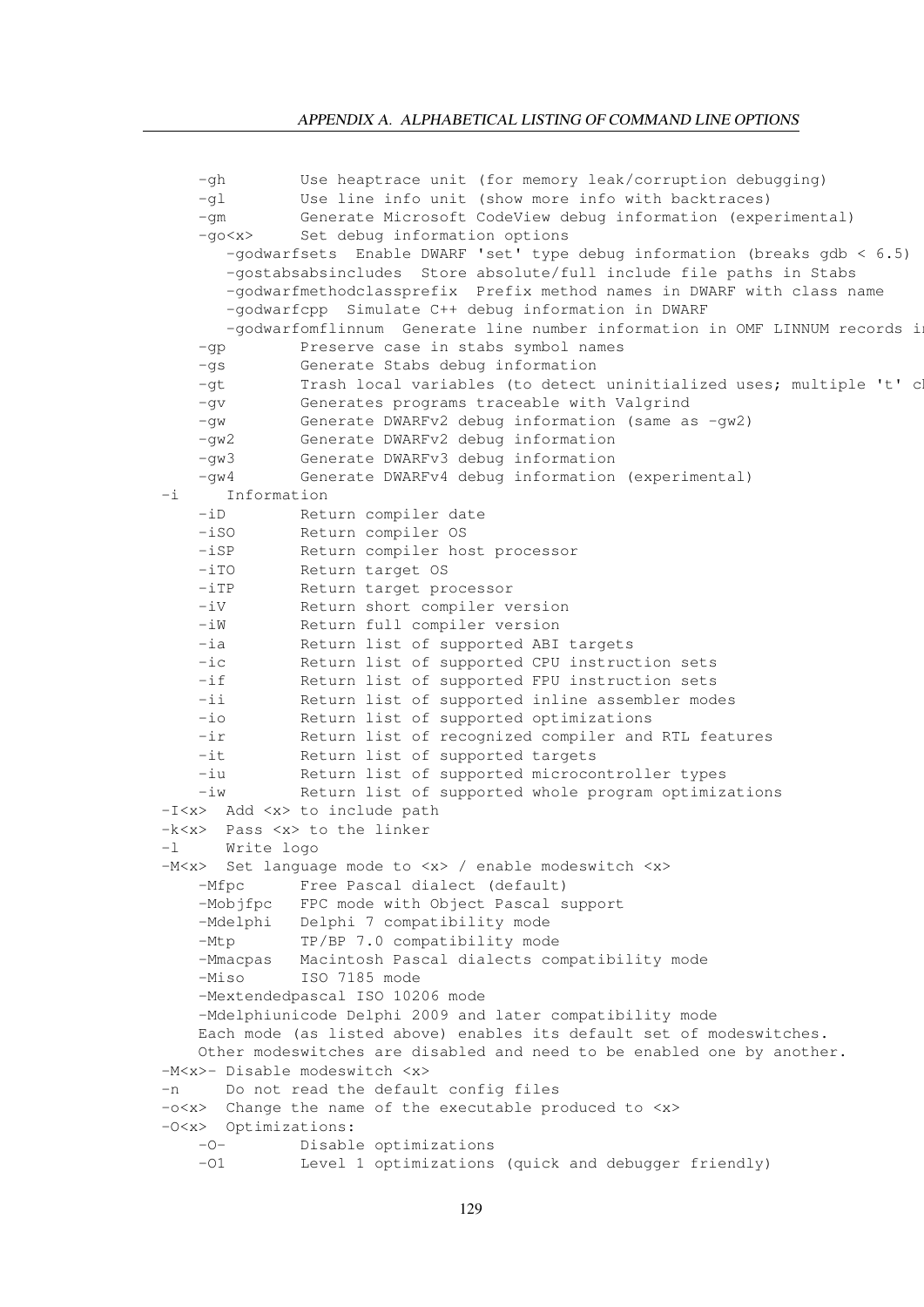```
    -gh        Use heaptrace unit (for memory leak/corruption debugging)
    -gl        Use line info unit (show more info with backtraces)
    -gm        Generate Microsoft CodeView debug information (experimental)
    -go<x>     Set debug information options
       -godwarfsets  Enable DWARF 'set' type debug information (breaks gdb < 6.5)
       -gostabsabsincludes  Store absolute/full include file paths in Stabs
       -godwarfmethodclassprefix  Prefix method names in DWARF with class name
       -godwarfcpp  Simulate C++ debug information in DWARF
       -godwarfomflinnum  Generate line number information in OMF LINNUM records i
    -gp        Preserve case in stabs symbol names
    -gs        Generate Stabs debug information
    -gt        Trash local variables (to detect uninitialized uses; multiple 't' c
    -gv        Generates programs traceable with Valgrind
    -gw        Generate DWARFv2 debug information (same as -gw2)
    -gw2       Generate DWARFv2 debug information
    -gw3       Generate DWARFv3 debug information
    -gw4       Generate DWARFv4 debug information (experimental)
-i     Information
    -iD        Return compiler date
    -iSO       Return compiler OS
    -iSP       Return compiler host processor
    -iTO       Return target OS
    -iTP       Return target processor
    -iV        Return short compiler version
    -iW        Return full compiler version
    -ia        Return list of supported ABI targets
    -ic        Return list of supported CPU instruction sets
    -if        Return list of supported FPU instruction sets
    -ii        Return list of supported inline assembler modes
    -io        Return list of supported optimizations
    -ir        Return list of recognized compiler and RTL features
    -it        Return list of supported targets
    -iu        Return list of supported microcontroller types
    -iw        Return list of supported whole program optimizations
-I<x>  Add <x> to include path
-k<x>  Pass <x> to the linker
-l     Write logo
-M<x>  Set language mode to <x> / enable modeswitch <x>
    -Mfpc      Free Pascal dialect (default)
    -Mobjfpc   FPC mode with Object Pascal support
    -Mdelphi   Delphi 7 compatibility mode
    -Mtp       TP/BP 7.0 compatibility mode
    -Mmacpas   Macintosh Pascal dialects compatibility mode
    -Miso      ISO 7185 mode
    -Mextendedpascal ISO 10206 mode
    -Mdelphiunicode Delphi 2009 and later compatibility mode
    Each mode (as listed above) enables its default set of modeswitches.
    Other modeswitches are disabled and need to be enabled one by another.
-M<x>- Disable modeswitch <x>
-n     Do not read the default config files
-o<x>  Change the name of the executable produced to <x>
-O<x>  Optimizations:
    -O-        Disable optimizations
    -O1        Level 1 optimizations (quick and debugger friendly)
```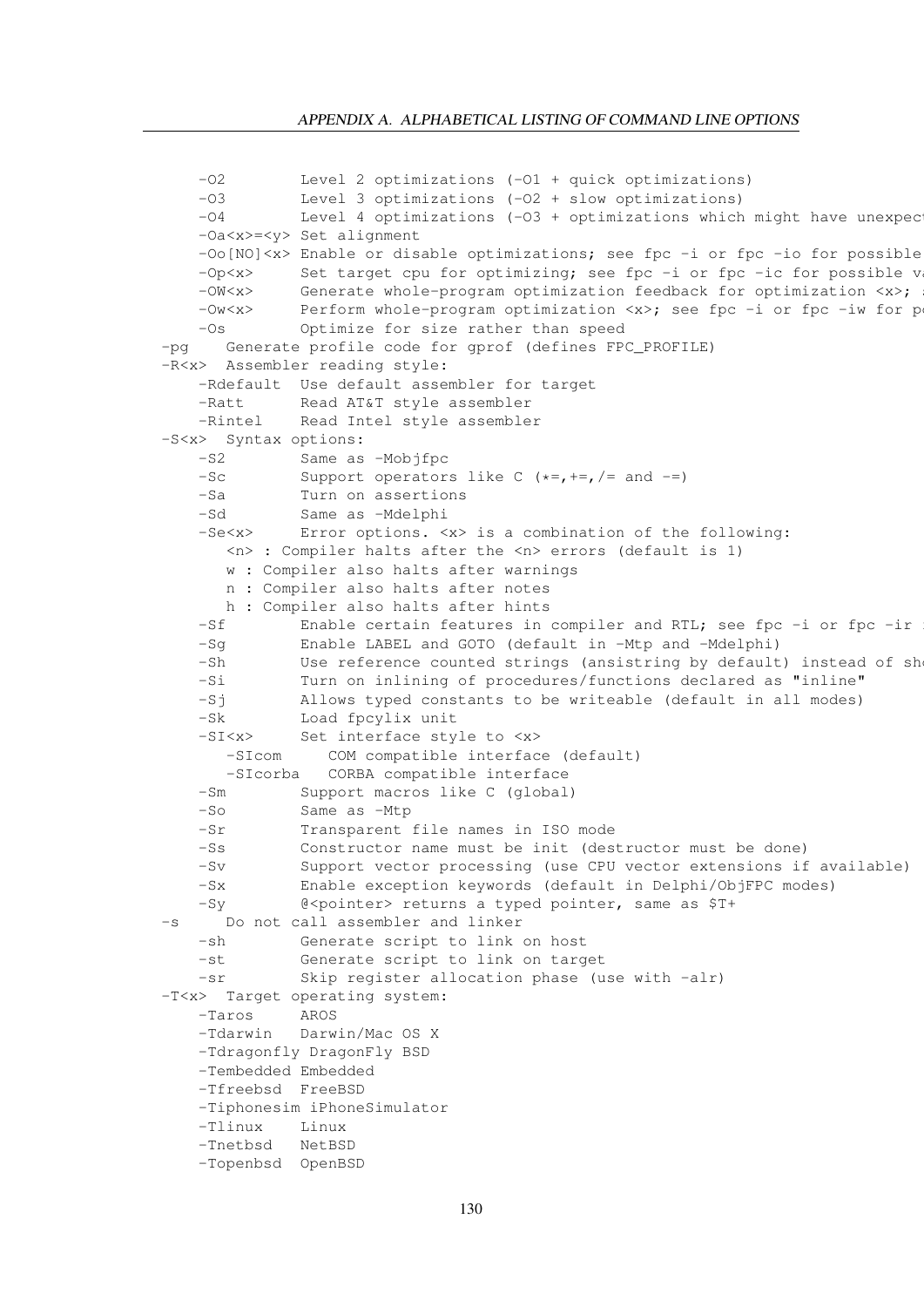```
    -O2        Level 2 optimizations (-O1 + quick optimizations)
    -O3        Level 3 optimizations (-O2 + slow optimizations)
    -O4        Level 4 optimizations (-O3 + optimizations which might have unexpect
    -Oa<x>=<y> Set alignment
    -Oo[NO]<x> Enable or disable optimizations; see fpc -i or fpc -io for possible
    -Op<x>     Set target cpu for optimizing; see fpc -i or fpc -ic for possible va
    -OW<x>     Generate whole-program optimization feedback for optimization <x>; s
    -Ow<x>     Perform whole-program optimization <x>; see fpc -i or fpc -iw for po
    -Os        Optimize for size rather than speed
 -pg    Generate profile code for gprof (defines FPC_PROFILE)
 -R<x>  Assembler reading style:
    -Rdefault  Use default assembler for target
    -Ratt      Read AT&T style assembler
    -Rintel    Read Intel style assembler
 -S<x>  Syntax options:
    -S2        Same as -Mobjfpc
    -Sc        Support operators like C (*=,+=,/= and -=)
    -Sa        Turn on assertions
    -Sd        Same as -Mdelphi
    -Se<x>     Error options. <x> is a combination of the following:
       <n> : Compiler halts after the <n> errors (default is 1)
       w : Compiler also halts after warnings
       n : Compiler also halts after notes
       h : Compiler also halts after hints
    -Sf        Enable certain features in compiler and RTL; see fpc -i or fpc -ir f
    -Sg        Enable LABEL and GOTO (default in -Mtp and -Mdelphi)
    -Sh        Use reference counted strings (ansistring by default) instead of sho
    -Si        Turn on inlining of procedures/functions declared as "inline"
    -Sj        Allows typed constants to be writeable (default in all modes)
    -Sk        Load fpcylix unit
    -SI<x>     Set interface style to <x>
       -SIcom     COM compatible interface (default)
       -SIcorba   CORBA compatible interface
    -Sm        Support macros like C (global)
    -So        Same as -Mtp
    -Sr        Transparent file names in ISO mode
    -Ss        Constructor name must be init (destructor must be done)
    -Sv        Support vector processing (use CPU vector extensions if available)
    -Sx        Enable exception keywords (default in Delphi/ObjFPC modes)
    -Sy        @<pointer> returns a typed pointer, same as $T+
 -s     Do not call assembler and linker
    -sh        Generate script to link on host
    -st        Generate script to link on target
    -sr        Skip register allocation phase (use with -alr)
 -T<x>  Target operating system:
    -Taros     AROS
    -Tdarwin   Darwin/Mac OS X
    -Tdragonfly DragonFly BSD
    -Tembedded Embedded
    -Tfreebsd  FreeBSD
    -Tiphonesim iPhoneSimulator
    -Tlinux    Linux
    -Tnetbsd   NetBSD
    -Topenbsd  OpenBSD
```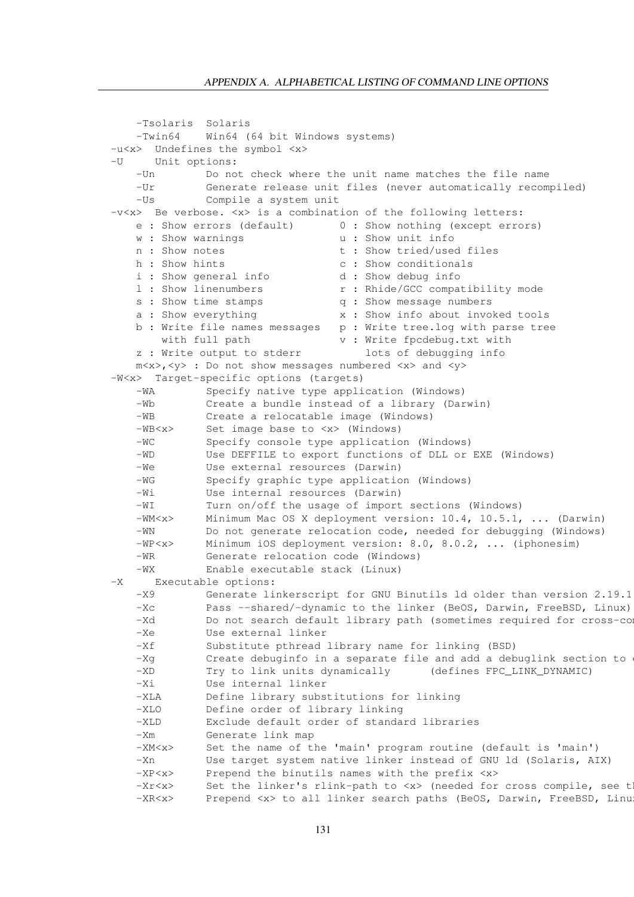```
    -Tsolaris  Solaris
    -Twin64    Win64 (64 bit Windows systems)
-u<x>  Undefines the symbol <x>
-U     Unit options:
    -Un        Do not check where the unit name matches the file name
    -Ur        Generate release unit files (never automatically recompiled)
    -Us        Compile a system unit
-v<x>  Be verbose. <x> is a combination of the following letters:
    e : Show errors (default)       0 : Show nothing (except errors)
    w : Show warnings               u : Show unit info
    n : Show notes                  t : Show tried/used files
    h : Show hints                  c : Show conditionals
    i : Show general info           d : Show debug info
    l : Show linenumbers            r : Rhide/GCC compatibility mode
    s : Show time stamps            q : Show message numbers
    a : Show everything             x : Show info about invoked tools
    b : Write file names messages   p : Write tree.log with parse tree
        with full path              v : Write fpcdebug.txt with
    z : Write output to stderr          lots of debugging info
    m<x>,<y> : Do not show messages numbered <x> and <y>
-W<x>  Target-specific options (targets)
    -WA        Specify native type application (Windows)
    -Wb        Create a bundle instead of a library (Darwin)
    -WB        Create a relocatable image (Windows)
    -WB<x>     Set image base to <x> (Windows)
    -WC        Specify console type application (Windows)
    -WD        Use DEFFILE to export functions of DLL or EXE (Windows)
    -We        Use external resources (Darwin)
    -WG        Specify graphic type application (Windows)
    -Wi        Use internal resources (Darwin)
    -WI        Turn on/off the usage of import sections (Windows)
    -WM<x>     Minimum Mac OS X deployment version: 10.4, 10.5.1, ... (Darwin)
    -WN        Do not generate relocation code, needed for debugging (Windows)
    -WP<x>     Minimum iOS deployment version: 8.0, 8.0.2, ... (iphonesim)
    -WR        Generate relocation code (Windows)
    -WX        Enable executable stack (Linux)
-X     Executable options:
    -X9        Generate linkerscript for GNU Binutils ld older than version 2.19.1
    -Xc        Pass --shared/-dynamic to the linker (BeOS, Darwin, FreeBSD, Linux)
    -Xd        Do not search default library path (sometimes required for cross-cor
    -Xe        Use external linker
    -Xf        Substitute pthread library name for linking (BSD)
    -Xg        Create debuginfo in a separate file and add a debuglink section to e
    -XD        Try to link units dynamically      (defines FPC_LINK_DYNAMIC)
    -Xi        Use internal linker
    -XLA       Define library substitutions for linking
    -XLO       Define order of library linking
    -XLD       Exclude default order of standard libraries
    -Xm        Generate link map
    -XM<x>     Set the name of the 'main' program routine (default is 'main')
    -Xn        Use target system native linker instead of GNU ld (Solaris, AIX)
    -XP<x>     Prepend the binutils names with the prefix <x>
    -Xr<x>     Set the linker's rlink-path to <x> (needed for cross compile, see t
    -XR<x>     Prepend <x> to all linker search paths (BeOS, Darwin, FreeBSD, Linu
```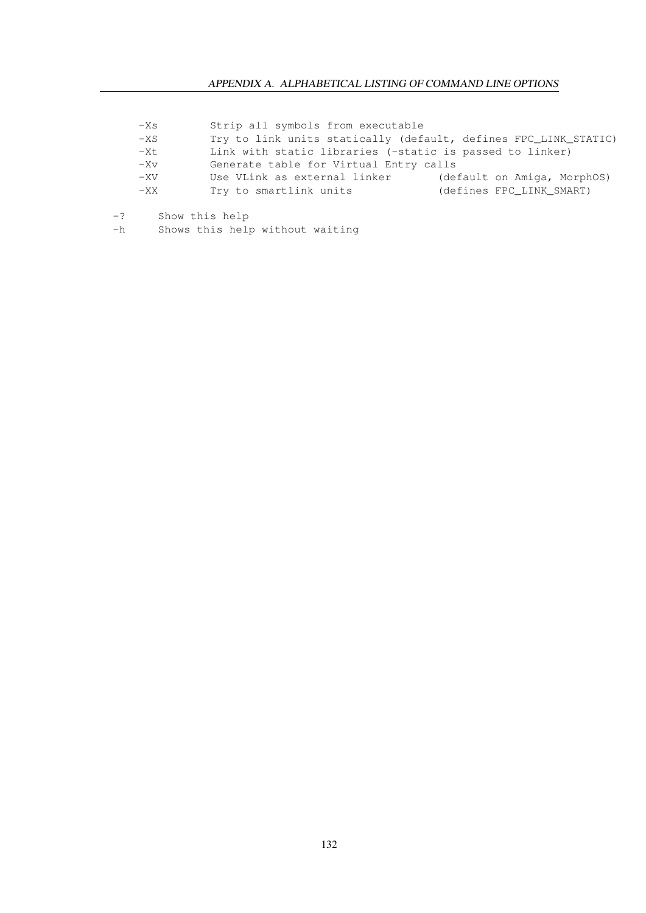```
    -Xs        Strip all symbols from executable
    -XS        Try to link units statically (default, defines FPC_LINK_STATIC)
    -Xt        Link with static libraries (-static is passed to linker)
    -Xv        Generate table for Virtual Entry calls
    -XV        Use VLink as external linker       (default on Amiga, MorphOS)
    -XX        Try to smartlink units             (defines FPC_LINK_SMART)

  -?     Show this help
  -h     Shows this help without waiting
```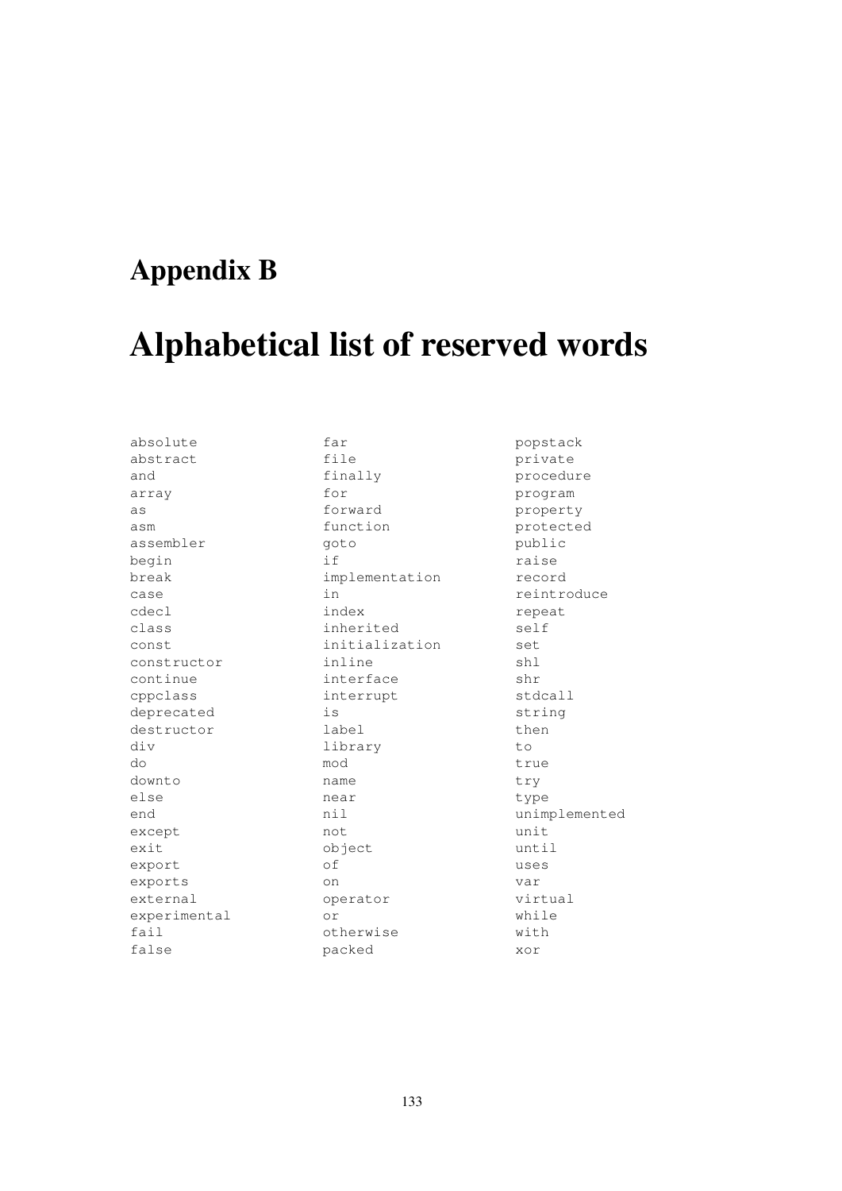# Appendix B

# Alphabetical list of reserved words

```
absolute
abstract
and
array
as
asm
assembler
begin
break
case
cdecl
class
const
constructor
continue
cppclass
deprecated
destructor
div
do
downto
else
end
except
exit
export
exports
external
experimental
fail
false
far
file
finally
for
forward
function
goto
if
implementation
in
index
inherited
initialization
inline
interface
interrupt
is
label
library
mod
name
near
nil
not
object
of
on
operator
or
otherwise
packed
popstack
private
procedure
program
property
protected
public
raise
record
reintroduce
repeat
self
set
shl
shr
stdcall
string
then
to
true
try
type
unimplemented
unit
until
uses
var
virtual
while
with
xor
```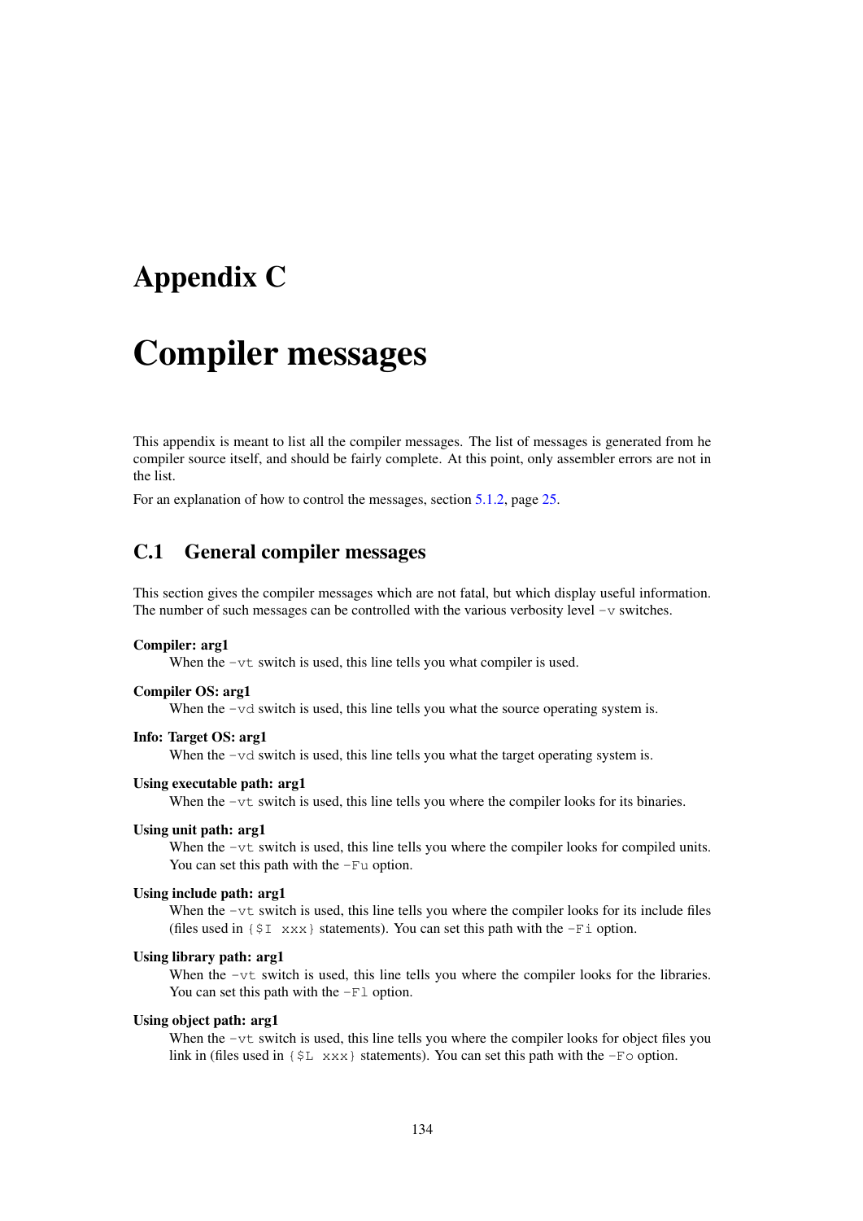# Appendix C

# Compiler messages

This appendix is meant to list all the compiler messages. The list of messages is generated from he compiler source itself, and should be fairly complete. At this point, only assembler errors are not in the list.

For an explanation of how to control the messages, section 5.1.2, page 25.

## C.1 General compiler messages

This section gives the compiler messages which are not fatal, but which display useful information. The number of such messages can be controlled with the various verbosity level `-v` switches.

**Compiler: arg1**
: When the `-vt` switch is used, this line tells you what compiler is used.

**Compiler OS: arg1**
: When the `-vd` switch is used, this line tells you what the source operating system is.

**Info: Target OS: arg1**
: When the `-vd` switch is used, this line tells you what the target operating system is.

**Using executable path: arg1**
: When the `-vt` switch is used, this line tells you where the compiler looks for its binaries.

**Using unit path: arg1**
: When the `-vt` switch is used, this line tells you where the compiler looks for compiled units. You can set this path with the `-Fu` option.

**Using include path: arg1**
: When the `-vt` switch is used, this line tells you where the compiler looks for its include files (files used in `{$I xxx}` statements). You can set this path with the `-Fi` option.

**Using library path: arg1**
: When the `-vt` switch is used, this line tells you where the compiler looks for the libraries. You can set this path with the `-Fl` option.

**Using object path: arg1**
: When the `-vt` switch is used, this line tells you where the compiler looks for object files you link in (files used in `{$L xxx}` statements). You can set this path with the `-Fo` option.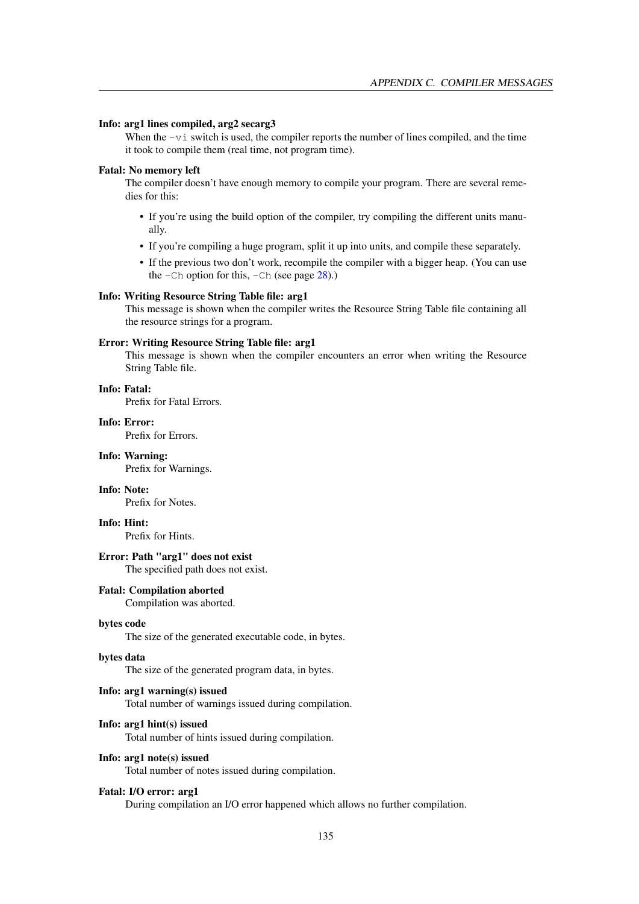**Info: arg1 lines compiled, arg2 secarg3**

When the `-vi` switch is used, the compiler reports the number of lines compiled, and the time it took to compile them (real time, not program time).

**Fatal: No memory left**

The compiler doesn't have enough memory to compile your program. There are several remedies for this:

- If you're using the build option of the compiler, try compiling the different units manually.
- If you're compiling a huge program, split it up into units, and compile these separately.
- If the previous two don't work, recompile the compiler with a bigger heap. (You can use the `-Ch` option for this, `-Ch` (see page 28).)

**Info: Writing Resource String Table file: arg1**

This message is shown when the compiler writes the Resource String Table file containing all the resource strings for a program.

**Error: Writing Resource String Table file: arg1**

This message is shown when the compiler encounters an error when writing the Resource String Table file.

**Info: Fatal:**

Prefix for Fatal Errors.

**Info: Error:**

Prefix for Errors.

**Info: Warning:**

Prefix for Warnings.

**Info: Note:**

Prefix for Notes.

**Info: Hint:**

Prefix for Hints.

**Error: Path "arg1" does not exist**

The specified path does not exist.

**Fatal: Compilation aborted**

Compilation was aborted.

**bytes code**

The size of the generated executable code, in bytes.

**bytes data**

The size of the generated program data, in bytes.

**Info: arg1 warning(s) issued**

Total number of warnings issued during compilation.

**Info: arg1 hint(s) issued**

Total number of hints issued during compilation.

**Info: arg1 note(s) issued**

Total number of notes issued during compilation.

**Fatal: I/O error: arg1**

During compilation an I/O error happened which allows no further compilation.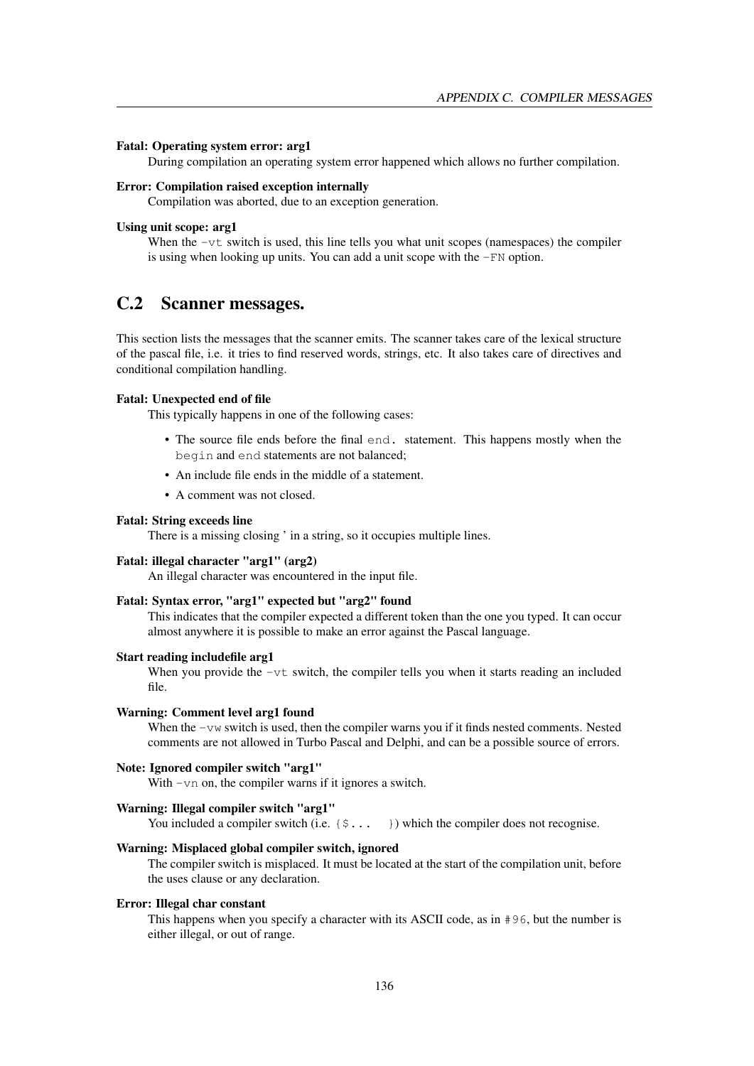**Fatal: Operating system error: arg1**

During compilation an operating system error happened which allows no further compilation.

**Error: Compilation raised exception internally**

Compilation was aborted, due to an exception generation.

**Using unit scope: arg1**

When the `-vt` switch is used, this line tells you what unit scopes (namespaces) the compiler is using when looking up units. You can add a unit scope with the `-FN` option.

## C.2 Scanner messages.

This section lists the messages that the scanner emits. The scanner takes care of the lexical structure of the pascal file, i.e. it tries to find reserved words, strings, etc. It also takes care of directives and conditional compilation handling.

**Fatal: Unexpected end of file**

This typically happens in one of the following cases:

- The source file ends before the final `end.` statement. This happens mostly when the `begin` and `end` statements are not balanced;
- An include file ends in the middle of a statement.
- A comment was not closed.

**Fatal: String exceeds line**

There is a missing closing ' in a string, so it occupies multiple lines.

**Fatal: illegal character "arg1" (arg2)**

An illegal character was encountered in the input file.

**Fatal: Syntax error, "arg1" expected but "arg2" found**

This indicates that the compiler expected a different token than the one you typed. It can occur almost anywhere it is possible to make an error against the Pascal language.

**Start reading includefile arg1**

When you provide the `-vt` switch, the compiler tells you when it starts reading an included file.

**Warning: Comment level arg1 found**

When the `-vw` switch is used, then the compiler warns you if it finds nested comments. Nested comments are not allowed in Turbo Pascal and Delphi, and can be a possible source of errors.

**Note: Ignored compiler switch "arg1"**

With `-vn` on, the compiler warns if it ignores a switch.

**Warning: Illegal compiler switch "arg1"**

You included a compiler switch (i.e. `{$... }`) which the compiler does not recognise.

**Warning: Misplaced global compiler switch, ignored**

The compiler switch is misplaced. It must be located at the start of the compilation unit, before the uses clause or any declaration.

**Error: Illegal char constant**

This happens when you specify a character with its ASCII code, as in `#96`, but the number is either illegal, or out of range.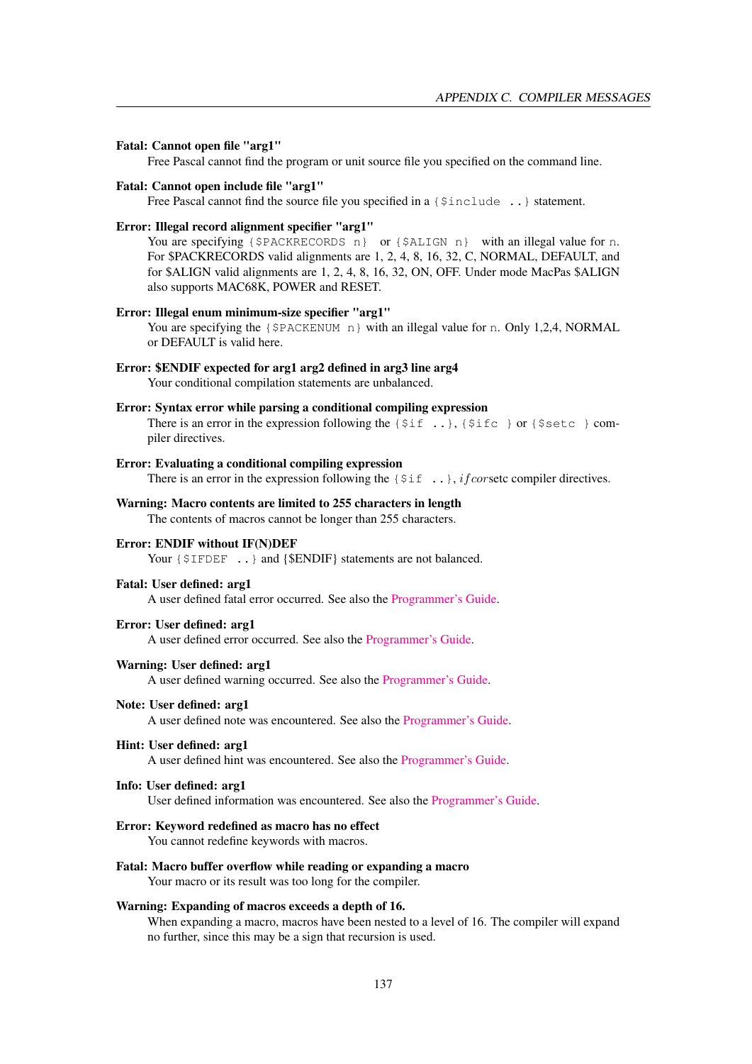**Fatal: Cannot open file "arg1"**
Free Pascal cannot find the program or unit source file you specified on the command line.

**Fatal: Cannot open include file "arg1"**
Free Pascal cannot find the source file you specified in a `{$include ..}` statement.

**Error: Illegal record alignment specifier "arg1"**
You are specifying `{$PACKRECORDS n}` or `{$ALIGN n}` with an illegal value for `n`. For $PACKRECORDS valid alignments are 1, 2, 4, 8, 16, 32, C, NORMAL, DEFAULT, and for $ALIGN valid alignments are 1, 2, 4, 8, 16, 32, ON, OFF. Under mode MacPas $ALIGN also supports MAC68K, POWER and RESET.

**Error: Illegal enum minimum-size specifier "arg1"**
You are specifying the `{$PACKENUM n}` with an illegal value for `n`. Only 1,2,4, NORMAL or DEFAULT is valid here.

**Error: $ENDIF expected for arg1 arg2 defined in arg3 line arg4**
Your conditional compilation statements are unbalanced.

**Error: Syntax error while parsing a conditional compiling expression**
There is an error in the expression following the `{$if ..}`, `{$ifc }` or `{$setc }` compiler directives.

**Error: Evaluating a conditional compiling expression**
There is an error in the expression following the `{$if ..}`, $ifc or setc$ compiler directives.

**Warning: Macro contents are limited to 255 characters in length**
The contents of macros cannot be longer than 255 characters.

**Error: ENDIF without IF(N)DEF**
Your `{$IFDEF ..}` and {$ENDIF} statements are not balanced.

**Fatal: User defined: arg1**
A user defined fatal error occurred. See also the Programmer's Guide.

**Error: User defined: arg1**
A user defined error occurred. See also the Programmer's Guide.

**Warning: User defined: arg1**
A user defined warning occurred. See also the Programmer's Guide.

**Note: User defined: arg1**
A user defined note was encountered. See also the Programmer's Guide.

**Hint: User defined: arg1**
A user defined hint was encountered. See also the Programmer's Guide.

**Info: User defined: arg1**
User defined information was encountered. See also the Programmer's Guide.

**Error: Keyword redefined as macro has no effect**
You cannot redefine keywords with macros.

**Fatal: Macro buffer overflow while reading or expanding a macro**
Your macro or its result was too long for the compiler.

**Warning: Expanding of macros exceeds a depth of 16.**
When expanding a macro, macros have been nested to a level of 16. The compiler will expand no further, since this may be a sign that recursion is used.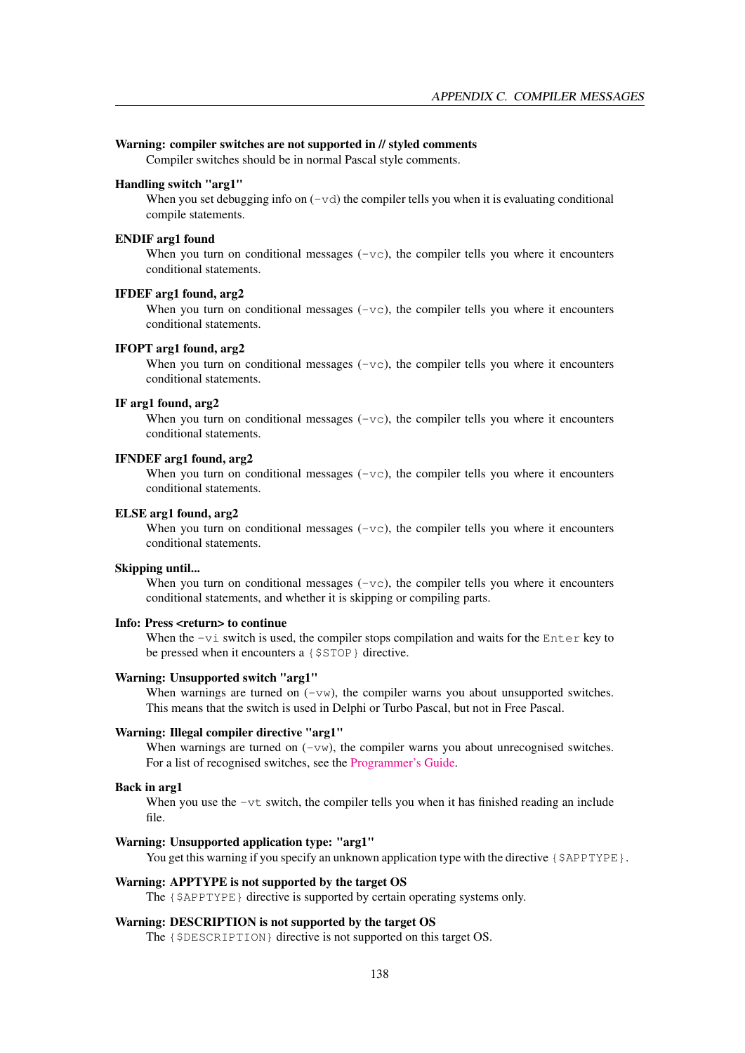**Warning: compiler switches are not supported in // styled comments**

Compiler switches should be in normal Pascal style comments.

**Handling switch "arg1"**

When you set debugging info on (`-vd`) the compiler tells you when it is evaluating conditional compile statements.

**ENDIF arg1 found**

When you turn on conditional messages (`-vc`), the compiler tells you where it encounters conditional statements.

**IFDEF arg1 found, arg2**

When you turn on conditional messages (`-vc`), the compiler tells you where it encounters conditional statements.

**IFOPT arg1 found, arg2**

When you turn on conditional messages (`-vc`), the compiler tells you where it encounters conditional statements.

**IF arg1 found, arg2**

When you turn on conditional messages (`-vc`), the compiler tells you where it encounters conditional statements.

**IFNDEF arg1 found, arg2**

When you turn on conditional messages (`-vc`), the compiler tells you where it encounters conditional statements.

**ELSE arg1 found, arg2**

When you turn on conditional messages (`-vc`), the compiler tells you where it encounters conditional statements.

**Skipping until...**

When you turn on conditional messages (`-vc`), the compiler tells you where it encounters conditional statements, and whether it is skipping or compiling parts.

**Info: Press <return> to continue**

When the `-vi` switch is used, the compiler stops compilation and waits for the `Enter` key to be pressed when it encounters a `{$STOP}` directive.

**Warning: Unsupported switch "arg1"**

When warnings are turned on (`-vw`), the compiler warns you about unsupported switches. This means that the switch is used in Delphi or Turbo Pascal, but not in Free Pascal.

**Warning: Illegal compiler directive "arg1"**

When warnings are turned on (`-vw`), the compiler warns you about unrecognised switches. For a list of recognised switches, see the Programmer's Guide.

**Back in arg1**

When you use the `-vt` switch, the compiler tells you when it has finished reading an include file.

**Warning: Unsupported application type: "arg1"**

You get this warning if you specify an unknown application type with the directive `{$APPTYPE}`.

**Warning: APPTYPE is not supported by the target OS**

The `{$APPTYPE}` directive is supported by certain operating systems only.

**Warning: DESCRIPTION is not supported by the target OS**

The `{$DESCRIPTION}` directive is not supported on this target OS.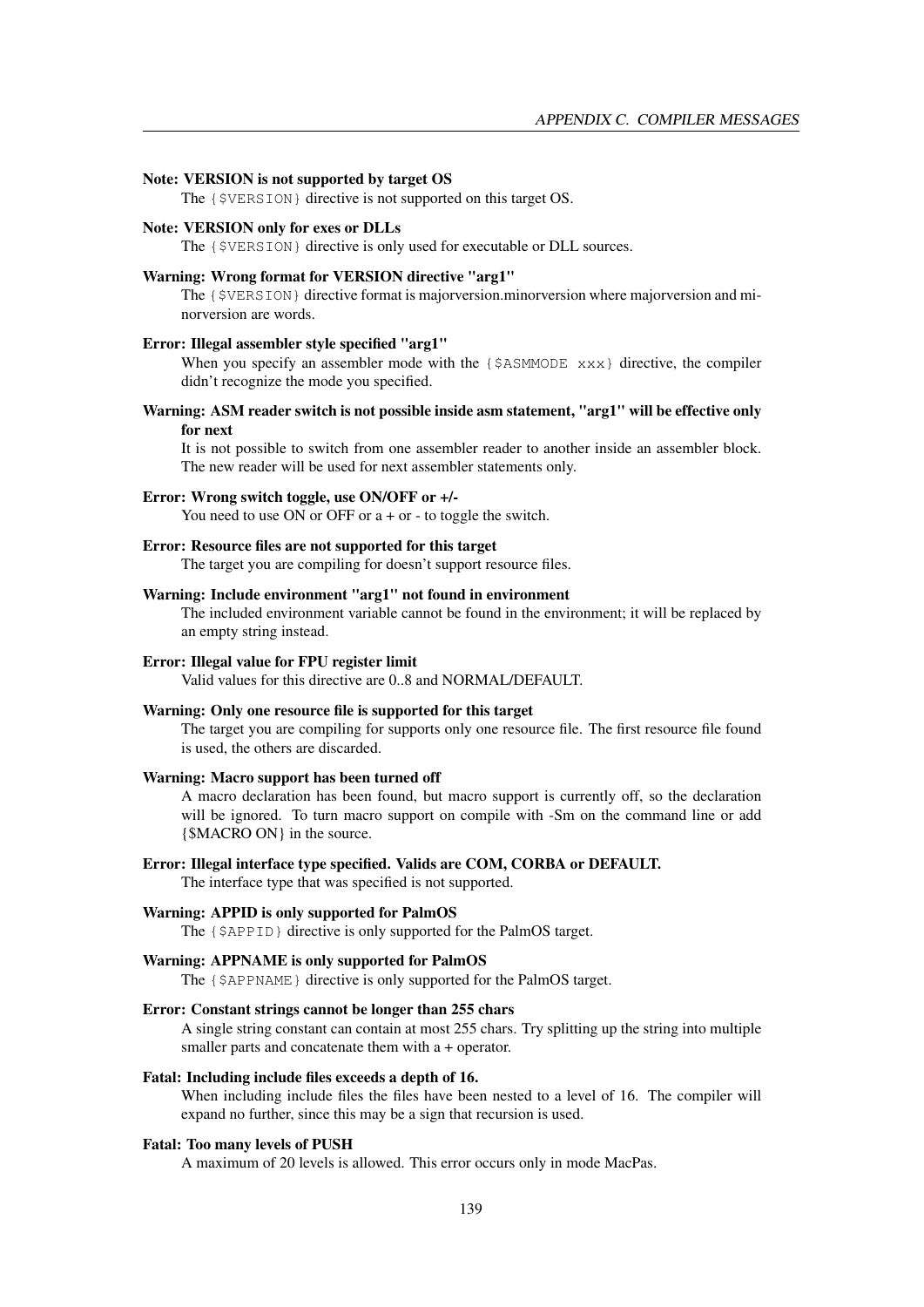**Note: VERSION is not supported by target OS**
The `{$VERSION}` directive is not supported on this target OS.

**Note: VERSION only for exes or DLLs**
The `{$VERSION}` directive is only used for executable or DLL sources.

**Warning: Wrong format for VERSION directive "arg1"**
The `{$VERSION}` directive format is majorversion.minorversion where majorversion and minorversion are words.

**Error: Illegal assembler style specified "arg1"**
When you specify an assembler mode with the `{$ASMMODE xxx}` directive, the compiler didn't recognize the mode you specified.

**Warning: ASM reader switch is not possible inside asm statement, "arg1" will be effective only for next**
It is not possible to switch from one assembler reader to another inside an assembler block. The new reader will be used for next assembler statements only.

**Error: Wrong switch toggle, use ON/OFF or +/-**
You need to use ON or OFF or a + or - to toggle the switch.

**Error: Resource files are not supported for this target**
The target you are compiling for doesn't support resource files.

**Warning: Include environment "arg1" not found in environment**
The included environment variable cannot be found in the environment; it will be replaced by an empty string instead.

**Error: Illegal value for FPU register limit**
Valid values for this directive are 0..8 and NORMAL/DEFAULT.

**Warning: Only one resource file is supported for this target**
The target you are compiling for supports only one resource file. The first resource file found is used, the others are discarded.

**Warning: Macro support has been turned off**
A macro declaration has been found, but macro support is currently off, so the declaration will be ignored. To turn macro support on compile with -Sm on the command line or add {$MACRO ON} in the source.

**Error: Illegal interface type specified. Valids are COM, CORBA or DEFAULT.**
The interface type that was specified is not supported.

**Warning: APPID is only supported for PalmOS**
The `{$APPID}` directive is only supported for the PalmOS target.

**Warning: APPNAME is only supported for PalmOS**
The `{$APPNAME}` directive is only supported for the PalmOS target.

**Error: Constant strings cannot be longer than 255 chars**
A single string constant can contain at most 255 chars. Try splitting up the string into multiple smaller parts and concatenate them with a + operator.

**Fatal: Including include files exceeds a depth of 16.**
When including include files the files have been nested to a level of 16. The compiler will expand no further, since this may be a sign that recursion is used.

**Fatal: Too many levels of PUSH**
A maximum of 20 levels is allowed. This error occurs only in mode MacPas.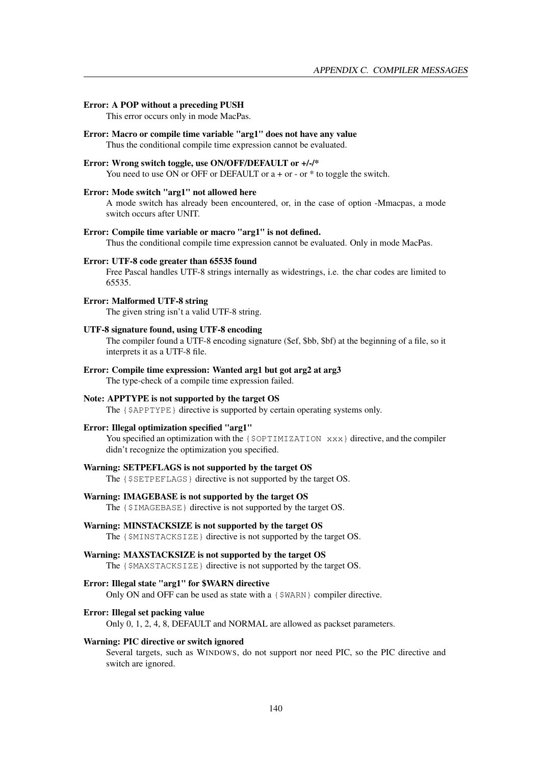**Error: A POP without a preceding PUSH**
This error occurs only in mode MacPas.

**Error: Macro or compile time variable "arg1" does not have any value**
Thus the conditional compile time expression cannot be evaluated.

**Error: Wrong switch toggle, use ON/OFF/DEFAULT or +/-/***
You need to use ON or OFF or DEFAULT or a + or - or * to toggle the switch.

**Error: Mode switch "arg1" not allowed here**
A mode switch has already been encountered, or, in the case of option -Mmacpas, a mode switch occurs after UNIT.

**Error: Compile time variable or macro "arg1" is not defined.**
Thus the conditional compile time expression cannot be evaluated. Only in mode MacPas.

**Error: UTF-8 code greater than 65535 found**
Free Pascal handles UTF-8 strings internally as widestrings, i.e. the char codes are limited to 65535.

**Error: Malformed UTF-8 string**
The given string isn't a valid UTF-8 string.

**UTF-8 signature found, using UTF-8 encoding**
The compiler found a UTF-8 encoding signature ($ef, $bb, $bf) at the beginning of a file, so it interprets it as a UTF-8 file.

**Error: Compile time expression: Wanted arg1 but got arg2 at arg3**
The type-check of a compile time expression failed.

**Note: APPTYPE is not supported by the target OS**
The `{$APPTYPE}` directive is supported by certain operating systems only.

**Error: Illegal optimization specified "arg1"**
You specified an optimization with the `{$OPTIMIZATION xxx}` directive, and the compiler didn't recognize the optimization you specified.

**Warning: SETPEFLAGS is not supported by the target OS**
The `{$SETPEFLAGS}` directive is not supported by the target OS.

**Warning: IMAGEBASE is not supported by the target OS**
The `{$IMAGEBASE}` directive is not supported by the target OS.

**Warning: MINSTACKSIZE is not supported by the target OS**
The `{$MINSTACKSIZE}` directive is not supported by the target OS.

**Warning: MAXSTACKSIZE is not supported by the target OS**
The `{$MAXSTACKSIZE}` directive is not supported by the target OS.

**Error: Illegal state "arg1" for $WARN directive**
Only ON and OFF can be used as state with a `{$WARN}` compiler directive.

**Error: Illegal set packing value**
Only 0, 1, 2, 4, 8, DEFAULT and NORMAL are allowed as packset parameters.

**Warning: PIC directive or switch ignored**
Several targets, such as WINDOWS, do not support nor need PIC, so the PIC directive and switch are ignored.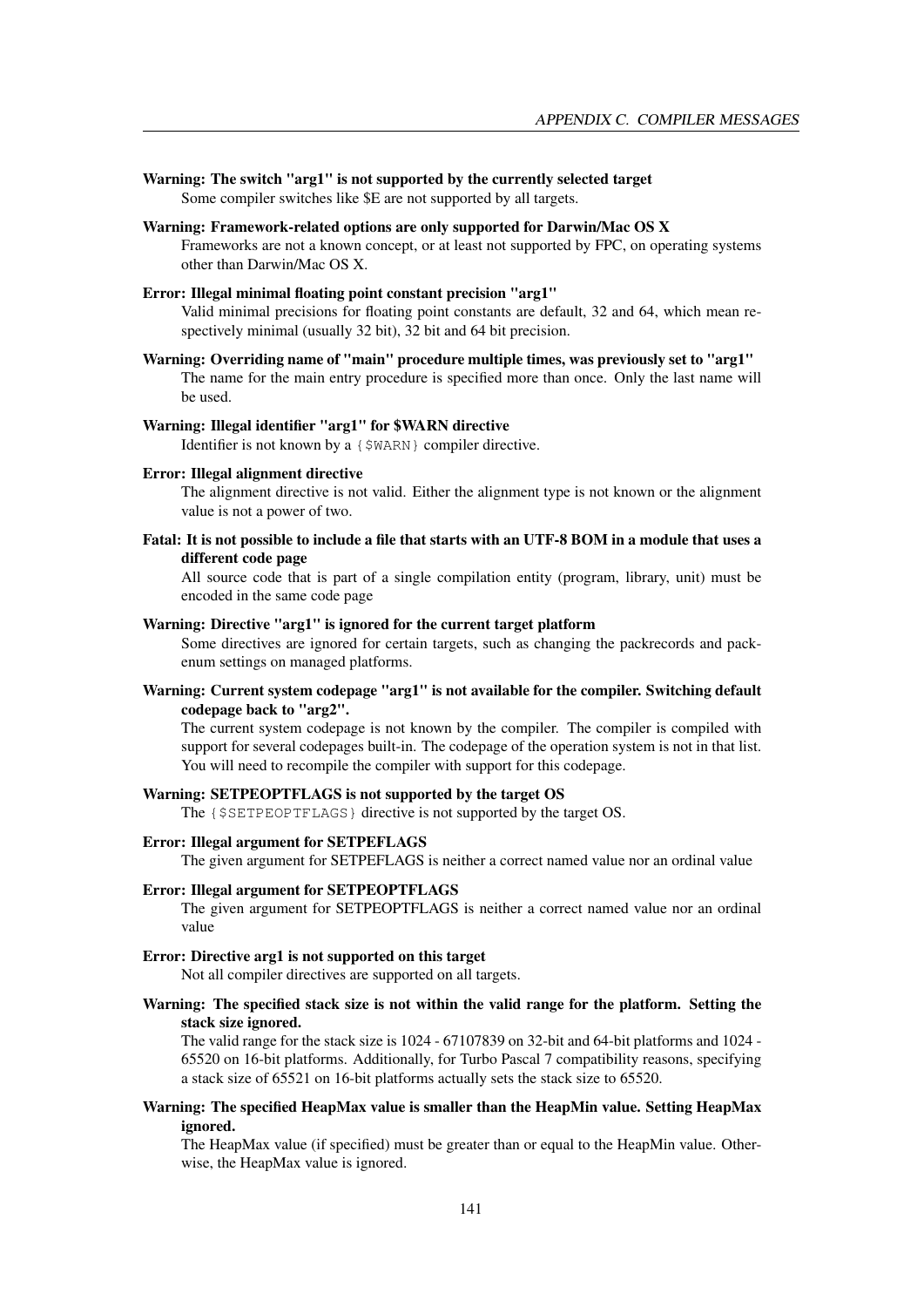**Warning: The switch "arg1" is not supported by the currently selected target**
Some compiler switches like $E are not supported by all targets.

**Warning: Framework-related options are only supported for Darwin/Mac OS X**
Frameworks are not a known concept, or at least not supported by FPC, on operating systems other than Darwin/Mac OS X.

**Error: Illegal minimal floating point constant precision "arg1"**
Valid minimal precisions for floating point constants are default, 32 and 64, which mean respectively minimal (usually 32 bit), 32 bit and 64 bit precision.

**Warning: Overriding name of "main" procedure multiple times, was previously set to "arg1"**
The name for the main entry procedure is specified more than once. Only the last name will be used.

**Warning: Illegal identifier "arg1" for $WARN directive**
Identifier is not known by a `{$WARN}` compiler directive.

**Error: Illegal alignment directive**
The alignment directive is not valid. Either the alignment type is not known or the alignment value is not a power of two.

**Fatal: It is not possible to include a file that starts with an UTF-8 BOM in a module that uses a different code page**
All source code that is part of a single compilation entity (program, library, unit) must be encoded in the same code page

**Warning: Directive "arg1" is ignored for the current target platform**
Some directives are ignored for certain targets, such as changing the packrecords and packenum settings on managed platforms.

**Warning: Current system codepage "arg1" is not available for the compiler. Switching default codepage back to "arg2".**
The current system codepage is not known by the compiler. The compiler is compiled with support for several codepages built-in. The codepage of the operation system is not in that list. You will need to recompile the compiler with support for this codepage.

**Warning: SETPEOPTFLAGS is not supported by the target OS**
The `{$SETPEOPTFLAGS}` directive is not supported by the target OS.

**Error: Illegal argument for SETPEFLAGS**
The given argument for SETPEFLAGS is neither a correct named value nor an ordinal value

**Error: Illegal argument for SETPEOPTFLAGS**
The given argument for SETPEOPTFLAGS is neither a correct named value nor an ordinal value

**Error: Directive arg1 is not supported on this target**
Not all compiler directives are supported on all targets.

**Warning: The specified stack size is not within the valid range for the platform. Setting the stack size ignored.**
The valid range for the stack size is 1024 - 67107839 on 32-bit and 64-bit platforms and 1024 - 65520 on 16-bit platforms. Additionally, for Turbo Pascal 7 compatibility reasons, specifying a stack size of 65521 on 16-bit platforms actually sets the stack size to 65520.

**Warning: The specified HeapMax value is smaller than the HeapMin value. Setting HeapMax ignored.**
The HeapMax value (if specified) must be greater than or equal to the HeapMin value. Otherwise, the HeapMax value is ignored.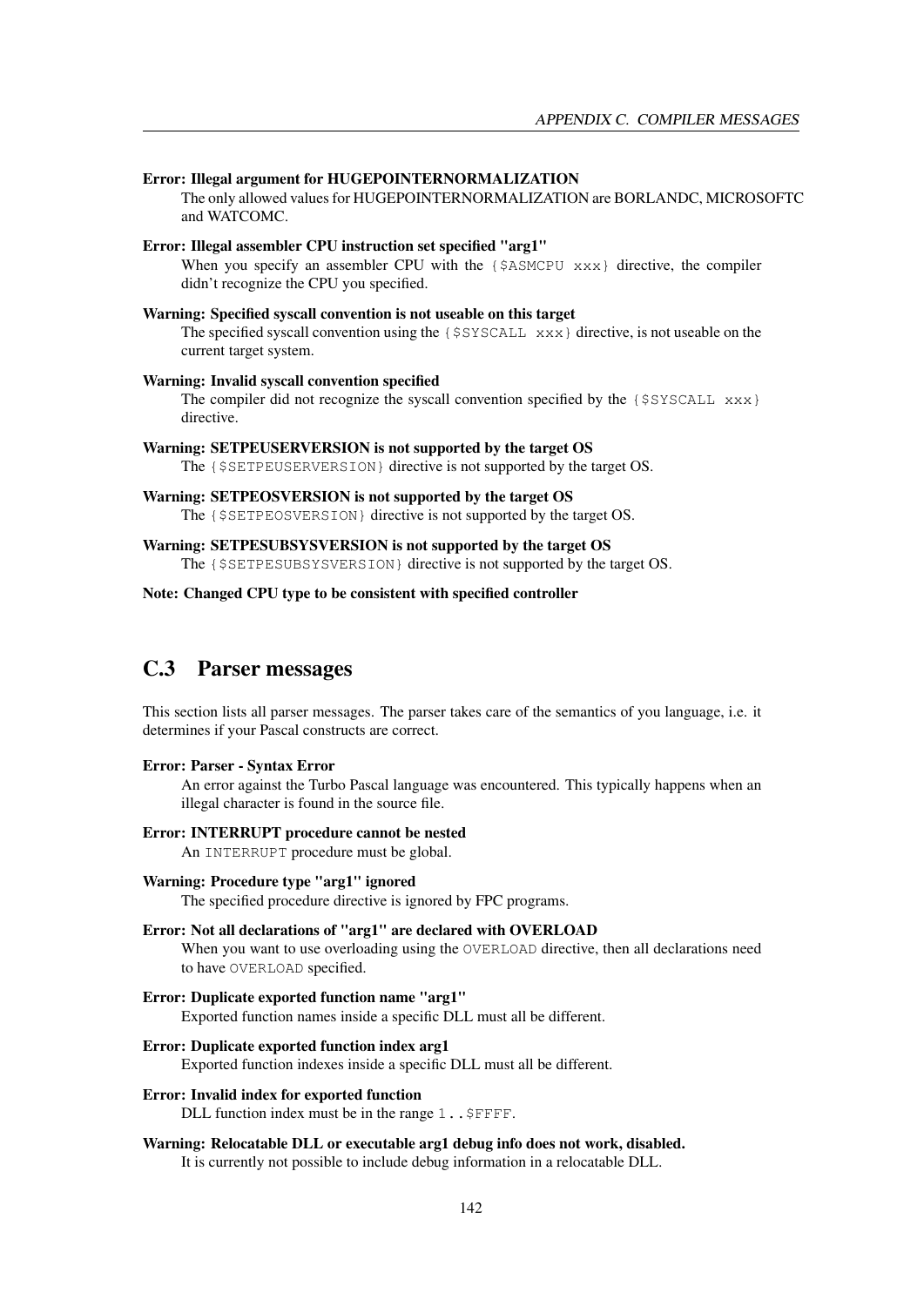**Error: Illegal argument for HUGEPOINTERNORMALIZATION**
The only allowed values for HUGEPOINTERNORMALIZATION are BORLANDC, MICROSOFTC and WATCOMC.

**Error: Illegal assembler CPU instruction set specified "arg1"**
When you specify an assembler CPU with the `{$ASMCPU xxx}` directive, the compiler didn't recognize the CPU you specified.

**Warning: Specified syscall convention is not useable on this target**
The specified syscall convention using the `{$SYSCALL xxx}` directive, is not useable on the current target system.

**Warning: Invalid syscall convention specified**
The compiler did not recognize the syscall convention specified by the `{$SYSCALL xxx}` directive.

**Warning: SETPEUSERVERSION is not supported by the target OS**
The `{$SETPEUSERVERSION}` directive is not supported by the target OS.

**Warning: SETPEOSVERSION is not supported by the target OS**
The `{$SETPEOSVERSION}` directive is not supported by the target OS.

**Warning: SETPESUBSYSVERSION is not supported by the target OS**
The `{$SETPESUBSYSVERSION}` directive is not supported by the target OS.

**Note: Changed CPU type to be consistent with specified controller**

## C.3 Parser messages

This section lists all parser messages. The parser takes care of the semantics of you language, i.e. it determines if your Pascal constructs are correct.

**Error: Parser - Syntax Error**
An error against the Turbo Pascal language was encountered. This typically happens when an illegal character is found in the source file.

**Error: INTERRUPT procedure cannot be nested**
An `INTERRUPT` procedure must be global.

**Warning: Procedure type "arg1" ignored**
The specified procedure directive is ignored by FPC programs.

**Error: Not all declarations of "arg1" are declared with OVERLOAD**
When you want to use overloading using the `OVERLOAD` directive, then all declarations need to have `OVERLOAD` specified.

**Error: Duplicate exported function name "arg1"**
Exported function names inside a specific DLL must all be different.

**Error: Duplicate exported function index arg1**
Exported function indexes inside a specific DLL must all be different.

**Error: Invalid index for exported function**
DLL function index must be in the range `1..$FFFF`.

**Warning: Relocatable DLL or executable arg1 debug info does not work, disabled.**
It is currently not possible to include debug information in a relocatable DLL.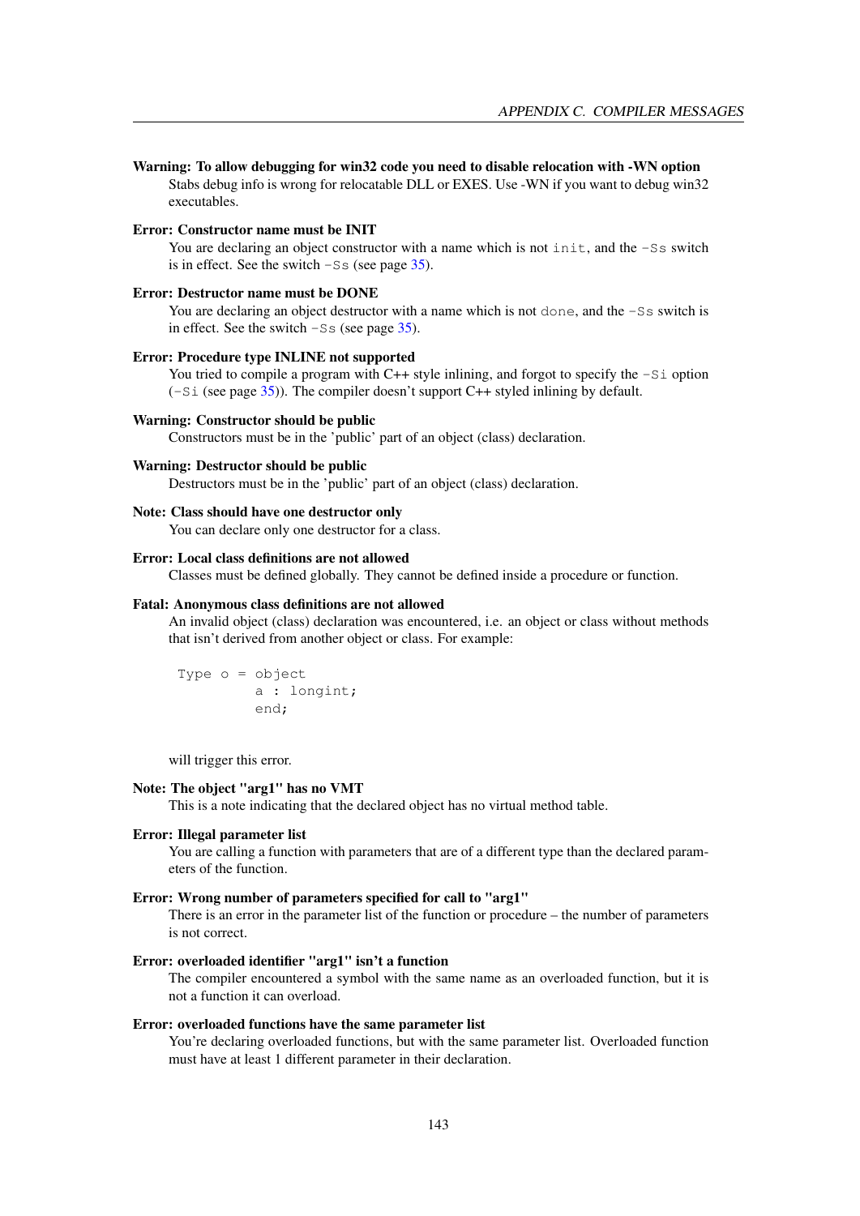**Warning: To allow debugging for win32 code you need to disable relocation with -WN option**
Stabs debug info is wrong for relocatable DLL or EXES. Use -WN if you want to debug win32 executables.

**Error: Constructor name must be INIT**
You are declaring an object constructor with a name which is not `init`, and the `-Ss` switch is in effect. See the switch `-Ss` (see page 35).

**Error: Destructor name must be DONE**
You are declaring an object destructor with a name which is not `done`, and the `-Ss` switch is in effect. See the switch `-Ss` (see page 35).

**Error: Procedure type INLINE not supported**
You tried to compile a program with C++ style inlining, and forgot to specify the `-Si` option (`-Si` (see page 35)). The compiler doesn't support C++ styled inlining by default.

**Warning: Constructor should be public**
Constructors must be in the 'public' part of an object (class) declaration.

**Warning: Destructor should be public**
Destructors must be in the 'public' part of an object (class) declaration.

**Note: Class should have one destructor only**
You can declare only one destructor for a class.

**Error: Local class definitions are not allowed**
Classes must be defined globally. They cannot be defined inside a procedure or function.

**Fatal: Anonymous class definitions are not allowed**
An invalid object (class) declaration was encountered, i.e. an object or class without methods that isn't derived from another object or class. For example:

```
Type o = object
         a : longint;
         end;
```

will trigger this error.

**Note: The object "arg1" has no VMT**
This is a note indicating that the declared object has no virtual method table.

**Error: Illegal parameter list**
You are calling a function with parameters that are of a different type than the declared parameters of the function.

**Error: Wrong number of parameters specified for call to "arg1"**
There is an error in the parameter list of the function or procedure – the number of parameters is not correct.

**Error: overloaded identifier "arg1" isn't a function**
The compiler encountered a symbol with the same name as an overloaded function, but it is not a function it can overload.

**Error: overloaded functions have the same parameter list**
You're declaring overloaded functions, but with the same parameter list. Overloaded function must have at least 1 different parameter in their declaration.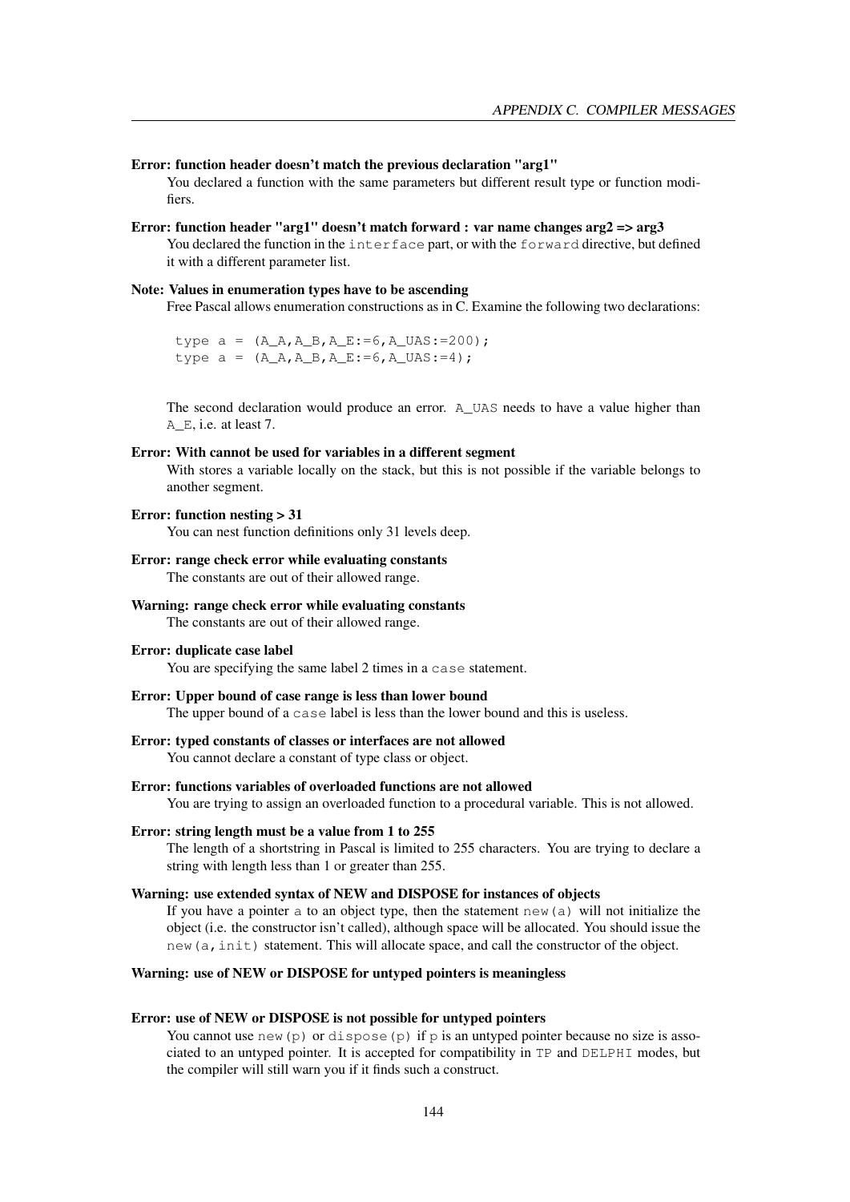**Error: function header doesn't match the previous declaration "arg1"**

You declared a function with the same parameters but different result type or function modifiers.

**Error: function header "arg1" doesn't match forward : var name changes arg2 => arg3**

You declared the function in the `interface` part, or with the `forward` directive, but defined it with a different parameter list.

**Note: Values in enumeration types have to be ascending**

Free Pascal allows enumeration constructions as in C. Examine the following two declarations:

```
type a = (A_A,A_B,A_E:=6,A_UAS:=200);
type a = (A_A,A_B,A_E:=6,A_UAS:=4);
```

The second declaration would produce an error. `A_UAS` needs to have a value higher than `A_E`, i.e. at least 7.

**Error: With cannot be used for variables in a different segment**

With stores a variable locally on the stack, but this is not possible if the variable belongs to another segment.

**Error: function nesting > 31**

You can nest function definitions only 31 levels deep.

**Error: range check error while evaluating constants**

The constants are out of their allowed range.

**Warning: range check error while evaluating constants**

The constants are out of their allowed range.

**Error: duplicate case label**

You are specifying the same label 2 times in a `case` statement.

**Error: Upper bound of case range is less than lower bound**

The upper bound of a `case` label is less than the lower bound and this is useless.

**Error: typed constants of classes or interfaces are not allowed**

You cannot declare a constant of type class or object.

**Error: functions variables of overloaded functions are not allowed**

You are trying to assign an overloaded function to a procedural variable. This is not allowed.

**Error: string length must be a value from 1 to 255**

The length of a shortstring in Pascal is limited to 255 characters. You are trying to declare a string with length less than 1 or greater than 255.

**Warning: use extended syntax of NEW and DISPOSE for instances of objects**

If you have a pointer `a` to an object type, then the statement `new(a)` will not initialize the object (i.e. the constructor isn't called), although space will be allocated. You should issue the `new(a,init)` statement. This will allocate space, and call the constructor of the object.

**Warning: use of NEW or DISPOSE for untyped pointers is meaningless**

**Error: use of NEW or DISPOSE is not possible for untyped pointers**

You cannot use `new(p)` or `dispose(p)` if `p` is an untyped pointer because no size is associated to an untyped pointer. It is accepted for compatibility in `TP` and `DELPHI` modes, but the compiler will still warn you if it finds such a construct.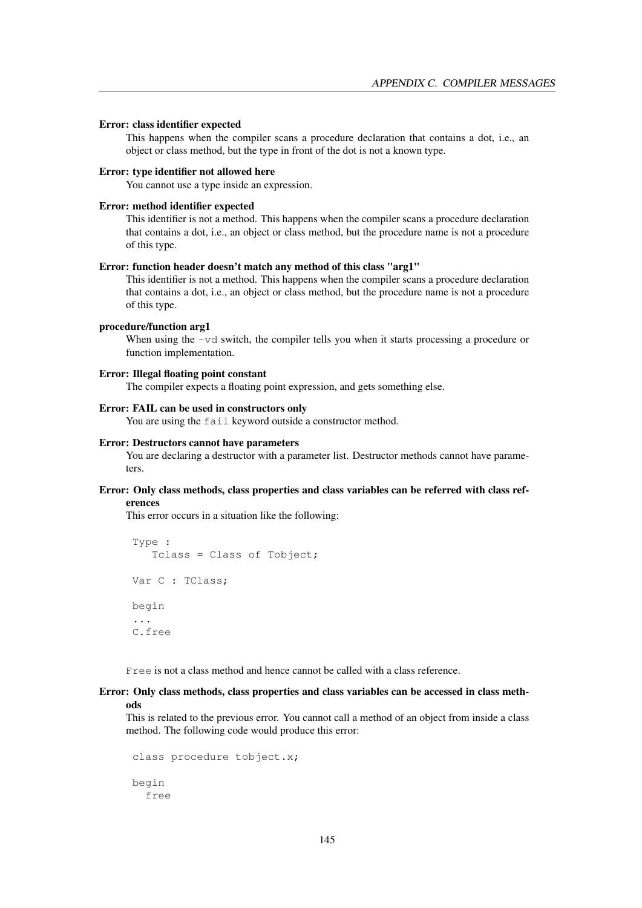**Error: class identifier expected**

This happens when the compiler scans a procedure declaration that contains a dot, i.e., an object or class method, but the type in front of the dot is not a known type.

**Error: type identifier not allowed here**

You cannot use a type inside an expression.

**Error: method identifier expected**

This identifier is not a method. This happens when the compiler scans a procedure declaration that contains a dot, i.e., an object or class method, but the procedure name is not a procedure of this type.

**Error: function header doesn't match any method of this class "arg1"**

This identifier is not a method. This happens when the compiler scans a procedure declaration that contains a dot, i.e., an object or class method, but the procedure name is not a procedure of this type.

**procedure/function arg1**

When using the `-vd` switch, the compiler tells you when it starts processing a procedure or function implementation.

**Error: Illegal floating point constant**

The compiler expects a floating point expression, and gets something else.

**Error: FAIL can be used in constructors only**

You are using the `fail` keyword outside a constructor method.

**Error: Destructors cannot have parameters**

You are declaring a destructor with a parameter list. Destructor methods cannot have parameters.

**Error: Only class methods, class properties and class variables can be referred with class references**

This error occurs in a situation like the following:

```
Type :
   Tclass = Class of Tobject;

Var C : TClass;

begin
...
C.free
```

`Free` is not a class method and hence cannot be called with a class reference.

**Error: Only class methods, class properties and class variables can be accessed in class methods**

This is related to the previous error. You cannot call a method of an object from inside a class method. The following code would produce this error:

```
class procedure tobject.x;

begin
  free
```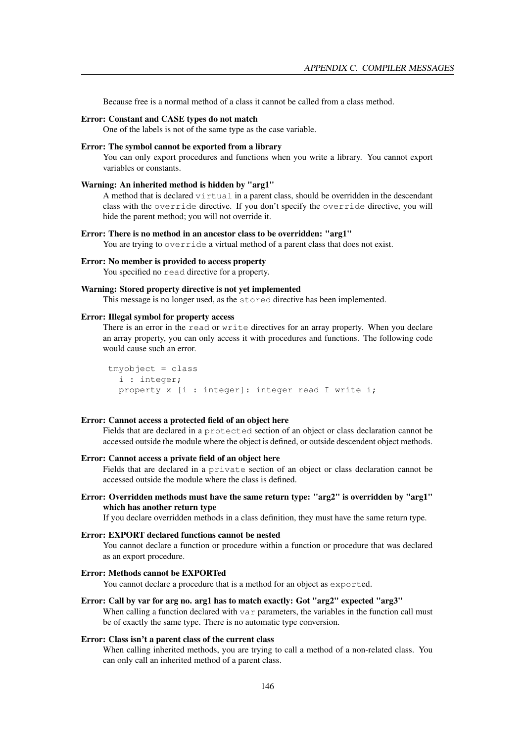Because free is a normal method of a class it cannot be called from a class method.

**Error: Constant and CASE types do not match**
One of the labels is not of the same type as the case variable.

**Error: The symbol cannot be exported from a library**
You can only export procedures and functions when you write a library. You cannot export variables or constants.

**Warning: An inherited method is hidden by "arg1"**
A method that is declared `virtual` in a parent class, should be overridden in the descendant class with the `override` directive. If you don't specify the `override` directive, you will hide the parent method; you will not override it.

**Error: There is no method in an ancestor class to be overridden: "arg1"**
You are trying to `override` a virtual method of a parent class that does not exist.

**Error: No member is provided to access property**
You specified no `read` directive for a property.

**Warning: Stored property directive is not yet implemented**
This message is no longer used, as the `stored` directive has been implemented.

**Error: Illegal symbol for property access**
There is an error in the `read` or `write` directives for an array property. When you declare an array property, you can only access it with procedures and functions. The following code would cause such an error.

```
tmyobject = class
  i : integer;
  property x [i : integer]: integer read I write i;
```

**Error: Cannot access a protected field of an object here**
Fields that are declared in a `protected` section of an object or class declaration cannot be accessed outside the module where the object is defined, or outside descendent object methods.

**Error: Cannot access a private field of an object here**
Fields that are declared in a `private` section of an object or class declaration cannot be accessed outside the module where the class is defined.

**Error: Overridden methods must have the same return type: "arg2" is overridden by "arg1" which has another return type**
If you declare overridden methods in a class definition, they must have the same return type.

**Error: EXPORT declared functions cannot be nested**
You cannot declare a function or procedure within a function or procedure that was declared as an export procedure.

**Error: Methods cannot be EXPORTed**
You cannot declare a procedure that is a method for an object as `export`ed.

**Error: Call by var for arg no. arg1 has to match exactly: Got "arg2" expected "arg3"**
When calling a function declared with `var` parameters, the variables in the function call must be of exactly the same type. There is no automatic type conversion.

**Error: Class isn't a parent class of the current class**
When calling inherited methods, you are trying to call a method of a non-related class. You can only call an inherited method of a parent class.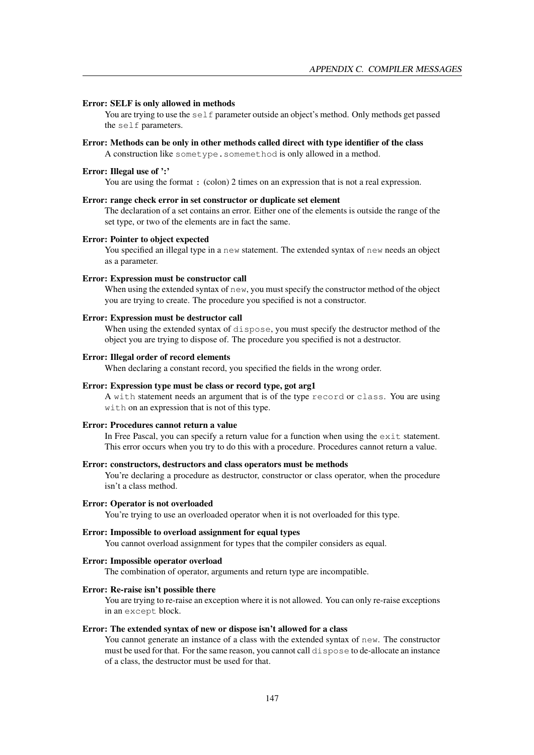**Error: SELF is only allowed in methods**
You are trying to use the `self` parameter outside an object's method. Only methods get passed the `self` parameters.

**Error: Methods can be only in other methods called direct with type identifier of the class**
A construction like `sometype.somemethod` is only allowed in a method.

**Error: Illegal use of ':'**
You are using the format `:` (colon) 2 times on an expression that is not a real expression.

**Error: range check error in set constructor or duplicate set element**
The declaration of a set contains an error. Either one of the elements is outside the range of the set type, or two of the elements are in fact the same.

**Error: Pointer to object expected**
You specified an illegal type in a `new` statement. The extended syntax of `new` needs an object as a parameter.

**Error: Expression must be constructor call**
When using the extended syntax of `new`, you must specify the constructor method of the object you are trying to create. The procedure you specified is not a constructor.

**Error: Expression must be destructor call**
When using the extended syntax of `dispose`, you must specify the destructor method of the object you are trying to dispose of. The procedure you specified is not a destructor.

**Error: Illegal order of record elements**
When declaring a constant record, you specified the fields in the wrong order.

**Error: Expression type must be class or record type, got arg1**
A `with` statement needs an argument that is of the type `record` or `class`. You are using `with` on an expression that is not of this type.

**Error: Procedures cannot return a value**
In Free Pascal, you can specify a return value for a function when using the `exit` statement. This error occurs when you try to do this with a procedure. Procedures cannot return a value.

**Error: constructors, destructors and class operators must be methods**
You're declaring a procedure as destructor, constructor or class operator, when the procedure isn't a class method.

**Error: Operator is not overloaded**
You're trying to use an overloaded operator when it is not overloaded for this type.

**Error: Impossible to overload assignment for equal types**
You cannot overload assignment for types that the compiler considers as equal.

**Error: Impossible operator overload**
The combination of operator, arguments and return type are incompatible.

**Error: Re-raise isn't possible there**
You are trying to re-raise an exception where it is not allowed. You can only re-raise exceptions in an `except` block.

**Error: The extended syntax of new or dispose isn't allowed for a class**
You cannot generate an instance of a class with the extended syntax of `new`. The constructor must be used for that. For the same reason, you cannot call `dispose` to de-allocate an instance of a class, the destructor must be used for that.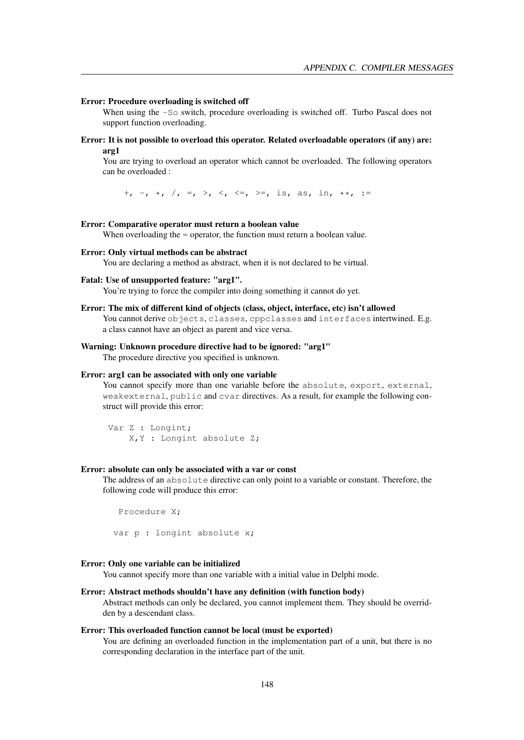**Error: Procedure overloading is switched off**

When using the `-So` switch, procedure overloading is switched off. Turbo Pascal does not support function overloading.

**Error: It is not possible to overload this operator. Related overloadable operators (if any) are: arg1**

You are trying to overload an operator which cannot be overloaded. The following operators can be overloaded :

```
+, -, *, /, =, >, <, <=, >=, is, as, in, **, :=
```

**Error: Comparative operator must return a boolean value**

When overloading the = operator, the function must return a boolean value.

**Error: Only virtual methods can be abstract**

You are declaring a method as abstract, when it is not declared to be virtual.

**Fatal: Use of unsupported feature: "arg1".**

You're trying to force the compiler into doing something it cannot do yet.

**Error: The mix of different kind of objects (class, object, interface, etc) isn't allowed**

You cannot derive `objects`, `classes`, `cppclasses` and `interfaces` intertwined. E.g. a class cannot have an object as parent and vice versa.

**Warning: Unknown procedure directive had to be ignored: "arg1"**

The procedure directive you specified is unknown.

**Error: arg1 can be associated with only one variable**

You cannot specify more than one variable before the `absolute`, `export`, `external`, `weakexternal`, `public` and `cvar` directives. As a result, for example the following construct will provide this error:

```
Var Z : Longint;
    X,Y : Longint absolute Z;
```

**Error: absolute can only be associated with a var or const**

The address of an `absolute` directive can only point to a variable or constant. Therefore, the following code will produce this error:

```
  Procedure X;

 var p : longint absolute x;
```

**Error: Only one variable can be initialized**

You cannot specify more than one variable with a initial value in Delphi mode.

**Error: Abstract methods shouldn't have any definition (with function body)**

Abstract methods can only be declared, you cannot implement them. They should be overridden by a descendant class.

**Error: This overloaded function cannot be local (must be exported)**

You are defining an overloaded function in the implementation part of a unit, but there is no corresponding declaration in the interface part of the unit.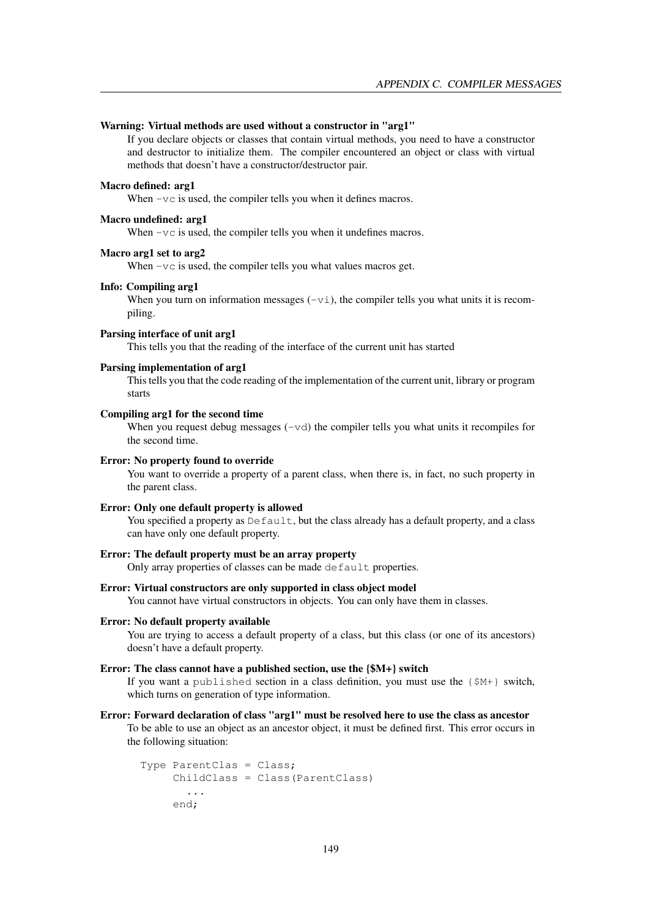**Warning: Virtual methods are used without a constructor in "arg1"**
If you declare objects or classes that contain virtual methods, you need to have a constructor and destructor to initialize them. The compiler encountered an object or class with virtual methods that doesn't have a constructor/destructor pair.

**Macro defined: arg1**
When `-vc` is used, the compiler tells you when it defines macros.

**Macro undefined: arg1**
When `-vc` is used, the compiler tells you when it undefines macros.

**Macro arg1 set to arg2**
When `-vc` is used, the compiler tells you what values macros get.

**Info: Compiling arg1**
When you turn on information messages (`-vi`), the compiler tells you what units it is recompiling.

**Parsing interface of unit arg1**
This tells you that the reading of the interface of the current unit has started

**Parsing implementation of arg1**
This tells you that the code reading of the implementation of the current unit, library or program starts

**Compiling arg1 for the second time**
When you request debug messages (`-vd`) the compiler tells you what units it recompiles for the second time.

**Error: No property found to override**
You want to override a property of a parent class, when there is, in fact, no such property in the parent class.

**Error: Only one default property is allowed**
You specified a property as `Default`, but the class already has a default property, and a class can have only one default property.

**Error: The default property must be an array property**
Only array properties of classes can be made `default` properties.

**Error: Virtual constructors are only supported in class object model**
You cannot have virtual constructors in objects. You can only have them in classes.

**Error: No default property available**
You are trying to access a default property of a class, but this class (or one of its ancestors) doesn't have a default property.

**Error: The class cannot have a published section, use the {$M+} switch**
If you want a `published` section in a class definition, you must use the `{$M+}` switch, which turns on generation of type information.

**Error: Forward declaration of class "arg1" must be resolved here to use the class as ancestor**
To be able to use an object as an ancestor object, it must be defined first. This error occurs in the following situation:

```
Type ParentClas = Class;
     ChildClass = Class(ParentClass)
       ...
     end;
```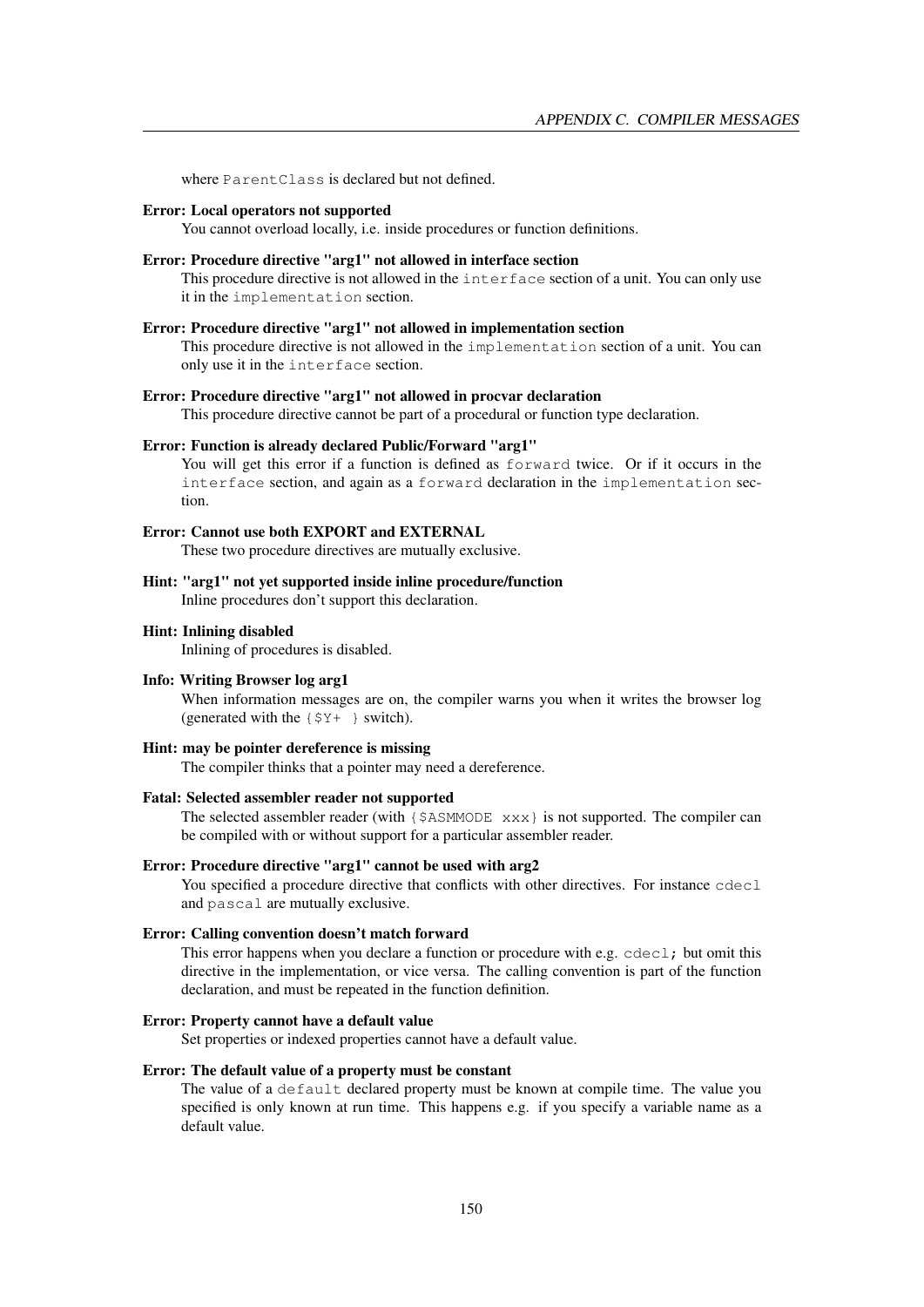where `ParentClass` is declared but not defined.

**Error: Local operators not supported**
: You cannot overload locally, i.e. inside procedures or function definitions.

**Error: Procedure directive "arg1" not allowed in interface section**
: This procedure directive is not allowed in the `interface` section of a unit. You can only use it in the `implementation` section.

**Error: Procedure directive "arg1" not allowed in implementation section**
: This procedure directive is not allowed in the `implementation` section of a unit. You can only use it in the `interface` section.

**Error: Procedure directive "arg1" not allowed in procvar declaration**
: This procedure directive cannot be part of a procedural or function type declaration.

**Error: Function is already declared Public/Forward "arg1"**
: You will get this error if a function is defined as `forward` twice. Or if it occurs in the `interface` section, and again as a `forward` declaration in the `implementation` section.

**Error: Cannot use both EXPORT and EXTERNAL**
: These two procedure directives are mutually exclusive.

**Hint: "arg1" not yet supported inside inline procedure/function**
: Inline procedures don't support this declaration.

**Hint: Inlining disabled**
: Inlining of procedures is disabled.

**Info: Writing Browser log arg1**
: When information messages are on, the compiler warns you when it writes the browser log (generated with the `{$Y+ }` switch).

**Hint: may be pointer dereference is missing**
: The compiler thinks that a pointer may need a dereference.

**Fatal: Selected assembler reader not supported**
: The selected assembler reader (with `{$ASMMODE xxx}` is not supported. The compiler can be compiled with or without support for a particular assembler reader.

**Error: Procedure directive "arg1" cannot be used with arg2**
: You specified a procedure directive that conflicts with other directives. For instance `cdecl` and `pascal` are mutually exclusive.

**Error: Calling convention doesn't match forward**
: This error happens when you declare a function or procedure with e.g. `cdecl;` but omit this directive in the implementation, or vice versa. The calling convention is part of the function declaration, and must be repeated in the function definition.

**Error: Property cannot have a default value**
: Set properties or indexed properties cannot have a default value.

**Error: The default value of a property must be constant**
: The value of a `default` declared property must be known at compile time. The value you specified is only known at run time. This happens e.g. if you specify a variable name as a default value.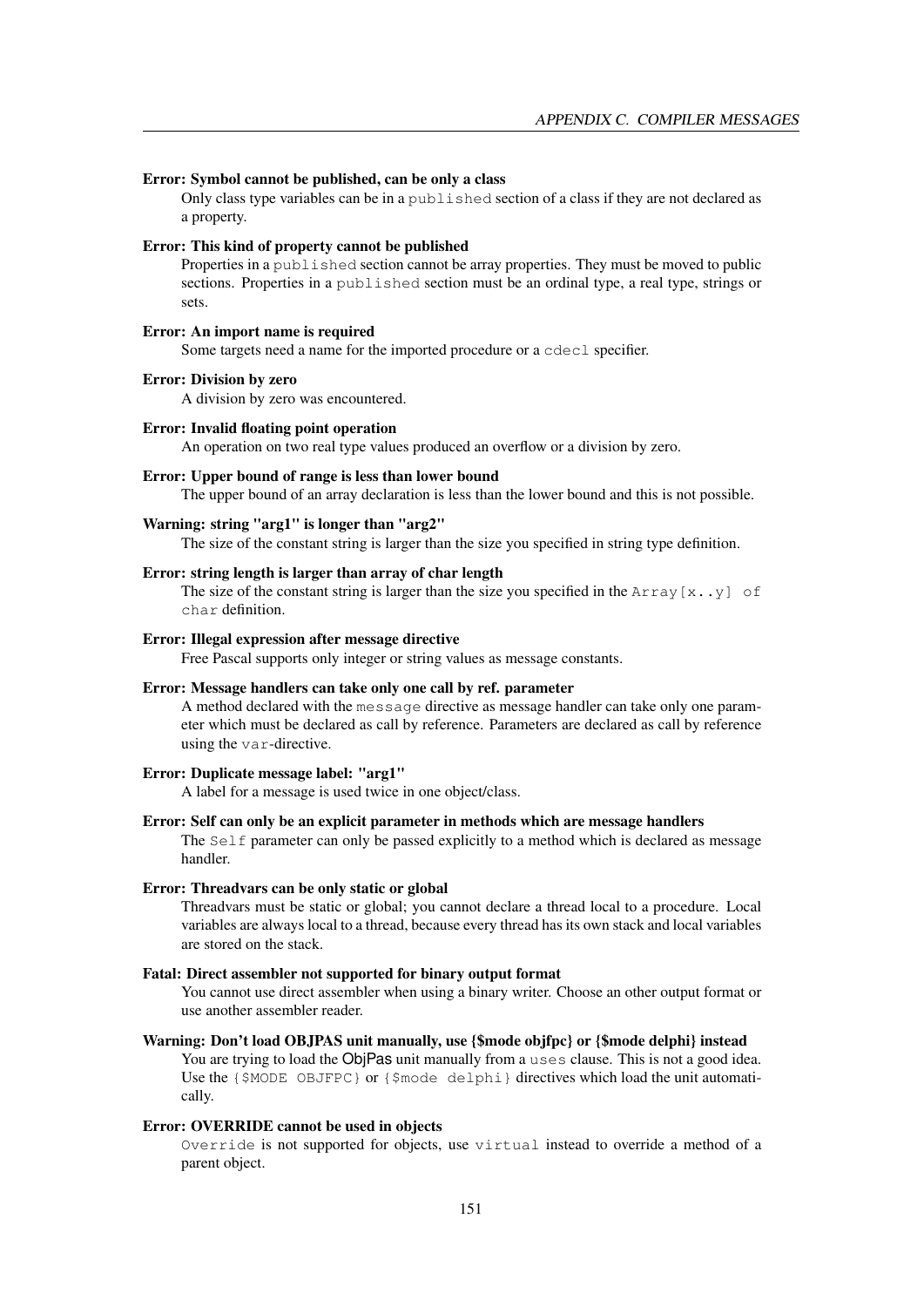**Error: Symbol cannot be published, can be only a class**

Only class type variables can be in a `published` section of a class if they are not declared as a property.

**Error: This kind of property cannot be published**

Properties in a `published` section cannot be array properties. They must be moved to public sections. Properties in a `published` section must be an ordinal type, a real type, strings or sets.

**Error: An import name is required**

Some targets need a name for the imported procedure or a `cdecl` specifier.

**Error: Division by zero**

A division by zero was encountered.

**Error: Invalid floating point operation**

An operation on two real type values produced an overflow or a division by zero.

**Error: Upper bound of range is less than lower bound**

The upper bound of an array declaration is less than the lower bound and this is not possible.

**Warning: string "arg1" is longer than "arg2"**

The size of the constant string is larger than the size you specified in string type definition.

**Error: string length is larger than array of char length**

The size of the constant string is larger than the size you specified in the `Array[x..y] of char` definition.

**Error: Illegal expression after message directive**

Free Pascal supports only integer or string values as message constants.

**Error: Message handlers can take only one call by ref. parameter**

A method declared with the `message` directive as message handler can take only one parameter which must be declared as call by reference. Parameters are declared as call by reference using the `var`-directive.

**Error: Duplicate message label: "arg1"**

A label for a message is used twice in one object/class.

**Error: Self can only be an explicit parameter in methods which are message handlers**

The `Self` parameter can only be passed explicitly to a method which is declared as message handler.

**Error: Threadvars can be only static or global**

Threadvars must be static or global; you cannot declare a thread local to a procedure. Local variables are always local to a thread, because every thread has its own stack and local variables are stored on the stack.

**Fatal: Direct assembler not supported for binary output format**

You cannot use direct assembler when using a binary writer. Choose an other output format or use another assembler reader.

**Warning: Don't load OBJPAS unit manually, use {$mode objfpc} or {$mode delphi} instead**

You are trying to load the ObjPas unit manually from a `uses` clause. This is not a good idea. Use the `{$MODE OBJFPC}` or `{$mode delphi}` directives which load the unit automatically.

**Error: OVERRIDE cannot be used in objects**

`Override` is not supported for objects, use `virtual` instead to override a method of a parent object.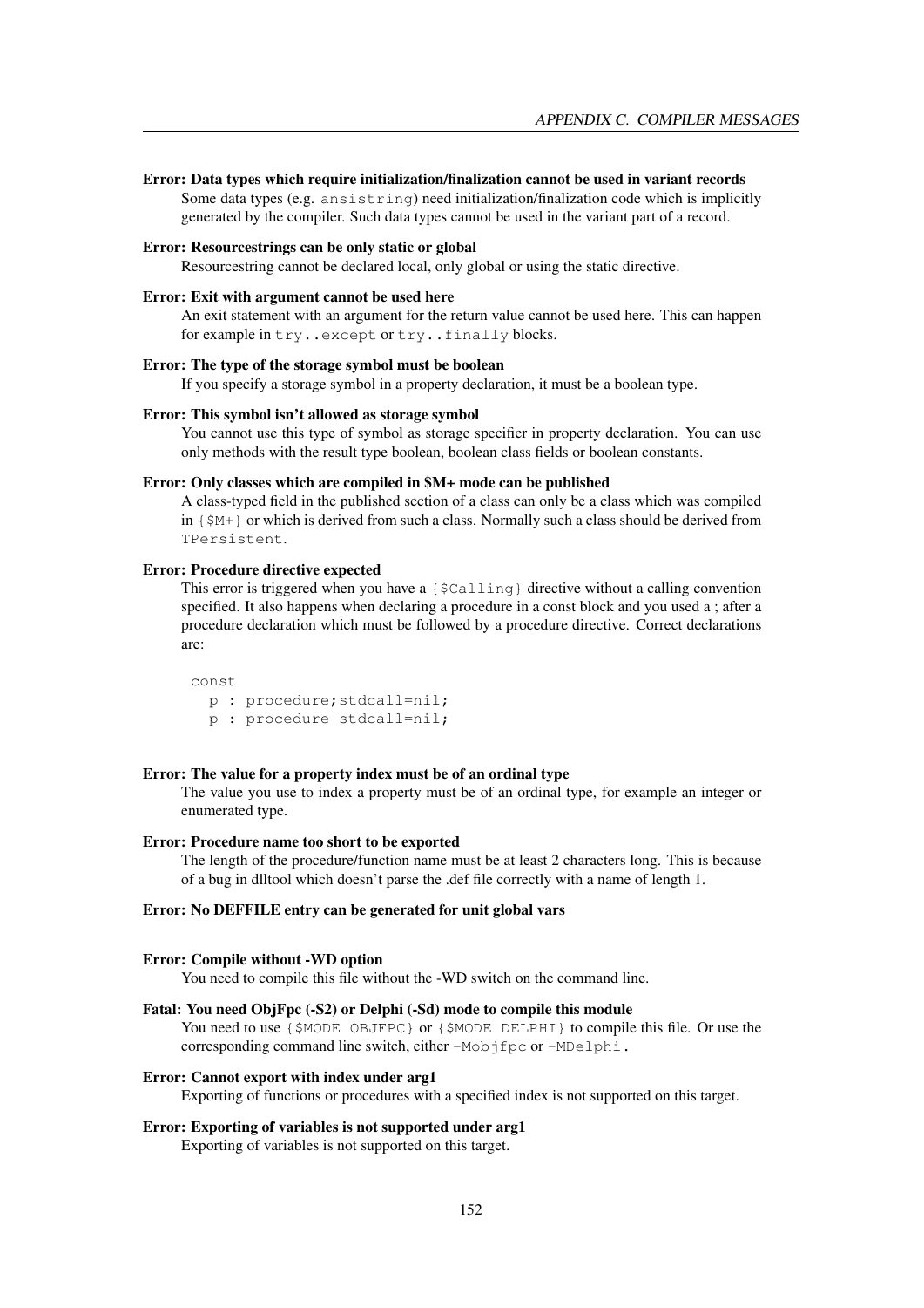**Error: Data types which require initialization/finalization cannot be used in variant records**
Some data types (e.g. `ansistring`) need initialization/finalization code which is implicitly generated by the compiler. Such data types cannot be used in the variant part of a record.

**Error: Resourcestrings can be only static or global**
Resourcestring cannot be declared local, only global or using the static directive.

**Error: Exit with argument cannot be used here**
An exit statement with an argument for the return value cannot be used here. This can happen for example in `try..except` or `try..finally` blocks.

**Error: The type of the storage symbol must be boolean**
If you specify a storage symbol in a property declaration, it must be a boolean type.

**Error: This symbol isn't allowed as storage symbol**
You cannot use this type of symbol as storage specifier in property declaration. You can use only methods with the result type boolean, boolean class fields or boolean constants.

**Error: Only classes which are compiled in $M+ mode can be published**
A class-typed field in the published section of a class can only be a class which was compiled in `{$M+}` or which is derived from such a class. Normally such a class should be derived from `TPersistent`.

**Error: Procedure directive expected**
This error is triggered when you have a `{$Calling}` directive without a calling convention specified. It also happens when declaring a procedure in a const block and you used a ; after a procedure declaration which must be followed by a procedure directive. Correct declarations are:

```
const
  p : procedure;stdcall=nil;
  p : procedure stdcall=nil;
```

**Error: The value for a property index must be of an ordinal type**
The value you use to index a property must be of an ordinal type, for example an integer or enumerated type.

**Error: Procedure name too short to be exported**
The length of the procedure/function name must be at least 2 characters long. This is because of a bug in dlltool which doesn't parse the .def file correctly with a name of length 1.

**Error: No DEFFILE entry can be generated for unit global vars**

**Error: Compile without -WD option**
You need to compile this file without the -WD switch on the command line.

**Fatal: You need ObjFpc (-S2) or Delphi (-Sd) mode to compile this module**
You need to use `{$MODE OBJFPC}` or `{$MODE DELPHI}` to compile this file. Or use the corresponding command line switch, either `-Mobjfpc` or `-MDelphi`.

**Error: Cannot export with index under arg1**
Exporting of functions or procedures with a specified index is not supported on this target.

**Error: Exporting of variables is not supported under arg1**
Exporting of variables is not supported on this target.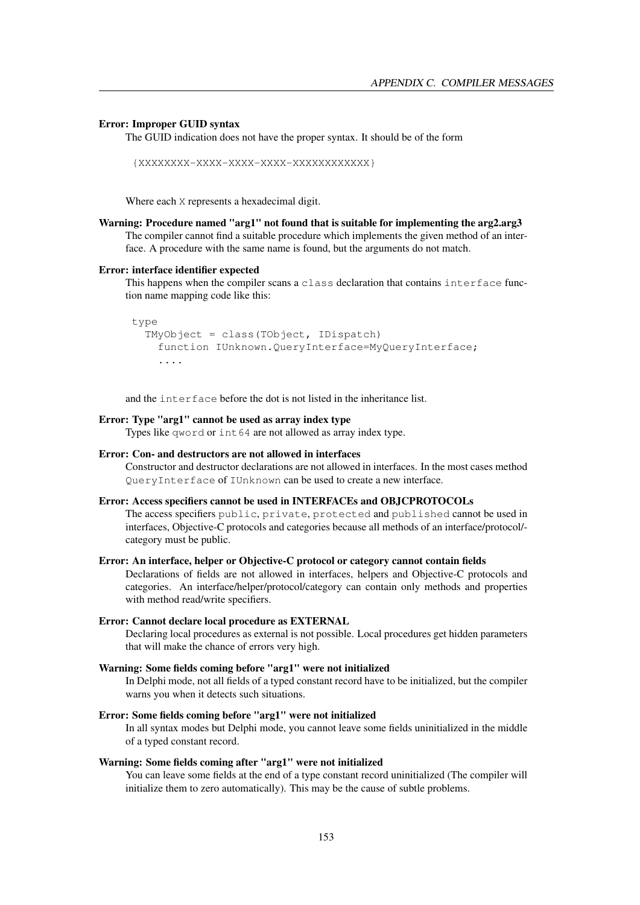**Error: Improper GUID syntax**

The GUID indication does not have the proper syntax. It should be of the form

```
{XXXXXXXX-XXXX-XXXX-XXXX-XXXXXXXXXXXX}
```

Where each `X` represents a hexadecimal digit.

**Warning: Procedure named "arg1" not found that is suitable for implementing the arg2.arg3**

The compiler cannot find a suitable procedure which implements the given method of an interface. A procedure with the same name is found, but the arguments do not match.

**Error: interface identifier expected**

This happens when the compiler scans a `class` declaration that contains `interface` function name mapping code like this:

```
type
  TMyObject = class(TObject, IDispatch)
    function IUnknown.QueryInterface=MyQueryInterface;
    ....
```

and the `interface` before the dot is not listed in the inheritance list.

**Error: Type "arg1" cannot be used as array index type**

Types like `qword` or `int64` are not allowed as array index type.

**Error: Con- and destructors are not allowed in interfaces**

Constructor and destructor declarations are not allowed in interfaces. In the most cases method `QueryInterface` of `IUnknown` can be used to create a new interface.

**Error: Access specifiers cannot be used in INTERFACEs and OBJCPROTOCOLs**

The access specifiers `public`, `private`, `protected` and `published` cannot be used in interfaces, Objective-C protocols and categories because all methods of an interface/protocol/-category must be public.

**Error: An interface, helper or Objective-C protocol or category cannot contain fields**

Declarations of fields are not allowed in interfaces, helpers and Objective-C protocols and categories. An interface/helper/protocol/category can contain only methods and properties with method read/write specifiers.

**Error: Cannot declare local procedure as EXTERNAL**

Declaring local procedures as external is not possible. Local procedures get hidden parameters that will make the chance of errors very high.

**Warning: Some fields coming before "arg1" were not initialized**

In Delphi mode, not all fields of a typed constant record have to be initialized, but the compiler warns you when it detects such situations.

**Error: Some fields coming before "arg1" were not initialized**

In all syntax modes but Delphi mode, you cannot leave some fields uninitialized in the middle of a typed constant record.

**Warning: Some fields coming after "arg1" were not initialized**

You can leave some fields at the end of a type constant record uninitialized (The compiler will initialize them to zero automatically). This may be the cause of subtle problems.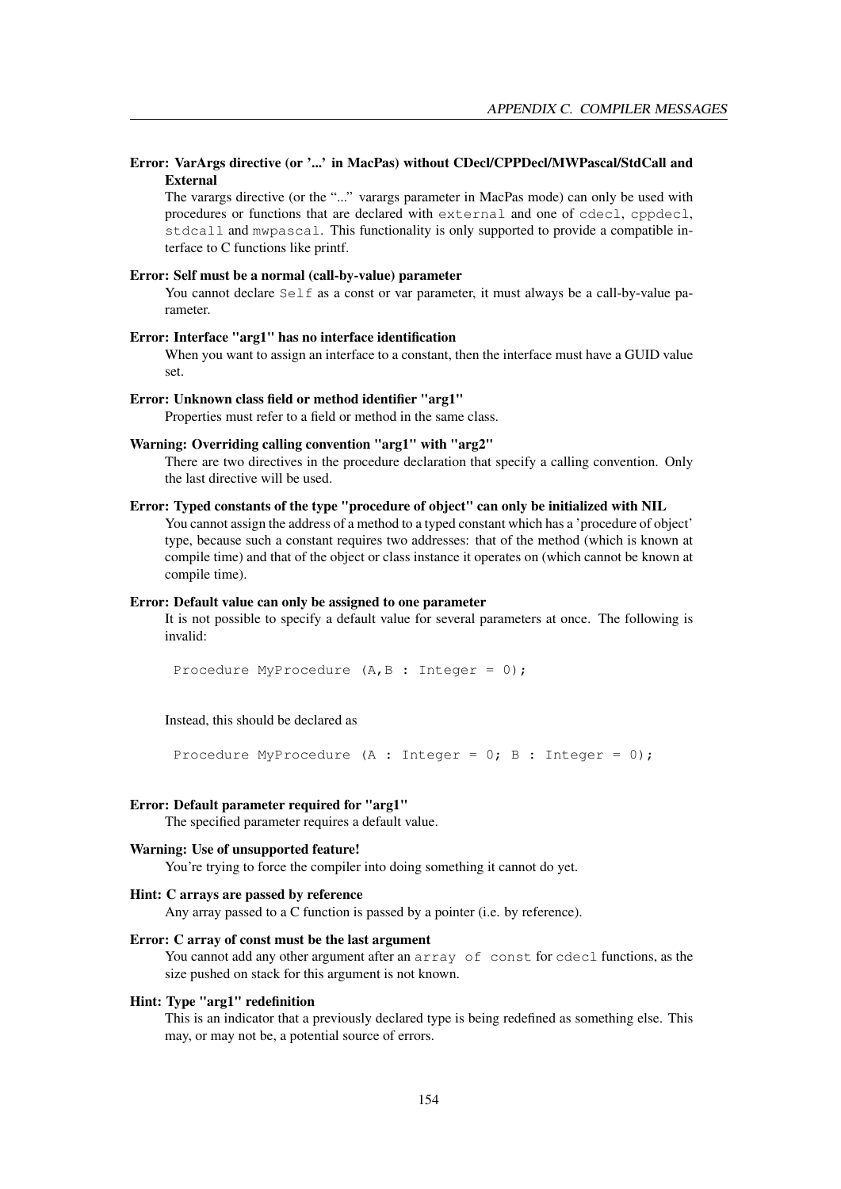**Error: VarArgs directive (or '...' in MacPas) without CDecl/CPPDecl/MWPascal/StdCall and External**

The varargs directive (or the "..." varargs parameter in MacPas mode) can only be used with procedures or functions that are declared with `external` and one of `cdecl`, `cppdecl`, `stdcall` and `mwpascal`. This functionality is only supported to provide a compatible interface to C functions like printf.

**Error: Self must be a normal (call-by-value) parameter**

You cannot declare `Self` as a const or var parameter, it must always be a call-by-value parameter.

**Error: Interface "arg1" has no interface identification**

When you want to assign an interface to a constant, then the interface must have a GUID value set.

**Error: Unknown class field or method identifier "arg1"**

Properties must refer to a field or method in the same class.

**Warning: Overriding calling convention "arg1" with "arg2"**

There are two directives in the procedure declaration that specify a calling convention. Only the last directive will be used.

**Error: Typed constants of the type "procedure of object" can only be initialized with NIL**

You cannot assign the address of a method to a typed constant which has a 'procedure of object' type, because such a constant requires two addresses: that of the method (which is known at compile time) and that of the object or class instance it operates on (which cannot be known at compile time).

**Error: Default value can only be assigned to one parameter**

It is not possible to specify a default value for several parameters at once. The following is invalid:

```
Procedure MyProcedure (A,B : Integer = 0);
```

Instead, this should be declared as

```
Procedure MyProcedure (A : Integer = 0; B : Integer = 0);
```

**Error: Default parameter required for "arg1"**

The specified parameter requires a default value.

**Warning: Use of unsupported feature!**

You're trying to force the compiler into doing something it cannot do yet.

**Hint: C arrays are passed by reference**

Any array passed to a C function is passed by a pointer (i.e. by reference).

**Error: C array of const must be the last argument**

You cannot add any other argument after an `array of const` for `cdecl` functions, as the size pushed on stack for this argument is not known.

**Hint: Type "arg1" redefinition**

This is an indicator that a previously declared type is being redefined as something else. This may, or may not be, a potential source of errors.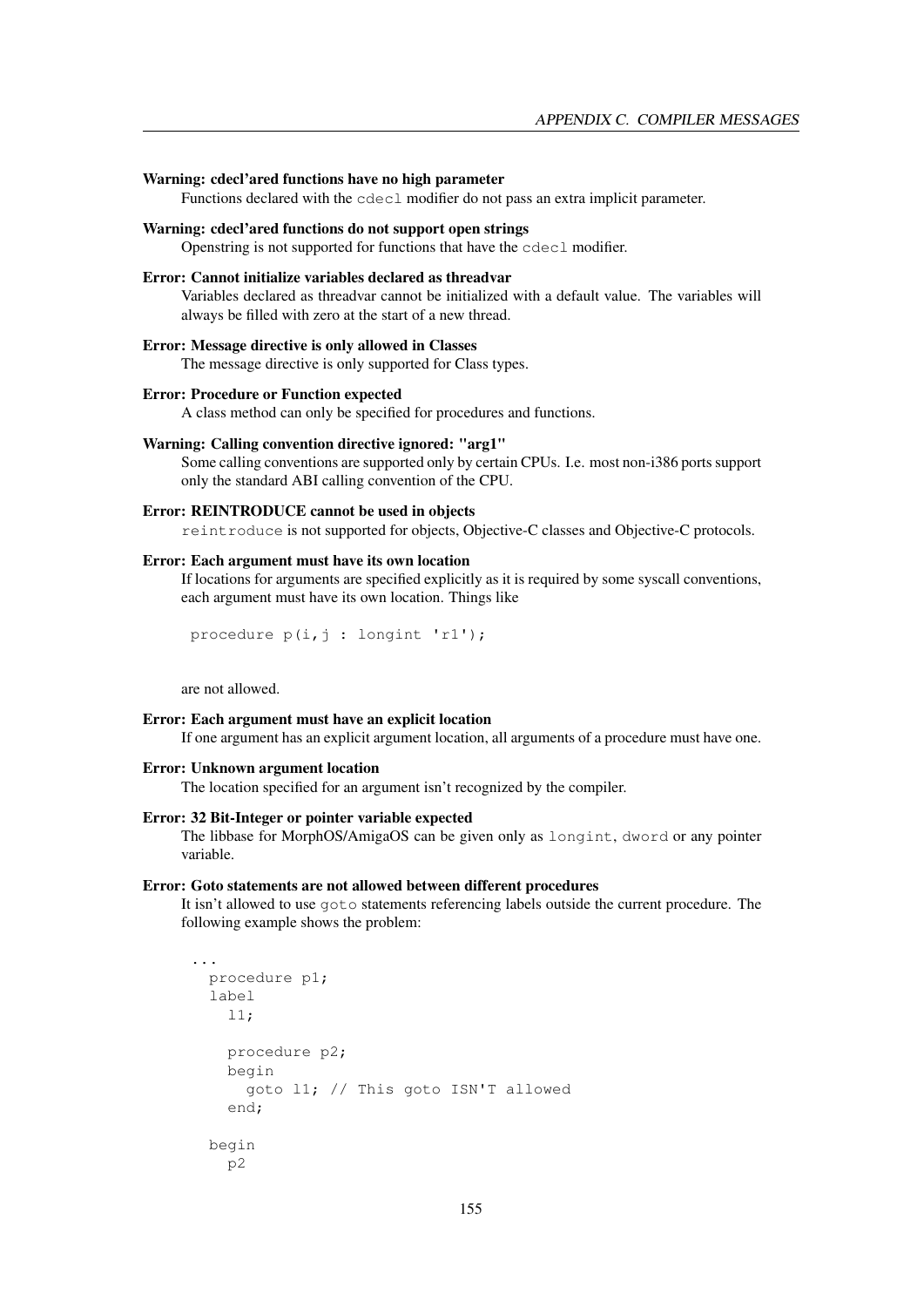**Warning: cdecl'ared functions have no high parameter**
Functions declared with the `cdecl` modifier do not pass an extra implicit parameter.

**Warning: cdecl'ared functions do not support open strings**
Openstring is not supported for functions that have the `cdecl` modifier.

**Error: Cannot initialize variables declared as threadvar**
Variables declared as threadvar cannot be initialized with a default value. The variables will always be filled with zero at the start of a new thread.

**Error: Message directive is only allowed in Classes**
The message directive is only supported for Class types.

**Error: Procedure or Function expected**
A class method can only be specified for procedures and functions.

**Warning: Calling convention directive ignored: "arg1"**
Some calling conventions are supported only by certain CPUs. I.e. most non-i386 ports support only the standard ABI calling convention of the CPU.

**Error: REINTRODUCE cannot be used in objects**
`reintroduce` is not supported for objects, Objective-C classes and Objective-C protocols.

**Error: Each argument must have its own location**
If locations for arguments are specified explicitly as it is required by some syscall conventions, each argument must have its own location. Things like

```
procedure p(i,j : longint 'r1');
```

are not allowed.

**Error: Each argument must have an explicit location**
If one argument has an explicit argument location, all arguments of a procedure must have one.

**Error: Unknown argument location**
The location specified for an argument isn't recognized by the compiler.

**Error: 32 Bit-Integer or pointer variable expected**
The libbase for MorphOS/AmigaOS can be given only as `longint`, `dword` or any pointer variable.

**Error: Goto statements are not allowed between different procedures**
It isn't allowed to use `goto` statements referencing labels outside the current procedure. The following example shows the problem:

```
...
  procedure p1;
  label
    l1;

    procedure p2;
    begin
      goto l1; // This goto ISN'T allowed
    end;

  begin
    p2
```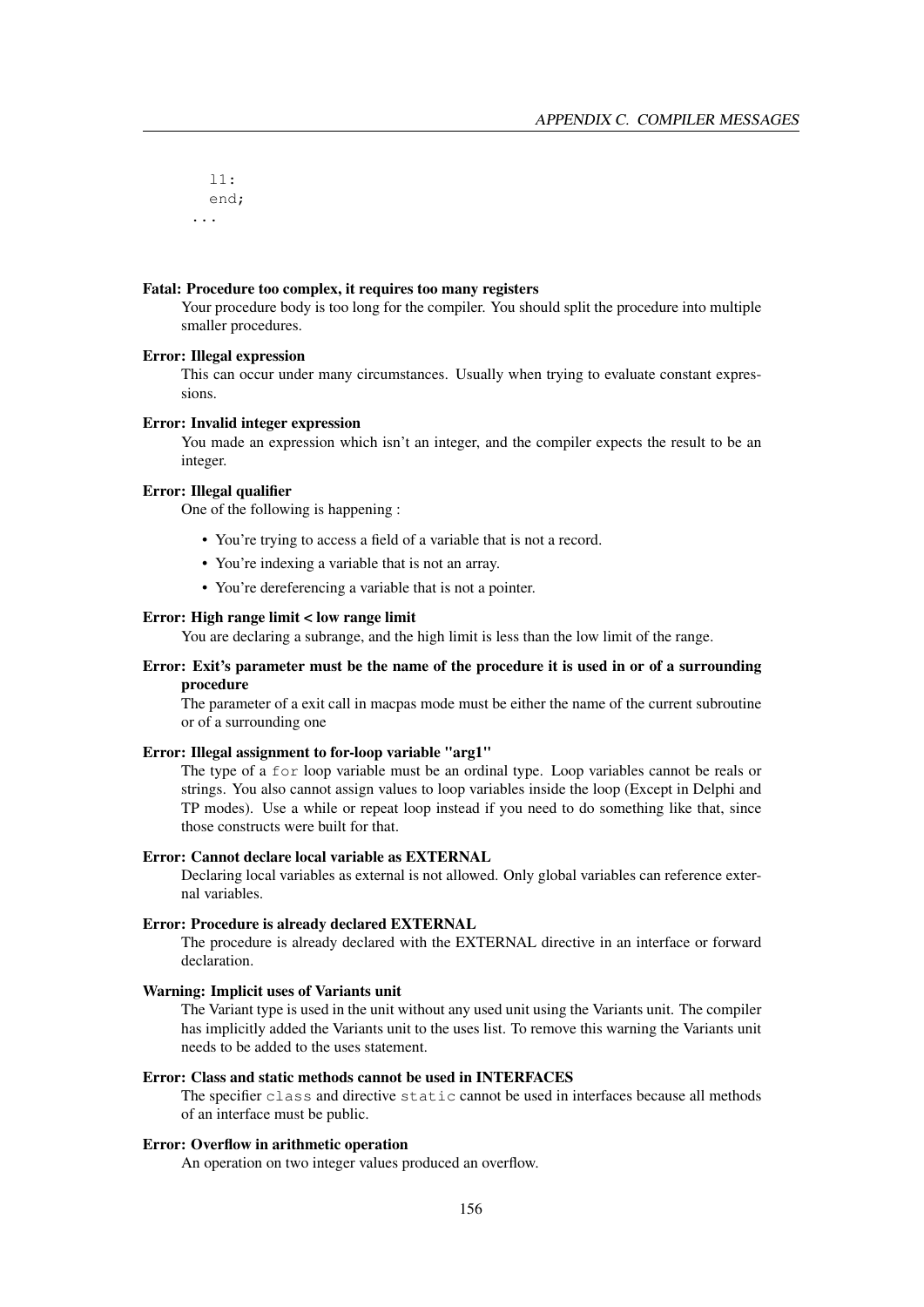```
  l1:
  end;
...
```

**Fatal: Procedure too complex, it requires too many registers**

Your procedure body is too long for the compiler. You should split the procedure into multiple smaller procedures.

**Error: Illegal expression**

This can occur under many circumstances. Usually when trying to evaluate constant expressions.

**Error: Invalid integer expression**

You made an expression which isn't an integer, and the compiler expects the result to be an integer.

**Error: Illegal qualifier**

One of the following is happening :

- You're trying to access a field of a variable that is not a record.
- You're indexing a variable that is not an array.
- You're dereferencing a variable that is not a pointer.

**Error: High range limit < low range limit**

You are declaring a subrange, and the high limit is less than the low limit of the range.

**Error: Exit's parameter must be the name of the procedure it is used in or of a surrounding procedure**

The parameter of a exit call in macpas mode must be either the name of the current subroutine or of a surrounding one

**Error: Illegal assignment to for-loop variable "arg1"**

The type of a `for` loop variable must be an ordinal type. Loop variables cannot be reals or strings. You also cannot assign values to loop variables inside the loop (Except in Delphi and TP modes). Use a while or repeat loop instead if you need to do something like that, since those constructs were built for that.

**Error: Cannot declare local variable as EXTERNAL**

Declaring local variables as external is not allowed. Only global variables can reference external variables.

**Error: Procedure is already declared EXTERNAL**

The procedure is already declared with the EXTERNAL directive in an interface or forward declaration.

**Warning: Implicit uses of Variants unit**

The Variant type is used in the unit without any used unit using the Variants unit. The compiler has implicitly added the Variants unit to the uses list. To remove this warning the Variants unit needs to be added to the uses statement.

**Error: Class and static methods cannot be used in INTERFACES**

The specifier `class` and directive `static` cannot be used in interfaces because all methods of an interface must be public.

**Error: Overflow in arithmetic operation**

An operation on two integer values produced an overflow.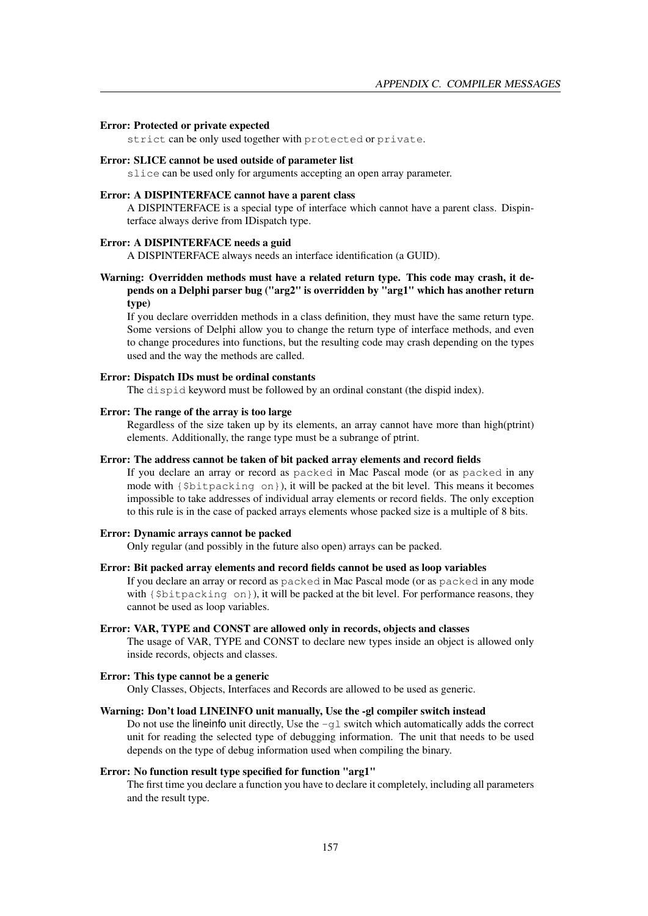**Error: Protected or private expected**

`strict` can be only used together with `protected` or `private`.

**Error: SLICE cannot be used outside of parameter list**

`slice` can be used only for arguments accepting an open array parameter.

**Error: A DISPINTERFACE cannot have a parent class**

A DISPINTERFACE is a special type of interface which cannot have a parent class. Dispinterface always derive from IDispatch type.

**Error: A DISPINTERFACE needs a guid**

A DISPINTERFACE always needs an interface identification (a GUID).

**Warning: Overridden methods must have a related return type. This code may crash, it depends on a Delphi parser bug ("arg2" is overridden by "arg1" which has another return type)**

If you declare overridden methods in a class definition, they must have the same return type. Some versions of Delphi allow you to change the return type of interface methods, and even to change procedures into functions, but the resulting code may crash depending on the types used and the way the methods are called.

**Error: Dispatch IDs must be ordinal constants**

The `dispid` keyword must be followed by an ordinal constant (the dispid index).

**Error: The range of the array is too large**

Regardless of the size taken up by its elements, an array cannot have more than high(ptrint) elements. Additionally, the range type must be a subrange of ptrint.

**Error: The address cannot be taken of bit packed array elements and record fields**

If you declare an array or record as `packed` in Mac Pascal mode (or as `packed` in any mode with `{$bitpacking on}`), it will be packed at the bit level. This means it becomes impossible to take addresses of individual array elements or record fields. The only exception to this rule is in the case of packed arrays elements whose packed size is a multiple of 8 bits.

**Error: Dynamic arrays cannot be packed**

Only regular (and possibly in the future also open) arrays can be packed.

**Error: Bit packed array elements and record fields cannot be used as loop variables**

If you declare an array or record as `packed` in Mac Pascal mode (or as `packed` in any mode with `{$bitpacking on}`), it will be packed at the bit level. For performance reasons, they cannot be used as loop variables.

**Error: VAR, TYPE and CONST are allowed only in records, objects and classes**

The usage of VAR, TYPE and CONST to declare new types inside an object is allowed only inside records, objects and classes.

**Error: This type cannot be a generic**

Only Classes, Objects, Interfaces and Records are allowed to be used as generic.

**Warning: Don't load LINEINFO unit manually, Use the -gl compiler switch instead**

Do not use the lineinfo unit directly, Use the `-gl` switch which automatically adds the correct unit for reading the selected type of debugging information. The unit that needs to be used depends on the type of debug information used when compiling the binary.

**Error: No function result type specified for function "arg1"**

The first time you declare a function you have to declare it completely, including all parameters and the result type.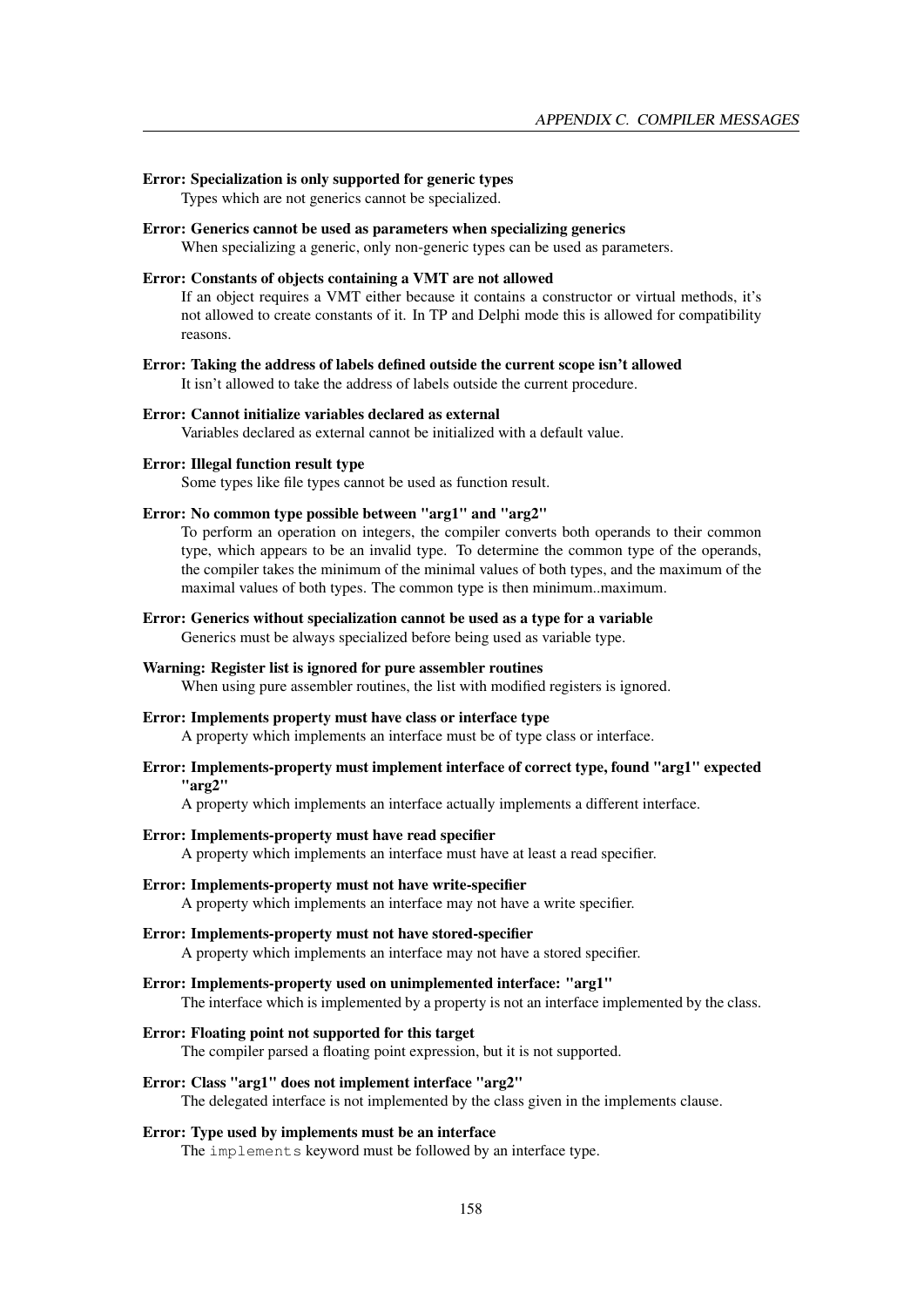**Error: Specialization is only supported for generic types**
Types which are not generics cannot be specialized.

**Error: Generics cannot be used as parameters when specializing generics**
When specializing a generic, only non-generic types can be used as parameters.

**Error: Constants of objects containing a VMT are not allowed**
If an object requires a VMT either because it contains a constructor or virtual methods, it's not allowed to create constants of it. In TP and Delphi mode this is allowed for compatibility reasons.

**Error: Taking the address of labels defined outside the current scope isn't allowed**
It isn't allowed to take the address of labels outside the current procedure.

**Error: Cannot initialize variables declared as external**
Variables declared as external cannot be initialized with a default value.

**Error: Illegal function result type**
Some types like file types cannot be used as function result.

**Error: No common type possible between "arg1" and "arg2"**
To perform an operation on integers, the compiler converts both operands to their common type, which appears to be an invalid type. To determine the common type of the operands, the compiler takes the minimum of the minimal values of both types, and the maximum of the maximal values of both types. The common type is then minimum..maximum.

**Error: Generics without specialization cannot be used as a type for a variable**
Generics must be always specialized before being used as variable type.

**Warning: Register list is ignored for pure assembler routines**
When using pure assembler routines, the list with modified registers is ignored.

**Error: Implements property must have class or interface type**
A property which implements an interface must be of type class or interface.

**Error: Implements-property must implement interface of correct type, found "arg1" expected "arg2"**
A property which implements an interface actually implements a different interface.

**Error: Implements-property must have read specifier**
A property which implements an interface must have at least a read specifier.

**Error: Implements-property must not have write-specifier**
A property which implements an interface may not have a write specifier.

**Error: Implements-property must not have stored-specifier**
A property which implements an interface may not have a stored specifier.

**Error: Implements-property used on unimplemented interface: "arg1"**
The interface which is implemented by a property is not an interface implemented by the class.

**Error: Floating point not supported for this target**
The compiler parsed a floating point expression, but it is not supported.

**Error: Class "arg1" does not implement interface "arg2"**
The delegated interface is not implemented by the class given in the implements clause.

**Error: Type used by implements must be an interface**
The `implements` keyword must be followed by an interface type.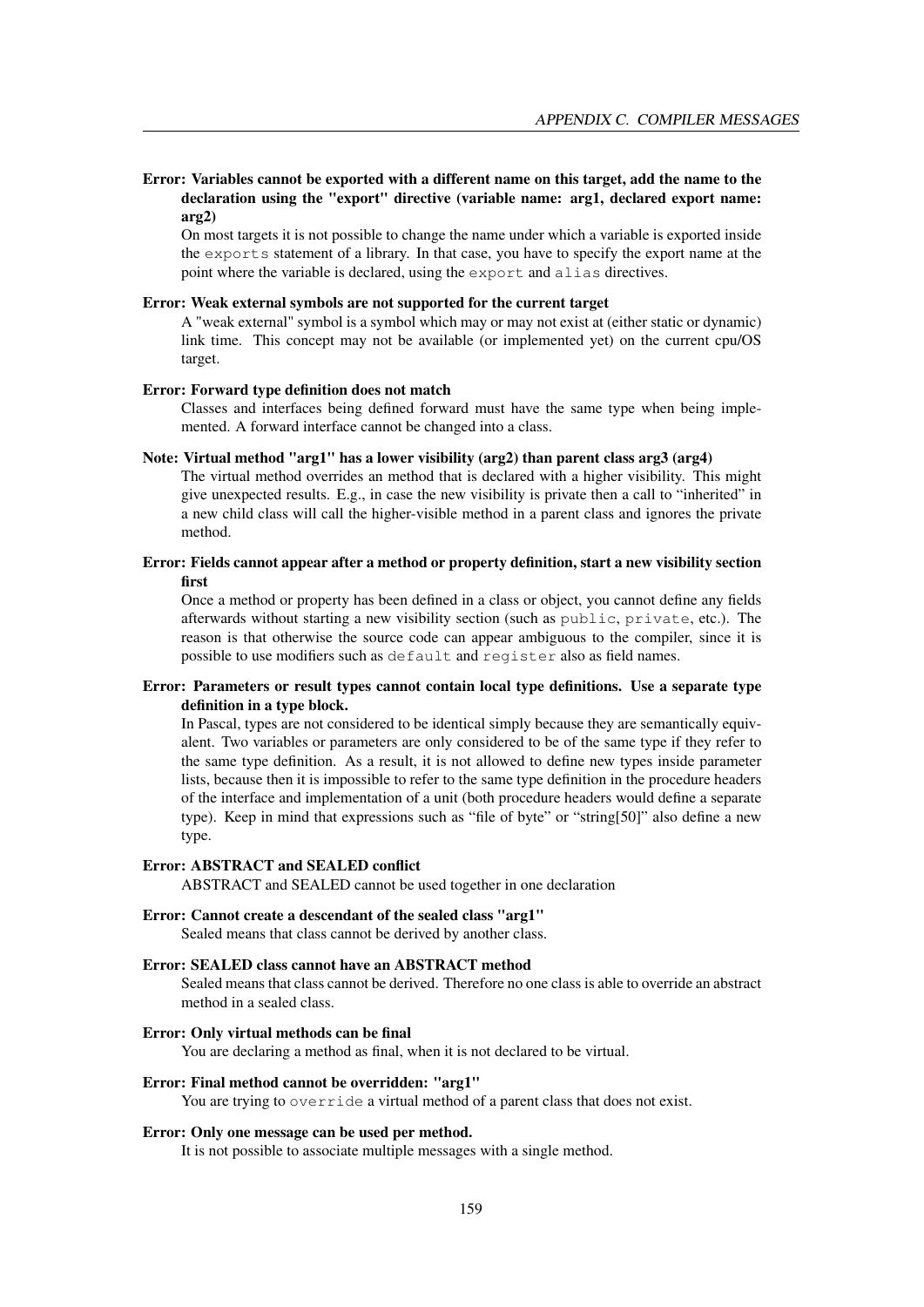**Error: Variables cannot be exported with a different name on this target, add the name to the declaration using the "export" directive (variable name: arg1, declared export name: arg2)**

On most targets it is not possible to change the name under which a variable is exported inside the `exports` statement of a library. In that case, you have to specify the export name at the point where the variable is declared, using the `export` and `alias` directives.

**Error: Weak external symbols are not supported for the current target**

A "weak external" symbol is a symbol which may or may not exist at (either static or dynamic) link time. This concept may not be available (or implemented yet) on the current cpu/OS target.

**Error: Forward type definition does not match**

Classes and interfaces being defined forward must have the same type when being implemented. A forward interface cannot be changed into a class.

**Note: Virtual method "arg1" has a lower visibility (arg2) than parent class arg3 (arg4)**

The virtual method overrides an method that is declared with a higher visibility. This might give unexpected results. E.g., in case the new visibility is private then a call to "inherited" in a new child class will call the higher-visible method in a parent class and ignores the private method.

**Error: Fields cannot appear after a method or property definition, start a new visibility section first**

Once a method or property has been defined in a class or object, you cannot define any fields afterwards without starting a new visibility section (such as `public`, `private`, etc.). The reason is that otherwise the source code can appear ambiguous to the compiler, since it is possible to use modifiers such as `default` and `register` also as field names.

**Error: Parameters or result types cannot contain local type definitions. Use a separate type definition in a type block.**

In Pascal, types are not considered to be identical simply because they are semantically equivalent. Two variables or parameters are only considered to be of the same type if they refer to the same type definition. As a result, it is not allowed to define new types inside parameter lists, because then it is impossible to refer to the same type definition in the procedure headers of the interface and implementation of a unit (both procedure headers would define a separate type). Keep in mind that expressions such as "file of byte" or "string[50]" also define a new type.

**Error: ABSTRACT and SEALED conflict**

ABSTRACT and SEALED cannot be used together in one declaration

**Error: Cannot create a descendant of the sealed class "arg1"**

Sealed means that class cannot be derived by another class.

**Error: SEALED class cannot have an ABSTRACT method**

Sealed means that class cannot be derived. Therefore no one class is able to override an abstract method in a sealed class.

**Error: Only virtual methods can be final**

You are declaring a method as final, when it is not declared to be virtual.

**Error: Final method cannot be overridden: "arg1"**

You are trying to `override` a virtual method of a parent class that does not exist.

**Error: Only one message can be used per method.**

It is not possible to associate multiple messages with a single method.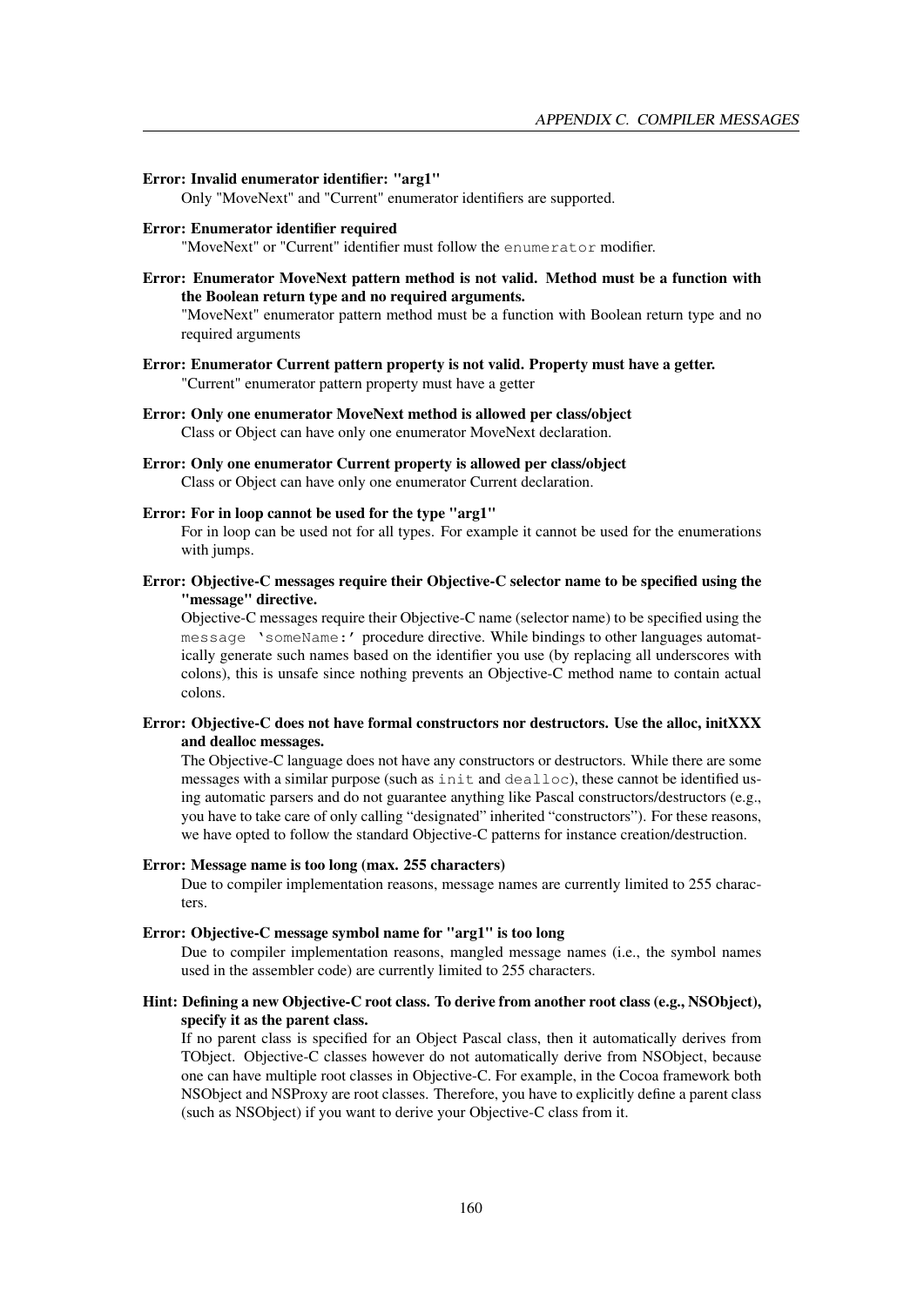**Error: Invalid enumerator identifier: "arg1"**
Only "MoveNext" and "Current" enumerator identifiers are supported.

**Error: Enumerator identifier required**
"MoveNext" or "Current" identifier must follow the `enumerator` modifier.

**Error: Enumerator MoveNext pattern method is not valid. Method must be a function with the Boolean return type and no required arguments.**
"MoveNext" enumerator pattern method must be a function with Boolean return type and no required arguments

**Error: Enumerator Current pattern property is not valid. Property must have a getter.**
"Current" enumerator pattern property must have a getter

**Error: Only one enumerator MoveNext method is allowed per class/object**
Class or Object can have only one enumerator MoveNext declaration.

**Error: Only one enumerator Current property is allowed per class/object**
Class or Object can have only one enumerator Current declaration.

**Error: For in loop cannot be used for the type "arg1"**
For in loop can be used not for all types. For example it cannot be used for the enumerations with jumps.

**Error: Objective-C messages require their Objective-C selector name to be specified using the "message" directive.**
Objective-C messages require their Objective-C name (selector name) to be specified using the `message 'someName:'` procedure directive. While bindings to other languages automatically generate such names based on the identifier you use (by replacing all underscores with colons), this is unsafe since nothing prevents an Objective-C method name to contain actual colons.

**Error: Objective-C does not have formal constructors nor destructors. Use the alloc, initXXX and dealloc messages.**
The Objective-C language does not have any constructors or destructors. While there are some messages with a similar purpose (such as `init` and `dealloc`), these cannot be identified using automatic parsers and do not guarantee anything like Pascal constructors/destructors (e.g., you have to take care of only calling "designated" inherited "constructors"). For these reasons, we have opted to follow the standard Objective-C patterns for instance creation/destruction.

**Error: Message name is too long (max. 255 characters)**
Due to compiler implementation reasons, message names are currently limited to 255 characters.

**Error: Objective-C message symbol name for "arg1" is too long**
Due to compiler implementation reasons, mangled message names (i.e., the symbol names used in the assembler code) are currently limited to 255 characters.

**Hint: Defining a new Objective-C root class. To derive from another root class (e.g., NSObject), specify it as the parent class.**
If no parent class is specified for an Object Pascal class, then it automatically derives from TObject. Objective-C classes however do not automatically derive from NSObject, because one can have multiple root classes in Objective-C. For example, in the Cocoa framework both NSObject and NSProxy are root classes. Therefore, you have to explicitly define a parent class (such as NSObject) if you want to derive your Objective-C class from it.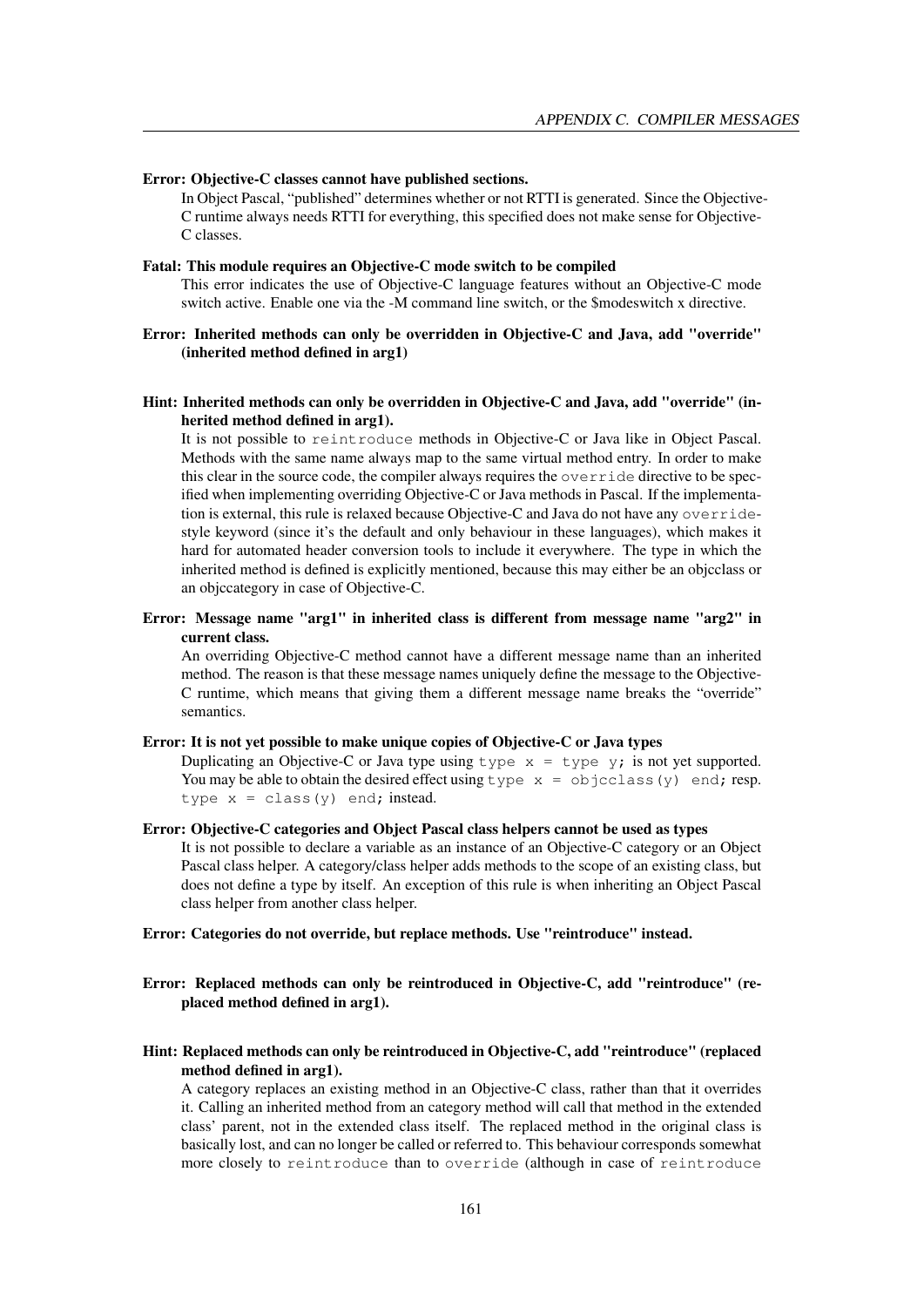**Error: Objective-C classes cannot have published sections.**

In Object Pascal, “published” determines whether or not RTTI is generated. Since the Objective-C runtime always needs RTTI for everything, this specified does not make sense for Objective-C classes.

**Fatal: This module requires an Objective-C mode switch to be compiled**

This error indicates the use of Objective-C language features without an Objective-C mode switch active. Enable one via the -M command line switch, or the $modeswitch x directive.

**Error: Inherited methods can only be overridden in Objective-C and Java, add "override" (inherited method defined in arg1)**

**Hint: Inherited methods can only be overridden in Objective-C and Java, add "override" (inherited method defined in arg1).**

It is not possible to `reintroduce` methods in Objective-C or Java like in Object Pascal. Methods with the same name always map to the same virtual method entry. In order to make this clear in the source code, the compiler always requires the `override` directive to be specified when implementing overriding Objective-C or Java methods in Pascal. If the implementation is external, this rule is relaxed because Objective-C and Java do not have any `override`-style keyword (since it’s the default and only behaviour in these languages), which makes it hard for automated header conversion tools to include it everywhere. The type in which the inherited method is defined is explicitly mentioned, because this may either be an objcclass or an objccategory in case of Objective-C.

**Error: Message name "arg1" in inherited class is different from message name "arg2" in current class.**

An overriding Objective-C method cannot have a different message name than an inherited method. The reason is that these message names uniquely define the message to the Objective-C runtime, which means that giving them a different message name breaks the “override” semantics.

**Error: It is not yet possible to make unique copies of Objective-C or Java types**

Duplicating an Objective-C or Java type using `type x = type y;` is not yet supported. You may be able to obtain the desired effect using `type x = objcclass(y) end;` resp. `type x = class(y) end;` instead.

**Error: Objective-C categories and Object Pascal class helpers cannot be used as types**

It is not possible to declare a variable as an instance of an Objective-C category or an Object Pascal class helper. A category/class helper adds methods to the scope of an existing class, but does not define a type by itself. An exception of this rule is when inheriting an Object Pascal class helper from another class helper.

**Error: Categories do not override, but replace methods. Use "reintroduce" instead.**

**Error: Replaced methods can only be reintroduced in Objective-C, add "reintroduce" (replaced method defined in arg1).**

**Hint: Replaced methods can only be reintroduced in Objective-C, add "reintroduce" (replaced method defined in arg1).**

A category replaces an existing method in an Objective-C class, rather than that it overrides it. Calling an inherited method from an category method will call that method in the extended class’ parent, not in the extended class itself. The replaced method in the original class is basically lost, and can no longer be called or referred to. This behaviour corresponds somewhat more closely to `reintroduce` than to `override` (although in case of `reintroduce`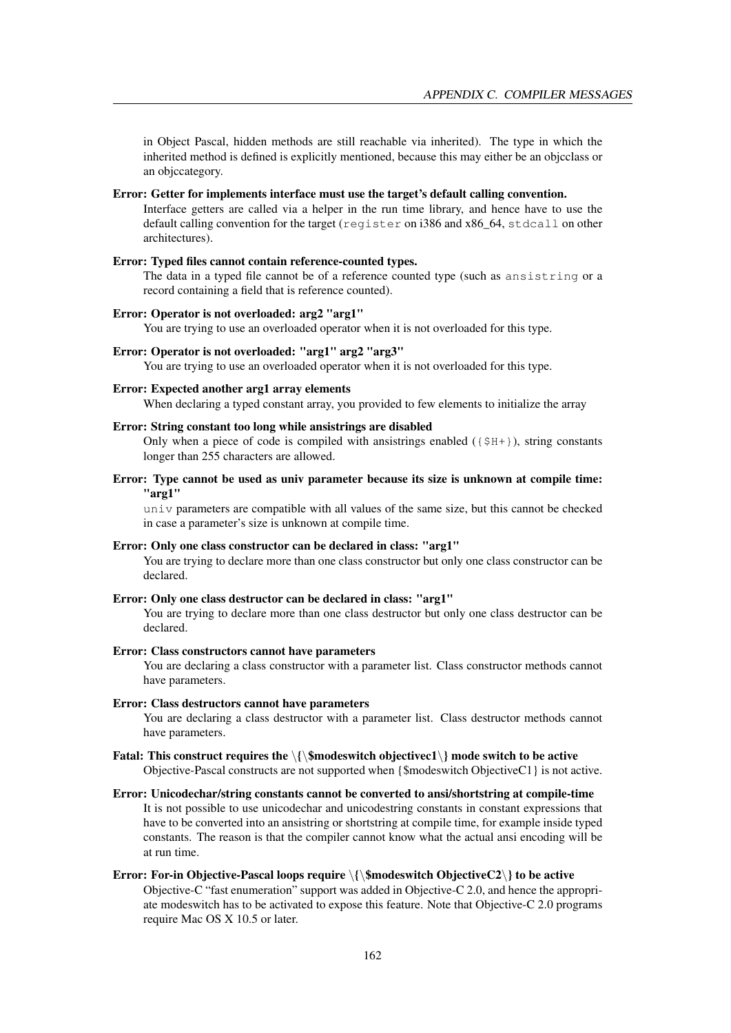in Object Pascal, hidden methods are still reachable via inherited). The type in which the inherited method is defined is explicitly mentioned, because this may either be an objcclass or an objccategory.

**Error: Getter for implements interface must use the target's default calling convention.**

Interface getters are called via a helper in the run time library, and hence have to use the default calling convention for the target (`register` on i386 and x86_64, `stdcall` on other architectures).

**Error: Typed files cannot contain reference-counted types.**

The data in a typed file cannot be of a reference counted type (such as `ansistring` or a record containing a field that is reference counted).

**Error: Operator is not overloaded: arg2 "arg1"**

You are trying to use an overloaded operator when it is not overloaded for this type.

**Error: Operator is not overloaded: "arg1" arg2 "arg3"**

You are trying to use an overloaded operator when it is not overloaded for this type.

**Error: Expected another arg1 array elements**

When declaring a typed constant array, you provided to few elements to initialize the array

**Error: String constant too long while ansistrings are disabled**

Only when a piece of code is compiled with ansistrings enabled (`{$H+}`), string constants longer than 255 characters are allowed.

**Error: Type cannot be used as univ parameter because its size is unknown at compile time: "arg1"**

`univ` parameters are compatible with all values of the same size, but this cannot be checked in case a parameter's size is unknown at compile time.

**Error: Only one class constructor can be declared in class: "arg1"**

You are trying to declare more than one class constructor but only one class constructor can be declared.

**Error: Only one class destructor can be declared in class: "arg1"**

You are trying to declare more than one class destructor but only one class destructor can be declared.

**Error: Class constructors cannot have parameters**

You are declaring a class constructor with a parameter list. Class constructor methods cannot have parameters.

**Error: Class destructors cannot have parameters**

You are declaring a class destructor with a parameter list. Class destructor methods cannot have parameters.

**Fatal: This construct requires the \{\$modeswitch objectivec1\} mode switch to be active**

Objective-Pascal constructs are not supported when {$modeswitch ObjectiveC1} is not active.

**Error: Unicodechar/string constants cannot be converted to ansi/shortstring at compile-time**

It is not possible to use unicodechar and unicodestring constants in constant expressions that have to be converted into an ansistring or shortstring at compile time, for example inside typed constants. The reason is that the compiler cannot know what the actual ansi encoding will be at run time.

**Error: For-in Objective-Pascal loops require \{\$modeswitch ObjectiveC2\} to be active**

Objective-C "fast enumeration" support was added in Objective-C 2.0, and hence the appropriate modeswitch has to be activated to expose this feature. Note that Objective-C 2.0 programs require Mac OS X 10.5 or later.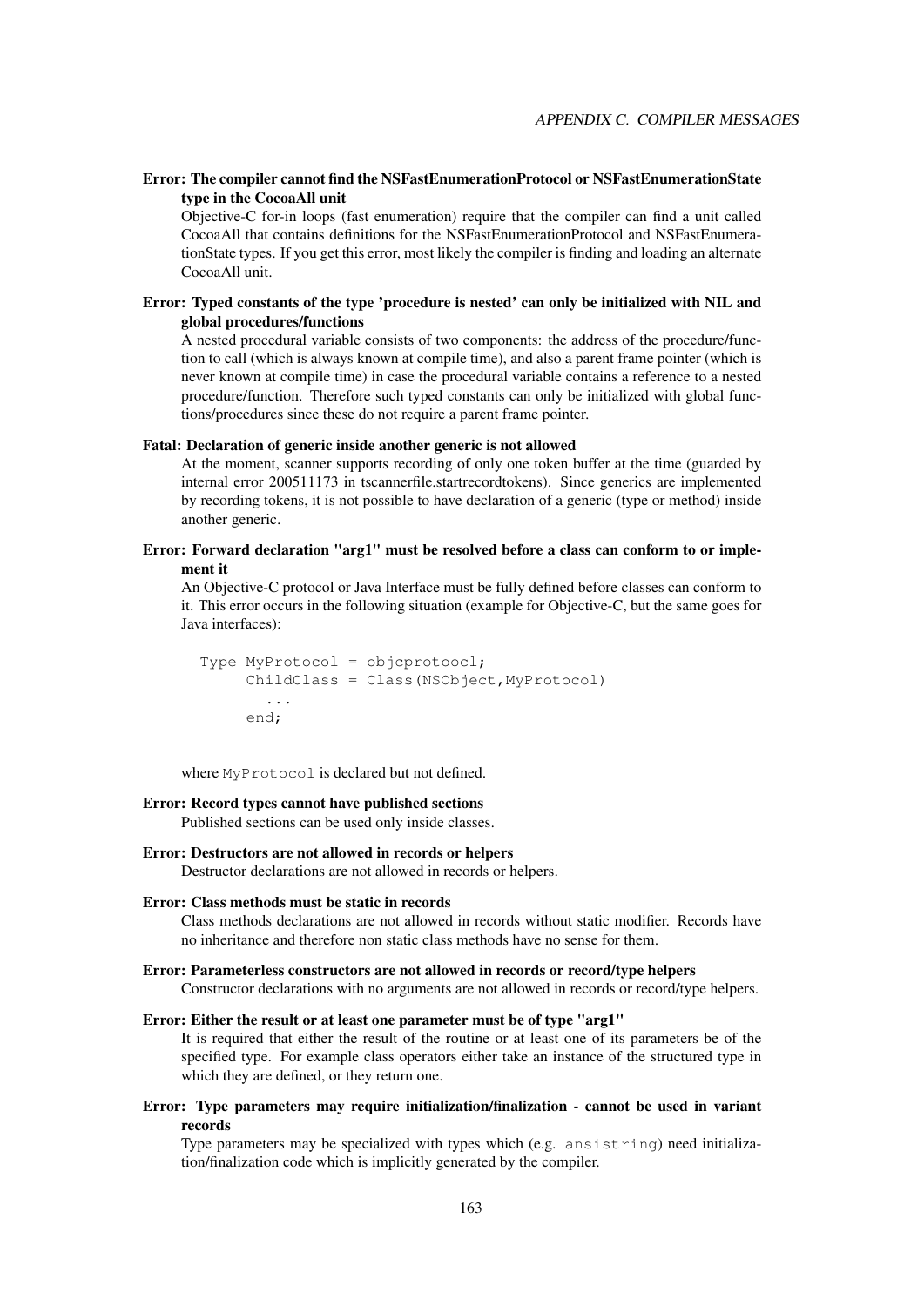**Error: The compiler cannot find the NSFastEnumerationProtocol or NSFastEnumerationState type in the CocoaAll unit**

Objective-C for-in loops (fast enumeration) require that the compiler can find a unit called CocoaAll that contains definitions for the NSFastEnumerationProtocol and NSFastEnumerationState types. If you get this error, most likely the compiler is finding and loading an alternate CocoaAll unit.

**Error: Typed constants of the type 'procedure is nested' can only be initialized with NIL and global procedures/functions**

A nested procedural variable consists of two components: the address of the procedure/function to call (which is always known at compile time), and also a parent frame pointer (which is never known at compile time) in case the procedural variable contains a reference to a nested procedure/function. Therefore such typed constants can only be initialized with global functions/procedures since these do not require a parent frame pointer.

**Fatal: Declaration of generic inside another generic is not allowed**

At the moment, scanner supports recording of only one token buffer at the time (guarded by internal error 200511173 in tscannerfile.startrecordtokens). Since generics are implemented by recording tokens, it is not possible to have declaration of a generic (type or method) inside another generic.

**Error: Forward declaration "arg1" must be resolved before a class can conform to or implement it**

An Objective-C protocol or Java Interface must be fully defined before classes can conform to it. This error occurs in the following situation (example for Objective-C, but the same goes for Java interfaces):

```
Type MyProtocol = objcprotoocl;
     ChildClass = Class(NSObject,MyProtocol)
       ...
     end;
```

where `MyProtocol` is declared but not defined.

**Error: Record types cannot have published sections**

Published sections can be used only inside classes.

**Error: Destructors are not allowed in records or helpers**

Destructor declarations are not allowed in records or helpers.

**Error: Class methods must be static in records**

Class methods declarations are not allowed in records without static modifier. Records have no inheritance and therefore non static class methods have no sense for them.

**Error: Parameterless constructors are not allowed in records or record/type helpers**

Constructor declarations with no arguments are not allowed in records or record/type helpers.

**Error: Either the result or at least one parameter must be of type "arg1"**

It is required that either the result of the routine or at least one of its parameters be of the specified type. For example class operators either take an instance of the structured type in which they are defined, or they return one.

**Error: Type parameters may require initialization/finalization - cannot be used in variant records**

Type parameters may be specialized with types which (e.g. `ansistring`) need initialization/finalization code which is implicitly generated by the compiler.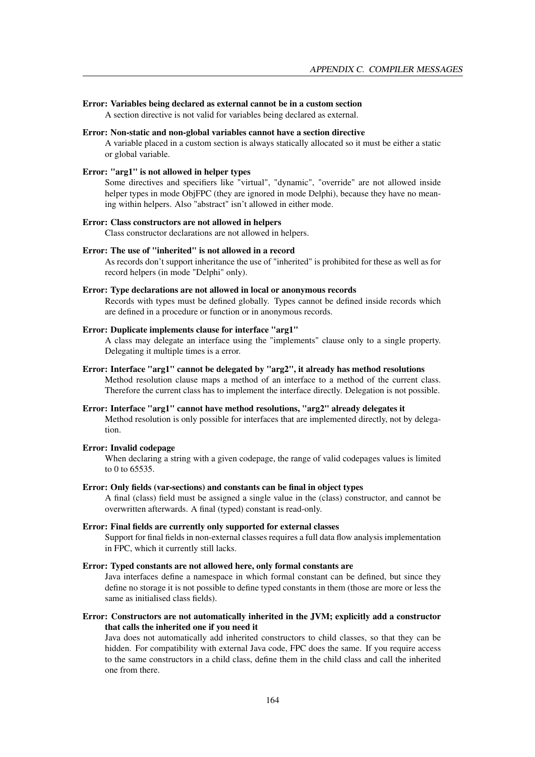**Error: Variables being declared as external cannot be in a custom section**

A section directive is not valid for variables being declared as external.

**Error: Non-static and non-global variables cannot have a section directive**

A variable placed in a custom section is always statically allocated so it must be either a static or global variable.

**Error: "arg1" is not allowed in helper types**

Some directives and specifiers like "virtual", "dynamic", "override" are not allowed inside helper types in mode ObjFPC (they are ignored in mode Delphi), because they have no meaning within helpers. Also "abstract" isn't allowed in either mode.

**Error: Class constructors are not allowed in helpers**

Class constructor declarations are not allowed in helpers.

**Error: The use of "inherited" is not allowed in a record**

As records don't support inheritance the use of "inherited" is prohibited for these as well as for record helpers (in mode "Delphi" only).

**Error: Type declarations are not allowed in local or anonymous records**

Records with types must be defined globally. Types cannot be defined inside records which are defined in a procedure or function or in anonymous records.

**Error: Duplicate implements clause for interface "arg1"**

A class may delegate an interface using the "implements" clause only to a single property. Delegating it multiple times is a error.

**Error: Interface "arg1" cannot be delegated by "arg2", it already has method resolutions**

Method resolution clause maps a method of an interface to a method of the current class. Therefore the current class has to implement the interface directly. Delegation is not possible.

**Error: Interface "arg1" cannot have method resolutions, "arg2" already delegates it**

Method resolution is only possible for interfaces that are implemented directly, not by delegation.

**Error: Invalid codepage**

When declaring a string with a given codepage, the range of valid codepages values is limited to 0 to 65535.

**Error: Only fields (var-sections) and constants can be final in object types**

A final (class) field must be assigned a single value in the (class) constructor, and cannot be overwritten afterwards. A final (typed) constant is read-only.

**Error: Final fields are currently only supported for external classes**

Support for final fields in non-external classes requires a full data flow analysis implementation in FPC, which it currently still lacks.

**Error: Typed constants are not allowed here, only formal constants are**

Java interfaces define a namespace in which formal constant can be defined, but since they define no storage it is not possible to define typed constants in them (those are more or less the same as initialised class fields).

**Error: Constructors are not automatically inherited in the JVM; explicitly add a constructor that calls the inherited one if you need it**

Java does not automatically add inherited constructors to child classes, so that they can be hidden. For compatibility with external Java code, FPC does the same. If you require access to the same constructors in a child class, define them in the child class and call the inherited one from there.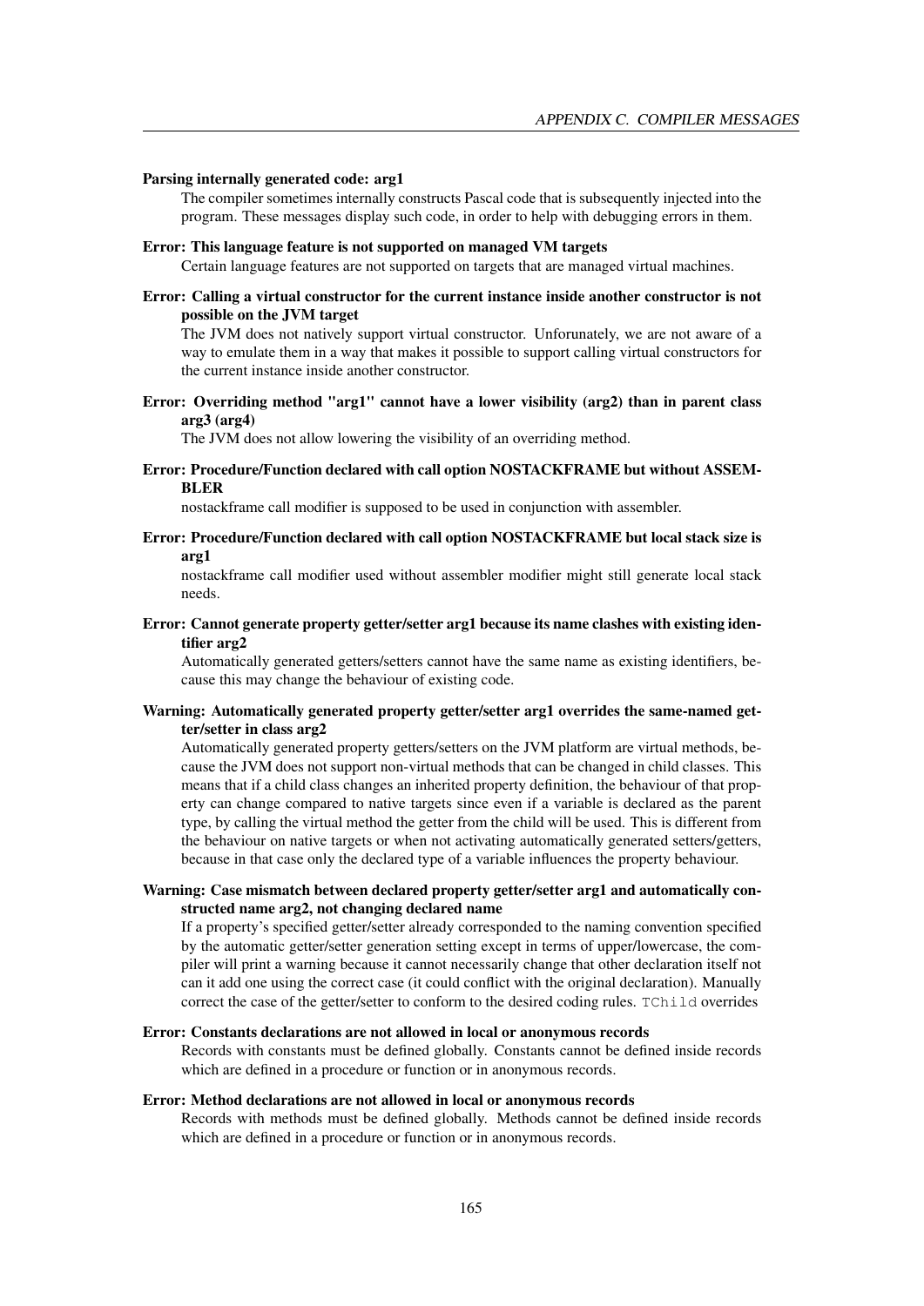**Parsing internally generated code: arg1**

The compiler sometimes internally constructs Pascal code that is subsequently injected into the program. These messages display such code, in order to help with debugging errors in them.

**Error: This language feature is not supported on managed VM targets**

Certain language features are not supported on targets that are managed virtual machines.

**Error: Calling a virtual constructor for the current instance inside another constructor is not possible on the JVM target**

The JVM does not natively support virtual constructor. Unforunately, we are not aware of a way to emulate them in a way that makes it possible to support calling virtual constructors for the current instance inside another constructor.

**Error: Overriding method "arg1" cannot have a lower visibility (arg2) than in parent class arg3 (arg4)**

The JVM does not allow lowering the visibility of an overriding method.

**Error: Procedure/Function declared with call option NOSTACKFRAME but without ASSEMBLER**

nostackframe call modifier is supposed to be used in conjunction with assembler.

**Error: Procedure/Function declared with call option NOSTACKFRAME but local stack size is arg1**

nostackframe call modifier used without assembler modifier might still generate local stack needs.

**Error: Cannot generate property getter/setter arg1 because its name clashes with existing identifier arg2**

Automatically generated getters/setters cannot have the same name as existing identifiers, because this may change the behaviour of existing code.

**Warning: Automatically generated property getter/setter arg1 overrides the same-named getter/setter in class arg2**

Automatically generated property getters/setters on the JVM platform are virtual methods, because the JVM does not support non-virtual methods that can be changed in child classes. This means that if a child class changes an inherited property definition, the behaviour of that property can change compared to native targets since even if a variable is declared as the parent type, by calling the virtual method the getter from the child will be used. This is different from the behaviour on native targets or when not activating automatically generated setters/getters, because in that case only the declared type of a variable influences the property behaviour.

**Warning: Case mismatch between declared property getter/setter arg1 and automatically constructed name arg2, not changing declared name**

If a property's specified getter/setter already corresponded to the naming convention specified by the automatic getter/setter generation setting except in terms of upper/lowercase, the compiler will print a warning because it cannot necessarily change that other declaration itself not can it add one using the correct case (it could conflict with the original declaration). Manually correct the case of the getter/setter to conform to the desired coding rules. `TChild` overrides

**Error: Constants declarations are not allowed in local or anonymous records**

Records with constants must be defined globally. Constants cannot be defined inside records which are defined in a procedure or function or in anonymous records.

**Error: Method declarations are not allowed in local or anonymous records**

Records with methods must be defined globally. Methods cannot be defined inside records which are defined in a procedure or function or in anonymous records.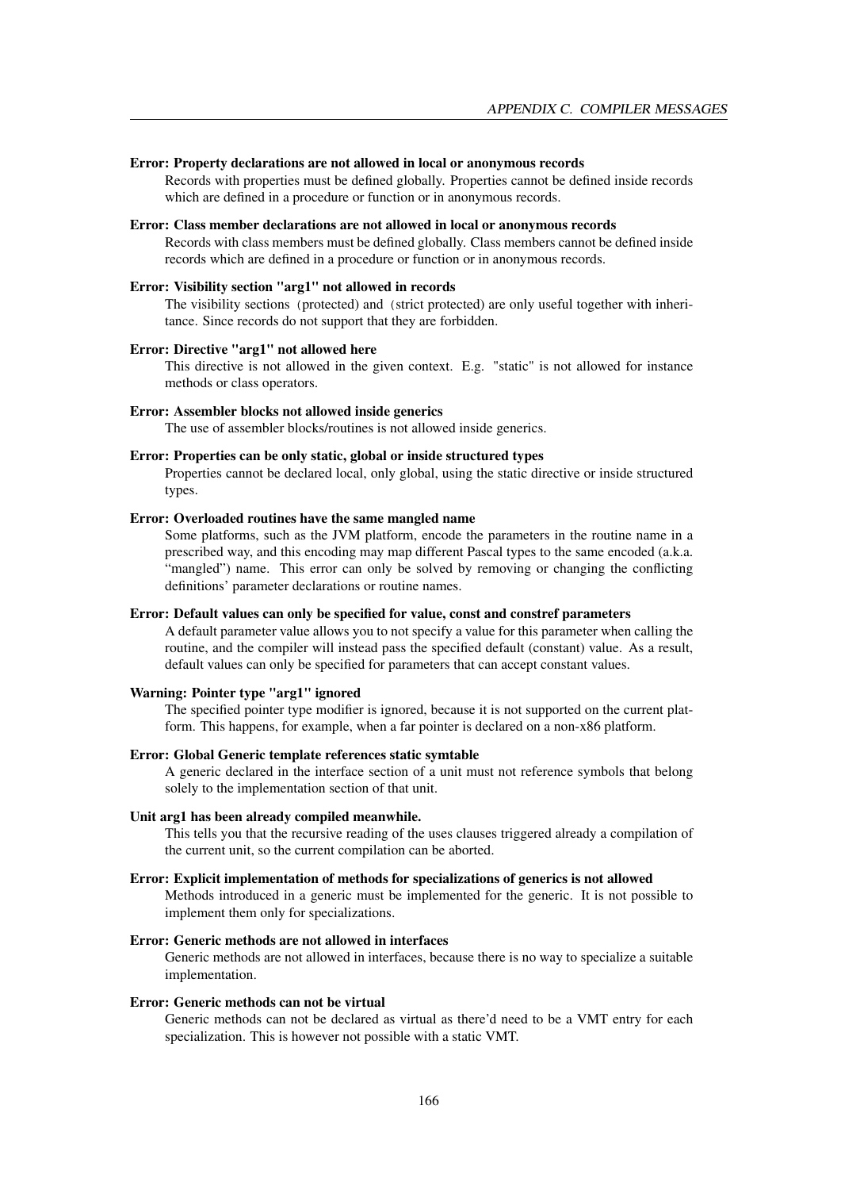**Error: Property declarations are not allowed in local or anonymous records**
Records with properties must be defined globally. Properties cannot be defined inside records which are defined in a procedure or function or in anonymous records.

**Error: Class member declarations are not allowed in local or anonymous records**
Records with class members must be defined globally. Class members cannot be defined inside records which are defined in a procedure or function or in anonymous records.

**Error: Visibility section "arg1" not allowed in records**
The visibility sections (protected) and (strict protected) are only useful together with inheritance. Since records do not support that they are forbidden.

**Error: Directive "arg1" not allowed here**
This directive is not allowed in the given context. E.g. "static" is not allowed for instance methods or class operators.

**Error: Assembler blocks not allowed inside generics**
The use of assembler blocks/routines is not allowed inside generics.

**Error: Properties can be only static, global or inside structured types**
Properties cannot be declared local, only global, using the static directive or inside structured types.

**Error: Overloaded routines have the same mangled name**
Some platforms, such as the JVM platform, encode the parameters in the routine name in a prescribed way, and this encoding may map different Pascal types to the same encoded (a.k.a. "mangled") name. This error can only be solved by removing or changing the conflicting definitions' parameter declarations or routine names.

**Error: Default values can only be specified for value, const and constref parameters**
A default parameter value allows you to not specify a value for this parameter when calling the routine, and the compiler will instead pass the specified default (constant) value. As a result, default values can only be specified for parameters that can accept constant values.

**Warning: Pointer type "arg1" ignored**
The specified pointer type modifier is ignored, because it is not supported on the current platform. This happens, for example, when a far pointer is declared on a non-x86 platform.

**Error: Global Generic template references static symtable**
A generic declared in the interface section of a unit must not reference symbols that belong solely to the implementation section of that unit.

**Unit arg1 has been already compiled meanwhile.**
This tells you that the recursive reading of the uses clauses triggered already a compilation of the current unit, so the current compilation can be aborted.

**Error: Explicit implementation of methods for specializations of generics is not allowed**
Methods introduced in a generic must be implemented for the generic. It is not possible to implement them only for specializations.

**Error: Generic methods are not allowed in interfaces**
Generic methods are not allowed in interfaces, because there is no way to specialize a suitable implementation.

**Error: Generic methods can not be virtual**
Generic methods can not be declared as virtual as there'd need to be a VMT entry for each specialization. This is however not possible with a static VMT.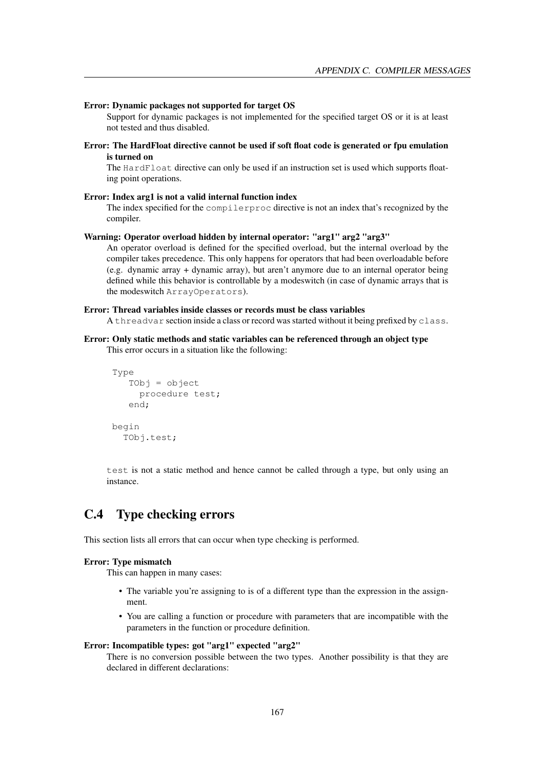**Error: Dynamic packages not supported for target OS**

Support for dynamic packages is not implemented for the specified target OS or it is at least not tested and thus disabled.

**Error: The HardFloat directive cannot be used if soft float code is generated or fpu emulation is turned on**

The `HardFloat` directive can only be used if an instruction set is used which supports floating point operations.

**Error: Index arg1 is not a valid internal function index**

The index specified for the `compilerproc` directive is not an index that's recognized by the compiler.

**Warning: Operator overload hidden by internal operator: "arg1" arg2 "arg3"**

An operator overload is defined for the specified overload, but the internal overload by the compiler takes precedence. This only happens for operators that had been overloadable before (e.g. dynamic array + dynamic array), but aren't anymore due to an internal operator being defined while this behavior is controllable by a modeswitch (in case of dynamic arrays that is the modeswitch `ArrayOperators`).

**Error: Thread variables inside classes or records must be class variables**

A `threadvar` section inside a class or record was started without it being prefixed by `class`.

**Error: Only static methods and static variables can be referenced through an object type**

This error occurs in a situation like the following:

```
Type
   TObj = object
     procedure test;
   end;

begin
  TObj.test;
```

`test` is not a static method and hence cannot be called through a type, but only using an instance.

## C.4 Type checking errors

This section lists all errors that can occur when type checking is performed.

**Error: Type mismatch**

This can happen in many cases:

- The variable you're assigning to is of a different type than the expression in the assignment.
- You are calling a function or procedure with parameters that are incompatible with the parameters in the function or procedure definition.

**Error: Incompatible types: got "arg1" expected "arg2"**

There is no conversion possible between the two types. Another possibility is that they are declared in different declarations: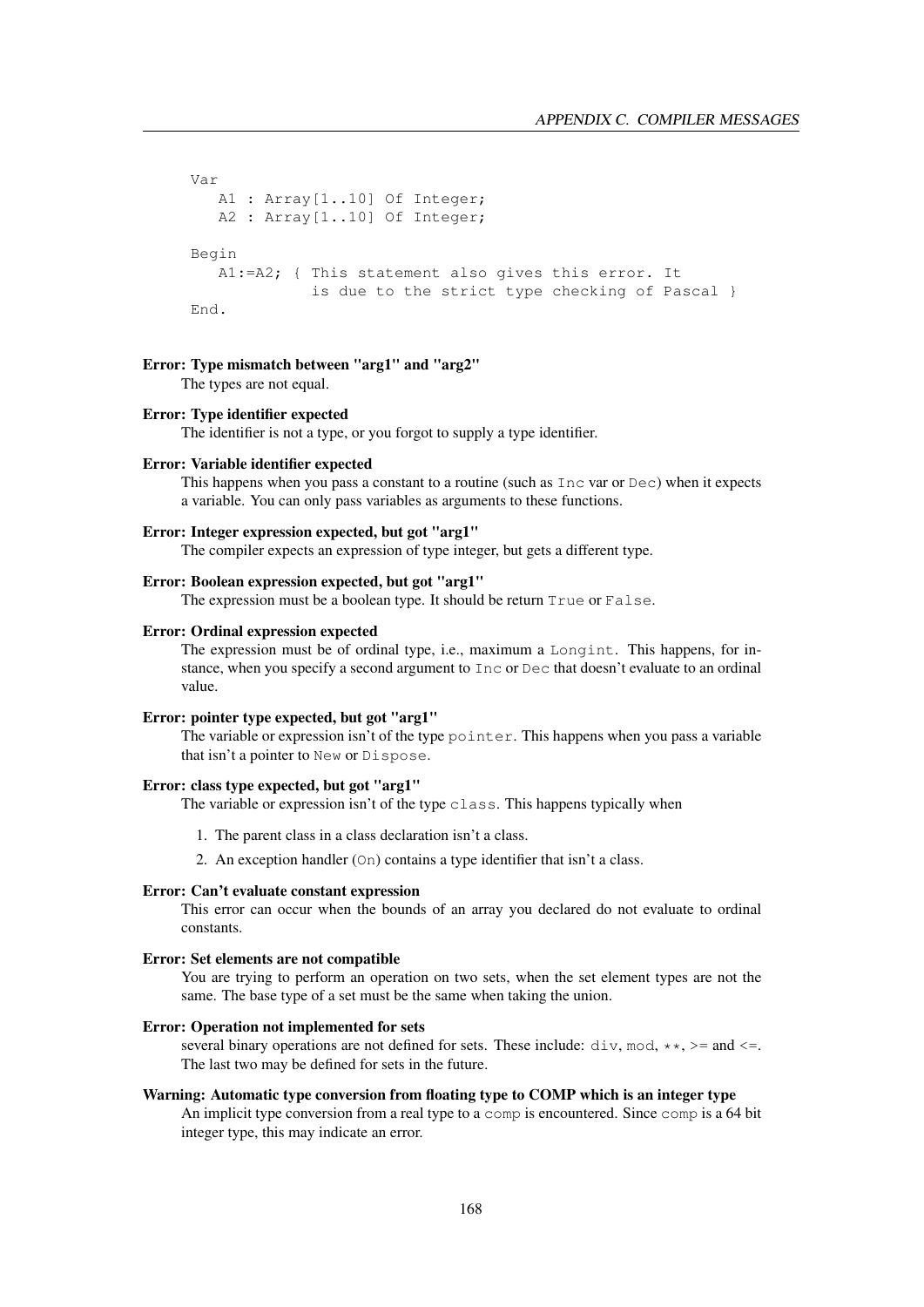```
Var
   A1 : Array[1..10] Of Integer;
   A2 : Array[1..10] Of Integer;

Begin
   A1:=A2; { This statement also gives this error. It
             is due to the strict type checking of Pascal }
End.
```

**Error: Type mismatch between "arg1" and "arg2"**

The types are not equal.

**Error: Type identifier expected**

The identifier is not a type, or you forgot to supply a type identifier.

**Error: Variable identifier expected**

This happens when you pass a constant to a routine (such as `Inc` var or `Dec`) when it expects a variable. You can only pass variables as arguments to these functions.

**Error: Integer expression expected, but got "arg1"**

The compiler expects an expression of type integer, but gets a different type.

**Error: Boolean expression expected, but got "arg1"**

The expression must be a boolean type. It should be return `True` or `False`.

**Error: Ordinal expression expected**

The expression must be of ordinal type, i.e., maximum a `Longint`. This happens, for instance, when you specify a second argument to `Inc` or `Dec` that doesn't evaluate to an ordinal value.

**Error: pointer type expected, but got "arg1"**

The variable or expression isn't of the type `pointer`. This happens when you pass a variable that isn't a pointer to `New` or `Dispose`.

**Error: class type expected, but got "arg1"**

The variable or expression isn't of the type `class`. This happens typically when

1. The parent class in a class declaration isn't a class.
2. An exception handler (`On`) contains a type identifier that isn't a class.

**Error: Can't evaluate constant expression**

This error can occur when the bounds of an array you declared do not evaluate to ordinal constants.

**Error: Set elements are not compatible**

You are trying to perform an operation on two sets, when the set element types are not the same. The base type of a set must be the same when taking the union.

**Error: Operation not implemented for sets**

several binary operations are not defined for sets. These include: `div`, `mod`, `**`, `>=` and `<=`. The last two may be defined for sets in the future.

**Warning: Automatic type conversion from floating type to COMP which is an integer type**

An implicit type conversion from a real type to a `comp` is encountered. Since `comp` is a 64 bit integer type, this may indicate an error.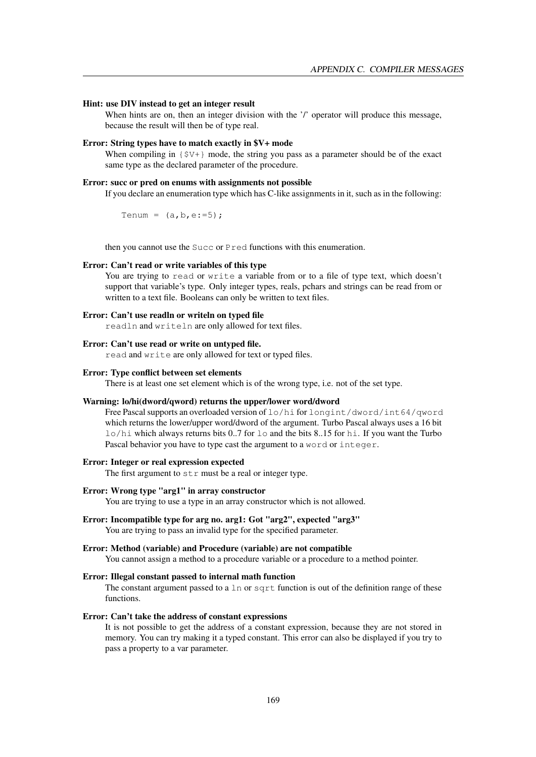**Hint: use DIV instead to get an integer result**

When hints are on, then an integer division with the '/' operator will produce this message, because the result will then be of type real.

**Error: String types have to match exactly in $V+ mode**

When compiling in `{$V+}` mode, the string you pass as a parameter should be of the exact same type as the declared parameter of the procedure.

**Error: succ or pred on enums with assignments not possible**

If you declare an enumeration type which has C-like assignments in it, such as in the following:

```
Tenum = (a,b,e:=5);
```

then you cannot use the `Succ` or `Pred` functions with this enumeration.

**Error: Can't read or write variables of this type**

You are trying to `read` or `write` a variable from or to a file of type text, which doesn't support that variable's type. Only integer types, reals, pchars and strings can be read from or written to a text file. Booleans can only be written to text files.

**Error: Can't use readln or writeln on typed file**

`readln` and `writeln` are only allowed for text files.

**Error: Can't use read or write on untyped file.**

`read` and `write` are only allowed for text or typed files.

**Error: Type conflict between set elements**

There is at least one set element which is of the wrong type, i.e. not of the set type.

**Warning: lo/hi(dword/qword) returns the upper/lower word/dword**

Free Pascal supports an overloaded version of `lo/hi` for `longint/dword/int64/qword` which returns the lower/upper word/dword of the argument. Turbo Pascal always uses a 16 bit `lo/hi` which always returns bits 0..7 for `lo` and the bits 8..15 for `hi`. If you want the Turbo Pascal behavior you have to type cast the argument to a `word` or `integer`.

**Error: Integer or real expression expected**

The first argument to `str` must be a real or integer type.

**Error: Wrong type "arg1" in array constructor**

You are trying to use a type in an array constructor which is not allowed.

**Error: Incompatible type for arg no. arg1: Got "arg2", expected "arg3"**

You are trying to pass an invalid type for the specified parameter.

**Error: Method (variable) and Procedure (variable) are not compatible**

You cannot assign a method to a procedure variable or a procedure to a method pointer.

**Error: Illegal constant passed to internal math function**

The constant argument passed to a `ln` or `sqrt` function is out of the definition range of these functions.

**Error: Can't take the address of constant expressions**

It is not possible to get the address of a constant expression, because they are not stored in memory. You can try making it a typed constant. This error can also be displayed if you try to pass a property to a var parameter.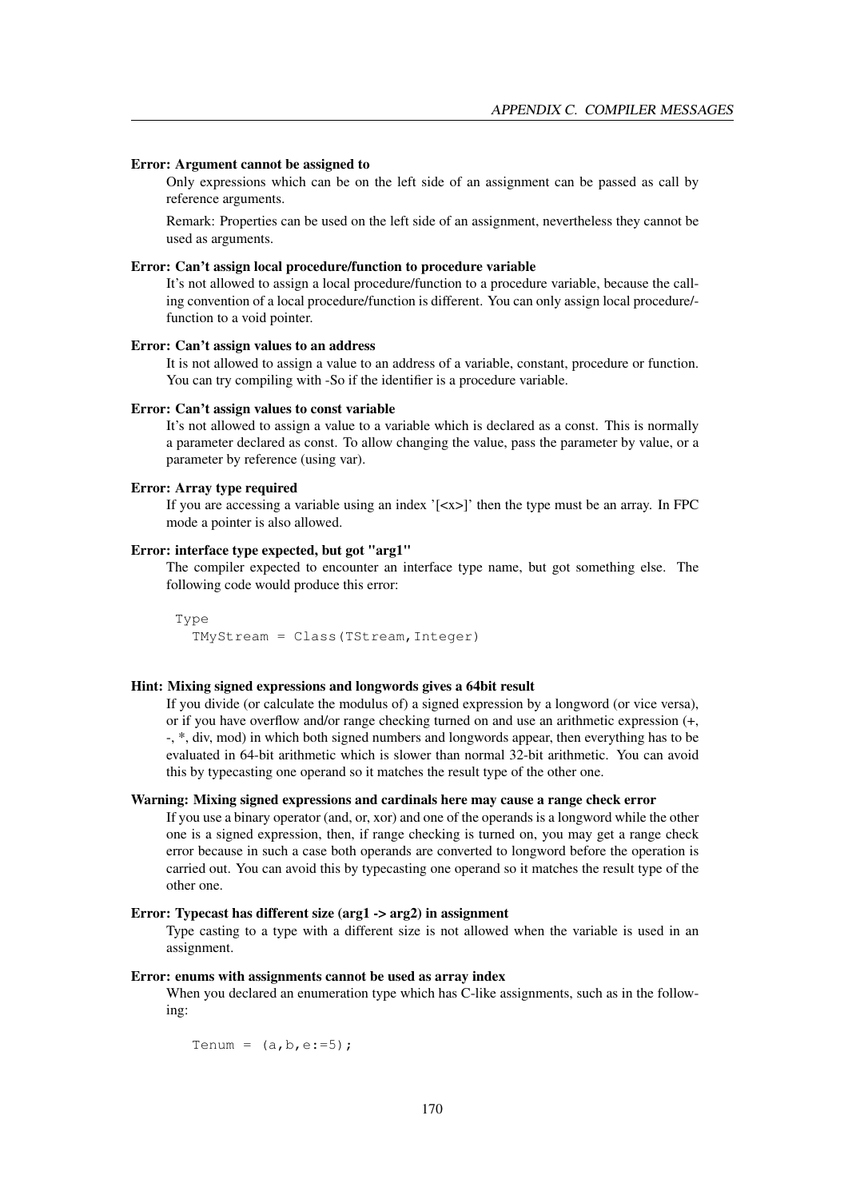**Error: Argument cannot be assigned to**

Only expressions which can be on the left side of an assignment can be passed as call by reference arguments.

Remark: Properties can be used on the left side of an assignment, nevertheless they cannot be used as arguments.

**Error: Can't assign local procedure/function to procedure variable**

It's not allowed to assign a local procedure/function to a procedure variable, because the calling convention of a local procedure/function is different. You can only assign local procedure/function to a void pointer.

**Error: Can't assign values to an address**

It is not allowed to assign a value to an address of a variable, constant, procedure or function. You can try compiling with -So if the identifier is a procedure variable.

**Error: Can't assign values to const variable**

It's not allowed to assign a value to a variable which is declared as a const. This is normally a parameter declared as const. To allow changing the value, pass the parameter by value, or a parameter by reference (using var).

**Error: Array type required**

If you are accessing a variable using an index '[<x>]' then the type must be an array. In FPC mode a pointer is also allowed.

**Error: interface type expected, but got "arg1"**

The compiler expected to encounter an interface type name, but got something else. The following code would produce this error:

```
Type
  TMyStream = Class(TStream,Integer)
```

**Hint: Mixing signed expressions and longwords gives a 64bit result**

If you divide (or calculate the modulus of) a signed expression by a longword (or vice versa), or if you have overflow and/or range checking turned on and use an arithmetic expression (+, -, *, div, mod) in which both signed numbers and longwords appear, then everything has to be evaluated in 64-bit arithmetic which is slower than normal 32-bit arithmetic. You can avoid this by typecasting one operand so it matches the result type of the other one.

**Warning: Mixing signed expressions and cardinals here may cause a range check error**

If you use a binary operator (and, or, xor) and one of the operands is a longword while the other one is a signed expression, then, if range checking is turned on, you may get a range check error because in such a case both operands are converted to longword before the operation is carried out. You can avoid this by typecasting one operand so it matches the result type of the other one.

**Error: Typecast has different size (arg1 -> arg2) in assignment**

Type casting to a type with a different size is not allowed when the variable is used in an assignment.

**Error: enums with assignments cannot be used as array index**

When you declared an enumeration type which has C-like assignments, such as in the following:

```
Tenum = (a,b,e:=5);
```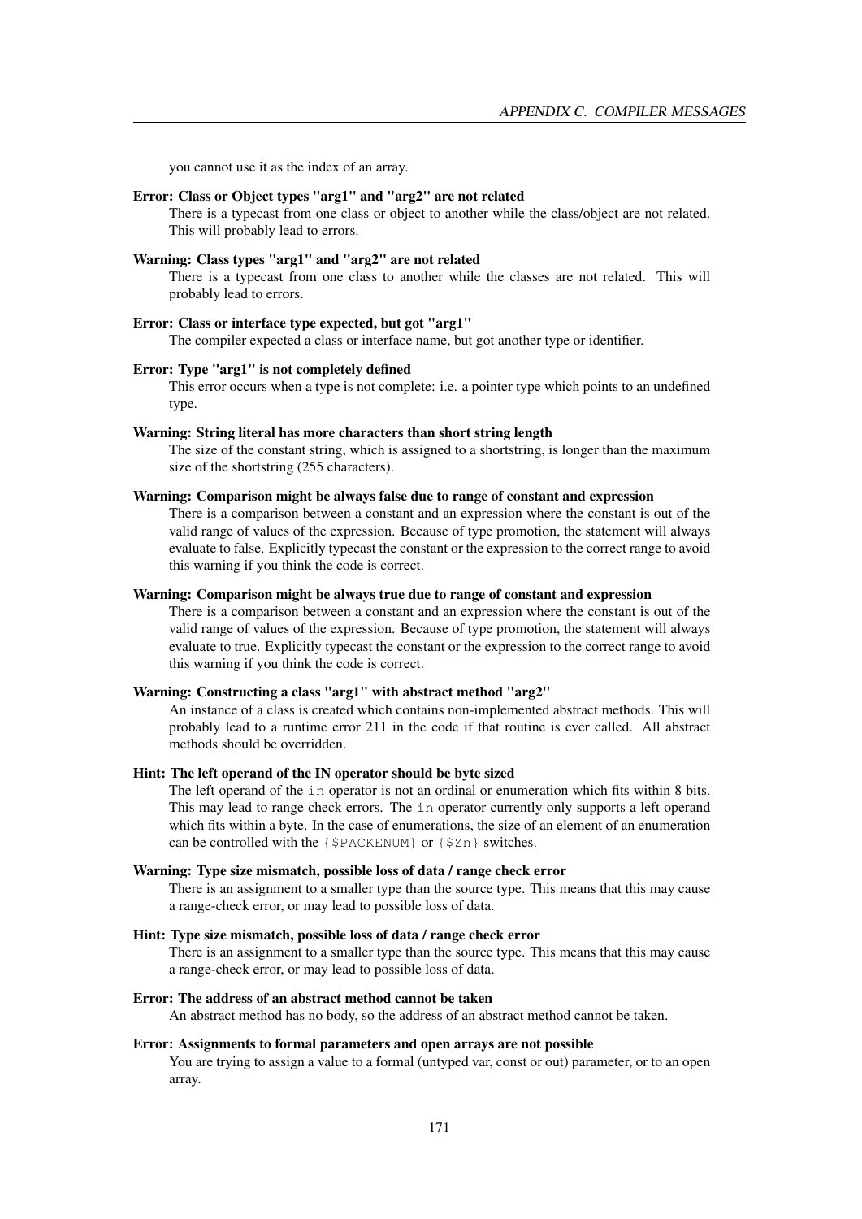you cannot use it as the index of an array.

**Error: Class or Object types "arg1" and "arg2" are not related**
There is a typecast from one class or object to another while the class/object are not related. This will probably lead to errors.

**Warning: Class types "arg1" and "arg2" are not related**
There is a typecast from one class to another while the classes are not related. This will probably lead to errors.

**Error: Class or interface type expected, but got "arg1"**
The compiler expected a class or interface name, but got another type or identifier.

**Error: Type "arg1" is not completely defined**
This error occurs when a type is not complete: i.e. a pointer type which points to an undefined type.

**Warning: String literal has more characters than short string length**
The size of the constant string, which is assigned to a shortstring, is longer than the maximum size of the shortstring (255 characters).

**Warning: Comparison might be always false due to range of constant and expression**
There is a comparison between a constant and an expression where the constant is out of the valid range of values of the expression. Because of type promotion, the statement will always evaluate to false. Explicitly typecast the constant or the expression to the correct range to avoid this warning if you think the code is correct.

**Warning: Comparison might be always true due to range of constant and expression**
There is a comparison between a constant and an expression where the constant is out of the valid range of values of the expression. Because of type promotion, the statement will always evaluate to true. Explicitly typecast the constant or the expression to the correct range to avoid this warning if you think the code is correct.

**Warning: Constructing a class "arg1" with abstract method "arg2"**
An instance of a class is created which contains non-implemented abstract methods. This will probably lead to a runtime error 211 in the code if that routine is ever called. All abstract methods should be overridden.

**Hint: The left operand of the IN operator should be byte sized**
The left operand of the `in` operator is not an ordinal or enumeration which fits within 8 bits. This may lead to range check errors. The `in` operator currently only supports a left operand which fits within a byte. In the case of enumerations, the size of an element of an enumeration can be controlled with the `{$PACKENUM}` or `{$Zn}` switches.

**Warning: Type size mismatch, possible loss of data / range check error**
There is an assignment to a smaller type than the source type. This means that this may cause a range-check error, or may lead to possible loss of data.

**Hint: Type size mismatch, possible loss of data / range check error**
There is an assignment to a smaller type than the source type. This means that this may cause a range-check error, or may lead to possible loss of data.

**Error: The address of an abstract method cannot be taken**
An abstract method has no body, so the address of an abstract method cannot be taken.

**Error: Assignments to formal parameters and open arrays are not possible**
You are trying to assign a value to a formal (untyped var, const or out) parameter, or to an open array.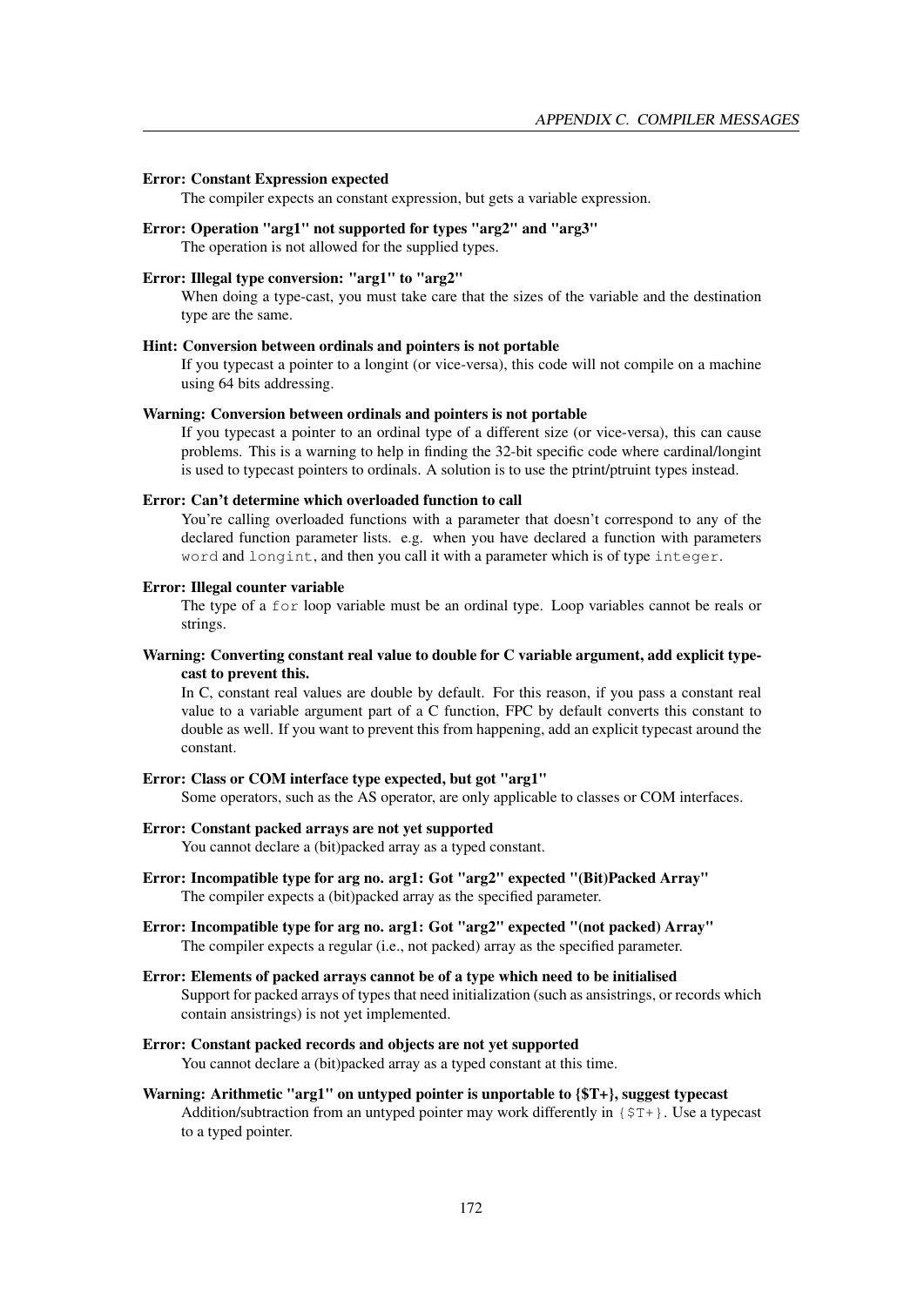**Error: Constant Expression expected**
The compiler expects an constant expression, but gets a variable expression.

**Error: Operation "arg1" not supported for types "arg2" and "arg3"**
The operation is not allowed for the supplied types.

**Error: Illegal type conversion: "arg1" to "arg2"**
When doing a type-cast, you must take care that the sizes of the variable and the destination type are the same.

**Hint: Conversion between ordinals and pointers is not portable**
If you typecast a pointer to a longint (or vice-versa), this code will not compile on a machine using 64 bits addressing.

**Warning: Conversion between ordinals and pointers is not portable**
If you typecast a pointer to an ordinal type of a different size (or vice-versa), this can cause problems. This is a warning to help in finding the 32-bit specific code where cardinal/longint is used to typecast pointers to ordinals. A solution is to use the ptrint/ptruint types instead.

**Error: Can't determine which overloaded function to call**
You're calling overloaded functions with a parameter that doesn't correspond to any of the declared function parameter lists. e.g. when you have declared a function with parameters `word` and `longint`, and then you call it with a parameter which is of type `integer`.

**Error: Illegal counter variable**
The type of a `for` loop variable must be an ordinal type. Loop variables cannot be reals or strings.

**Warning: Converting constant real value to double for C variable argument, add explicit typecast to prevent this.**
In C, constant real values are double by default. For this reason, if you pass a constant real value to a variable argument part of a C function, FPC by default converts this constant to double as well. If you want to prevent this from happening, add an explicit typecast around the constant.

**Error: Class or COM interface type expected, but got "arg1"**
Some operators, such as the AS operator, are only applicable to classes or COM interfaces.

**Error: Constant packed arrays are not yet supported**
You cannot declare a (bit)packed array as a typed constant.

**Error: Incompatible type for arg no. arg1: Got "arg2" expected "(Bit)Packed Array"**
The compiler expects a (bit)packed array as the specified parameter.

**Error: Incompatible type for arg no. arg1: Got "arg2" expected "(not packed) Array"**
The compiler expects a regular (i.e., not packed) array as the specified parameter.

**Error: Elements of packed arrays cannot be of a type which need to be initialised**
Support for packed arrays of types that need initialization (such as ansistrings, or records which contain ansistrings) is not yet implemented.

**Error: Constant packed records and objects are not yet supported**
You cannot declare a (bit)packed array as a typed constant at this time.

**Warning: Arithmetic "arg1" on untyped pointer is unportable to {$T+}, suggest typecast**
Addition/subtraction from an untyped pointer may work differently in `{$T+}`. Use a typecast to a typed pointer.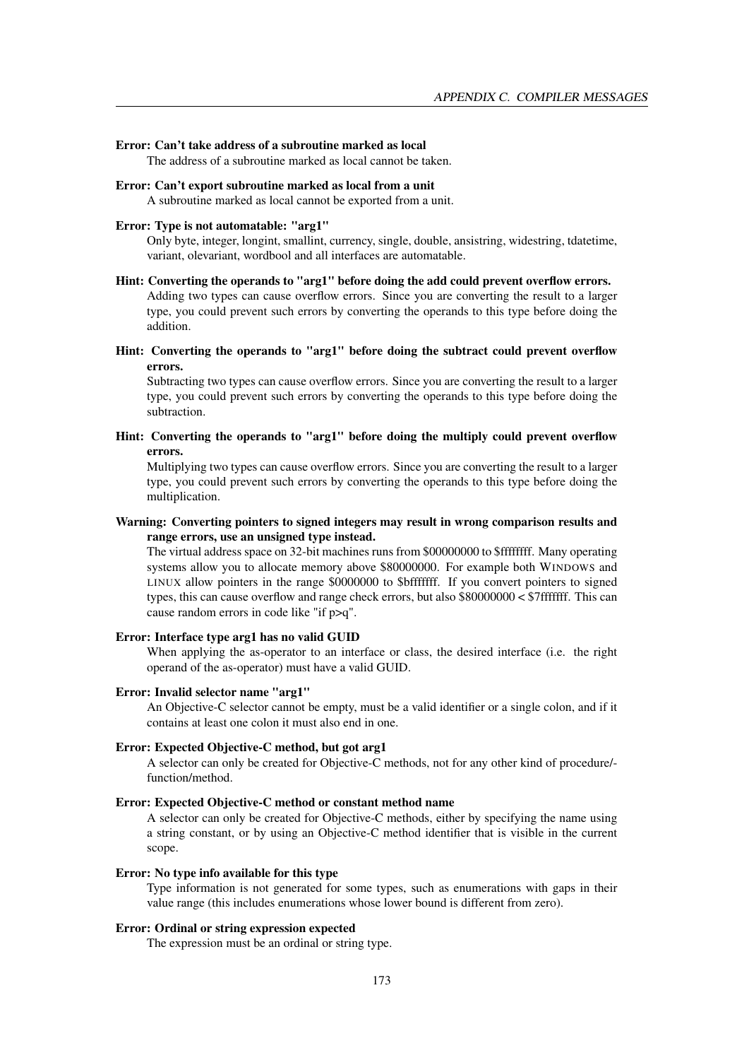**Error: Can't take address of a subroutine marked as local**

The address of a subroutine marked as local cannot be taken.

**Error: Can't export subroutine marked as local from a unit**

A subroutine marked as local cannot be exported from a unit.

**Error: Type is not automatable: "arg1"**

Only byte, integer, longint, smallint, currency, single, double, ansistring, widestring, tdatetime, variant, olevariant, wordbool and all interfaces are automatable.

**Hint: Converting the operands to "arg1" before doing the add could prevent overflow errors.**

Adding two types can cause overflow errors. Since you are converting the result to a larger type, you could prevent such errors by converting the operands to this type before doing the addition.

**Hint: Converting the operands to "arg1" before doing the subtract could prevent overflow errors.**

Subtracting two types can cause overflow errors. Since you are converting the result to a larger type, you could prevent such errors by converting the operands to this type before doing the subtraction.

**Hint: Converting the operands to "arg1" before doing the multiply could prevent overflow errors.**

Multiplying two types can cause overflow errors. Since you are converting the result to a larger type, you could prevent such errors by converting the operands to this type before doing the multiplication.

**Warning: Converting pointers to signed integers may result in wrong comparison results and range errors, use an unsigned type instead.**

The virtual address space on 32-bit machines runs from $00000000 to $ffffffff. Many operating systems allow you to allocate memory above $80000000. For example both WINDOWS and LINUX allow pointers in the range $0000000 to $bfffffff. If you convert pointers to signed types, this can cause overflow and range check errors, but also $80000000 < $7fffffff. This can cause random errors in code like "if p>q".

**Error: Interface type arg1 has no valid GUID**

When applying the as-operator to an interface or class, the desired interface (i.e. the right operand of the as-operator) must have a valid GUID.

**Error: Invalid selector name "arg1"**

An Objective-C selector cannot be empty, must be a valid identifier or a single colon, and if it contains at least one colon it must also end in one.

**Error: Expected Objective-C method, but got arg1**

A selector can only be created for Objective-C methods, not for any other kind of procedure/-function/method.

**Error: Expected Objective-C method or constant method name**

A selector can only be created for Objective-C methods, either by specifying the name using a string constant, or by using an Objective-C method identifier that is visible in the current scope.

**Error: No type info available for this type**

Type information is not generated for some types, such as enumerations with gaps in their value range (this includes enumerations whose lower bound is different from zero).

**Error: Ordinal or string expression expected**

The expression must be an ordinal or string type.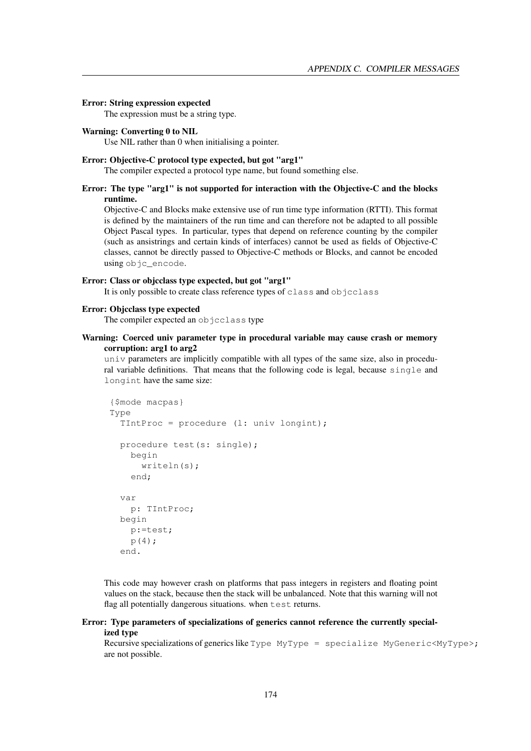**Error: String expression expected**
The expression must be a string type.

**Warning: Converting 0 to NIL**
Use NIL rather than 0 when initialising a pointer.

**Error: Objective-C protocol type expected, but got "arg1"**
The compiler expected a protocol type name, but found something else.

**Error: The type "arg1" is not supported for interaction with the Objective-C and the blocks runtime.**
Objective-C and Blocks make extensive use of run time type information (RTTI). This format is defined by the maintainers of the run time and can therefore not be adapted to all possible Object Pascal types. In particular, types that depend on reference counting by the compiler (such as ansistrings and certain kinds of interfaces) cannot be used as fields of Objective-C classes, cannot be directly passed to Objective-C methods or Blocks, and cannot be encoded using `objc_encode`.

**Error: Class or objcclass type expected, but got "arg1"**
It is only possible to create class reference types of `class` and `objcclass`

**Error: Objcclass type expected**
The compiler expected an `objcclass` type

**Warning: Coerced univ parameter type in procedural variable may cause crash or memory corruption: arg1 to arg2**
`univ` parameters are implicitly compatible with all types of the same size, also in procedural variable definitions. That means that the following code is legal, because `single` and `longint` have the same size:

```
{$mode macpas}
Type
  TIntProc = procedure (l: univ longint);

  procedure test(s: single);
    begin
      writeln(s);
    end;

  var
    p: TIntProc;
  begin
    p:=test;
    p(4);
  end.
```

This code may however crash on platforms that pass integers in registers and floating point values on the stack, because then the stack will be unbalanced. Note that this warning will not flag all potentially dangerous situations. when `test` returns.

**Error: Type parameters of specializations of generics cannot reference the currently specialized type**
Recursive specializations of generics like `Type MyType = specialize MyGeneric<MyType>;` are not possible.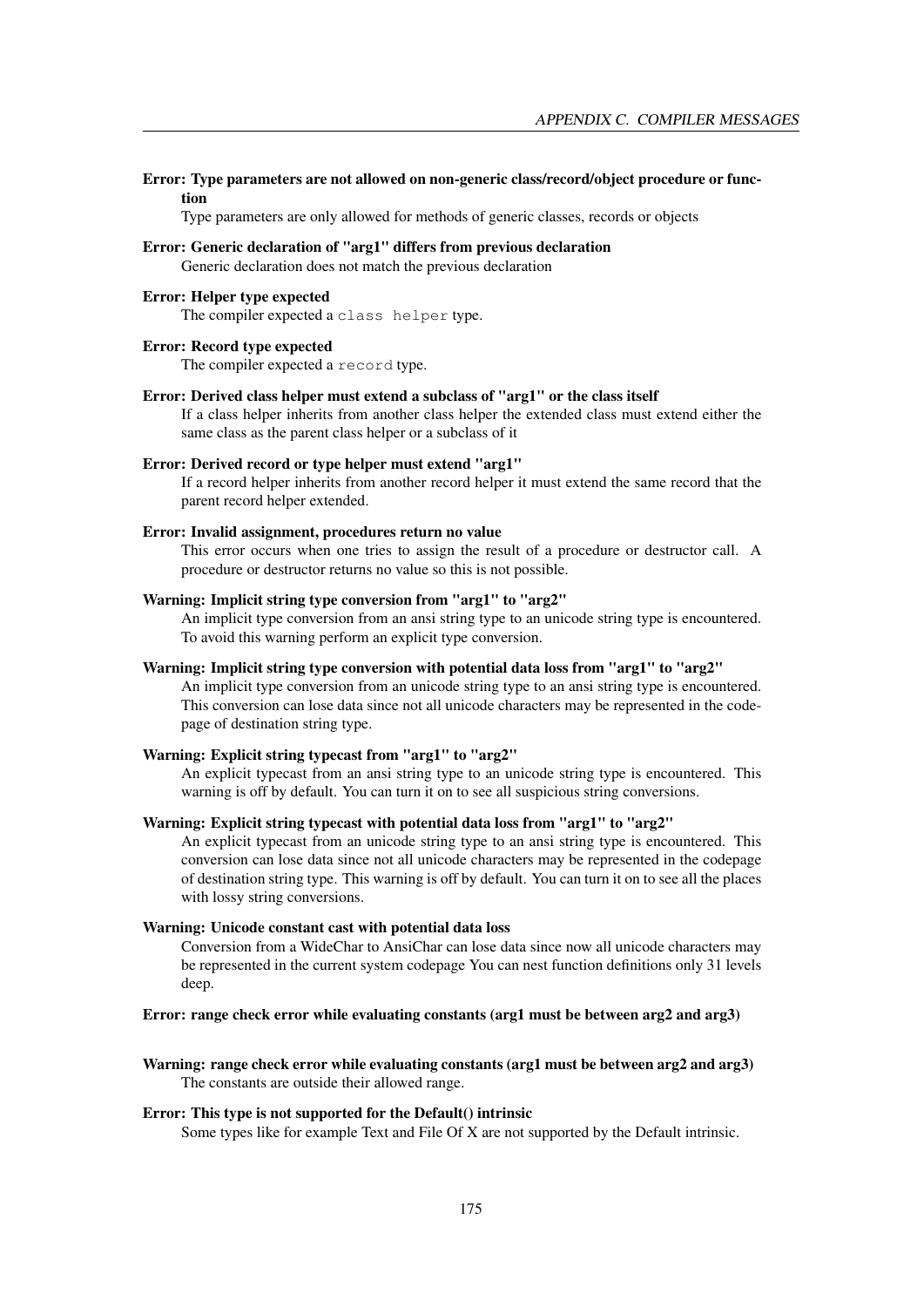**Error: Type parameters are not allowed on non-generic class/record/object procedure or function**

Type parameters are only allowed for methods of generic classes, records or objects

**Error: Generic declaration of "arg1" differs from previous declaration**

Generic declaration does not match the previous declaration

**Error: Helper type expected**

The compiler expected a `class helper` type.

**Error: Record type expected**

The compiler expected a `record` type.

**Error: Derived class helper must extend a subclass of "arg1" or the class itself**

If a class helper inherits from another class helper the extended class must extend either the same class as the parent class helper or a subclass of it

**Error: Derived record or type helper must extend "arg1"**

If a record helper inherits from another record helper it must extend the same record that the parent record helper extended.

**Error: Invalid assignment, procedures return no value**

This error occurs when one tries to assign the result of a procedure or destructor call. A procedure or destructor returns no value so this is not possible.

**Warning: Implicit string type conversion from "arg1" to "arg2"**

An implicit type conversion from an ansi string type to an unicode string type is encountered. To avoid this warning perform an explicit type conversion.

**Warning: Implicit string type conversion with potential data loss from "arg1" to "arg2"**

An implicit type conversion from an unicode string type to an ansi string type is encountered. This conversion can lose data since not all unicode characters may be represented in the codepage of destination string type.

**Warning: Explicit string typecast from "arg1" to "arg2"**

An explicit typecast from an ansi string type to an unicode string type is encountered. This warning is off by default. You can turn it on to see all suspicious string conversions.

**Warning: Explicit string typecast with potential data loss from "arg1" to "arg2"**

An explicit typecast from an unicode string type to an ansi string type is encountered. This conversion can lose data since not all unicode characters may be represented in the codepage of destination string type. This warning is off by default. You can turn it on to see all the places with lossy string conversions.

**Warning: Unicode constant cast with potential data loss**

Conversion from a WideChar to AnsiChar can lose data since now all unicode characters may be represented in the current system codepage You can nest function definitions only 31 levels deep.

**Error: range check error while evaluating constants (arg1 must be between arg2 and arg3)**

**Warning: range check error while evaluating constants (arg1 must be between arg2 and arg3)**

The constants are outside their allowed range.

**Error: This type is not supported for the Default() intrinsic**

Some types like for example Text and File Of X are not supported by the Default intrinsic.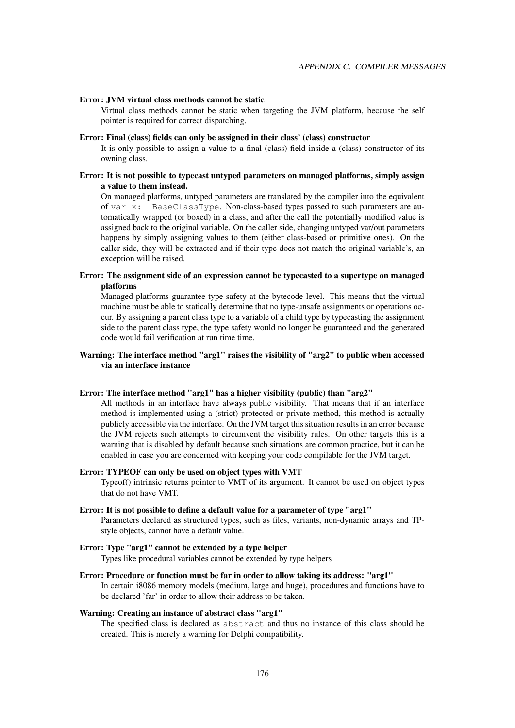**Error: JVM virtual class methods cannot be static**

Virtual class methods cannot be static when targeting the JVM platform, because the self pointer is required for correct dispatching.

**Error: Final (class) fields can only be assigned in their class' (class) constructor**

It is only possible to assign a value to a final (class) field inside a (class) constructor of its owning class.

**Error: It is not possible to typecast untyped parameters on managed platforms, simply assign a value to them instead.**

On managed platforms, untyped parameters are translated by the compiler into the equivalent of `var x: BaseClassType`. Non-class-based types passed to such parameters are automatically wrapped (or boxed) in a class, and after the call the potentially modified value is assigned back to the original variable. On the caller side, changing untyped var/out parameters happens by simply assigning values to them (either class-based or primitive ones). On the caller side, they will be extracted and if their type does not match the original variable's, an exception will be raised.

**Error: The assignment side of an expression cannot be typecasted to a supertype on managed platforms**

Managed platforms guarantee type safety at the bytecode level. This means that the virtual machine must be able to statically determine that no type-unsafe assignments or operations occur. By assigning a parent class type to a variable of a child type by typecasting the assignment side to the parent class type, the type safety would no longer be guaranteed and the generated code would fail verification at run time time.

**Warning: The interface method "arg1" raises the visibility of "arg2" to public when accessed via an interface instance**

**Error: The interface method "arg1" has a higher visibility (public) than "arg2"**

All methods in an interface have always public visibility. That means that if an interface method is implemented using a (strict) protected or private method, this method is actually publicly accessible via the interface. On the JVM target this situation results in an error because the JVM rejects such attempts to circumvent the visibility rules. On other targets this is a warning that is disabled by default because such situations are common practice, but it can be enabled in case you are concerned with keeping your code compilable for the JVM target.

**Error: TYPEOF can only be used on object types with VMT**

Typeof() intrinsic returns pointer to VMT of its argument. It cannot be used on object types that do not have VMT.

**Error: It is not possible to define a default value for a parameter of type "arg1"**

Parameters declared as structured types, such as files, variants, non-dynamic arrays and TP-style objects, cannot have a default value.

**Error: Type "arg1" cannot be extended by a type helper**

Types like procedural variables cannot be extended by type helpers

**Error: Procedure or function must be far in order to allow taking its address: "arg1"**

In certain i8086 memory models (medium, large and huge), procedures and functions have to be declared 'far' in order to allow their address to be taken.

**Warning: Creating an instance of abstract class "arg1"**

The specified class is declared as `abstract` and thus no instance of this class should be created. This is merely a warning for Delphi compatibility.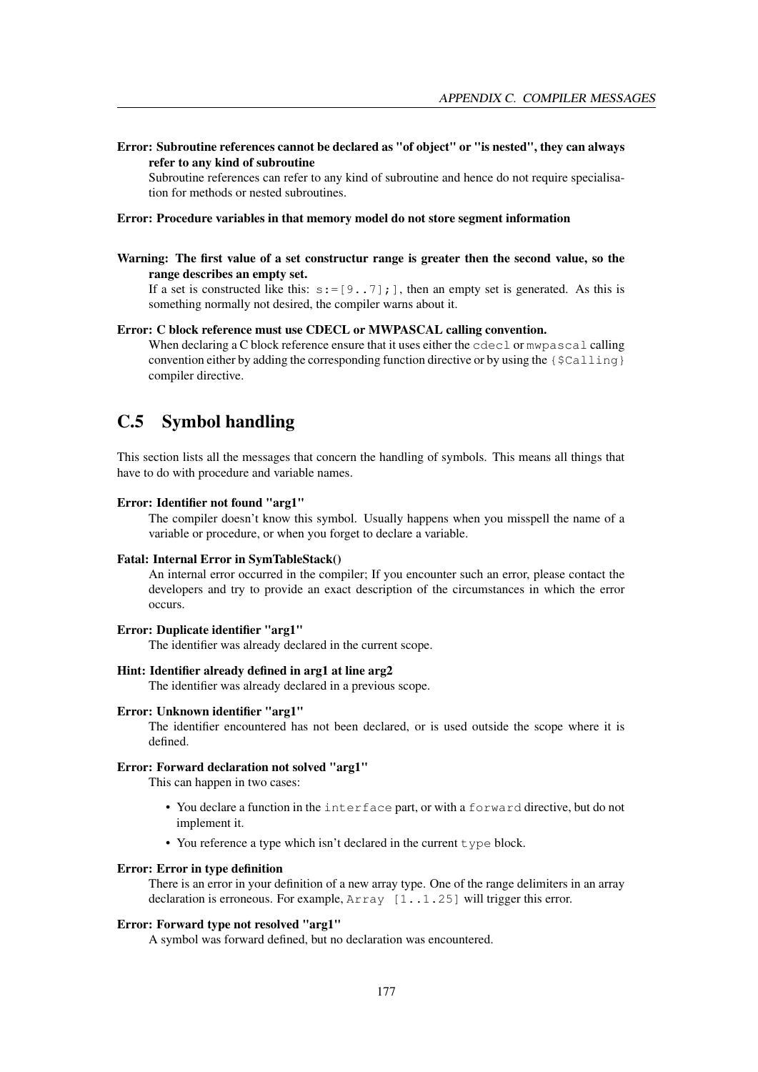**Error: Subroutine references cannot be declared as "of object" or "is nested", they can always refer to any kind of subroutine**

Subroutine references can refer to any kind of subroutine and hence do not require specialisation for methods or nested subroutines.

**Error: Procedure variables in that memory model do not store segment information**

**Warning: The first value of a set constructur range is greater then the second value, so the range describes an empty set.**

If a set is constructed like this: `s:=[9..7];]`, then an empty set is generated. As this is something normally not desired, the compiler warns about it.

**Error: C block reference must use CDECL or MWPASCAL calling convention.**

When declaring a C block reference ensure that it uses either the `cdecl` or `mwpascal` calling convention either by adding the corresponding function directive or by using the `{$Calling}` compiler directive.

## C.5 Symbol handling

This section lists all the messages that concern the handling of symbols. This means all things that have to do with procedure and variable names.

**Error: Identifier not found "arg1"**

The compiler doesn't know this symbol. Usually happens when you misspell the name of a variable or procedure, or when you forget to declare a variable.

**Fatal: Internal Error in SymTableStack()**

An internal error occurred in the compiler; If you encounter such an error, please contact the developers and try to provide an exact description of the circumstances in which the error occurs.

**Error: Duplicate identifier "arg1"**

The identifier was already declared in the current scope.

**Hint: Identifier already defined in arg1 at line arg2**

The identifier was already declared in a previous scope.

**Error: Unknown identifier "arg1"**

The identifier encountered has not been declared, or is used outside the scope where it is defined.

**Error: Forward declaration not solved "arg1"**

This can happen in two cases:

- You declare a function in the `interface` part, or with a `forward` directive, but do not implement it.
- You reference a type which isn't declared in the current `type` block.

**Error: Error in type definition**

There is an error in your definition of a new array type. One of the range delimiters in an array declaration is erroneous. For example, `Array [1..1.25]` will trigger this error.

**Error: Forward type not resolved "arg1"**

A symbol was forward defined, but no declaration was encountered.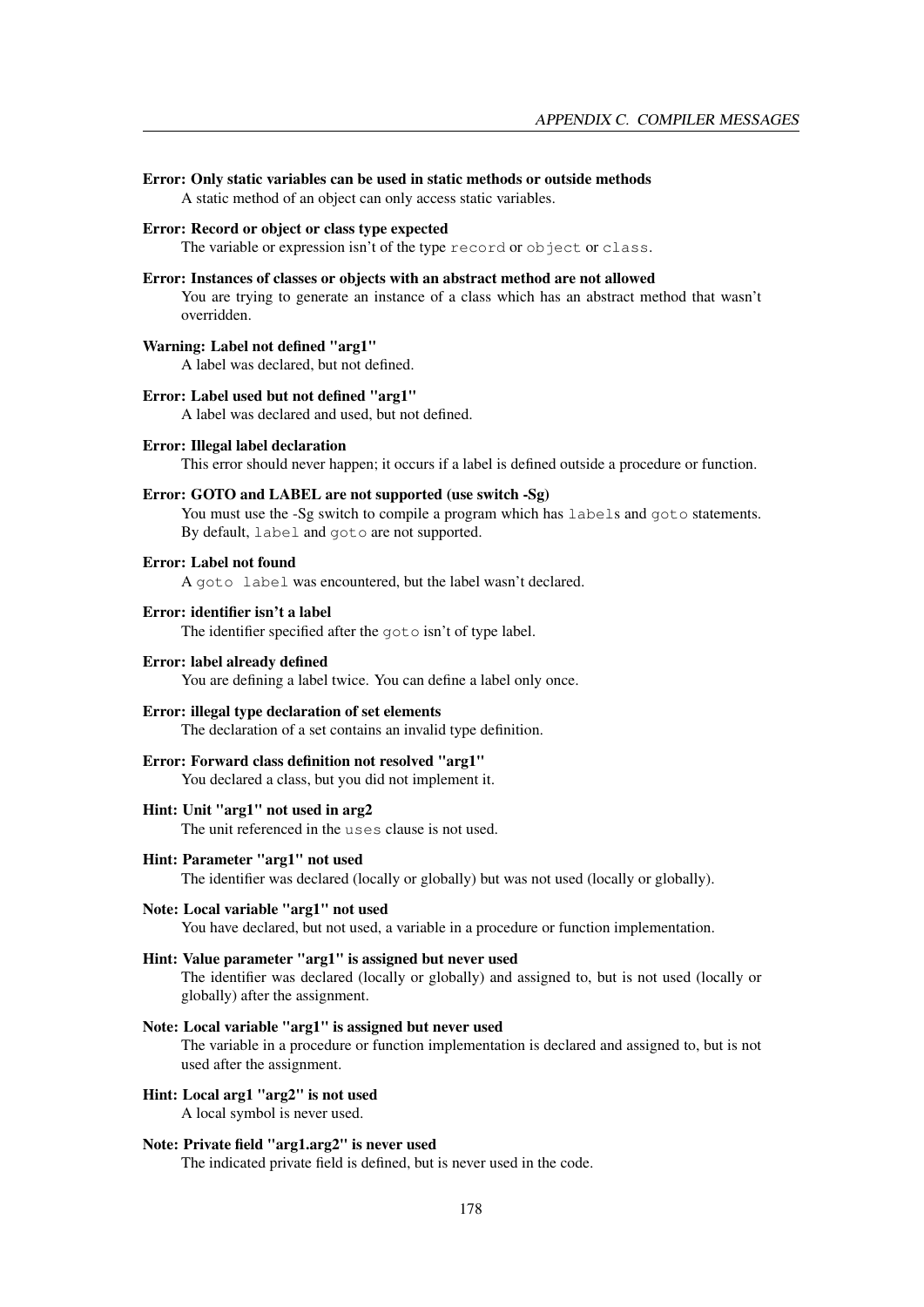**Error: Only static variables can be used in static methods or outside methods**
A static method of an object can only access static variables.

**Error: Record or object or class type expected**
The variable or expression isn't of the type `record` or `object` or `class`.

**Error: Instances of classes or objects with an abstract method are not allowed**
You are trying to generate an instance of a class which has an abstract method that wasn't overridden.

**Warning: Label not defined "arg1"**
A label was declared, but not defined.

**Error: Label used but not defined "arg1"**
A label was declared and used, but not defined.

**Error: Illegal label declaration**
This error should never happen; it occurs if a label is defined outside a procedure or function.

**Error: GOTO and LABEL are not supported (use switch -Sg)**
You must use the -Sg switch to compile a program which has `label`s and `goto` statements. By default, `label` and `goto` are not supported.

**Error: Label not found**
A `goto label` was encountered, but the label wasn't declared.

**Error: identifier isn't a label**
The identifier specified after the `goto` isn't of type label.

**Error: label already defined**
You are defining a label twice. You can define a label only once.

**Error: illegal type declaration of set elements**
The declaration of a set contains an invalid type definition.

**Error: Forward class definition not resolved "arg1"**
You declared a class, but you did not implement it.

**Hint: Unit "arg1" not used in arg2**
The unit referenced in the `uses` clause is not used.

**Hint: Parameter "arg1" not used**
The identifier was declared (locally or globally) but was not used (locally or globally).

**Note: Local variable "arg1" not used**
You have declared, but not used, a variable in a procedure or function implementation.

**Hint: Value parameter "arg1" is assigned but never used**
The identifier was declared (locally or globally) and assigned to, but is not used (locally or globally) after the assignment.

**Note: Local variable "arg1" is assigned but never used**
The variable in a procedure or function implementation is declared and assigned to, but is not used after the assignment.

**Hint: Local arg1 "arg2" is not used**
A local symbol is never used.

**Note: Private field "arg1.arg2" is never used**
The indicated private field is defined, but is never used in the code.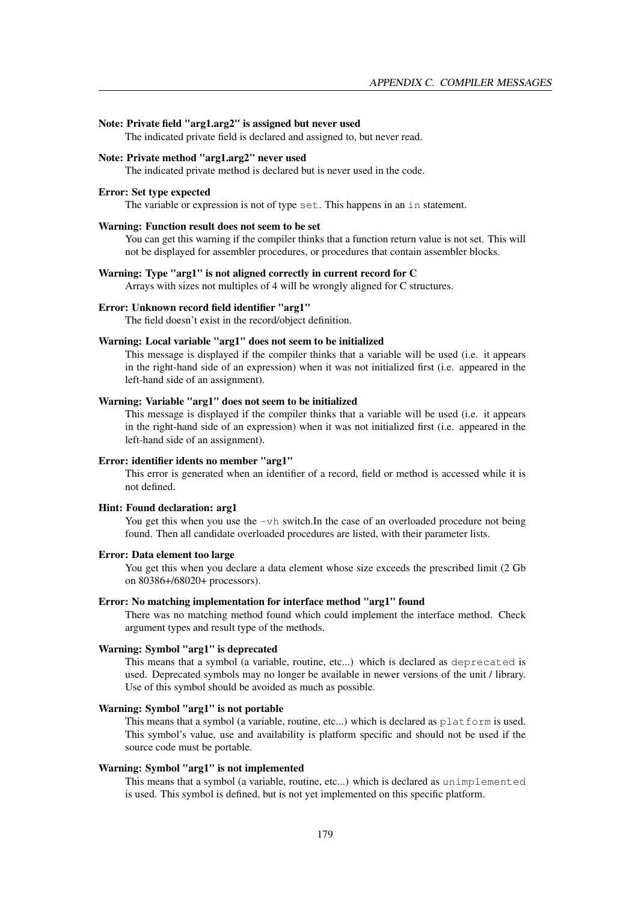**Note: Private field "arg1.arg2" is assigned but never used**

The indicated private field is declared and assigned to, but never read.

**Note: Private method "arg1.arg2" never used**

The indicated private method is declared but is never used in the code.

**Error: Set type expected**

The variable or expression is not of type `set`. This happens in an `in` statement.

**Warning: Function result does not seem to be set**

You can get this warning if the compiler thinks that a function return value is not set. This will not be displayed for assembler procedures, or procedures that contain assembler blocks.

**Warning: Type "arg1" is not aligned correctly in current record for C**

Arrays with sizes not multiples of 4 will be wrongly aligned for C structures.

**Error: Unknown record field identifier "arg1"**

The field doesn't exist in the record/object definition.

**Warning: Local variable "arg1" does not seem to be initialized**

This message is displayed if the compiler thinks that a variable will be used (i.e. it appears in the right-hand side of an expression) when it was not initialized first (i.e. appeared in the left-hand side of an assignment).

**Warning: Variable "arg1" does not seem to be initialized**

This message is displayed if the compiler thinks that a variable will be used (i.e. it appears in the right-hand side of an expression) when it was not initialized first (i.e. appeared in the left-hand side of an assignment).

**Error: identifier idents no member "arg1"**

This error is generated when an identifier of a record, field or method is accessed while it is not defined.

**Hint: Found declaration: arg1**

You get this when you use the `-vh` switch.In the case of an overloaded procedure not being found. Then all candidate overloaded procedures are listed, with their parameter lists.

**Error: Data element too large**

You get this when you declare a data element whose size exceeds the prescribed limit (2 Gb on 80386+/68020+ processors).

**Error: No matching implementation for interface method "arg1" found**

There was no matching method found which could implement the interface method. Check argument types and result type of the methods.

**Warning: Symbol "arg1" is deprecated**

This means that a symbol (a variable, routine, etc...) which is declared as `deprecated` is used. Deprecated symbols may no longer be available in newer versions of the unit / library. Use of this symbol should be avoided as much as possible.

**Warning: Symbol "arg1" is not portable**

This means that a symbol (a variable, routine, etc...) which is declared as `platform` is used. This symbol's value, use and availability is platform specific and should not be used if the source code must be portable.

**Warning: Symbol "arg1" is not implemented**

This means that a symbol (a variable, routine, etc...) which is declared as `unimplemented` is used. This symbol is defined, but is not yet implemented on this specific platform.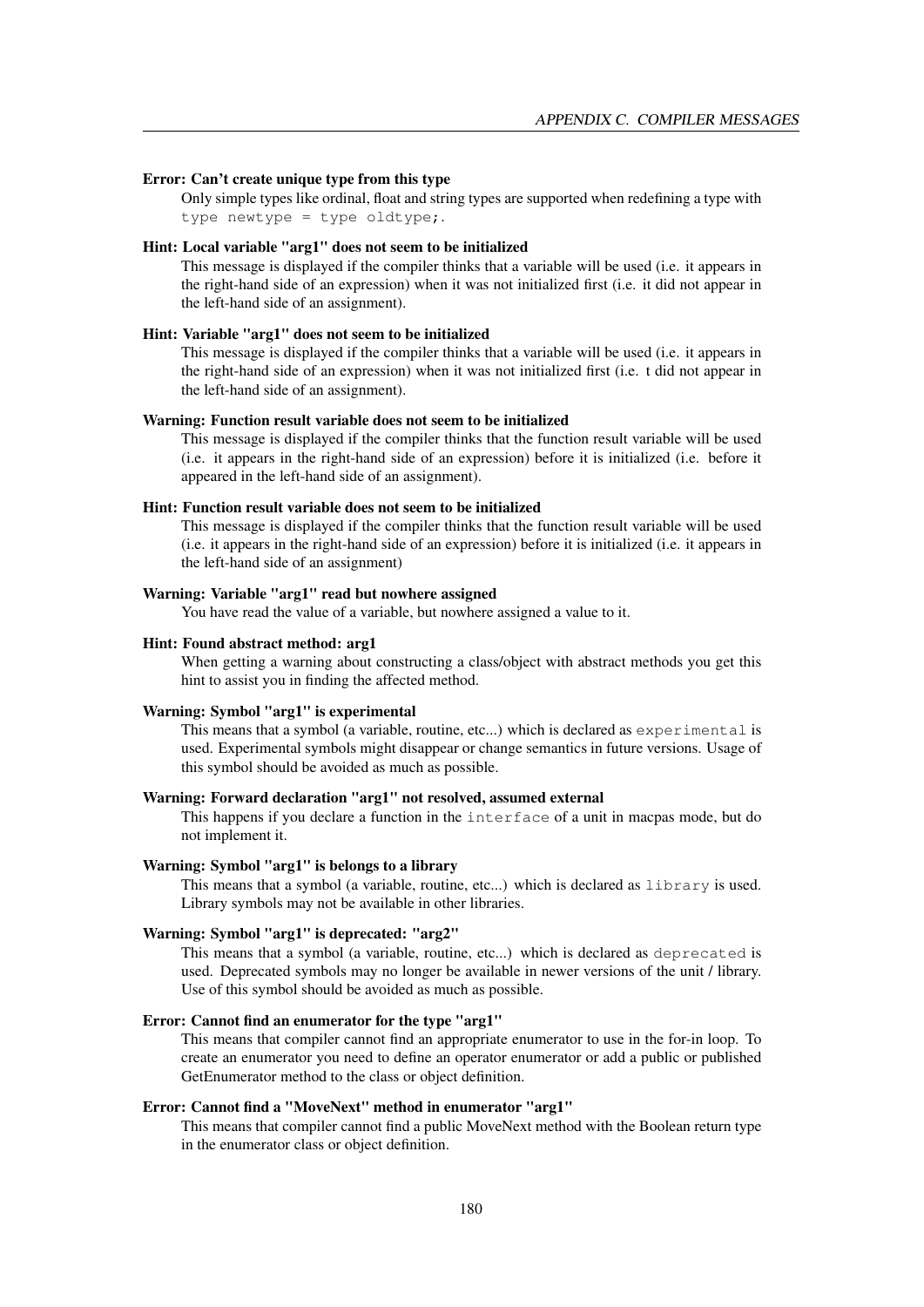**Error: Can't create unique type from this type**

Only simple types like ordinal, float and string types are supported when redefining a type with `type newtype = type oldtype;`.

**Hint: Local variable "arg1" does not seem to be initialized**

This message is displayed if the compiler thinks that a variable will be used (i.e. it appears in the right-hand side of an expression) when it was not initialized first (i.e. it did not appear in the left-hand side of an assignment).

**Hint: Variable "arg1" does not seem to be initialized**

This message is displayed if the compiler thinks that a variable will be used (i.e. it appears in the right-hand side of an expression) when it was not initialized first (i.e. t did not appear in the left-hand side of an assignment).

**Warning: Function result variable does not seem to be initialized**

This message is displayed if the compiler thinks that the function result variable will be used (i.e. it appears in the right-hand side of an expression) before it is initialized (i.e. before it appeared in the left-hand side of an assignment).

**Hint: Function result variable does not seem to be initialized**

This message is displayed if the compiler thinks that the function result variable will be used (i.e. it appears in the right-hand side of an expression) before it is initialized (i.e. it appears in the left-hand side of an assignment)

**Warning: Variable "arg1" read but nowhere assigned**

You have read the value of a variable, but nowhere assigned a value to it.

**Hint: Found abstract method: arg1**

When getting a warning about constructing a class/object with abstract methods you get this hint to assist you in finding the affected method.

**Warning: Symbol "arg1" is experimental**

This means that a symbol (a variable, routine, etc...) which is declared as `experimental` is used. Experimental symbols might disappear or change semantics in future versions. Usage of this symbol should be avoided as much as possible.

**Warning: Forward declaration "arg1" not resolved, assumed external**

This happens if you declare a function in the `interface` of a unit in macpas mode, but do not implement it.

**Warning: Symbol "arg1" is belongs to a library**

This means that a symbol (a variable, routine, etc...) which is declared as `library` is used. Library symbols may not be available in other libraries.

**Warning: Symbol "arg1" is deprecated: "arg2"**

This means that a symbol (a variable, routine, etc...) which is declared as `deprecated` is used. Deprecated symbols may no longer be available in newer versions of the unit / library. Use of this symbol should be avoided as much as possible.

**Error: Cannot find an enumerator for the type "arg1"**

This means that compiler cannot find an appropriate enumerator to use in the for-in loop. To create an enumerator you need to define an operator enumerator or add a public or published GetEnumerator method to the class or object definition.

**Error: Cannot find a "MoveNext" method in enumerator "arg1"**

This means that compiler cannot find a public MoveNext method with the Boolean return type in the enumerator class or object definition.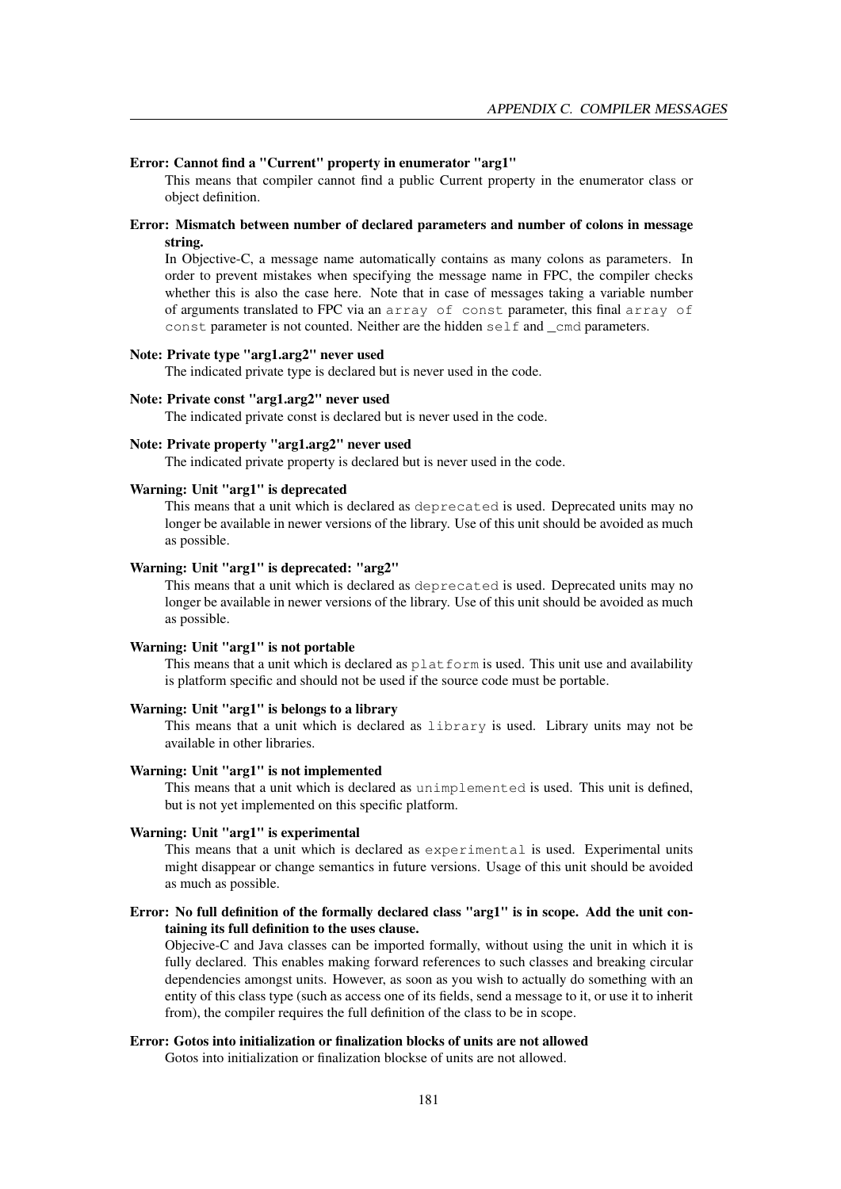**Error: Cannot find a "Current" property in enumerator "arg1"**

This means that compiler cannot find a public Current property in the enumerator class or object definition.

**Error: Mismatch between number of declared parameters and number of colons in message string.**

In Objective-C, a message name automatically contains as many colons as parameters. In order to prevent mistakes when specifying the message name in FPC, the compiler checks whether this is also the case here. Note that in case of messages taking a variable number of arguments translated to FPC via an `array of const` parameter, this final `array of const` parameter is not counted. Neither are the hidden `self` and `_cmd` parameters.

**Note: Private type "arg1.arg2" never used**

The indicated private type is declared but is never used in the code.

**Note: Private const "arg1.arg2" never used**

The indicated private const is declared but is never used in the code.

**Note: Private property "arg1.arg2" never used**

The indicated private property is declared but is never used in the code.

**Warning: Unit "arg1" is deprecated**

This means that a unit which is declared as `deprecated` is used. Deprecated units may no longer be available in newer versions of the library. Use of this unit should be avoided as much as possible.

**Warning: Unit "arg1" is deprecated: "arg2"**

This means that a unit which is declared as `deprecated` is used. Deprecated units may no longer be available in newer versions of the library. Use of this unit should be avoided as much as possible.

**Warning: Unit "arg1" is not portable**

This means that a unit which is declared as `platform` is used. This unit use and availability is platform specific and should not be used if the source code must be portable.

**Warning: Unit "arg1" is belongs to a library**

This means that a unit which is declared as `library` is used. Library units may not be available in other libraries.

**Warning: Unit "arg1" is not implemented**

This means that a unit which is declared as `unimplemented` is used. This unit is defined, but is not yet implemented on this specific platform.

**Warning: Unit "arg1" is experimental**

This means that a unit which is declared as `experimental` is used. Experimental units might disappear or change semantics in future versions. Usage of this unit should be avoided as much as possible.

**Error: No full definition of the formally declared class "arg1" is in scope. Add the unit containing its full definition to the uses clause.**

Objecive-C and Java classes can be imported formally, without using the unit in which it is fully declared. This enables making forward references to such classes and breaking circular dependencies amongst units. However, as soon as you wish to actually do something with an entity of this class type (such as access one of its fields, send a message to it, or use it to inherit from), the compiler requires the full definition of the class to be in scope.

**Error: Gotos into initialization or finalization blocks of units are not allowed**

Gotos into initialization or finalization blockse of units are not allowed.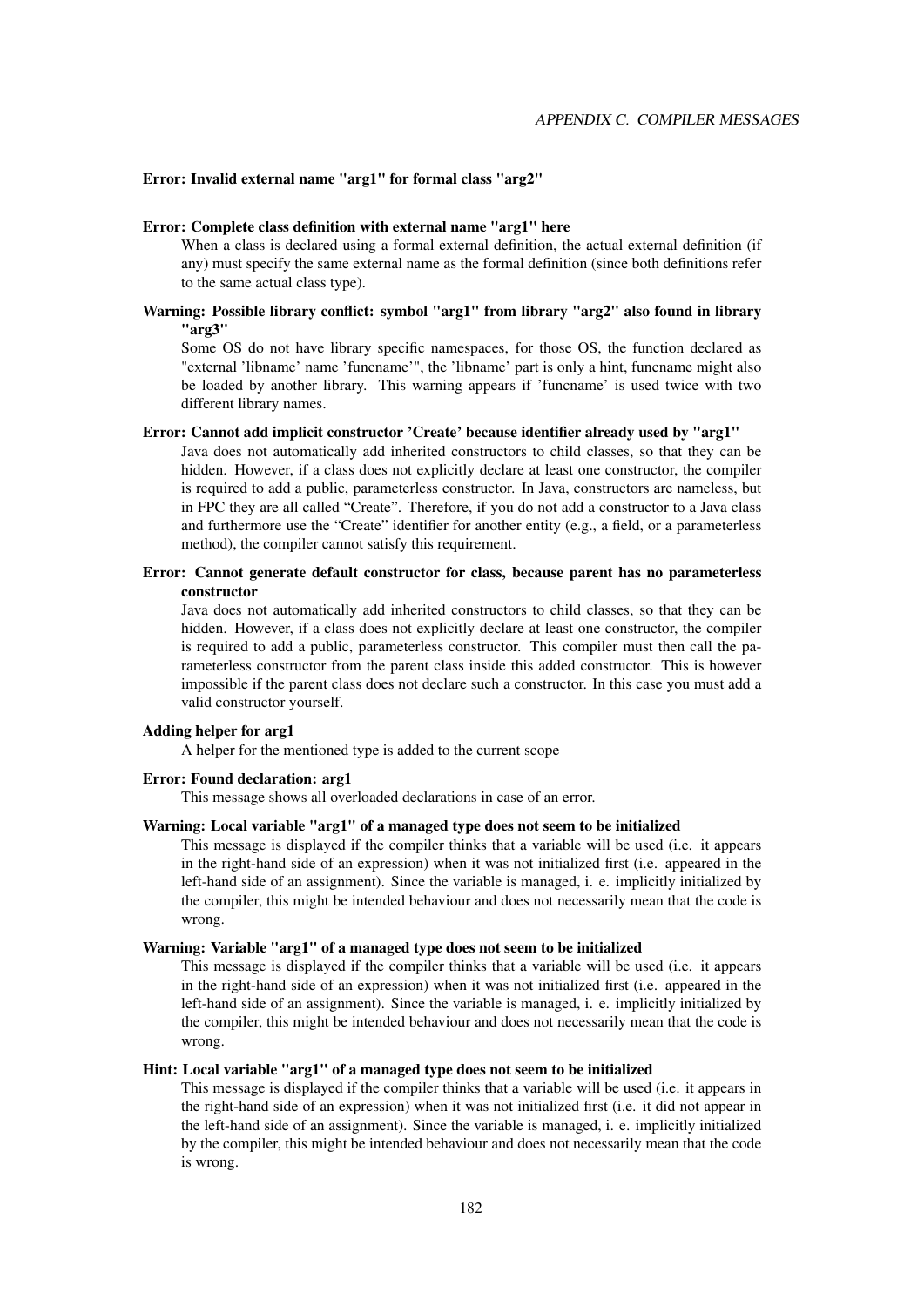**Error: Invalid external name "arg1" for formal class "arg2"**

**Error: Complete class definition with external name "arg1" here**

When a class is declared using a formal external definition, the actual external definition (if any) must specify the same external name as the formal definition (since both definitions refer to the same actual class type).

**Warning: Possible library conflict: symbol "arg1" from library "arg2" also found in library "arg3"**

Some OS do not have library specific namespaces, for those OS, the function declared as "external 'libname' name 'funcname'", the 'libname' part is only a hint, funcname might also be loaded by another library. This warning appears if 'funcname' is used twice with two different library names.

**Error: Cannot add implicit constructor 'Create' because identifier already used by "arg1"**

Java does not automatically add inherited constructors to child classes, so that they can be hidden. However, if a class does not explicitly declare at least one constructor, the compiler is required to add a public, parameterless constructor. In Java, constructors are nameless, but in FPC they are all called "Create". Therefore, if you do not add a constructor to a Java class and furthermore use the "Create" identifier for another entity (e.g., a field, or a parameterless method), the compiler cannot satisfy this requirement.

**Error: Cannot generate default constructor for class, because parent has no parameterless constructor**

Java does not automatically add inherited constructors to child classes, so that they can be hidden. However, if a class does not explicitly declare at least one constructor, the compiler is required to add a public, parameterless constructor. This compiler must then call the parameterless constructor from the parent class inside this added constructor. This is however impossible if the parent class does not declare such a constructor. In this case you must add a valid constructor yourself.

**Adding helper for arg1**

A helper for the mentioned type is added to the current scope

**Error: Found declaration: arg1**

This message shows all overloaded declarations in case of an error.

**Warning: Local variable "arg1" of a managed type does not seem to be initialized**

This message is displayed if the compiler thinks that a variable will be used (i.e. it appears in the right-hand side of an expression) when it was not initialized first (i.e. appeared in the left-hand side of an assignment). Since the variable is managed, i. e. implicitly initialized by the compiler, this might be intended behaviour and does not necessarily mean that the code is wrong.

**Warning: Variable "arg1" of a managed type does not seem to be initialized**

This message is displayed if the compiler thinks that a variable will be used (i.e. it appears in the right-hand side of an expression) when it was not initialized first (i.e. appeared in the left-hand side of an assignment). Since the variable is managed, i. e. implicitly initialized by the compiler, this might be intended behaviour and does not necessarily mean that the code is wrong.

**Hint: Local variable "arg1" of a managed type does not seem to be initialized**

This message is displayed if the compiler thinks that a variable will be used (i.e. it appears in the right-hand side of an expression) when it was not initialized first (i.e. it did not appear in the left-hand side of an assignment). Since the variable is managed, i. e. implicitly initialized by the compiler, this might be intended behaviour and does not necessarily mean that the code is wrong.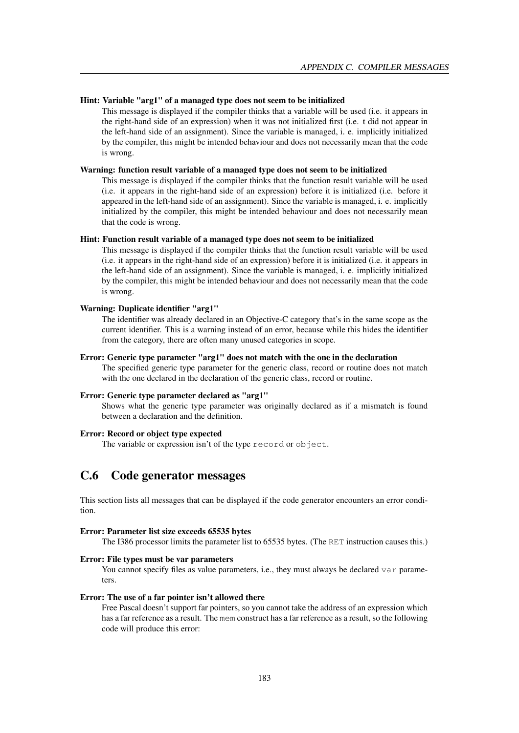**Hint: Variable "arg1" of a managed type does not seem to be initialized**

This message is displayed if the compiler thinks that a variable will be used (i.e. it appears in the right-hand side of an expression) when it was not initialized first (i.e. t did not appear in the left-hand side of an assignment). Since the variable is managed, i. e. implicitly initialized by the compiler, this might be intended behaviour and does not necessarily mean that the code is wrong.

**Warning: function result variable of a managed type does not seem to be initialized**

This message is displayed if the compiler thinks that the function result variable will be used (i.e. it appears in the right-hand side of an expression) before it is initialized (i.e. before it appeared in the left-hand side of an assignment). Since the variable is managed, i. e. implicitly initialized by the compiler, this might be intended behaviour and does not necessarily mean that the code is wrong.

**Hint: Function result variable of a managed type does not seem to be initialized**

This message is displayed if the compiler thinks that the function result variable will be used (i.e. it appears in the right-hand side of an expression) before it is initialized (i.e. it appears in the left-hand side of an assignment). Since the variable is managed, i. e. implicitly initialized by the compiler, this might be intended behaviour and does not necessarily mean that the code is wrong.

**Warning: Duplicate identifier "arg1"**

The identifier was already declared in an Objective-C category that's in the same scope as the current identifier. This is a warning instead of an error, because while this hides the identifier from the category, there are often many unused categories in scope.

**Error: Generic type parameter "arg1" does not match with the one in the declaration**

The specified generic type parameter for the generic class, record or routine does not match with the one declared in the declaration of the generic class, record or routine.

**Error: Generic type parameter declared as "arg1"**

Shows what the generic type parameter was originally declared as if a mismatch is found between a declaration and the definition.

**Error: Record or object type expected**

The variable or expression isn't of the type `record` or `object`.

## C.6 Code generator messages

This section lists all messages that can be displayed if the code generator encounters an error condition.

**Error: Parameter list size exceeds 65535 bytes**

The I386 processor limits the parameter list to 65535 bytes. (The `RET` instruction causes this.)

**Error: File types must be var parameters**

You cannot specify files as value parameters, i.e., they must always be declared `var` parameters.

**Error: The use of a far pointer isn't allowed there**

Free Pascal doesn't support far pointers, so you cannot take the address of an expression which has a far reference as a result. The `mem` construct has a far reference as a result, so the following code will produce this error: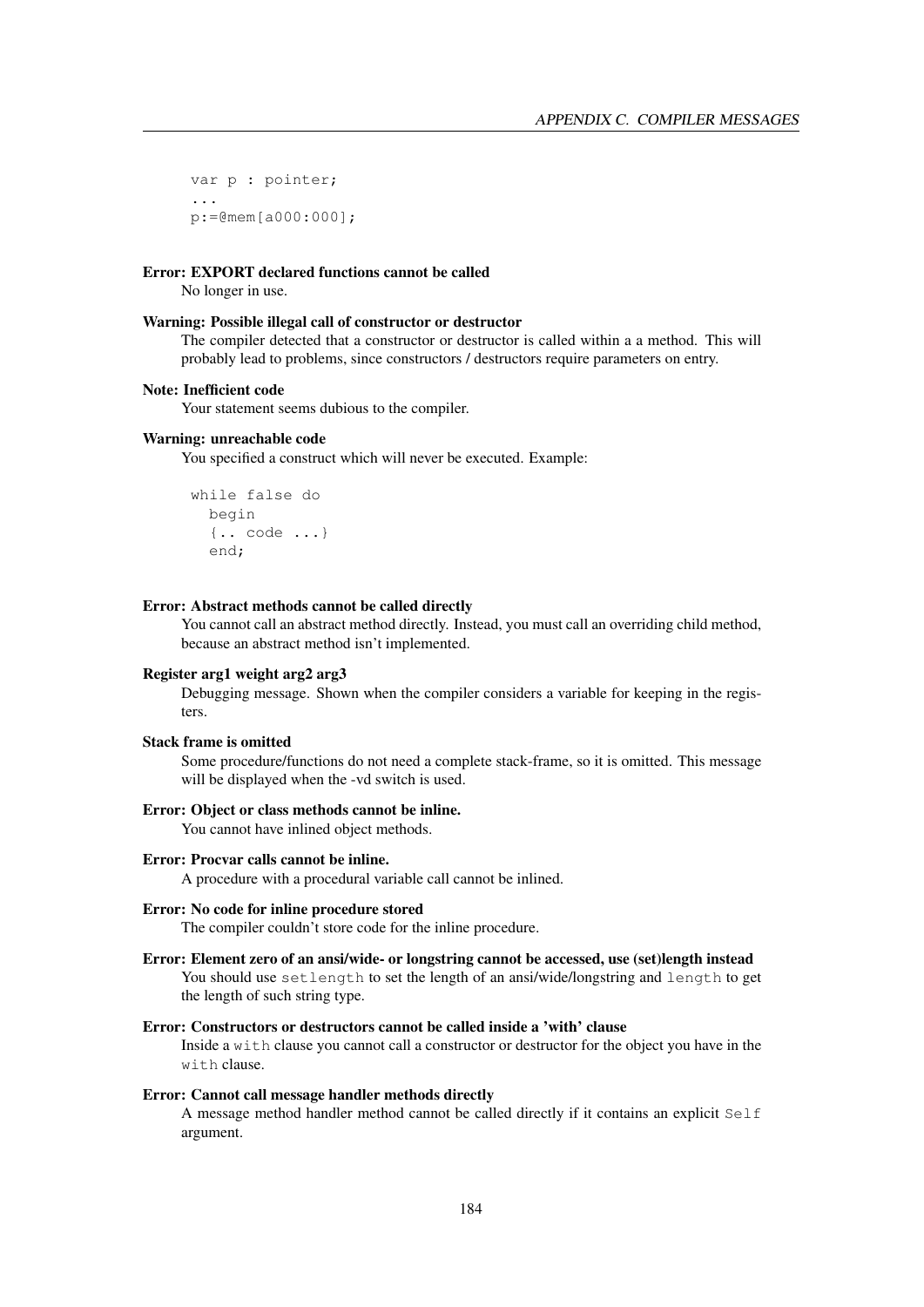```
var p : pointer;
...
p:=@mem[a000:000];
```

**Error: EXPORT declared functions cannot be called**
No longer in use.

**Warning: Possible illegal call of constructor or destructor**
The compiler detected that a constructor or destructor is called within a a method. This will probably lead to problems, since constructors / destructors require parameters on entry.

**Note: Inefficient code**
Your statement seems dubious to the compiler.

**Warning: unreachable code**
You specified a construct which will never be executed. Example:

```
while false do
  begin
  {.. code ...}
  end;
```

**Error: Abstract methods cannot be called directly**
You cannot call an abstract method directly. Instead, you must call an overriding child method, because an abstract method isn't implemented.

**Register arg1 weight arg2 arg3**
Debugging message. Shown when the compiler considers a variable for keeping in the registers.

**Stack frame is omitted**
Some procedure/functions do not need a complete stack-frame, so it is omitted. This message will be displayed when the -vd switch is used.

**Error: Object or class methods cannot be inline.**
You cannot have inlined object methods.

**Error: Procvar calls cannot be inline.**
A procedure with a procedural variable call cannot be inlined.

**Error: No code for inline procedure stored**
The compiler couldn't store code for the inline procedure.

**Error: Element zero of an ansi/wide- or longstring cannot be accessed, use (set)length instead**
You should use `setlength` to set the length of an ansi/wide/longstring and `length` to get the length of such string type.

**Error: Constructors or destructors cannot be called inside a 'with' clause**
Inside a `with` clause you cannot call a constructor or destructor for the object you have in the `with` clause.

**Error: Cannot call message handler methods directly**
A message method handler method cannot be called directly if it contains an explicit `Self` argument.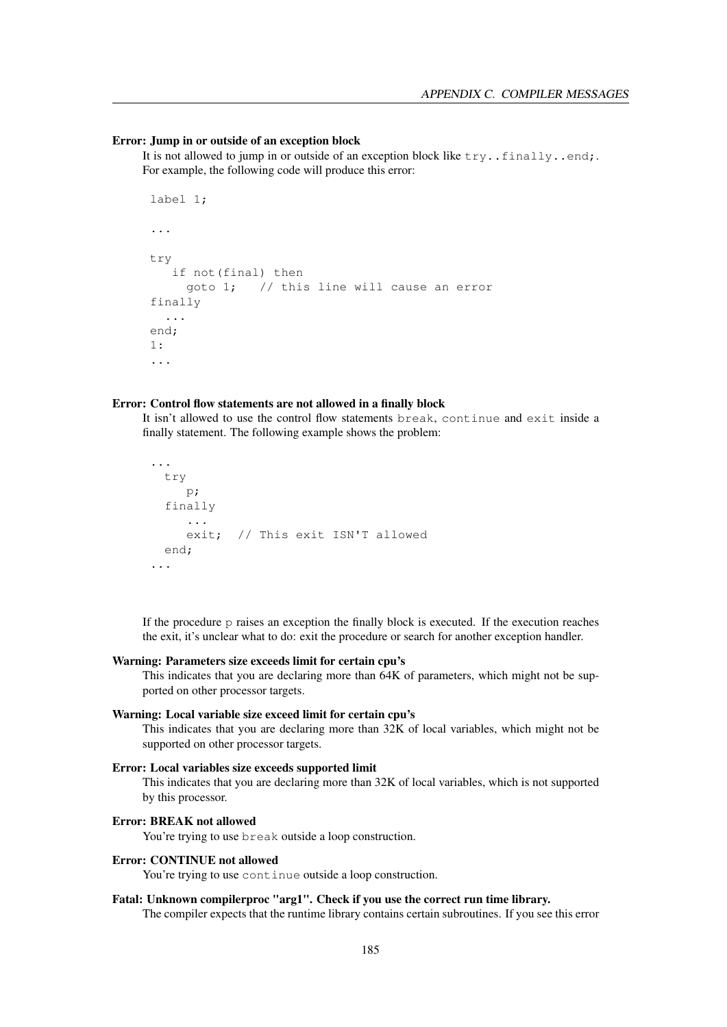**Error: Jump in or outside of an exception block**

It is not allowed to jump in or outside of an exception block like `try..finally..end;`. For example, the following code will produce this error:

```
label 1;

...

try
   if not(final) then
     goto 1;   // this line will cause an error
finally
  ...
end;
1:
...
```

**Error: Control flow statements are not allowed in a finally block**

It isn't allowed to use the control flow statements `break`, `continue` and `exit` inside a finally statement. The following example shows the problem:

```
...
  try
     p;
  finally
     ...
     exit;  // This exit ISN'T allowed
  end;
...
```

If the procedure `p` raises an exception the finally block is executed. If the execution reaches the exit, it's unclear what to do: exit the procedure or search for another exception handler.

**Warning: Parameters size exceeds limit for certain cpu's**

This indicates that you are declaring more than 64K of parameters, which might not be supported on other processor targets.

**Warning: Local variable size exceed limit for certain cpu's**

This indicates that you are declaring more than 32K of local variables, which might not be supported on other processor targets.

**Error: Local variables size exceeds supported limit**

This indicates that you are declaring more than 32K of local variables, which is not supported by this processor.

**Error: BREAK not allowed**

You're trying to use `break` outside a loop construction.

**Error: CONTINUE not allowed**

You're trying to use `continue` outside a loop construction.

**Fatal: Unknown compilerproc "arg1". Check if you use the correct run time library.**

The compiler expects that the runtime library contains certain subroutines. If you see this error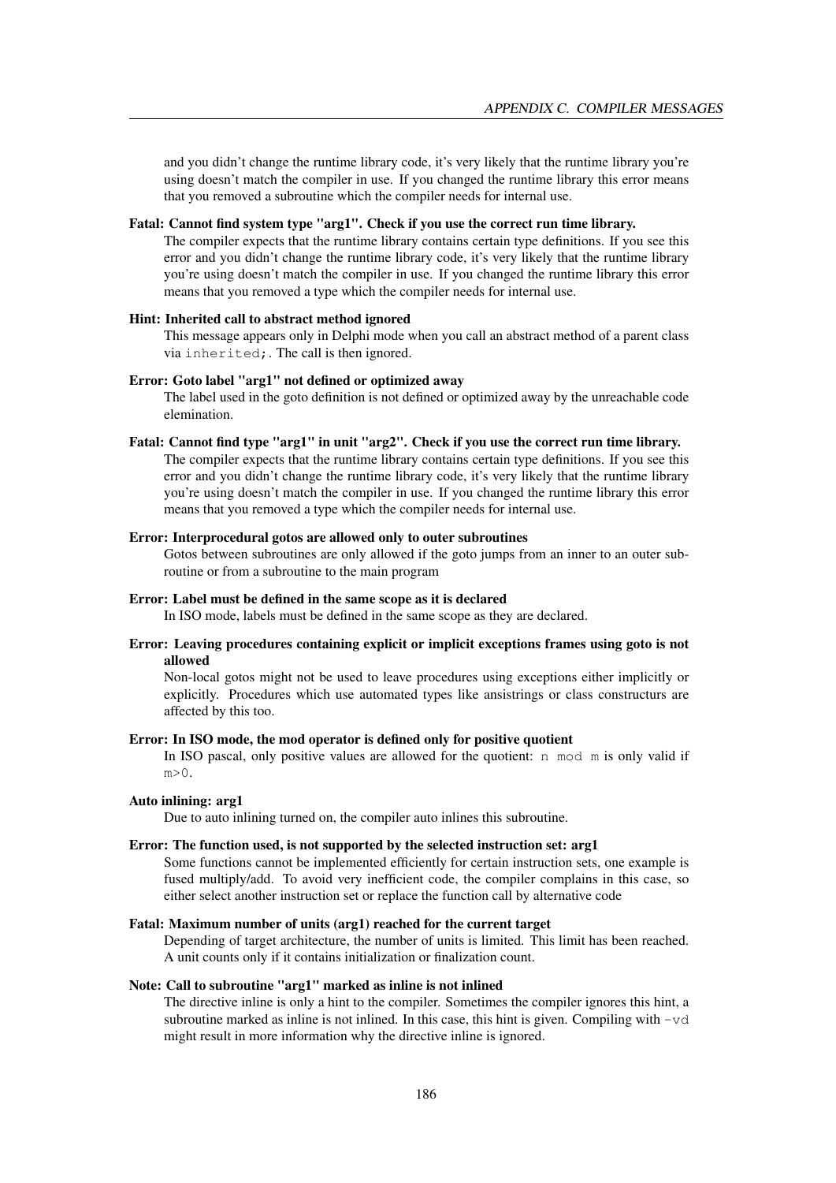and you didn't change the runtime library code, it's very likely that the runtime library you're using doesn't match the compiler in use. If you changed the runtime library this error means that you removed a subroutine which the compiler needs for internal use.

**Fatal: Cannot find system type "arg1". Check if you use the correct run time library.**
The compiler expects that the runtime library contains certain type definitions. If you see this error and you didn't change the runtime library code, it's very likely that the runtime library you're using doesn't match the compiler in use. If you changed the runtime library this error means that you removed a type which the compiler needs for internal use.

**Hint: Inherited call to abstract method ignored**
This message appears only in Delphi mode when you call an abstract method of a parent class via `inherited;`. The call is then ignored.

**Error: Goto label "arg1" not defined or optimized away**
The label used in the goto definition is not defined or optimized away by the unreachable code elemination.

**Fatal: Cannot find type "arg1" in unit "arg2". Check if you use the correct run time library.**
The compiler expects that the runtime library contains certain type definitions. If you see this error and you didn't change the runtime library code, it's very likely that the runtime library you're using doesn't match the compiler in use. If you changed the runtime library this error means that you removed a type which the compiler needs for internal use.

**Error: Interprocedural gotos are allowed only to outer subroutines**
Gotos between subroutines are only allowed if the goto jumps from an inner to an outer subroutine or from a subroutine to the main program

**Error: Label must be defined in the same scope as it is declared**
In ISO mode, labels must be defined in the same scope as they are declared.

**Error: Leaving procedures containing explicit or implicit exceptions frames using goto is not allowed**
Non-local gotos might not be used to leave procedures using exceptions either implicitly or explicitly. Procedures which use automated types like ansistrings or class constructurs are affected by this too.

**Error: In ISO mode, the mod operator is defined only for positive quotient**
In ISO pascal, only positive values are allowed for the quotient: `n mod m` is only valid if `m>0`.

**Auto inlining: arg1**
Due to auto inlining turned on, the compiler auto inlines this subroutine.

**Error: The function used, is not supported by the selected instruction set: arg1**
Some functions cannot be implemented efficiently for certain instruction sets, one example is fused multiply/add. To avoid very inefficient code, the compiler complains in this case, so either select another instruction set or replace the function call by alternative code

**Fatal: Maximum number of units (arg1) reached for the current target**
Depending of target architecture, the number of units is limited. This limit has been reached. A unit counts only if it contains initialization or finalization count.

**Note: Call to subroutine "arg1" marked as inline is not inlined**
The directive inline is only a hint to the compiler. Sometimes the compiler ignores this hint, a subroutine marked as inline is not inlined. In this case, this hint is given. Compiling with `-vd` might result in more information why the directive inline is ignored.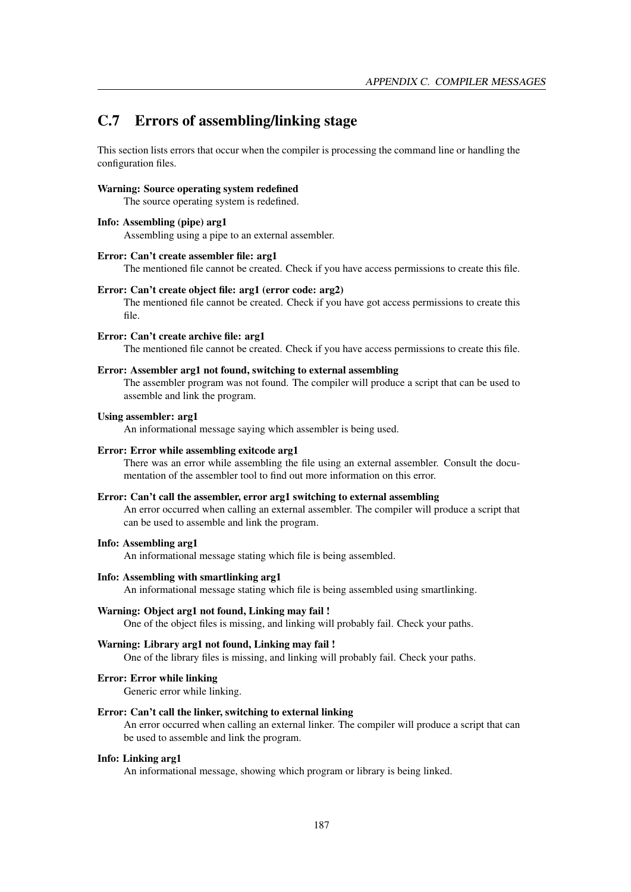## C.7 Errors of assembling/linking stage

This section lists errors that occur when the compiler is processing the command line or handling the configuration files.

**Warning: Source operating system redefined**
The source operating system is redefined.

**Info: Assembling (pipe) arg1**
Assembling using a pipe to an external assembler.

**Error: Can't create assembler file: arg1**
The mentioned file cannot be created. Check if you have access permissions to create this file.

**Error: Can't create object file: arg1 (error code: arg2)**
The mentioned file cannot be created. Check if you have got access permissions to create this file.

**Error: Can't create archive file: arg1**
The mentioned file cannot be created. Check if you have access permissions to create this file.

**Error: Assembler arg1 not found, switching to external assembling**
The assembler program was not found. The compiler will produce a script that can be used to assemble and link the program.

**Using assembler: arg1**
An informational message saying which assembler is being used.

**Error: Error while assembling exitcode arg1**
There was an error while assembling the file using an external assembler. Consult the documentation of the assembler tool to find out more information on this error.

**Error: Can't call the assembler, error arg1 switching to external assembling**
An error occurred when calling an external assembler. The compiler will produce a script that can be used to assemble and link the program.

**Info: Assembling arg1**
An informational message stating which file is being assembled.

**Info: Assembling with smartlinking arg1**
An informational message stating which file is being assembled using smartlinking.

**Warning: Object arg1 not found, Linking may fail !**
One of the object files is missing, and linking will probably fail. Check your paths.

**Warning: Library arg1 not found, Linking may fail !**
One of the library files is missing, and linking will probably fail. Check your paths.

**Error: Error while linking**
Generic error while linking.

**Error: Can't call the linker, switching to external linking**
An error occurred when calling an external linker. The compiler will produce a script that can be used to assemble and link the program.

**Info: Linking arg1**
An informational message, showing which program or library is being linked.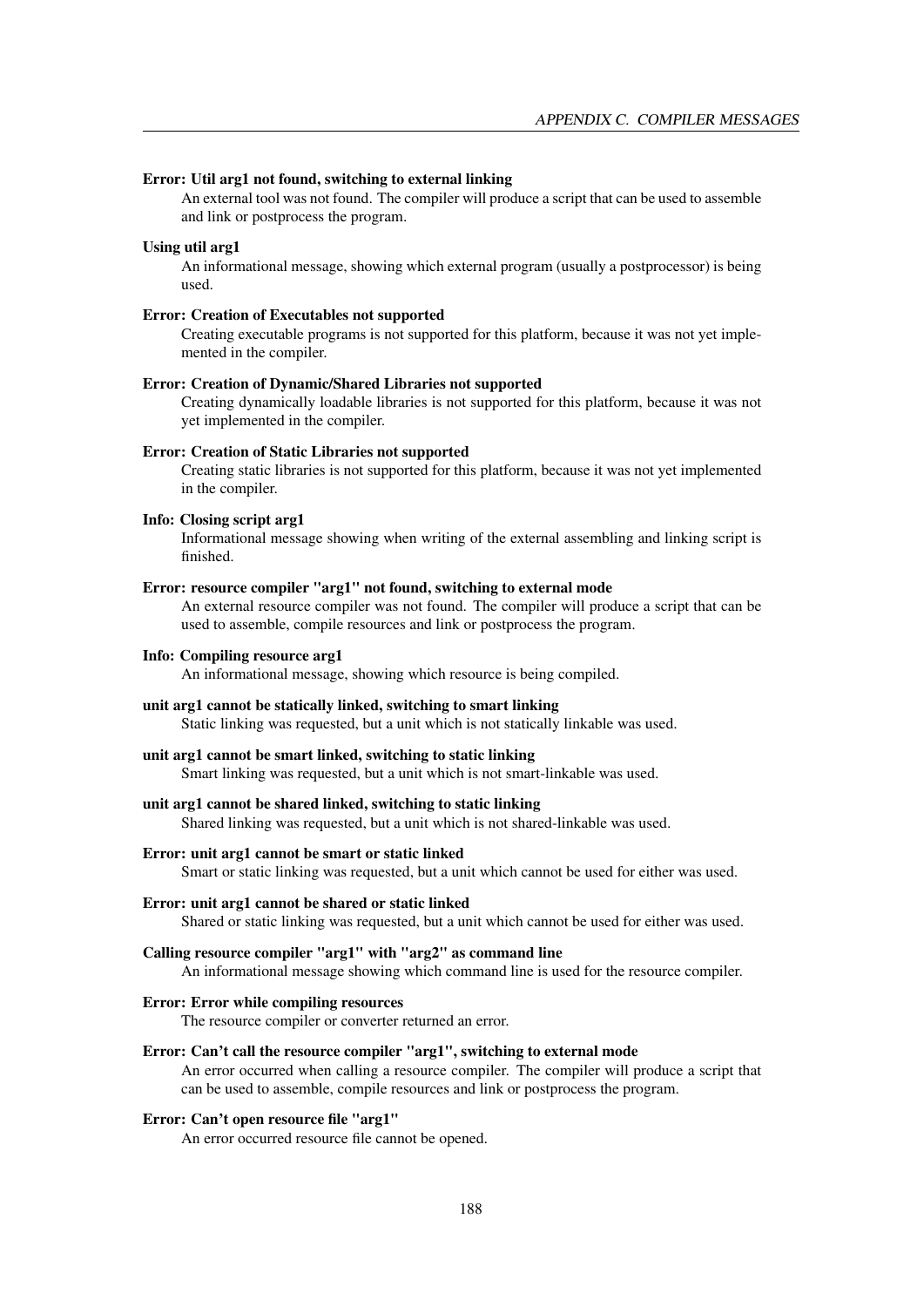**Error: Util arg1 not found, switching to external linking**

An external tool was not found. The compiler will produce a script that can be used to assemble and link or postprocess the program.

**Using util arg1**

An informational message, showing which external program (usually a postprocessor) is being used.

**Error: Creation of Executables not supported**

Creating executable programs is not supported for this platform, because it was not yet implemented in the compiler.

**Error: Creation of Dynamic/Shared Libraries not supported**

Creating dynamically loadable libraries is not supported for this platform, because it was not yet implemented in the compiler.

**Error: Creation of Static Libraries not supported**

Creating static libraries is not supported for this platform, because it was not yet implemented in the compiler.

**Info: Closing script arg1**

Informational message showing when writing of the external assembling and linking script is finished.

**Error: resource compiler "arg1" not found, switching to external mode**

An external resource compiler was not found. The compiler will produce a script that can be used to assemble, compile resources and link or postprocess the program.

**Info: Compiling resource arg1**

An informational message, showing which resource is being compiled.

**unit arg1 cannot be statically linked, switching to smart linking**

Static linking was requested, but a unit which is not statically linkable was used.

**unit arg1 cannot be smart linked, switching to static linking**

Smart linking was requested, but a unit which is not smart-linkable was used.

**unit arg1 cannot be shared linked, switching to static linking**

Shared linking was requested, but a unit which is not shared-linkable was used.

**Error: unit arg1 cannot be smart or static linked**

Smart or static linking was requested, but a unit which cannot be used for either was used.

**Error: unit arg1 cannot be shared or static linked**

Shared or static linking was requested, but a unit which cannot be used for either was used.

**Calling resource compiler "arg1" with "arg2" as command line**

An informational message showing which command line is used for the resource compiler.

**Error: Error while compiling resources**

The resource compiler or converter returned an error.

**Error: Can't call the resource compiler "arg1", switching to external mode**

An error occurred when calling a resource compiler. The compiler will produce a script that can be used to assemble, compile resources and link or postprocess the program.

**Error: Can't open resource file "arg1"**

An error occurred resource file cannot be opened.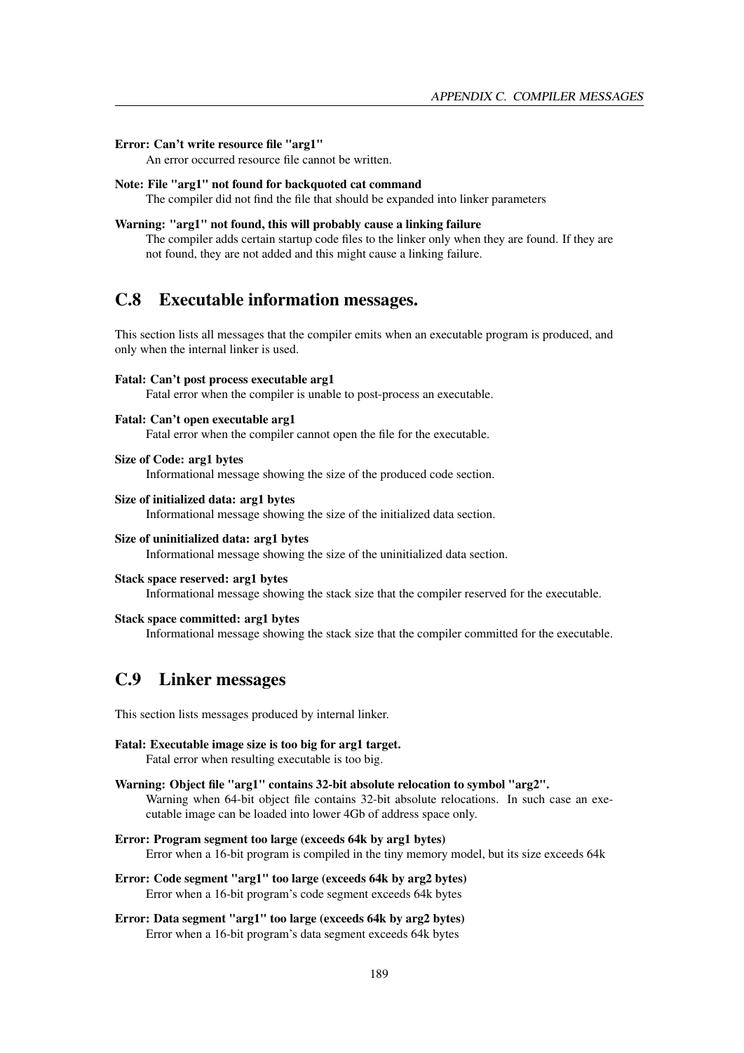**Error: Can't write resource file "arg1"**
An error occurred resource file cannot be written.

**Note: File "arg1" not found for backquoted cat command**
The compiler did not find the file that should be expanded into linker parameters

**Warning: "arg1" not found, this will probably cause a linking failure**
The compiler adds certain startup code files to the linker only when they are found. If they are not found, they are not added and this might cause a linking failure.

## C.8 Executable information messages.

This section lists all messages that the compiler emits when an executable program is produced, and only when the internal linker is used.

**Fatal: Can't post process executable arg1**
Fatal error when the compiler is unable to post-process an executable.

**Fatal: Can't open executable arg1**
Fatal error when the compiler cannot open the file for the executable.

**Size of Code: arg1 bytes**
Informational message showing the size of the produced code section.

**Size of initialized data: arg1 bytes**
Informational message showing the size of the initialized data section.

**Size of uninitialized data: arg1 bytes**
Informational message showing the size of the uninitialized data section.

**Stack space reserved: arg1 bytes**
Informational message showing the stack size that the compiler reserved for the executable.

**Stack space committed: arg1 bytes**
Informational message showing the stack size that the compiler committed for the executable.

## C.9 Linker messages

This section lists messages produced by internal linker.

**Fatal: Executable image size is too big for arg1 target.**
Fatal error when resulting executable is too big.

**Warning: Object file "arg1" contains 32-bit absolute relocation to symbol "arg2".**
Warning when 64-bit object file contains 32-bit absolute relocations. In such case an executable image can be loaded into lower 4Gb of address space only.

**Error: Program segment too large (exceeds 64k by arg1 bytes)**
Error when a 16-bit program is compiled in the tiny memory model, but its size exceeds 64k

**Error: Code segment "arg1" too large (exceeds 64k by arg2 bytes)**
Error when a 16-bit program's code segment exceeds 64k bytes

**Error: Data segment "arg1" too large (exceeds 64k by arg2 bytes)**
Error when a 16-bit program's data segment exceeds 64k bytes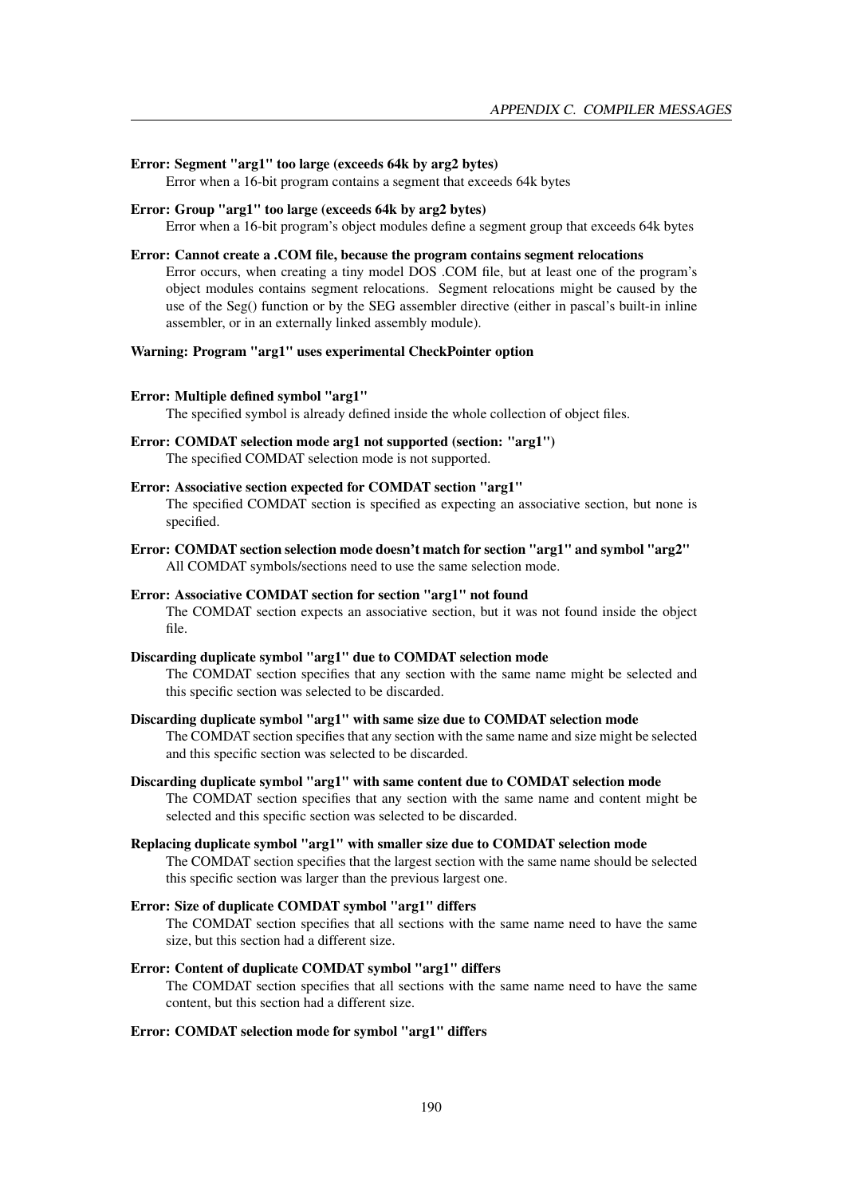**Error: Segment "arg1" too large (exceeds 64k by arg2 bytes)**
Error when a 16-bit program contains a segment that exceeds 64k bytes

**Error: Group "arg1" too large (exceeds 64k by arg2 bytes)**
Error when a 16-bit program's object modules define a segment group that exceeds 64k bytes

**Error: Cannot create a .COM file, because the program contains segment relocations**
Error occurs, when creating a tiny model DOS .COM file, but at least one of the program's object modules contains segment relocations. Segment relocations might be caused by the use of the Seg() function or by the SEG assembler directive (either in pascal's built-in inline assembler, or in an externally linked assembly module).

**Warning: Program "arg1" uses experimental CheckPointer option**

**Error: Multiple defined symbol "arg1"**
The specified symbol is already defined inside the whole collection of object files.

**Error: COMDAT selection mode arg1 not supported (section: "arg1")**
The specified COMDAT selection mode is not supported.

**Error: Associative section expected for COMDAT section "arg1"**
The specified COMDAT section is specified as expecting an associative section, but none is specified.

**Error: COMDAT section selection mode doesn't match for section "arg1" and symbol "arg2"**
All COMDAT symbols/sections need to use the same selection mode.

**Error: Associative COMDAT section for section "arg1" not found**
The COMDAT section expects an associative section, but it was not found inside the object file.

**Discarding duplicate symbol "arg1" due to COMDAT selection mode**
The COMDAT section specifies that any section with the same name might be selected and this specific section was selected to be discarded.

**Discarding duplicate symbol "arg1" with same size due to COMDAT selection mode**
The COMDAT section specifies that any section with the same name and size might be selected and this specific section was selected to be discarded.

**Discarding duplicate symbol "arg1" with same content due to COMDAT selection mode**
The COMDAT section specifies that any section with the same name and content might be selected and this specific section was selected to be discarded.

**Replacing duplicate symbol "arg1" with smaller size due to COMDAT selection mode**
The COMDAT section specifies that the largest section with the same name should be selected this specific section was larger than the previous largest one.

**Error: Size of duplicate COMDAT symbol "arg1" differs**
The COMDAT section specifies that all sections with the same name need to have the same size, but this section had a different size.

**Error: Content of duplicate COMDAT symbol "arg1" differs**
The COMDAT section specifies that all sections with the same name need to have the same content, but this section had a different size.

**Error: COMDAT selection mode for symbol "arg1" differs**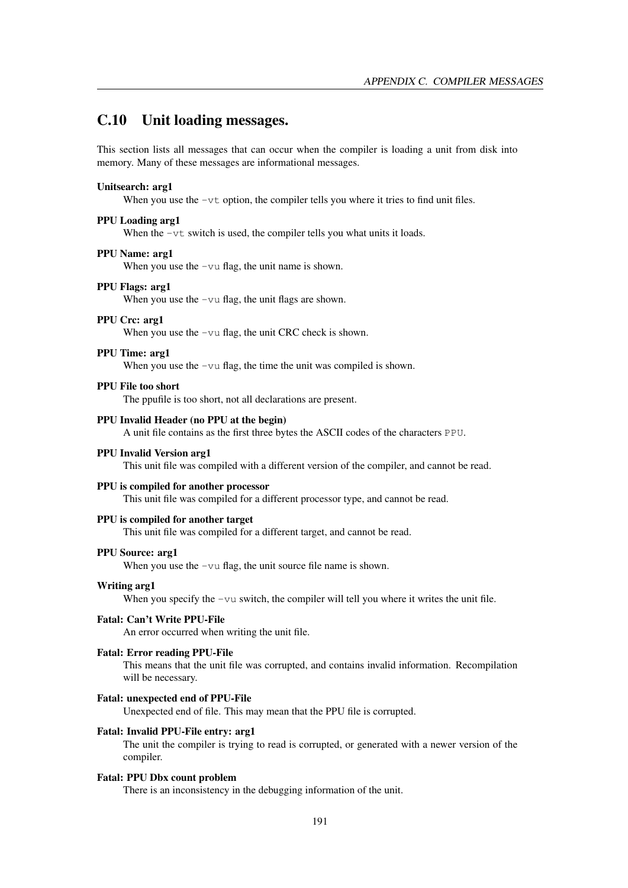## C.10 Unit loading messages.

This section lists all messages that can occur when the compiler is loading a unit from disk into memory. Many of these messages are informational messages.

**Unitsearch: arg1**
: When you use the `-vt` option, the compiler tells you where it tries to find unit files.

**PPU Loading arg1**
: When the `-vt` switch is used, the compiler tells you what units it loads.

**PPU Name: arg1**
: When you use the `-vu` flag, the unit name is shown.

**PPU Flags: arg1**
: When you use the `-vu` flag, the unit flags are shown.

**PPU Crc: arg1**
: When you use the `-vu` flag, the unit CRC check is shown.

**PPU Time: arg1**
: When you use the `-vu` flag, the time the unit was compiled is shown.

**PPU File too short**
: The ppufile is too short, not all declarations are present.

**PPU Invalid Header (no PPU at the begin)**
: A unit file contains as the first three bytes the ASCII codes of the characters `PPU`.

**PPU Invalid Version arg1**
: This unit file was compiled with a different version of the compiler, and cannot be read.

**PPU is compiled for another processor**
: This unit file was compiled for a different processor type, and cannot be read.

**PPU is compiled for another target**
: This unit file was compiled for a different target, and cannot be read.

**PPU Source: arg1**
: When you use the `-vu` flag, the unit source file name is shown.

**Writing arg1**
: When you specify the `-vu` switch, the compiler will tell you where it writes the unit file.

**Fatal: Can't Write PPU-File**
: An error occurred when writing the unit file.

**Fatal: Error reading PPU-File**
: This means that the unit file was corrupted, and contains invalid information. Recompilation will be necessary.

**Fatal: unexpected end of PPU-File**
: Unexpected end of file. This may mean that the PPU file is corrupted.

**Fatal: Invalid PPU-File entry: arg1**
: The unit the compiler is trying to read is corrupted, or generated with a newer version of the compiler.

**Fatal: PPU Dbx count problem**
: There is an inconsistency in the debugging information of the unit.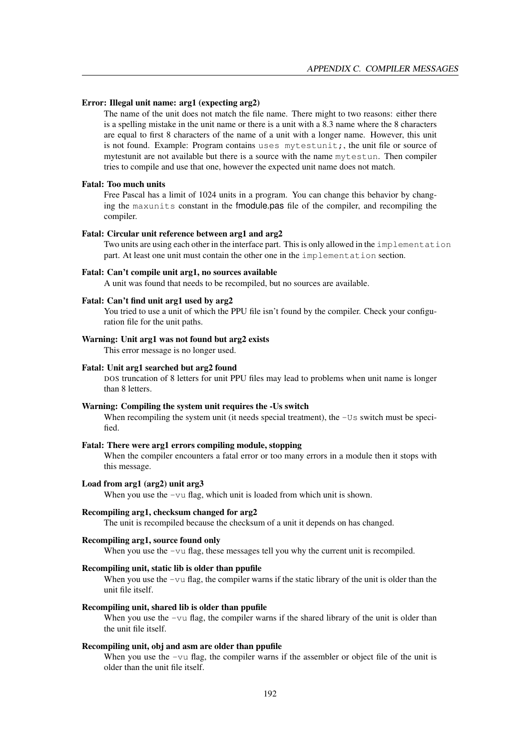**Error: Illegal unit name: arg1 (expecting arg2)**

The name of the unit does not match the file name. There might to two reasons: either there is a spelling mistake in the unit name or there is a unit with a 8.3 name where the 8 characters are equal to first 8 characters of the name of a unit with a longer name. However, this unit is not found. Example: Program contains `uses mytestunit;`, the unit file or source of mytestunit are not available but there is a source with the name `mytestun`. Then compiler tries to compile and use that one, however the expected unit name does not match.

**Fatal: Too much units**

Free Pascal has a limit of 1024 units in a program. You can change this behavior by changing the `maxunits` constant in the fmodule.pas file of the compiler, and recompiling the compiler.

**Fatal: Circular unit reference between arg1 and arg2**

Two units are using each other in the interface part. This is only allowed in the `implementation` part. At least one unit must contain the other one in the `implementation` section.

**Fatal: Can't compile unit arg1, no sources available**

A unit was found that needs to be recompiled, but no sources are available.

**Fatal: Can't find unit arg1 used by arg2**

You tried to use a unit of which the PPU file isn't found by the compiler. Check your configuration file for the unit paths.

**Warning: Unit arg1 was not found but arg2 exists**

This error message is no longer used.

**Fatal: Unit arg1 searched but arg2 found**

DOS truncation of 8 letters for unit PPU files may lead to problems when unit name is longer than 8 letters.

**Warning: Compiling the system unit requires the -Us switch**

When recompiling the system unit (it needs special treatment), the `-Us` switch must be specified.

**Fatal: There were arg1 errors compiling module, stopping**

When the compiler encounters a fatal error or too many errors in a module then it stops with this message.

**Load from arg1 (arg2) unit arg3**

When you use the `-vu` flag, which unit is loaded from which unit is shown.

**Recompiling arg1, checksum changed for arg2**

The unit is recompiled because the checksum of a unit it depends on has changed.

**Recompiling arg1, source found only**

When you use the `-vu` flag, these messages tell you why the current unit is recompiled.

**Recompiling unit, static lib is older than ppufile**

When you use the `-vu` flag, the compiler warns if the static library of the unit is older than the unit file itself.

**Recompiling unit, shared lib is older than ppufile**

When you use the `-vu` flag, the compiler warns if the shared library of the unit is older than the unit file itself.

**Recompiling unit, obj and asm are older than ppufile**

When you use the `-vu` flag, the compiler warns if the assembler or object file of the unit is older than the unit file itself.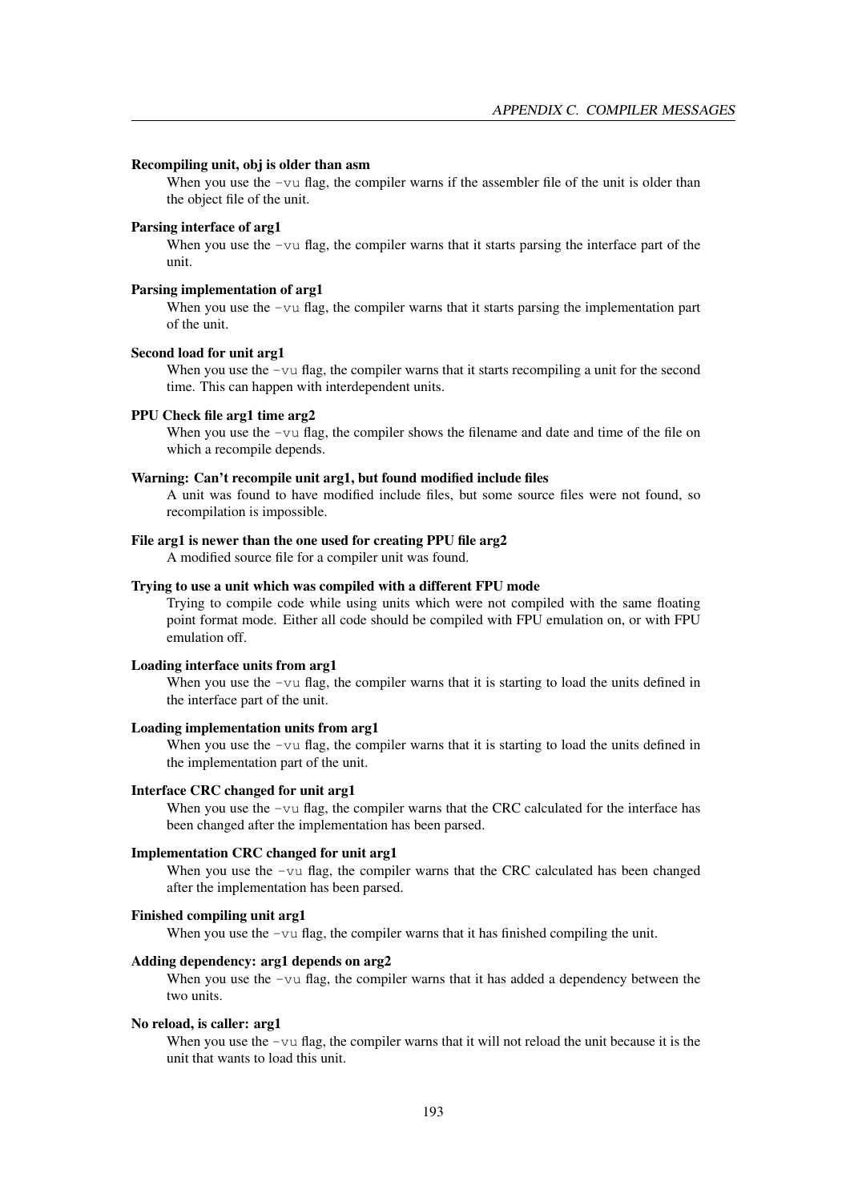**Recompiling unit, obj is older than asm**

When you use the `-vu` flag, the compiler warns if the assembler file of the unit is older than the object file of the unit.

**Parsing interface of arg1**

When you use the `-vu` flag, the compiler warns that it starts parsing the interface part of the unit.

**Parsing implementation of arg1**

When you use the `-vu` flag, the compiler warns that it starts parsing the implementation part of the unit.

**Second load for unit arg1**

When you use the `-vu` flag, the compiler warns that it starts recompiling a unit for the second time. This can happen with interdependent units.

**PPU Check file arg1 time arg2**

When you use the `-vu` flag, the compiler shows the filename and date and time of the file on which a recompile depends.

**Warning: Can't recompile unit arg1, but found modified include files**

A unit was found to have modified include files, but some source files were not found, so recompilation is impossible.

**File arg1 is newer than the one used for creating PPU file arg2**

A modified source file for a compiler unit was found.

**Trying to use a unit which was compiled with a different FPU mode**

Trying to compile code while using units which were not compiled with the same floating point format mode. Either all code should be compiled with FPU emulation on, or with FPU emulation off.

**Loading interface units from arg1**

When you use the `-vu` flag, the compiler warns that it is starting to load the units defined in the interface part of the unit.

**Loading implementation units from arg1**

When you use the `-vu` flag, the compiler warns that it is starting to load the units defined in the implementation part of the unit.

**Interface CRC changed for unit arg1**

When you use the `-vu` flag, the compiler warns that the CRC calculated for the interface has been changed after the implementation has been parsed.

**Implementation CRC changed for unit arg1**

When you use the `-vu` flag, the compiler warns that the CRC calculated has been changed after the implementation has been parsed.

**Finished compiling unit arg1**

When you use the `-vu` flag, the compiler warns that it has finished compiling the unit.

**Adding dependency: arg1 depends on arg2**

When you use the `-vu` flag, the compiler warns that it has added a dependency between the two units.

**No reload, is caller: arg1**

When you use the `-vu` flag, the compiler warns that it will not reload the unit because it is the unit that wants to load this unit.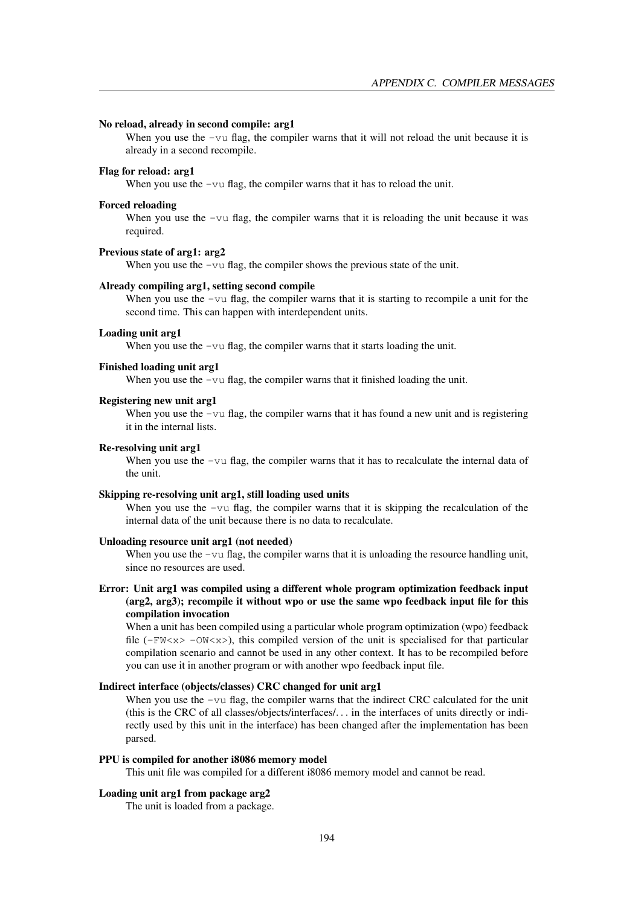**No reload, already in second compile: arg1**

When you use the `-vu` flag, the compiler warns that it will not reload the unit because it is already in a second recompile.

**Flag for reload: arg1**

When you use the `-vu` flag, the compiler warns that it has to reload the unit.

**Forced reloading**

When you use the `-vu` flag, the compiler warns that it is reloading the unit because it was required.

**Previous state of arg1: arg2**

When you use the `-vu` flag, the compiler shows the previous state of the unit.

**Already compiling arg1, setting second compile**

When you use the `-vu` flag, the compiler warns that it is starting to recompile a unit for the second time. This can happen with interdependent units.

**Loading unit arg1**

When you use the `-vu` flag, the compiler warns that it starts loading the unit.

**Finished loading unit arg1**

When you use the `-vu` flag, the compiler warns that it finished loading the unit.

**Registering new unit arg1**

When you use the `-vu` flag, the compiler warns that it has found a new unit and is registering it in the internal lists.

**Re-resolving unit arg1**

When you use the `-vu` flag, the compiler warns that it has to recalculate the internal data of the unit.

**Skipping re-resolving unit arg1, still loading used units**

When you use the `-vu` flag, the compiler warns that it is skipping the recalculation of the internal data of the unit because there is no data to recalculate.

**Unloading resource unit arg1 (not needed)**

When you use the `-vu` flag, the compiler warns that it is unloading the resource handling unit, since no resources are used.

**Error: Unit arg1 was compiled using a different whole program optimization feedback input (arg2, arg3); recompile it without wpo or use the same wpo feedback input file for this compilation invocation**

When a unit has been compiled using a particular whole program optimization (wpo) feedback file (`-FW<x>` `-OW<x>`), this compiled version of the unit is specialised for that particular compilation scenario and cannot be used in any other context. It has to be recompiled before you can use it in another program or with another wpo feedback input file.

**Indirect interface (objects/classes) CRC changed for unit arg1**

When you use the `-vu` flag, the compiler warns that the indirect CRC calculated for the unit (this is the CRC of all classes/objects/interfaces/... in the interfaces of units directly or indirectly used by this unit in the interface) has been changed after the implementation has been parsed.

**PPU is compiled for another i8086 memory model**

This unit file was compiled for a different i8086 memory model and cannot be read.

**Loading unit arg1 from package arg2**

The unit is loaded from a package.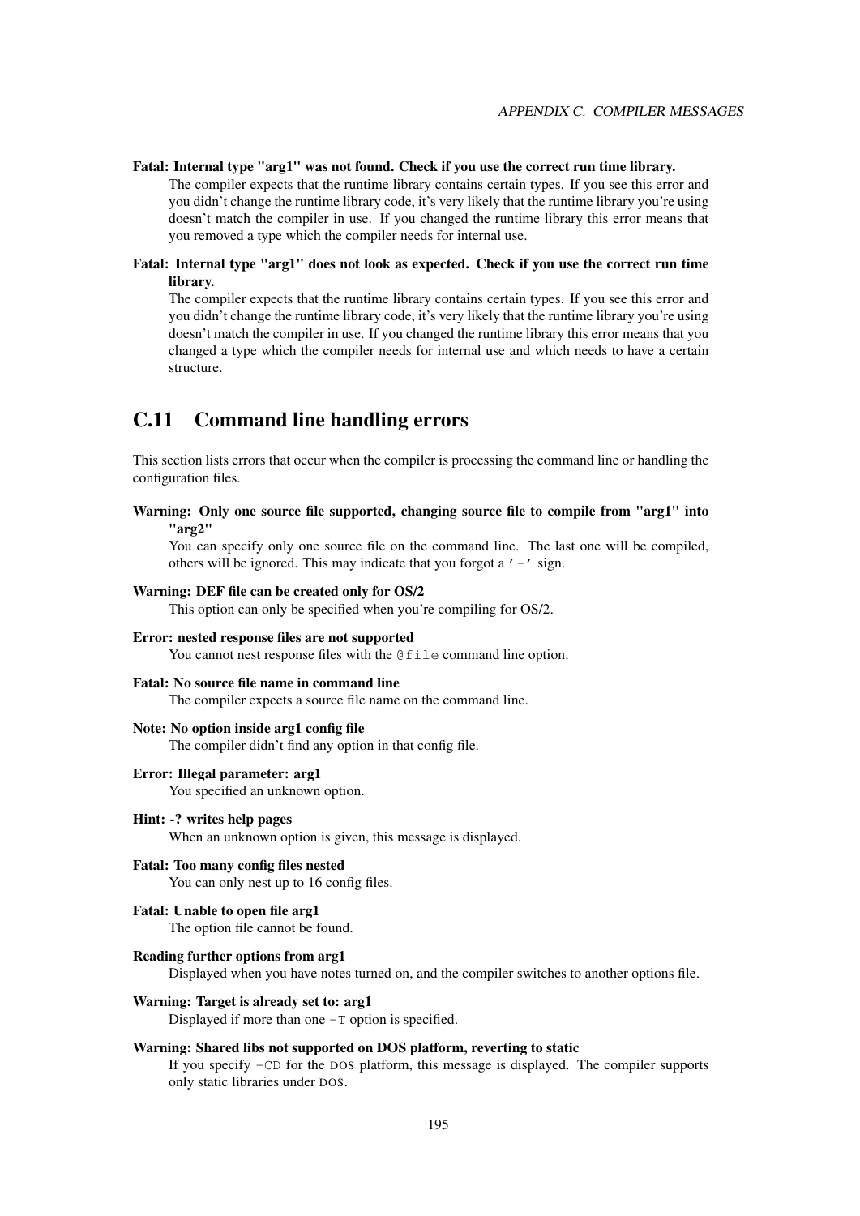**Fatal: Internal type "arg1" was not found. Check if you use the correct run time library.**

The compiler expects that the runtime library contains certain types. If you see this error and you didn't change the runtime library code, it's very likely that the runtime library you're using doesn't match the compiler in use. If you changed the runtime library this error means that you removed a type which the compiler needs for internal use.

**Fatal: Internal type "arg1" does not look as expected. Check if you use the correct run time library.**

The compiler expects that the runtime library contains certain types. If you see this error and you didn't change the runtime library code, it's very likely that the runtime library you're using doesn't match the compiler in use. If you changed the runtime library this error means that you changed a type which the compiler needs for internal use and which needs to have a certain structure.

## C.11 Command line handling errors

This section lists errors that occur when the compiler is processing the command line or handling the configuration files.

**Warning: Only one source file supported, changing source file to compile from "arg1" into "arg2"**

You can specify only one source file on the command line. The last one will be compiled, others will be ignored. This may indicate that you forgot a `'-'` sign.

**Warning: DEF file can be created only for OS/2**

This option can only be specified when you're compiling for OS/2.

**Error: nested response files are not supported**

You cannot nest response files with the `@file` command line option.

**Fatal: No source file name in command line**

The compiler expects a source file name on the command line.

**Note: No option inside arg1 config file**

The compiler didn't find any option in that config file.

**Error: Illegal parameter: arg1**

You specified an unknown option.

**Hint: -? writes help pages**

When an unknown option is given, this message is displayed.

**Fatal: Too many config files nested**

You can only nest up to 16 config files.

**Fatal: Unable to open file arg1**

The option file cannot be found.

**Reading further options from arg1**

Displayed when you have notes turned on, and the compiler switches to another options file.

**Warning: Target is already set to: arg1**

Displayed if more than one `-T` option is specified.

**Warning: Shared libs not supported on DOS platform, reverting to static**

If you specify `-CD` for the DOS platform, this message is displayed. The compiler supports only static libraries under DOS.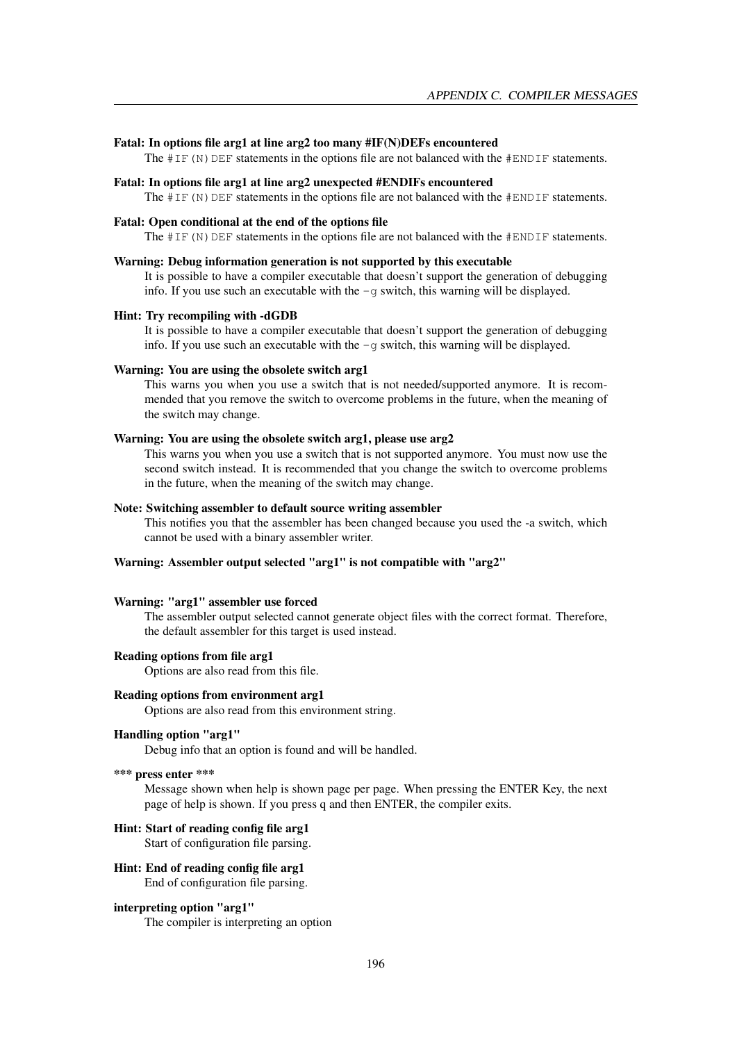**Fatal: In options file arg1 at line arg2 too many #IF(N)DEFs encountered**
The `#IF(N)DEF` statements in the options file are not balanced with the `#ENDIF` statements.

**Fatal: In options file arg1 at line arg2 unexpected #ENDIFs encountered**
The `#IF(N)DEF` statements in the options file are not balanced with the `#ENDIF` statements.

**Fatal: Open conditional at the end of the options file**
The `#IF(N)DEF` statements in the options file are not balanced with the `#ENDIF` statements.

**Warning: Debug information generation is not supported by this executable**
It is possible to have a compiler executable that doesn't support the generation of debugging info. If you use such an executable with the `-g` switch, this warning will be displayed.

**Hint: Try recompiling with -dGDB**
It is possible to have a compiler executable that doesn't support the generation of debugging info. If you use such an executable with the `-g` switch, this warning will be displayed.

**Warning: You are using the obsolete switch arg1**
This warns you when you use a switch that is not needed/supported anymore. It is recommended that you remove the switch to overcome problems in the future, when the meaning of the switch may change.

**Warning: You are using the obsolete switch arg1, please use arg2**
This warns you when you use a switch that is not supported anymore. You must now use the second switch instead. It is recommended that you change the switch to overcome problems in the future, when the meaning of the switch may change.

**Note: Switching assembler to default source writing assembler**
This notifies you that the assembler has been changed because you used the -a switch, which cannot be used with a binary assembler writer.

**Warning: Assembler output selected "arg1" is not compatible with "arg2"**

**Warning: "arg1" assembler use forced**
The assembler output selected cannot generate object files with the correct format. Therefore, the default assembler for this target is used instead.

**Reading options from file arg1**
Options are also read from this file.

**Reading options from environment arg1**
Options are also read from this environment string.

**Handling option "arg1"**
Debug info that an option is found and will be handled.

**\*\*\* press enter \*\*\***
Message shown when help is shown page per page. When pressing the ENTER Key, the next page of help is shown. If you press q and then ENTER, the compiler exits.

**Hint: Start of reading config file arg1**
Start of configuration file parsing.

**Hint: End of reading config file arg1**
End of configuration file parsing.

**interpreting option "arg1"**
The compiler is interpreting an option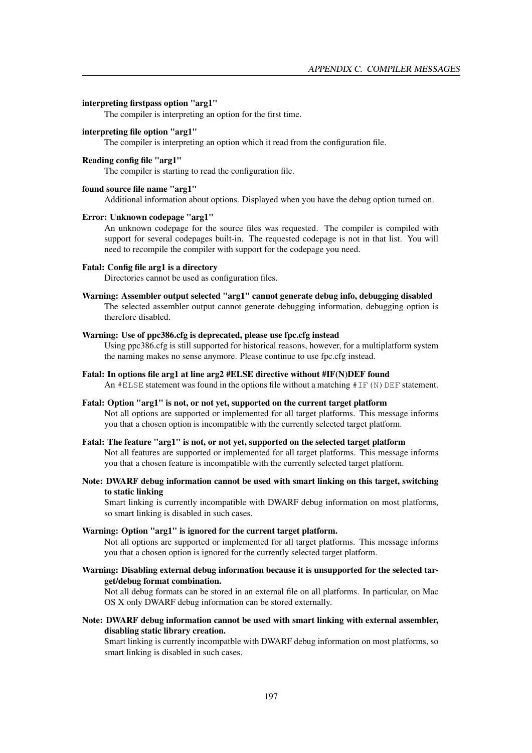**interpreting firstpass option "arg1"**
The compiler is interpreting an option for the first time.

**interpreting file option "arg1"**
The compiler is interpreting an option which it read from the configuration file.

**Reading config file "arg1"**
The compiler is starting to read the configuration file.

**found source file name "arg1"**
Additional information about options. Displayed when you have the debug option turned on.

**Error: Unknown codepage "arg1"**
An unknown codepage for the source files was requested. The compiler is compiled with support for several codepages built-in. The requested codepage is not in that list. You will need to recompile the compiler with support for the codepage you need.

**Fatal: Config file arg1 is a directory**
Directories cannot be used as configuration files.

**Warning: Assembler output selected "arg1" cannot generate debug info, debugging disabled**
The selected assembler output cannot generate debugging information, debugging option is therefore disabled.

**Warning: Use of ppc386.cfg is deprecated, please use fpc.cfg instead**
Using ppc386.cfg is still supported for historical reasons, however, for a multiplatform system the naming makes no sense anymore. Please continue to use fpc.cfg instead.

**Fatal: In options file arg1 at line arg2 #ELSE directive without #IF(N)DEF found**
An `#ELSE` statement was found in the options file without a matching `#IF(N)DEF` statement.

**Fatal: Option "arg1" is not, or not yet, supported on the current target platform**
Not all options are supported or implemented for all target platforms. This message informs you that a chosen option is incompatible with the currently selected target platform.

**Fatal: The feature "arg1" is not, or not yet, supported on the selected target platform**
Not all features are supported or implemented for all target platforms. This message informs you that a chosen feature is incompatible with the currently selected target platform.

**Note: DWARF debug information cannot be used with smart linking on this target, switching to static linking**
Smart linking is currently incompatible with DWARF debug information on most platforms, so smart linking is disabled in such cases.

**Warning: Option "arg1" is ignored for the current target platform.**
Not all options are supported or implemented for all target platforms. This message informs you that a chosen option is ignored for the currently selected target platform.

**Warning: Disabling external debug information because it is unsupported for the selected target/debug format combination.**
Not all debug formats can be stored in an external file on all platforms. In particular, on Mac OS X only DWARF debug information can be stored externally.

**Note: DWARF debug information cannot be used with smart linking with external assembler, disabling static library creation.**
Smart linking is currently incompatble with DWARF debug information on most platforms, so smart linking is disabled in such cases.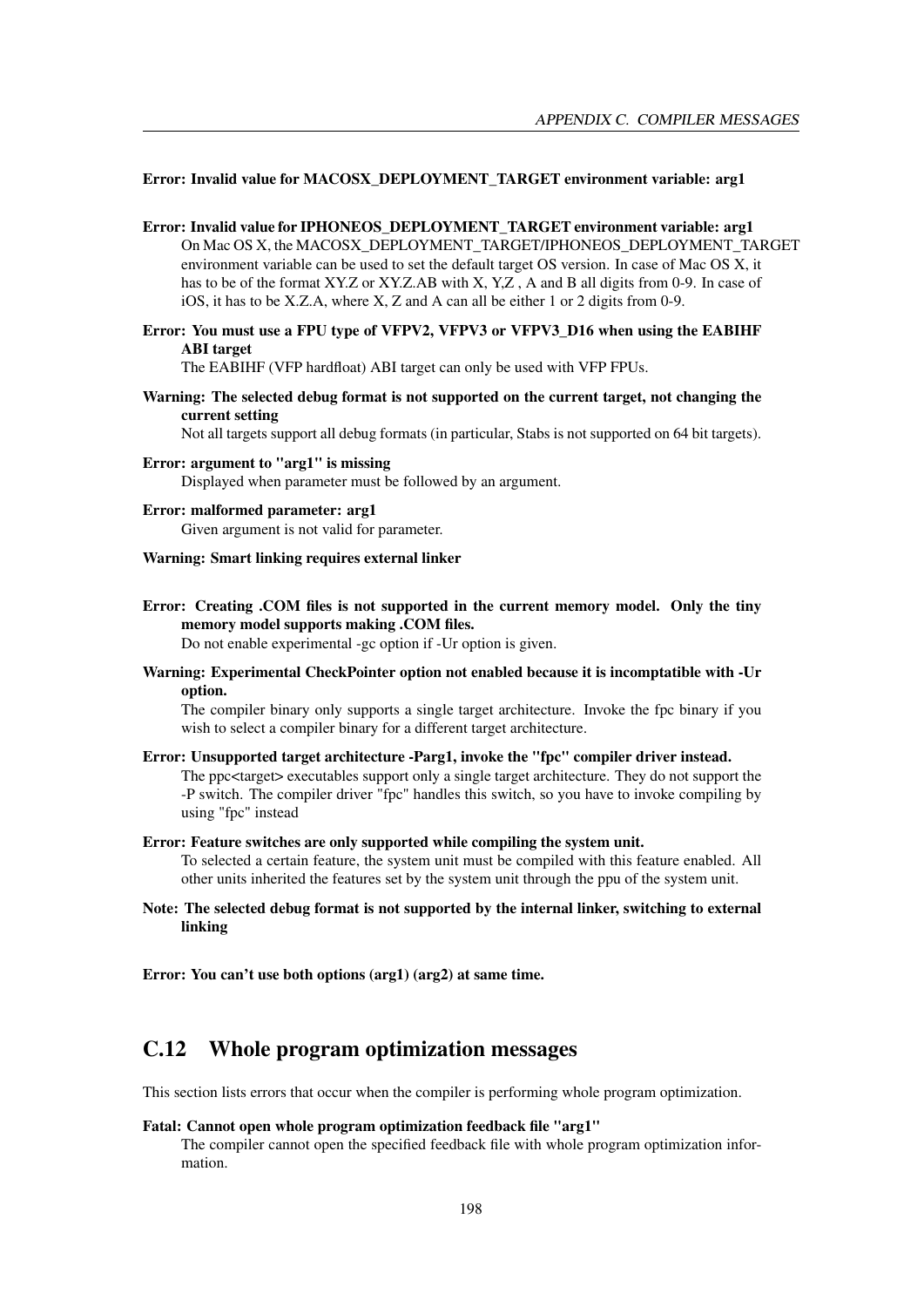**Error: Invalid value for MACOSX_DEPLOYMENT_TARGET environment variable: arg1**

**Error: Invalid value for IPHONEOS_DEPLOYMENT_TARGET environment variable: arg1**
: On Mac OS X, the MACOSX_DEPLOYMENT_TARGET/IPHONEOS_DEPLOYMENT_TARGET environment variable can be used to set the default target OS version. In case of Mac OS X, it has to be of the format XY.Z or XY.Z.AB with X, Y,Z , A and B all digits from 0-9. In case of iOS, it has to be X.Z.A, where X, Z and A can all be either 1 or 2 digits from 0-9.

**Error: You must use a FPU type of VFPV2, VFPV3 or VFPV3_D16 when using the EABIHF ABI target**
: The EABIHF (VFP hardfloat) ABI target can only be used with VFP FPUs.

**Warning: The selected debug format is not supported on the current target, not changing the current setting**
: Not all targets support all debug formats (in particular, Stabs is not supported on 64 bit targets).

**Error: argument to "arg1" is missing**
: Displayed when parameter must be followed by an argument.

**Error: malformed parameter: arg1**
: Given argument is not valid for parameter.

**Warning: Smart linking requires external linker**

**Error: Creating .COM files is not supported in the current memory model. Only the tiny memory model supports making .COM files.**
: Do not enable experimental -gc option if -Ur option is given.

**Warning: Experimental CheckPointer option not enabled because it is incomptatible with -Ur option.**
: The compiler binary only supports a single target architecture. Invoke the fpc binary if you wish to select a compiler binary for a different target architecture.

**Error: Unsupported target architecture -Parg1, invoke the "fpc" compiler driver instead.**
: The ppc<target> executables support only a single target architecture. They do not support the -P switch. The compiler driver "fpc" handles this switch, so you have to invoke compiling by using "fpc" instead

**Error: Feature switches are only supported while compiling the system unit.**
: To selected a certain feature, the system unit must be compiled with this feature enabled. All other units inherited the features set by the system unit through the ppu of the system unit.

**Note: The selected debug format is not supported by the internal linker, switching to external linking**

**Error: You can't use both options (arg1) (arg2) at same time.**

## C.12 Whole program optimization messages

This section lists errors that occur when the compiler is performing whole program optimization.

**Fatal: Cannot open whole program optimization feedback file "arg1"**
: The compiler cannot open the specified feedback file with whole program optimization information.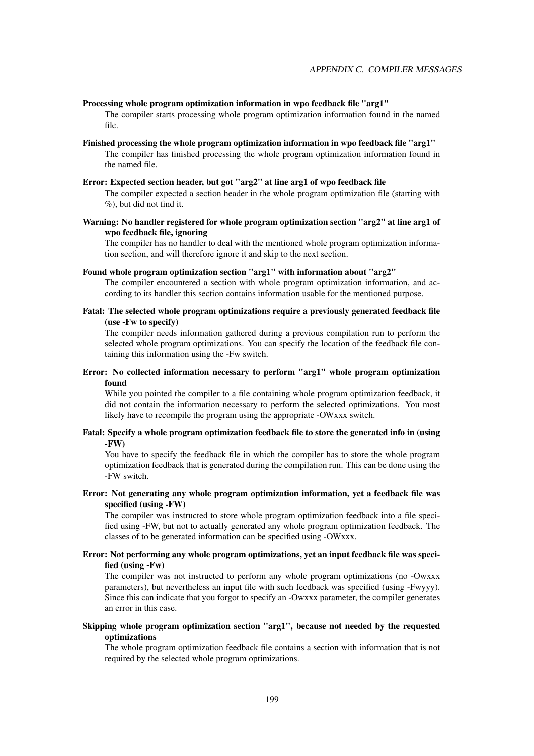**Processing whole program optimization information in wpo feedback file "arg1"**
The compiler starts processing whole program optimization information found in the named file.

**Finished processing the whole program optimization information in wpo feedback file "arg1"**
The compiler has finished processing the whole program optimization information found in the named file.

**Error: Expected section header, but got "arg2" at line arg1 of wpo feedback file**
The compiler expected a section header in the whole program optimization file (starting with %), but did not find it.

**Warning: No handler registered for whole program optimization section "arg2" at line arg1 of wpo feedback file, ignoring**
The compiler has no handler to deal with the mentioned whole program optimization information section, and will therefore ignore it and skip to the next section.

**Found whole program optimization section "arg1" with information about "arg2"**
The compiler encountered a section with whole program optimization information, and according to its handler this section contains information usable for the mentioned purpose.

**Fatal: The selected whole program optimizations require a previously generated feedback file (use -Fw to specify)**
The compiler needs information gathered during a previous compilation run to perform the selected whole program optimizations. You can specify the location of the feedback file containing this information using the -Fw switch.

**Error: No collected information necessary to perform "arg1" whole program optimization found**
While you pointed the compiler to a file containing whole program optimization feedback, it did not contain the information necessary to perform the selected optimizations. You most likely have to recompile the program using the appropriate -OWxxx switch.

**Fatal: Specify a whole program optimization feedback file to store the generated info in (using -FW)**
You have to specify the feedback file in which the compiler has to store the whole program optimization feedback that is generated during the compilation run. This can be done using the -FW switch.

**Error: Not generating any whole program optimization information, yet a feedback file was specified (using -FW)**
The compiler was instructed to store whole program optimization feedback into a file specified using -FW, but not to actually generated any whole program optimization feedback. The classes of to be generated information can be specified using -OWxxx.

**Error: Not performing any whole program optimizations, yet an input feedback file was specified (using -Fw)**
The compiler was not instructed to perform any whole program optimizations (no -Owxxx parameters), but nevertheless an input file with such feedback was specified (using -Fwyyy). Since this can indicate that you forgot to specify an -Owxxx parameter, the compiler generates an error in this case.

**Skipping whole program optimization section "arg1", because not needed by the requested optimizations**
The whole program optimization feedback file contains a section with information that is not required by the selected whole program optimizations.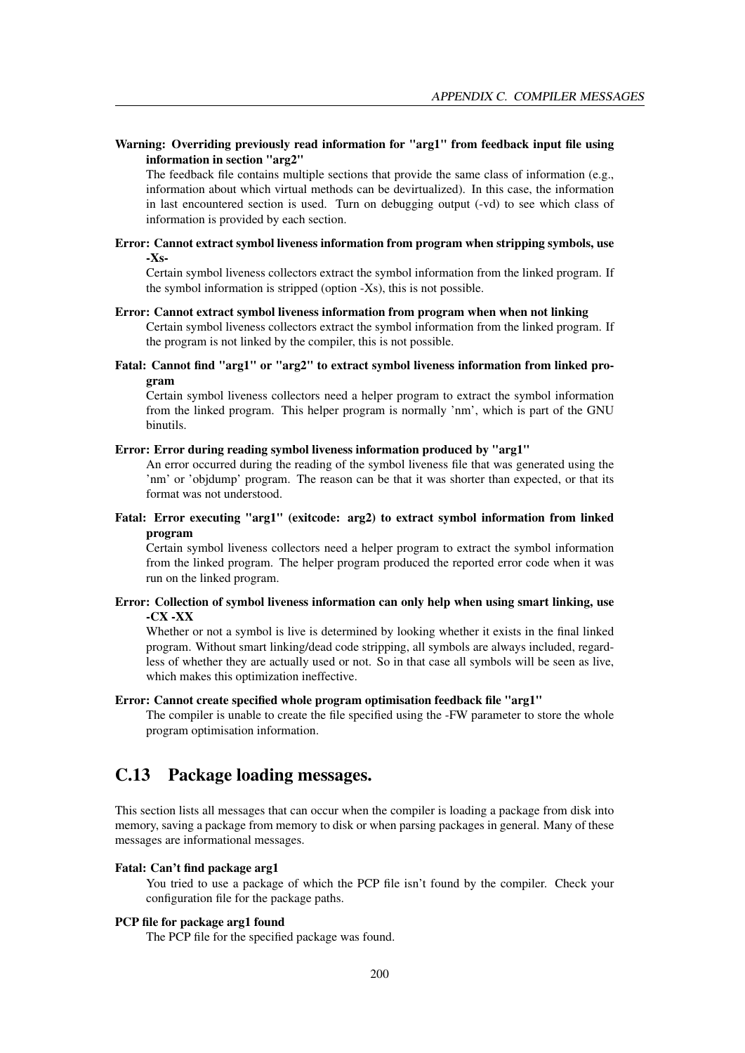**Warning: Overriding previously read information for "arg1" from feedback input file using information in section "arg2"**

The feedback file contains multiple sections that provide the same class of information (e.g., information about which virtual methods can be devirtualized). In this case, the information in last encountered section is used. Turn on debugging output (-vd) to see which class of information is provided by each section.

**Error: Cannot extract symbol liveness information from program when stripping symbols, use -Xs-**

Certain symbol liveness collectors extract the symbol information from the linked program. If the symbol information is stripped (option -Xs), this is not possible.

**Error: Cannot extract symbol liveness information from program when when not linking**

Certain symbol liveness collectors extract the symbol information from the linked program. If the program is not linked by the compiler, this is not possible.

**Fatal: Cannot find "arg1" or "arg2" to extract symbol liveness information from linked program**

Certain symbol liveness collectors need a helper program to extract the symbol information from the linked program. This helper program is normally 'nm', which is part of the GNU binutils.

**Error: Error during reading symbol liveness information produced by "arg1"**

An error occurred during the reading of the symbol liveness file that was generated using the 'nm' or 'objdump' program. The reason can be that it was shorter than expected, or that its format was not understood.

**Fatal: Error executing "arg1" (exitcode: arg2) to extract symbol information from linked program**

Certain symbol liveness collectors need a helper program to extract the symbol information from the linked program. The helper program produced the reported error code when it was run on the linked program.

**Error: Collection of symbol liveness information can only help when using smart linking, use -CX -XX**

Whether or not a symbol is live is determined by looking whether it exists in the final linked program. Without smart linking/dead code stripping, all symbols are always included, regardless of whether they are actually used or not. So in that case all symbols will be seen as live, which makes this optimization ineffective.

**Error: Cannot create specified whole program optimisation feedback file "arg1"**

The compiler is unable to create the file specified using the -FW parameter to store the whole program optimisation information.

## C.13 Package loading messages.

This section lists all messages that can occur when the compiler is loading a package from disk into memory, saving a package from memory to disk or when parsing packages in general. Many of these messages are informational messages.

**Fatal: Can't find package arg1**

You tried to use a package of which the PCP file isn't found by the compiler. Check your configuration file for the package paths.

**PCP file for package arg1 found**

The PCP file for the specified package was found.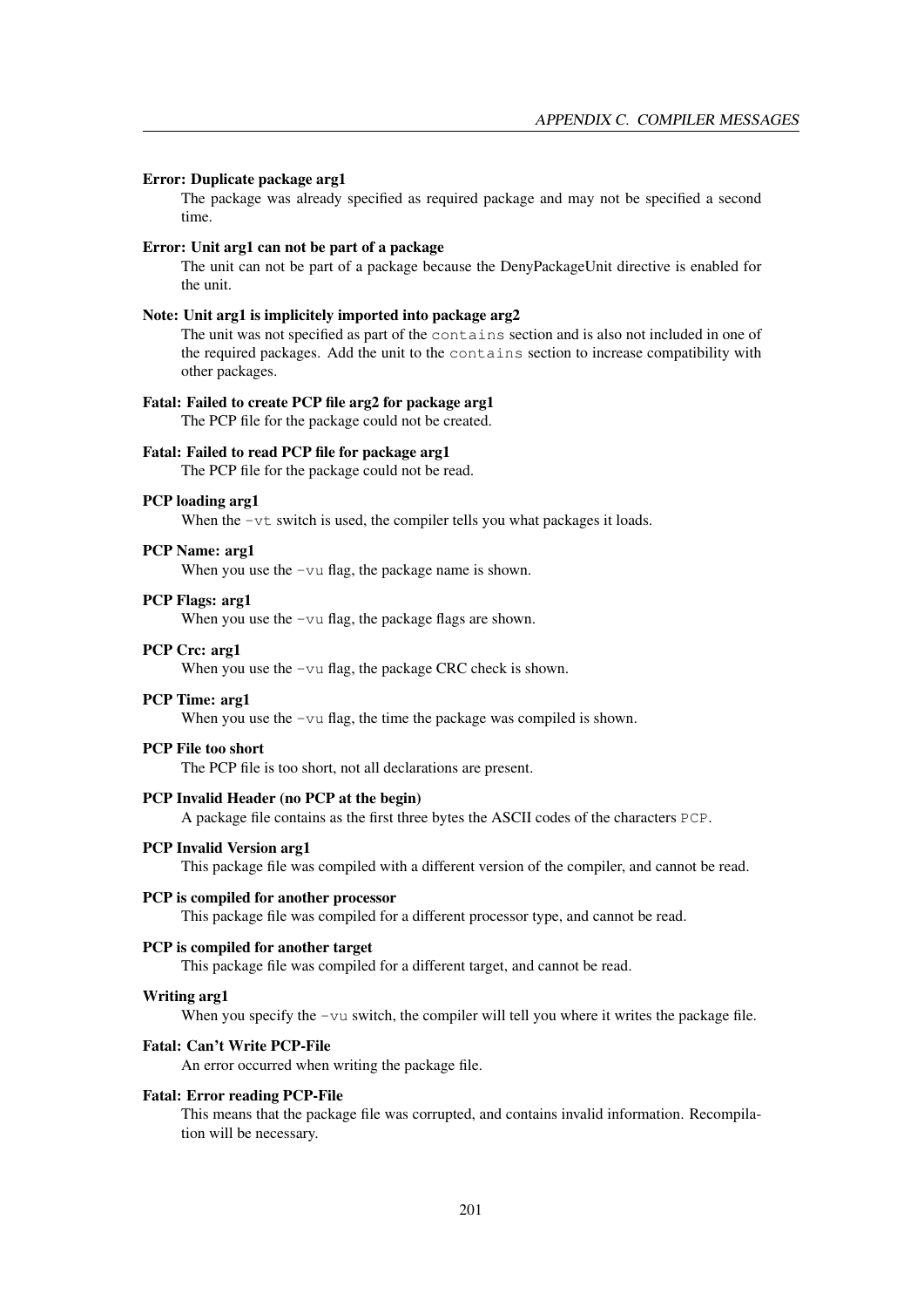**Error: Duplicate package arg1**

The package was already specified as required package and may not be specified a second time.

**Error: Unit arg1 can not be part of a package**

The unit can not be part of a package because the DenyPackageUnit directive is enabled for the unit.

**Note: Unit arg1 is implicitely imported into package arg2**

The unit was not specified as part of the `contains` section and is also not included in one of the required packages. Add the unit to the `contains` section to increase compatibility with other packages.

**Fatal: Failed to create PCP file arg2 for package arg1**

The PCP file for the package could not be created.

**Fatal: Failed to read PCP file for package arg1**

The PCP file for the package could not be read.

**PCP loading arg1**

When the `-vt` switch is used, the compiler tells you what packages it loads.

**PCP Name: arg1**

When you use the `-vu` flag, the package name is shown.

**PCP Flags: arg1**

When you use the `-vu` flag, the package flags are shown.

**PCP Crc: arg1**

When you use the `-vu` flag, the package CRC check is shown.

**PCP Time: arg1**

When you use the `-vu` flag, the time the package was compiled is shown.

**PCP File too short**

The PCP file is too short, not all declarations are present.

**PCP Invalid Header (no PCP at the begin)**

A package file contains as the first three bytes the ASCII codes of the characters `PCP`.

**PCP Invalid Version arg1**

This package file was compiled with a different version of the compiler, and cannot be read.

**PCP is compiled for another processor**

This package file was compiled for a different processor type, and cannot be read.

**PCP is compiled for another target**

This package file was compiled for a different target, and cannot be read.

**Writing arg1**

When you specify the `-vu` switch, the compiler will tell you where it writes the package file.

**Fatal: Can't Write PCP-File**

An error occurred when writing the package file.

**Fatal: Error reading PCP-File**

This means that the package file was corrupted, and contains invalid information. Recompilation will be necessary.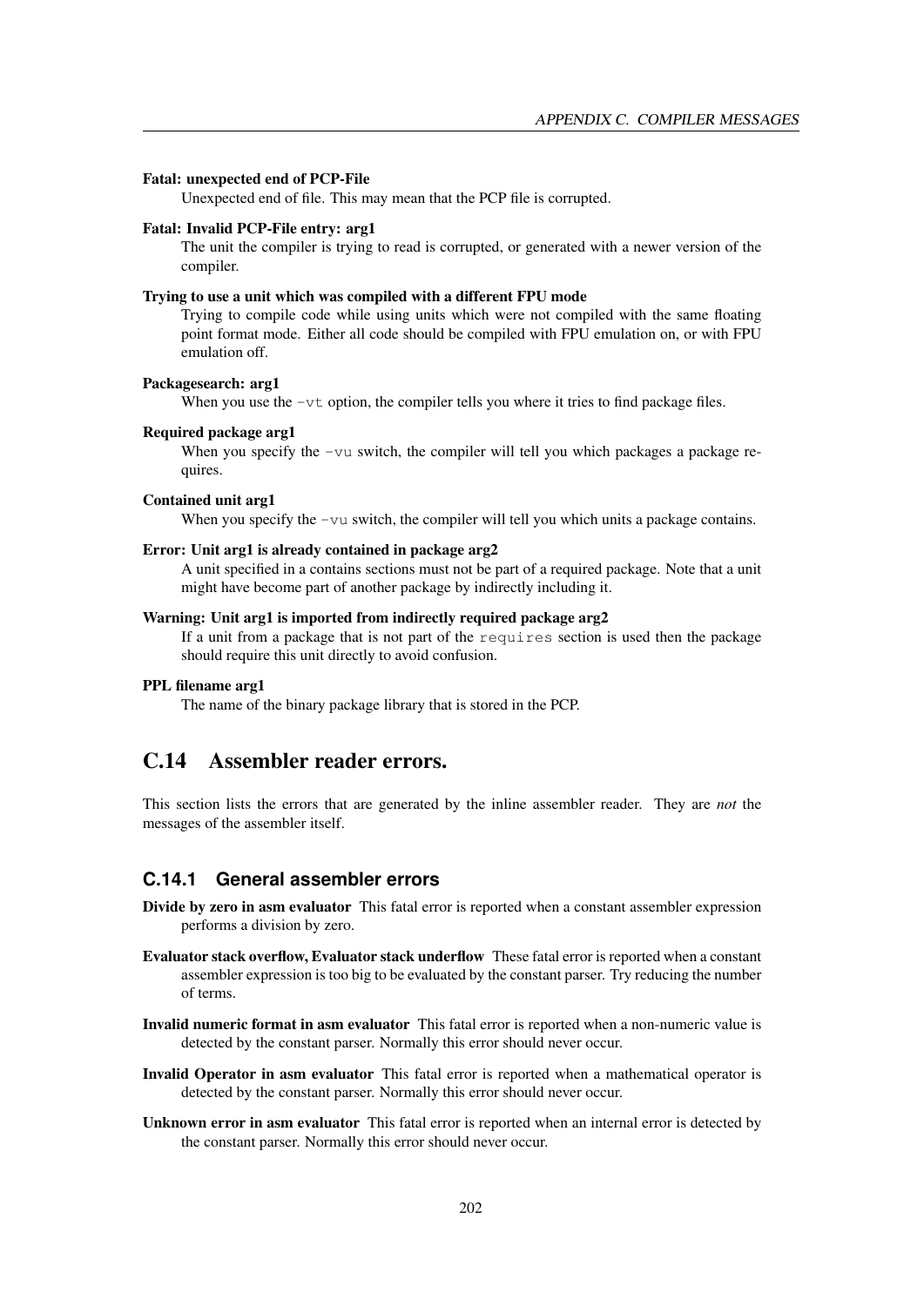**Fatal: unexpected end of PCP-File**

Unexpected end of file. This may mean that the PCP file is corrupted.

**Fatal: Invalid PCP-File entry: arg1**

The unit the compiler is trying to read is corrupted, or generated with a newer version of the compiler.

**Trying to use a unit which was compiled with a different FPU mode**

Trying to compile code while using units which were not compiled with the same floating point format mode. Either all code should be compiled with FPU emulation on, or with FPU emulation off.

**Packagesearch: arg1**

When you use the `-vt` option, the compiler tells you where it tries to find package files.

**Required package arg1**

When you specify the `-vu` switch, the compiler will tell you which packages a package requires.

**Contained unit arg1**

When you specify the `-vu` switch, the compiler will tell you which units a package contains.

**Error: Unit arg1 is already contained in package arg2**

A unit specified in a contains sections must not be part of a required package. Note that a unit might have become part of another package by indirectly including it.

**Warning: Unit arg1 is imported from indirectly required package arg2**

If a unit from a package that is not part of the `requires` section is used then the package should require this unit directly to avoid confusion.

**PPL filename arg1**

The name of the binary package library that is stored in the PCP.

# C.14 Assembler reader errors.

This section lists the errors that are generated by the inline assembler reader. They are *not* the messages of the assembler itself.

## C.14.1 General assembler errors

**Divide by zero in asm evaluator** This fatal error is reported when a constant assembler expression performs a division by zero.

**Evaluator stack overflow, Evaluator stack underflow** These fatal error is reported when a constant assembler expression is too big to be evaluated by the constant parser. Try reducing the number of terms.

**Invalid numeric format in asm evaluator** This fatal error is reported when a non-numeric value is detected by the constant parser. Normally this error should never occur.

**Invalid Operator in asm evaluator** This fatal error is reported when a mathematical operator is detected by the constant parser. Normally this error should never occur.

**Unknown error in asm evaluator** This fatal error is reported when an internal error is detected by the constant parser. Normally this error should never occur.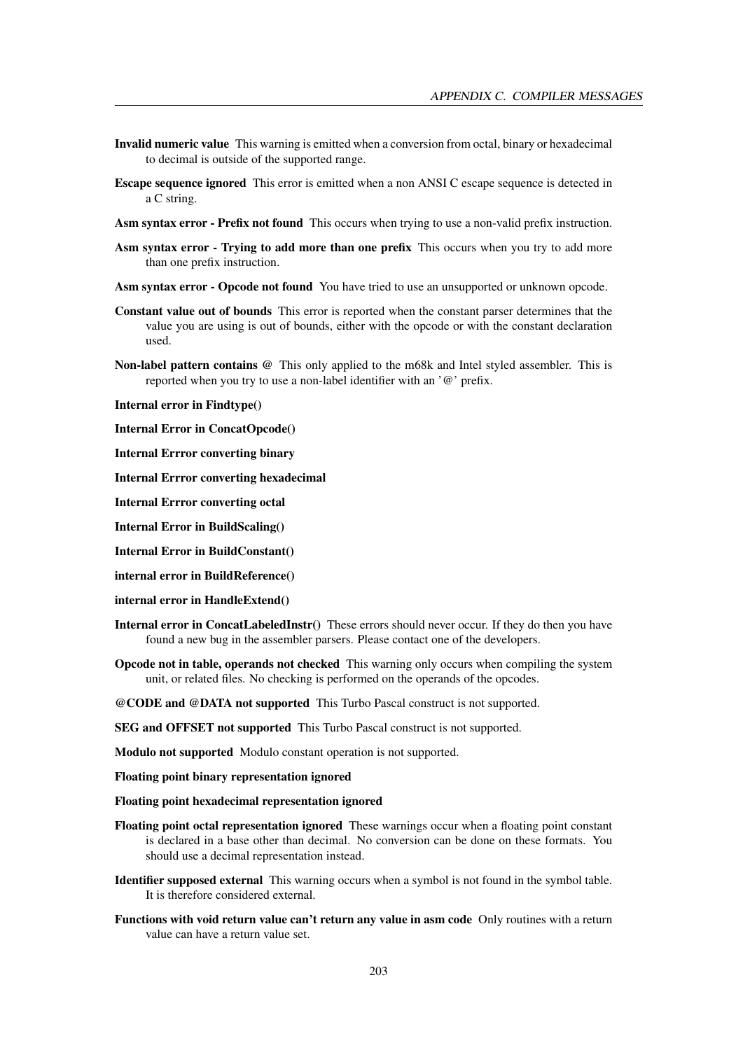**Invalid numeric value** This warning is emitted when a conversion from octal, binary or hexadecimal to decimal is outside of the supported range.

**Escape sequence ignored** This error is emitted when a non ANSI C escape sequence is detected in a C string.

**Asm syntax error - Prefix not found** This occurs when trying to use a non-valid prefix instruction.

**Asm syntax error - Trying to add more than one prefix** This occurs when you try to add more than one prefix instruction.

**Asm syntax error - Opcode not found** You have tried to use an unsupported or unknown opcode.

**Constant value out of bounds** This error is reported when the constant parser determines that the value you are using is out of bounds, either with the opcode or with the constant declaration used.

**Non-label pattern contains @** This only applied to the m68k and Intel styled assembler. This is reported when you try to use a non-label identifier with an '@' prefix.

**Internal error in Findtype()**

**Internal Error in ConcatOpcode()**

**Internal Errror converting binary**

**Internal Errror converting hexadecimal**

**Internal Errror converting octal**

**Internal Error in BuildScaling()**

**Internal Error in BuildConstant()**

**internal error in BuildReference()**

**internal error in HandleExtend()**

**Internal error in ConcatLabeledInstr()** These errors should never occur. If they do then you have found a new bug in the assembler parsers. Please contact one of the developers.

**Opcode not in table, operands not checked** This warning only occurs when compiling the system unit, or related files. No checking is performed on the operands of the opcodes.

**@CODE and @DATA not supported** This Turbo Pascal construct is not supported.

**SEG and OFFSET not supported** This Turbo Pascal construct is not supported.

**Modulo not supported** Modulo constant operation is not supported.

**Floating point binary representation ignored**

**Floating point hexadecimal representation ignored**

**Floating point octal representation ignored** These warnings occur when a floating point constant is declared in a base other than decimal. No conversion can be done on these formats. You should use a decimal representation instead.

**Identifier supposed external** This warning occurs when a symbol is not found in the symbol table. It is therefore considered external.

**Functions with void return value can't return any value in asm code** Only routines with a return value can have a return value set.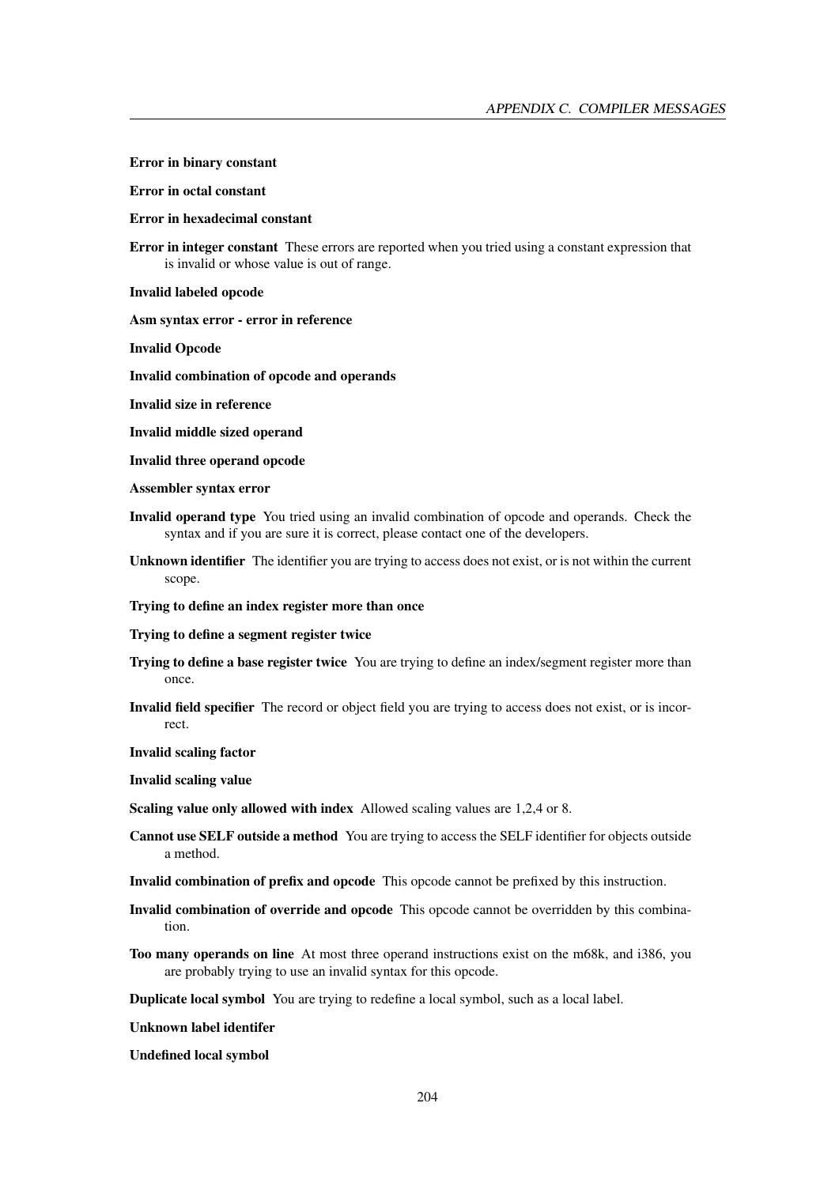**Error in binary constant**

**Error in octal constant**

**Error in hexadecimal constant**

**Error in integer constant** These errors are reported when you tried using a constant expression that is invalid or whose value is out of range.

**Invalid labeled opcode**

**Asm syntax error - error in reference**

**Invalid Opcode**

**Invalid combination of opcode and operands**

**Invalid size in reference**

**Invalid middle sized operand**

**Invalid three operand opcode**

**Assembler syntax error**

**Invalid operand type** You tried using an invalid combination of opcode and operands. Check the syntax and if you are sure it is correct, please contact one of the developers.

**Unknown identifier** The identifier you are trying to access does not exist, or is not within the current scope.

**Trying to define an index register more than once**

**Trying to define a segment register twice**

**Trying to define a base register twice** You are trying to define an index/segment register more than once.

**Invalid field specifier** The record or object field you are trying to access does not exist, or is incorrect.

**Invalid scaling factor**

**Invalid scaling value**

**Scaling value only allowed with index** Allowed scaling values are 1,2,4 or 8.

**Cannot use SELF outside a method** You are trying to access the SELF identifier for objects outside a method.

**Invalid combination of prefix and opcode** This opcode cannot be prefixed by this instruction.

**Invalid combination of override and opcode** This opcode cannot be overridden by this combination.

**Too many operands on line** At most three operand instructions exist on the m68k, and i386, you are probably trying to use an invalid syntax for this opcode.

**Duplicate local symbol** You are trying to redefine a local symbol, such as a local label.

**Unknown label identifer**

**Undefined local symbol**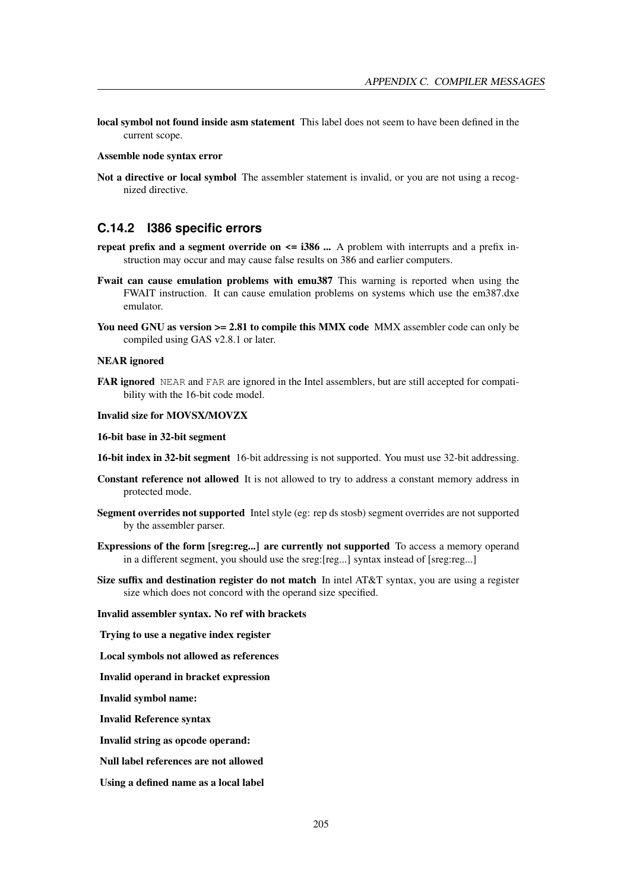**local symbol not found inside asm statement** This label does not seem to have been defined in the current scope.

**Assemble node syntax error**

**Not a directive or local symbol** The assembler statement is invalid, or you are not using a recognized directive.

### C.14.2 I386 specific errors

**repeat prefix and a segment override on <= i386 ...** A problem with interrupts and a prefix instruction may occur and may cause false results on 386 and earlier computers.

**Fwait can cause emulation problems with emu387** This warning is reported when using the FWAIT instruction. It can cause emulation problems on systems which use the em387.dxe emulator.

**You need GNU as version >= 2.81 to compile this MMX code** MMX assembler code can only be compiled using GAS v2.8.1 or later.

**NEAR ignored**

**FAR ignored** `NEAR` and `FAR` are ignored in the Intel assemblers, but are still accepted for compatibility with the 16-bit code model.

**Invalid size for MOVSX/MOVZX**

**16-bit base in 32-bit segment**

**16-bit index in 32-bit segment** 16-bit addressing is not supported. You must use 32-bit addressing.

**Constant reference not allowed** It is not allowed to try to address a constant memory address in protected mode.

**Segment overrides not supported** Intel style (eg: rep ds stosb) segment overrides are not supported by the assembler parser.

**Expressions of the form [sreg:reg...] are currently not supported** To access a memory operand in a different segment, you should use the sreg:[reg...] syntax instead of [sreg:reg...]

**Size suffix and destination register do not match** In intel AT&T syntax, you are using a register size which does not concord with the operand size specified.

**Invalid assembler syntax. No ref with brackets**

**Trying to use a negative index register**

**Local symbols not allowed as references**

**Invalid operand in bracket expression**

**Invalid symbol name:**

**Invalid Reference syntax**

**Invalid string as opcode operand:**

**Null label references are not allowed**

**Using a defined name as a local label**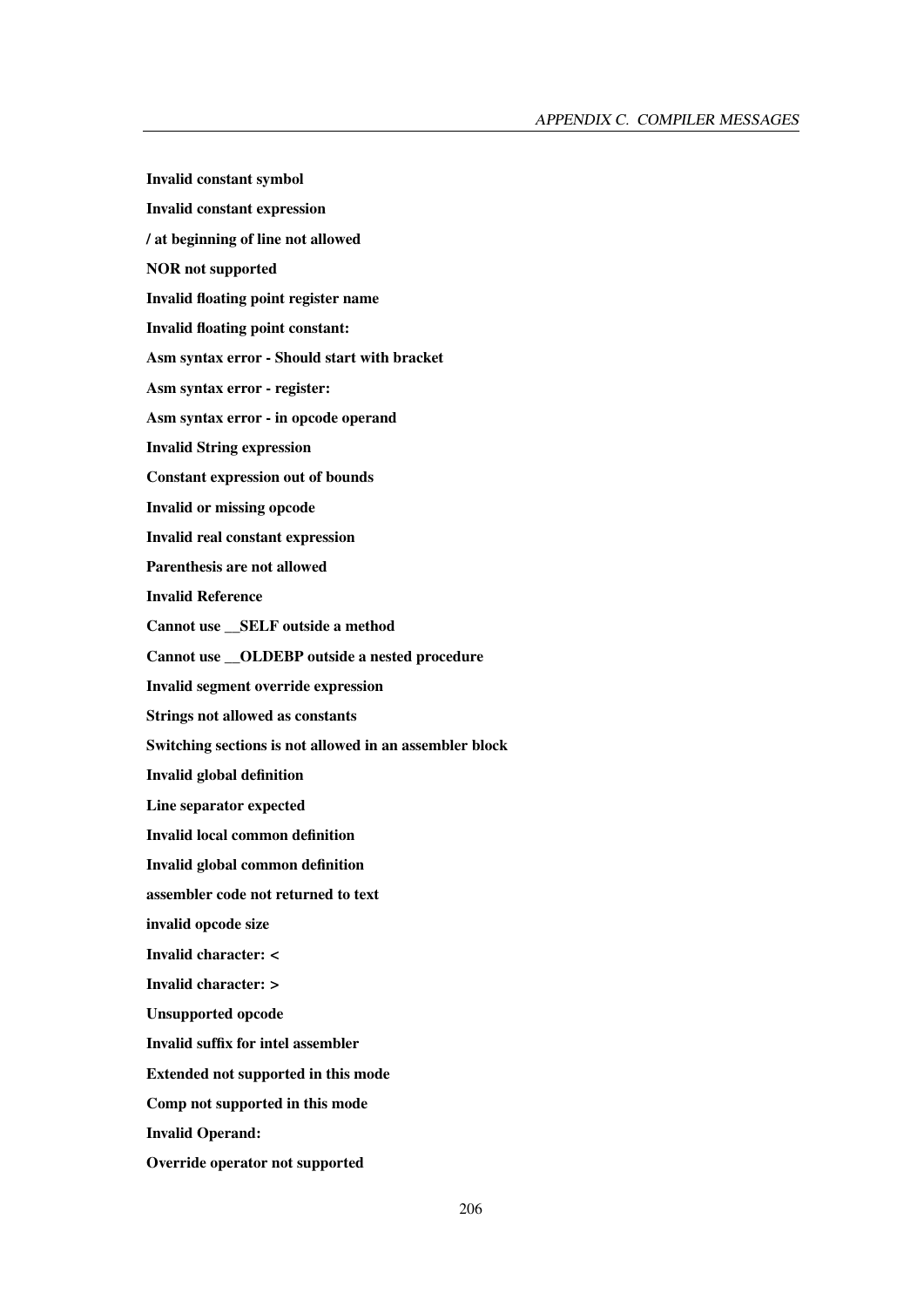**Invalid constant symbol**

**Invalid constant expression**

**/ at beginning of line not allowed**

**NOR not supported**

**Invalid floating point register name**

**Invalid floating point constant:**

**Asm syntax error - Should start with bracket**

**Asm syntax error - register:**

**Asm syntax error - in opcode operand**

**Invalid String expression**

**Constant expression out of bounds**

**Invalid or missing opcode**

**Invalid real constant expression**

**Parenthesis are not allowed**

**Invalid Reference**

**Cannot use __SELF outside a method**

**Cannot use __OLDEBP outside a nested procedure**

**Invalid segment override expression**

**Strings not allowed as constants**

**Switching sections is not allowed in an assembler block**

**Invalid global definition**

**Line separator expected**

**Invalid local common definition**

**Invalid global common definition**

**assembler code not returned to text**

**invalid opcode size**

**Invalid character: <**

**Invalid character: >**

**Unsupported opcode**

**Invalid suffix for intel assembler**

**Extended not supported in this mode**

**Comp not supported in this mode**

**Invalid Operand:**

**Override operator not supported**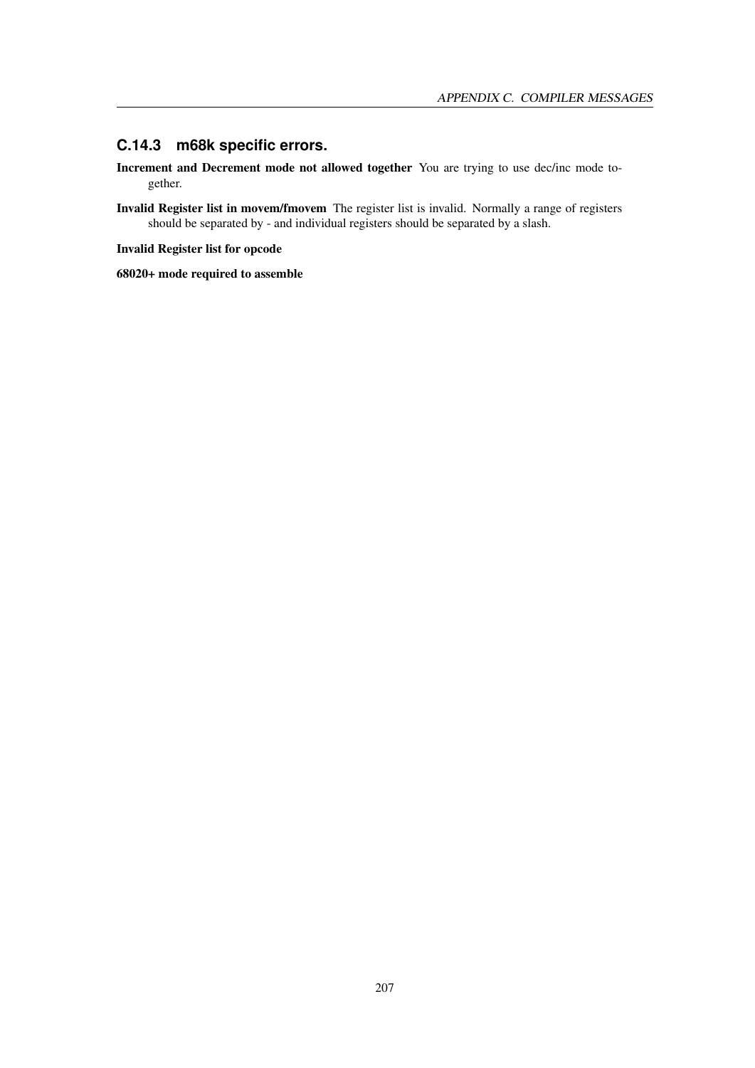### C.14.3 m68k specific errors.

**Increment and Decrement mode not allowed together** You are trying to use dec/inc mode together.

**Invalid Register list in movem/fmovem** The register list is invalid. Normally a range of registers should be separated by - and individual registers should be separated by a slash.

**Invalid Register list for opcode**

**68020+ mode required to assemble**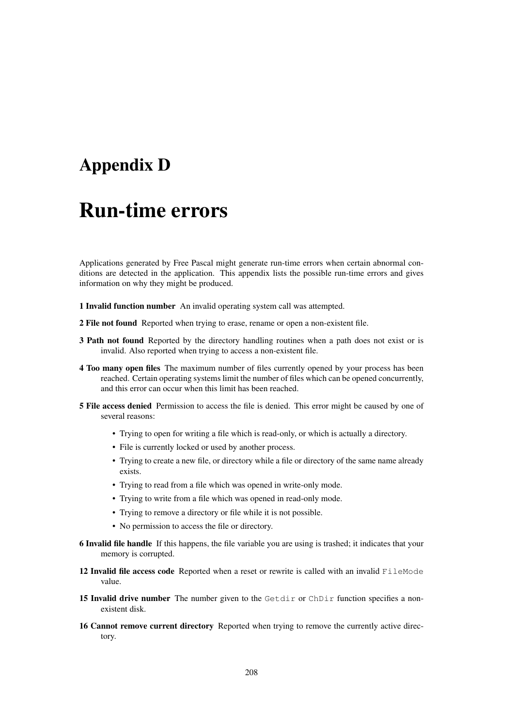# Appendix D

# Run-time errors

Applications generated by Free Pascal might generate run-time errors when certain abnormal conditions are detected in the application. This appendix lists the possible run-time errors and gives information on why they might be produced.

**1 Invalid function number** An invalid operating system call was attempted.

**2 File not found** Reported when trying to erase, rename or open a non-existent file.

**3 Path not found** Reported by the directory handling routines when a path does not exist or is invalid. Also reported when trying to access a non-existent file.

**4 Too many open files** The maximum number of files currently opened by your process has been reached. Certain operating systems limit the number of files which can be opened concurrently, and this error can occur when this limit has been reached.

**5 File access denied** Permission to access the file is denied. This error might be caused by one of several reasons:

- Trying to open for writing a file which is read-only, or which is actually a directory.
- File is currently locked or used by another process.
- Trying to create a new file, or directory while a file or directory of the same name already exists.
- Trying to read from a file which was opened in write-only mode.
- Trying to write from a file which was opened in read-only mode.
- Trying to remove a directory or file while it is not possible.
- No permission to access the file or directory.

**6 Invalid file handle** If this happens, the file variable you are using is trashed; it indicates that your memory is corrupted.

**12 Invalid file access code** Reported when a reset or rewrite is called with an invalid `FileMode` value.

**15 Invalid drive number** The number given to the `Getdir` or `ChDir` function specifies a non-existent disk.

**16 Cannot remove current directory** Reported when trying to remove the currently active directory.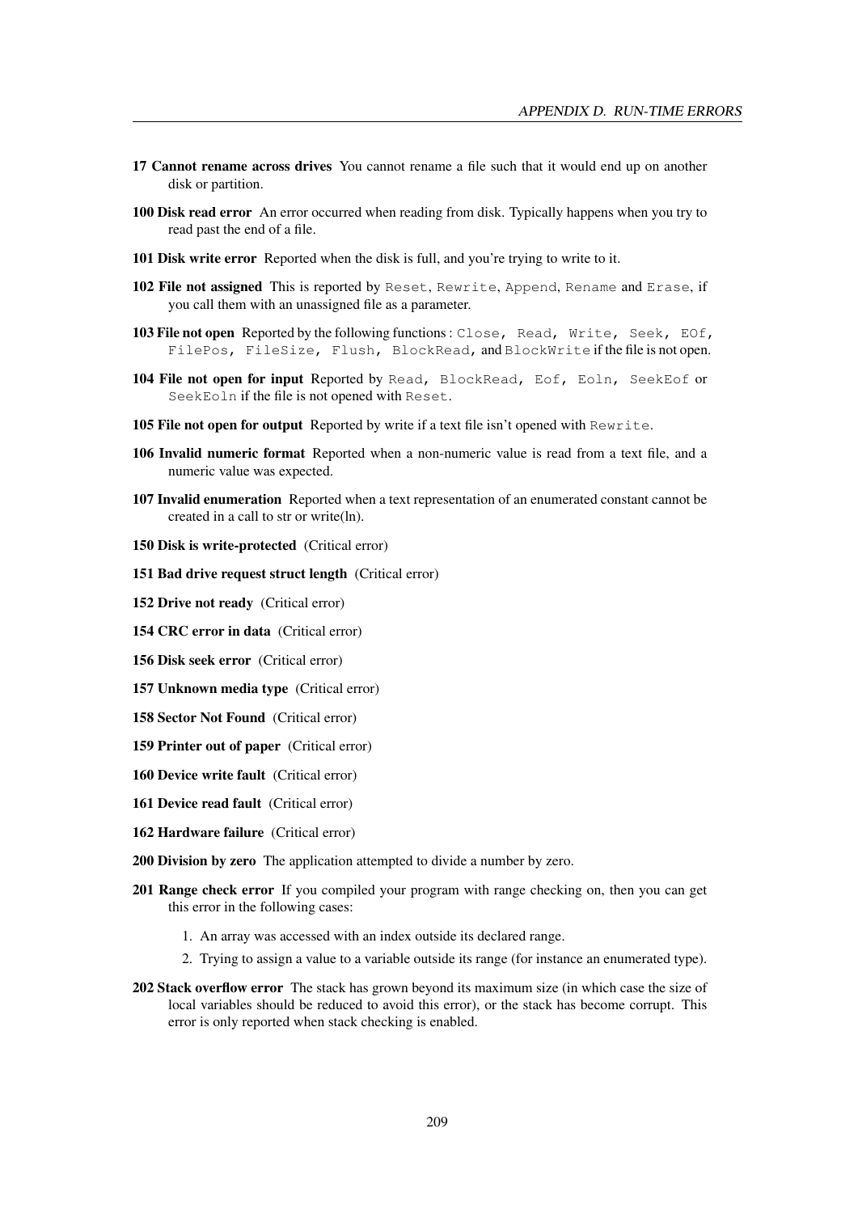**17 Cannot rename across drives** You cannot rename a file such that it would end up on another disk or partition.

**100 Disk read error** An error occurred when reading from disk. Typically happens when you try to read past the end of a file.

**101 Disk write error** Reported when the disk is full, and you're trying to write to it.

**102 File not assigned** This is reported by `Reset`, `Rewrite`, `Append`, `Rename` and `Erase`, if you call them with an unassigned file as a parameter.

**103 File not open** Reported by the following functions : `Close, Read, Write, Seek, EOf, FilePos, FileSize, Flush, BlockRead,` and `BlockWrite` if the file is not open.

**104 File not open for input** Reported by `Read, BlockRead, Eof, Eoln, SeekEof` or `SeekEoln` if the file is not opened with `Reset`.

**105 File not open for output** Reported by write if a text file isn't opened with `Rewrite`.

**106 Invalid numeric format** Reported when a non-numeric value is read from a text file, and a numeric value was expected.

**107 Invalid enumeration** Reported when a text representation of an enumerated constant cannot be created in a call to str or write(ln).

**150 Disk is write-protected** (Critical error)

**151 Bad drive request struct length** (Critical error)

**152 Drive not ready** (Critical error)

**154 CRC error in data** (Critical error)

**156 Disk seek error** (Critical error)

**157 Unknown media type** (Critical error)

**158 Sector Not Found** (Critical error)

**159 Printer out of paper** (Critical error)

**160 Device write fault** (Critical error)

**161 Device read fault** (Critical error)

**162 Hardware failure** (Critical error)

**200 Division by zero** The application attempted to divide a number by zero.

**201 Range check error** If you compiled your program with range checking on, then you can get this error in the following cases:

1. An array was accessed with an index outside its declared range.
2. Trying to assign a value to a variable outside its range (for instance an enumerated type).

**202 Stack overflow error** The stack has grown beyond its maximum size (in which case the size of local variables should be reduced to avoid this error), or the stack has become corrupt. This error is only reported when stack checking is enabled.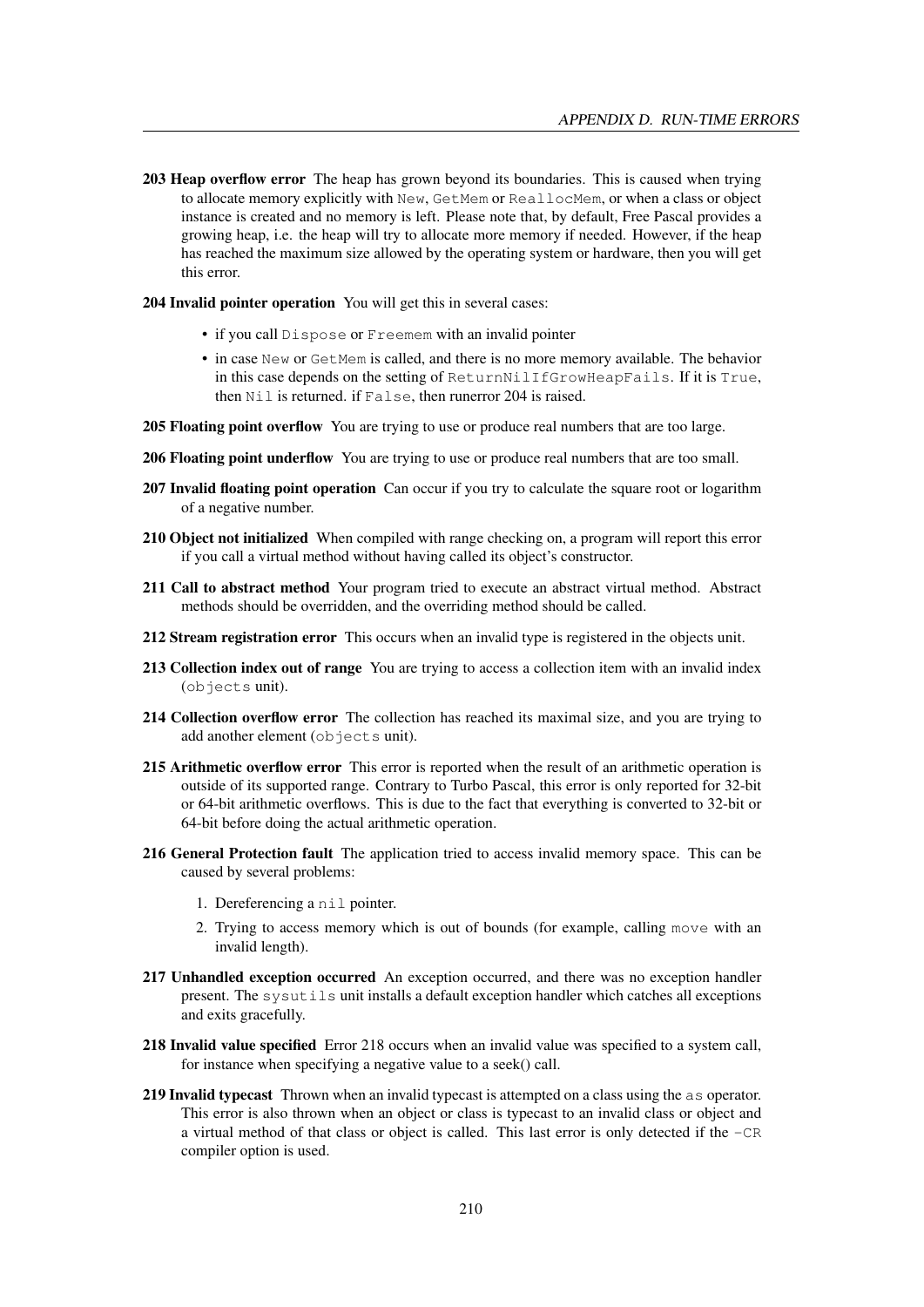**203 Heap overflow error** The heap has grown beyond its boundaries. This is caused when trying to allocate memory explicitly with `New`, `GetMem` or `ReallocMem`, or when a class or object instance is created and no memory is left. Please note that, by default, Free Pascal provides a growing heap, i.e. the heap will try to allocate more memory if needed. However, if the heap has reached the maximum size allowed by the operating system or hardware, then you will get this error.

**204 Invalid pointer operation** You will get this in several cases:

- if you call `Dispose` or `Freemem` with an invalid pointer
- in case `New` or `GetMem` is called, and there is no more memory available. The behavior in this case depends on the setting of `ReturnNilIfGrowHeapFails`. If it is `True`, then `Nil` is returned. if `False`, then runerror 204 is raised.

**205 Floating point overflow** You are trying to use or produce real numbers that are too large.

**206 Floating point underflow** You are trying to use or produce real numbers that are too small.

**207 Invalid floating point operation** Can occur if you try to calculate the square root or logarithm of a negative number.

**210 Object not initialized** When compiled with range checking on, a program will report this error if you call a virtual method without having called its object's constructor.

**211 Call to abstract method** Your program tried to execute an abstract virtual method. Abstract methods should be overridden, and the overriding method should be called.

**212 Stream registration error** This occurs when an invalid type is registered in the objects unit.

**213 Collection index out of range** You are trying to access a collection item with an invalid index (`objects` unit).

**214 Collection overflow error** The collection has reached its maximal size, and you are trying to add another element (`objects` unit).

**215 Arithmetic overflow error** This error is reported when the result of an arithmetic operation is outside of its supported range. Contrary to Turbo Pascal, this error is only reported for 32-bit or 64-bit arithmetic overflows. This is due to the fact that everything is converted to 32-bit or 64-bit before doing the actual arithmetic operation.

**216 General Protection fault** The application tried to access invalid memory space. This can be caused by several problems:

1. Dereferencing a `nil` pointer.
2. Trying to access memory which is out of bounds (for example, calling `move` with an invalid length).

**217 Unhandled exception occurred** An exception occurred, and there was no exception handler present. The `sysutils` unit installs a default exception handler which catches all exceptions and exits gracefully.

**218 Invalid value specified** Error 218 occurs when an invalid value was specified to a system call, for instance when specifying a negative value to a seek() call.

**219 Invalid typecast** Thrown when an invalid typecast is attempted on a class using the `as` operator. This error is also thrown when an object or class is typecast to an invalid class or object and a virtual method of that class or object is called. This last error is only detected if the `-CR` compiler option is used.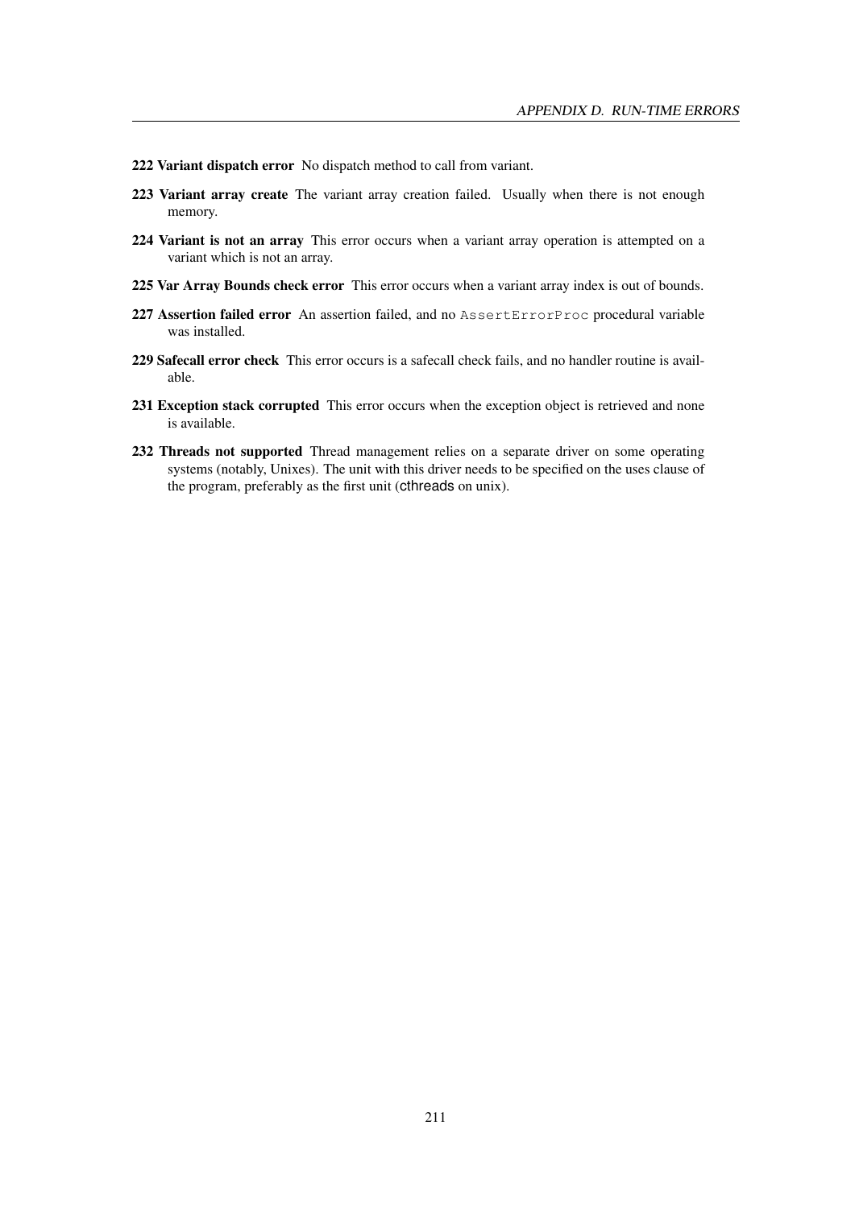**222 Variant dispatch error** No dispatch method to call from variant.

**223 Variant array create** The variant array creation failed. Usually when there is not enough memory.

**224 Variant is not an array** This error occurs when a variant array operation is attempted on a variant which is not an array.

**225 Var Array Bounds check error** This error occurs when a variant array index is out of bounds.

**227 Assertion failed error** An assertion failed, and no `AssertErrorProc` procedural variable was installed.

**229 Safecall error check** This error occurs is a safecall check fails, and no handler routine is available.

**231 Exception stack corrupted** This error occurs when the exception object is retrieved and none is available.

**232 Threads not supported** Thread management relies on a separate driver on some operating systems (notably, Unixes). The unit with this driver needs to be specified on the uses clause of the program, preferably as the first unit (cthreads on unix).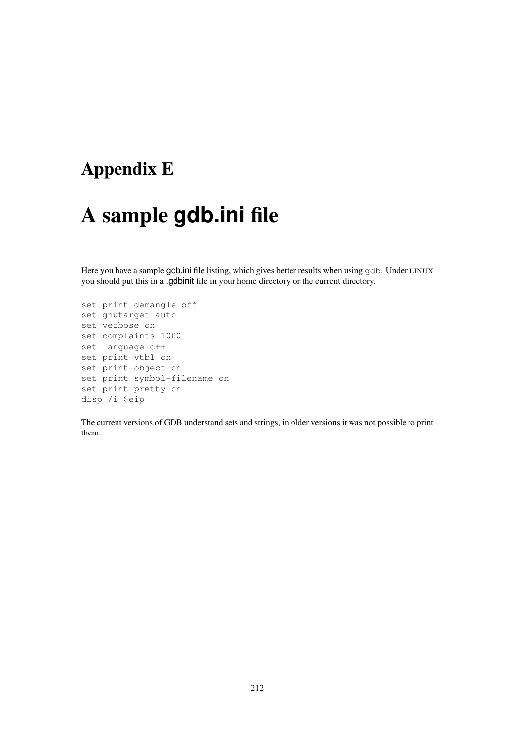# Appendix E

# A sample gdb.ini file

Here you have a sample gdb.ini file listing, which gives better results when using `gdb`. Under LINUX you should put this in a .gdbinit file in your home directory or the current directory.

```
set print demangle off
set gnutarget auto
set verbose on
set complaints 1000
set language c++
set print vtbl on
set print object on
set print symbol-filename on
set print pretty on
disp /i $eip
```

The current versions of GDB understand sets and strings, in older versions it was not possible to print them.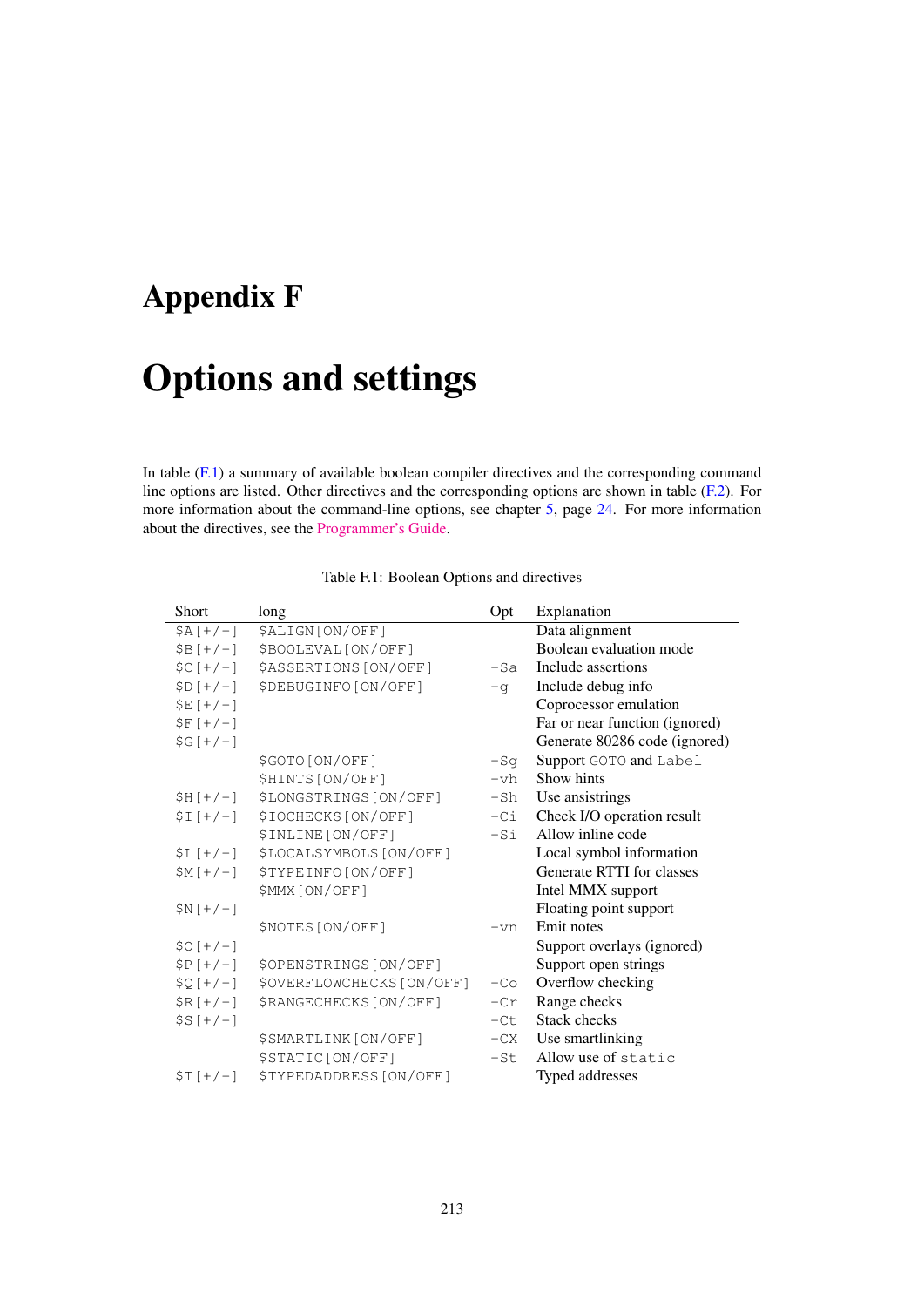# Appendix F

# Options and settings

In table (F.1) a summary of available boolean compiler directives and the corresponding command line options are listed. Other directives and the corresponding options are shown in table (F.2). For more information about the command-line options, see chapter 5, page 24. For more information about the directives, see the Programmer's Guide.

Table F.1: Boolean Options and directives

| Short | long | Opt | Explanation |
|---|---|---|---|
| `$A[+/-]` | `$ALIGN[ON/OFF]` | | Data alignment |
| `$B[+/-]` | `$BOOLEVAL[ON/OFF]` | | Boolean evaluation mode |
| `$C[+/-]` | `$ASSERTIONS[ON/OFF]` | `-Sa` | Include assertions |
| `$D[+/-]` | `$DEBUGINFO[ON/OFF]` | `-g` | Include debug info |
| `$E[+/-]` | | | Coprocessor emulation |
| `$F[+/-]` | | | Far or near function (ignored) |
| `$G[+/-]` | | | Generate 80286 code (ignored) |
| | `$GOTO[ON/OFF]` | `-Sg` | Support `GOTO` and `Label` |
| | `$HINTS[ON/OFF]` | `-vh` | Show hints |
| `$H[+/-]` | `$LONGSTRINGS[ON/OFF]` | `-Sh` | Use ansistrings |
| `$I[+/-]` | `$IOCHECKS[ON/OFF]` | `-Ci` | Check I/O operation result |
| | `$INLINE[ON/OFF]` | `-Si` | Allow inline code |
| `$L[+/-]` | `$LOCALSYMBOLS[ON/OFF]` | | Local symbol information |
| `$M[+/-]` | `$TYPEINFO[ON/OFF]` | | Generate RTTI for classes |
| | `$MMX[ON/OFF]` | | Intel MMX support |
| `$N[+/-]` | | | Floating point support |
| | `$NOTES[ON/OFF]` | `-vn` | Emit notes |
| `$O[+/-]` | | | Support overlays (ignored) |
| `$P[+/-]` | `$OPENSTRINGS[ON/OFF]` | | Support open strings |
| `$Q[+/-]` | `$OVERFLOWCHECKS[ON/OFF]` | `-Co` | Overflow checking |
| `$R[+/-]` | `$RANGECHECKS[ON/OFF]` | `-Cr` | Range checks |
| `$S[+/-]` | | `-Ct` | Stack checks |
| | `$SMARTLINK[ON/OFF]` | `-CX` | Use smartlinking |
| | `$STATIC[ON/OFF]` | `-St` | Allow use of `static` |
| `$T[+/-]` | `$TYPEDADDRESS[ON/OFF]` | | Typed addresses |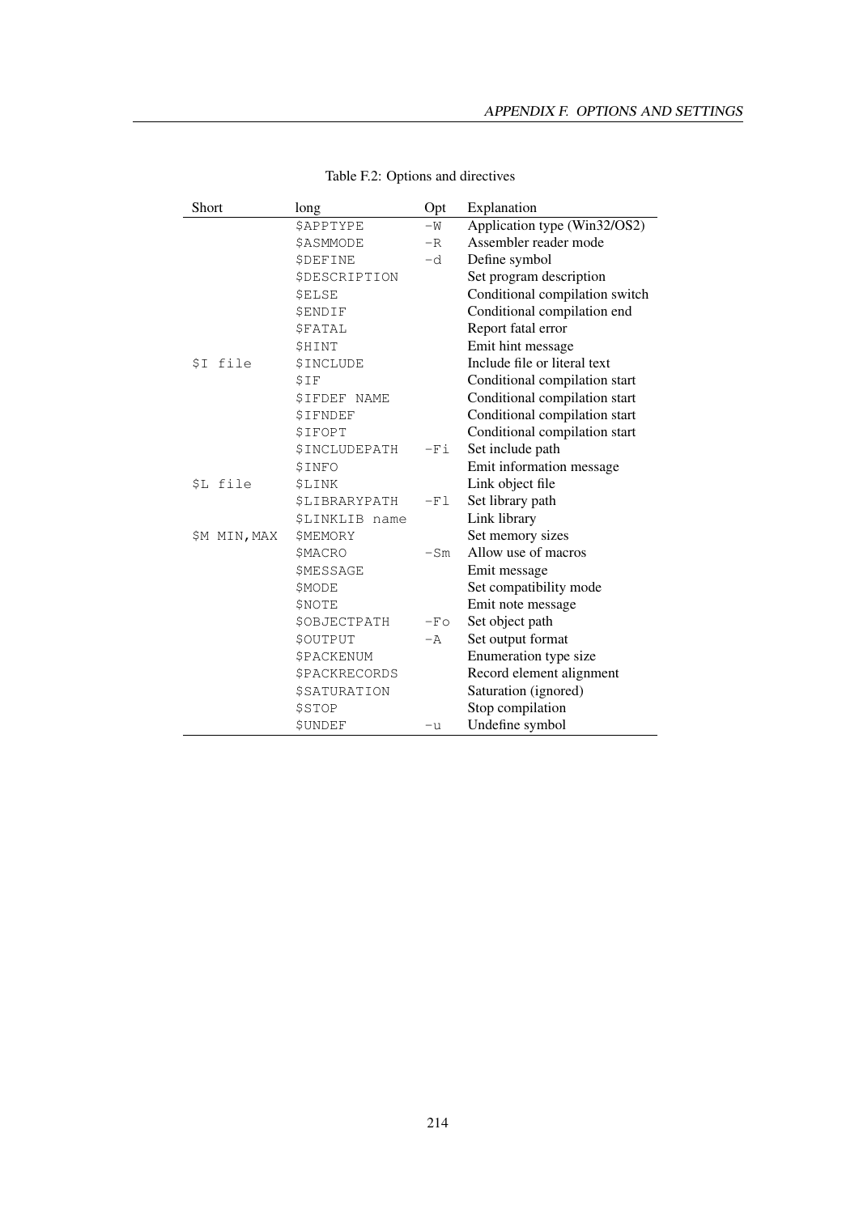Table F.2: Options and directives

| Short | long | Opt | Explanation |
|---|---|---|---|
| | $APPTYPE | -W | Application type (Win32/OS2) |
| | $ASMMODE | -R | Assembler reader mode |
| | $DEFINE | -d | Define symbol |
| | $DESCRIPTION | | Set program description |
| | $ELSE | | Conditional compilation switch |
| | $ENDIF | | Conditional compilation end |
| | $FATAL | | Report fatal error |
| | $HINT | | Emit hint message |
| $I file | $INCLUDE | | Include file or literal text |
| | $IF | | Conditional compilation start |
| | $IFDEF NAME | | Conditional compilation start |
| | $IFNDEF | | Conditional compilation start |
| | $IFOPT | | Conditional compilation start |
| | $INCLUDEPATH | -Fi | Set include path |
| | $INFO | | Emit information message |
| $L file | $LINK | | Link object file |
| | $LIBRARYPATH | -Fl | Set library path |
| | $LINKLIB name | | Link library |
| $M MIN,MAX | $MEMORY | | Set memory sizes |
| | $MACRO | -Sm | Allow use of macros |
| | $MESSAGE | | Emit message |
| | $MODE | | Set compatibility mode |
| | $NOTE | | Emit note message |
| | $OBJECTPATH | -Fo | Set object path |
| | $OUTPUT | -A | Set output format |
| | $PACKENUM | | Enumeration type size |
| | $PACKRECORDS | | Record element alignment |
| | $SATURATION | | Saturation (ignored) |
| | $STOP | | Stop compilation |
| | $UNDEF | -u | Undefine symbol |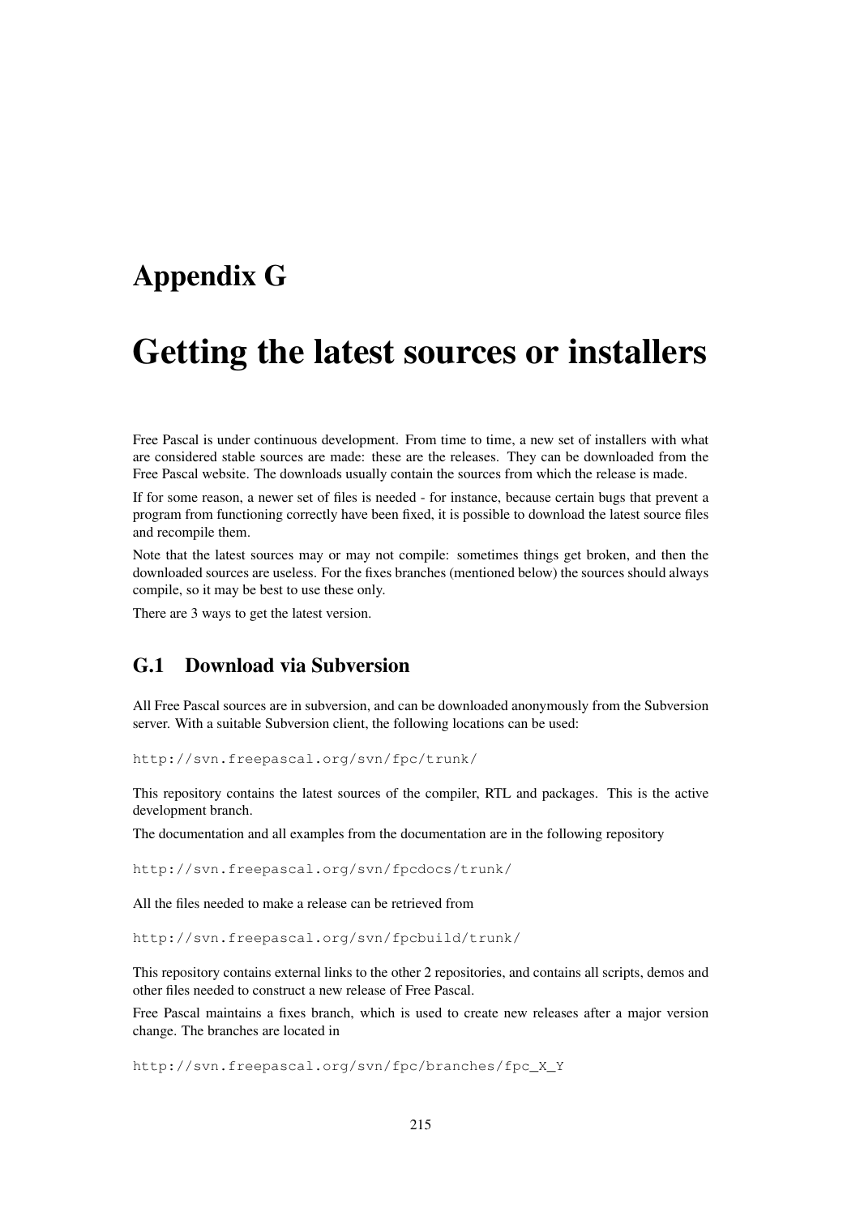# Appendix G

# Getting the latest sources or installers

Free Pascal is under continuous development. From time to time, a new set of installers with what are considered stable sources are made: these are the releases. They can be downloaded from the Free Pascal website. The downloads usually contain the sources from which the release is made.

If for some reason, a newer set of files is needed - for instance, because certain bugs that prevent a program from functioning correctly have been fixed, it is possible to download the latest source files and recompile them.

Note that the latest sources may or may not compile: sometimes things get broken, and then the downloaded sources are useless. For the fixes branches (mentioned below) the sources should always compile, so it may be best to use these only.

There are 3 ways to get the latest version.

## G.1 Download via Subversion

All Free Pascal sources are in subversion, and can be downloaded anonymously from the Subversion server. With a suitable Subversion client, the following locations can be used:

```
http://svn.freepascal.org/svn/fpc/trunk/
```

This repository contains the latest sources of the compiler, RTL and packages. This is the active development branch.

The documentation and all examples from the documentation are in the following repository

```
http://svn.freepascal.org/svn/fpcdocs/trunk/
```

All the files needed to make a release can be retrieved from

```
http://svn.freepascal.org/svn/fpcbuild/trunk/
```

This repository contains external links to the other 2 repositories, and contains all scripts, demos and other files needed to construct a new release of Free Pascal.

Free Pascal maintains a fixes branch, which is used to create new releases after a major version change. The branches are located in

```
http://svn.freepascal.org/svn/fpc/branches/fpc_X_Y
```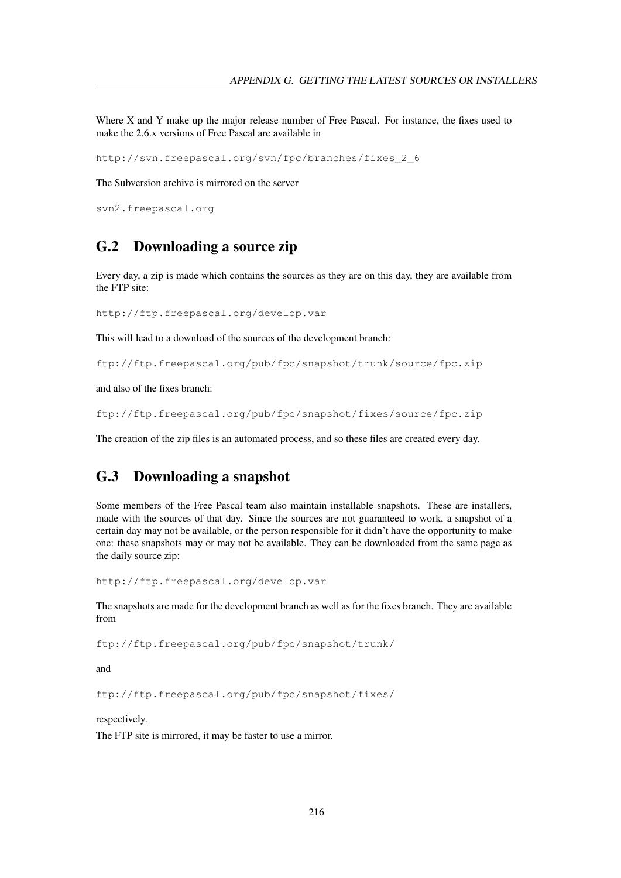Where X and Y make up the major release number of Free Pascal. For instance, the fixes used to make the 2.6.x versions of Free Pascal are available in

```
http://svn.freepascal.org/svn/fpc/branches/fixes_2_6
```

The Subversion archive is mirrored on the server

```
svn2.freepascal.org
```

## G.2 Downloading a source zip

Every day, a zip is made which contains the sources as they are on this day, they are available from the FTP site:

```
http://ftp.freepascal.org/develop.var
```

This will lead to a download of the sources of the development branch:

```
ftp://ftp.freepascal.org/pub/fpc/snapshot/trunk/source/fpc.zip
```

and also of the fixes branch:

```
ftp://ftp.freepascal.org/pub/fpc/snapshot/fixes/source/fpc.zip
```

The creation of the zip files is an automated process, and so these files are created every day.

## G.3 Downloading a snapshot

Some members of the Free Pascal team also maintain installable snapshots. These are installers, made with the sources of that day. Since the sources are not guaranteed to work, a snapshot of a certain day may not be available, or the person responsible for it didn't have the opportunity to make one: these snapshots may or may not be available. They can be downloaded from the same page as the daily source zip:

```
http://ftp.freepascal.org/develop.var
```

The snapshots are made for the development branch as well as for the fixes branch. They are available from

```
ftp://ftp.freepascal.org/pub/fpc/snapshot/trunk/
```

and

```
ftp://ftp.freepascal.org/pub/fpc/snapshot/fixes/
```

respectively.

The FTP site is mirrored, it may be faster to use a mirror.